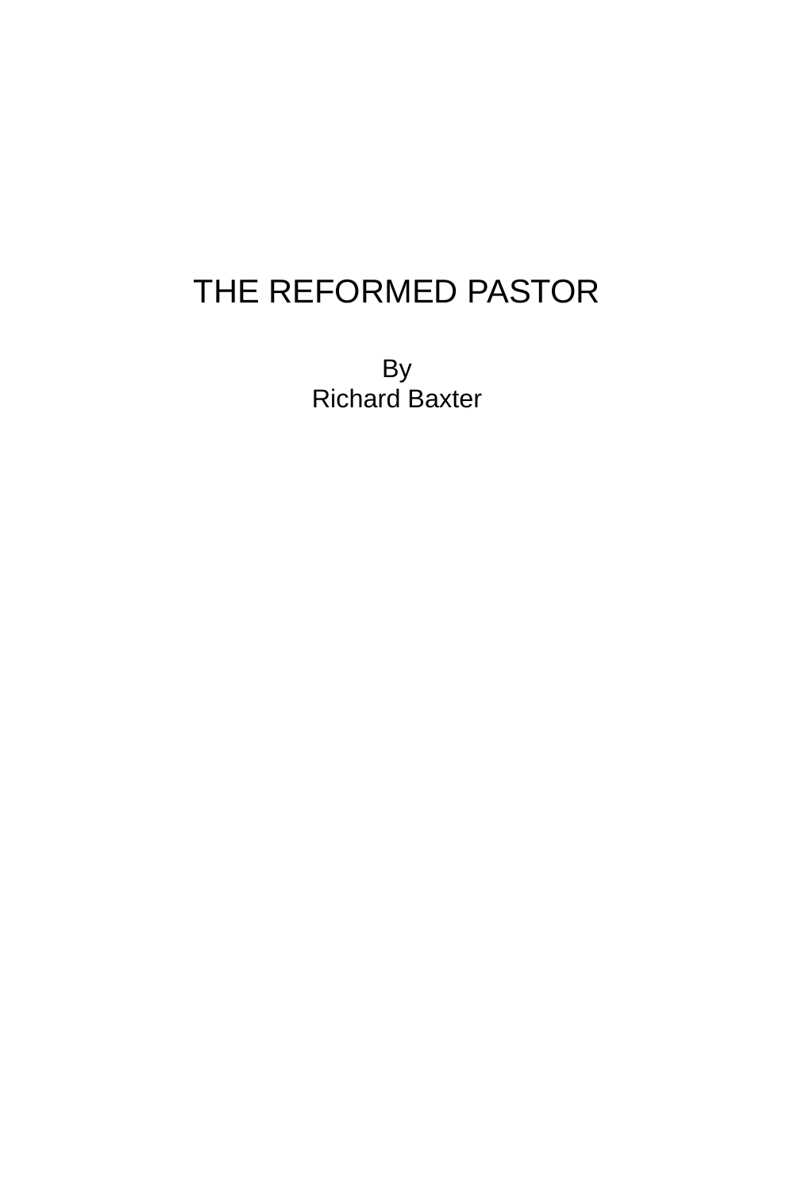# THE REFORMED PASTOR

By
Richard Baxter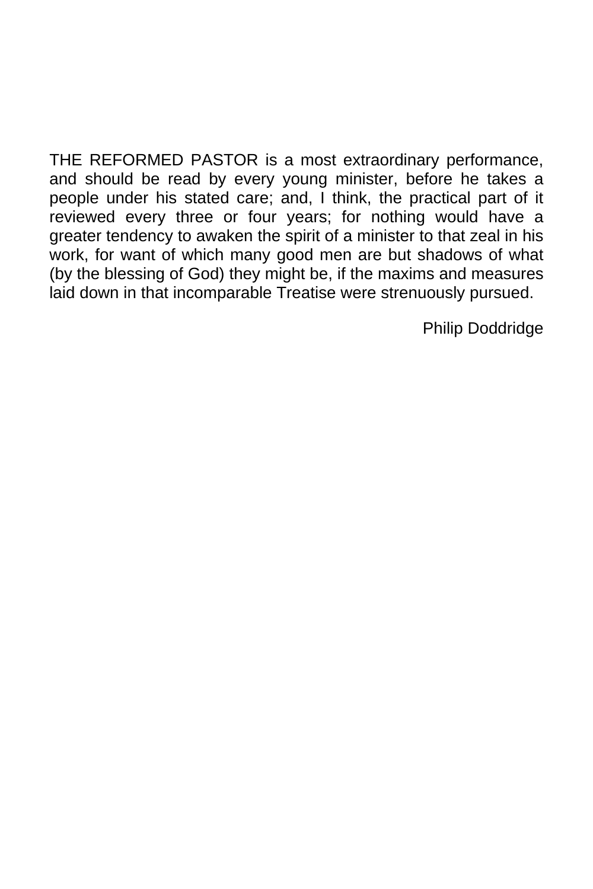THE REFORMED PASTOR is a most extraordinary performance, and should be read by every young minister, before he takes a people under his stated care; and, I think, the practical part of it reviewed every three or four years; for nothing would have a greater tendency to awaken the spirit of a minister to that zeal in his work, for want of which many good men are but shadows of what (by the blessing of God) they might be, if the maxims and measures laid down in that incomparable Treatise were strenuously pursued.

Philip Doddridge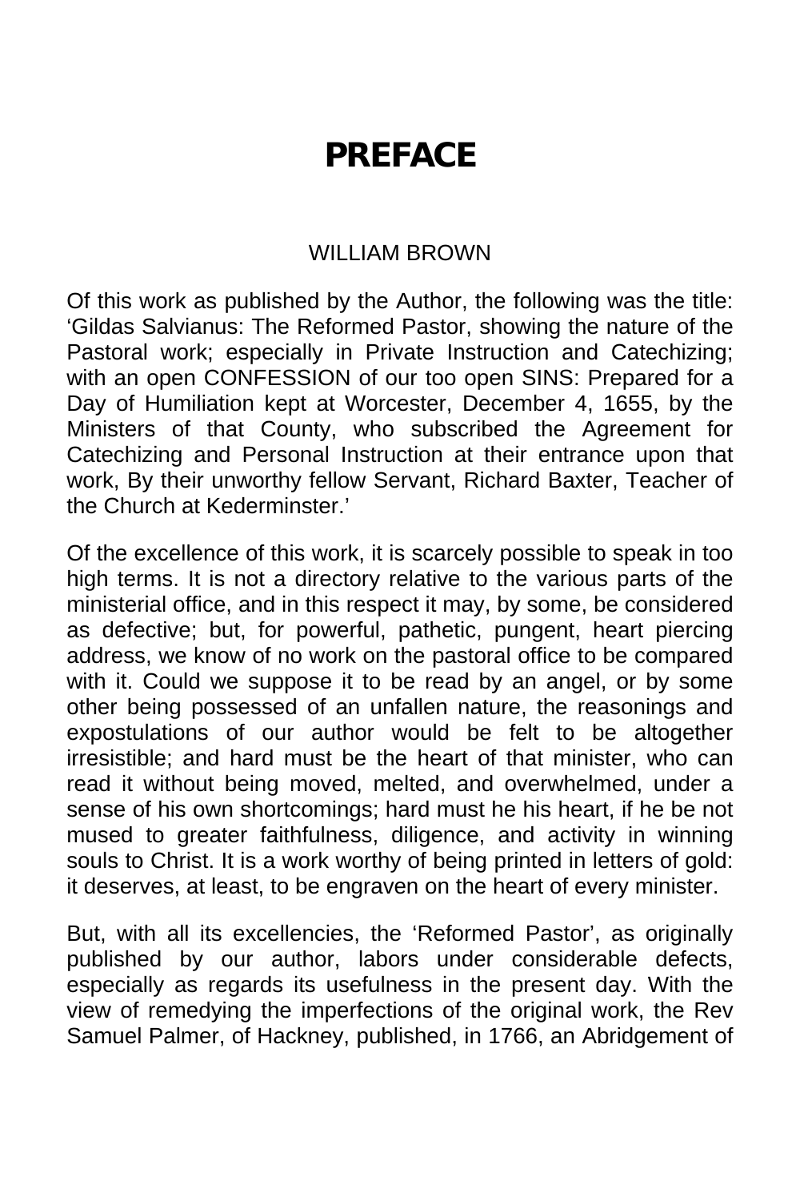# PREFACE

WILLIAM BROWN

Of this work as published by the Author, the following was the title: 'Gildas Salvianus: The Reformed Pastor, showing the nature of the Pastoral work; especially in Private Instruction and Catechizing; with an open CONFESSION of our too open SINS: Prepared for a Day of Humiliation kept at Worcester, December 4, 1655, by the Ministers of that County, who subscribed the Agreement for Catechizing and Personal Instruction at their entrance upon that work, By their unworthy fellow Servant, Richard Baxter, Teacher of the Church at Kederminster.'

Of the excellence of this work, it is scarcely possible to speak in too high terms. It is not a directory relative to the various parts of the ministerial office, and in this respect it may, by some, be considered as defective; but, for powerful, pathetic, pungent, heart piercing address, we know of no work on the pastoral office to be compared with it. Could we suppose it to be read by an angel, or by some other being possessed of an unfallen nature, the reasonings and expostulations of our author would be felt to be altogether irresistible; and hard must be the heart of that minister, who can read it without being moved, melted, and overwhelmed, under a sense of his own shortcomings; hard must he his heart, if he be not mused to greater faithfulness, diligence, and activity in winning souls to Christ. It is a work worthy of being printed in letters of gold: it deserves, at least, to be engraven on the heart of every minister.

But, with all its excellencies, the 'Reformed Pastor', as originally published by our author, labors under considerable defects, especially as regards its usefulness in the present day. With the view of remedying the imperfections of the original work, the Rev Samuel Palmer, of Hackney, published, in 1766, an Abridgement of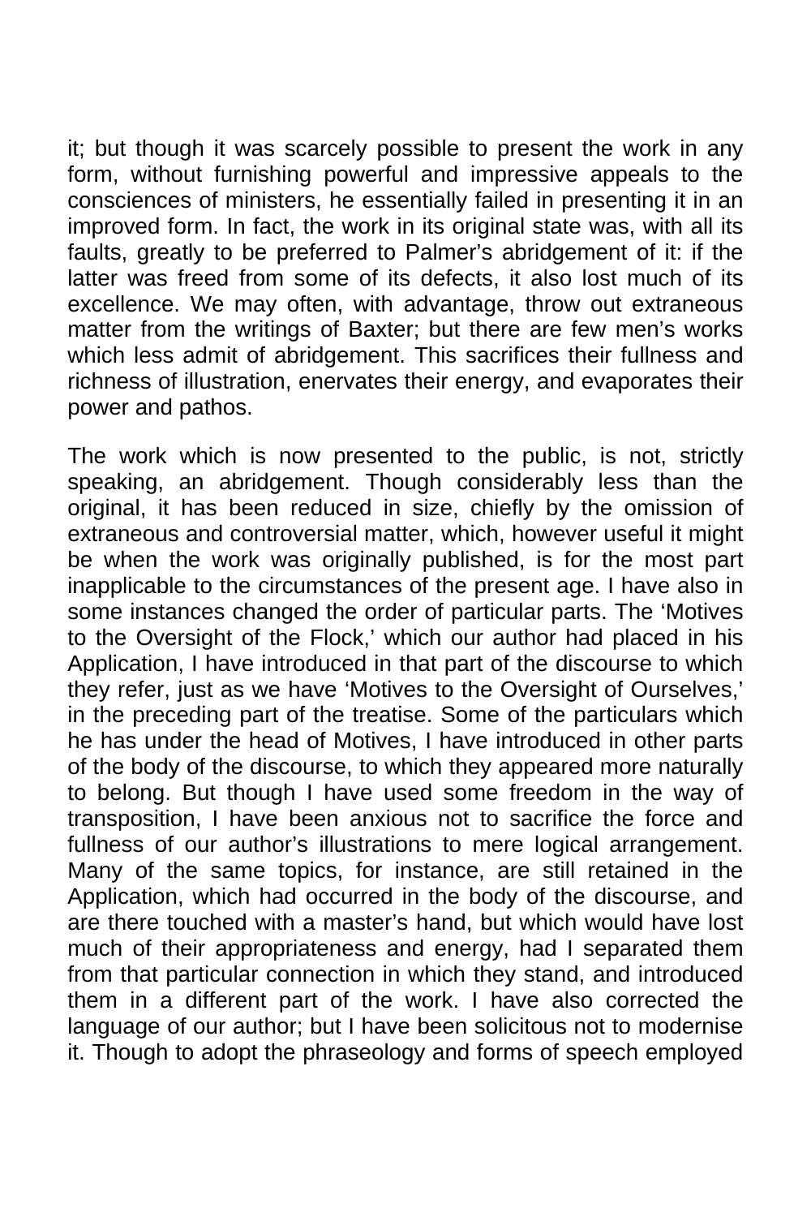it; but though it was scarcely possible to present the work in any form, without furnishing powerful and impressive appeals to the consciences of ministers, he essentially failed in presenting it in an improved form. In fact, the work in its original state was, with all its faults, greatly to be preferred to Palmer's abridgement of it: if the latter was freed from some of its defects, it also lost much of its excellence. We may often, with advantage, throw out extraneous matter from the writings of Baxter; but there are few men's works which less admit of abridgement. This sacrifices their fullness and richness of illustration, enervates their energy, and evaporates their power and pathos.

The work which is now presented to the public, is not, strictly speaking, an abridgement. Though considerably less than the original, it has been reduced in size, chiefly by the omission of extraneous and controversial matter, which, however useful it might be when the work was originally published, is for the most part inapplicable to the circumstances of the present age. I have also in some instances changed the order of particular parts. The 'Motives to the Oversight of the Flock,' which our author had placed in his Application, I have introduced in that part of the discourse to which they refer, just as we have 'Motives to the Oversight of Ourselves,' in the preceding part of the treatise. Some of the particulars which he has under the head of Motives, I have introduced in other parts of the body of the discourse, to which they appeared more naturally to belong. But though I have used some freedom in the way of transposition, I have been anxious not to sacrifice the force and fullness of our author's illustrations to mere logical arrangement. Many of the same topics, for instance, are still retained in the Application, which had occurred in the body of the discourse, and are there touched with a master's hand, but which would have lost much of their appropriateness and energy, had I separated them from that particular connection in which they stand, and introduced them in a different part of the work. I have also corrected the language of our author; but I have been solicitous not to modernise it. Though to adopt the phraseology and forms of speech employed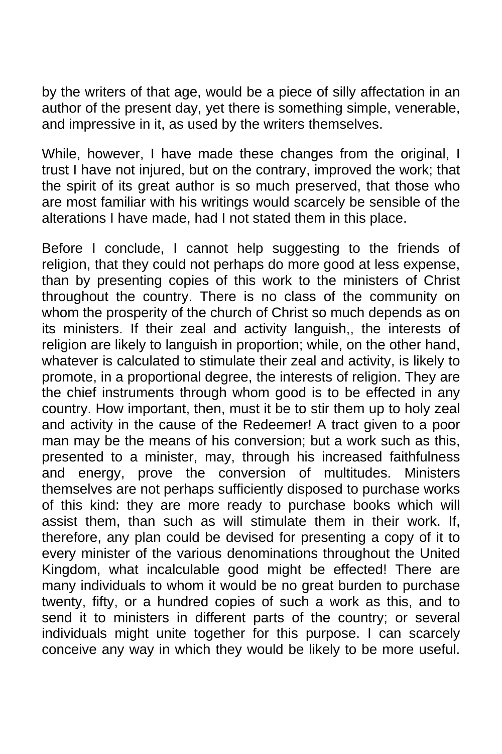by the writers of that age, would be a piece of silly affectation in an author of the present day, yet there is something simple, venerable, and impressive in it, as used by the writers themselves.

While, however, I have made these changes from the original, I trust I have not injured, but on the contrary, improved the work; that the spirit of its great author is so much preserved, that those who are most familiar with his writings would scarcely be sensible of the alterations I have made, had I not stated them in this place.

Before I conclude, I cannot help suggesting to the friends of religion, that they could not perhaps do more good at less expense, than by presenting copies of this work to the ministers of Christ throughout the country. There is no class of the community on whom the prosperity of the church of Christ so much depends as on its ministers. If their zeal and activity languish,, the interests of religion are likely to languish in proportion; while, on the other hand, whatever is calculated to stimulate their zeal and activity, is likely to promote, in a proportional degree, the interests of religion. They are the chief instruments through whom good is to be effected in any country. How important, then, must it be to stir them up to holy zeal and activity in the cause of the Redeemer! A tract given to a poor man may be the means of his conversion; but a work such as this, presented to a minister, may, through his increased faithfulness and energy, prove the conversion of multitudes. Ministers themselves are not perhaps sufficiently disposed to purchase works of this kind: they are more ready to purchase books which will assist them, than such as will stimulate them in their work. If, therefore, any plan could be devised for presenting a copy of it to every minister of the various denominations throughout the United Kingdom, what incalculable good might be effected! There are many individuals to whom it would be no great burden to purchase twenty, fifty, or a hundred copies of such a work as this, and to send it to ministers in different parts of the country; or several individuals might unite together for this purpose. I can scarcely conceive any way in which they would be likely to be more useful.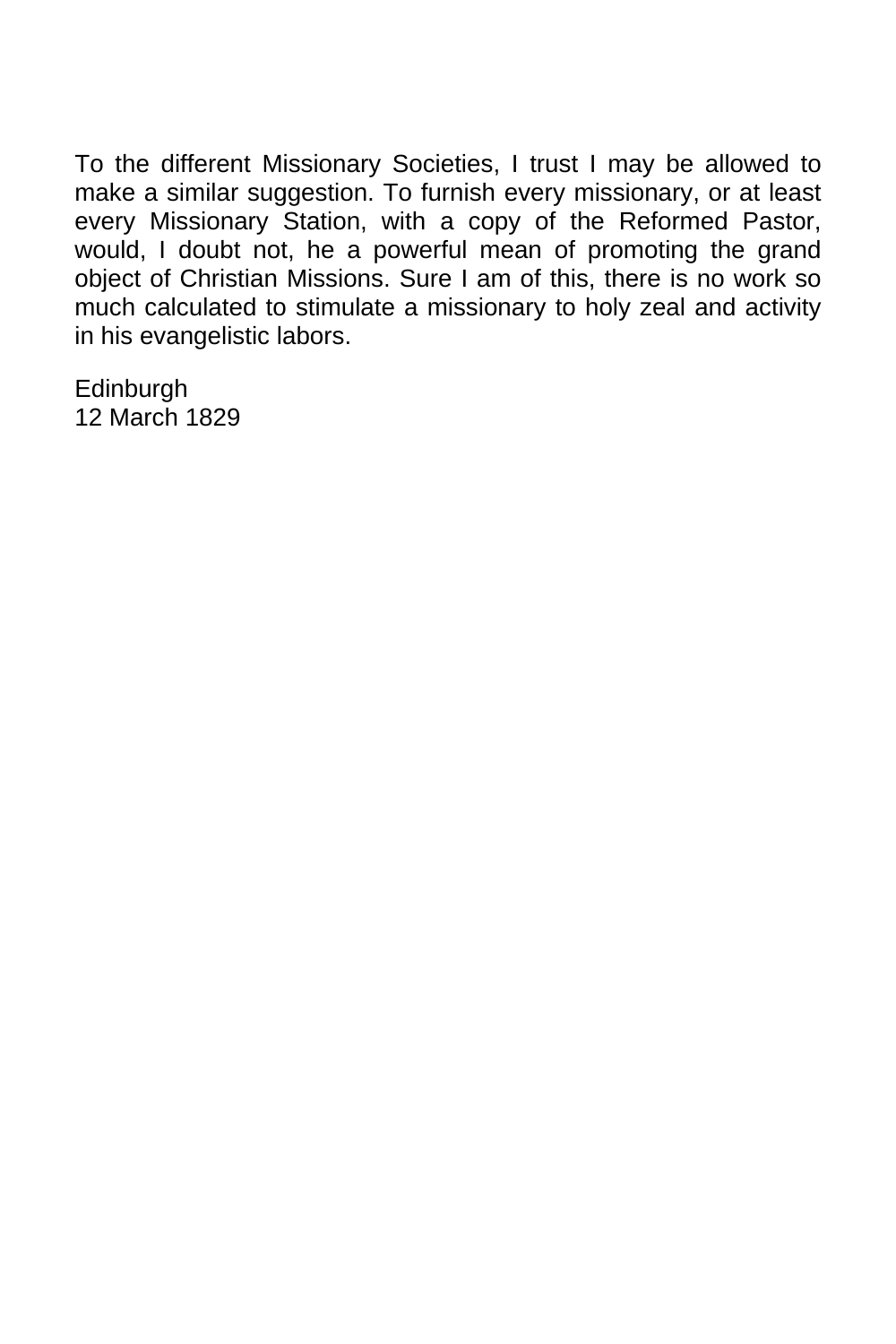To the different Missionary Societies, I trust I may be allowed to make a similar suggestion. To furnish every missionary, or at least every Missionary Station, with a copy of the Reformed Pastor, would, I doubt not, he a powerful mean of promoting the grand object of Christian Missions. Sure I am of this, there is no work so much calculated to stimulate a missionary to holy zeal and activity in his evangelistic labors.

Edinburgh
12 March 1829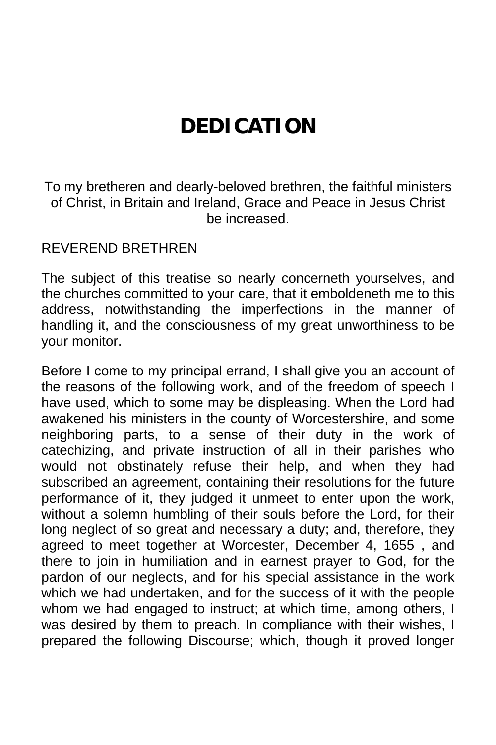# DEDICATION

To my bretheren and dearly-beloved brethren, the faithful ministers of Christ, in Britain and Ireland, Grace and Peace in Jesus Christ be increased.

REVEREND BRETHREN

The subject of this treatise so nearly concerneth yourselves, and the churches committed to your care, that it emboldeneth me to this address, notwithstanding the imperfections in the manner of handling it, and the consciousness of my great unworthiness to be your monitor.

Before I come to my principal errand, I shall give you an account of the reasons of the following work, and of the freedom of speech I have used, which to some may be displeasing. When the Lord had awakened his ministers in the county of Worcestershire, and some neighboring parts, to a sense of their duty in the work of catechizing, and private instruction of all in their parishes who would not obstinately refuse their help, and when they had subscribed an agreement, containing their resolutions for the future performance of it, they judged it unmeet to enter upon the work, without a solemn humbling of their souls before the Lord, for their long neglect of so great and necessary a duty; and, therefore, they agreed to meet together at Worcester, December 4, 1655 , and there to join in humiliation and in earnest prayer to God, for the pardon of our neglects, and for his special assistance in the work which we had undertaken, and for the success of it with the people whom we had engaged to instruct; at which time, among others, I was desired by them to preach. In compliance with their wishes, I prepared the following Discourse; which, though it proved longer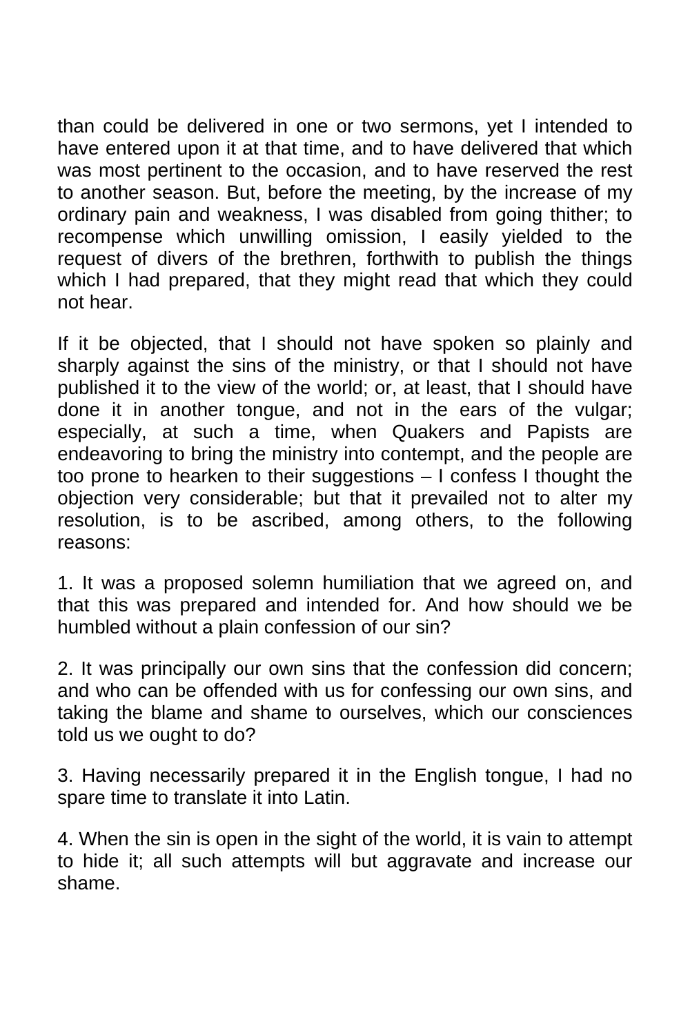than could be delivered in one or two sermons, yet I intended to have entered upon it at that time, and to have delivered that which was most pertinent to the occasion, and to have reserved the rest to another season. But, before the meeting, by the increase of my ordinary pain and weakness, I was disabled from going thither; to recompense which unwilling omission, I easily yielded to the request of divers of the brethren, forthwith to publish the things which I had prepared, that they might read that which they could not hear.

If it be objected, that I should not have spoken so plainly and sharply against the sins of the ministry, or that I should not have published it to the view of the world; or, at least, that I should have done it in another tongue, and not in the ears of the vulgar; especially, at such a time, when Quakers and Papists are endeavoring to bring the ministry into contempt, and the people are too prone to hearken to their suggestions – I confess I thought the objection very considerable; but that it prevailed not to alter my resolution, is to be ascribed, among others, to the following reasons:

1. It was a proposed solemn humiliation that we agreed on, and that this was prepared and intended for. And how should we be humbled without a plain confession of our sin?

2. It was principally our own sins that the confession did concern; and who can be offended with us for confessing our own sins, and taking the blame and shame to ourselves, which our consciences told us we ought to do?

3. Having necessarily prepared it in the English tongue, I had no spare time to translate it into Latin.

4. When the sin is open in the sight of the world, it is vain to attempt to hide it; all such attempts will but aggravate and increase our shame.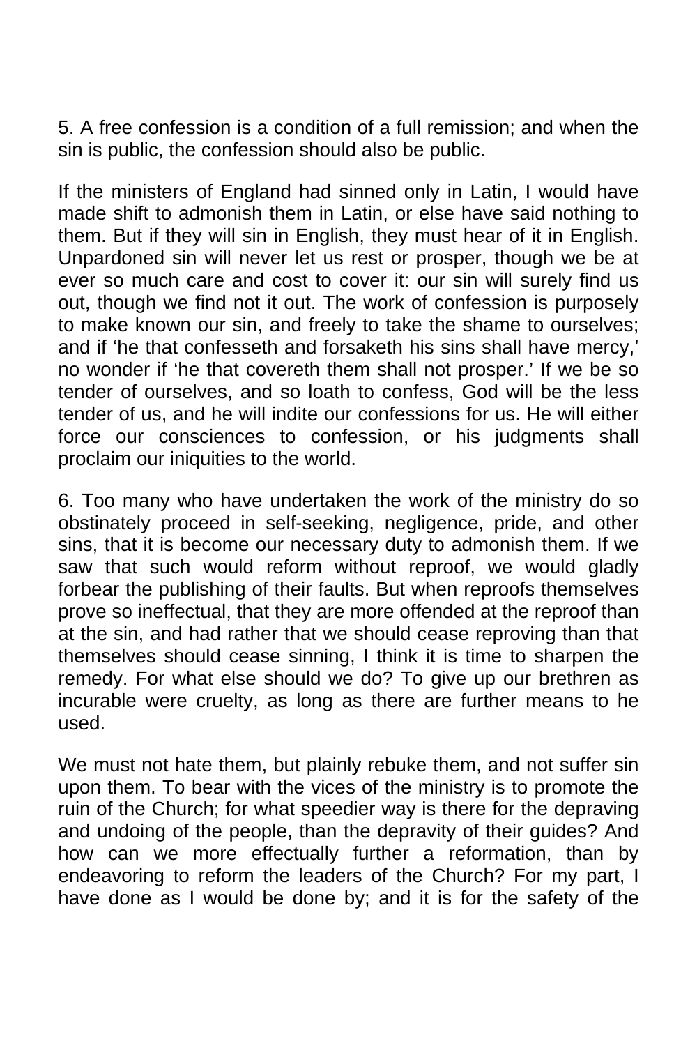5. A free confession is a condition of a full remission; and when the sin is public, the confession should also be public.

If the ministers of England had sinned only in Latin, I would have made shift to admonish them in Latin, or else have said nothing to them. But if they will sin in English, they must hear of it in English. Unpardoned sin will never let us rest or prosper, though we be at ever so much care and cost to cover it: our sin will surely find us out, though we find not it out. The work of confession is purposely to make known our sin, and freely to take the shame to ourselves; and if 'he that confesseth and forsaketh his sins shall have mercy,' no wonder if 'he that covereth them shall not prosper.' If we be so tender of ourselves, and so loath to confess, God will be the less tender of us, and he will indite our confessions for us. He will either force our consciences to confession, or his judgments shall proclaim our iniquities to the world.

6. Too many who have undertaken the work of the ministry do so obstinately proceed in self-seeking, negligence, pride, and other sins, that it is become our necessary duty to admonish them. If we saw that such would reform without reproof, we would gladly forbear the publishing of their faults. But when reproofs themselves prove so ineffectual, that they are more offended at the reproof than at the sin, and had rather that we should cease reproving than that themselves should cease sinning, I think it is time to sharpen the remedy. For what else should we do? To give up our brethren as incurable were cruelty, as long as there are further means to he used.

We must not hate them, but plainly rebuke them, and not suffer sin upon them. To bear with the vices of the ministry is to promote the ruin of the Church; for what speedier way is there for the depraving and undoing of the people, than the depravity of their guides? And how can we more effectually further a reformation, than by endeavoring to reform the leaders of the Church? For my part, I have done as I would be done by; and it is for the safety of the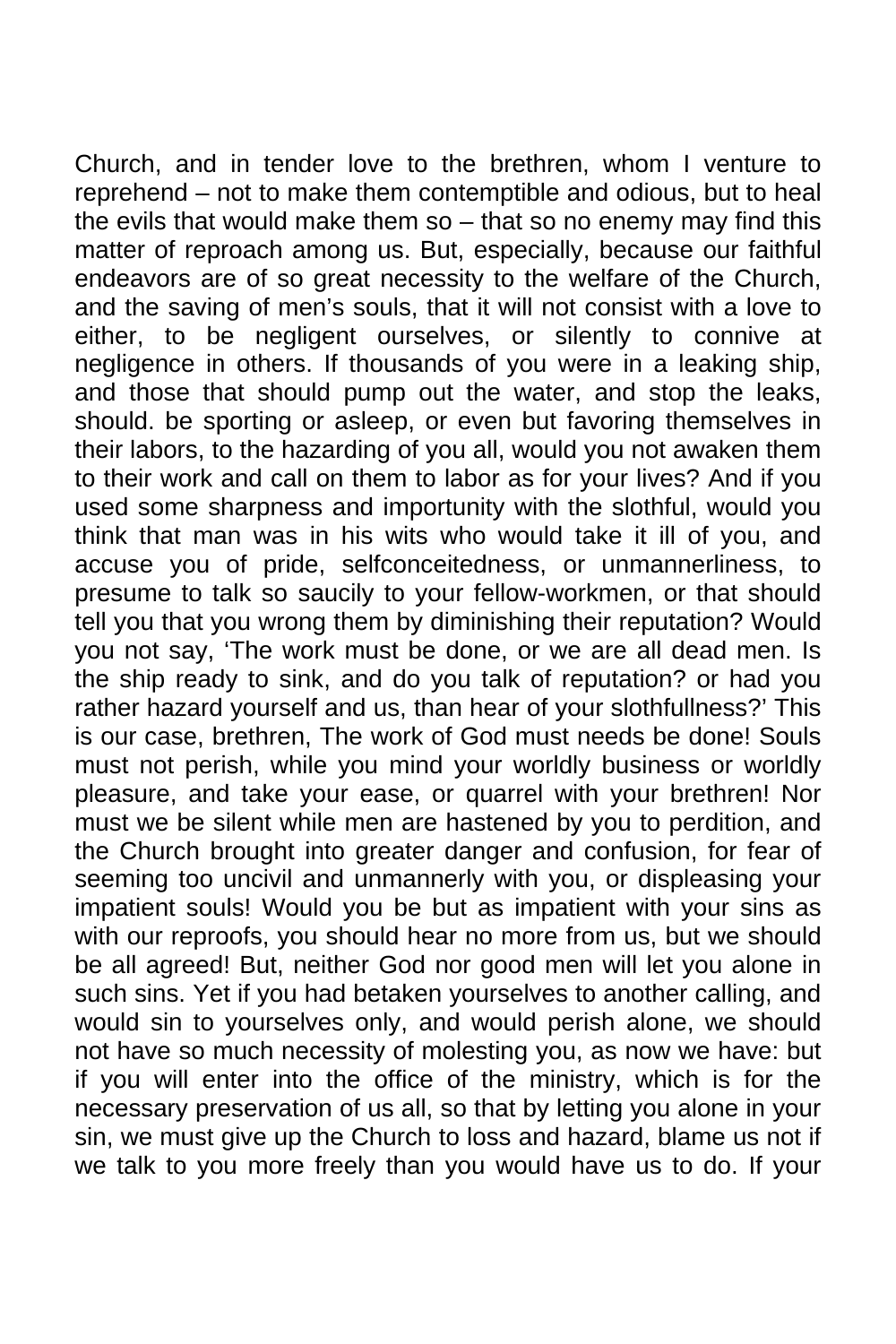Church, and in tender love to the brethren, whom I venture to reprehend – not to make them contemptible and odious, but to heal the evils that would make them so – that so no enemy may find this matter of reproach among us. But, especially, because our faithful endeavors are of so great necessity to the welfare of the Church, and the saving of men's souls, that it will not consist with a love to either, to be negligent ourselves, or silently to connive at negligence in others. If thousands of you were in a leaking ship, and those that should pump out the water, and stop the leaks, should. be sporting or asleep, or even but favoring themselves in their labors, to the hazarding of you all, would you not awaken them to their work and call on them to labor as for your lives? And if you used some sharpness and importunity with the slothful, would you think that man was in his wits who would take it ill of you, and accuse you of pride, selfconceitedness, or unmannerliness, to presume to talk so saucily to your fellow-workmen, or that should tell you that you wrong them by diminishing their reputation? Would you not say, 'The work must be done, or we are all dead men. Is the ship ready to sink, and do you talk of reputation? or had you rather hazard yourself and us, than hear of your slothfullness?' This is our case, brethren, The work of God must needs be done! Souls must not perish, while you mind your worldly business or worldly pleasure, and take your ease, or quarrel with your brethren! Nor must we be silent while men are hastened by you to perdition, and the Church brought into greater danger and confusion, for fear of seeming too uncivil and unmannerly with you, or displeasing your impatient souls! Would you be but as impatient with your sins as with our reproofs, you should hear no more from us, but we should be all agreed! But, neither God nor good men will let you alone in such sins. Yet if you had betaken yourselves to another calling, and would sin to yourselves only, and would perish alone, we should not have so much necessity of molesting you, as now we have: but if you will enter into the office of the ministry, which is for the necessary preservation of us all, so that by letting you alone in your sin, we must give up the Church to loss and hazard, blame us not if we talk to you more freely than you would have us to do. If your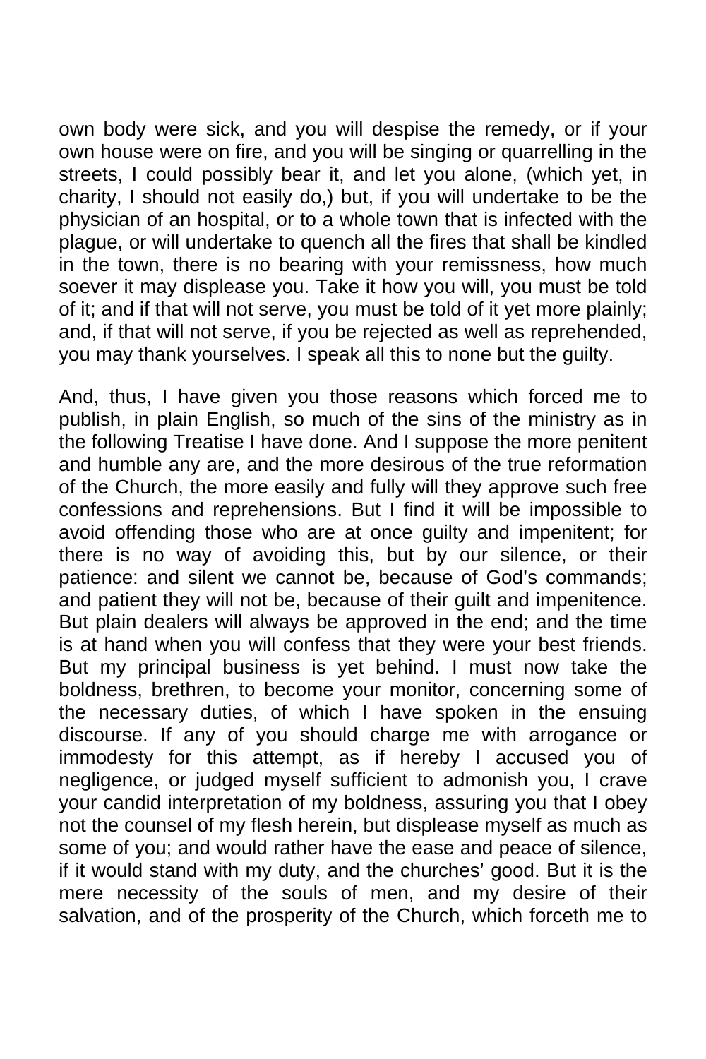own body were sick, and you will despise the remedy, or if your own house were on fire, and you will be singing or quarrelling in the streets, I could possibly bear it, and let you alone, (which yet, in charity, I should not easily do,) but, if you will undertake to be the physician of an hospital, or to a whole town that is infected with the plague, or will undertake to quench all the fires that shall be kindled in the town, there is no bearing with your remissness, how much soever it may displease you. Take it how you will, you must be told of it; and if that will not serve, you must be told of it yet more plainly; and, if that will not serve, if you be rejected as well as reprehended, you may thank yourselves. I speak all this to none but the guilty.

And, thus, I have given you those reasons which forced me to publish, in plain English, so much of the sins of the ministry as in the following Treatise I have done. And I suppose the more penitent and humble any are, and the more desirous of the true reformation of the Church, the more easily and fully will they approve such free confessions and reprehensions. But I find it will be impossible to avoid offending those who are at once guilty and impenitent; for there is no way of avoiding this, but by our silence, or their patience: and silent we cannot be, because of God's commands; and patient they will not be, because of their guilt and impenitence. But plain dealers will always be approved in the end; and the time is at hand when you will confess that they were your best friends. But my principal business is yet behind. I must now take the boldness, brethren, to become your monitor, concerning some of the necessary duties, of which I have spoken in the ensuing discourse. If any of you should charge me with arrogance or immodesty for this attempt, as if hereby I accused you of negligence, or judged myself sufficient to admonish you, I crave your candid interpretation of my boldness, assuring you that I obey not the counsel of my flesh herein, but displease myself as much as some of you; and would rather have the ease and peace of silence, if it would stand with my duty, and the churches' good. But it is the mere necessity of the souls of men, and my desire of their salvation, and of the prosperity of the Church, which forceth me to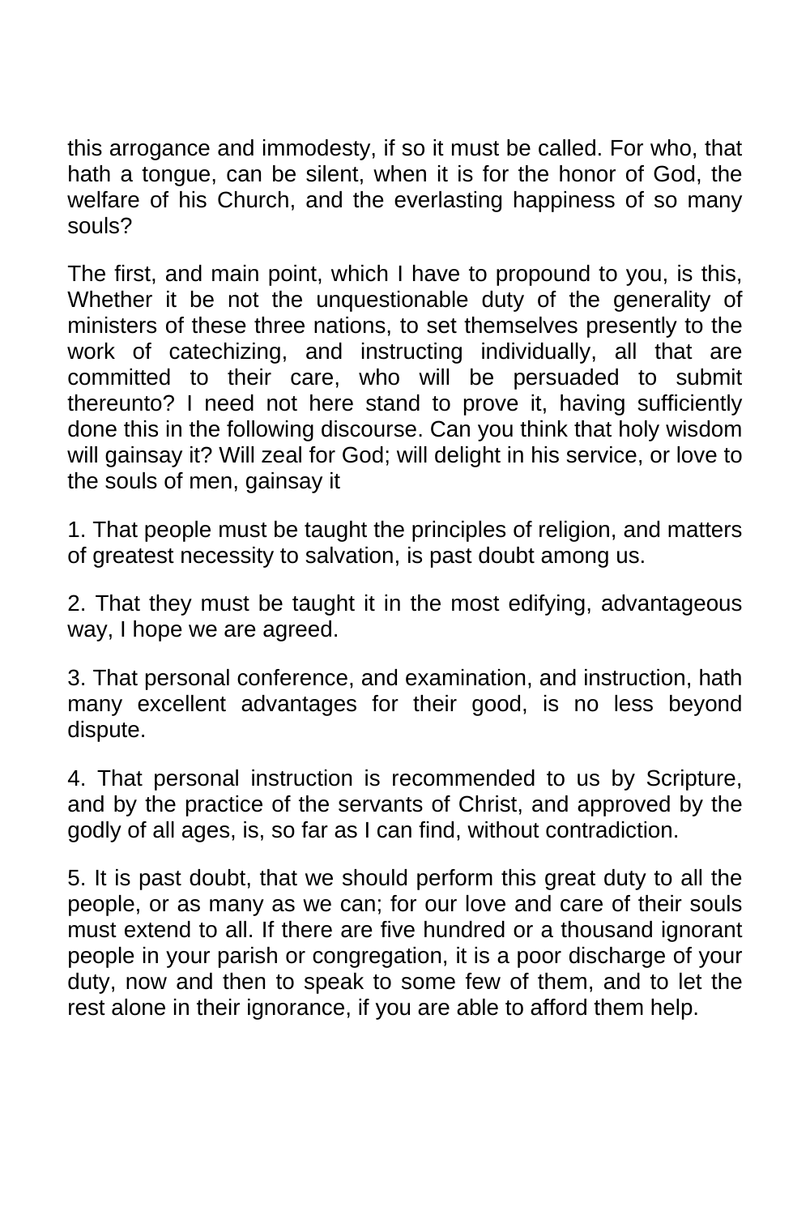this arrogance and immodesty, if so it must be called. For who, that hath a tongue, can be silent, when it is for the honor of God, the welfare of his Church, and the everlasting happiness of so many souls?

The first, and main point, which I have to propound to you, is this, Whether it be not the unquestionable duty of the generality of ministers of these three nations, to set themselves presently to the work of catechizing, and instructing individually, all that are committed to their care, who will be persuaded to submit thereunto? I need not here stand to prove it, having sufficiently done this in the following discourse. Can you think that holy wisdom will gainsay it? Will zeal for God; will delight in his service, or love to the souls of men, gainsay it

1. That people must be taught the principles of religion, and matters of greatest necessity to salvation, is past doubt among us.

2. That they must be taught it in the most edifying, advantageous way, I hope we are agreed.

3. That personal conference, and examination, and instruction, hath many excellent advantages for their good, is no less beyond dispute.

4. That personal instruction is recommended to us by Scripture, and by the practice of the servants of Christ, and approved by the godly of all ages, is, so far as I can find, without contradiction.

5. It is past doubt, that we should perform this great duty to all the people, or as many as we can; for our love and care of their souls must extend to all. If there are five hundred or a thousand ignorant people in your parish or congregation, it is a poor discharge of your duty, now and then to speak to some few of them, and to let the rest alone in their ignorance, if you are able to afford them help.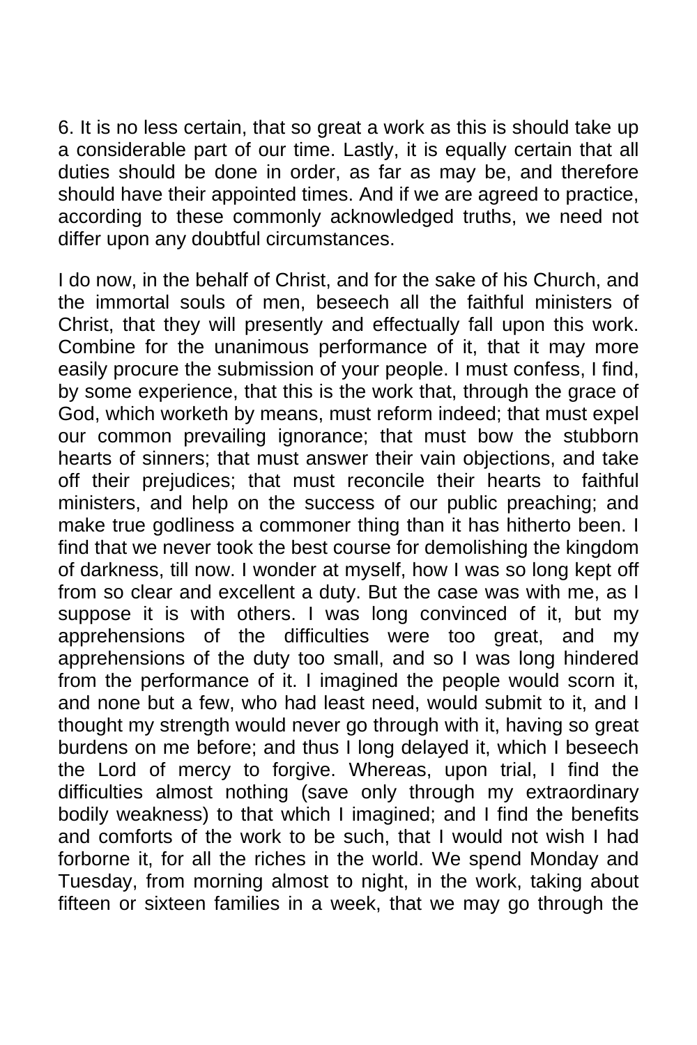6. It is no less certain, that so great a work as this is should take up a considerable part of our time. Lastly, it is equally certain that all duties should be done in order, as far as may be, and therefore should have their appointed times. And if we are agreed to practice, according to these commonly acknowledged truths, we need not differ upon any doubtful circumstances.

I do now, in the behalf of Christ, and for the sake of his Church, and the immortal souls of men, beseech all the faithful ministers of Christ, that they will presently and effectually fall upon this work. Combine for the unanimous performance of it, that it may more easily procure the submission of your people. I must confess, I find, by some experience, that this is the work that, through the grace of God, which worketh by means, must reform indeed; that must expel our common prevailing ignorance; that must bow the stubborn hearts of sinners; that must answer their vain objections, and take off their prejudices; that must reconcile their hearts to faithful ministers, and help on the success of our public preaching; and make true godliness a commoner thing than it has hitherto been. I find that we never took the best course for demolishing the kingdom of darkness, till now. I wonder at myself, how I was so long kept off from so clear and excellent a duty. But the case was with me, as I suppose it is with others. I was long convinced of it, but my apprehensions of the difficulties were too great, and my apprehensions of the duty too small, and so I was long hindered from the performance of it. I imagined the people would scorn it, and none but a few, who had least need, would submit to it, and I thought my strength would never go through with it, having so great burdens on me before; and thus I long delayed it, which I beseech the Lord of mercy to forgive. Whereas, upon trial, I find the difficulties almost nothing (save only through my extraordinary bodily weakness) to that which I imagined; and I find the benefits and comforts of the work to be such, that I would not wish I had forborne it, for all the riches in the world. We spend Monday and Tuesday, from morning almost to night, in the work, taking about fifteen or sixteen families in a week, that we may go through the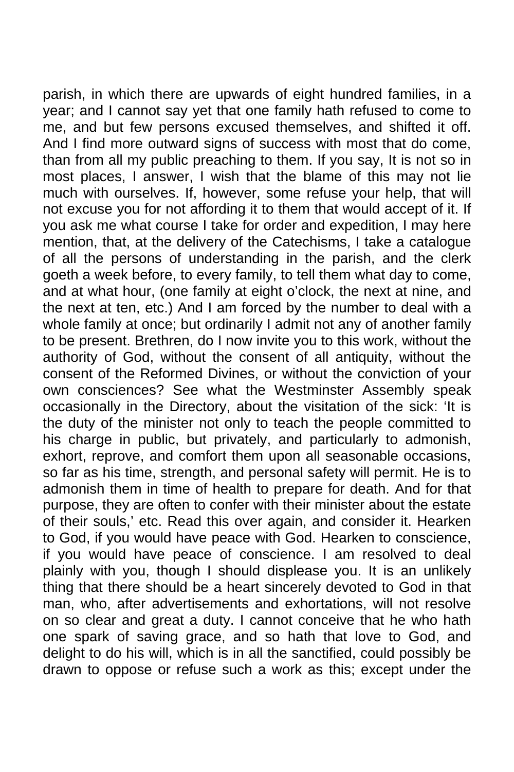parish, in which there are upwards of eight hundred families, in a year; and I cannot say yet that one family hath refused to come to me, and but few persons excused themselves, and shifted it off. And I find more outward signs of success with most that do come, than from all my public preaching to them. If you say, It is not so in most places, I answer, I wish that the blame of this may not lie much with ourselves. If, however, some refuse your help, that will not excuse you for not affording it to them that would accept of it. If you ask me what course I take for order and expedition, I may here mention, that, at the delivery of the Catechisms, I take a catalogue of all the persons of understanding in the parish, and the clerk goeth a week before, to every family, to tell them what day to come, and at what hour, (one family at eight o'clock, the next at nine, and the next at ten, etc.) And I am forced by the number to deal with a whole family at once; but ordinarily I admit not any of another family to be present. Brethren, do I now invite you to this work, without the authority of God, without the consent of all antiquity, without the consent of the Reformed Divines, or without the conviction of your own consciences? See what the Westminster Assembly speak occasionally in the Directory, about the visitation of the sick: 'It is the duty of the minister not only to teach the people committed to his charge in public, but privately, and particularly to admonish, exhort, reprove, and comfort them upon all seasonable occasions, so far as his time, strength, and personal safety will permit. He is to admonish them in time of health to prepare for death. And for that purpose, they are often to confer with their minister about the estate of their souls,' etc. Read this over again, and consider it. Hearken to God, if you would have peace with God. Hearken to conscience, if you would have peace of conscience. I am resolved to deal plainly with you, though I should displease you. It is an unlikely thing that there should be a heart sincerely devoted to God in that man, who, after advertisements and exhortations, will not resolve on so clear and great a duty. I cannot conceive that he who hath one spark of saving grace, and so hath that love to God, and delight to do his will, which is in all the sanctified, could possibly be drawn to oppose or refuse such a work as this; except under the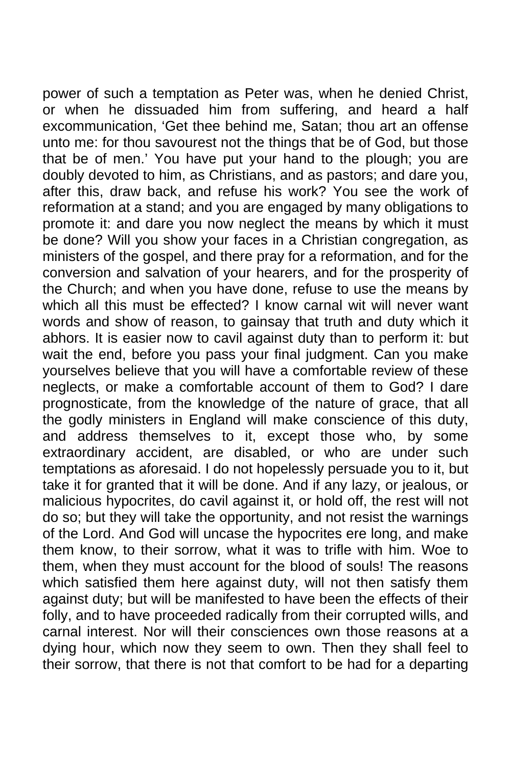power of such a temptation as Peter was, when he denied Christ, or when he dissuaded him from suffering, and heard a half excommunication, 'Get thee behind me, Satan; thou art an offense unto me: for thou savourest not the things that be of God, but those that be of men.' You have put your hand to the plough; you are doubly devoted to him, as Christians, and as pastors; and dare you, after this, draw back, and refuse his work? You see the work of reformation at a stand; and you are engaged by many obligations to promote it: and dare you now neglect the means by which it must be done? Will you show your faces in a Christian congregation, as ministers of the gospel, and there pray for a reformation, and for the conversion and salvation of your hearers, and for the prosperity of the Church; and when you have done, refuse to use the means by which all this must be effected? I know carnal wit will never want words and show of reason, to gainsay that truth and duty which it abhors. It is easier now to cavil against duty than to perform it: but wait the end, before you pass your final judgment. Can you make yourselves believe that you will have a comfortable review of these neglects, or make a comfortable account of them to God? I dare prognosticate, from the knowledge of the nature of grace, that all the godly ministers in England will make conscience of this duty, and address themselves to it, except those who, by some extraordinary accident, are disabled, or who are under such temptations as aforesaid. I do not hopelessly persuade you to it, but take it for granted that it will be done. And if any lazy, or jealous, or malicious hypocrites, do cavil against it, or hold off, the rest will not do so; but they will take the opportunity, and not resist the warnings of the Lord. And God will uncase the hypocrites ere long, and make them know, to their sorrow, what it was to trifle with him. Woe to them, when they must account for the blood of souls! The reasons which satisfied them here against duty, will not then satisfy them against duty; but will be manifested to have been the effects of their folly, and to have proceeded radically from their corrupted wills, and carnal interest. Nor will their consciences own those reasons at a dying hour, which now they seem to own. Then they shall feel to their sorrow, that there is not that comfort to be had for a departing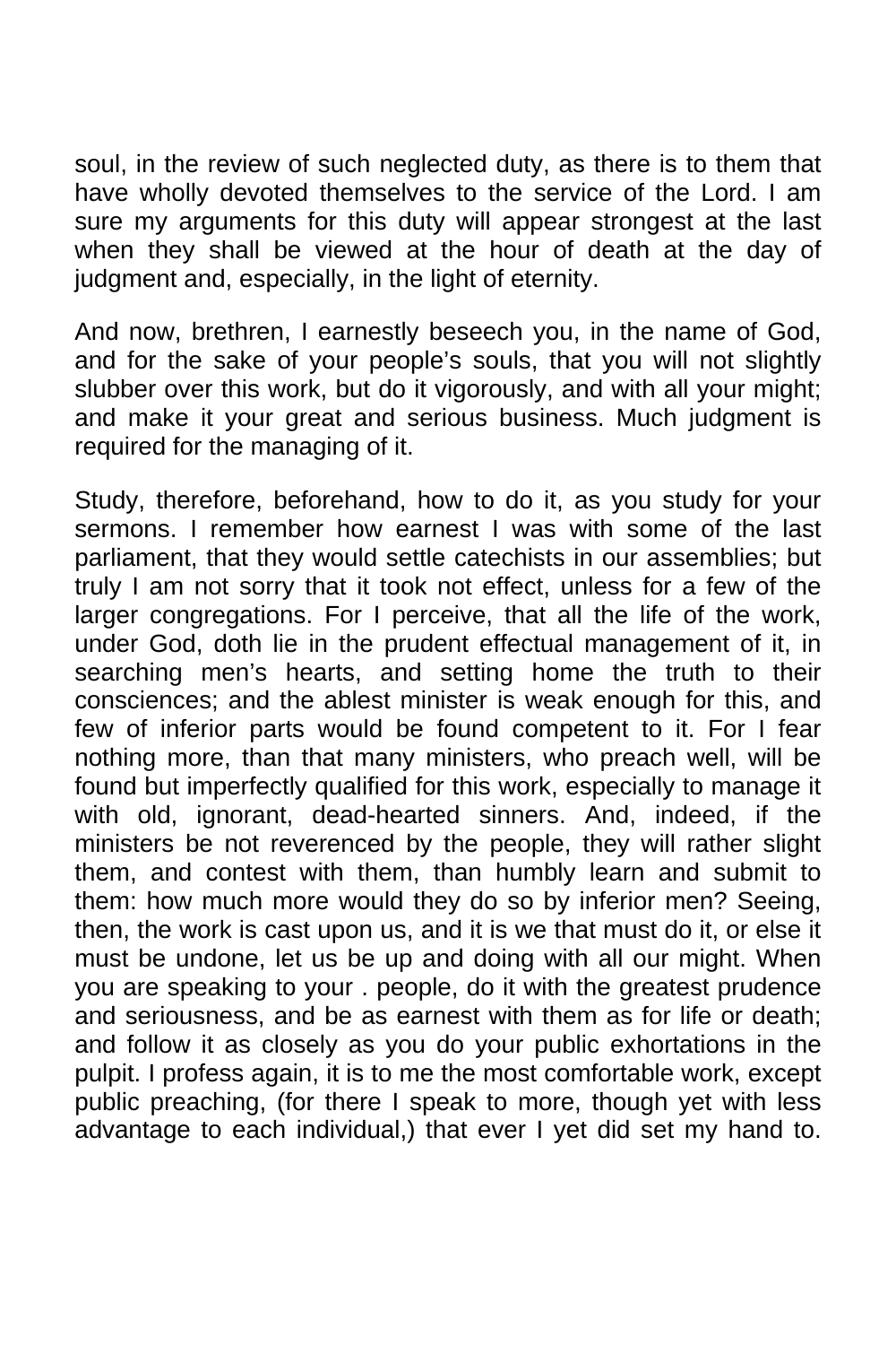soul, in the review of such neglected duty, as there is to them that have wholly devoted themselves to the service of the Lord. I am sure my arguments for this duty will appear strongest at the last when they shall be viewed at the hour of death at the day of judgment and, especially, in the light of eternity.

And now, brethren, I earnestly beseech you, in the name of God, and for the sake of your people's souls, that you will not slightly slubber over this work, but do it vigorously, and with all your might; and make it your great and serious business. Much judgment is required for the managing of it.

Study, therefore, beforehand, how to do it, as you study for your sermons. I remember how earnest I was with some of the last parliament, that they would settle catechists in our assemblies; but truly I am not sorry that it took not effect, unless for a few of the larger congregations. For I perceive, that all the life of the work, under God, doth lie in the prudent effectual management of it, in searching men's hearts, and setting home the truth to their consciences; and the ablest minister is weak enough for this, and few of inferior parts would be found competent to it. For I fear nothing more, than that many ministers, who preach well, will be found but imperfectly qualified for this work, especially to manage it with old, ignorant, dead-hearted sinners. And, indeed, if the ministers be not reverenced by the people, they will rather slight them, and contest with them, than humbly learn and submit to them: how much more would they do so by inferior men? Seeing, then, the work is cast upon us, and it is we that must do it, or else it must be undone, let us be up and doing with all our might. When you are speaking to your . people, do it with the greatest prudence and seriousness, and be as earnest with them as for life or death; and follow it as closely as you do your public exhortations in the pulpit. I profess again, it is to me the most comfortable work, except public preaching, (for there I speak to more, though yet with less advantage to each individual,) that ever I yet did set my hand to.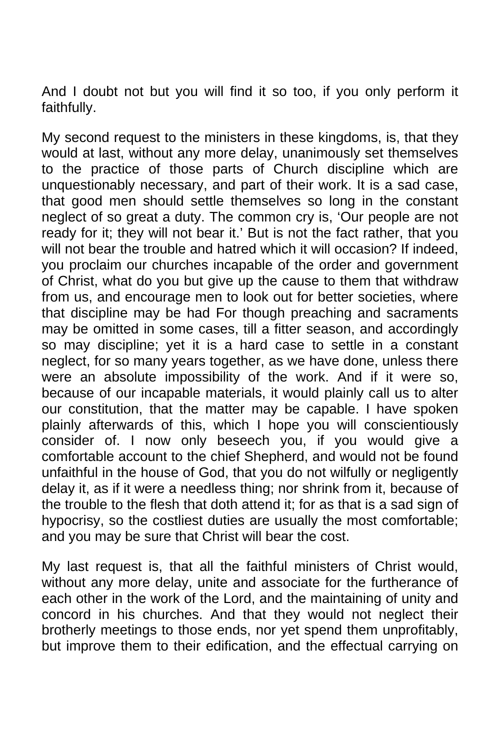And I doubt not but you will find it so too, if you only perform it faithfully.

My second request to the ministers in these kingdoms, is, that they would at last, without any more delay, unanimously set themselves to the practice of those parts of Church discipline which are unquestionably necessary, and part of their work. It is a sad case, that good men should settle themselves so long in the constant neglect of so great a duty. The common cry is, 'Our people are not ready for it; they will not bear it.' But is not the fact rather, that you will not bear the trouble and hatred which it will occasion? If indeed, you proclaim our churches incapable of the order and government of Christ, what do you but give up the cause to them that withdraw from us, and encourage men to look out for better societies, where that discipline may be had For though preaching and sacraments may be omitted in some cases, till a fitter season, and accordingly so may discipline; yet it is a hard case to settle in a constant neglect, for so many years together, as we have done, unless there were an absolute impossibility of the work. And if it were so, because of our incapable materials, it would plainly call us to alter our constitution, that the matter may be capable. I have spoken plainly afterwards of this, which I hope you will conscientiously consider of. I now only beseech you, if you would give a comfortable account to the chief Shepherd, and would not be found unfaithful in the house of God, that you do not wilfully or negligently delay it, as if it were a needless thing; nor shrink from it, because of the trouble to the flesh that doth attend it; for as that is a sad sign of hypocrisy, so the costliest duties are usually the most comfortable; and you may be sure that Christ will bear the cost.

My last request is, that all the faithful ministers of Christ would, without any more delay, unite and associate for the furtherance of each other in the work of the Lord, and the maintaining of unity and concord in his churches. And that they would not neglect their brotherly meetings to those ends, nor yet spend them unprofitably, but improve them to their edification, and the effectual carrying on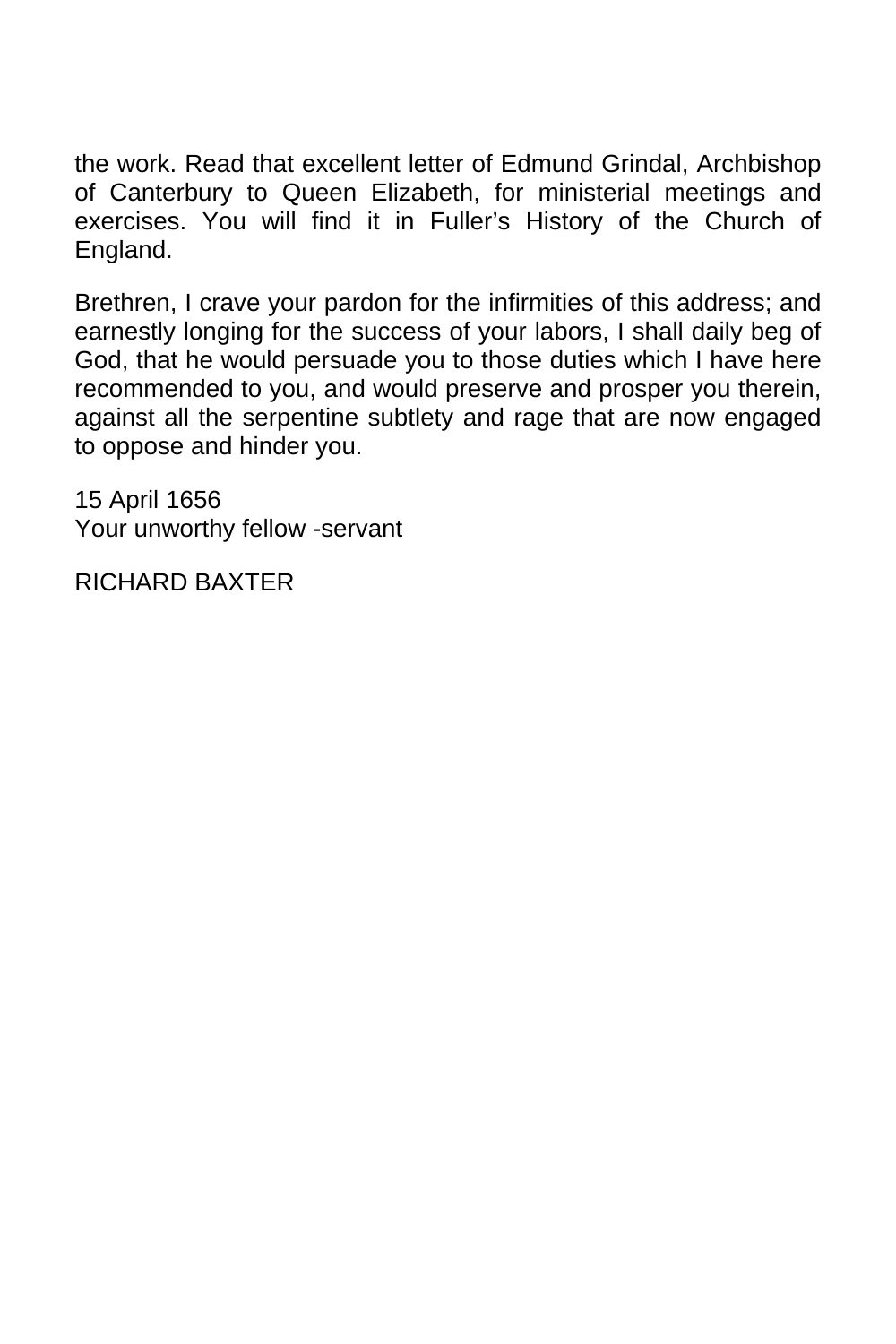the work. Read that excellent letter of Edmund Grindal, Archbishop of Canterbury to Queen Elizabeth, for ministerial meetings and exercises. You will find it in Fuller's History of the Church of England.

Brethren, I crave your pardon for the infirmities of this address; and earnestly longing for the success of your labors, I shall daily beg of God, that he would persuade you to those duties which I have here recommended to you, and would preserve and prosper you therein, against all the serpentine subtlety and rage that are now engaged to oppose and hinder you.

15 April 1656  
Your unworthy fellow -servant

RICHARD BAXTER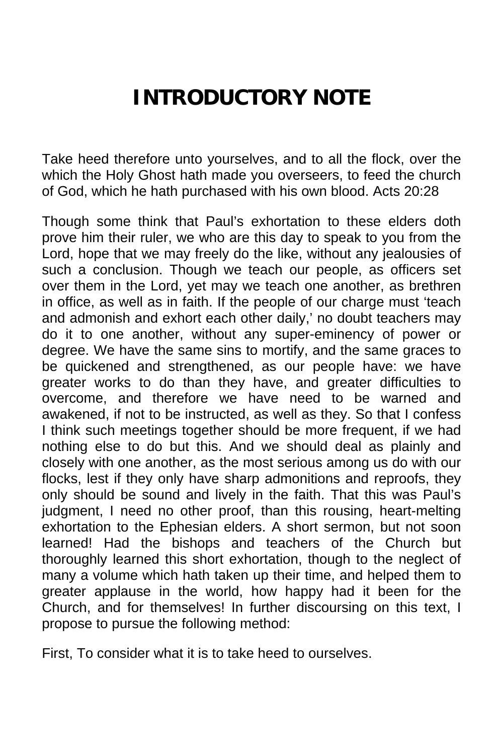# INTRODUCTORY NOTE

Take heed therefore unto yourselves, and to all the flock, over the which the Holy Ghost hath made you overseers, to feed the church of God, which he hath purchased with his own blood. Acts 20:28

Though some think that Paul's exhortation to these elders doth prove him their ruler, we who are this day to speak to you from the Lord, hope that we may freely do the like, without any jealousies of such a conclusion. Though we teach our people, as officers set over them in the Lord, yet may we teach one another, as brethren in office, as well as in faith. If the people of our charge must 'teach and admonish and exhort each other daily,' no doubt teachers may do it to one another, without any super-eminency of power or degree. We have the same sins to mortify, and the same graces to be quickened and strengthened, as our people have: we have greater works to do than they have, and greater difficulties to overcome, and therefore we have need to be warned and awakened, if not to be instructed, as well as they. So that I confess I think such meetings together should be more frequent, if we had nothing else to do but this. And we should deal as plainly and closely with one another, as the most serious among us do with our flocks, lest if they only have sharp admonitions and reproofs, they only should be sound and lively in the faith. That this was Paul's judgment, I need no other proof, than this rousing, heart-melting exhortation to the Ephesian elders. A short sermon, but not soon learned! Had the bishops and teachers of the Church but thoroughly learned this short exhortation, though to the neglect of many a volume which hath taken up their time, and helped them to greater applause in the world, how happy had it been for the Church, and for themselves! In further discoursing on this text, I propose to pursue the following method:

First, To consider what it is to take heed to ourselves.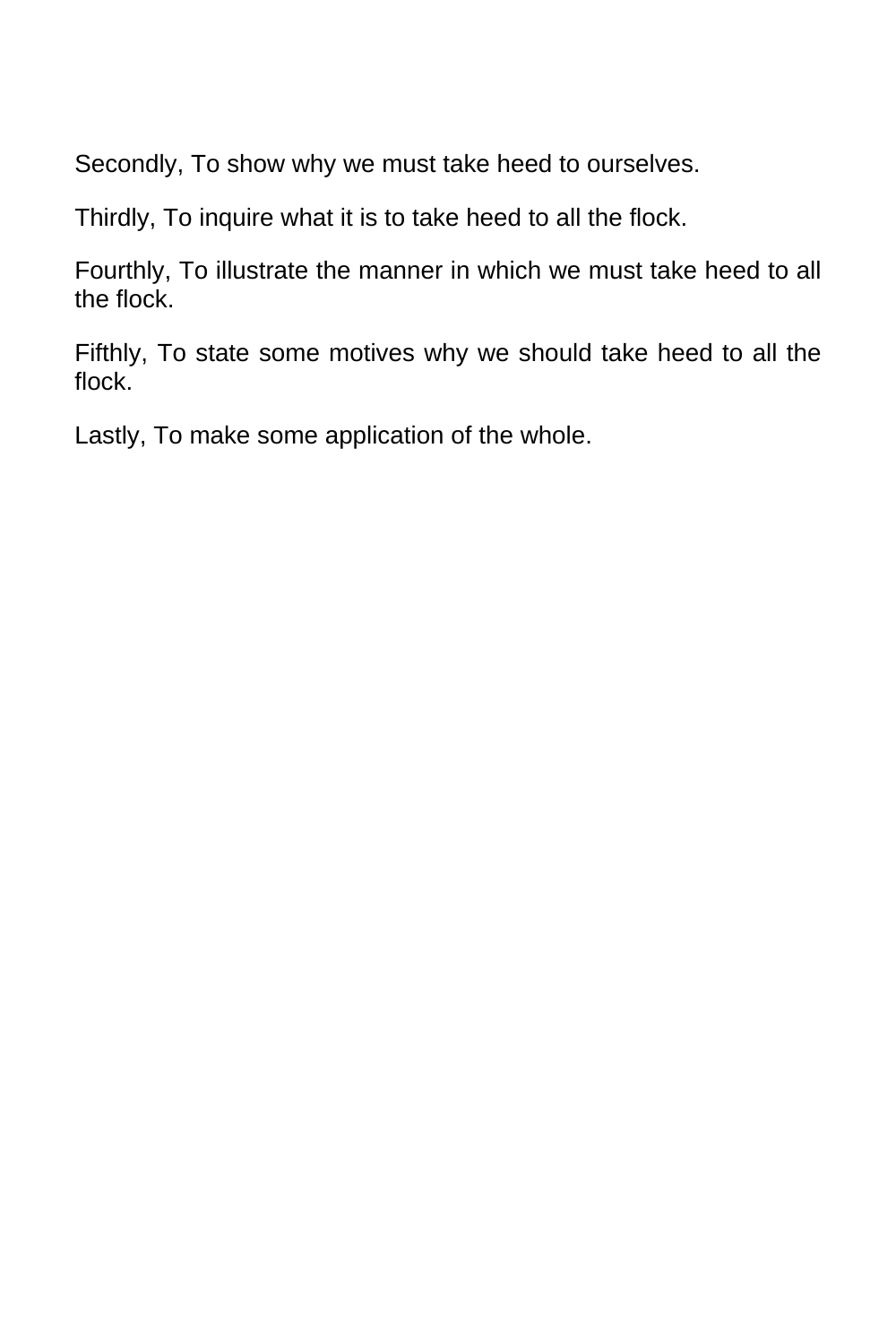Secondly, To show why we must take heed to ourselves.

Thirdly, To inquire what it is to take heed to all the flock.

Fourthly, To illustrate the manner in which we must take heed to all the flock.

Fifthly, To state some motives why we should take heed to all the flock.

Lastly, To make some application of the whole.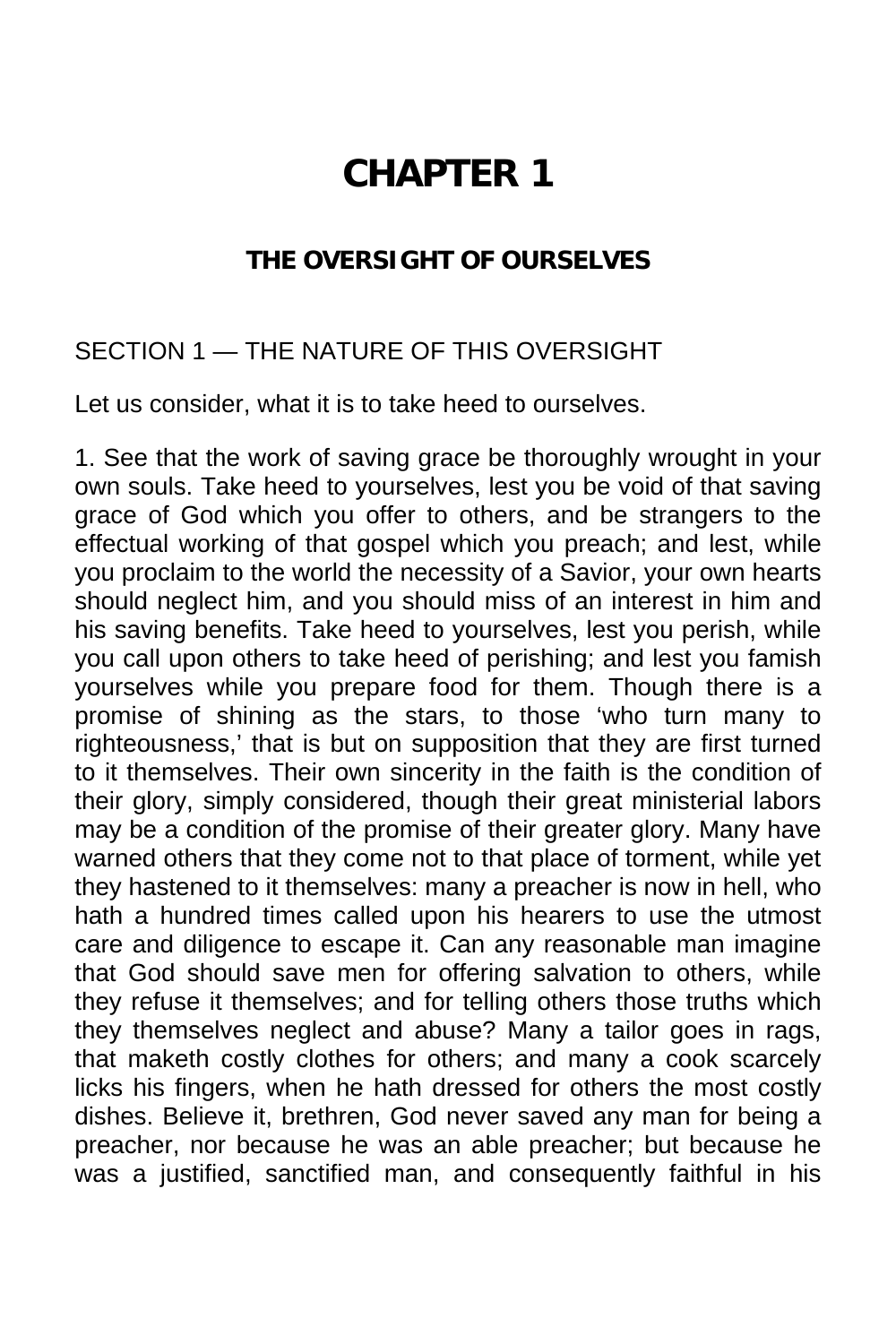# CHAPTER 1

## THE OVERSIGHT OF OURSELVES

SECTION 1 — THE NATURE OF THIS OVERSIGHT

Let us consider, what it is to take heed to ourselves.

1. See that the work of saving grace be thoroughly wrought in your own souls. Take heed to yourselves, lest you be void of that saving grace of God which you offer to others, and be strangers to the effectual working of that gospel which you preach; and lest, while you proclaim to the world the necessity of a Savior, your own hearts should neglect him, and you should miss of an interest in him and his saving benefits. Take heed to yourselves, lest you perish, while you call upon others to take heed of perishing; and lest you famish yourselves while you prepare food for them. Though there is a promise of shining as the stars, to those 'who turn many to righteousness,' that is but on supposition that they are first turned to it themselves. Their own sincerity in the faith is the condition of their glory, simply considered, though their great ministerial labors may be a condition of the promise of their greater glory. Many have warned others that they come not to that place of torment, while yet they hastened to it themselves: many a preacher is now in hell, who hath a hundred times called upon his hearers to use the utmost care and diligence to escape it. Can any reasonable man imagine that God should save men for offering salvation to others, while they refuse it themselves; and for telling others those truths which they themselves neglect and abuse? Many a tailor goes in rags, that maketh costly clothes for others; and many a cook scarcely licks his fingers, when he hath dressed for others the most costly dishes. Believe it, brethren, God never saved any man for being a preacher, nor because he was an able preacher; but because he was a justified, sanctified man, and consequently faithful in his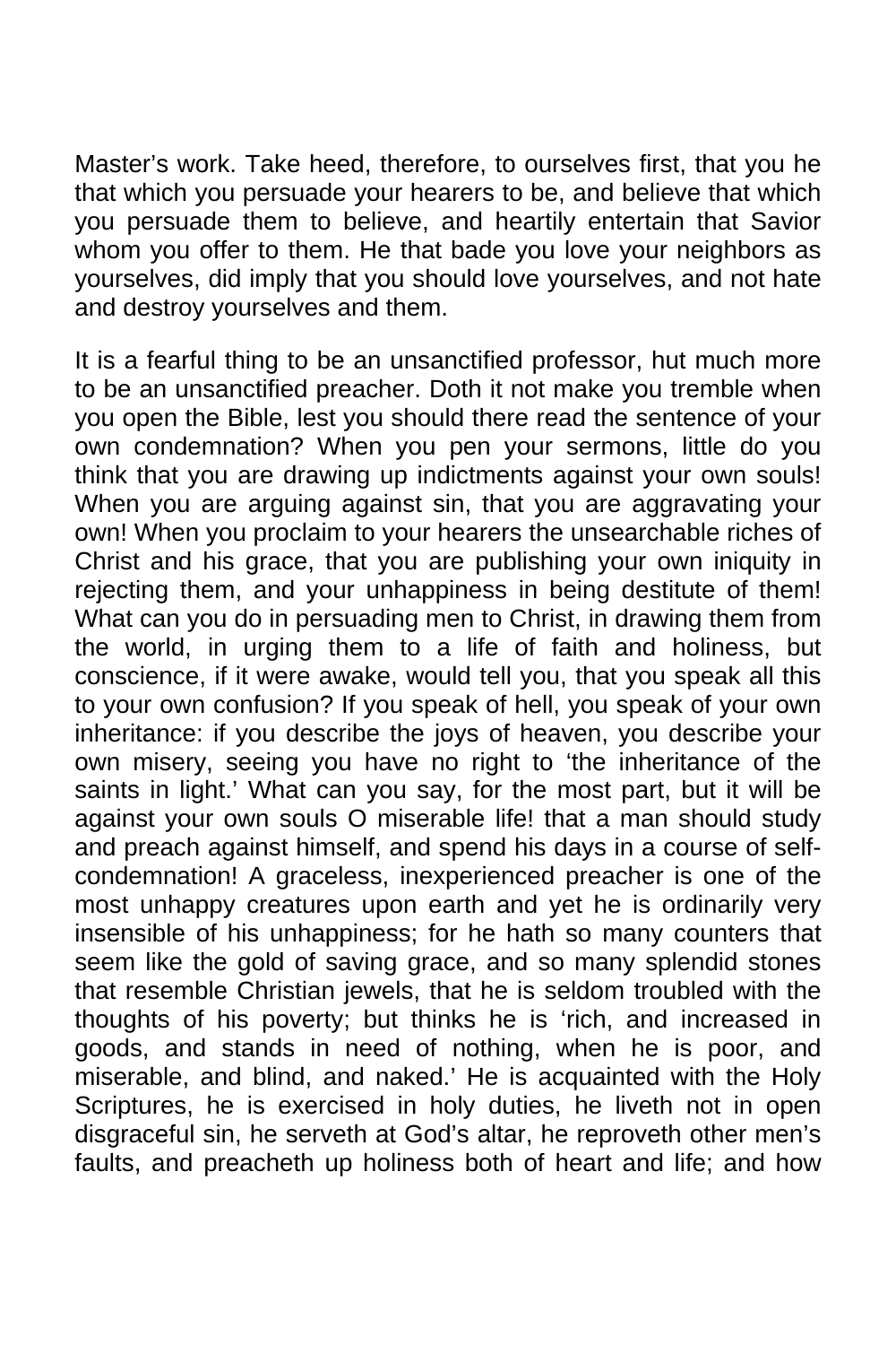Master's work. Take heed, therefore, to ourselves first, that you he that which you persuade your hearers to be, and believe that which you persuade them to believe, and heartily entertain that Savior whom you offer to them. He that bade you love your neighbors as yourselves, did imply that you should love yourselves, and not hate and destroy yourselves and them.

It is a fearful thing to be an unsanctified professor, hut much more to be an unsanctified preacher. Doth it not make you tremble when you open the Bible, lest you should there read the sentence of your own condemnation? When you pen your sermons, little do you think that you are drawing up indictments against your own souls! When you are arguing against sin, that you are aggravating your own! When you proclaim to your hearers the unsearchable riches of Christ and his grace, that you are publishing your own iniquity in rejecting them, and your unhappiness in being destitute of them! What can you do in persuading men to Christ, in drawing them from the world, in urging them to a life of faith and holiness, but conscience, if it were awake, would tell you, that you speak all this to your own confusion? If you speak of hell, you speak of your own inheritance: if you describe the joys of heaven, you describe your own misery, seeing you have no right to 'the inheritance of the saints in light.' What can you say, for the most part, but it will be against your own souls O miserable life! that a man should study and preach against himself, and spend his days in a course of self-condemnation! A graceless, inexperienced preacher is one of the most unhappy creatures upon earth and yet he is ordinarily very insensible of his unhappiness; for he hath so many counters that seem like the gold of saving grace, and so many splendid stones that resemble Christian jewels, that he is seldom troubled with the thoughts of his poverty; but thinks he is 'rich, and increased in goods, and stands in need of nothing, when he is poor, and miserable, and blind, and naked.' He is acquainted with the Holy Scriptures, he is exercised in holy duties, he liveth not in open disgraceful sin, he serveth at God's altar, he reproveth other men's faults, and preacheth up holiness both of heart and life; and how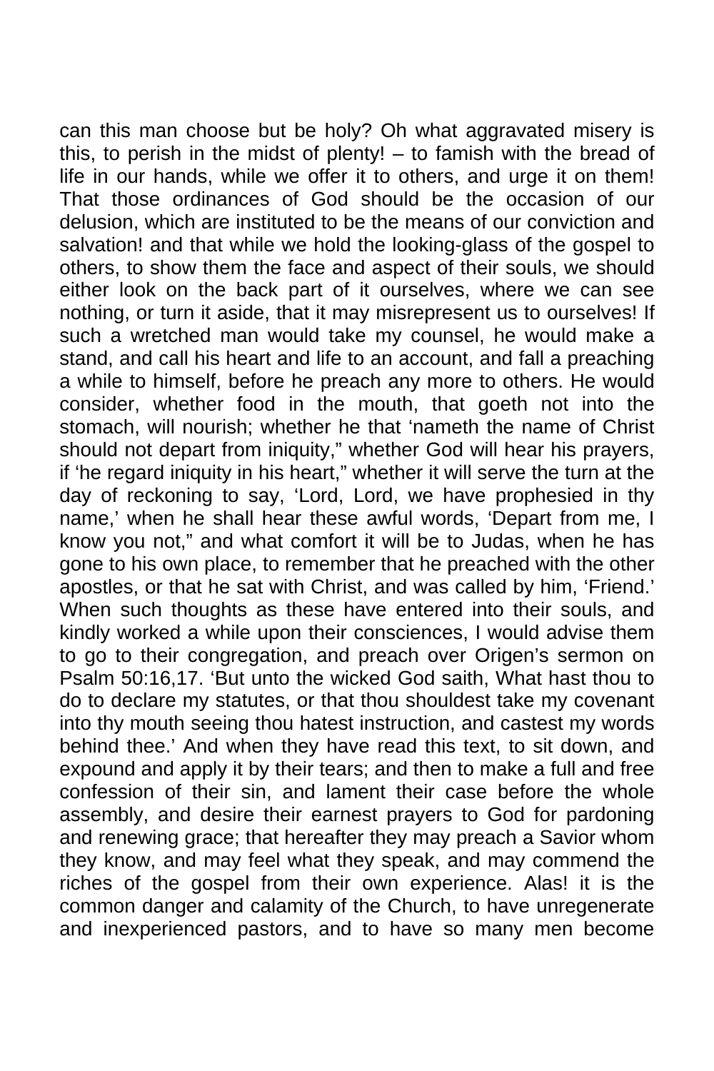can this man choose but be holy? Oh what aggravated misery is this, to perish in the midst of plenty! – to famish with the bread of life in our hands, while we offer it to others, and urge it on them! That those ordinances of God should be the occasion of our delusion, which are instituted to be the means of our conviction and salvation! and that while we hold the looking-glass of the gospel to others, to show them the face and aspect of their souls, we should either look on the back part of it ourselves, where we can see nothing, or turn it aside, that it may misrepresent us to ourselves! If such a wretched man would take my counsel, he would make a stand, and call his heart and life to an account, and fall a preaching a while to himself, before he preach any more to others. He would consider, whether food in the mouth, that goeth not into the stomach, will nourish; whether he that 'nameth the name of Christ should not depart from iniquity," whether God will hear his prayers, if 'he regard iniquity in his heart," whether it will serve the turn at the day of reckoning to say, 'Lord, Lord, we have prophesied in thy name,' when he shall hear these awful words, 'Depart from me, I know you not," and what comfort it will be to Judas, when he has gone to his own place, to remember that he preached with the other apostles, or that he sat with Christ, and was called by him, 'Friend.' When such thoughts as these have entered into their souls, and kindly worked a while upon their consciences, I would advise them to go to their congregation, and preach over Origen's sermon on Psalm 50:16,17. 'But unto the wicked God saith, What hast thou to do to declare my statutes, or that thou shouldest take my covenant into thy mouth seeing thou hatest instruction, and castest my words behind thee.' And when they have read this text, to sit down, and expound and apply it by their tears; and then to make a full and free confession of their sin, and lament their case before the whole assembly, and desire their earnest prayers to God for pardoning and renewing grace; that hereafter they may preach a Savior whom they know, and may feel what they speak, and may commend the riches of the gospel from their own experience. Alas! it is the common danger and calamity of the Church, to have unregenerate and inexperienced pastors, and to have so many men become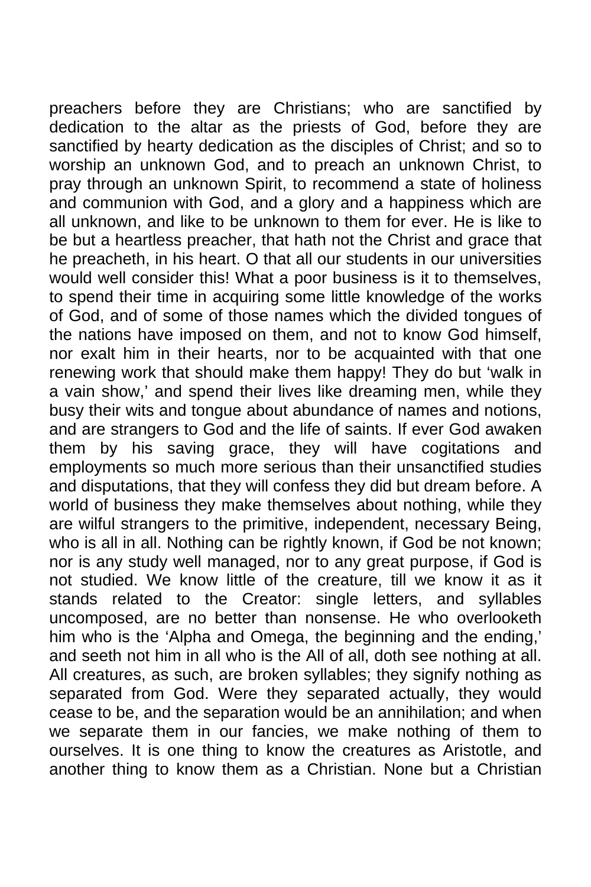preachers before they are Christians; who are sanctified by dedication to the altar as the priests of God, before they are sanctified by hearty dedication as the disciples of Christ; and so to worship an unknown God, and to preach an unknown Christ, to pray through an unknown Spirit, to recommend a state of holiness and communion with God, and a glory and a happiness which are all unknown, and like to be unknown to them for ever. He is like to be but a heartless preacher, that hath not the Christ and grace that he preacheth, in his heart. O that all our students in our universities would well consider this! What a poor business is it to themselves, to spend their time in acquiring some little knowledge of the works of God, and of some of those names which the divided tongues of the nations have imposed on them, and not to know God himself, nor exalt him in their hearts, nor to be acquainted with that one renewing work that should make them happy! They do but 'walk in a vain show,' and spend their lives like dreaming men, while they busy their wits and tongue about abundance of names and notions, and are strangers to God and the life of saints. If ever God awaken them by his saving grace, they will have cogitations and employments so much more serious than their unsanctified studies and disputations, that they will confess they did but dream before. A world of business they make themselves about nothing, while they are wilful strangers to the primitive, independent, necessary Being, who is all in all. Nothing can be rightly known, if God be not known; nor is any study well managed, nor to any great purpose, if God is not studied. We know little of the creature, till we know it as it stands related to the Creator: single letters, and syllables uncomposed, are no better than nonsense. He who overlooketh him who is the 'Alpha and Omega, the beginning and the ending,' and seeth not him in all who is the All of all, doth see nothing at all. All creatures, as such, are broken syllables; they signify nothing as separated from God. Were they separated actually, they would cease to be, and the separation would be an annihilation; and when we separate them in our fancies, we make nothing of them to ourselves. It is one thing to know the creatures as Aristotle, and another thing to know them as a Christian. None but a Christian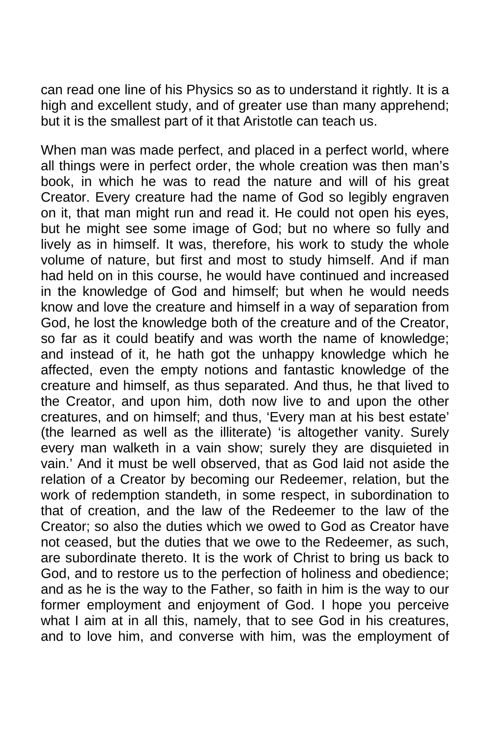can read one line of his Physics so as to understand it rightly. It is a high and excellent study, and of greater use than many apprehend; but it is the smallest part of it that Aristotle can teach us.

When man was made perfect, and placed in a perfect world, where all things were in perfect order, the whole creation was then man's book, in which he was to read the nature and will of his great Creator. Every creature had the name of God so legibly engraven on it, that man might run and read it. He could not open his eyes, but he might see some image of God; but no where so fully and lively as in himself. It was, therefore, his work to study the whole volume of nature, but first and most to study himself. And if man had held on in this course, he would have continued and increased in the knowledge of God and himself; but when he would needs know and love the creature and himself in a way of separation from God, he lost the knowledge both of the creature and of the Creator, so far as it could beatify and was worth the name of knowledge; and instead of it, he hath got the unhappy knowledge which he affected, even the empty notions and fantastic knowledge of the creature and himself, as thus separated. And thus, he that lived to the Creator, and upon him, doth now live to and upon the other creatures, and on himself; and thus, 'Every man at his best estate' (the learned as well as the illiterate) 'is altogether vanity. Surely every man walketh in a vain show; surely they are disquieted in vain.' And it must be well observed, that as God laid not aside the relation of a Creator by becoming our Redeemer, relation, but the work of redemption standeth, in some respect, in subordination to that of creation, and the law of the Redeemer to the law of the Creator; so also the duties which we owed to God as Creator have not ceased, but the duties that we owe to the Redeemer, as such, are subordinate thereto. It is the work of Christ to bring us back to God, and to restore us to the perfection of holiness and obedience; and as he is the way to the Father, so faith in him is the way to our former employment and enjoyment of God. I hope you perceive what I aim at in all this, namely, that to see God in his creatures, and to love him, and converse with him, was the employment of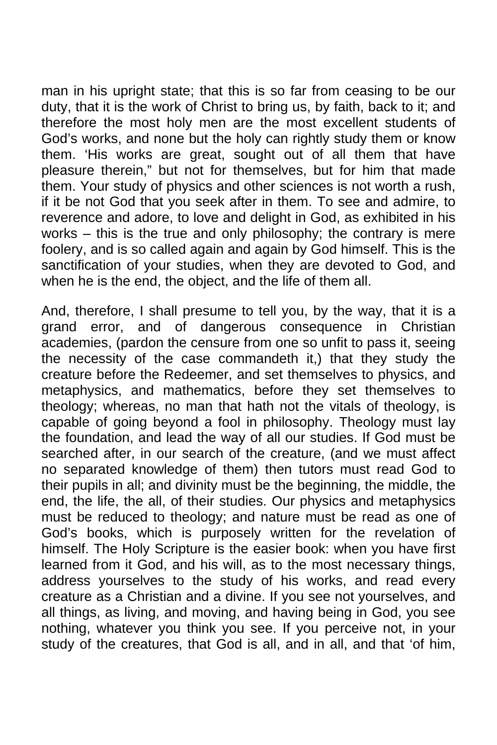man in his upright state; that this is so far from ceasing to be our duty, that it is the work of Christ to bring us, by faith, back to it; and therefore the most holy men are the most excellent students of God's works, and none but the holy can rightly study them or know them. 'His works are great, sought out of all them that have pleasure therein," but not for themselves, but for him that made them. Your study of physics and other sciences is not worth a rush, if it be not God that you seek after in them. To see and admire, to reverence and adore, to love and delight in God, as exhibited in his works – this is the true and only philosophy; the contrary is mere foolery, and is so called again and again by God himself. This is the sanctification of your studies, when they are devoted to God, and when he is the end, the object, and the life of them all.

And, therefore, I shall presume to tell you, by the way, that it is a grand error, and of dangerous consequence in Christian academies, (pardon the censure from one so unfit to pass it, seeing the necessity of the case commandeth it,) that they study the creature before the Redeemer, and set themselves to physics, and metaphysics, and mathematics, before they set themselves to theology; whereas, no man that hath not the vitals of theology, is capable of going beyond a fool in philosophy. Theology must lay the foundation, and lead the way of all our studies. If God must be searched after, in our search of the creature, (and we must affect no separated knowledge of them) then tutors must read God to their pupils in all; and divinity must be the beginning, the middle, the end, the life, the all, of their studies. Our physics and metaphysics must be reduced to theology; and nature must be read as one of God's books, which is purposely written for the revelation of himself. The Holy Scripture is the easier book: when you have first learned from it God, and his will, as to the most necessary things, address yourselves to the study of his works, and read every creature as a Christian and a divine. If you see not yourselves, and all things, as living, and moving, and having being in God, you see nothing, whatever you think you see. If you perceive not, in your study of the creatures, that God is all, and in all, and that 'of him,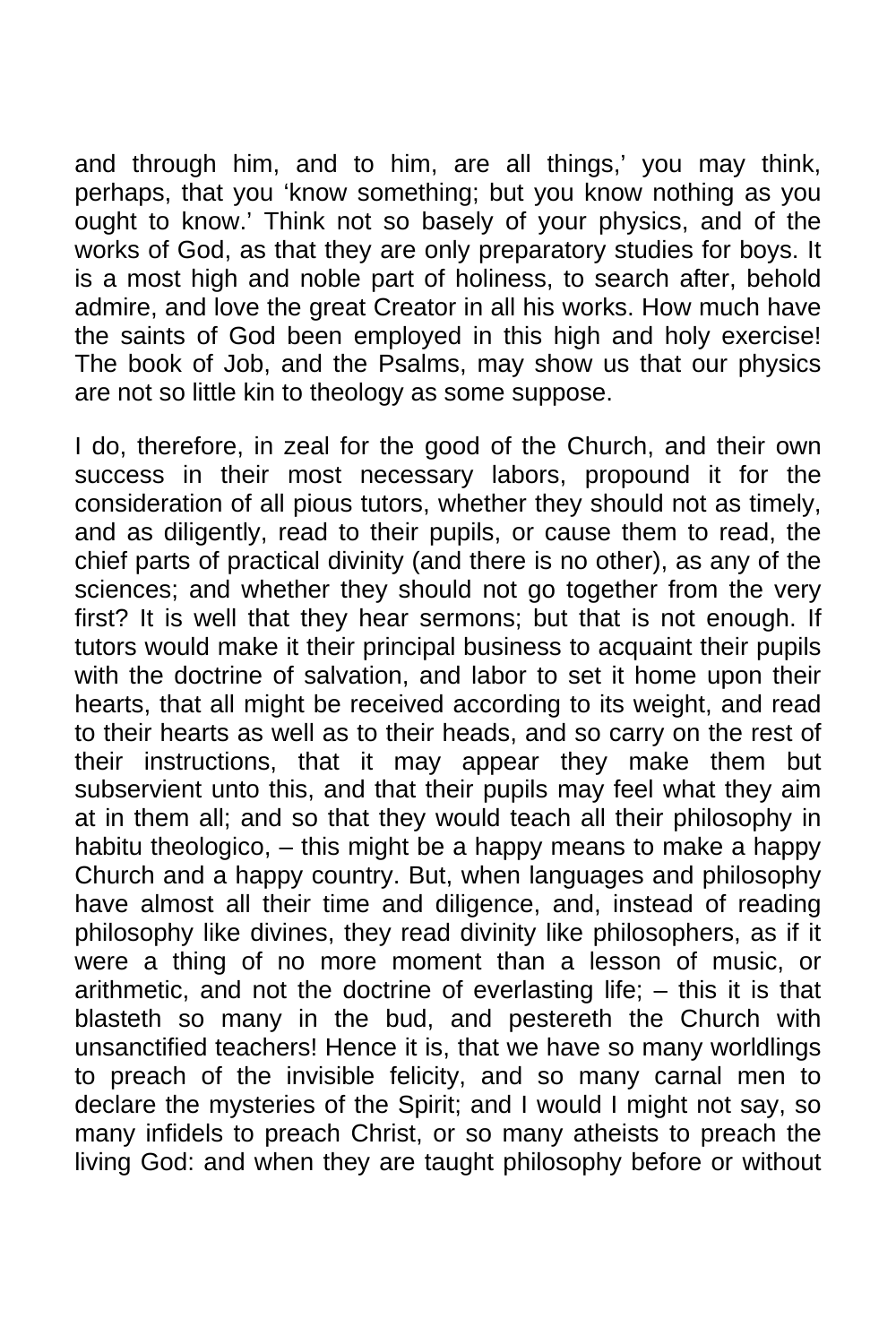and through him, and to him, are all things,' you may think, perhaps, that you 'know something; but you know nothing as you ought to know.' Think not so basely of your physics, and of the works of God, as that they are only preparatory studies for boys. It is a most high and noble part of holiness, to search after, behold admire, and love the great Creator in all his works. How much have the saints of God been employed in this high and holy exercise! The book of Job, and the Psalms, may show us that our physics are not so little kin to theology as some suppose.

I do, therefore, in zeal for the good of the Church, and their own success in their most necessary labors, propound it for the consideration of all pious tutors, whether they should not as timely, and as diligently, read to their pupils, or cause them to read, the chief parts of practical divinity (and there is no other), as any of the sciences; and whether they should not go together from the very first? It is well that they hear sermons; but that is not enough. If tutors would make it their principal business to acquaint their pupils with the doctrine of salvation, and labor to set it home upon their hearts, that all might be received according to its weight, and read to their hearts as well as to their heads, and so carry on the rest of their instructions, that it may appear they make them but subservient unto this, and that their pupils may feel what they aim at in them all; and so that they would teach all their philosophy in habitu theologico, – this might be a happy means to make a happy Church and a happy country. But, when languages and philosophy have almost all their time and diligence, and, instead of reading philosophy like divines, they read divinity like philosophers, as if it were a thing of no more moment than a lesson of music, or arithmetic, and not the doctrine of everlasting life; – this it is that blasteth so many in the bud, and pestereth the Church with unsanctified teachers! Hence it is, that we have so many worldlings to preach of the invisible felicity, and so many carnal men to declare the mysteries of the Spirit; and I would I might not say, so many infidels to preach Christ, or so many atheists to preach the living God: and when they are taught philosophy before or without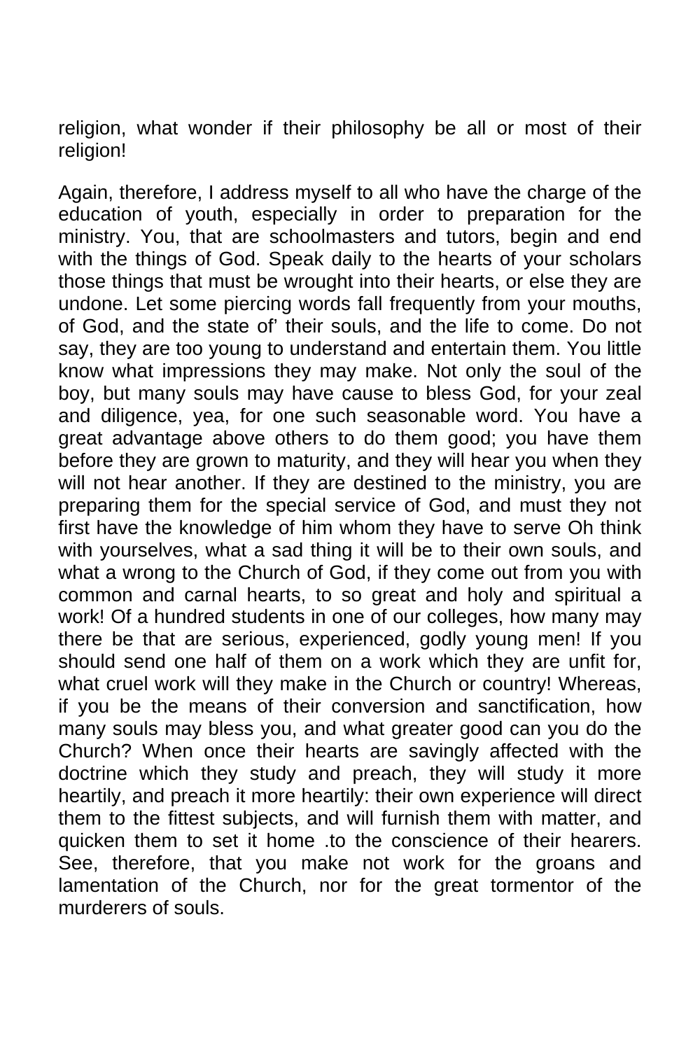religion, what wonder if their philosophy be all or most of their religion!

Again, therefore, I address myself to all who have the charge of the education of youth, especially in order to preparation for the ministry. You, that are schoolmasters and tutors, begin and end with the things of God. Speak daily to the hearts of your scholars those things that must be wrought into their hearts, or else they are undone. Let some piercing words fall frequently from your mouths, of God, and the state of' their souls, and the life to come. Do not say, they are too young to understand and entertain them. You little know what impressions they may make. Not only the soul of the boy, but many souls may have cause to bless God, for your zeal and diligence, yea, for one such seasonable word. You have a great advantage above others to do them good; you have them before they are grown to maturity, and they will hear you when they will not hear another. If they are destined to the ministry, you are preparing them for the special service of God, and must they not first have the knowledge of him whom they have to serve Oh think with yourselves, what a sad thing it will be to their own souls, and what a wrong to the Church of God, if they come out from you with common and carnal hearts, to so great and holy and spiritual a work! Of a hundred students in one of our colleges, how many may there be that are serious, experienced, godly young men! If you should send one half of them on a work which they are unfit for, what cruel work will they make in the Church or country! Whereas, if you be the means of their conversion and sanctification, how many souls may bless you, and what greater good can you do the Church? When once their hearts are savingly affected with the doctrine which they study and preach, they will study it more heartily, and preach it more heartily: their own experience will direct them to the fittest subjects, and will furnish them with matter, and quicken them to set it home .to the conscience of their hearers. See, therefore, that you make not work for the groans and lamentation of the Church, nor for the great tormentor of the murderers of souls.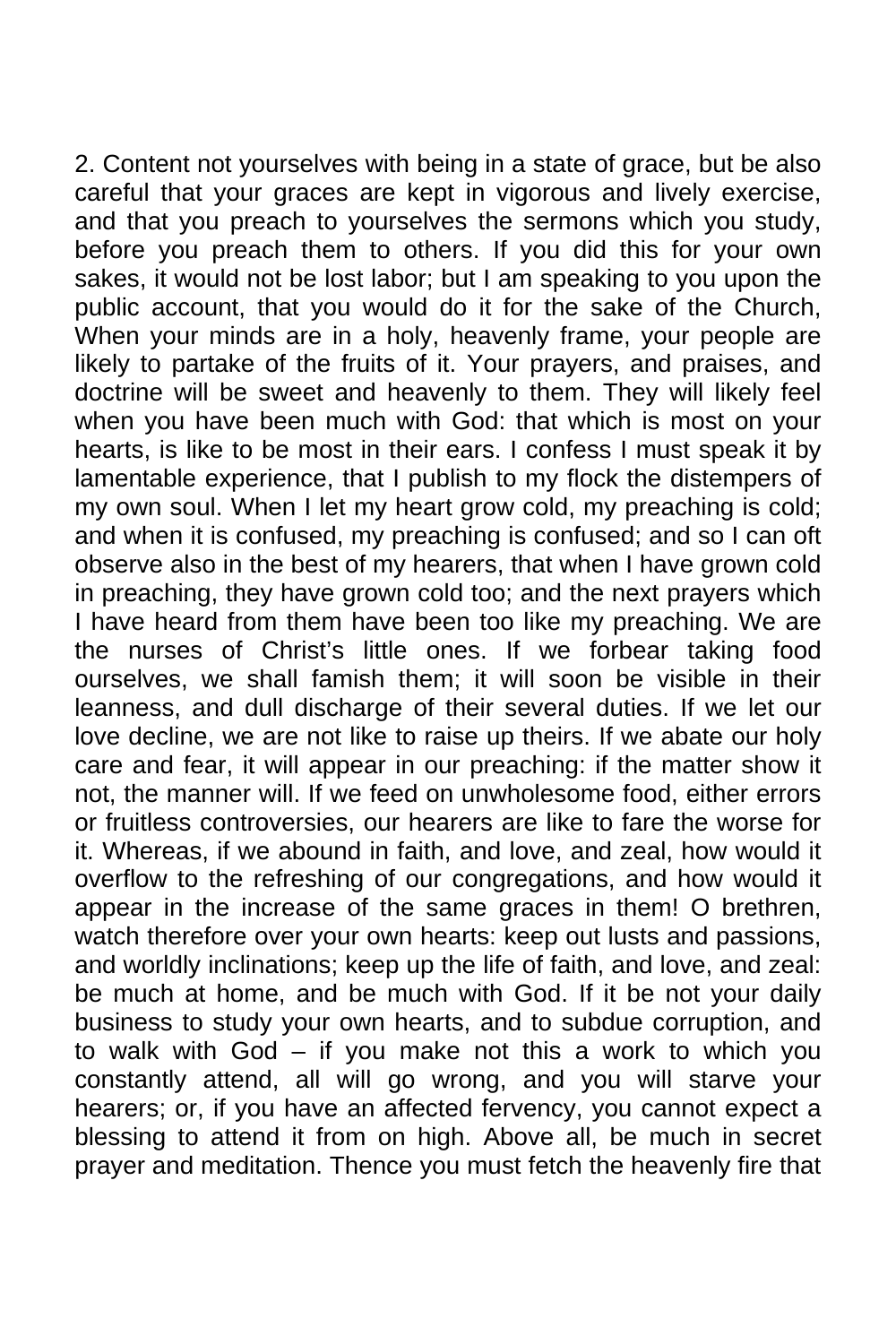2. Content not yourselves with being in a state of grace, but be also careful that your graces are kept in vigorous and lively exercise, and that you preach to yourselves the sermons which you study, before you preach them to others. If you did this for your own sakes, it would not be lost labor; but I am speaking to you upon the public account, that you would do it for the sake of the Church, When your minds are in a holy, heavenly frame, your people are likely to partake of the fruits of it. Your prayers, and praises, and doctrine will be sweet and heavenly to them. They will likely feel when you have been much with God: that which is most on your hearts, is like to be most in their ears. I confess I must speak it by lamentable experience, that I publish to my flock the distempers of my own soul. When I let my heart grow cold, my preaching is cold; and when it is confused, my preaching is confused; and so I can oft observe also in the best of my hearers, that when I have grown cold in preaching, they have grown cold too; and the next prayers which I have heard from them have been too like my preaching. We are the nurses of Christ's little ones. If we forbear taking food ourselves, we shall famish them; it will soon be visible in their leanness, and dull discharge of their several duties. If we let our love decline, we are not like to raise up theirs. If we abate our holy care and fear, it will appear in our preaching: if the matter show it not, the manner will. If we feed on unwholesome food, either errors or fruitless controversies, our hearers are like to fare the worse for it. Whereas, if we abound in faith, and love, and zeal, how would it overflow to the refreshing of our congregations, and how would it appear in the increase of the same graces in them! O brethren, watch therefore over your own hearts: keep out lusts and passions, and worldly inclinations; keep up the life of faith, and love, and zeal: be much at home, and be much with God. If it be not your daily business to study your own hearts, and to subdue corruption, and to walk with God – if you make not this a work to which you constantly attend, all will go wrong, and you will starve your hearers; or, if you have an affected fervency, you cannot expect a blessing to attend it from on high. Above all, be much in secret prayer and meditation. Thence you must fetch the heavenly fire that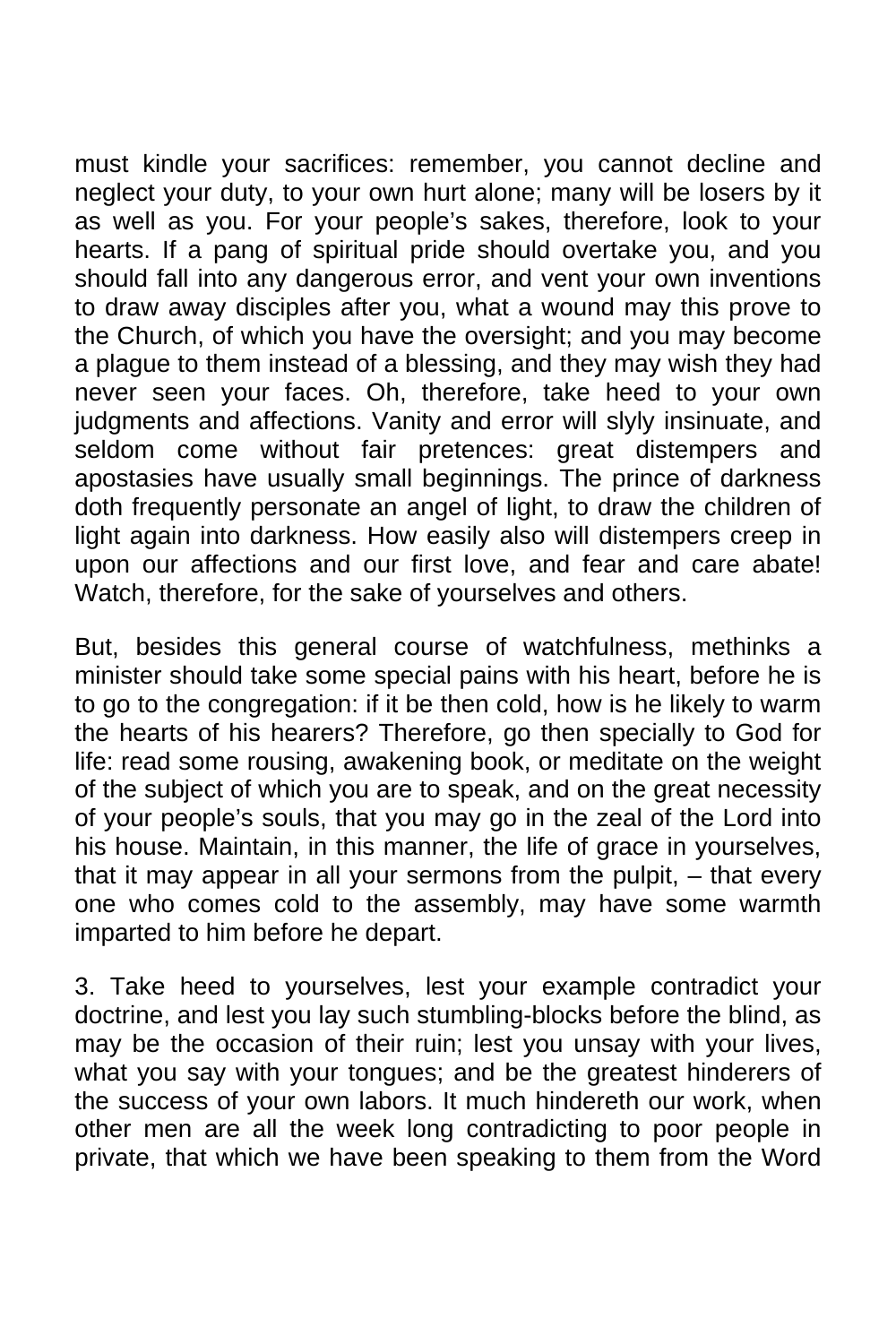must kindle your sacrifices: remember, you cannot decline and neglect your duty, to your own hurt alone; many will be losers by it as well as you. For your people's sakes, therefore, look to your hearts. If a pang of spiritual pride should overtake you, and you should fall into any dangerous error, and vent your own inventions to draw away disciples after you, what a wound may this prove to the Church, of which you have the oversight; and you may become a plague to them instead of a blessing, and they may wish they had never seen your faces. Oh, therefore, take heed to your own judgments and affections. Vanity and error will slyly insinuate, and seldom come without fair pretences: great distempers and apostasies have usually small beginnings. The prince of darkness doth frequently personate an angel of light, to draw the children of light again into darkness. How easily also will distempers creep in upon our affections and our first love, and fear and care abate! Watch, therefore, for the sake of yourselves and others.

But, besides this general course of watchfulness, methinks a minister should take some special pains with his heart, before he is to go to the congregation: if it be then cold, how is he likely to warm the hearts of his hearers? Therefore, go then specially to God for life: read some rousing, awakening book, or meditate on the weight of the subject of which you are to speak, and on the great necessity of your people's souls, that you may go in the zeal of the Lord into his house. Maintain, in this manner, the life of grace in yourselves, that it may appear in all your sermons from the pulpit, – that every one who comes cold to the assembly, may have some warmth imparted to him before he depart.

3. Take heed to yourselves, lest your example contradict your doctrine, and lest you lay such stumbling-blocks before the blind, as may be the occasion of their ruin; lest you unsay with your lives, what you say with your tongues; and be the greatest hinderers of the success of your own labors. It much hindereth our work, when other men are all the week long contradicting to poor people in private, that which we have been speaking to them from the Word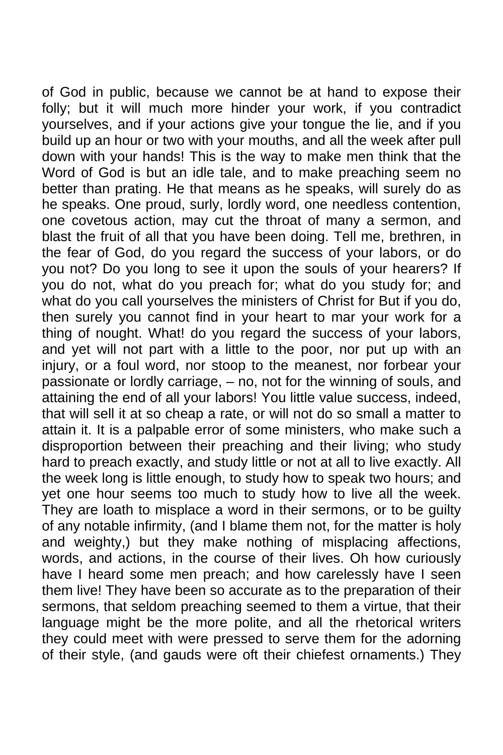of God in public, because we cannot be at hand to expose their folly; but it will much more hinder your work, if you contradict yourselves, and if your actions give your tongue the lie, and if you build up an hour or two with your mouths, and all the week after pull down with your hands! This is the way to make men think that the Word of God is but an idle tale, and to make preaching seem no better than prating. He that means as he speaks, will surely do as he speaks. One proud, surly, lordly word, one needless contention, one covetous action, may cut the throat of many a sermon, and blast the fruit of all that you have been doing. Tell me, brethren, in the fear of God, do you regard the success of your labors, or do you not? Do you long to see it upon the souls of your hearers? If you do not, what do you preach for; what do you study for; and what do you call yourselves the ministers of Christ for But if you do, then surely you cannot find in your heart to mar your work for a thing of nought. What! do you regard the success of your labors, and yet will not part with a little to the poor, nor put up with an injury, or a foul word, nor stoop to the meanest, nor forbear your passionate or lordly carriage, – no, not for the winning of souls, and attaining the end of all your labors! You little value success, indeed, that will sell it at so cheap a rate, or will not do so small a matter to attain it. It is a palpable error of some ministers, who make such a disproportion between their preaching and their living; who study hard to preach exactly, and study little or not at all to live exactly. All the week long is little enough, to study how to speak two hours; and yet one hour seems too much to study how to live all the week. They are loath to misplace a word in their sermons, or to be guilty of any notable infirmity, (and I blame them not, for the matter is holy and weighty,) but they make nothing of misplacing affections, words, and actions, in the course of their lives. Oh how curiously have I heard some men preach; and how carelessly have I seen them live! They have been so accurate as to the preparation of their sermons, that seldom preaching seemed to them a virtue, that their language might be the more polite, and all the rhetorical writers they could meet with were pressed to serve them for the adorning of their style, (and gauds were oft their chiefest ornaments.) They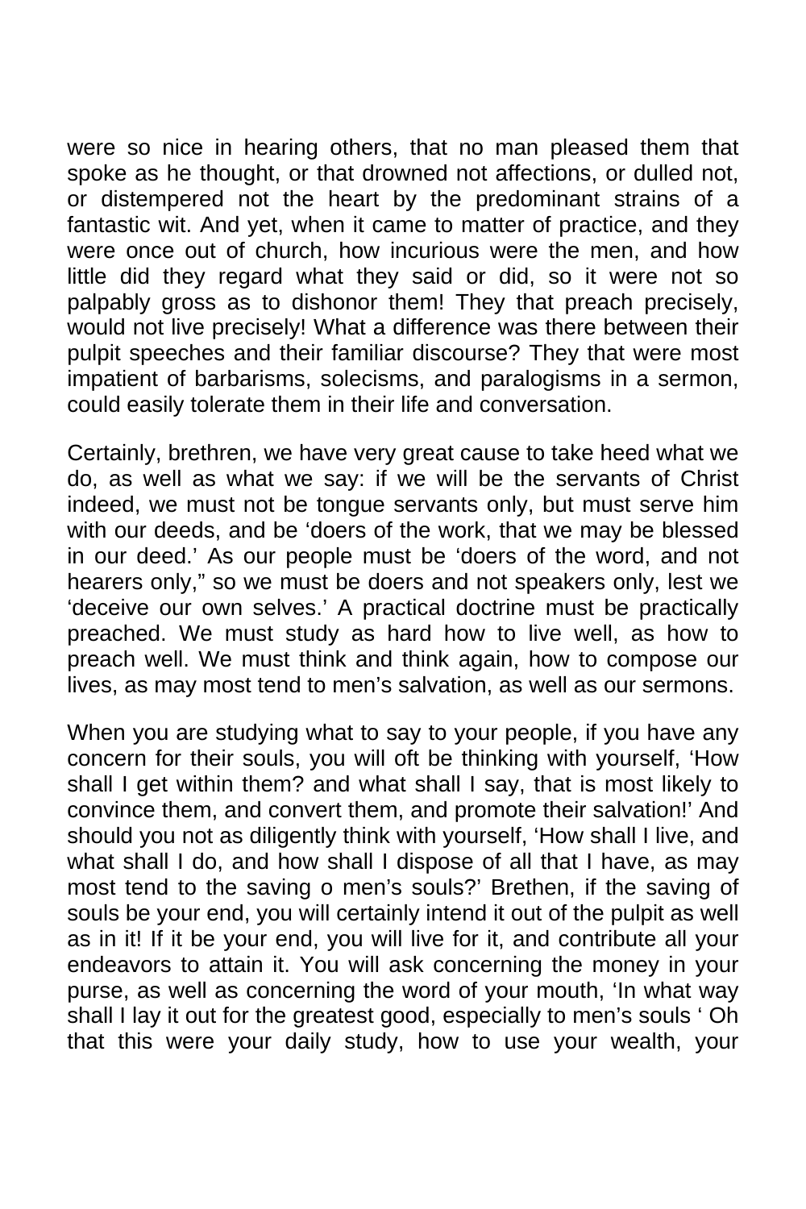were so nice in hearing others, that no man pleased them that spoke as he thought, or that drowned not affections, or dulled not, or distempered not the heart by the predominant strains of a fantastic wit. And yet, when it came to matter of practice, and they were once out of church, how incurious were the men, and how little did they regard what they said or did, so it were not so palpably gross as to dishonor them! They that preach precisely, would not live precisely! What a difference was there between their pulpit speeches and their familiar discourse? They that were most impatient of barbarisms, solecisms, and paralogisms in a sermon, could easily tolerate them in their life and conversation.

Certainly, brethren, we have very great cause to take heed what we do, as well as what we say: if we will be the servants of Christ indeed, we must not be tongue servants only, but must serve him with our deeds, and be 'doers of the work, that we may be blessed in our deed.' As our people must be 'doers of the word, and not hearers only," so we must be doers and not speakers only, lest we 'deceive our own selves.' A practical doctrine must be practically preached. We must study as hard how to live well, as how to preach well. We must think and think again, how to compose our lives, as may most tend to men's salvation, as well as our sermons.

When you are studying what to say to your people, if you have any concern for their souls, you will oft be thinking with yourself, 'How shall I get within them? and what shall I say, that is most likely to convince them, and convert them, and promote their salvation!' And should you not as diligently think with yourself, 'How shall I live, and what shall I do, and how shall I dispose of all that I have, as may most tend to the saving o men's souls?' Brethen, if the saving of souls be your end, you will certainly intend it out of the pulpit as well as in it! If it be your end, you will live for it, and contribute all your endeavors to attain it. You will ask concerning the money in your purse, as well as concerning the word of your mouth, 'In what way shall I lay it out for the greatest good, especially to men's souls ' Oh that this were your daily study, how to use your wealth, your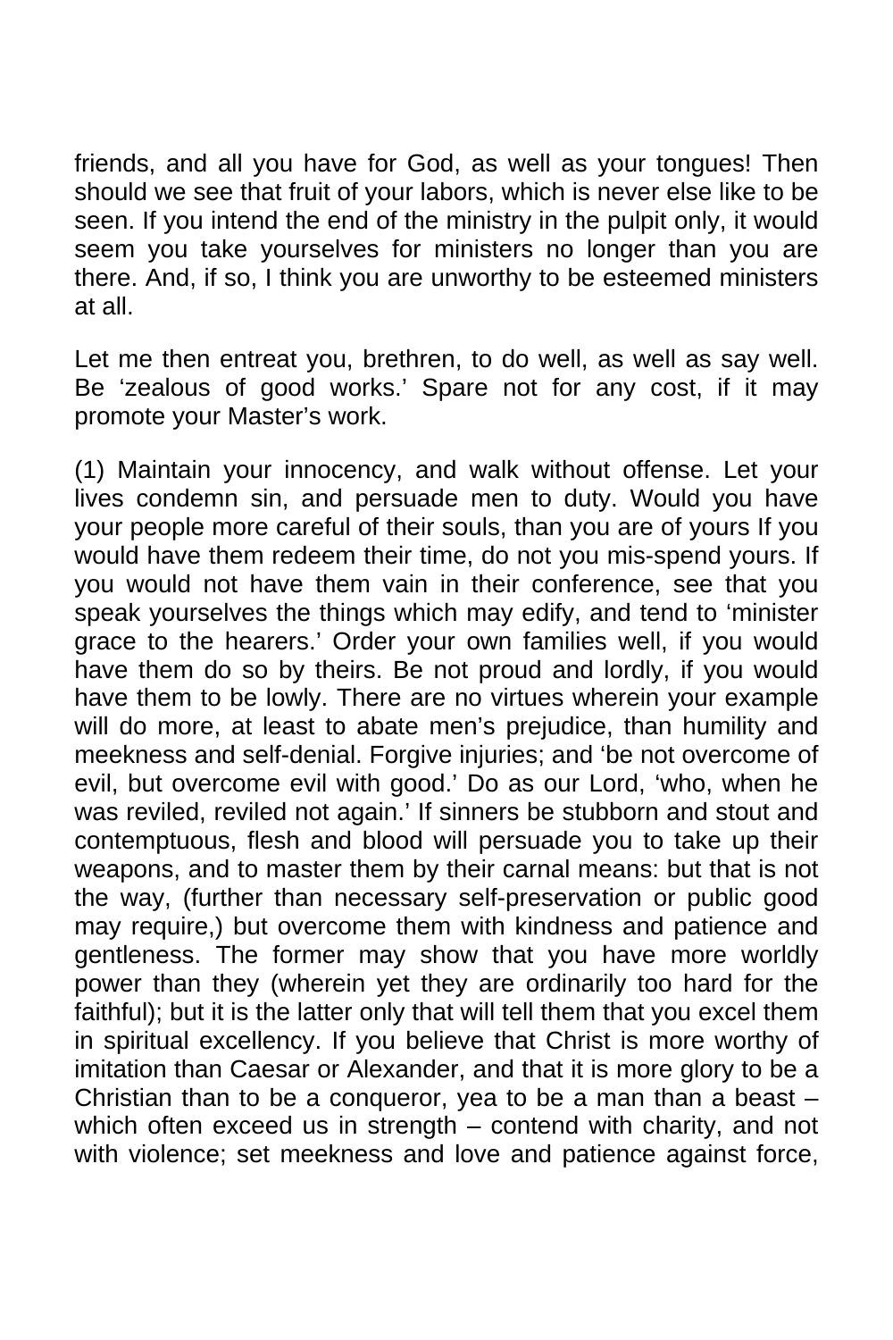friends, and all you have for God, as well as your tongues! Then should we see that fruit of your labors, which is never else like to be seen. If you intend the end of the ministry in the pulpit only, it would seem you take yourselves for ministers no longer than you are there. And, if so, I think you are unworthy to be esteemed ministers at all.

Let me then entreat you, brethren, to do well, as well as say well. Be 'zealous of good works.' Spare not for any cost, if it may promote your Master's work.

(1) Maintain your innocency, and walk without offense. Let your lives condemn sin, and persuade men to duty. Would you have your people more careful of their souls, than you are of yours If you would have them redeem their time, do not you mis-spend yours. If you would not have them vain in their conference, see that you speak yourselves the things which may edify, and tend to 'minister grace to the hearers.' Order your own families well, if you would have them do so by theirs. Be not proud and lordly, if you would have them to be lowly. There are no virtues wherein your example will do more, at least to abate men's prejudice, than humility and meekness and self-denial. Forgive injuries; and 'be not overcome of evil, but overcome evil with good.' Do as our Lord, 'who, when he was reviled, reviled not again.' If sinners be stubborn and stout and contemptuous, flesh and blood will persuade you to take up their weapons, and to master them by their carnal means: but that is not the way, (further than necessary self-preservation or public good may require,) but overcome them with kindness and patience and gentleness. The former may show that you have more worldly power than they (wherein yet they are ordinarily too hard for the faithful); but it is the latter only that will tell them that you excel them in spiritual excellency. If you believe that Christ is more worthy of imitation than Caesar or Alexander, and that it is more glory to be a Christian than to be a conqueror, yea to be a man than a beast – which often exceed us in strength – contend with charity, and not with violence; set meekness and love and patience against force,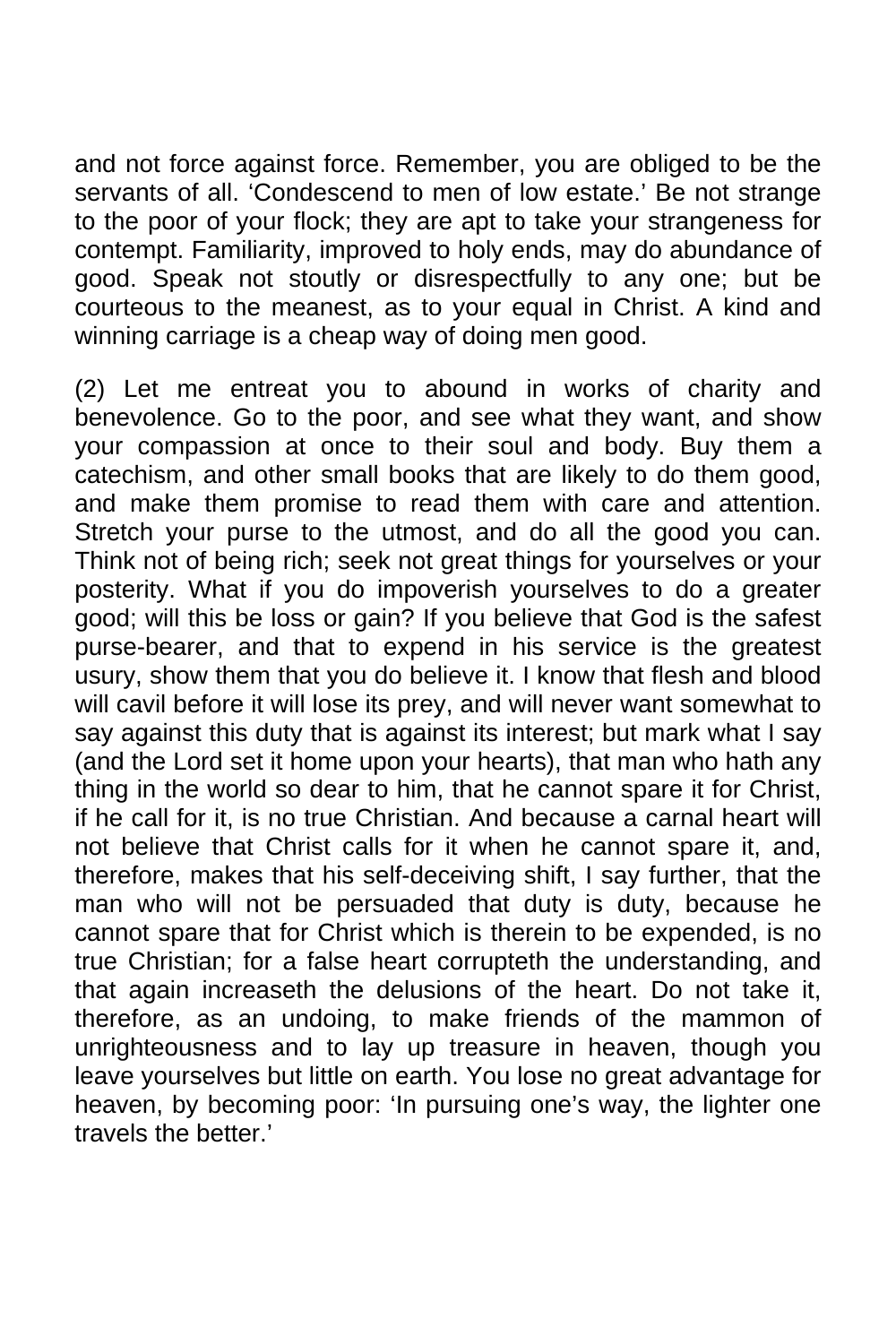and not force against force. Remember, you are obliged to be the servants of all. 'Condescend to men of low estate.' Be not strange to the poor of your flock; they are apt to take your strangeness for contempt. Familiarity, improved to holy ends, may do abundance of good. Speak not stoutly or disrespectfully to any one; but be courteous to the meanest, as to your equal in Christ. A kind and winning carriage is a cheap way of doing men good.

(2) Let me entreat you to abound in works of charity and benevolence. Go to the poor, and see what they want, and show your compassion at once to their soul and body. Buy them a catechism, and other small books that are likely to do them good, and make them promise to read them with care and attention. Stretch your purse to the utmost, and do all the good you can. Think not of being rich; seek not great things for yourselves or your posterity. What if you do impoverish yourselves to do a greater good; will this be loss or gain? If you believe that God is the safest purse-bearer, and that to expend in his service is the greatest usury, show them that you do believe it. I know that flesh and blood will cavil before it will lose its prey, and will never want somewhat to say against this duty that is against its interest; but mark what I say (and the Lord set it home upon your hearts), that man who hath any thing in the world so dear to him, that he cannot spare it for Christ, if he call for it, is no true Christian. And because a carnal heart will not believe that Christ calls for it when he cannot spare it, and, therefore, makes that his self-deceiving shift, I say further, that the man who will not be persuaded that duty is duty, because he cannot spare that for Christ which is therein to be expended, is no true Christian; for a false heart corrupteth the understanding, and that again increaseth the delusions of the heart. Do not take it, therefore, as an undoing, to make friends of the mammon of unrighteousness and to lay up treasure in heaven, though you leave yourselves but little on earth. You lose no great advantage for heaven, by becoming poor: 'In pursuing one's way, the lighter one travels the better.'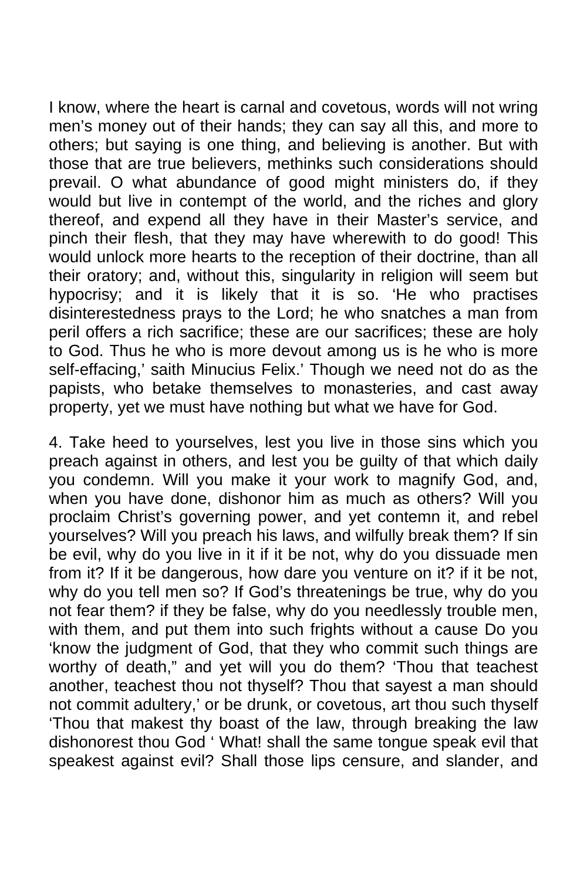I know, where the heart is carnal and covetous, words will not wring men's money out of their hands; they can say all this, and more to others; but saying is one thing, and believing is another. But with those that are true believers, methinks such considerations should prevail. O what abundance of good might ministers do, if they would but live in contempt of the world, and the riches and glory thereof, and expend all they have in their Master's service, and pinch their flesh, that they may have wherewith to do good! This would unlock more hearts to the reception of their doctrine, than all their oratory; and, without this, singularity in religion will seem but hypocrisy; and it is likely that it is so. 'He who practises disinterestedness prays to the Lord; he who snatches a man from peril offers a rich sacrifice; these are our sacrifices; these are holy to God. Thus he who is more devout among us is he who is more self-effacing,' saith Minucius Felix.' Though we need not do as the papists, who betake themselves to monasteries, and cast away property, yet we must have nothing but what we have for God.

4. Take heed to yourselves, lest you live in those sins which you preach against in others, and lest you be guilty of that which daily you condemn. Will you make it your work to magnify God, and, when you have done, dishonor him as much as others? Will you proclaim Christ's governing power, and yet contemn it, and rebel yourselves? Will you preach his laws, and wilfully break them? If sin be evil, why do you live in it if it be not, why do you dissuade men from it? If it be dangerous, how dare you venture on it? if it be not, why do you tell men so? If God's threatenings be true, why do you not fear them? if they be false, why do you needlessly trouble men, with them, and put them into such frights without a cause Do you 'know the judgment of God, that they who commit such things are worthy of death," and yet will you do them? 'Thou that teachest another, teachest thou not thyself? Thou that sayest a man should not commit adultery,' or be drunk, or covetous, art thou such thyself 'Thou that makest thy boast of the law, through breaking the law dishonorest thou God ' What! shall the same tongue speak evil that speakest against evil? Shall those lips censure, and slander, and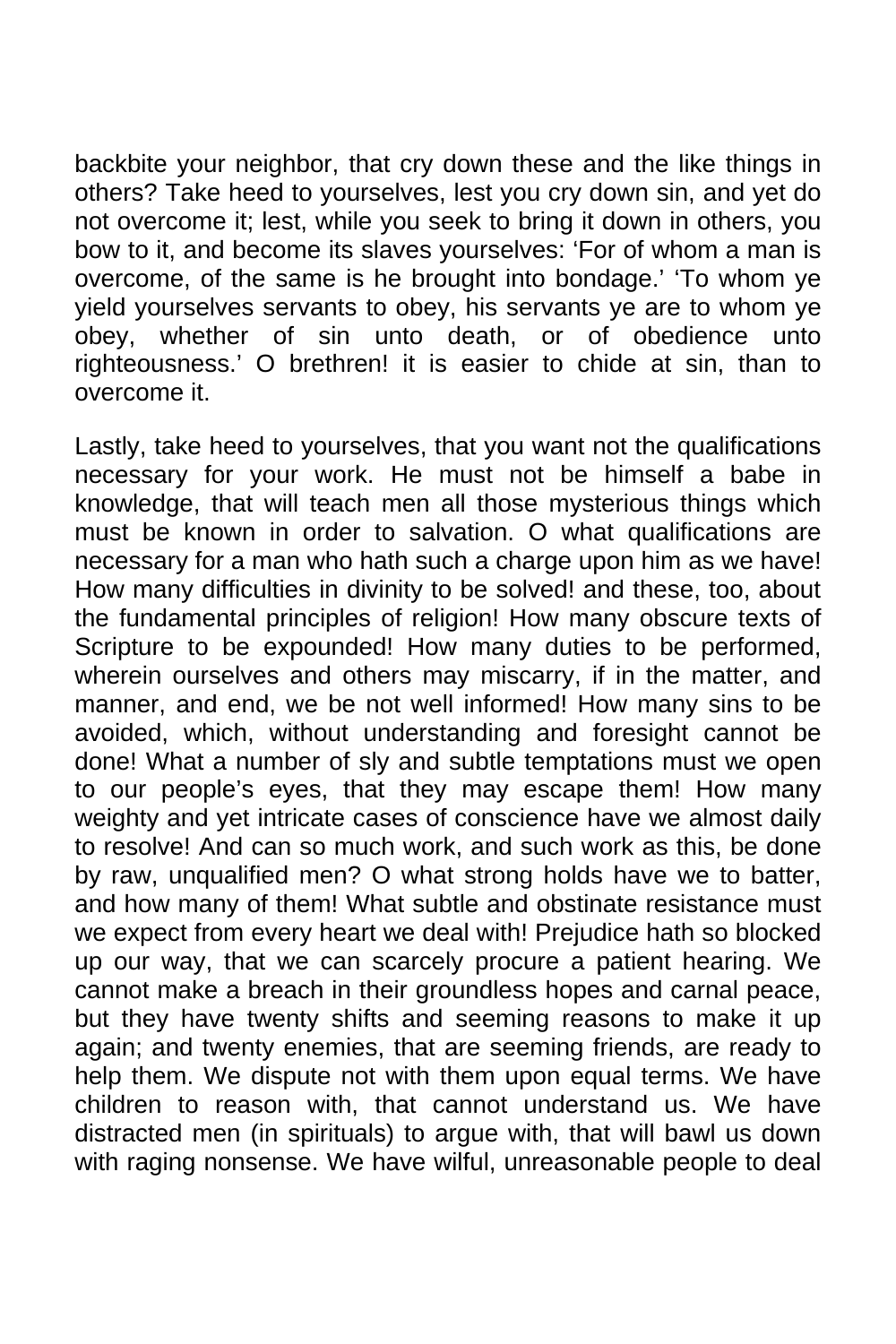backbite your neighbor, that cry down these and the like things in others? Take heed to yourselves, lest you cry down sin, and yet do not overcome it; lest, while you seek to bring it down in others, you bow to it, and become its slaves yourselves: ‘For of whom a man is overcome, of the same is he brought into bondage.’ ‘To whom ye yield yourselves servants to obey, his servants ye are to whom ye obey, whether of sin unto death, or of obedience unto righteousness.’ O brethren! it is easier to chide at sin, than to overcome it.

Lastly, take heed to yourselves, that you want not the qualifications necessary for your work. He must not be himself a babe in knowledge, that will teach men all those mysterious things which must be known in order to salvation. O what qualifications are necessary for a man who hath such a charge upon him as we have! How many difficulties in divinity to be solved! and these, too, about the fundamental principles of religion! How many obscure texts of Scripture to be expounded! How many duties to be performed, wherein ourselves and others may miscarry, if in the matter, and manner, and end, we be not well informed! How many sins to be avoided, which, without understanding and foresight cannot be done! What a number of sly and subtle temptations must we open to our people’s eyes, that they may escape them! How many weighty and yet intricate cases of conscience have we almost daily to resolve! And can so much work, and such work as this, be done by raw, unqualified men? O what strong holds have we to batter, and how many of them! What subtle and obstinate resistance must we expect from every heart we deal with! Prejudice hath so blocked up our way, that we can scarcely procure a patient hearing. We cannot make a breach in their groundless hopes and carnal peace, but they have twenty shifts and seeming reasons to make it up again; and twenty enemies, that are seeming friends, are ready to help them. We dispute not with them upon equal terms. We have children to reason with, that cannot understand us. We have distracted men (in spirituals) to argue with, that will bawl us down with raging nonsense. We have wilful, unreasonable people to deal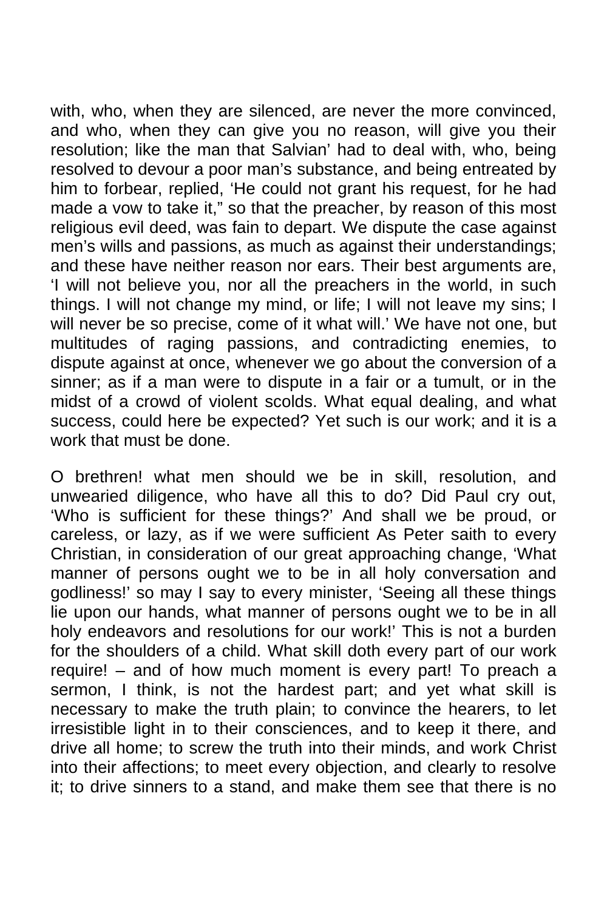with, who, when they are silenced, are never the more convinced, and who, when they can give you no reason, will give you their resolution; like the man that Salvian' had to deal with, who, being resolved to devour a poor man's substance, and being entreated by him to forbear, replied, 'He could not grant his request, for he had made a vow to take it," so that the preacher, by reason of this most religious evil deed, was fain to depart. We dispute the case against men's wills and passions, as much as against their understandings; and these have neither reason nor ears. Their best arguments are, 'I will not believe you, nor all the preachers in the world, in such things. I will not change my mind, or life; I will not leave my sins; I will never be so precise, come of it what will.' We have not one, but multitudes of raging passions, and contradicting enemies, to dispute against at once, whenever we go about the conversion of a sinner; as if a man were to dispute in a fair or a tumult, or in the midst of a crowd of violent scolds. What equal dealing, and what success, could here be expected? Yet such is our work; and it is a work that must be done.

O brethren! what men should we be in skill, resolution, and unwearied diligence, who have all this to do? Did Paul cry out, 'Who is sufficient for these things?' And shall we be proud, or careless, or lazy, as if we were sufficient As Peter saith to every Christian, in consideration of our great approaching change, 'What manner of persons ought we to be in all holy conversation and godliness!' so may I say to every minister, 'Seeing all these things lie upon our hands, what manner of persons ought we to be in all holy endeavors and resolutions for our work!' This is not a burden for the shoulders of a child. What skill doth every part of our work require! – and of how much moment is every part! To preach a sermon, I think, is not the hardest part; and yet what skill is necessary to make the truth plain; to convince the hearers, to let irresistible light in to their consciences, and to keep it there, and drive all home; to screw the truth into their minds, and work Christ into their affections; to meet every objection, and clearly to resolve it; to drive sinners to a stand, and make them see that there is no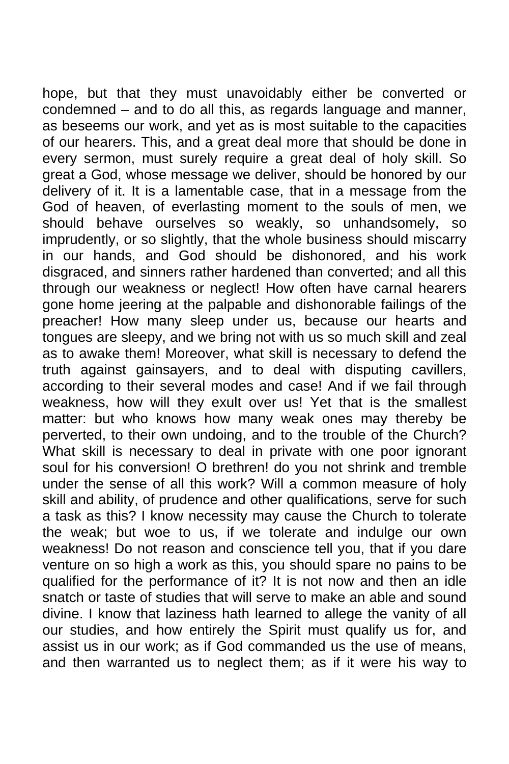hope, but that they must unavoidably either be converted or condemned – and to do all this, as regards language and manner, as beseems our work, and yet as is most suitable to the capacities of our hearers. This, and a great deal more that should be done in every sermon, must surely require a great deal of holy skill. So great a God, whose message we deliver, should be honored by our delivery of it. It is a lamentable case, that in a message from the God of heaven, of everlasting moment to the souls of men, we should behave ourselves so weakly, so unhandsomely, so imprudently, or so slightly, that the whole business should miscarry in our hands, and God should be dishonored, and his work disgraced, and sinners rather hardened than converted; and all this through our weakness or neglect! How often have carnal hearers gone home jeering at the palpable and dishonorable failings of the preacher! How many sleep under us, because our hearts and tongues are sleepy, and we bring not with us so much skill and zeal as to awake them! Moreover, what skill is necessary to defend the truth against gainsayers, and to deal with disputing cavillers, according to their several modes and case! And if we fail through weakness, how will they exult over us! Yet that is the smallest matter: but who knows how many weak ones may thereby be perverted, to their own undoing, and to the trouble of the Church? What skill is necessary to deal in private with one poor ignorant soul for his conversion! O brethren! do you not shrink and tremble under the sense of all this work? Will a common measure of holy skill and ability, of prudence and other qualifications, serve for such a task as this? I know necessity may cause the Church to tolerate the weak; but woe to us, if we tolerate and indulge our own weakness! Do not reason and conscience tell you, that if you dare venture on so high a work as this, you should spare no pains to be qualified for the performance of it? It is not now and then an idle snatch or taste of studies that will serve to make an able and sound divine. I know that laziness hath learned to allege the vanity of all our studies, and how entirely the Spirit must qualify us for, and assist us in our work; as if God commanded us the use of means, and then warranted us to neglect them; as if it were his way to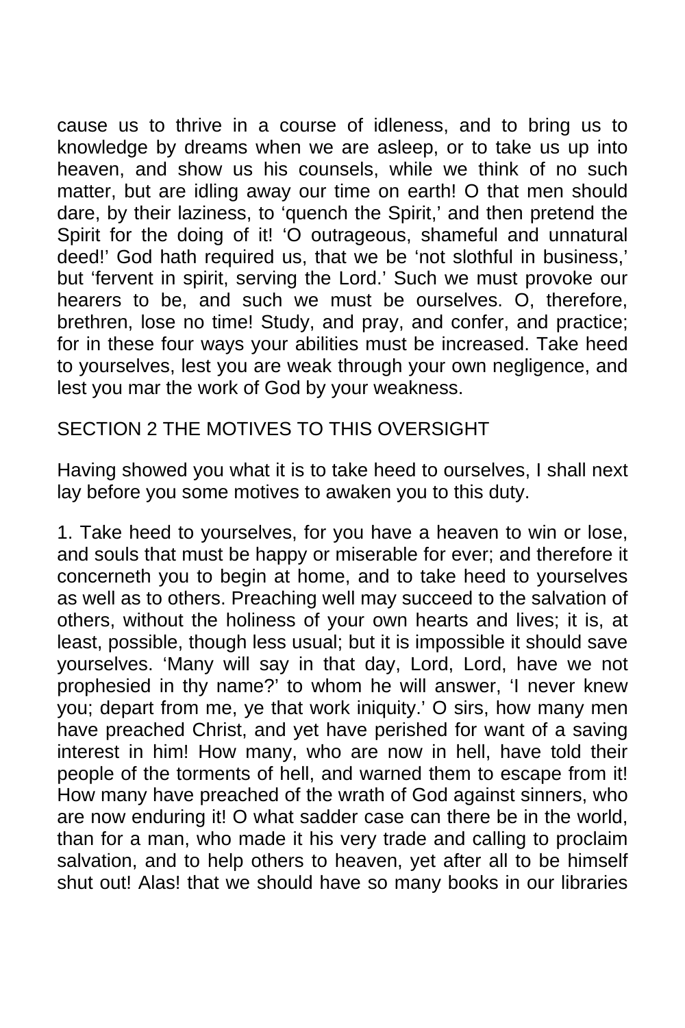cause us to thrive in a course of idleness, and to bring us to knowledge by dreams when we are asleep, or to take us up into heaven, and show us his counsels, while we think of no such matter, but are idling away our time on earth! O that men should dare, by their laziness, to 'quench the Spirit,' and then pretend the Spirit for the doing of it! 'O outrageous, shameful and unnatural deed!' God hath required us, that we be 'not slothful in business,' but 'fervent in spirit, serving the Lord.' Such we must provoke our hearers to be, and such we must be ourselves. O, therefore, brethren, lose no time! Study, and pray, and confer, and practice; for in these four ways your abilities must be increased. Take heed to yourselves, lest you are weak through your own negligence, and lest you mar the work of God by your weakness.

## SECTION 2 THE MOTIVES TO THIS OVERSIGHT

Having showed you what it is to take heed to ourselves, I shall next lay before you some motives to awaken you to this duty.

1. Take heed to yourselves, for you have a heaven to win or lose, and souls that must be happy or miserable for ever; and therefore it concerneth you to begin at home, and to take heed to yourselves as well as to others. Preaching well may succeed to the salvation of others, without the holiness of your own hearts and lives; it is, at least, possible, though less usual; but it is impossible it should save yourselves. 'Many will say in that day, Lord, Lord, have we not prophesied in thy name?' to whom he will answer, 'I never knew you; depart from me, ye that work iniquity.' O sirs, how many men have preached Christ, and yet have perished for want of a saving interest in him! How many, who are now in hell, have told their people of the torments of hell, and warned them to escape from it! How many have preached of the wrath of God against sinners, who are now enduring it! O what sadder case can there be in the world, than for a man, who made it his very trade and calling to proclaim salvation, and to help others to heaven, yet after all to be himself shut out! Alas! that we should have so many books in our libraries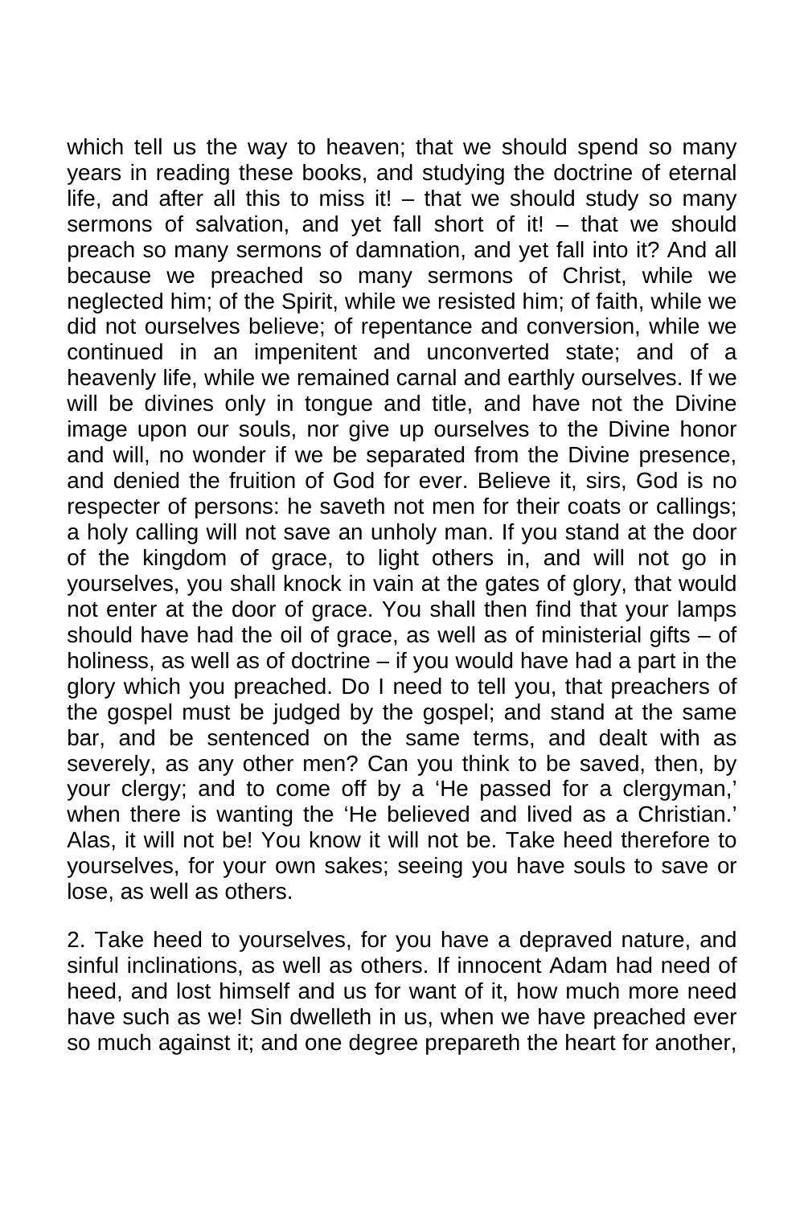which tell us the way to heaven; that we should spend so many years in reading these books, and studying the doctrine of eternal life, and after all this to miss it! – that we should study so many sermons of salvation, and yet fall short of it! – that we should preach so many sermons of damnation, and yet fall into it? And all because we preached so many sermons of Christ, while we neglected him; of the Spirit, while we resisted him; of faith, while we did not ourselves believe; of repentance and conversion, while we continued in an impenitent and unconverted state; and of a heavenly life, while we remained carnal and earthly ourselves. If we will be divines only in tongue and title, and have not the Divine image upon our souls, nor give up ourselves to the Divine honor and will, no wonder if we be separated from the Divine presence, and denied the fruition of God for ever. Believe it, sirs, God is no respecter of persons: he saveth not men for their coats or callings; a holy calling will not save an unholy man. If you stand at the door of the kingdom of grace, to light others in, and will not go in yourselves, you shall knock in vain at the gates of glory, that would not enter at the door of grace. You shall then find that your lamps should have had the oil of grace, as well as of ministerial gifts – of holiness, as well as of doctrine – if you would have had a part in the glory which you preached. Do I need to tell you, that preachers of the gospel must be judged by the gospel; and stand at the same bar, and be sentenced on the same terms, and dealt with as severely, as any other men? Can you think to be saved, then, by your clergy; and to come off by a 'He passed for a clergyman,' when there is wanting the 'He believed and lived as a Christian.' Alas, it will not be! You know it will not be. Take heed therefore to yourselves, for your own sakes; seeing you have souls to save or lose, as well as others.

2. Take heed to yourselves, for you have a depraved nature, and sinful inclinations, as well as others. If innocent Adam had need of heed, and lost himself and us for want of it, how much more need have such as we! Sin dwelleth in us, when we have preached ever so much against it; and one degree prepareth the heart for another,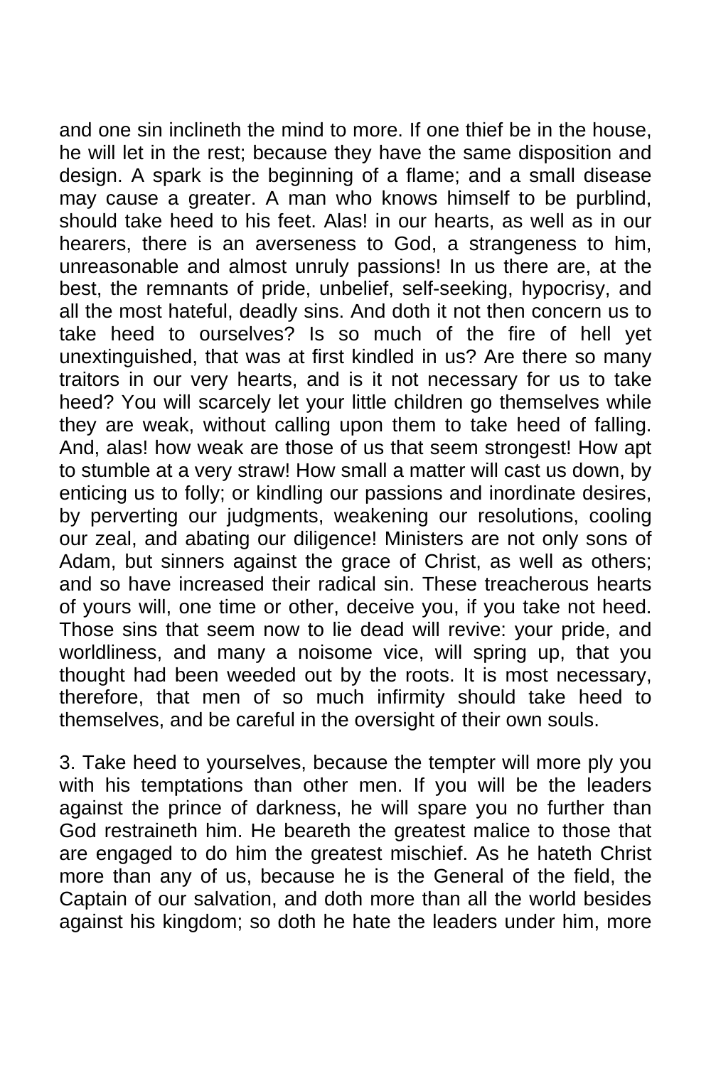and one sin inclineth the mind to more. If one thief be in the house, he will let in the rest; because they have the same disposition and design. A spark is the beginning of a flame; and a small disease may cause a greater. A man who knows himself to be purblind, should take heed to his feet. Alas! in our hearts, as well as in our hearers, there is an averseness to God, a strangeness to him, unreasonable and almost unruly passions! In us there are, at the best, the remnants of pride, unbelief, self-seeking, hypocrisy, and all the most hateful, deadly sins. And doth it not then concern us to take heed to ourselves? Is so much of the fire of hell yet unextinguished, that was at first kindled in us? Are there so many traitors in our very hearts, and is it not necessary for us to take heed? You will scarcely let your little children go themselves while they are weak, without calling upon them to take heed of falling. And, alas! how weak are those of us that seem strongest! How apt to stumble at a very straw! How small a matter will cast us down, by enticing us to folly; or kindling our passions and inordinate desires, by perverting our judgments, weakening our resolutions, cooling our zeal, and abating our diligence! Ministers are not only sons of Adam, but sinners against the grace of Christ, as well as others; and so have increased their radical sin. These treacherous hearts of yours will, one time or other, deceive you, if you take not heed. Those sins that seem now to lie dead will revive: your pride, and worldliness, and many a noisome vice, will spring up, that you thought had been weeded out by the roots. It is most necessary, therefore, that men of so much infirmity should take heed to themselves, and be careful in the oversight of their own souls.

3. Take heed to yourselves, because the tempter will more ply you with his temptations than other men. If you will be the leaders against the prince of darkness, he will spare you no further than God restraineth him. He beareth the greatest malice to those that are engaged to do him the greatest mischief. As he hateth Christ more than any of us, because he is the General of the field, the Captain of our salvation, and doth more than all the world besides against his kingdom; so doth he hate the leaders under him, more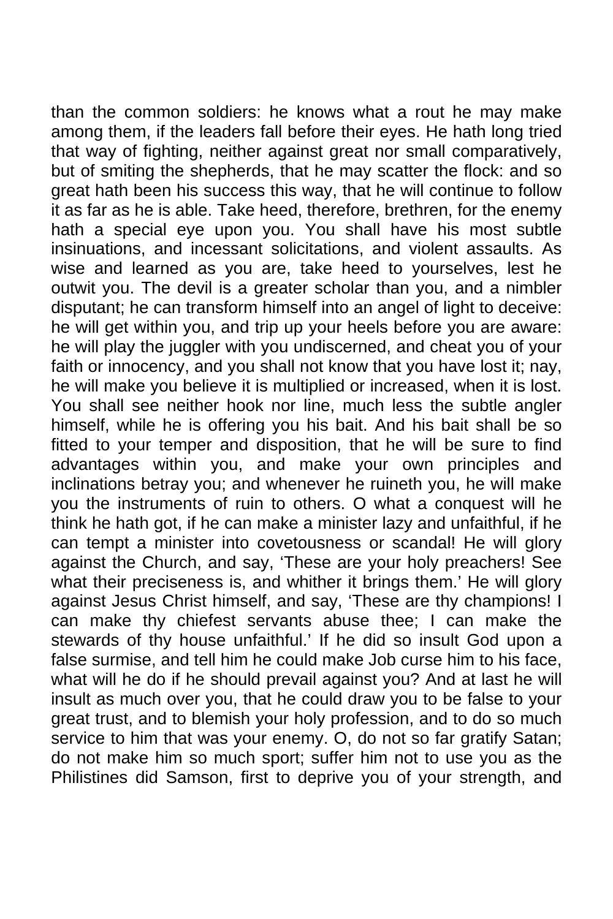than the common soldiers: he knows what a rout he may make among them, if the leaders fall before their eyes. He hath long tried that way of fighting, neither against great nor small comparatively, but of smiting the shepherds, that he may scatter the flock: and so great hath been his success this way, that he will continue to follow it as far as he is able. Take heed, therefore, brethren, for the enemy hath a special eye upon you. You shall have his most subtle insinuations, and incessant solicitations, and violent assaults. As wise and learned as you are, take heed to yourselves, lest he outwit you. The devil is a greater scholar than you, and a nimbler disputant; he can transform himself into an angel of light to deceive: he will get within you, and trip up your heels before you are aware: he will play the juggler with you undiscerned, and cheat you of your faith or innocency, and you shall not know that you have lost it; nay, he will make you believe it is multiplied or increased, when it is lost. You shall see neither hook nor line, much less the subtle angler himself, while he is offering you his bait. And his bait shall be so fitted to your temper and disposition, that he will be sure to find advantages within you, and make your own principles and inclinations betray you; and whenever he ruineth you, he will make you the instruments of ruin to others. O what a conquest will he think he hath got, if he can make a minister lazy and unfaithful, if he can tempt a minister into covetousness or scandal! He will glory against the Church, and say, 'These are your holy preachers! See what their preciseness is, and whither it brings them.' He will glory against Jesus Christ himself, and say, 'These are thy champions! I can make thy chiefest servants abuse thee; I can make the stewards of thy house unfaithful.' If he did so insult God upon a false surmise, and tell him he could make Job curse him to his face, what will he do if he should prevail against you? And at last he will insult as much over you, that he could draw you to be false to your great trust, and to blemish your holy profession, and to do so much service to him that was your enemy. O, do not so far gratify Satan; do not make him so much sport; suffer him not to use you as the Philistines did Samson, first to deprive you of your strength, and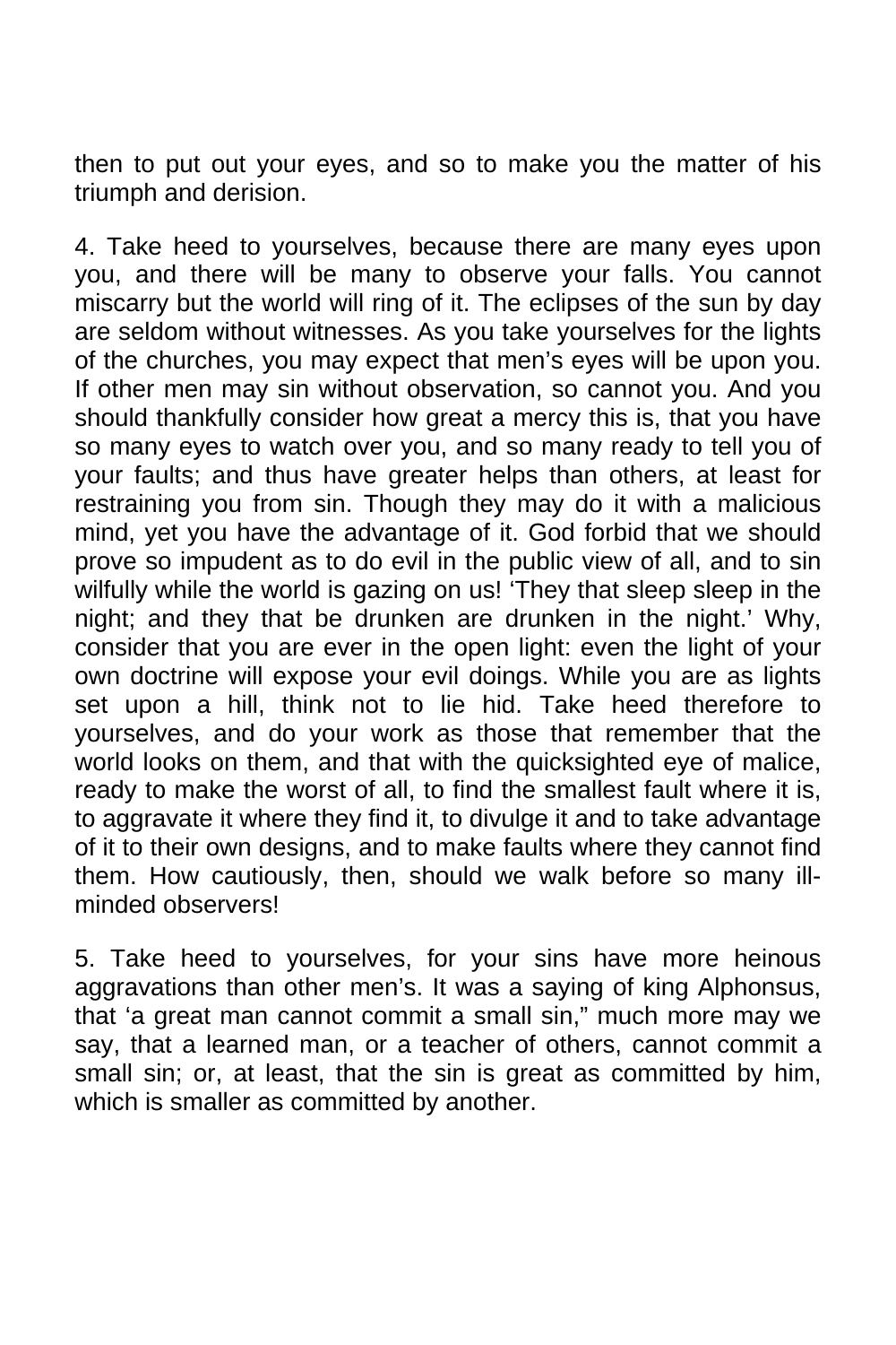then to put out your eyes, and so to make you the matter of his triumph and derision.

4. Take heed to yourselves, because there are many eyes upon you, and there will be many to observe your falls. You cannot miscarry but the world will ring of it. The eclipses of the sun by day are seldom without witnesses. As you take yourselves for the lights of the churches, you may expect that men's eyes will be upon you. If other men may sin without observation, so cannot you. And you should thankfully consider how great a mercy this is, that you have so many eyes to watch over you, and so many ready to tell you of your faults; and thus have greater helps than others, at least for restraining you from sin. Though they may do it with a malicious mind, yet you have the advantage of it. God forbid that we should prove so impudent as to do evil in the public view of all, and to sin wilfully while the world is gazing on us! 'They that sleep sleep in the night; and they that be drunken are drunken in the night.' Why, consider that you are ever in the open light: even the light of your own doctrine will expose your evil doings. While you are as lights set upon a hill, think not to lie hid. Take heed therefore to yourselves, and do your work as those that remember that the world looks on them, and that with the quicksighted eye of malice, ready to make the worst of all, to find the smallest fault where it is, to aggravate it where they find it, to divulge it and to take advantage of it to their own designs, and to make faults where they cannot find them. How cautiously, then, should we walk before so many ill-minded observers!

5. Take heed to yourselves, for your sins have more heinous aggravations than other men's. It was a saying of king Alphonsus, that 'a great man cannot commit a small sin," much more may we say, that a learned man, or a teacher of others, cannot commit a small sin; or, at least, that the sin is great as committed by him, which is smaller as committed by another.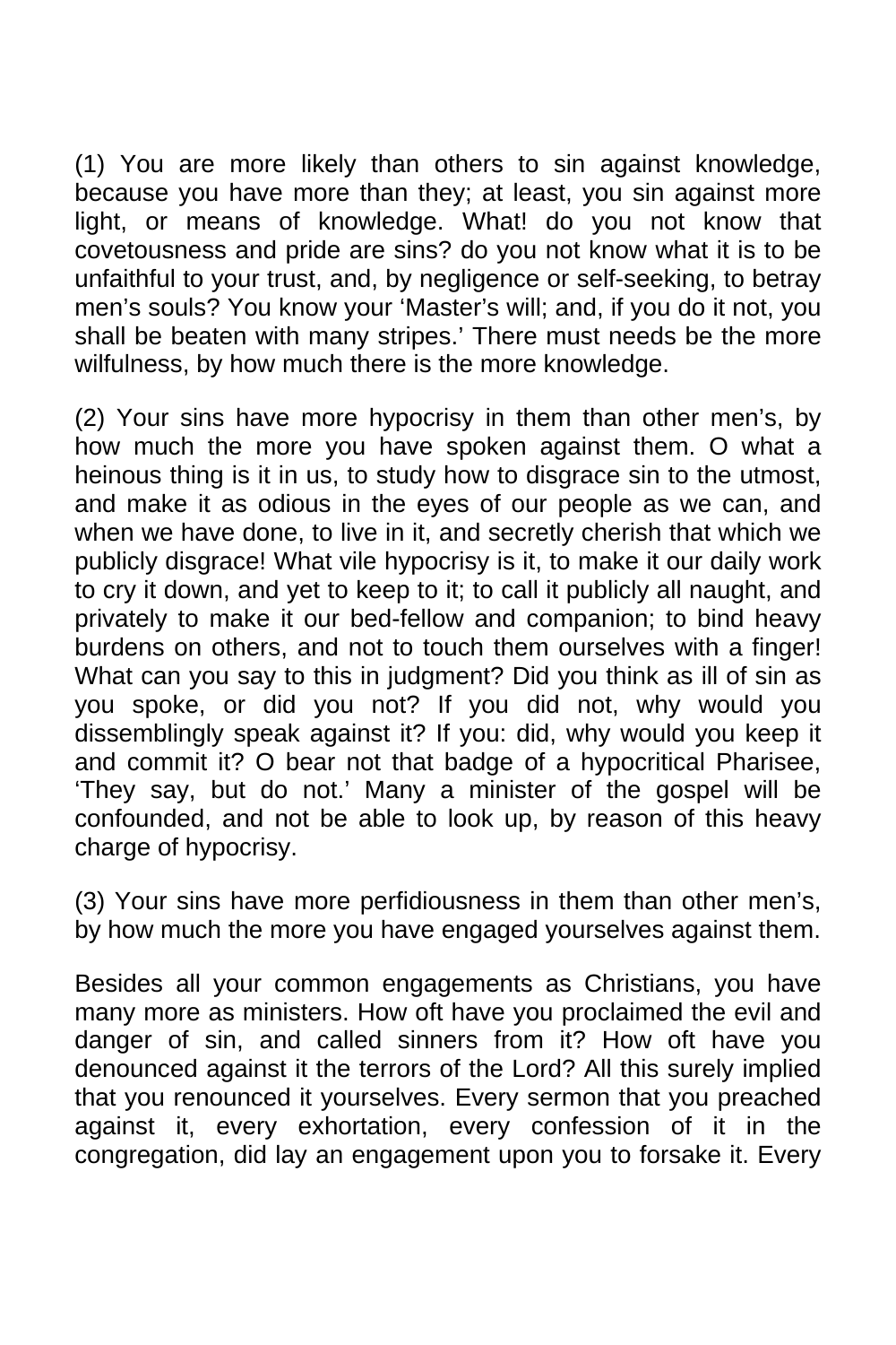(1) You are more likely than others to sin against knowledge, because you have more than they; at least, you sin against more light, or means of knowledge. What! do you not know that covetousness and pride are sins? do you not know what it is to be unfaithful to your trust, and, by negligence or self-seeking, to betray men's souls? You know your 'Master's will; and, if you do it not, you shall be beaten with many stripes.' There must needs be the more wilfulness, by how much there is the more knowledge.

(2) Your sins have more hypocrisy in them than other men's, by how much the more you have spoken against them. O what a heinous thing is it in us, to study how to disgrace sin to the utmost, and make it as odious in the eyes of our people as we can, and when we have done, to live in it, and secretly cherish that which we publicly disgrace! What vile hypocrisy is it, to make it our daily work to cry it down, and yet to keep to it; to call it publicly all naught, and privately to make it our bed-fellow and companion; to bind heavy burdens on others, and not to touch them ourselves with a finger! What can you say to this in judgment? Did you think as ill of sin as you spoke, or did you not? If you did not, why would you dissemblingly speak against it? If you: did, why would you keep it and commit it? O bear not that badge of a hypocritical Pharisee, 'They say, but do not.' Many a minister of the gospel will be confounded, and not be able to look up, by reason of this heavy charge of hypocrisy.

(3) Your sins have more perfidiousness in them than other men's, by how much the more you have engaged yourselves against them.

Besides all your common engagements as Christians, you have many more as ministers. How oft have you proclaimed the evil and danger of sin, and called sinners from it? How oft have you denounced against it the terrors of the Lord? All this surely implied that you renounced it yourselves. Every sermon that you preached against it, every exhortation, every confession of it in the congregation, did lay an engagement upon you to forsake it. Every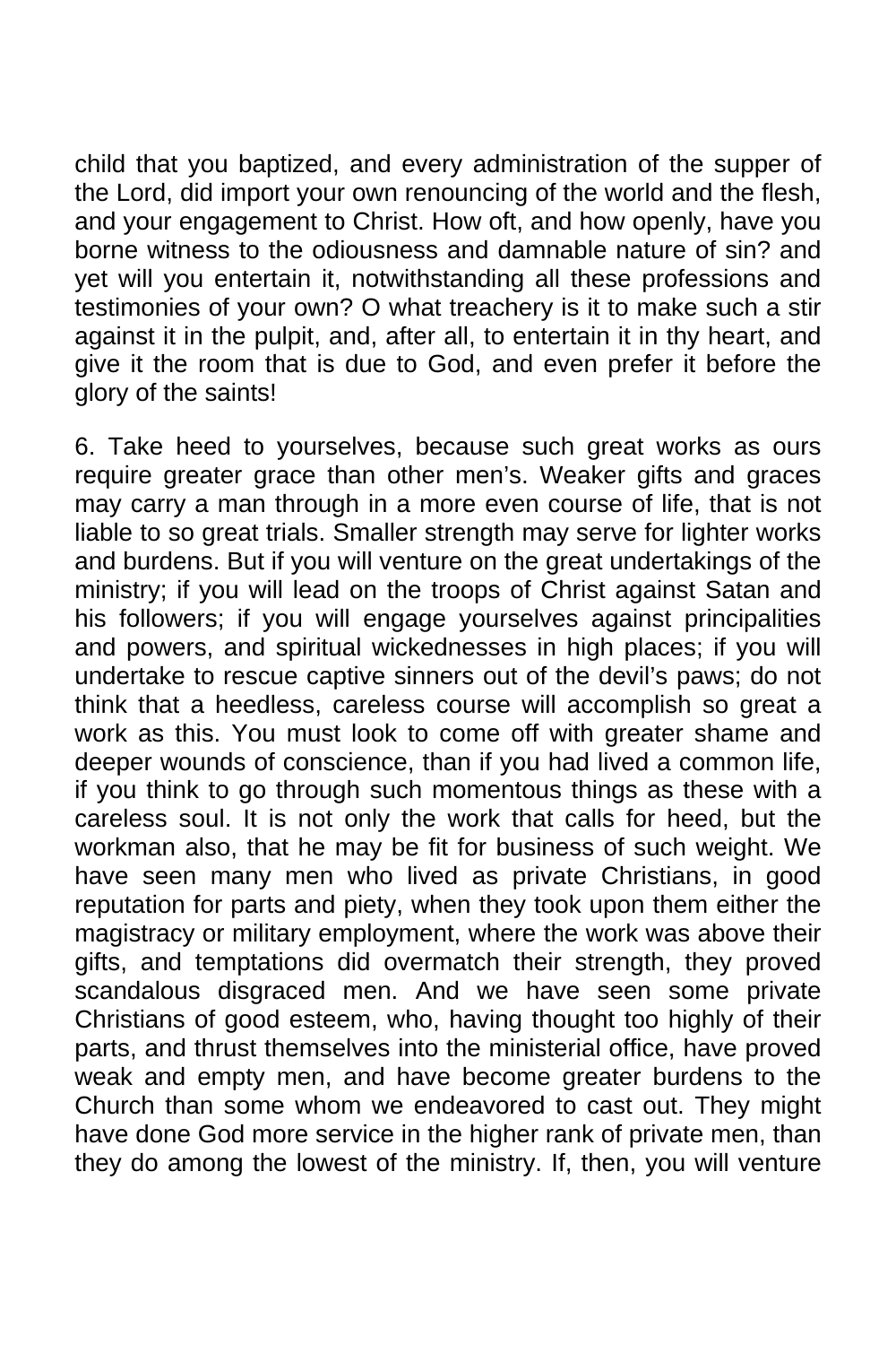child that you baptized, and every administration of the supper of the Lord, did import your own renouncing of the world and the flesh, and your engagement to Christ. How oft, and how openly, have you borne witness to the odiousness and damnable nature of sin? and yet will you entertain it, notwithstanding all these professions and testimonies of your own? O what treachery is it to make such a stir against it in the pulpit, and, after all, to entertain it in thy heart, and give it the room that is due to God, and even prefer it before the glory of the saints!

6. Take heed to yourselves, because such great works as ours require greater grace than other men's. Weaker gifts and graces may carry a man through in a more even course of life, that is not liable to so great trials. Smaller strength may serve for lighter works and burdens. But if you will venture on the great undertakings of the ministry; if you will lead on the troops of Christ against Satan and his followers; if you will engage yourselves against principalities and powers, and spiritual wickednesses in high places; if you will undertake to rescue captive sinners out of the devil's paws; do not think that a heedless, careless course will accomplish so great a work as this. You must look to come off with greater shame and deeper wounds of conscience, than if you had lived a common life, if you think to go through such momentous things as these with a careless soul. It is not only the work that calls for heed, but the workman also, that he may be fit for business of such weight. We have seen many men who lived as private Christians, in good reputation for parts and piety, when they took upon them either the magistracy or military employment, where the work was above their gifts, and temptations did overmatch their strength, they proved scandalous disgraced men. And we have seen some private Christians of good esteem, who, having thought too highly of their parts, and thrust themselves into the ministerial office, have proved weak and empty men, and have become greater burdens to the Church than some whom we endeavored to cast out. They might have done God more service in the higher rank of private men, than they do among the lowest of the ministry. If, then, you will venture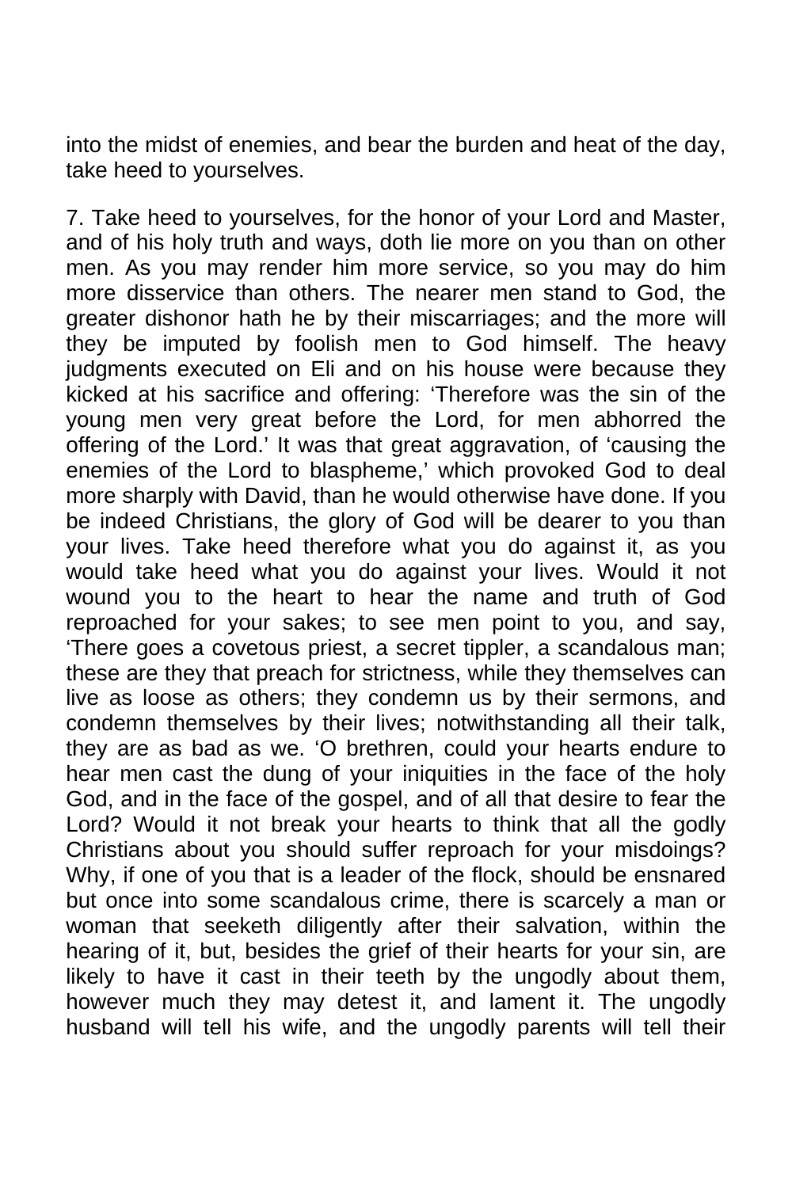into the midst of enemies, and bear the burden and heat of the day, take heed to yourselves.

7. Take heed to yourselves, for the honor of your Lord and Master, and of his holy truth and ways, doth lie more on you than on other men. As you may render him more service, so you may do him more disservice than others. The nearer men stand to God, the greater dishonor hath he by their miscarriages; and the more will they be imputed by foolish men to God himself. The heavy judgments executed on Eli and on his house were because they kicked at his sacrifice and offering: 'Therefore was the sin of the young men very great before the Lord, for men abhorred the offering of the Lord.' It was that great aggravation, of 'causing the enemies of the Lord to blaspheme,' which provoked God to deal more sharply with David, than he would otherwise have done. If you be indeed Christians, the glory of God will be dearer to you than your lives. Take heed therefore what you do against it, as you would take heed what you do against your lives. Would it not wound you to the heart to hear the name and truth of God reproached for your sakes; to see men point to you, and say, 'There goes a covetous priest, a secret tippler, a scandalous man; these are they that preach for strictness, while they themselves can live as loose as others; they condemn us by their sermons, and condemn themselves by their lives; notwithstanding all their talk, they are as bad as we. 'O brethren, could your hearts endure to hear men cast the dung of your iniquities in the face of the holy God, and in the face of the gospel, and of all that desire to fear the Lord? Would it not break your hearts to think that all the godly Christians about you should suffer reproach for your misdoings? Why, if one of you that is a leader of the flock, should be ensnared but once into some scandalous crime, there is scarcely a man or woman that seeketh diligently after their salvation, within the hearing of it, but, besides the grief of their hearts for your sin, are likely to have it cast in their teeth by the ungodly about them, however much they may detest it, and lament it. The ungodly husband will tell his wife, and the ungodly parents will tell their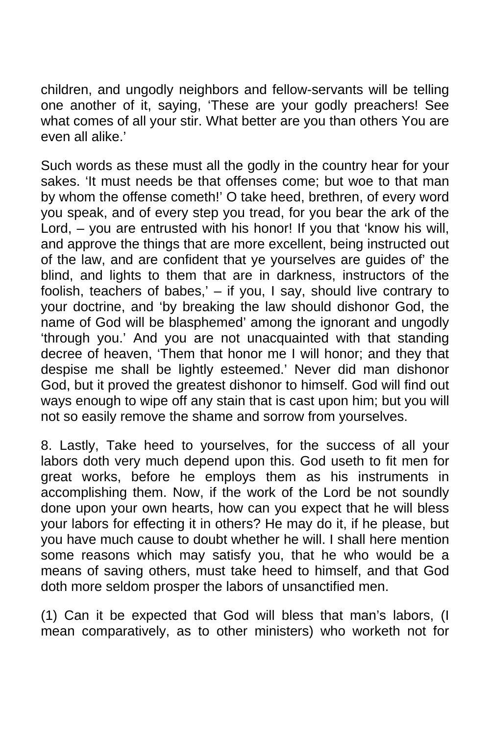children, and ungodly neighbors and fellow-servants will be telling one another of it, saying, 'These are your godly preachers! See what comes of all your stir. What better are you than others You are even all alike.'

Such words as these must all the godly in the country hear for your sakes. 'It must needs be that offenses come; but woe to that man by whom the offense cometh!' O take heed, brethren, of every word you speak, and of every step you tread, for you bear the ark of the Lord, – you are entrusted with his honor! If you that 'know his will, and approve the things that are more excellent, being instructed out of the law, and are confident that ye yourselves are guides of' the blind, and lights to them that are in darkness, instructors of the foolish, teachers of babes,' – if you, I say, should live contrary to your doctrine, and 'by breaking the law should dishonor God, the name of God will be blasphemed' among the ignorant and ungodly 'through you.' And you are not unacquainted with that standing decree of heaven, 'Them that honor me I will honor; and they that despise me shall be lightly esteemed.' Never did man dishonor God, but it proved the greatest dishonor to himself. God will find out ways enough to wipe off any stain that is cast upon him; but you will not so easily remove the shame and sorrow from yourselves.

8. Lastly, Take heed to yourselves, for the success of all your labors doth very much depend upon this. God useth to fit men for great works, before he employs them as his instruments in accomplishing them. Now, if the work of the Lord be not soundly done upon your own hearts, how can you expect that he will bless your labors for effecting it in others? He may do it, if he please, but you have much cause to doubt whether he will. I shall here mention some reasons which may satisfy you, that he who would be a means of saving others, must take heed to himself, and that God doth more seldom prosper the labors of unsanctified men.

(1) Can it be expected that God will bless that man's labors, (I mean comparatively, as to other ministers) who worketh not for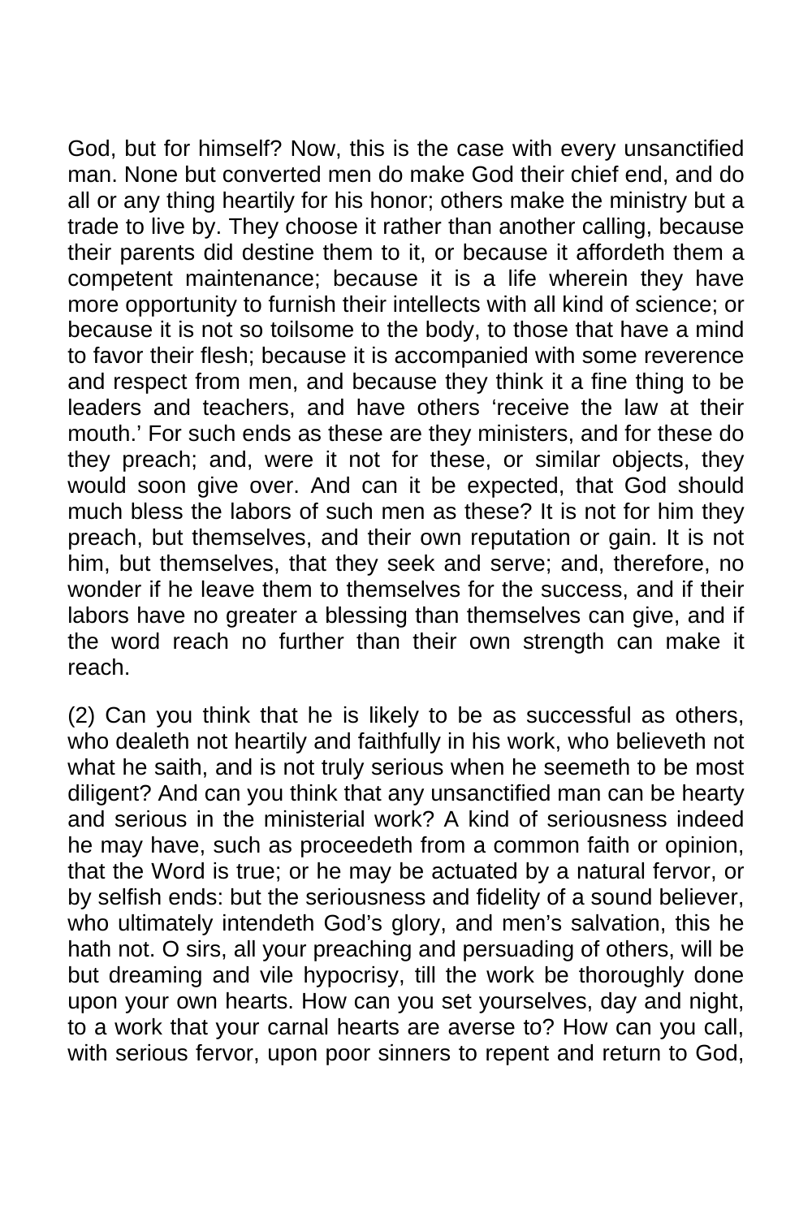God, but for himself? Now, this is the case with every unsanctified man. None but converted men do make God their chief end, and do all or any thing heartily for his honor; others make the ministry but a trade to live by. They choose it rather than another calling, because their parents did destine them to it, or because it affordeth them a competent maintenance; because it is a life wherein they have more opportunity to furnish their intellects with all kind of science; or because it is not so toilsome to the body, to those that have a mind to favor their flesh; because it is accompanied with some reverence and respect from men, and because they think it a fine thing to be leaders and teachers, and have others 'receive the law at their mouth.' For such ends as these are they ministers, and for these do they preach; and, were it not for these, or similar objects, they would soon give over. And can it be expected, that God should much bless the labors of such men as these? It is not for him they preach, but themselves, and their own reputation or gain. It is not him, but themselves, that they seek and serve; and, therefore, no wonder if he leave them to themselves for the success, and if their labors have no greater a blessing than themselves can give, and if the word reach no further than their own strength can make it reach.

(2) Can you think that he is likely to be as successful as others, who dealeth not heartily and faithfully in his work, who believeth not what he saith, and is not truly serious when he seemeth to be most diligent? And can you think that any unsanctified man can be hearty and serious in the ministerial work? A kind of seriousness indeed he may have, such as proceedeth from a common faith or opinion, that the Word is true; or he may be actuated by a natural fervor, or by selfish ends: but the seriousness and fidelity of a sound believer, who ultimately intendeth God's glory, and men's salvation, this he hath not. O sirs, all your preaching and persuading of others, will be but dreaming and vile hypocrisy, till the work be thoroughly done upon your own hearts. How can you set yourselves, day and night, to a work that your carnal hearts are averse to? How can you call, with serious fervor, upon poor sinners to repent and return to God,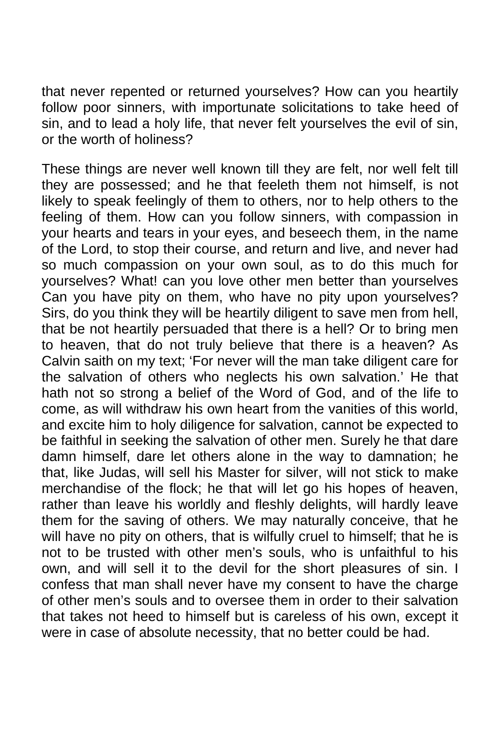that never repented or returned yourselves? How can you heartily follow poor sinners, with importunate solicitations to take heed of sin, and to lead a holy life, that never felt yourselves the evil of sin, or the worth of holiness?

These things are never well known till they are felt, nor well felt till they are possessed; and he that feeleth them not himself, is not likely to speak feelingly of them to others, nor to help others to the feeling of them. How can you follow sinners, with compassion in your hearts and tears in your eyes, and beseech them, in the name of the Lord, to stop their course, and return and live, and never had so much compassion on your own soul, as to do this much for yourselves? What! can you love other men better than yourselves Can you have pity on them, who have no pity upon yourselves? Sirs, do you think they will be heartily diligent to save men from hell, that be not heartily persuaded that there is a hell? Or to bring men to heaven, that do not truly believe that there is a heaven? As Calvin saith on my text; 'For never will the man take diligent care for the salvation of others who neglects his own salvation.' He that hath not so strong a belief of the Word of God, and of the life to come, as will withdraw his own heart from the vanities of this world, and excite him to holy diligence for salvation, cannot be expected to be faithful in seeking the salvation of other men. Surely he that dare damn himself, dare let others alone in the way to damnation; he that, like Judas, will sell his Master for silver, will not stick to make merchandise of the flock; he that will let go his hopes of heaven, rather than leave his worldly and fleshly delights, will hardly leave them for the saving of others. We may naturally conceive, that he will have no pity on others, that is wilfully cruel to himself; that he is not to be trusted with other men's souls, who is unfaithful to his own, and will sell it to the devil for the short pleasures of sin. I confess that man shall never have my consent to have the charge of other men's souls and to oversee them in order to their salvation that takes not heed to himself but is careless of his own, except it were in case of absolute necessity, that no better could be had.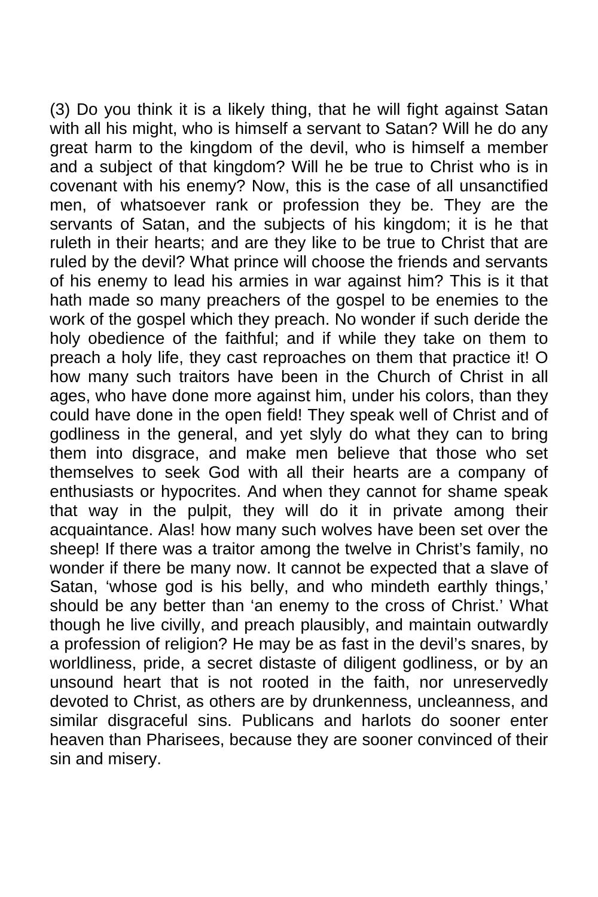(3) Do you think it is a likely thing, that he will fight against Satan with all his might, who is himself a servant to Satan? Will he do any great harm to the kingdom of the devil, who is himself a member and a subject of that kingdom? Will he be true to Christ who is in covenant with his enemy? Now, this is the case of all unsanctified men, of whatsoever rank or profession they be. They are the servants of Satan, and the subjects of his kingdom; it is he that ruleth in their hearts; and are they like to be true to Christ that are ruled by the devil? What prince will choose the friends and servants of his enemy to lead his armies in war against him? This is it that hath made so many preachers of the gospel to be enemies to the work of the gospel which they preach. No wonder if such deride the holy obedience of the faithful; and if while they take on them to preach a holy life, they cast reproaches on them that practice it! O how many such traitors have been in the Church of Christ in all ages, who have done more against him, under his colors, than they could have done in the open field! They speak well of Christ and of godliness in the general, and yet slyly do what they can to bring them into disgrace, and make men believe that those who set themselves to seek God with all their hearts are a company of enthusiasts or hypocrites. And when they cannot for shame speak that way in the pulpit, they will do it in private among their acquaintance. Alas! how many such wolves have been set over the sheep! If there was a traitor among the twelve in Christ's family, no wonder if there be many now. It cannot be expected that a slave of Satan, 'whose god is his belly, and who mindeth earthly things,' should be any better than 'an enemy to the cross of Christ.' What though he live civilly, and preach plausibly, and maintain outwardly a profession of religion? He may be as fast in the devil's snares, by worldliness, pride, a secret distaste of diligent godliness, or by an unsound heart that is not rooted in the faith, nor unreservedly devoted to Christ, as others are by drunkenness, uncleanness, and similar disgraceful sins. Publicans and harlots do sooner enter heaven than Pharisees, because they are sooner convinced of their sin and misery.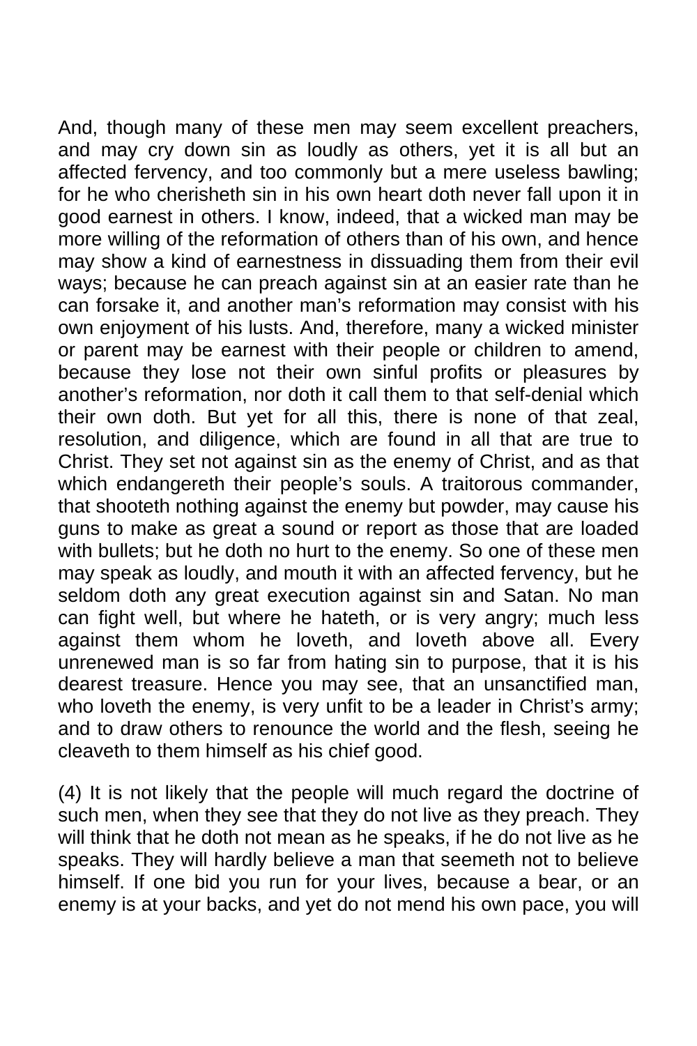And, though many of these men may seem excellent preachers, and may cry down sin as loudly as others, yet it is all but an affected fervency, and too commonly but a mere useless bawling; for he who cherisheth sin in his own heart doth never fall upon it in good earnest in others. I know, indeed, that a wicked man may be more willing of the reformation of others than of his own, and hence may show a kind of earnestness in dissuading them from their evil ways; because he can preach against sin at an easier rate than he can forsake it, and another man's reformation may consist with his own enjoyment of his lusts. And, therefore, many a wicked minister or parent may be earnest with their people or children to amend, because they lose not their own sinful profits or pleasures by another's reformation, nor doth it call them to that self-denial which their own doth. But yet for all this, there is none of that zeal, resolution, and diligence, which are found in all that are true to Christ. They set not against sin as the enemy of Christ, and as that which endangereth their people's souls. A traitorous commander, that shooteth nothing against the enemy but powder, may cause his guns to make as great a sound or report as those that are loaded with bullets; but he doth no hurt to the enemy. So one of these men may speak as loudly, and mouth it with an affected fervency, but he seldom doth any great execution against sin and Satan. No man can fight well, but where he hateth, or is very angry; much less against them whom he loveth, and loveth above all. Every unrenewed man is so far from hating sin to purpose, that it is his dearest treasure. Hence you may see, that an unsanctified man, who loveth the enemy, is very unfit to be a leader in Christ's army; and to draw others to renounce the world and the flesh, seeing he cleaveth to them himself as his chief good.

(4) It is not likely that the people will much regard the doctrine of such men, when they see that they do not live as they preach. They will think that he doth not mean as he speaks, if he do not live as he speaks. They will hardly believe a man that seemeth not to believe himself. If one bid you run for your lives, because a bear, or an enemy is at your backs, and yet do not mend his own pace, you will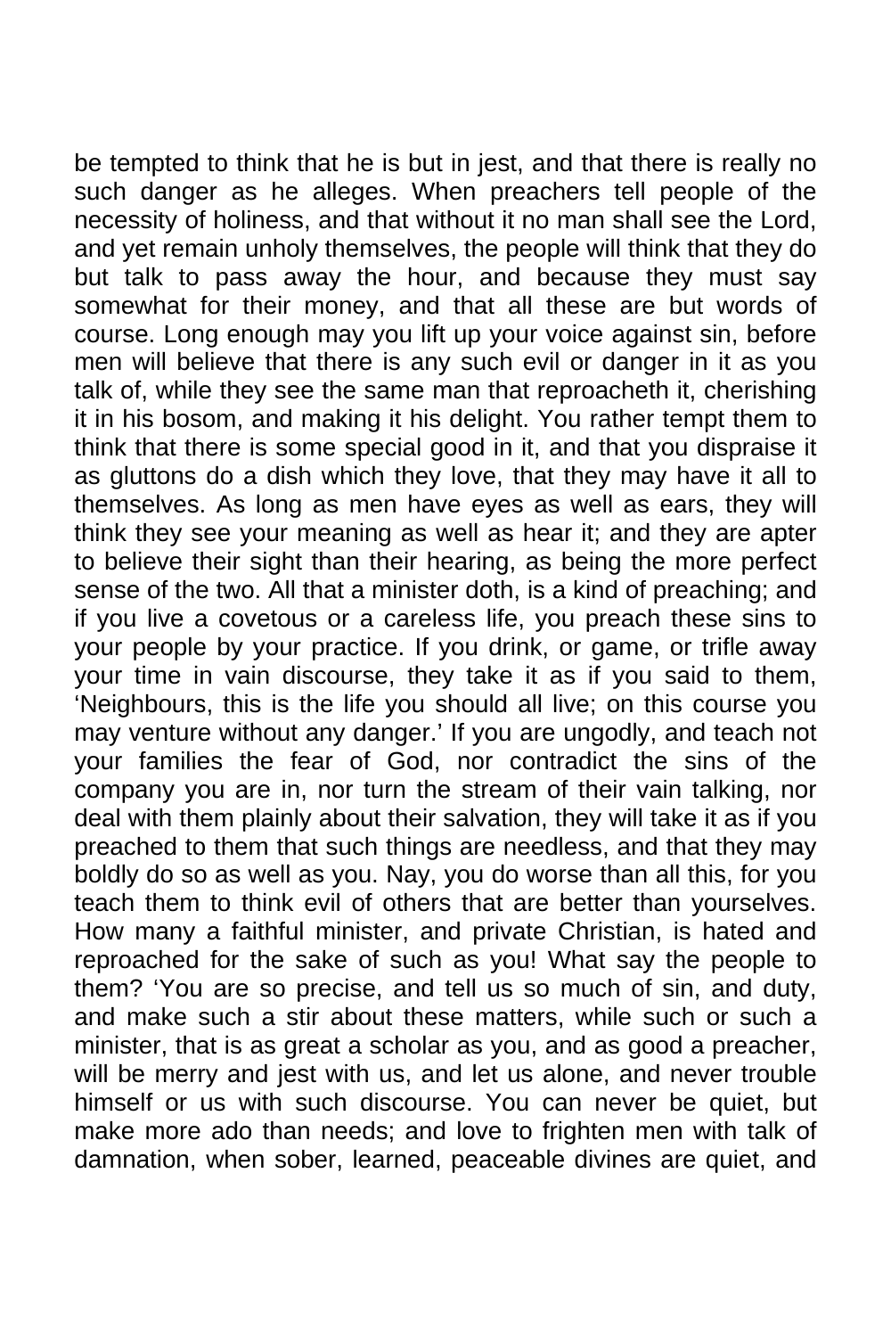be tempted to think that he is but in jest, and that there is really no such danger as he alleges. When preachers tell people of the necessity of holiness, and that without it no man shall see the Lord, and yet remain unholy themselves, the people will think that they do but talk to pass away the hour, and because they must say somewhat for their money, and that all these are but words of course. Long enough may you lift up your voice against sin, before men will believe that there is any such evil or danger in it as you talk of, while they see the same man that reproacheth it, cherishing it in his bosom, and making it his delight. You rather tempt them to think that there is some special good in it, and that you dispraise it as gluttons do a dish which they love, that they may have it all to themselves. As long as men have eyes as well as ears, they will think they see your meaning as well as hear it; and they are apter to believe their sight than their hearing, as being the more perfect sense of the two. All that a minister doth, is a kind of preaching; and if you live a covetous or a careless life, you preach these sins to your people by your practice. If you drink, or game, or trifle away your time in vain discourse, they take it as if you said to them, 'Neighbours, this is the life you should all live; on this course you may venture without any danger.' If you are ungodly, and teach not your families the fear of God, nor contradict the sins of the company you are in, nor turn the stream of their vain talking, nor deal with them plainly about their salvation, they will take it as if you preached to them that such things are needless, and that they may boldly do so as well as you. Nay, you do worse than all this, for you teach them to think evil of others that are better than yourselves. How many a faithful minister, and private Christian, is hated and reproached for the sake of such as you! What say the people to them? 'You are so precise, and tell us so much of sin, and duty, and make such a stir about these matters, while such or such a minister, that is as great a scholar as you, and as good a preacher, will be merry and jest with us, and let us alone, and never trouble himself or us with such discourse. You can never be quiet, but make more ado than needs; and love to frighten men with talk of damnation, when sober, learned, peaceable divines are quiet, and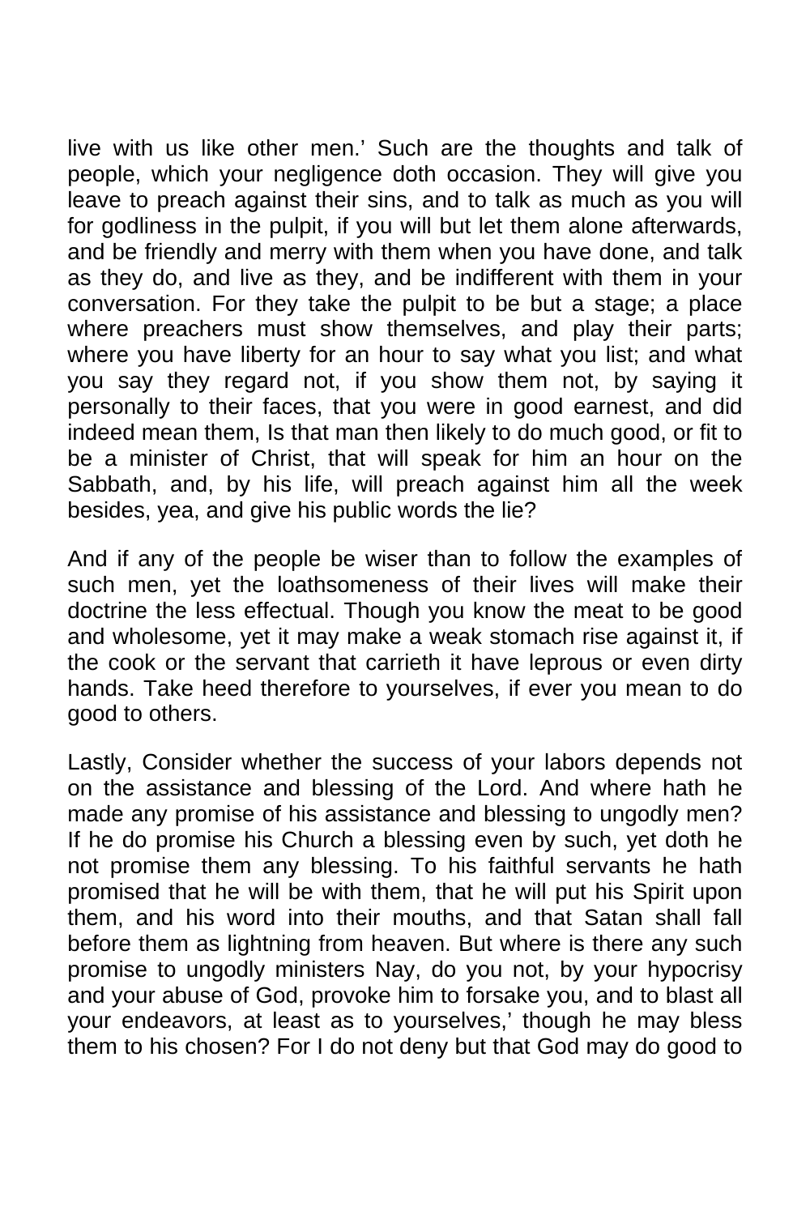live with us like other men.' Such are the thoughts and talk of people, which your negligence doth occasion. They will give you leave to preach against their sins, and to talk as much as you will for godliness in the pulpit, if you will but let them alone afterwards, and be friendly and merry with them when you have done, and talk as they do, and live as they, and be indifferent with them in your conversation. For they take the pulpit to be but a stage; a place where preachers must show themselves, and play their parts; where you have liberty for an hour to say what you list; and what you say they regard not, if you show them not, by saying it personally to their faces, that you were in good earnest, and did indeed mean them, Is that man then likely to do much good, or fit to be a minister of Christ, that will speak for him an hour on the Sabbath, and, by his life, will preach against him all the week besides, yea, and give his public words the lie?

And if any of the people be wiser than to follow the examples of such men, yet the loathsomeness of their lives will make their doctrine the less effectual. Though you know the meat to be good and wholesome, yet it may make a weak stomach rise against it, if the cook or the servant that carrieth it have leprous or even dirty hands. Take heed therefore to yourselves, if ever you mean to do good to others.

Lastly, Consider whether the success of your labors depends not on the assistance and blessing of the Lord. And where hath he made any promise of his assistance and blessing to ungodly men? If he do promise his Church a blessing even by such, yet doth he not promise them any blessing. To his faithful servants he hath promised that he will be with them, that he will put his Spirit upon them, and his word into their mouths, and that Satan shall fall before them as lightning from heaven. But where is there any such promise to ungodly ministers Nay, do you not, by your hypocrisy and your abuse of God, provoke him to forsake you, and to blast all your endeavors, at least as to yourselves,' though he may bless them to his chosen? For I do not deny but that God may do good to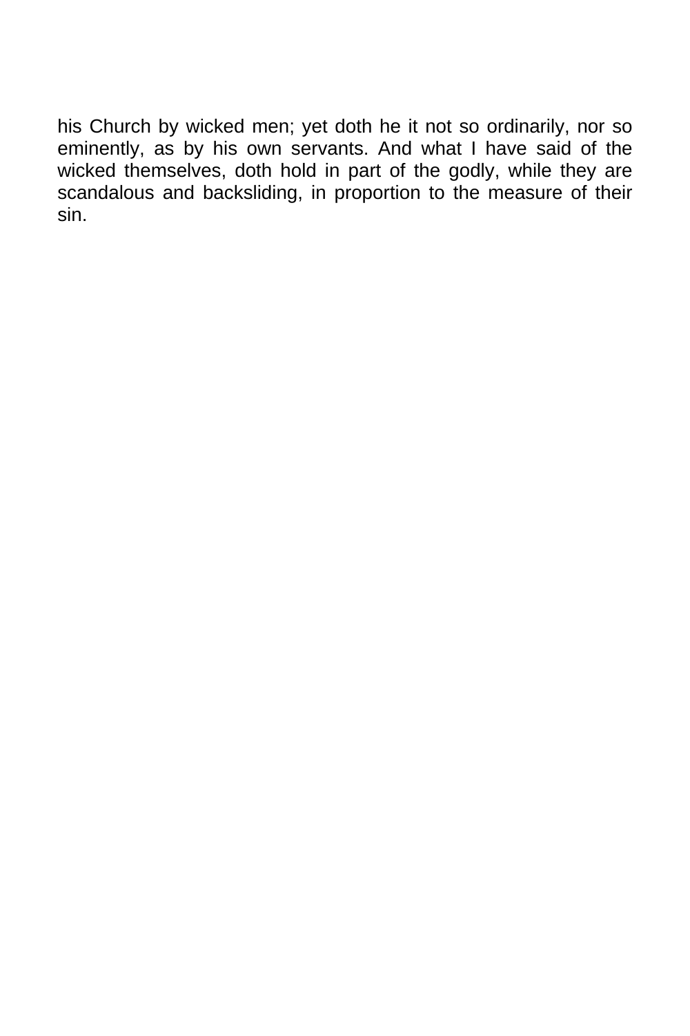his Church by wicked men; yet doth he it not so ordinarily, nor so eminently, as by his own servants. And what I have said of the wicked themselves, doth hold in part of the godly, while they are scandalous and backsliding, in proportion to the measure of their sin.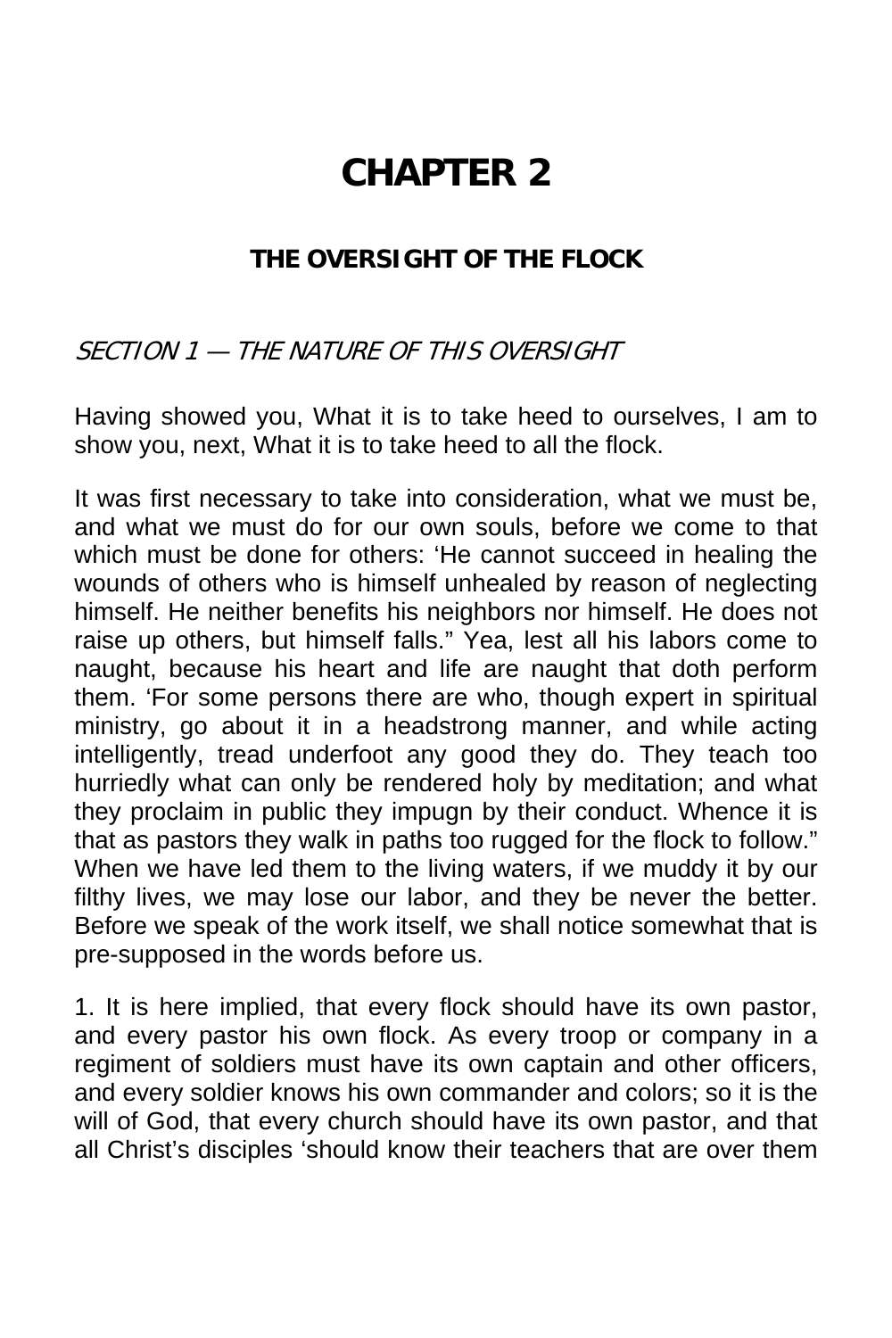# CHAPTER 2

### THE OVERSIGHT OF THE FLOCK

*SECTION 1 — THE NATURE OF THIS OVERSIGHT*

Having showed you, What it is to take heed to ourselves, I am to show you, next, What it is to take heed to all the flock.

It was first necessary to take into consideration, what we must be, and what we must do for our own souls, before we come to that which must be done for others: 'He cannot succeed in healing the wounds of others who is himself unhealed by reason of neglecting himself. He neither benefits his neighbors nor himself. He does not raise up others, but himself falls." Yea, lest all his labors come to naught, because his heart and life are naught that doth perform them. 'For some persons there are who, though expert in spiritual ministry, go about it in a headstrong manner, and while acting intelligently, tread underfoot any good they do. They teach too hurriedly what can only be rendered holy by meditation; and what they proclaim in public they impugn by their conduct. Whence it is that as pastors they walk in paths too rugged for the flock to follow." When we have led them to the living waters, if we muddy it by our filthy lives, we may lose our labor, and they be never the better. Before we speak of the work itself, we shall notice somewhat that is pre-supposed in the words before us.

1. It is here implied, that every flock should have its own pastor, and every pastor his own flock. As every troop or company in a regiment of soldiers must have its own captain and other officers, and every soldier knows his own commander and colors; so it is the will of God, that every church should have its own pastor, and that all Christ's disciples 'should know their teachers that are over them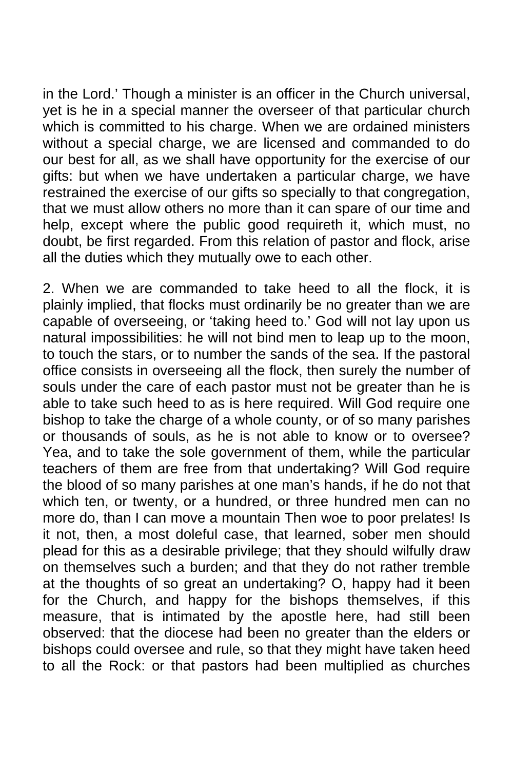in the Lord.' Though a minister is an officer in the Church universal, yet is he in a special manner the overseer of that particular church which is committed to his charge. When we are ordained ministers without a special charge, we are licensed and commanded to do our best for all, as we shall have opportunity for the exercise of our gifts: but when we have undertaken a particular charge, we have restrained the exercise of our gifts so specially to that congregation, that we must allow others no more than it can spare of our time and help, except where the public good requireth it, which must, no doubt, be first regarded. From this relation of pastor and flock, arise all the duties which they mutually owe to each other.

2. When we are commanded to take heed to all the flock, it is plainly implied, that flocks must ordinarily be no greater than we are capable of overseeing, or 'taking heed to.' God will not lay upon us natural impossibilities: he will not bind men to leap up to the moon, to touch the stars, or to number the sands of the sea. If the pastoral office consists in overseeing all the flock, then surely the number of souls under the care of each pastor must not be greater than he is able to take such heed to as is here required. Will God require one bishop to take the charge of a whole county, or of so many parishes or thousands of souls, as he is not able to know or to oversee? Yea, and to take the sole government of them, while the particular teachers of them are free from that undertaking? Will God require the blood of so many parishes at one man's hands, if he do not that which ten, or twenty, or a hundred, or three hundred men can no more do, than I can move a mountain Then woe to poor prelates! Is it not, then, a most doleful case, that learned, sober men should plead for this as a desirable privilege; that they should wilfully draw on themselves such a burden; and that they do not rather tremble at the thoughts of so great an undertaking? O, happy had it been for the Church, and happy for the bishops themselves, if this measure, that is intimated by the apostle here, had still been observed: that the diocese had been no greater than the elders or bishops could oversee and rule, so that they might have taken heed to all the Rock: or that pastors had been multiplied as churches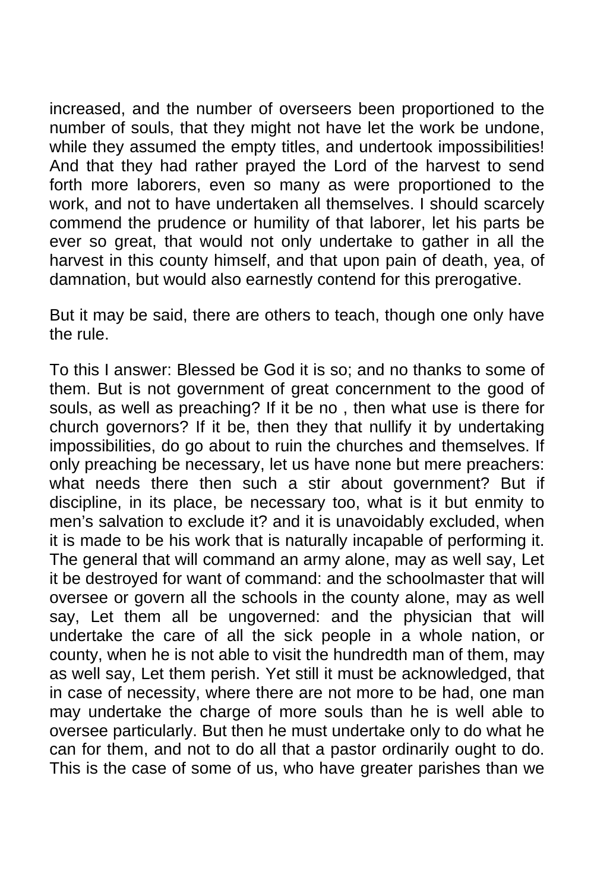increased, and the number of overseers been proportioned to the number of souls, that they might not have let the work be undone, while they assumed the empty titles, and undertook impossibilities! And that they had rather prayed the Lord of the harvest to send forth more laborers, even so many as were proportioned to the work, and not to have undertaken all themselves. I should scarcely commend the prudence or humility of that laborer, let his parts be ever so great, that would not only undertake to gather in all the harvest in this county himself, and that upon pain of death, yea, of damnation, but would also earnestly contend for this prerogative.

But it may be said, there are others to teach, though one only have the rule.

To this I answer: Blessed be God it is so; and no thanks to some of them. But is not government of great concernment to the good of souls, as well as preaching? If it be no , then what use is there for church governors? If it be, then they that nullify it by undertaking impossibilities, do go about to ruin the churches and themselves. If only preaching be necessary, let us have none but mere preachers: what needs there then such a stir about government? But if discipline, in its place, be necessary too, what is it but enmity to men's salvation to exclude it? and it is unavoidably excluded, when it is made to be his work that is naturally incapable of performing it. The general that will command an army alone, may as well say, Let it be destroyed for want of command: and the schoolmaster that will oversee or govern all the schools in the county alone, may as well say, Let them all be ungoverned: and the physician that will undertake the care of all the sick people in a whole nation, or county, when he is not able to visit the hundredth man of them, may as well say, Let them perish. Yet still it must be acknowledged, that in case of necessity, where there are not more to be had, one man may undertake the charge of more souls than he is well able to oversee particularly. But then he must undertake only to do what he can for them, and not to do all that a pastor ordinarily ought to do. This is the case of some of us, who have greater parishes than we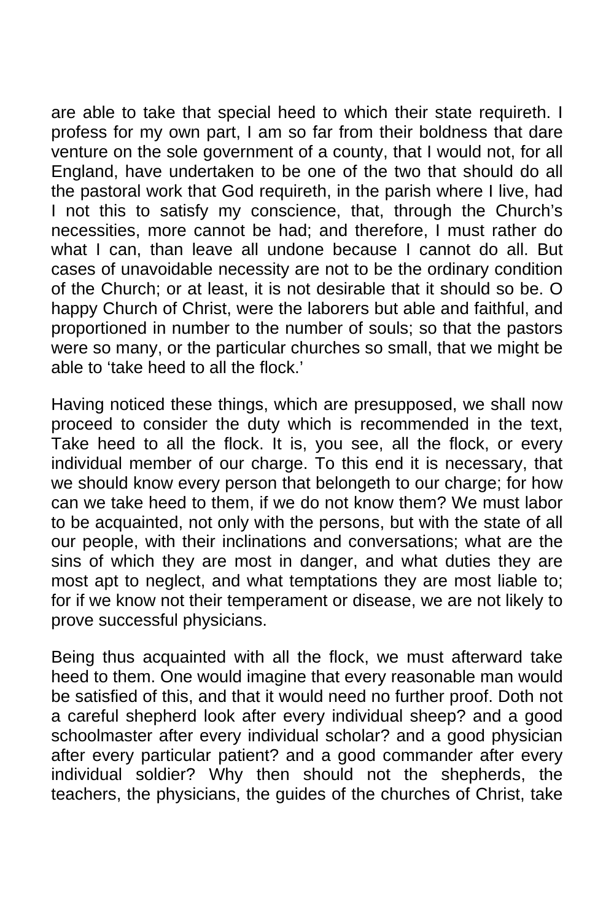are able to take that special heed to which their state requireth. I profess for my own part, I am so far from their boldness that dare venture on the sole government of a county, that I would not, for all England, have undertaken to be one of the two that should do all the pastoral work that God requireth, in the parish where I live, had I not this to satisfy my conscience, that, through the Church's necessities, more cannot be had; and therefore, I must rather do what I can, than leave all undone because I cannot do all. But cases of unavoidable necessity are not to be the ordinary condition of the Church; or at least, it is not desirable that it should so be. O happy Church of Christ, were the laborers but able and faithful, and proportioned in number to the number of souls; so that the pastors were so many, or the particular churches so small, that we might be able to 'take heed to all the flock.'

Having noticed these things, which are presupposed, we shall now proceed to consider the duty which is recommended in the text, Take heed to all the flock. It is, you see, all the flock, or every individual member of our charge. To this end it is necessary, that we should know every person that belongeth to our charge; for how can we take heed to them, if we do not know them? We must labor to be acquainted, not only with the persons, but with the state of all our people, with their inclinations and conversations; what are the sins of which they are most in danger, and what duties they are most apt to neglect, and what temptations they are most liable to; for if we know not their temperament or disease, we are not likely to prove successful physicians.

Being thus acquainted with all the flock, we must afterward take heed to them. One would imagine that every reasonable man would be satisfied of this, and that it would need no further proof. Doth not a careful shepherd look after every individual sheep? and a good schoolmaster after every individual scholar? and a good physician after every particular patient? and a good commander after every individual soldier? Why then should not the shepherds, the teachers, the physicians, the guides of the churches of Christ, take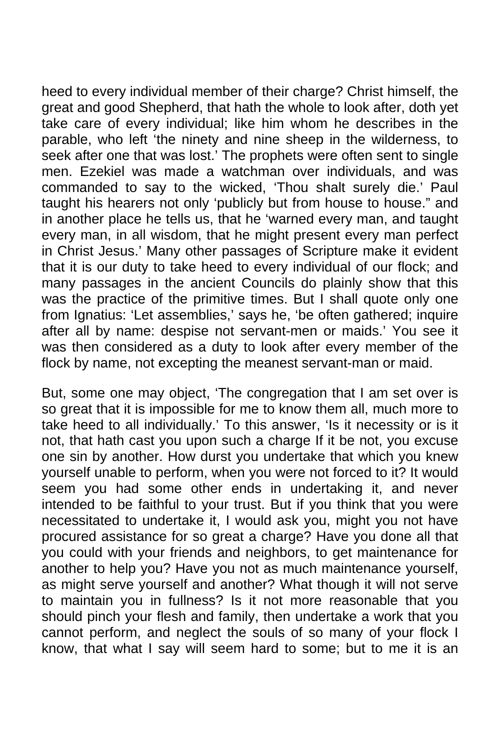heed to every individual member of their charge? Christ himself, the great and good Shepherd, that hath the whole to look after, doth yet take care of every individual; like him whom he describes in the parable, who left 'the ninety and nine sheep in the wilderness, to seek after one that was lost.' The prophets were often sent to single men. Ezekiel was made a watchman over individuals, and was commanded to say to the wicked, 'Thou shalt surely die.' Paul taught his hearers not only 'publicly but from house to house." and in another place he tells us, that he 'warned every man, and taught every man, in all wisdom, that he might present every man perfect in Christ Jesus.' Many other passages of Scripture make it evident that it is our duty to take heed to every individual of our flock; and many passages in the ancient Councils do plainly show that this was the practice of the primitive times. But I shall quote only one from Ignatius: 'Let assemblies,' says he, 'be often gathered; inquire after all by name: despise not servant-men or maids.' You see it was then considered as a duty to look after every member of the flock by name, not excepting the meanest servant-man or maid.

But, some one may object, 'The congregation that I am set over is so great that it is impossible for me to know them all, much more to take heed to all individually.' To this answer, 'Is it necessity or is it not, that hath cast you upon such a charge If it be not, you excuse one sin by another. How durst you undertake that which you knew yourself unable to perform, when you were not forced to it? It would seem you had some other ends in undertaking it, and never intended to be faithful to your trust. But if you think that you were necessitated to undertake it, I would ask you, might you not have procured assistance for so great a charge? Have you done all that you could with your friends and neighbors, to get maintenance for another to help you? Have you not as much maintenance yourself, as might serve yourself and another? What though it will not serve to maintain you in fullness? Is it not more reasonable that you should pinch your flesh and family, then undertake a work that you cannot perform, and neglect the souls of so many of your flock I know, that what I say will seem hard to some; but to me it is an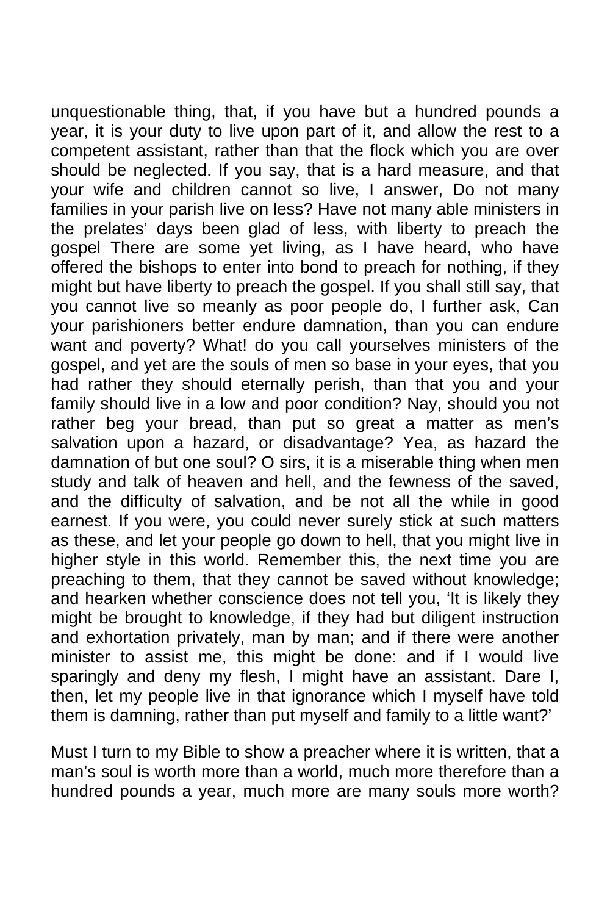unquestionable thing, that, if you have but a hundred pounds a year, it is your duty to live upon part of it, and allow the rest to a competent assistant, rather than that the flock which you are over should be neglected. If you say, that is a hard measure, and that your wife and children cannot so live, I answer, Do not many families in your parish live on less? Have not many able ministers in the prelates' days been glad of less, with liberty to preach the gospel There are some yet living, as I have heard, who have offered the bishops to enter into bond to preach for nothing, if they might but have liberty to preach the gospel. If you shall still say, that you cannot live so meanly as poor people do, I further ask, Can your parishioners better endure damnation, than you can endure want and poverty? What! do you call yourselves ministers of the gospel, and yet are the souls of men so base in your eyes, that you had rather they should eternally perish, than that you and your family should live in a low and poor condition? Nay, should you not rather beg your bread, than put so great a matter as men's salvation upon a hazard, or disadvantage? Yea, as hazard the damnation of but one soul? O sirs, it is a miserable thing when men study and talk of heaven and hell, and the fewness of the saved, and the difficulty of salvation, and be not all the while in good earnest. If you were, you could never surely stick at such matters as these, and let your people go down to hell, that you might live in higher style in this world. Remember this, the next time you are preaching to them, that they cannot be saved without knowledge; and hearken whether conscience does not tell you, 'It is likely they might be brought to knowledge, if they had but diligent instruction and exhortation privately, man by man; and if there were another minister to assist me, this might be done: and if I would live sparingly and deny my flesh, I might have an assistant. Dare I, then, let my people live in that ignorance which I myself have told them is damning, rather than put myself and family to a little want?'

Must I turn to my Bible to show a preacher where it is written, that a man's soul is worth more than a world, much more therefore than a hundred pounds a year, much more are many souls more worth?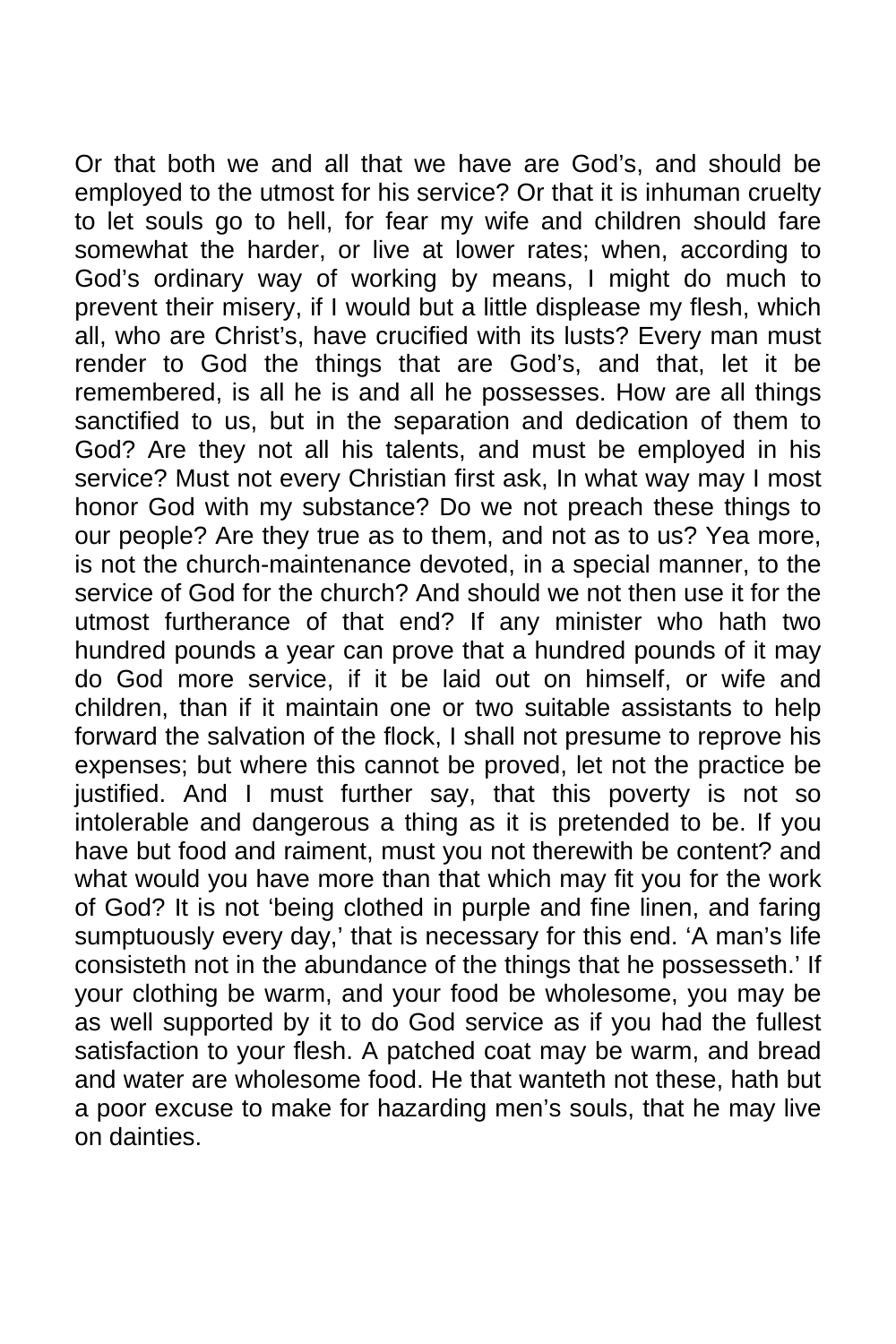Or that both we and all that we have are God's, and should be employed to the utmost for his service? Or that it is inhuman cruelty to let souls go to hell, for fear my wife and children should fare somewhat the harder, or live at lower rates; when, according to God's ordinary way of working by means, I might do much to prevent their misery, if I would but a little displease my flesh, which all, who are Christ's, have crucified with its lusts? Every man must render to God the things that are God's, and that, let it be remembered, is all he is and all he possesses. How are all things sanctified to us, but in the separation and dedication of them to God? Are they not all his talents, and must be employed in his service? Must not every Christian first ask, In what way may I most honor God with my substance? Do we not preach these things to our people? Are they true as to them, and not as to us? Yea more, is not the church-maintenance devoted, in a special manner, to the service of God for the church? And should we not then use it for the utmost furtherance of that end? If any minister who hath two hundred pounds a year can prove that a hundred pounds of it may do God more service, if it be laid out on himself, or wife and children, than if it maintain one or two suitable assistants to help forward the salvation of the flock, I shall not presume to reprove his expenses; but where this cannot be proved, let not the practice be justified. And I must further say, that this poverty is not so intolerable and dangerous a thing as it is pretended to be. If you have but food and raiment, must you not therewith be content? and what would you have more than that which may fit you for the work of God? It is not 'being clothed in purple and fine linen, and faring sumptuously every day,' that is necessary for this end. 'A man's life consisteth not in the abundance of the things that he possesseth.' If your clothing be warm, and your food be wholesome, you may be as well supported by it to do God service as if you had the fullest satisfaction to your flesh. A patched coat may be warm, and bread and water are wholesome food. He that wanteth not these, hath but a poor excuse to make for hazarding men's souls, that he may live on dainties.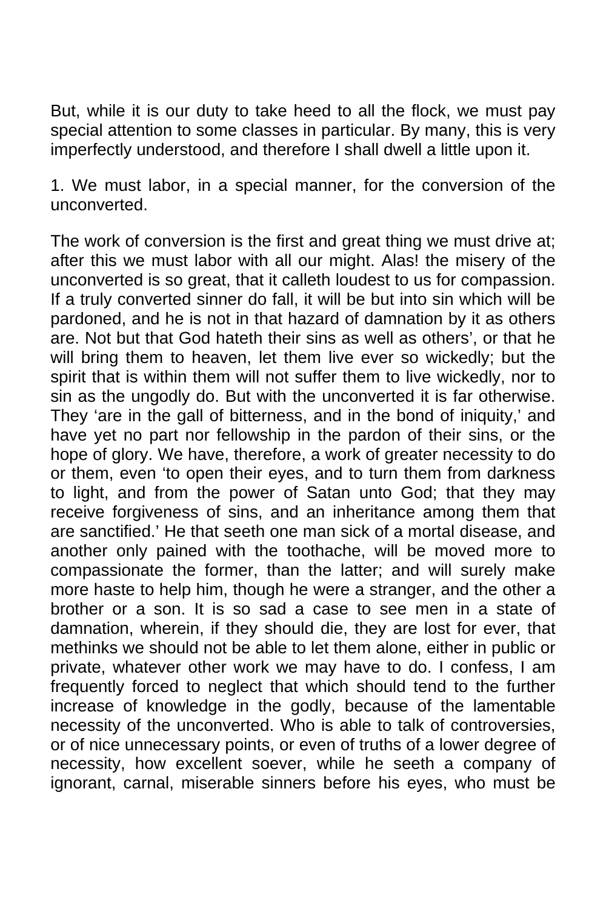But, while it is our duty to take heed to all the flock, we must pay special attention to some classes in particular. By many, this is very imperfectly understood, and therefore I shall dwell a little upon it.

1. We must labor, in a special manner, for the conversion of the unconverted.

The work of conversion is the first and great thing we must drive at; after this we must labor with all our might. Alas! the misery of the unconverted is so great, that it calleth loudest to us for compassion. If a truly converted sinner do fall, it will be but into sin which will be pardoned, and he is not in that hazard of damnation by it as others are. Not but that God hateth their sins as well as others', or that he will bring them to heaven, let them live ever so wickedly; but the spirit that is within them will not suffer them to live wickedly, nor to sin as the ungodly do. But with the unconverted it is far otherwise. They 'are in the gall of bitterness, and in the bond of iniquity,' and have yet no part nor fellowship in the pardon of their sins, or the hope of glory. We have, therefore, a work of greater necessity to do or them, even 'to open their eyes, and to turn them from darkness to light, and from the power of Satan unto God; that they may receive forgiveness of sins, and an inheritance among them that are sanctified.' He that seeth one man sick of a mortal disease, and another only pained with the toothache, will be moved more to compassionate the former, than the latter; and will surely make more haste to help him, though he were a stranger, and the other a brother or a son. It is so sad a case to see men in a state of damnation, wherein, if they should die, they are lost for ever, that methinks we should not be able to let them alone, either in public or private, whatever other work we may have to do. I confess, I am frequently forced to neglect that which should tend to the further increase of knowledge in the godly, because of the lamentable necessity of the unconverted. Who is able to talk of controversies, or of nice unnecessary points, or even of truths of a lower degree of necessity, how excellent soever, while he seeth a company of ignorant, carnal, miserable sinners before his eyes, who must be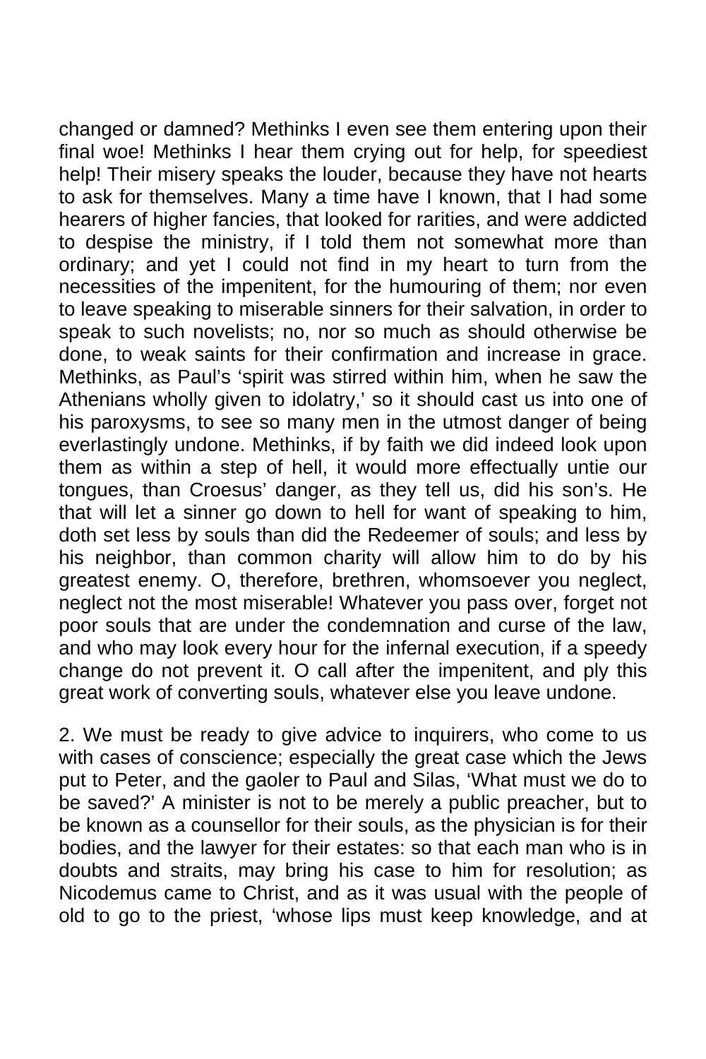changed or damned? Methinks I even see them entering upon their final woe! Methinks I hear them crying out for help, for speediest help! Their misery speaks the louder, because they have not hearts to ask for themselves. Many a time have I known, that I had some hearers of higher fancies, that looked for rarities, and were addicted to despise the ministry, if I told them not somewhat more than ordinary; and yet I could not find in my heart to turn from the necessities of the impenitent, for the humouring of them; nor even to leave speaking to miserable sinners for their salvation, in order to speak to such novelists; no, nor so much as should otherwise be done, to weak saints for their confirmation and increase in grace. Methinks, as Paul's 'spirit was stirred within him, when he saw the Athenians wholly given to idolatry,' so it should cast us into one of his paroxysms, to see so many men in the utmost danger of being everlastingly undone. Methinks, if by faith we did indeed look upon them as within a step of hell, it would more effectually untie our tongues, than Croesus' danger, as they tell us, did his son's. He that will let a sinner go down to hell for want of speaking to him, doth set less by souls than did the Redeemer of souls; and less by his neighbor, than common charity will allow him to do by his greatest enemy. O, therefore, brethren, whomsoever you neglect, neglect not the most miserable! Whatever you pass over, forget not poor souls that are under the condemnation and curse of the law, and who may look every hour for the infernal execution, if a speedy change do not prevent it. O call after the impenitent, and ply this great work of converting souls, whatever else you leave undone.

2. We must be ready to give advice to inquirers, who come to us with cases of conscience; especially the great case which the Jews put to Peter, and the gaoler to Paul and Silas, 'What must we do to be saved?' A minister is not to be merely a public preacher, but to be known as a counsellor for their souls, as the physician is for their bodies, and the lawyer for their estates: so that each man who is in doubts and straits, may bring his case to him for resolution; as Nicodemus came to Christ, and as it was usual with the people of old to go to the priest, 'whose lips must keep knowledge, and at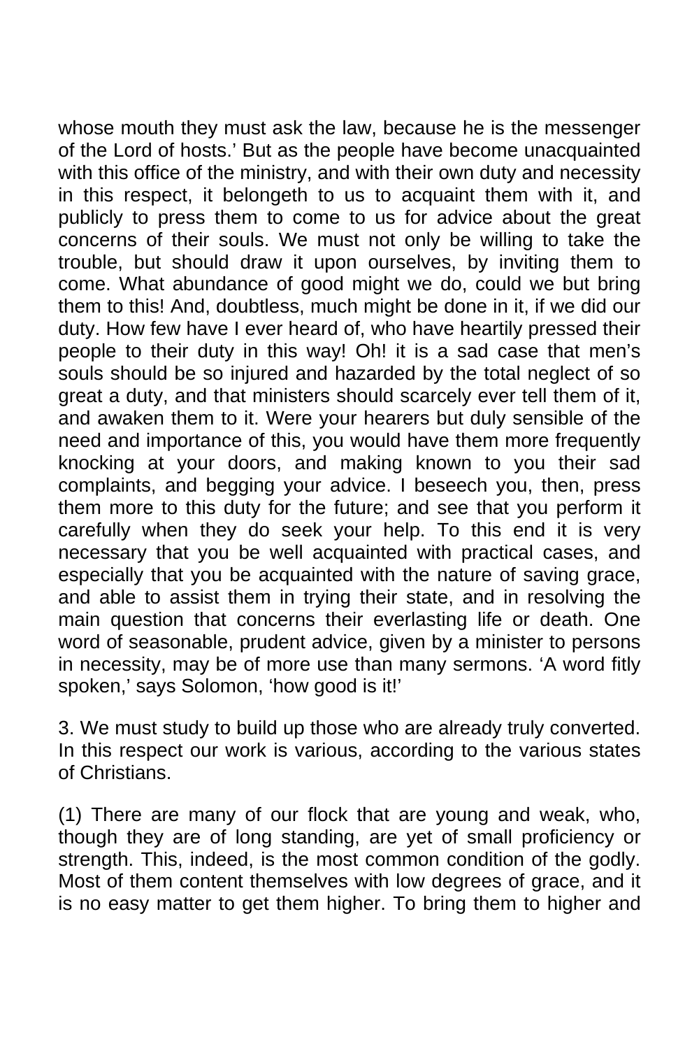whose mouth they must ask the law, because he is the messenger of the Lord of hosts.' But as the people have become unacquainted with this office of the ministry, and with their own duty and necessity in this respect, it belongeth to us to acquaint them with it, and publicly to press them to come to us for advice about the great concerns of their souls. We must not only be willing to take the trouble, but should draw it upon ourselves, by inviting them to come. What abundance of good might we do, could we but bring them to this! And, doubtless, much might be done in it, if we did our duty. How few have I ever heard of, who have heartily pressed their people to their duty in this way! Oh! it is a sad case that men's souls should be so injured and hazarded by the total neglect of so great a duty, and that ministers should scarcely ever tell them of it, and awaken them to it. Were your hearers but duly sensible of the need and importance of this, you would have them more frequently knocking at your doors, and making known to you their sad complaints, and begging your advice. I beseech you, then, press them more to this duty for the future; and see that you perform it carefully when they do seek your help. To this end it is very necessary that you be well acquainted with practical cases, and especially that you be acquainted with the nature of saving grace, and able to assist them in trying their state, and in resolving the main question that concerns their everlasting life or death. One word of seasonable, prudent advice, given by a minister to persons in necessity, may be of more use than many sermons. 'A word fitly spoken,' says Solomon, 'how good is it!'

3. We must study to build up those who are already truly converted. In this respect our work is various, according to the various states of Christians.

(1) There are many of our flock that are young and weak, who, though they are of long standing, are yet of small proficiency or strength. This, indeed, is the most common condition of the godly. Most of them content themselves with low degrees of grace, and it is no easy matter to get them higher. To bring them to higher and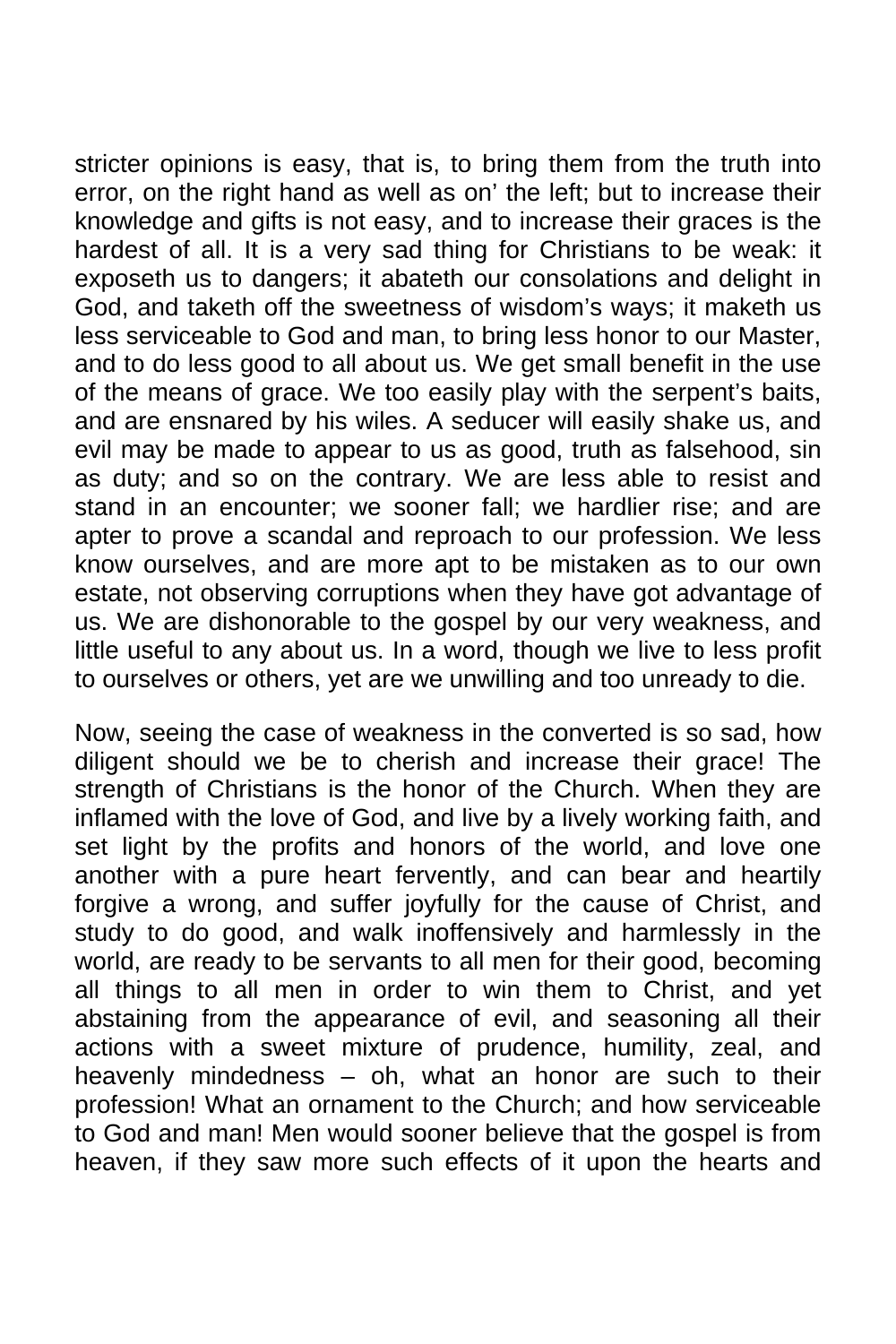stricter opinions is easy, that is, to bring them from the truth into error, on the right hand as well as on' the left; but to increase their knowledge and gifts is not easy, and to increase their graces is the hardest of all. It is a very sad thing for Christians to be weak: it exposeth us to dangers; it abateth our consolations and delight in God, and taketh off the sweetness of wisdom's ways; it maketh us less serviceable to God and man, to bring less honor to our Master, and to do less good to all about us. We get small benefit in the use of the means of grace. We too easily play with the serpent's baits, and are ensnared by his wiles. A seducer will easily shake us, and evil may be made to appear to us as good, truth as falsehood, sin as duty; and so on the contrary. We are less able to resist and stand in an encounter; we sooner fall; we hardlier rise; and are apter to prove a scandal and reproach to our profession. We less know ourselves, and are more apt to be mistaken as to our own estate, not observing corruptions when they have got advantage of us. We are dishonorable to the gospel by our very weakness, and little useful to any about us. In a word, though we live to less profit to ourselves or others, yet are we unwilling and too unready to die.

Now, seeing the case of weakness in the converted is so sad, how diligent should we be to cherish and increase their grace! The strength of Christians is the honor of the Church. When they are inflamed with the love of God, and live by a lively working faith, and set light by the profits and honors of the world, and love one another with a pure heart fervently, and can bear and heartily forgive a wrong, and suffer joyfully for the cause of Christ, and study to do good, and walk inoffensively and harmlessly in the world, are ready to be servants to all men for their good, becoming all things to all men in order to win them to Christ, and yet abstaining from the appearance of evil, and seasoning all their actions with a sweet mixture of prudence, humility, zeal, and heavenly mindedness – oh, what an honor are such to their profession! What an ornament to the Church; and how serviceable to God and man! Men would sooner believe that the gospel is from heaven, if they saw more such effects of it upon the hearts and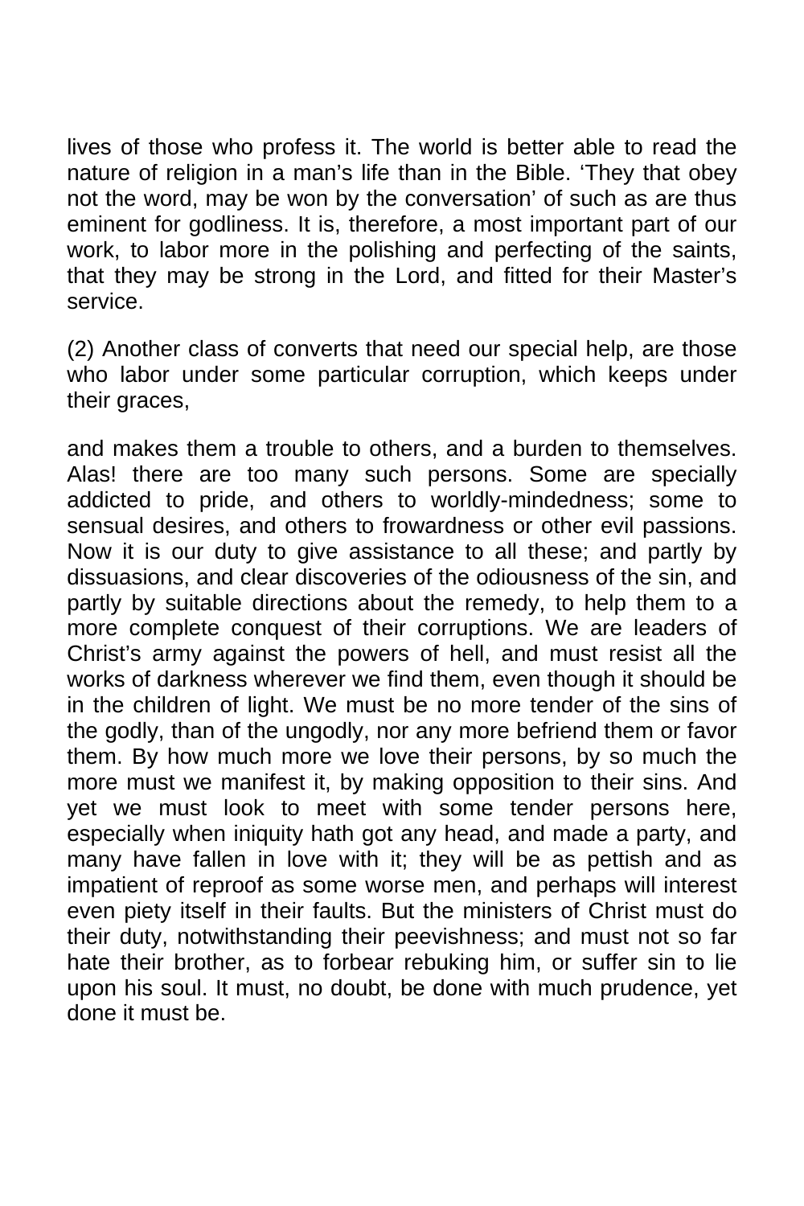lives of those who profess it. The world is better able to read the nature of religion in a man's life than in the Bible. 'They that obey not the word, may be won by the conversation' of such as are thus eminent for godliness. It is, therefore, a most important part of our work, to labor more in the polishing and perfecting of the saints, that they may be strong in the Lord, and fitted for their Master's service.

(2) Another class of converts that need our special help, are those who labor under some particular corruption, which keeps under their graces,

and makes them a trouble to others, and a burden to themselves. Alas! there are too many such persons. Some are specially addicted to pride, and others to worldly-mindedness; some to sensual desires, and others to frowardness or other evil passions. Now it is our duty to give assistance to all these; and partly by dissuasions, and clear discoveries of the odiousness of the sin, and partly by suitable directions about the remedy, to help them to a more complete conquest of their corruptions. We are leaders of Christ's army against the powers of hell, and must resist all the works of darkness wherever we find them, even though it should be in the children of light. We must be no more tender of the sins of the godly, than of the ungodly, nor any more befriend them or favor them. By how much more we love their persons, by so much the more must we manifest it, by making opposition to their sins. And yet we must look to meet with some tender persons here, especially when iniquity hath got any head, and made a party, and many have fallen in love with it; they will be as pettish and as impatient of reproof as some worse men, and perhaps will interest even piety itself in their faults. But the ministers of Christ must do their duty, notwithstanding their peevishness; and must not so far hate their brother, as to forbear rebuking him, or suffer sin to lie upon his soul. It must, no doubt, be done with much prudence, yet done it must be.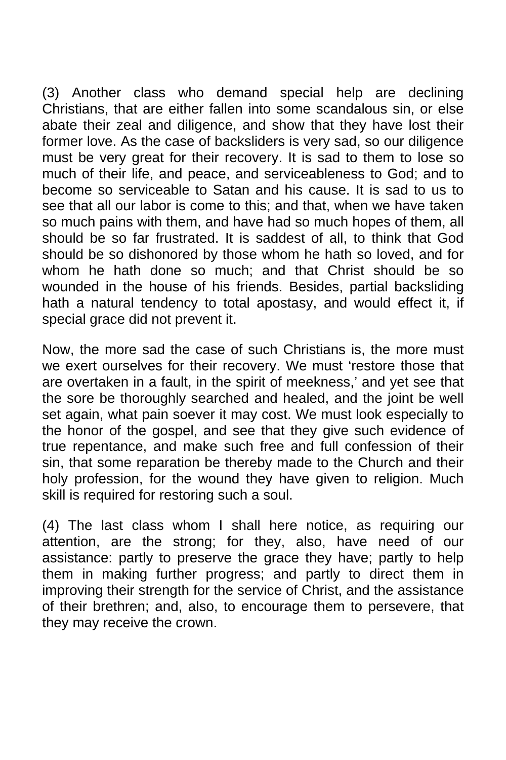(3) Another class who demand special help are declining Christians, that are either fallen into some scandalous sin, or else abate their zeal and diligence, and show that they have lost their former love. As the case of backsliders is very sad, so our diligence must be very great for their recovery. It is sad to them to lose so much of their life, and peace, and serviceableness to God; and to become so serviceable to Satan and his cause. It is sad to us to see that all our labor is come to this; and that, when we have taken so much pains with them, and have had so much hopes of them, all should be so far frustrated. It is saddest of all, to think that God should be so dishonored by those whom he hath so loved, and for whom he hath done so much; and that Christ should be so wounded in the house of his friends. Besides, partial backsliding hath a natural tendency to total apostasy, and would effect it, if special grace did not prevent it.

Now, the more sad the case of such Christians is, the more must we exert ourselves for their recovery. We must 'restore those that are overtaken in a fault, in the spirit of meekness,' and yet see that the sore be thoroughly searched and healed, and the joint be well set again, what pain soever it may cost. We must look especially to the honor of the gospel, and see that they give such evidence of true repentance, and make such free and full confession of their sin, that some reparation be thereby made to the Church and their holy profession, for the wound they have given to religion. Much skill is required for restoring such a soul.

(4) The last class whom I shall here notice, as requiring our attention, are the strong; for they, also, have need of our assistance: partly to preserve the grace they have; partly to help them in making further progress; and partly to direct them in improving their strength for the service of Christ, and the assistance of their brethren; and, also, to encourage them to persevere, that they may receive the crown.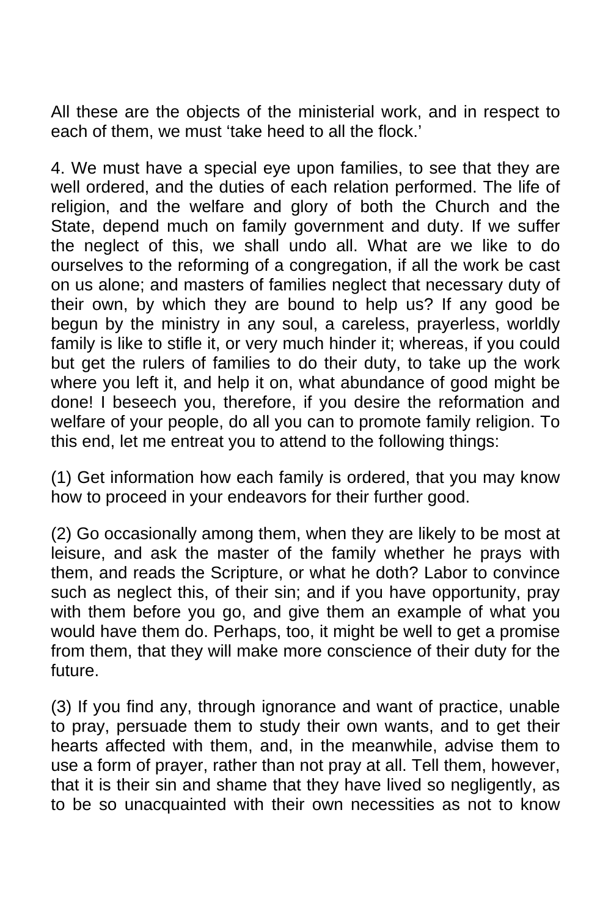All these are the objects of the ministerial work, and in respect to each of them, we must ‘take heed to all the flock.’

4. We must have a special eye upon families, to see that they are well ordered, and the duties of each relation performed. The life of religion, and the welfare and glory of both the Church and the State, depend much on family government and duty. If we suffer the neglect of this, we shall undo all. What are we like to do ourselves to the reforming of a congregation, if all the work be cast on us alone; and masters of families neglect that necessary duty of their own, by which they are bound to help us? If any good be begun by the ministry in any soul, a careless, prayerless, worldly family is like to stifle it, or very much hinder it; whereas, if you could but get the rulers of families to do their duty, to take up the work where you left it, and help it on, what abundance of good might be done! I beseech you, therefore, if you desire the reformation and welfare of your people, do all you can to promote family religion. To this end, let me entreat you to attend to the following things:

(1) Get information how each family is ordered, that you may know how to proceed in your endeavors for their further good.

(2) Go occasionally among them, when they are likely to be most at leisure, and ask the master of the family whether he prays with them, and reads the Scripture, or what he doth? Labor to convince such as neglect this, of their sin; and if you have opportunity, pray with them before you go, and give them an example of what you would have them do. Perhaps, too, it might be well to get a promise from them, that they will make more conscience of their duty for the future.

(3) If you find any, through ignorance and want of practice, unable to pray, persuade them to study their own wants, and to get their hearts affected with them, and, in the meanwhile, advise them to use a form of prayer, rather than not pray at all. Tell them, however, that it is their sin and shame that they have lived so negligently, as to be so unacquainted with their own necessities as not to know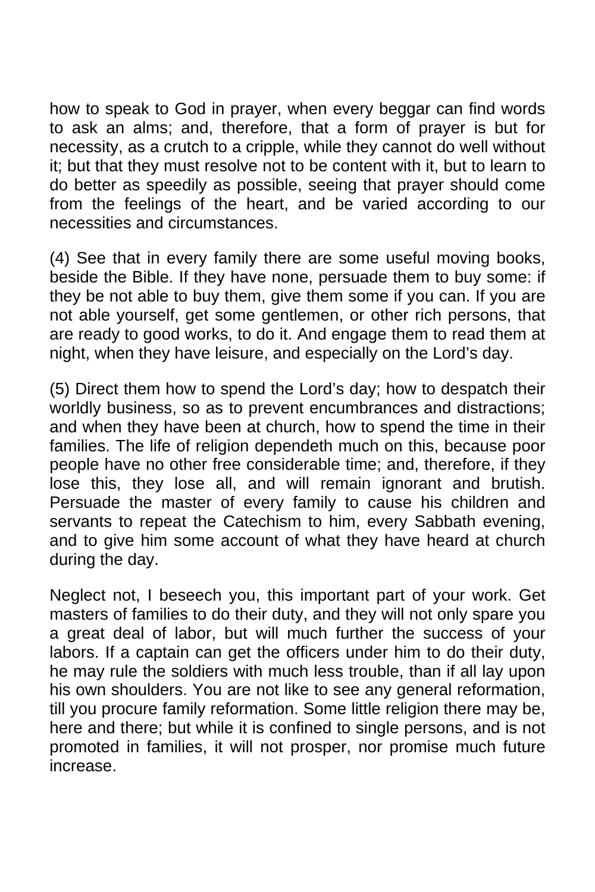how to speak to God in prayer, when every beggar can find words to ask an alms; and, therefore, that a form of prayer is but for necessity, as a crutch to a cripple, while they cannot do well without it; but that they must resolve not to be content with it, but to learn to do better as speedily as possible, seeing that prayer should come from the feelings of the heart, and be varied according to our necessities and circumstances.

(4) See that in every family there are some useful moving books, beside the Bible. If they have none, persuade them to buy some: if they be not able to buy them, give them some if you can. If you are not able yourself, get some gentlemen, or other rich persons, that are ready to good works, to do it. And engage them to read them at night, when they have leisure, and especially on the Lord's day.

(5) Direct them how to spend the Lord's day; how to despatch their worldly business, so as to prevent encumbrances and distractions; and when they have been at church, how to spend the time in their families. The life of religion dependeth much on this, because poor people have no other free considerable time; and, therefore, if they lose this, they lose all, and will remain ignorant and brutish. Persuade the master of every family to cause his children and servants to repeat the Catechism to him, every Sabbath evening, and to give him some account of what they have heard at church during the day.

Neglect not, I beseech you, this important part of your work. Get masters of families to do their duty, and they will not only spare you a great deal of labor, but will much further the success of your labors. If a captain can get the officers under him to do their duty, he may rule the soldiers with much less trouble, than if all lay upon his own shoulders. You are not like to see any general reformation, till you procure family reformation. Some little religion there may be, here and there; but while it is confined to single persons, and is not promoted in families, it will not prosper, nor promise much future increase.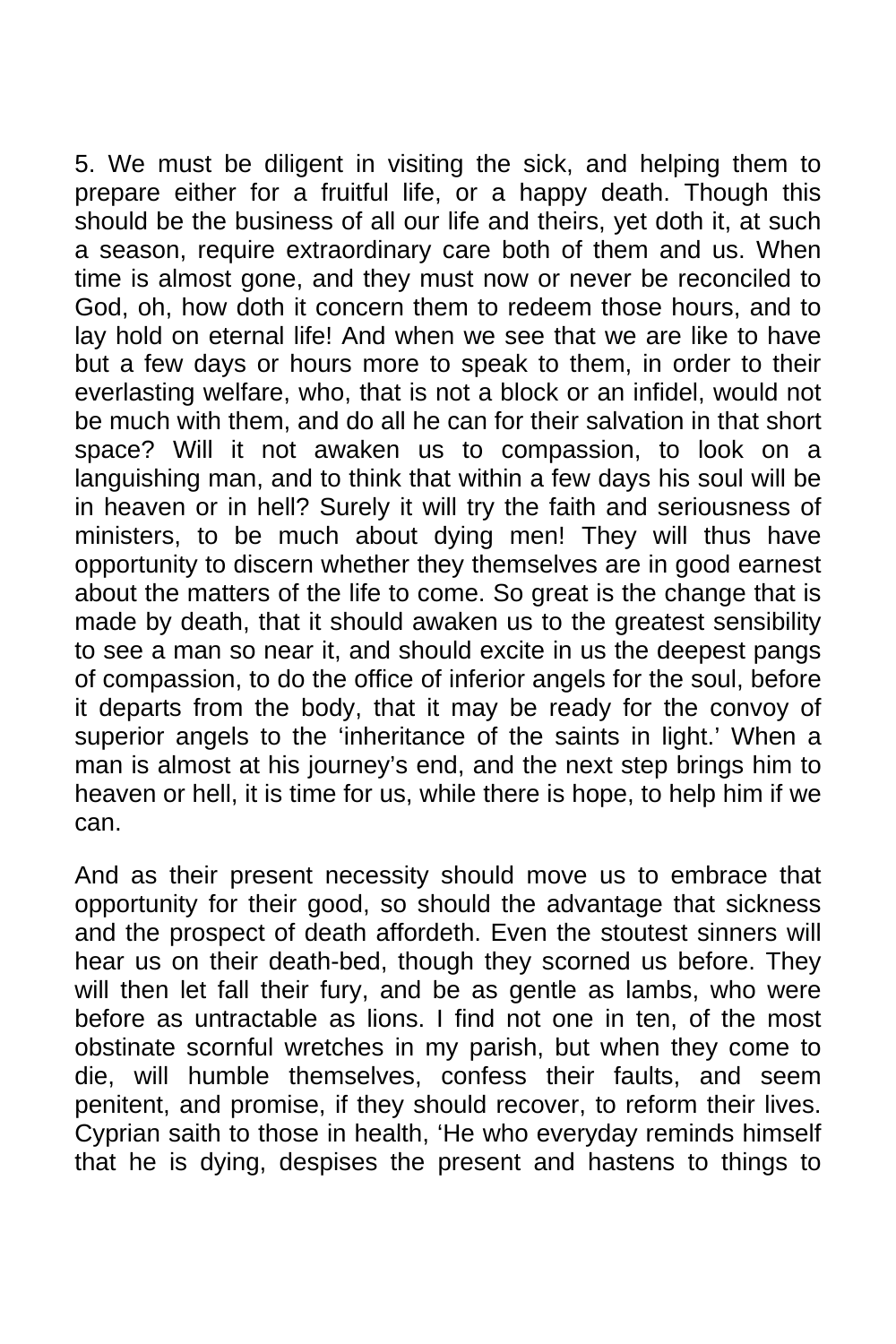5. We must be diligent in visiting the sick, and helping them to prepare either for a fruitful life, or a happy death. Though this should be the business of all our life and theirs, yet doth it, at such a season, require extraordinary care both of them and us. When time is almost gone, and they must now or never be reconciled to God, oh, how doth it concern them to redeem those hours, and to lay hold on eternal life! And when we see that we are like to have but a few days or hours more to speak to them, in order to their everlasting welfare, who, that is not a block or an infidel, would not be much with them, and do all he can for their salvation in that short space? Will it not awaken us to compassion, to look on a languishing man, and to think that within a few days his soul will be in heaven or in hell? Surely it will try the faith and seriousness of ministers, to be much about dying men! They will thus have opportunity to discern whether they themselves are in good earnest about the matters of the life to come. So great is the change that is made by death, that it should awaken us to the greatest sensibility to see a man so near it, and should excite in us the deepest pangs of compassion, to do the office of inferior angels for the soul, before it departs from the body, that it may be ready for the convoy of superior angels to the 'inheritance of the saints in light.' When a man is almost at his journey's end, and the next step brings him to heaven or hell, it is time for us, while there is hope, to help him if we can.

And as their present necessity should move us to embrace that opportunity for their good, so should the advantage that sickness and the prospect of death affordeth. Even the stoutest sinners will hear us on their death-bed, though they scorned us before. They will then let fall their fury, and be as gentle as lambs, who were before as untractable as lions. I find not one in ten, of the most obstinate scornful wretches in my parish, but when they come to die, will humble themselves, confess their faults, and seem penitent, and promise, if they should recover, to reform their lives. Cyprian saith to those in health, 'He who everyday reminds himself that he is dying, despises the present and hastens to things to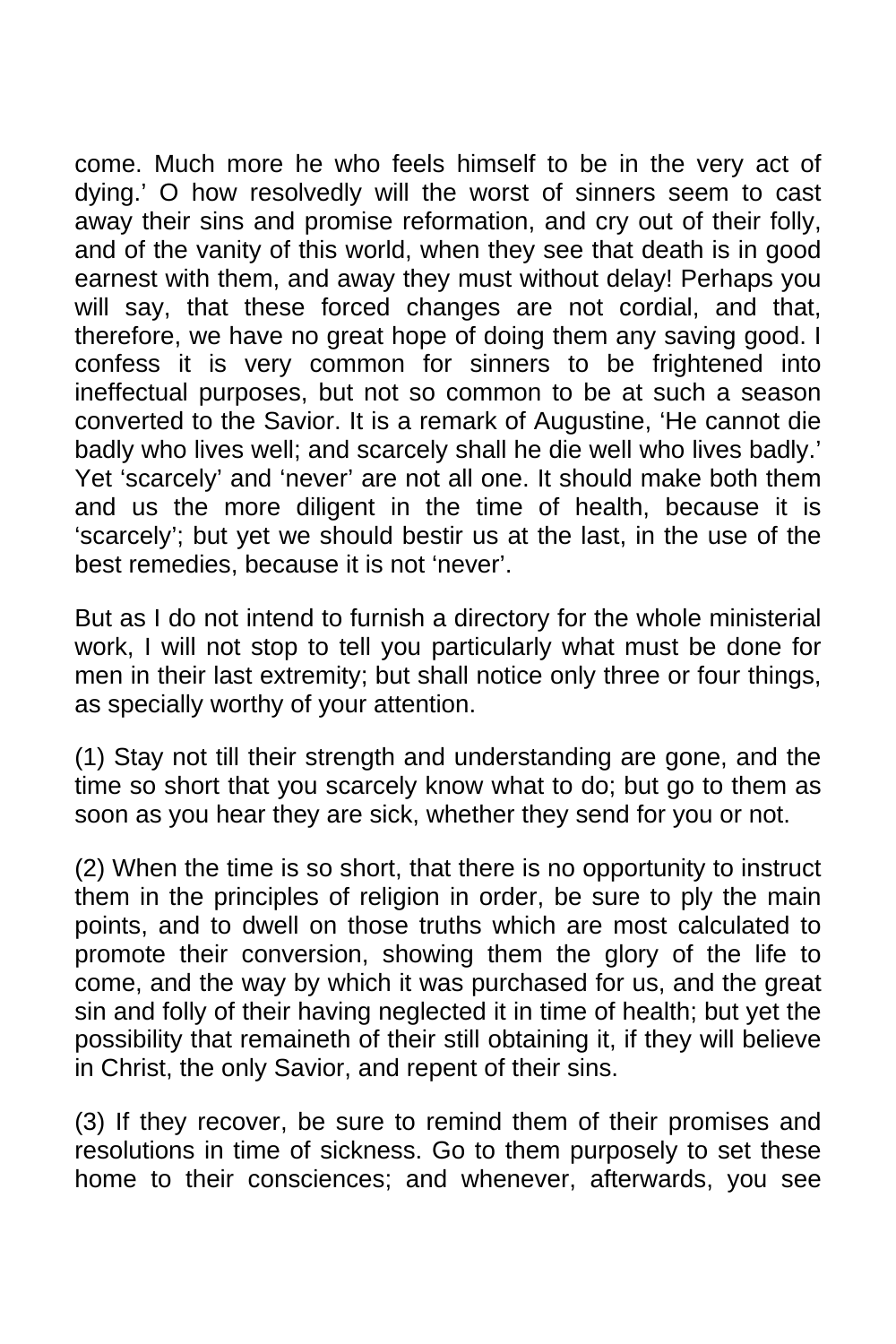come. Much more he who feels himself to be in the very act of dying.' O how resolvedly will the worst of sinners seem to cast away their sins and promise reformation, and cry out of their folly, and of the vanity of this world, when they see that death is in good earnest with them, and away they must without delay! Perhaps you will say, that these forced changes are not cordial, and that, therefore, we have no great hope of doing them any saving good. I confess it is very common for sinners to be frightened into ineffectual purposes, but not so common to be at such a season converted to the Savior. It is a remark of Augustine, 'He cannot die badly who lives well; and scarcely shall he die well who lives badly.' Yet 'scarcely' and 'never' are not all one. It should make both them and us the more diligent in the time of health, because it is 'scarcely'; but yet we should bestir us at the last, in the use of the best remedies, because it is not 'never'.

But as I do not intend to furnish a directory for the whole ministerial work, I will not stop to tell you particularly what must be done for men in their last extremity; but shall notice only three or four things, as specially worthy of your attention.

(1) Stay not till their strength and understanding are gone, and the time so short that you scarcely know what to do; but go to them as soon as you hear they are sick, whether they send for you or not.

(2) When the time is so short, that there is no opportunity to instruct them in the principles of religion in order, be sure to ply the main points, and to dwell on those truths which are most calculated to promote their conversion, showing them the glory of the life to come, and the way by which it was purchased for us, and the great sin and folly of their having neglected it in time of health; but yet the possibility that remaineth of their still obtaining it, if they will believe in Christ, the only Savior, and repent of their sins.

(3) If they recover, be sure to remind them of their promises and resolutions in time of sickness. Go to them purposely to set these home to their consciences; and whenever, afterwards, you see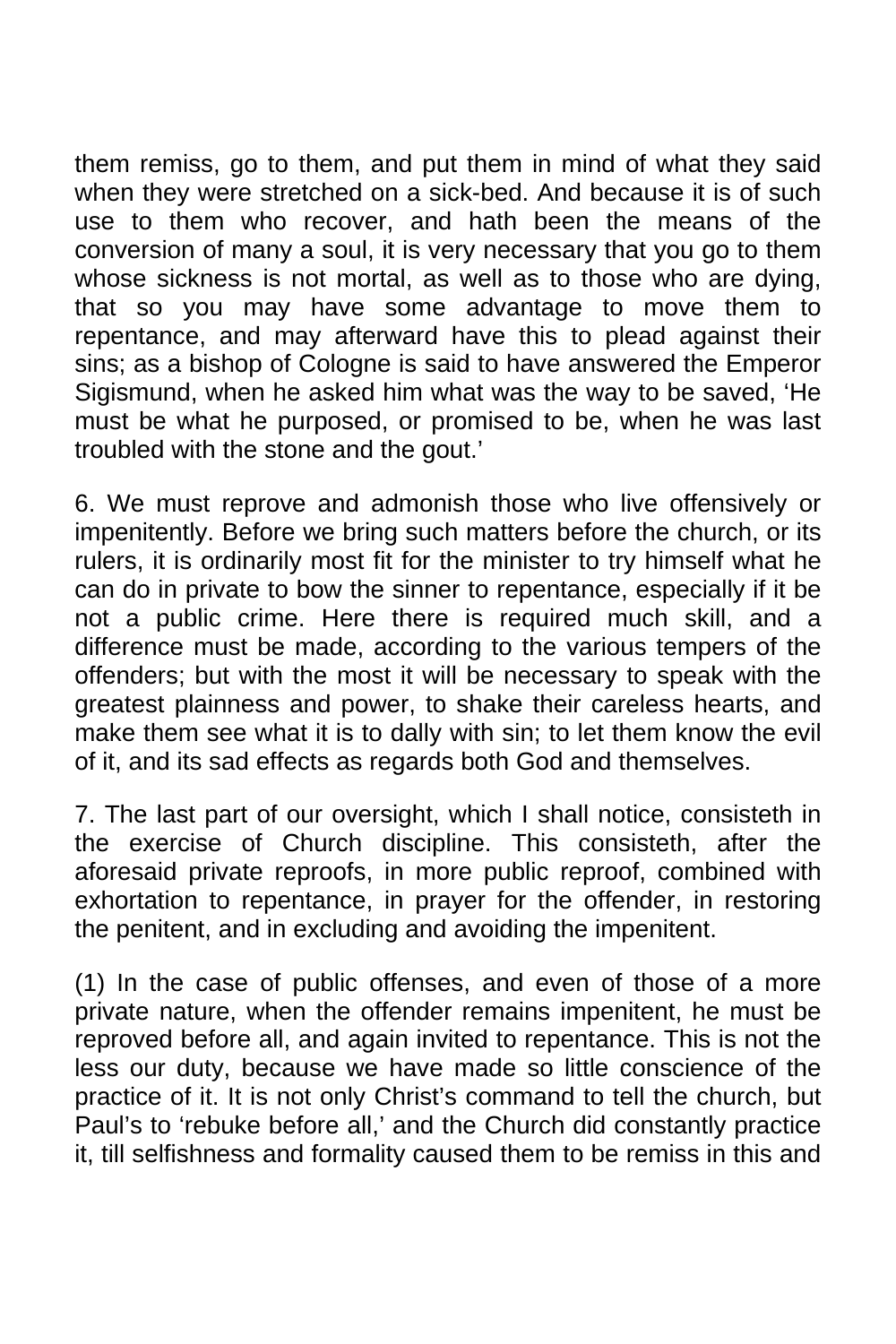them remiss, go to them, and put them in mind of what they said when they were stretched on a sick-bed. And because it is of such use to them who recover, and hath been the means of the conversion of many a soul, it is very necessary that you go to them whose sickness is not mortal, as well as to those who are dying, that so you may have some advantage to move them to repentance, and may afterward have this to plead against their sins; as a bishop of Cologne is said to have answered the Emperor Sigismund, when he asked him what was the way to be saved, 'He must be what he purposed, or promised to be, when he was last troubled with the stone and the gout.'

6. We must reprove and admonish those who live offensively or impenitently. Before we bring such matters before the church, or its rulers, it is ordinarily most fit for the minister to try himself what he can do in private to bow the sinner to repentance, especially if it be not a public crime. Here there is required much skill, and a difference must be made, according to the various tempers of the offenders; but with the most it will be necessary to speak with the greatest plainness and power, to shake their careless hearts, and make them see what it is to dally with sin; to let them know the evil of it, and its sad effects as regards both God and themselves.

7. The last part of our oversight, which I shall notice, consisteth in the exercise of Church discipline. This consisteth, after the aforesaid private reproofs, in more public reproof, combined with exhortation to repentance, in prayer for the offender, in restoring the penitent, and in excluding and avoiding the impenitent.

(1) In the case of public offenses, and even of those of a more private nature, when the offender remains impenitent, he must be reproved before all, and again invited to repentance. This is not the less our duty, because we have made so little conscience of the practice of it. It is not only Christ's command to tell the church, but Paul's to 'rebuke before all,' and the Church did constantly practice it, till selfishness and formality caused them to be remiss in this and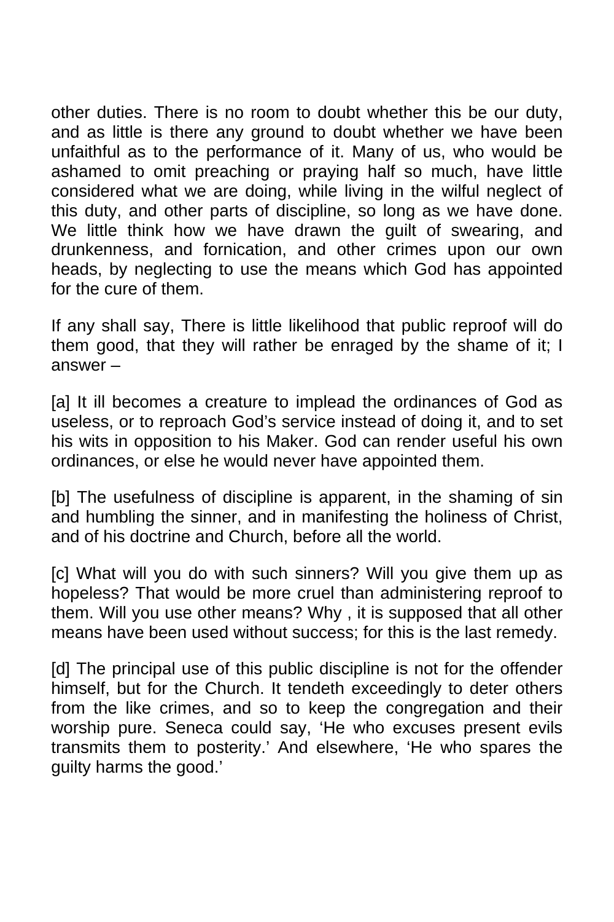other duties. There is no room to doubt whether this be our duty, and as little is there any ground to doubt whether we have been unfaithful as to the performance of it. Many of us, who would be ashamed to omit preaching or praying half so much, have little considered what we are doing, while living in the wilful neglect of this duty, and other parts of discipline, so long as we have done. We little think how we have drawn the guilt of swearing, and drunkenness, and fornication, and other crimes upon our own heads, by neglecting to use the means which God has appointed for the cure of them.

If any shall say, There is little likelihood that public reproof will do them good, that they will rather be enraged by the shame of it; I answer –

[a] It ill becomes a creature to implead the ordinances of God as useless, or to reproach God's service instead of doing it, and to set his wits in opposition to his Maker. God can render useful his own ordinances, or else he would never have appointed them.

[b] The usefulness of discipline is apparent, in the shaming of sin and humbling the sinner, and in manifesting the holiness of Christ, and of his doctrine and Church, before all the world.

[c] What will you do with such sinners? Will you give them up as hopeless? That would be more cruel than administering reproof to them. Will you use other means? Why , it is supposed that all other means have been used without success; for this is the last remedy.

[d] The principal use of this public discipline is not for the offender himself, but for the Church. It tendeth exceedingly to deter others from the like crimes, and so to keep the congregation and their worship pure. Seneca could say, 'He who excuses present evils transmits them to posterity.' And elsewhere, 'He who spares the guilty harms the good.'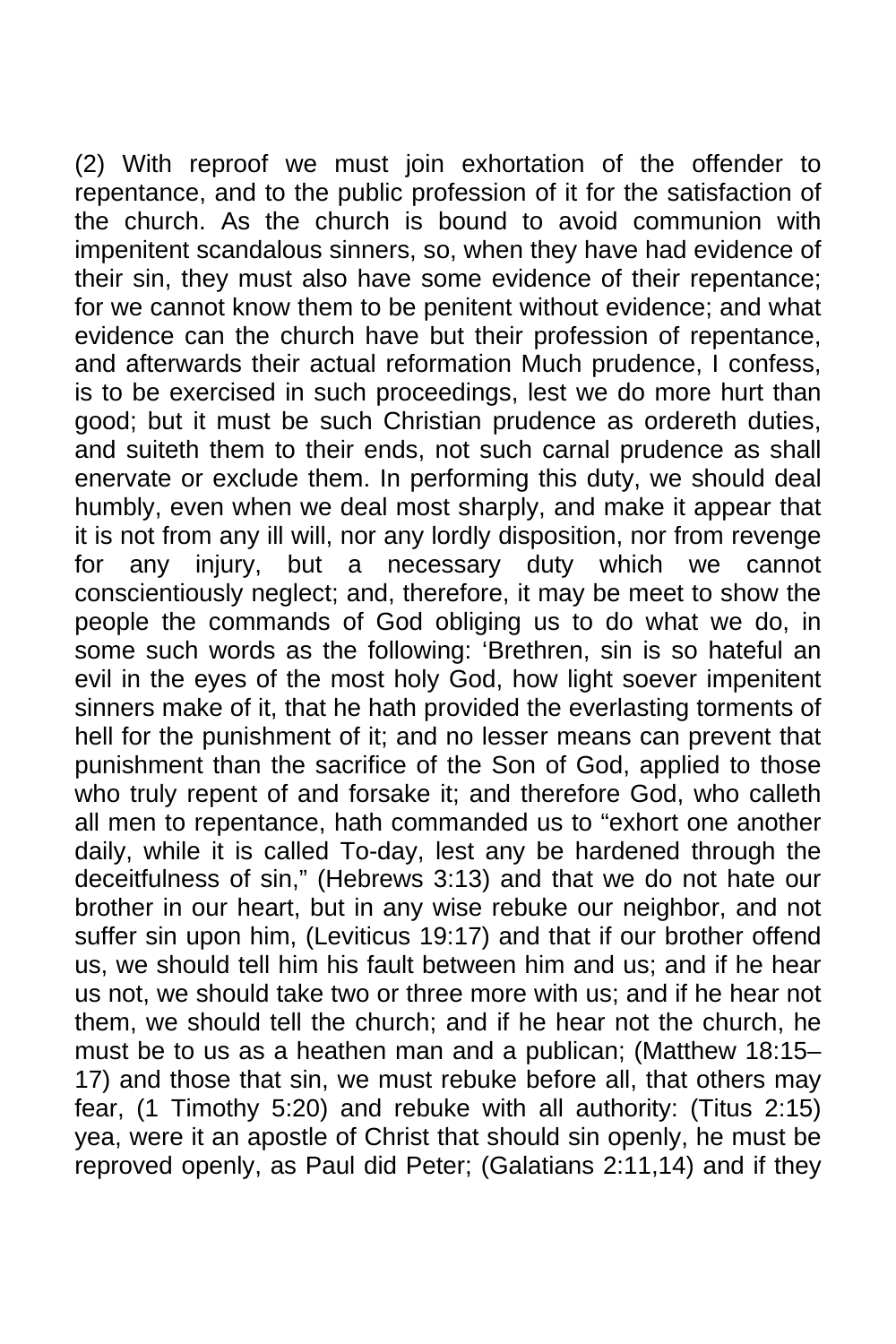(2) With reproof we must join exhortation of the offender to repentance, and to the public profession of it for the satisfaction of the church. As the church is bound to avoid communion with impenitent scandalous sinners, so, when they have had evidence of their sin, they must also have some evidence of their repentance; for we cannot know them to be penitent without evidence; and what evidence can the church have but their profession of repentance, and afterwards their actual reformation Much prudence, I confess, is to be exercised in such proceedings, lest we do more hurt than good; but it must be such Christian prudence as ordereth duties, and suiteth them to their ends, not such carnal prudence as shall enervate or exclude them. In performing this duty, we should deal humbly, even when we deal most sharply, and make it appear that it is not from any ill will, nor any lordly disposition, nor from revenge for any injury, but a necessary duty which we cannot conscientiously neglect; and, therefore, it may be meet to show the people the commands of God obliging us to do what we do, in some such words as the following: 'Brethren, sin is so hateful an evil in the eyes of the most holy God, how light soever impenitent sinners make of it, that he hath provided the everlasting torments of hell for the punishment of it; and no lesser means can prevent that punishment than the sacrifice of the Son of God, applied to those who truly repent of and forsake it; and therefore God, who calleth all men to repentance, hath commanded us to "exhort one another daily, while it is called To-day, lest any be hardened through the deceitfulness of sin," (Hebrews 3:13) and that we do not hate our brother in our heart, but in any wise rebuke our neighbor, and not suffer sin upon him, (Leviticus 19:17) and that if our brother offend us, we should tell him his fault between him and us; and if he hear us not, we should take two or three more with us; and if he hear not them, we should tell the church; and if he hear not the church, he must be to us as a heathen man and a publican; (Matthew 18:15–17) and those that sin, we must rebuke before all, that others may fear, (1 Timothy 5:20) and rebuke with all authority: (Titus 2:15) yea, were it an apostle of Christ that should sin openly, he must be reproved openly, as Paul did Peter; (Galatians 2:11,14) and if they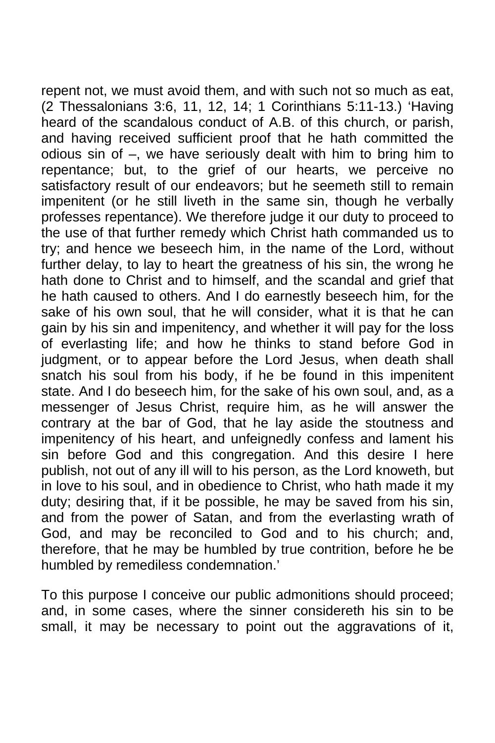repent not, we must avoid them, and with such not so much as eat, (2 Thessalonians 3:6, 11, 12, 14; 1 Corinthians 5:11-13.) ‘Having heard of the scandalous conduct of A.B. of this church, or parish, and having received sufficient proof that he hath committed the odious sin of –, we have seriously dealt with him to bring him to repentance; but, to the grief of our hearts, we perceive no satisfactory result of our endeavors; but he seemeth still to remain impenitent (or he still liveth in the same sin, though he verbally professes repentance). We therefore judge it our duty to proceed to the use of that further remedy which Christ hath commanded us to try; and hence we beseech him, in the name of the Lord, without further delay, to lay to heart the greatness of his sin, the wrong he hath done to Christ and to himself, and the scandal and grief that he hath caused to others. And I do earnestly beseech him, for the sake of his own soul, that he will consider, what it is that he can gain by his sin and impenitency, and whether it will pay for the loss of everlasting life; and how he thinks to stand before God in judgment, or to appear before the Lord Jesus, when death shall snatch his soul from his body, if he be found in this impenitent state. And I do beseech him, for the sake of his own soul, and, as a messenger of Jesus Christ, require him, as he will answer the contrary at the bar of God, that he lay aside the stoutness and impenitency of his heart, and unfeignedly confess and lament his sin before God and this congregation. And this desire I here publish, not out of any ill will to his person, as the Lord knoweth, but in love to his soul, and in obedience to Christ, who hath made it my duty; desiring that, if it be possible, he may be saved from his sin, and from the power of Satan, and from the everlasting wrath of God, and may be reconciled to God and to his church; and, therefore, that he may be humbled by true contrition, before he be humbled by remediless condemnation.’

To this purpose I conceive our public admonitions should proceed; and, in some cases, where the sinner considereth his sin to be small, it may be necessary to point out the aggravations of it,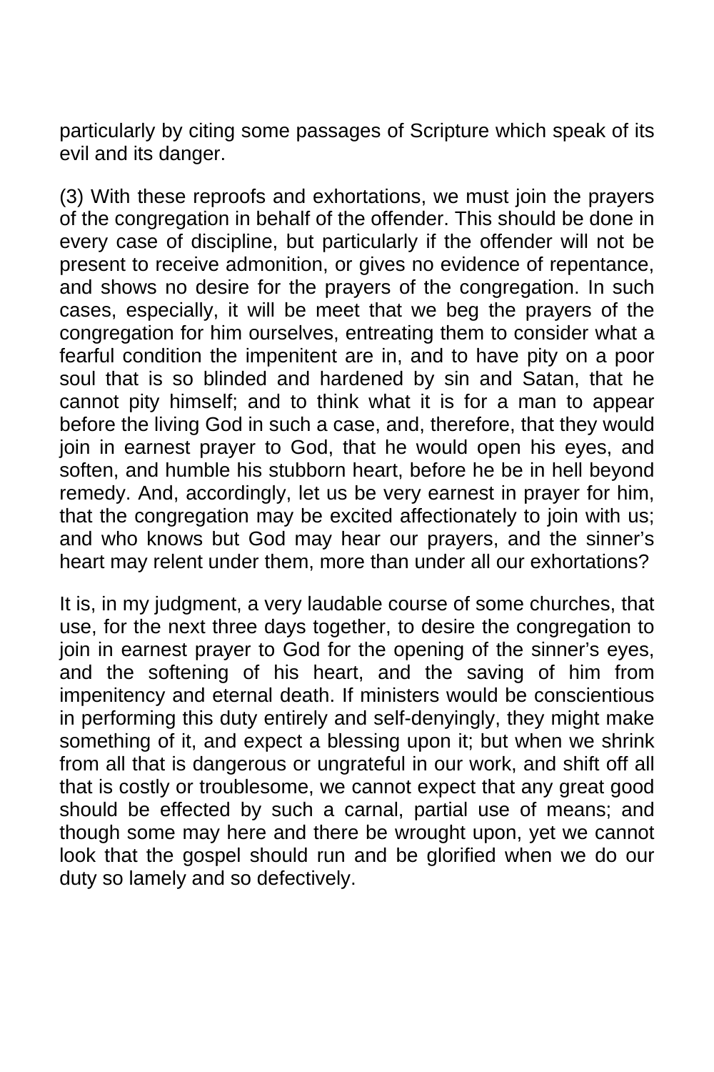particularly by citing some passages of Scripture which speak of its evil and its danger.

(3) With these reproofs and exhortations, we must join the prayers of the congregation in behalf of the offender. This should be done in every case of discipline, but particularly if the offender will not be present to receive admonition, or gives no evidence of repentance, and shows no desire for the prayers of the congregation. In such cases, especially, it will be meet that we beg the prayers of the congregation for him ourselves, entreating them to consider what a fearful condition the impenitent are in, and to have pity on a poor soul that is so blinded and hardened by sin and Satan, that he cannot pity himself; and to think what it is for a man to appear before the living God in such a case, and, therefore, that they would join in earnest prayer to God, that he would open his eyes, and soften, and humble his stubborn heart, before he be in hell beyond remedy. And, accordingly, let us be very earnest in prayer for him, that the congregation may be excited affectionately to join with us; and who knows but God may hear our prayers, and the sinner's heart may relent under them, more than under all our exhortations?

It is, in my judgment, a very laudable course of some churches, that use, for the next three days together, to desire the congregation to join in earnest prayer to God for the opening of the sinner's eyes, and the softening of his heart, and the saving of him from impenitency and eternal death. If ministers would be conscientious in performing this duty entirely and self-denyingly, they might make something of it, and expect a blessing upon it; but when we shrink from all that is dangerous or ungrateful in our work, and shift off all that is costly or troublesome, we cannot expect that any great good should be effected by such a carnal, partial use of means; and though some may here and there be wrought upon, yet we cannot look that the gospel should run and be glorified when we do our duty so lamely and so defectively.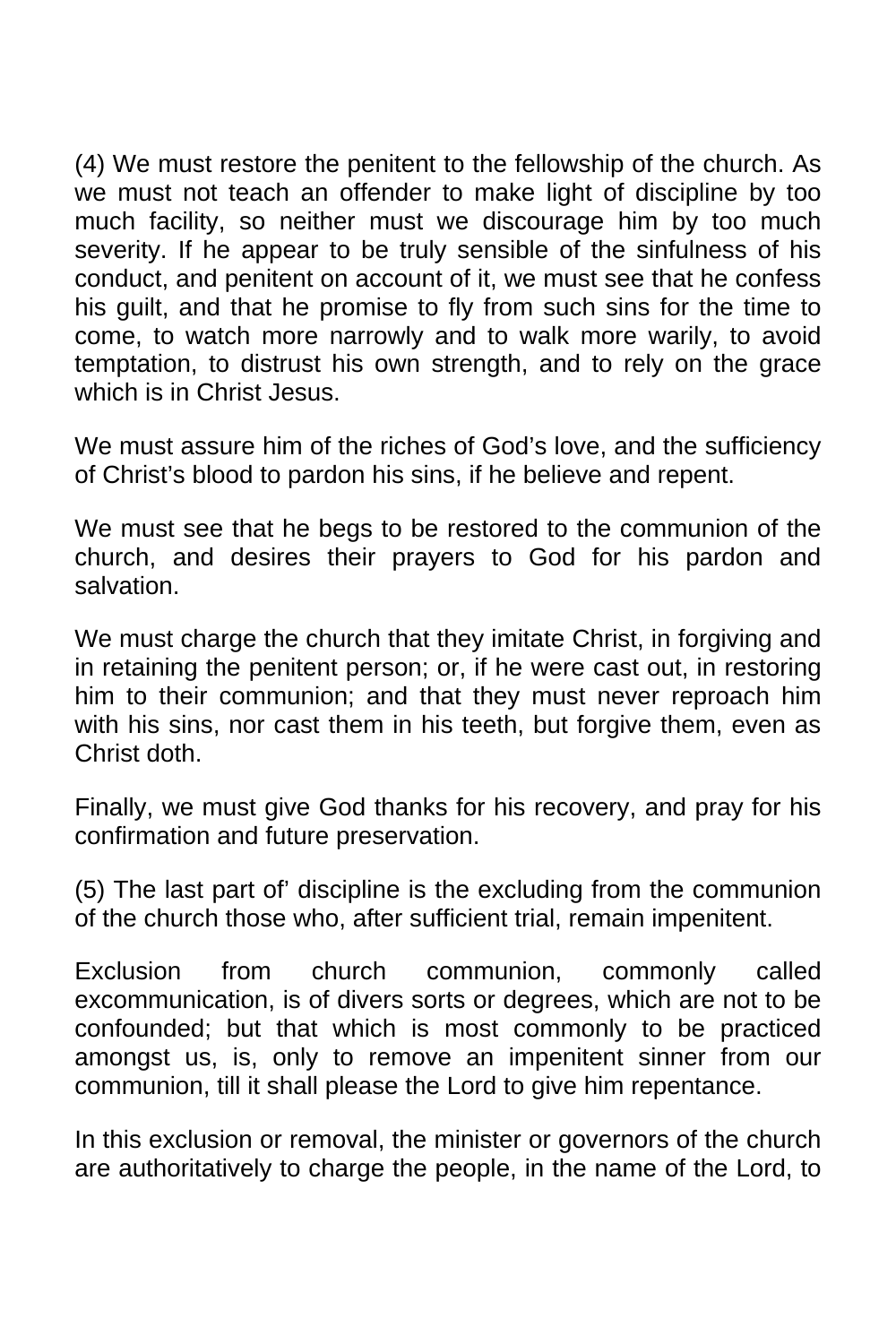(4) We must restore the penitent to the fellowship of the church. As we must not teach an offender to make light of discipline by too much facility, so neither must we discourage him by too much severity. If he appear to be truly sensible of the sinfulness of his conduct, and penitent on account of it, we must see that he confess his guilt, and that he promise to fly from such sins for the time to come, to watch more narrowly and to walk more warily, to avoid temptation, to distrust his own strength, and to rely on the grace which is in Christ Jesus.

We must assure him of the riches of God's love, and the sufficiency of Christ's blood to pardon his sins, if he believe and repent.

We must see that he begs to be restored to the communion of the church, and desires their prayers to God for his pardon and salvation.

We must charge the church that they imitate Christ, in forgiving and in retaining the penitent person; or, if he were cast out, in restoring him to their communion; and that they must never reproach him with his sins, nor cast them in his teeth, but forgive them, even as Christ doth.

Finally, we must give God thanks for his recovery, and pray for his confirmation and future preservation.

(5) The last part of' discipline is the excluding from the communion of the church those who, after sufficient trial, remain impenitent.

Exclusion from church communion, commonly called excommunication, is of divers sorts or degrees, which are not to be confounded; but that which is most commonly to be practiced amongst us, is, only to remove an impenitent sinner from our communion, till it shall please the Lord to give him repentance.

In this exclusion or removal, the minister or governors of the church are authoritatively to charge the people, in the name of the Lord, to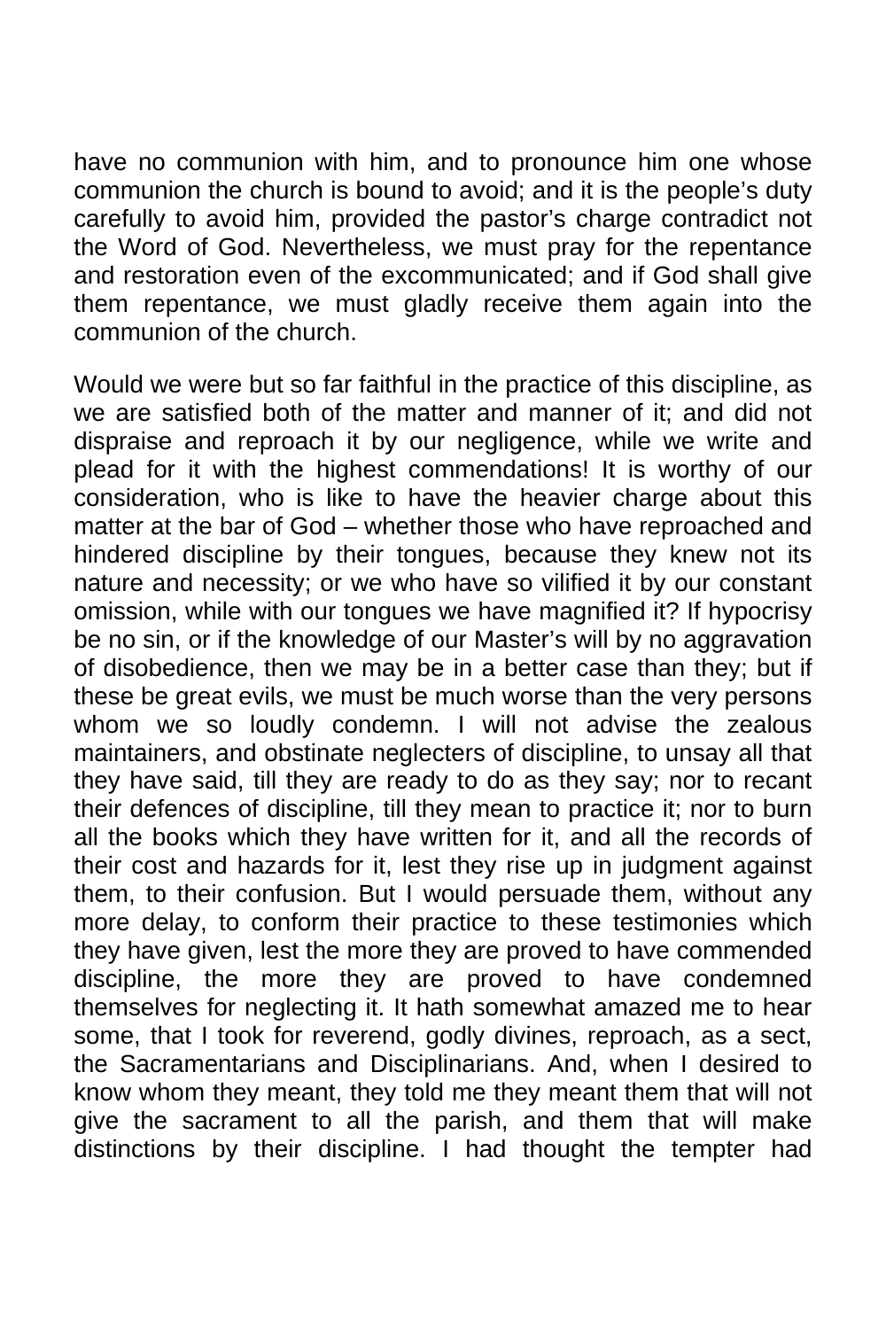have no communion with him, and to pronounce him one whose communion the church is bound to avoid; and it is the people's duty carefully to avoid him, provided the pastor's charge contradict not the Word of God. Nevertheless, we must pray for the repentance and restoration even of the excommunicated; and if God shall give them repentance, we must gladly receive them again into the communion of the church.

Would we were but so far faithful in the practice of this discipline, as we are satisfied both of the matter and manner of it; and did not dispraise and reproach it by our negligence, while we write and plead for it with the highest commendations! It is worthy of our consideration, who is like to have the heavier charge about this matter at the bar of God – whether those who have reproached and hindered discipline by their tongues, because they knew not its nature and necessity; or we who have so vilified it by our constant omission, while with our tongues we have magnified it? If hypocrisy be no sin, or if the knowledge of our Master's will by no aggravation of disobedience, then we may be in a better case than they; but if these be great evils, we must be much worse than the very persons whom we so loudly condemn. I will not advise the zealous maintainers, and obstinate neglecters of discipline, to unsay all that they have said, till they are ready to do as they say; nor to recant their defences of discipline, till they mean to practice it; nor to burn all the books which they have written for it, and all the records of their cost and hazards for it, lest they rise up in judgment against them, to their confusion. But I would persuade them, without any more delay, to conform their practice to these testimonies which they have given, lest the more they are proved to have commended discipline, the more they are proved to have condemned themselves for neglecting it. It hath somewhat amazed me to hear some, that I took for reverend, godly divines, reproach, as a sect, the Sacramentarians and Disciplinarians. And, when I desired to know whom they meant, they told me they meant them that will not give the sacrament to all the parish, and them that will make distinctions by their discipline. I had thought the tempter had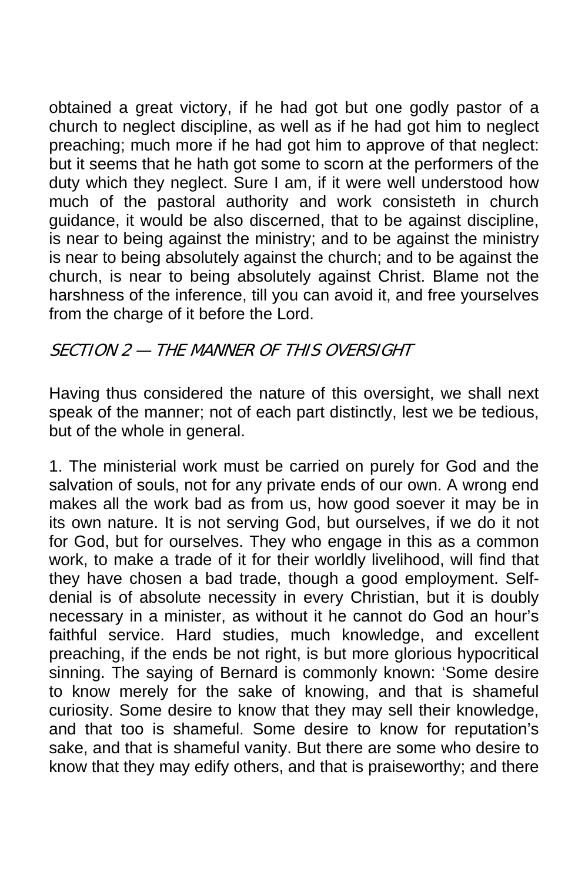obtained a great victory, if he had got but one godly pastor of a church to neglect discipline, as well as if he had got him to neglect preaching; much more if he had got him to approve of that neglect: but it seems that he hath got some to scorn at the performers of the duty which they neglect. Sure I am, if it were well understood how much of the pastoral authority and work consisteth in church guidance, it would be also discerned, that to be against discipline, is near to being against the ministry; and to be against the ministry is near to being absolutely against the church; and to be against the church, is near to being absolutely against Christ. Blame not the harshness of the inference, till you can avoid it, and free yourselves from the charge of it before the Lord.

## *SECTION 2 — THE MANNER OF THIS OVERSIGHT*

Having thus considered the nature of this oversight, we shall next speak of the manner; not of each part distinctly, lest we be tedious, but of the whole in general.

1. The ministerial work must be carried on purely for God and the salvation of souls, not for any private ends of our own. A wrong end makes all the work bad as from us, how good soever it may be in its own nature. It is not serving God, but ourselves, if we do it not for God, but for ourselves. They who engage in this as a common work, to make a trade of it for their worldly livelihood, will find that they have chosen a bad trade, though a good employment. Self-denial is of absolute necessity in every Christian, but it is doubly necessary in a minister, as without it he cannot do God an hour's faithful service. Hard studies, much knowledge, and excellent preaching, if the ends be not right, is but more glorious hypocritical sinning. The saying of Bernard is commonly known: 'Some desire to know merely for the sake of knowing, and that is shameful curiosity. Some desire to know that they may sell their knowledge, and that too is shameful. Some desire to know for reputation's sake, and that is shameful vanity. But there are some who desire to know that they may edify others, and that is praiseworthy; and there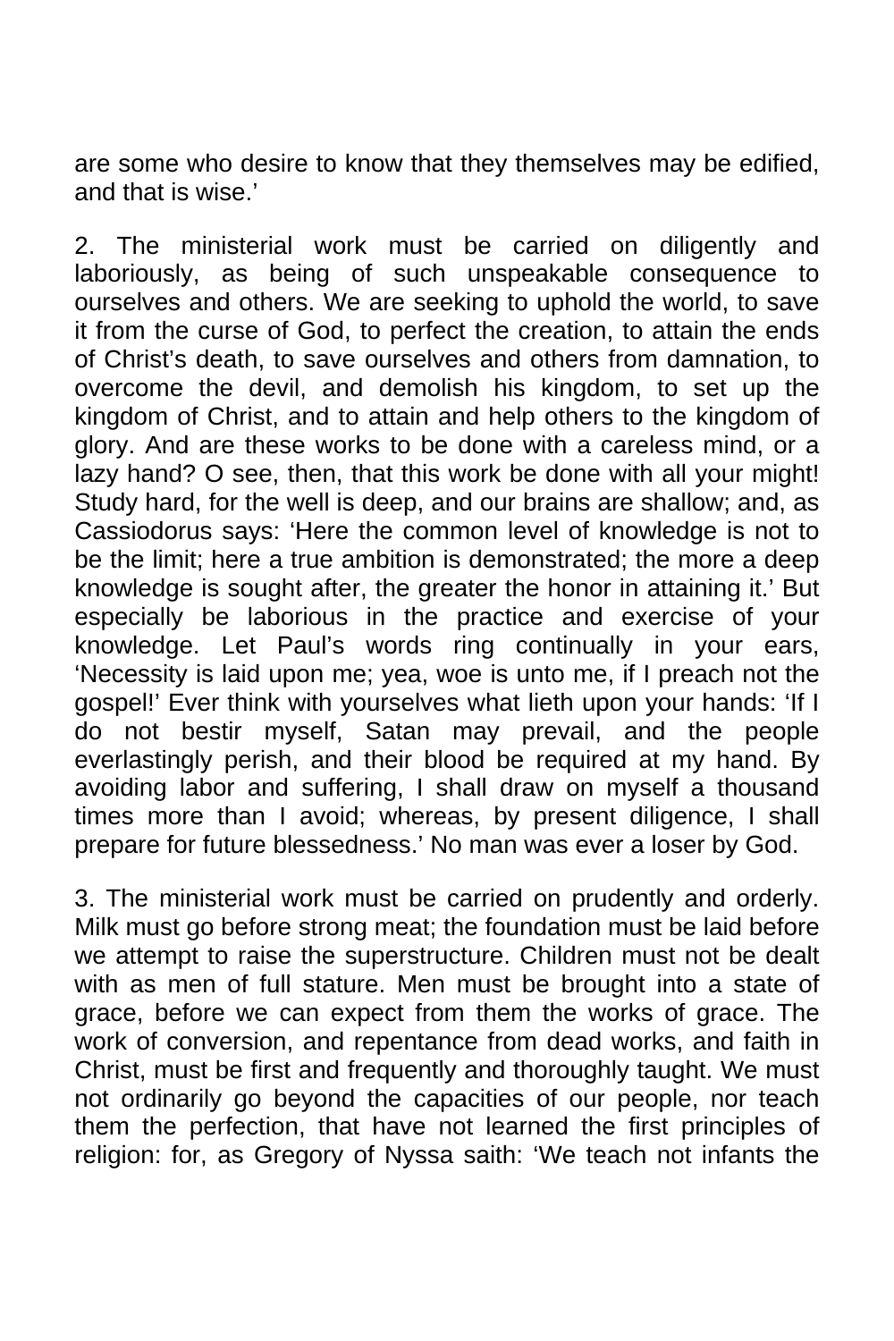are some who desire to know that they themselves may be edified, and that is wise.'

2. The ministerial work must be carried on diligently and laboriously, as being of such unspeakable consequence to ourselves and others. We are seeking to uphold the world, to save it from the curse of God, to perfect the creation, to attain the ends of Christ's death, to save ourselves and others from damnation, to overcome the devil, and demolish his kingdom, to set up the kingdom of Christ, and to attain and help others to the kingdom of glory. And are these works to be done with a careless mind, or a lazy hand? O see, then, that this work be done with all your might! Study hard, for the well is deep, and our brains are shallow; and, as Cassiodorus says: 'Here the common level of knowledge is not to be the limit; here a true ambition is demonstrated; the more a deep knowledge is sought after, the greater the honor in attaining it.' But especially be laborious in the practice and exercise of your knowledge. Let Paul's words ring continually in your ears, 'Necessity is laid upon me; yea, woe is unto me, if I preach not the gospel!' Ever think with yourselves what lieth upon your hands: 'If I do not bestir myself, Satan may prevail, and the people everlastingly perish, and their blood be required at my hand. By avoiding labor and suffering, I shall draw on myself a thousand times more than I avoid; whereas, by present diligence, I shall prepare for future blessedness.' No man was ever a loser by God.

3. The ministerial work must be carried on prudently and orderly. Milk must go before strong meat; the foundation must be laid before we attempt to raise the superstructure. Children must not be dealt with as men of full stature. Men must be brought into a state of grace, before we can expect from them the works of grace. The work of conversion, and repentance from dead works, and faith in Christ, must be first and frequently and thoroughly taught. We must not ordinarily go beyond the capacities of our people, nor teach them the perfection, that have not learned the first principles of religion: for, as Gregory of Nyssa saith: 'We teach not infants the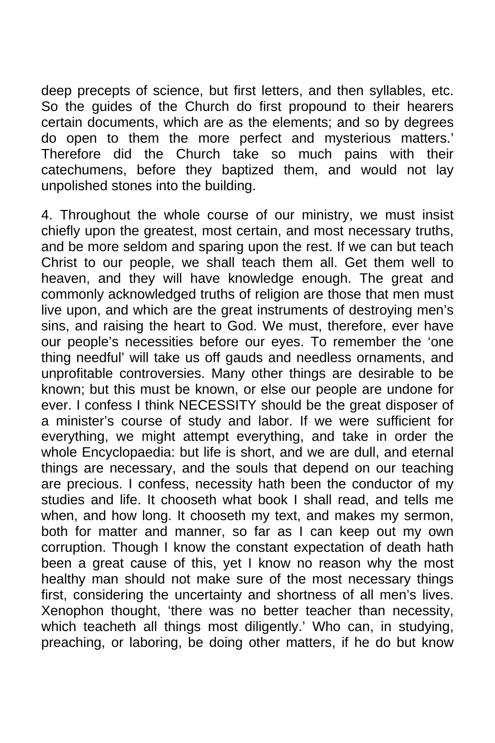deep precepts of science, but first letters, and then syllables, etc. So the guides of the Church do first propound to their hearers certain documents, which are as the elements; and so by degrees do open to them the more perfect and mysterious matters.' Therefore did the Church take so much pains with their catechumens, before they baptized them, and would not lay unpolished stones into the building.

4. Throughout the whole course of our ministry, we must insist chiefly upon the greatest, most certain, and most necessary truths, and be more seldom and sparing upon the rest. If we can but teach Christ to our people, we shall teach them all. Get them well to heaven, and they will have knowledge enough. The great and commonly acknowledged truths of religion are those that men must live upon, and which are the great instruments of destroying men's sins, and raising the heart to God. We must, therefore, ever have our people's necessities before our eyes. To remember the 'one thing needful' will take us off gauds and needless ornaments, and unprofitable controversies. Many other things are desirable to be known; but this must be known, or else our people are undone for ever. I confess I think NECESSITY should be the great disposer of a minister's course of study and labor. If we were sufficient for everything, we might attempt everything, and take in order the whole Encyclopaedia: but life is short, and we are dull, and eternal things are necessary, and the souls that depend on our teaching are precious. I confess, necessity hath been the conductor of my studies and life. It chooseth what book I shall read, and tells me when, and how long. It chooseth my text, and makes my sermon, both for matter and manner, so far as I can keep out my own corruption. Though I know the constant expectation of death hath been a great cause of this, yet I know no reason why the most healthy man should not make sure of the most necessary things first, considering the uncertainty and shortness of all men's lives. Xenophon thought, 'there was no better teacher than necessity, which teacheth all things most diligently.' Who can, in studying, preaching, or laboring, be doing other matters, if he do but know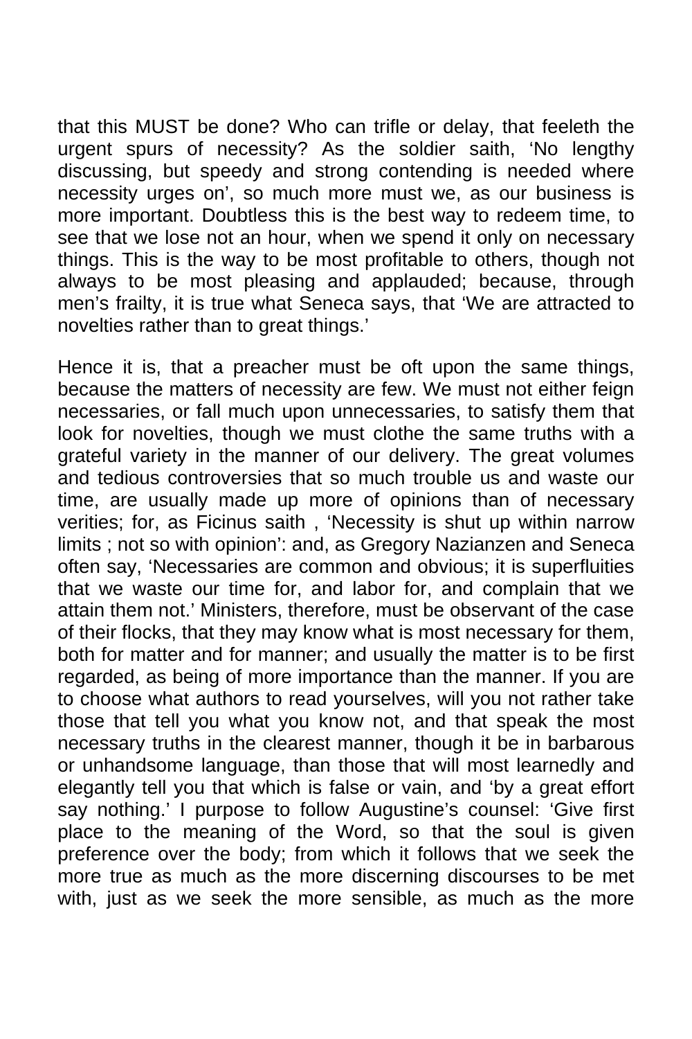that this MUST be done? Who can trifle or delay, that feeleth the urgent spurs of necessity? As the soldier saith, 'No lengthy discussing, but speedy and strong contending is needed where necessity urges on', so much more must we, as our business is more important. Doubtless this is the best way to redeem time, to see that we lose not an hour, when we spend it only on necessary things. This is the way to be most profitable to others, though not always to be most pleasing and applauded; because, through men's frailty, it is true what Seneca says, that 'We are attracted to novelties rather than to great things.'

Hence it is, that a preacher must be oft upon the same things, because the matters of necessity are few. We must not either feign necessaries, or fall much upon unnecessaries, to satisfy them that look for novelties, though we must clothe the same truths with a grateful variety in the manner of our delivery. The great volumes and tedious controversies that so much trouble us and waste our time, are usually made up more of opinions than of necessary verities; for, as Ficinus saith , 'Necessity is shut up within narrow limits ; not so with opinion': and, as Gregory Nazianzen and Seneca often say, 'Necessaries are common and obvious; it is superfluities that we waste our time for, and labor for, and complain that we attain them not.' Ministers, therefore, must be observant of the case of their flocks, that they may know what is most necessary for them, both for matter and for manner; and usually the matter is to be first regarded, as being of more importance than the manner. If you are to choose what authors to read yourselves, will you not rather take those that tell you what you know not, and that speak the most necessary truths in the clearest manner, though it be in barbarous or unhandsome language, than those that will most learnedly and elegantly tell you that which is false or vain, and 'by a great effort say nothing.' I purpose to follow Augustine's counsel: 'Give first place to the meaning of the Word, so that the soul is given preference over the body; from which it follows that we seek the more true as much as the more discerning discourses to be met with, just as we seek the more sensible, as much as the more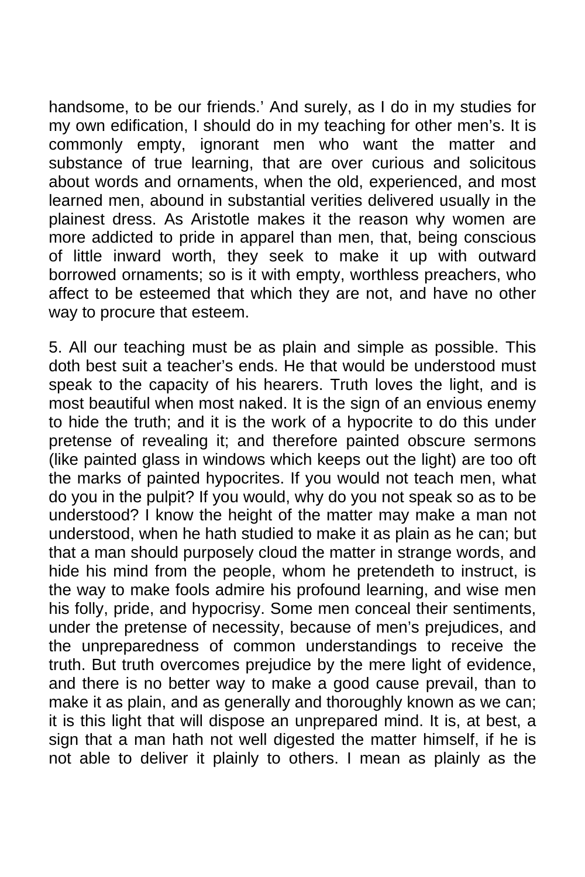handsome, to be our friends.' And surely, as I do in my studies for my own edification, I should do in my teaching for other men's. It is commonly empty, ignorant men who want the matter and substance of true learning, that are over curious and solicitous about words and ornaments, when the old, experienced, and most learned men, abound in substantial verities delivered usually in the plainest dress. As Aristotle makes it the reason why women are more addicted to pride in apparel than men, that, being conscious of little inward worth, they seek to make it up with outward borrowed ornaments; so is it with empty, worthless preachers, who affect to be esteemed that which they are not, and have no other way to procure that esteem.

5. All our teaching must be as plain and simple as possible. This doth best suit a teacher's ends. He that would be understood must speak to the capacity of his hearers. Truth loves the light, and is most beautiful when most naked. It is the sign of an envious enemy to hide the truth; and it is the work of a hypocrite to do this under pretense of revealing it; and therefore painted obscure sermons (like painted glass in windows which keeps out the light) are too oft the marks of painted hypocrites. If you would not teach men, what do you in the pulpit? If you would, why do you not speak so as to be understood? I know the height of the matter may make a man not understood, when he hath studied to make it as plain as he can; but that a man should purposely cloud the matter in strange words, and hide his mind from the people, whom he pretendeth to instruct, is the way to make fools admire his profound learning, and wise men his folly, pride, and hypocrisy. Some men conceal their sentiments, under the pretense of necessity, because of men's prejudices, and the unpreparedness of common understandings to receive the truth. But truth overcomes prejudice by the mere light of evidence, and there is no better way to make a good cause prevail, than to make it as plain, and as generally and thoroughly known as we can; it is this light that will dispose an unprepared mind. It is, at best, a sign that a man hath not well digested the matter himself, if he is not able to deliver it plainly to others. I mean as plainly as the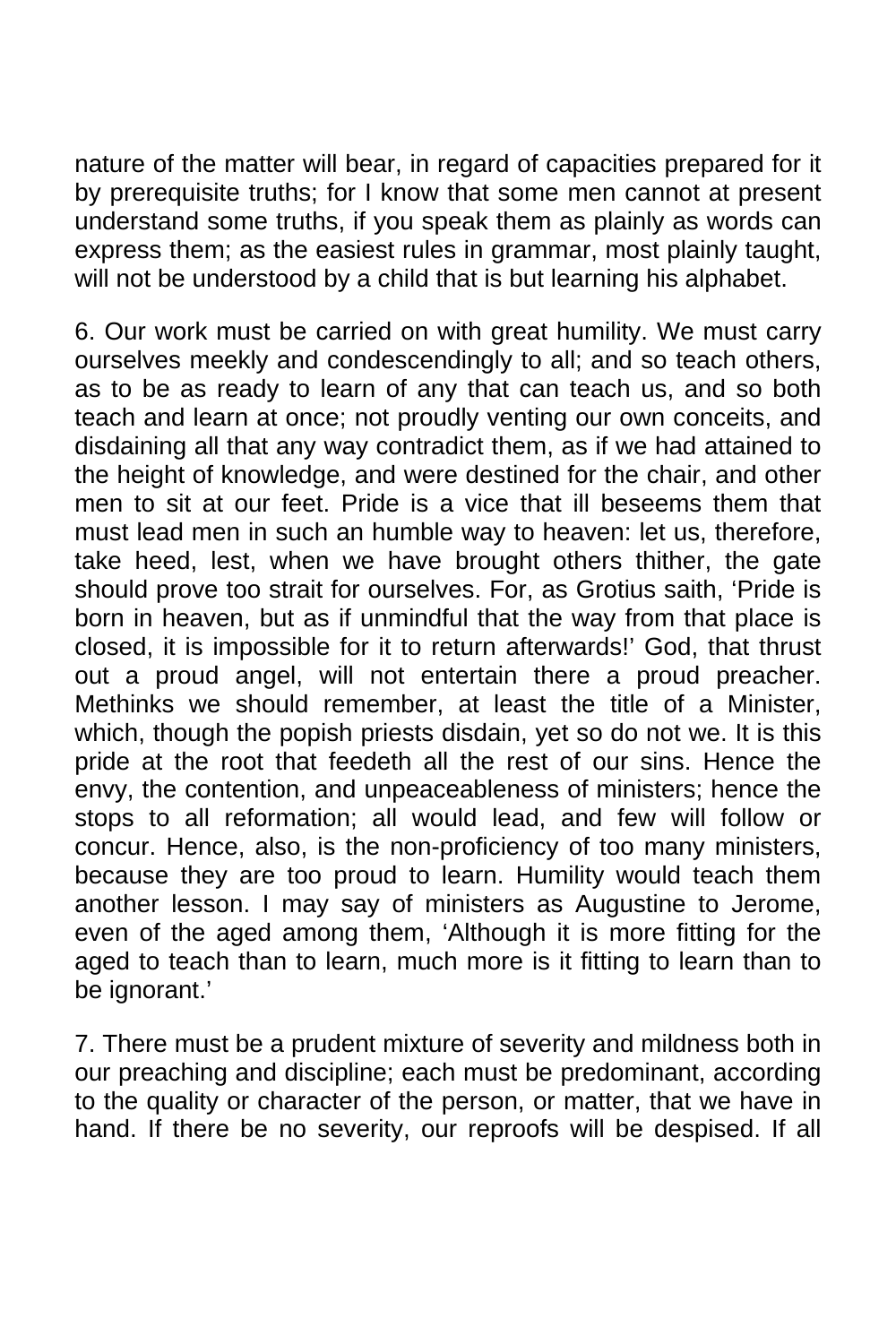nature of the matter will bear, in regard of capacities prepared for it by prerequisite truths; for I know that some men cannot at present understand some truths, if you speak them as plainly as words can express them; as the easiest rules in grammar, most plainly taught, will not be understood by a child that is but learning his alphabet.

6. Our work must be carried on with great humility. We must carry ourselves meekly and condescendingly to all; and so teach others, as to be as ready to learn of any that can teach us, and so both teach and learn at once; not proudly venting our own conceits, and disdaining all that any way contradict them, as if we had attained to the height of knowledge, and were destined for the chair, and other men to sit at our feet. Pride is a vice that ill beseems them that must lead men in such an humble way to heaven: let us, therefore, take heed, lest, when we have brought others thither, the gate should prove too strait for ourselves. For, as Grotius saith, 'Pride is born in heaven, but as if unmindful that the way from that place is closed, it is impossible for it to return afterwards!' God, that thrust out a proud angel, will not entertain there a proud preacher. Methinks we should remember, at least the title of a Minister, which, though the popish priests disdain, yet so do not we. It is this pride at the root that feedeth all the rest of our sins. Hence the envy, the contention, and unpeaceableness of ministers; hence the stops to all reformation; all would lead, and few will follow or concur. Hence, also, is the non-proficiency of too many ministers, because they are too proud to learn. Humility would teach them another lesson. I may say of ministers as Augustine to Jerome, even of the aged among them, 'Although it is more fitting for the aged to teach than to learn, much more is it fitting to learn than to be ignorant.'

7. There must be a prudent mixture of severity and mildness both in our preaching and discipline; each must be predominant, according to the quality or character of the person, or matter, that we have in hand. If there be no severity, our reproofs will be despised. If all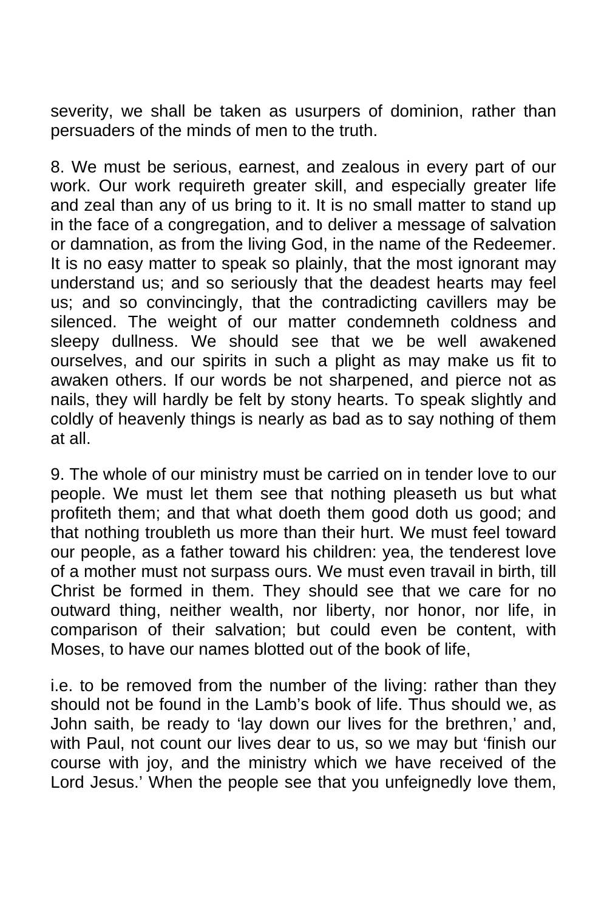severity, we shall be taken as usurpers of dominion, rather than persuaders of the minds of men to the truth.

8. We must be serious, earnest, and zealous in every part of our work. Our work requireth greater skill, and especially greater life and zeal than any of us bring to it. It is no small matter to stand up in the face of a congregation, and to deliver a message of salvation or damnation, as from the living God, in the name of the Redeemer. It is no easy matter to speak so plainly, that the most ignorant may understand us; and so seriously that the deadest hearts may feel us; and so convincingly, that the contradicting cavillers may be silenced. The weight of our matter condemneth coldness and sleepy dullness. We should see that we be well awakened ourselves, and our spirits in such a plight as may make us fit to awaken others. If our words be not sharpened, and pierce not as nails, they will hardly be felt by stony hearts. To speak slightly and coldly of heavenly things is nearly as bad as to say nothing of them at all.

9. The whole of our ministry must be carried on in tender love to our people. We must let them see that nothing pleaseth us but what profiteth them; and that what doeth them good doth us good; and that nothing troubleth us more than their hurt. We must feel toward our people, as a father toward his children: yea, the tenderest love of a mother must not surpass ours. We must even travail in birth, till Christ be formed in them. They should see that we care for no outward thing, neither wealth, nor liberty, nor honor, nor life, in comparison of their salvation; but could even be content, with Moses, to have our names blotted out of the book of life,

i.e. to be removed from the number of the living: rather than they should not be found in the Lamb's book of life. Thus should we, as John saith, be ready to 'lay down our lives for the brethren,' and, with Paul, not count our lives dear to us, so we may but 'finish our course with joy, and the ministry which we have received of the Lord Jesus.' When the people see that you unfeignedly love them,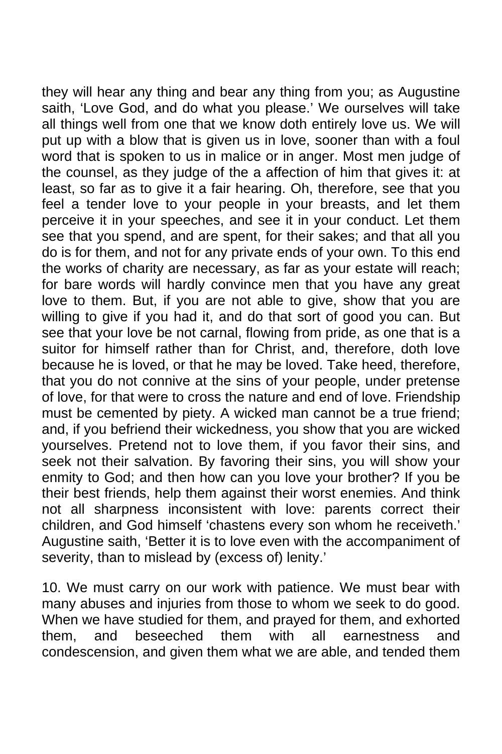they will hear any thing and bear any thing from you; as Augustine saith, 'Love God, and do what you please.' We ourselves will take all things well from one that we know doth entirely love us. We will put up with a blow that is given us in love, sooner than with a foul word that is spoken to us in malice or in anger. Most men judge of the counsel, as they judge of the a affection of him that gives it: at least, so far as to give it a fair hearing. Oh, therefore, see that you feel a tender love to your people in your breasts, and let them perceive it in your speeches, and see it in your conduct. Let them see that you spend, and are spent, for their sakes; and that all you do is for them, and not for any private ends of your own. To this end the works of charity are necessary, as far as your estate will reach; for bare words will hardly convince men that you have any great love to them. But, if you are not able to give, show that you are willing to give if you had it, and do that sort of good you can. But see that your love be not carnal, flowing from pride, as one that is a suitor for himself rather than for Christ, and, therefore, doth love because he is loved, or that he may be loved. Take heed, therefore, that you do not connive at the sins of your people, under pretense of love, for that were to cross the nature and end of love. Friendship must be cemented by piety. A wicked man cannot be a true friend; and, if you befriend their wickedness, you show that you are wicked yourselves. Pretend not to love them, if you favor their sins, and seek not their salvation. By favoring their sins, you will show your enmity to God; and then how can you love your brother? If you be their best friends, help them against their worst enemies. And think not all sharpness inconsistent with love: parents correct their children, and God himself 'chastens every son whom he receiveth.' Augustine saith, 'Better it is to love even with the accompaniment of severity, than to mislead by (excess of) lenity.'

10. We must carry on our work with patience. We must bear with many abuses and injuries from those to whom we seek to do good. When we have studied for them, and prayed for them, and exhorted them, and beseeched them with all earnestness and condescension, and given them what we are able, and tended them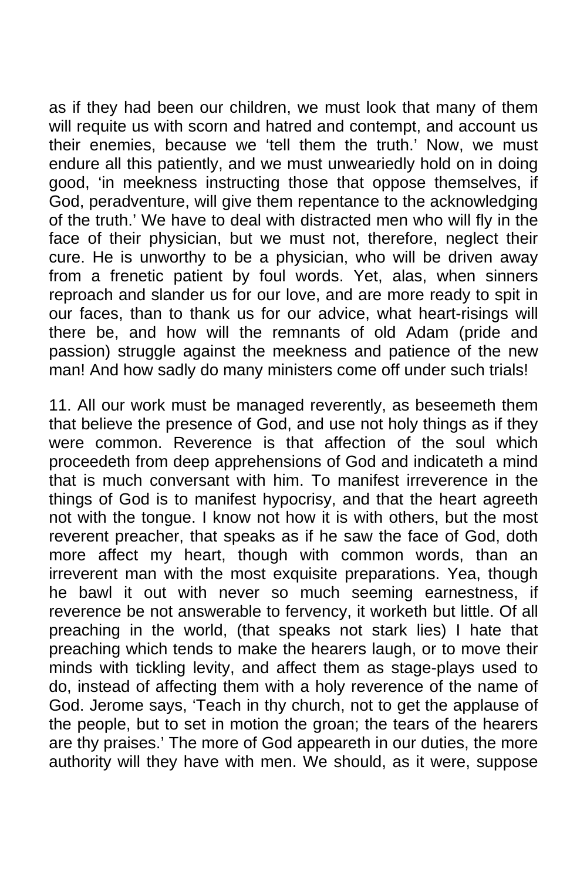as if they had been our children, we must look that many of them will requite us with scorn and hatred and contempt, and account us their enemies, because we ‘tell them the truth.’ Now, we must endure all this patiently, and we must unweariedly hold on in doing good, ‘in meekness instructing those that oppose themselves, if God, peradventure, will give them repentance to the acknowledging of the truth.’ We have to deal with distracted men who will fly in the face of their physician, but we must not, therefore, neglect their cure. He is unworthy to be a physician, who will be driven away from a frenetic patient by foul words. Yet, alas, when sinners reproach and slander us for our love, and are more ready to spit in our faces, than to thank us for our advice, what heart-risings will there be, and how will the remnants of old Adam (pride and passion) struggle against the meekness and patience of the new man! And how sadly do many ministers come off under such trials!

11. All our work must be managed reverently, as beseemeth them that believe the presence of God, and use not holy things as if they were common. Reverence is that affection of the soul which proceedeth from deep apprehensions of God and indicateth a mind that is much conversant with him. To manifest irreverence in the things of God is to manifest hypocrisy, and that the heart agreeth not with the tongue. I know not how it is with others, but the most reverent preacher, that speaks as if he saw the face of God, doth more affect my heart, though with common words, than an irreverent man with the most exquisite preparations. Yea, though he bawl it out with never so much seeming earnestness, if reverence be not answerable to fervency, it worketh but little. Of all preaching in the world, (that speaks not stark lies) I hate that preaching which tends to make the hearers laugh, or to move their minds with tickling levity, and affect them as stage-plays used to do, instead of affecting them with a holy reverence of the name of God. Jerome says, ‘Teach in thy church, not to get the applause of the people, but to set in motion the groan; the tears of the hearers are thy praises.’ The more of God appeareth in our duties, the more authority will they have with men. We should, as it were, suppose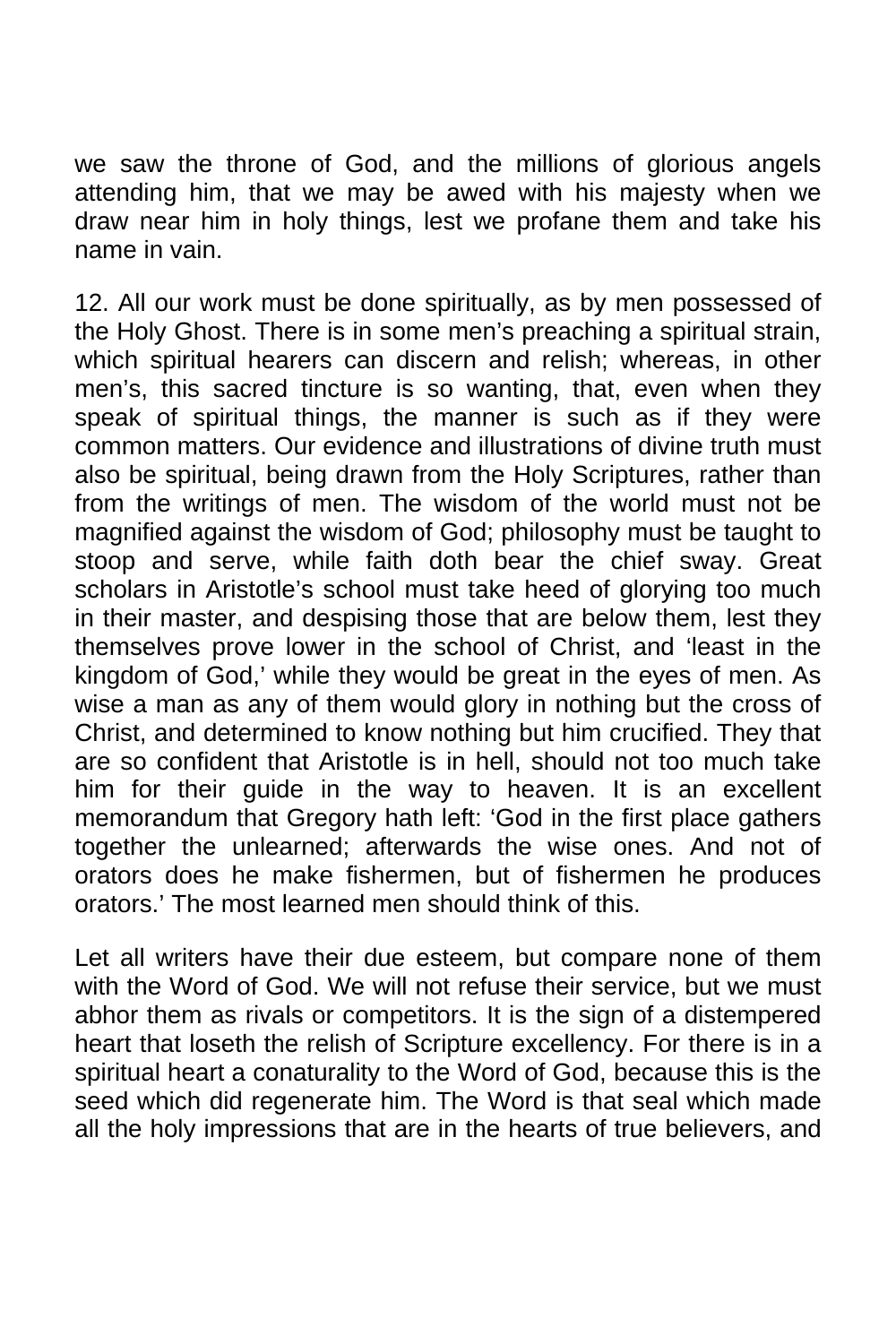we saw the throne of God, and the millions of glorious angels attending him, that we may be awed with his majesty when we draw near him in holy things, lest we profane them and take his name in vain.

12. All our work must be done spiritually, as by men possessed of the Holy Ghost. There is in some men's preaching a spiritual strain, which spiritual hearers can discern and relish; whereas, in other men's, this sacred tincture is so wanting, that, even when they speak of spiritual things, the manner is such as if they were common matters. Our evidence and illustrations of divine truth must also be spiritual, being drawn from the Holy Scriptures, rather than from the writings of men. The wisdom of the world must not be magnified against the wisdom of God; philosophy must be taught to stoop and serve, while faith doth bear the chief sway. Great scholars in Aristotle's school must take heed of glorying too much in their master, and despising those that are below them, lest they themselves prove lower in the school of Christ, and 'least in the kingdom of God,' while they would be great in the eyes of men. As wise a man as any of them would glory in nothing but the cross of Christ, and determined to know nothing but him crucified. They that are so confident that Aristotle is in hell, should not too much take him for their guide in the way to heaven. It is an excellent memorandum that Gregory hath left: 'God in the first place gathers together the unlearned; afterwards the wise ones. And not of orators does he make fishermen, but of fishermen he produces orators.' The most learned men should think of this.

Let all writers have their due esteem, but compare none of them with the Word of God. We will not refuse their service, but we must abhor them as rivals or competitors. It is the sign of a distempered heart that loseth the relish of Scripture excellency. For there is in a spiritual heart a conaturality to the Word of God, because this is the seed which did regenerate him. The Word is that seal which made all the holy impressions that are in the hearts of true believers, and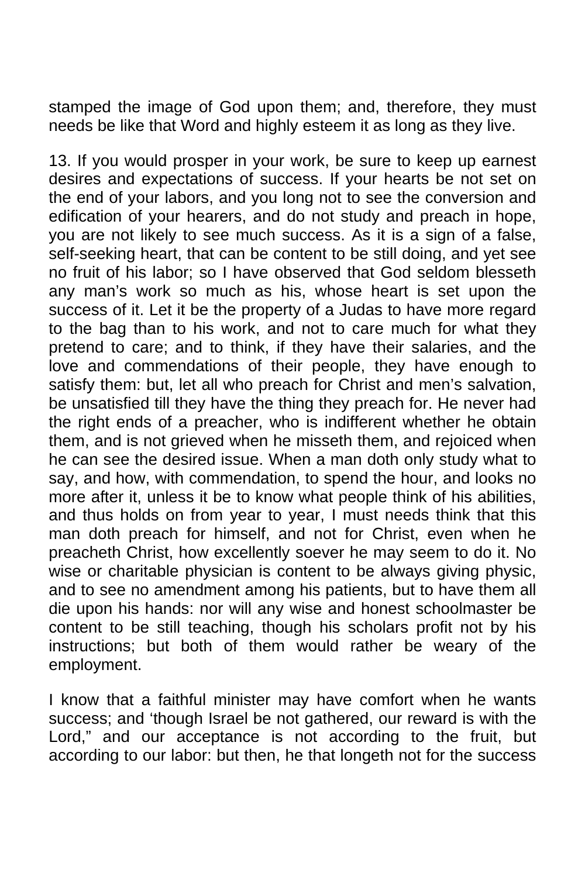stamped the image of God upon them; and, therefore, they must needs be like that Word and highly esteem it as long as they live.

13. If you would prosper in your work, be sure to keep up earnest desires and expectations of success. If your hearts be not set on the end of your labors, and you long not to see the conversion and edification of your hearers, and do not study and preach in hope, you are not likely to see much success. As it is a sign of a false, self-seeking heart, that can be content to be still doing, and yet see no fruit of his labor; so I have observed that God seldom blesseth any man's work so much as his, whose heart is set upon the success of it. Let it be the property of a Judas to have more regard to the bag than to his work, and not to care much for what they pretend to care; and to think, if they have their salaries, and the love and commendations of their people, they have enough to satisfy them: but, let all who preach for Christ and men's salvation, be unsatisfied till they have the thing they preach for. He never had the right ends of a preacher, who is indifferent whether he obtain them, and is not grieved when he misseth them, and rejoiced when he can see the desired issue. When a man doth only study what to say, and how, with commendation, to spend the hour, and looks no more after it, unless it be to know what people think of his abilities, and thus holds on from year to year, I must needs think that this man doth preach for himself, and not for Christ, even when he preacheth Christ, how excellently soever he may seem to do it. No wise or charitable physician is content to be always giving physic, and to see no amendment among his patients, but to have them all die upon his hands: nor will any wise and honest schoolmaster be content to be still teaching, though his scholars profit not by his instructions; but both of them would rather be weary of the employment.

I know that a faithful minister may have comfort when he wants success; and 'though Israel be not gathered, our reward is with the Lord," and our acceptance is not according to the fruit, but according to our labor: but then, he that longeth not for the success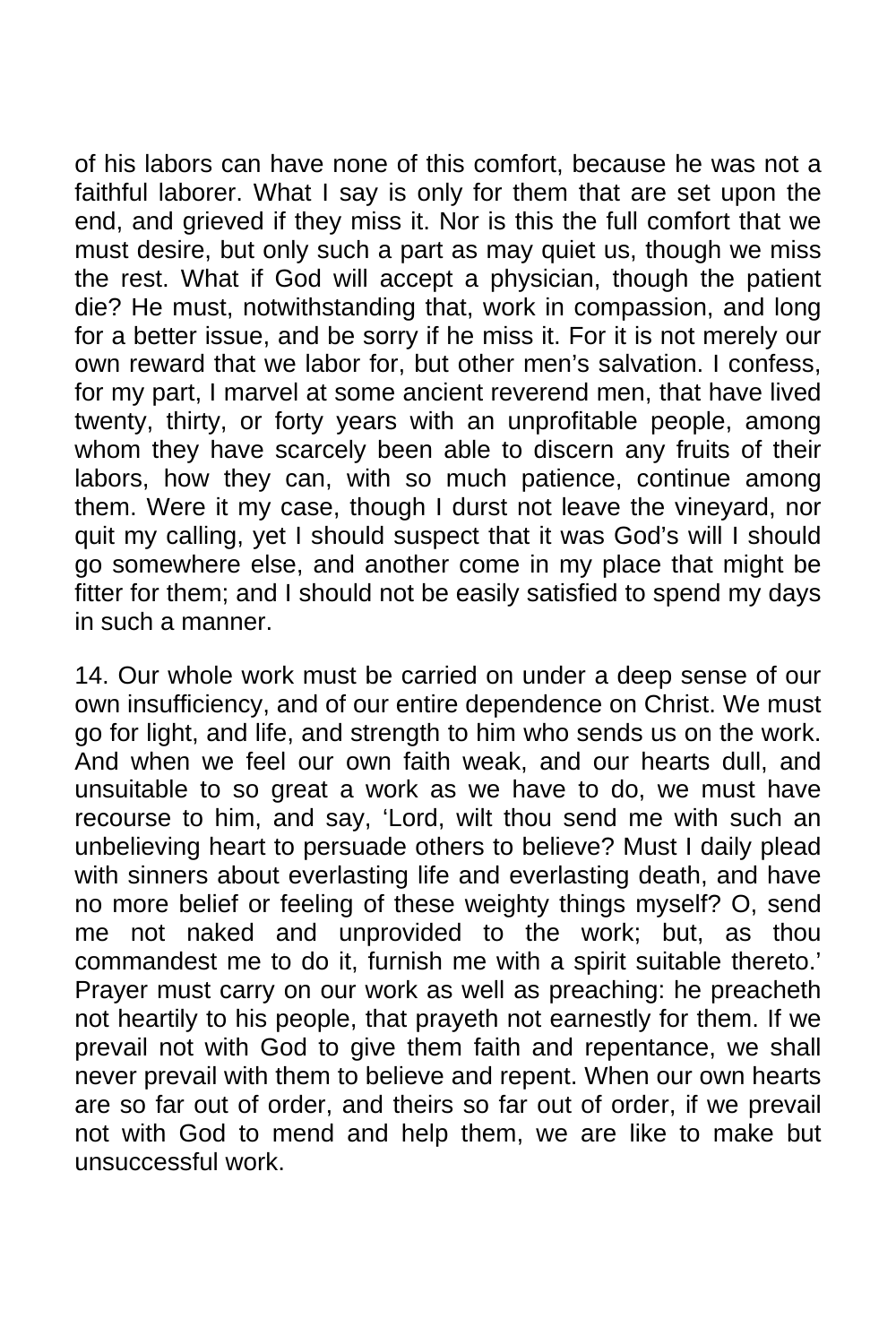of his labors can have none of this comfort, because he was not a faithful laborer. What I say is only for them that are set upon the end, and grieved if they miss it. Nor is this the full comfort that we must desire, but only such a part as may quiet us, though we miss the rest. What if God will accept a physician, though the patient die? He must, notwithstanding that, work in compassion, and long for a better issue, and be sorry if he miss it. For it is not merely our own reward that we labor for, but other men's salvation. I confess, for my part, I marvel at some ancient reverend men, that have lived twenty, thirty, or forty years with an unprofitable people, among whom they have scarcely been able to discern any fruits of their labors, how they can, with so much patience, continue among them. Were it my case, though I durst not leave the vineyard, nor quit my calling, yet I should suspect that it was God's will I should go somewhere else, and another come in my place that might be fitter for them; and I should not be easily satisfied to spend my days in such a manner.

14. Our whole work must be carried on under a deep sense of our own insufficiency, and of our entire dependence on Christ. We must go for light, and life, and strength to him who sends us on the work. And when we feel our own faith weak, and our hearts dull, and unsuitable to so great a work as we have to do, we must have recourse to him, and say, 'Lord, wilt thou send me with such an unbelieving heart to persuade others to believe? Must I daily plead with sinners about everlasting life and everlasting death, and have no more belief or feeling of these weighty things myself? O, send me not naked and unprovided to the work; but, as thou commandest me to do it, furnish me with a spirit suitable thereto.' Prayer must carry on our work as well as preaching: he preacheth not heartily to his people, that prayeth not earnestly for them. If we prevail not with God to give them faith and repentance, we shall never prevail with them to believe and repent. When our own hearts are so far out of order, and theirs so far out of order, if we prevail not with God to mend and help them, we are like to make but unsuccessful work.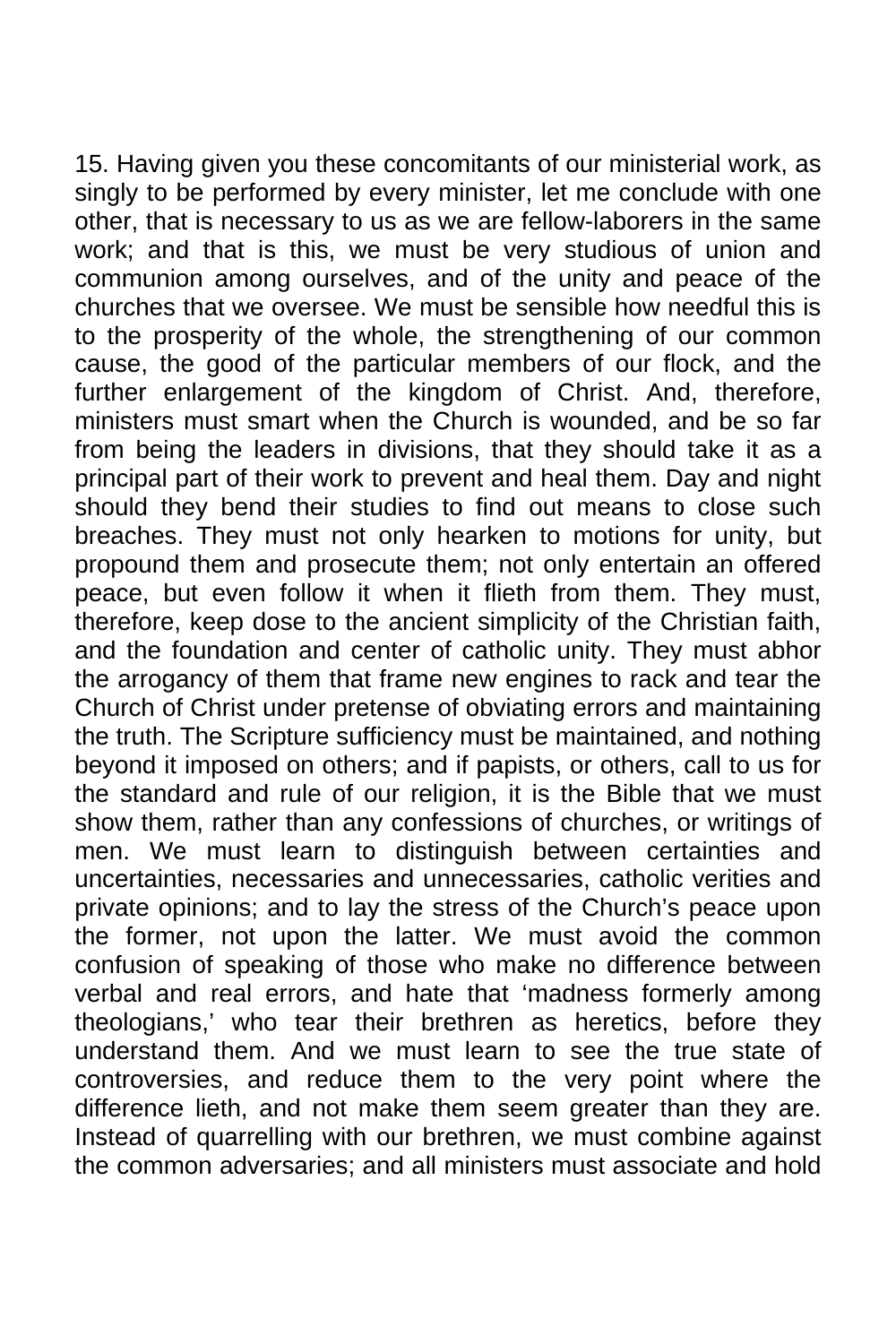15. Having given you these concomitants of our ministerial work, as singly to be performed by every minister, let me conclude with one other, that is necessary to us as we are fellow-laborers in the same work; and that is this, we must be very studious of union and communion among ourselves, and of the unity and peace of the churches that we oversee. We must be sensible how needful this is to the prosperity of the whole, the strengthening of our common cause, the good of the particular members of our flock, and the further enlargement of the kingdom of Christ. And, therefore, ministers must smart when the Church is wounded, and be so far from being the leaders in divisions, that they should take it as a principal part of their work to prevent and heal them. Day and night should they bend their studies to find out means to close such breaches. They must not only hearken to motions for unity, but propound them and prosecute them; not only entertain an offered peace, but even follow it when it flieth from them. They must, therefore, keep dose to the ancient simplicity of the Christian faith, and the foundation and center of catholic unity. They must abhor the arrogancy of them that frame new engines to rack and tear the Church of Christ under pretense of obviating errors and maintaining the truth. The Scripture sufficiency must be maintained, and nothing beyond it imposed on others; and if papists, or others, call to us for the standard and rule of our religion, it is the Bible that we must show them, rather than any confessions of churches, or writings of men. We must learn to distinguish between certainties and uncertainties, necessaries and unnecessaries, catholic verities and private opinions; and to lay the stress of the Church's peace upon the former, not upon the latter. We must avoid the common confusion of speaking of those who make no difference between verbal and real errors, and hate that 'madness formerly among theologians,' who tear their brethren as heretics, before they understand them. And we must learn to see the true state of controversies, and reduce them to the very point where the difference lieth, and not make them seem greater than they are. Instead of quarrelling with our brethren, we must combine against the common adversaries; and all ministers must associate and hold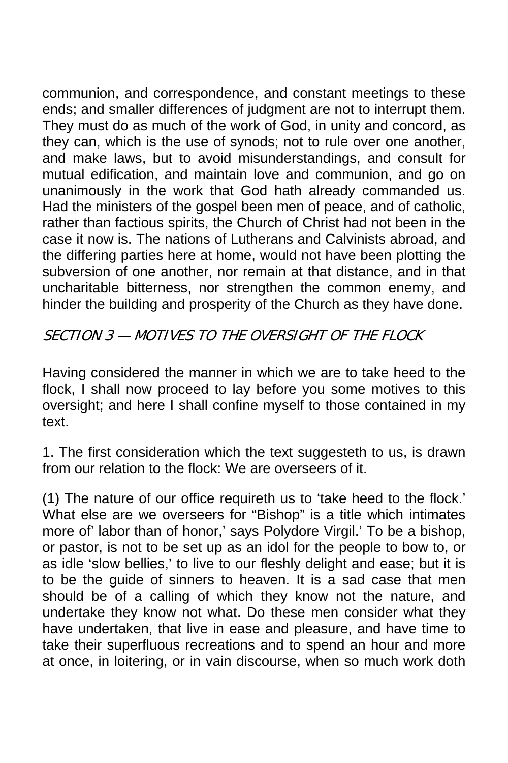communion, and correspondence, and constant meetings to these ends; and smaller differences of judgment are not to interrupt them. They must do as much of the work of God, in unity and concord, as they can, which is the use of synods; not to rule over one another, and make laws, but to avoid misunderstandings, and consult for mutual edification, and maintain love and communion, and go on unanimously in the work that God hath already commanded us. Had the ministers of the gospel been men of peace, and of catholic, rather than factious spirits, the Church of Christ had not been in the case it now is. The nations of Lutherans and Calvinists abroad, and the differing parties here at home, would not have been plotting the subversion of one another, nor remain at that distance, and in that uncharitable bitterness, nor strengthen the common enemy, and hinder the building and prosperity of the Church as they have done.

## *SECTION 3 — MOTIVES TO THE OVERSIGHT OF THE FLOCK*

Having considered the manner in which we are to take heed to the flock, I shall now proceed to lay before you some motives to this oversight; and here I shall confine myself to those contained in my text.

1. The first consideration which the text suggesteth to us, is drawn from our relation to the flock: We are overseers of it.

(1) The nature of our office requireth us to 'take heed to the flock.' What else are we overseers for "Bishop" is a title which intimates more of' labor than of honor,' says Polydore Virgil.' To be a bishop, or pastor, is not to be set up as an idol for the people to bow to, or as idle 'slow bellies,' to live to our fleshly delight and ease; but it is to be the guide of sinners to heaven. It is a sad case that men should be of a calling of which they know not the nature, and undertake they know not what. Do these men consider what they have undertaken, that live in ease and pleasure, and have time to take their superfluous recreations and to spend an hour and more at once, in loitering, or in vain discourse, when so much work doth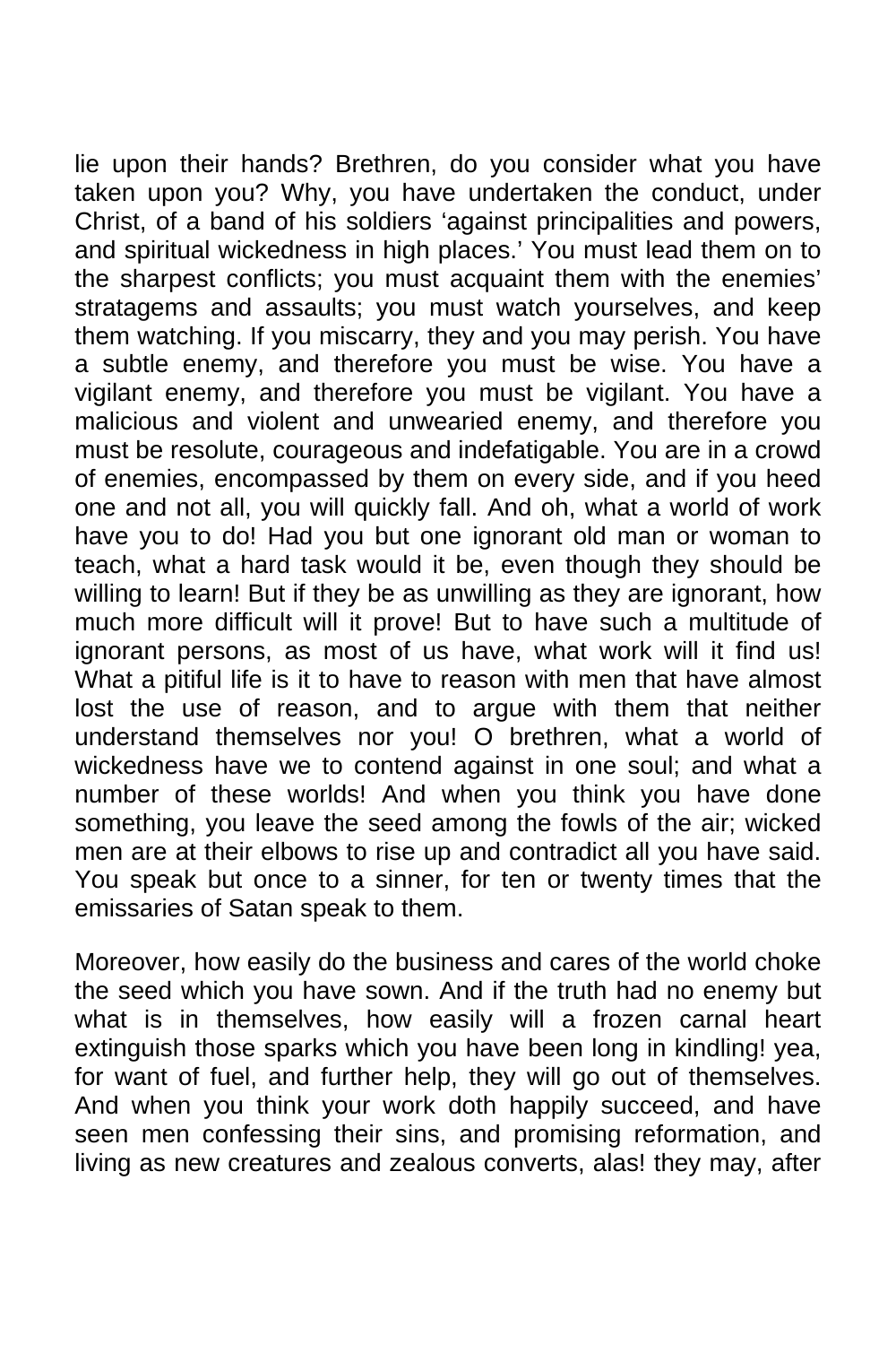lie upon their hands? Brethren, do you consider what you have taken upon you? Why, you have undertaken the conduct, under Christ, of a band of his soldiers ‘against principalities and powers, and spiritual wickedness in high places.’ You must lead them on to the sharpest conflicts; you must acquaint them with the enemies’ stratagems and assaults; you must watch yourselves, and keep them watching. If you miscarry, they and you may perish. You have a subtle enemy, and therefore you must be wise. You have a vigilant enemy, and therefore you must be vigilant. You have a malicious and violent and unwearied enemy, and therefore you must be resolute, courageous and indefatigable. You are in a crowd of enemies, encompassed by them on every side, and if you heed one and not all, you will quickly fall. And oh, what a world of work have you to do! Had you but one ignorant old man or woman to teach, what a hard task would it be, even though they should be willing to learn! But if they be as unwilling as they are ignorant, how much more difficult will it prove! But to have such a multitude of ignorant persons, as most of us have, what work will it find us! What a pitiful life is it to have to reason with men that have almost lost the use of reason, and to argue with them that neither understand themselves nor you! O brethren, what a world of wickedness have we to contend against in one soul; and what a number of these worlds! And when you think you have done something, you leave the seed among the fowls of the air; wicked men are at their elbows to rise up and contradict all you have said. You speak but once to a sinner, for ten or twenty times that the emissaries of Satan speak to them.

Moreover, how easily do the business and cares of the world choke the seed which you have sown. And if the truth had no enemy but what is in themselves, how easily will a frozen carnal heart extinguish those sparks which you have been long in kindling! yea, for want of fuel, and further help, they will go out of themselves. And when you think your work doth happily succeed, and have seen men confessing their sins, and promising reformation, and living as new creatures and zealous converts, alas! they may, after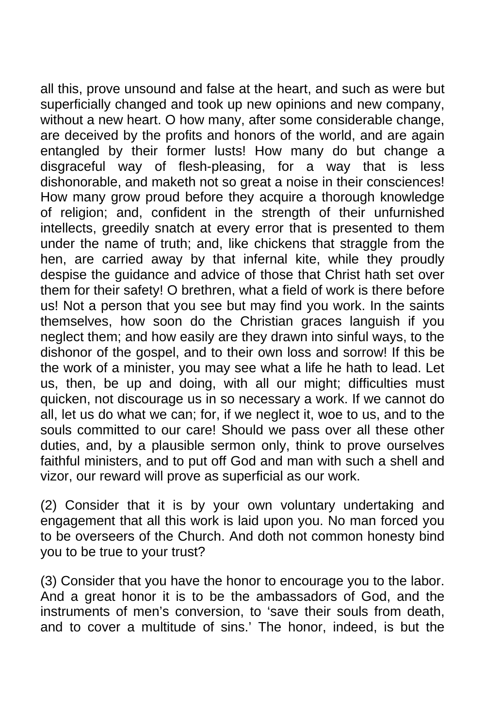all this, prove unsound and false at the heart, and such as were but superficially changed and took up new opinions and new company, without a new heart. O how many, after some considerable change, are deceived by the profits and honors of the world, and are again entangled by their former lusts! How many do but change a disgraceful way of flesh-pleasing, for a way that is less dishonorable, and maketh not so great a noise in their consciences! How many grow proud before they acquire a thorough knowledge of religion; and, confident in the strength of their unfurnished intellects, greedily snatch at every error that is presented to them under the name of truth; and, like chickens that straggle from the hen, are carried away by that infernal kite, while they proudly despise the guidance and advice of those that Christ hath set over them for their safety! O brethren, what a field of work is there before us! Not a person that you see but may find you work. In the saints themselves, how soon do the Christian graces languish if you neglect them; and how easily are they drawn into sinful ways, to the dishonor of the gospel, and to their own loss and sorrow! If this be the work of a minister, you may see what a life he hath to lead. Let us, then, be up and doing, with all our might; difficulties must quicken, not discourage us in so necessary a work. If we cannot do all, let us do what we can; for, if we neglect it, woe to us, and to the souls committed to our care! Should we pass over all these other duties, and, by a plausible sermon only, think to prove ourselves faithful ministers, and to put off God and man with such a shell and vizor, our reward will prove as superficial as our work.

(2) Consider that it is by your own voluntary undertaking and engagement that all this work is laid upon you. No man forced you to be overseers of the Church. And doth not common honesty bind you to be true to your trust?

(3) Consider that you have the honor to encourage you to the labor. And a great honor it is to be the ambassadors of God, and the instruments of men's conversion, to 'save their souls from death, and to cover a multitude of sins.' The honor, indeed, is but the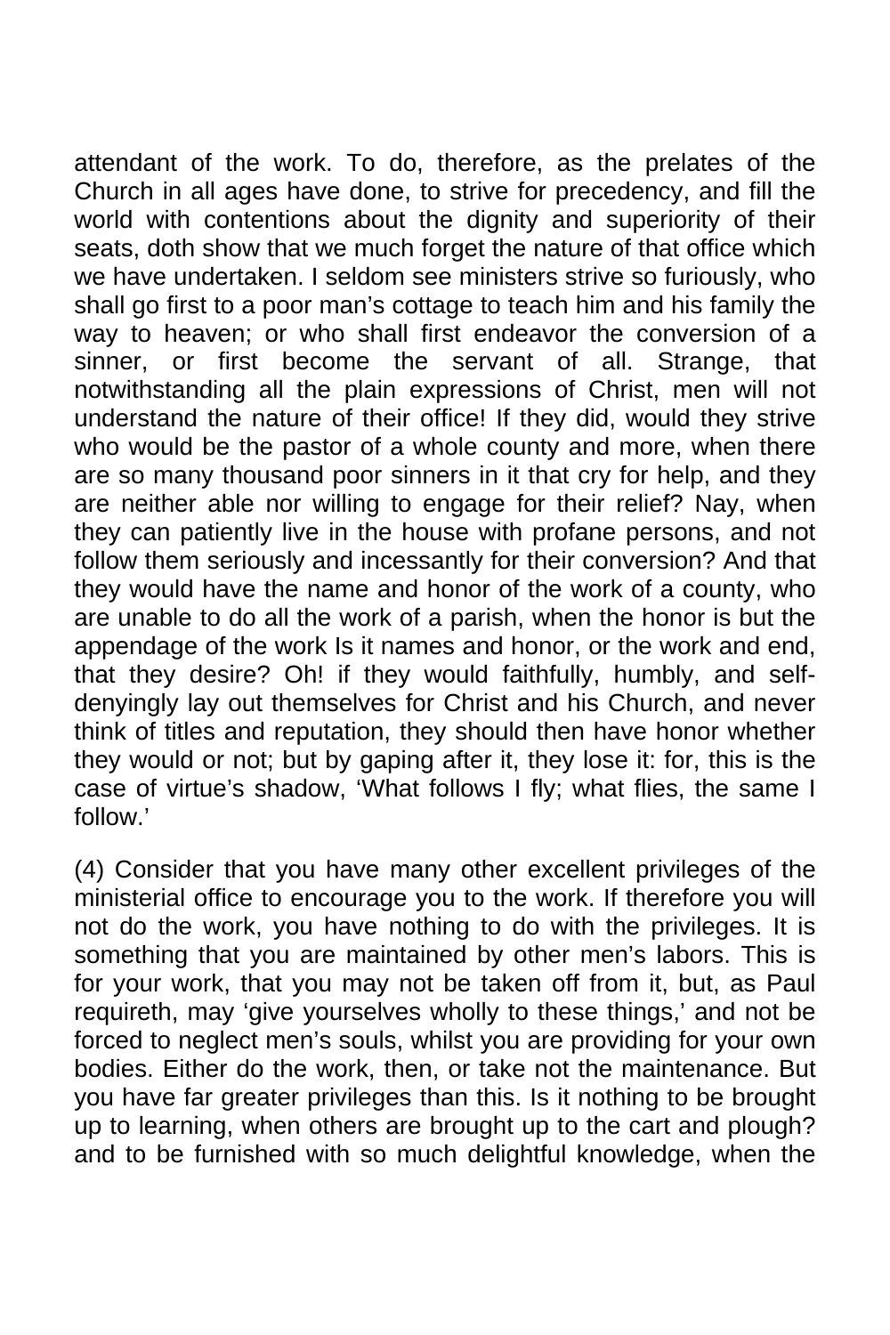attendant of the work. To do, therefore, as the prelates of the Church in all ages have done, to strive for precedency, and fill the world with contentions about the dignity and superiority of their seats, doth show that we much forget the nature of that office which we have undertaken. I seldom see ministers strive so furiously, who shall go first to a poor man's cottage to teach him and his family the way to heaven; or who shall first endeavor the conversion of a sinner, or first become the servant of all. Strange, that notwithstanding all the plain expressions of Christ, men will not understand the nature of their office! If they did, would they strive who would be the pastor of a whole county and more, when there are so many thousand poor sinners in it that cry for help, and they are neither able nor willing to engage for their relief? Nay, when they can patiently live in the house with profane persons, and not follow them seriously and incessantly for their conversion? And that they would have the name and honor of the work of a county, who are unable to do all the work of a parish, when the honor is but the appendage of the work Is it names and honor, or the work and end, that they desire? Oh! if they would faithfully, humbly, and self-denyingly lay out themselves for Christ and his Church, and never think of titles and reputation, they should then have honor whether they would or not; but by gaping after it, they lose it: for, this is the case of virtue's shadow, 'What follows I fly; what flies, the same I follow.'

(4) Consider that you have many other excellent privileges of the ministerial office to encourage you to the work. If therefore you will not do the work, you have nothing to do with the privileges. It is something that you are maintained by other men's labors. This is for your work, that you may not be taken off from it, but, as Paul requireth, may 'give yourselves wholly to these things,' and not be forced to neglect men's souls, whilst you are providing for your own bodies. Either do the work, then, or take not the maintenance. But you have far greater privileges than this. Is it nothing to be brought up to learning, when others are brought up to the cart and plough? and to be furnished with so much delightful knowledge, when the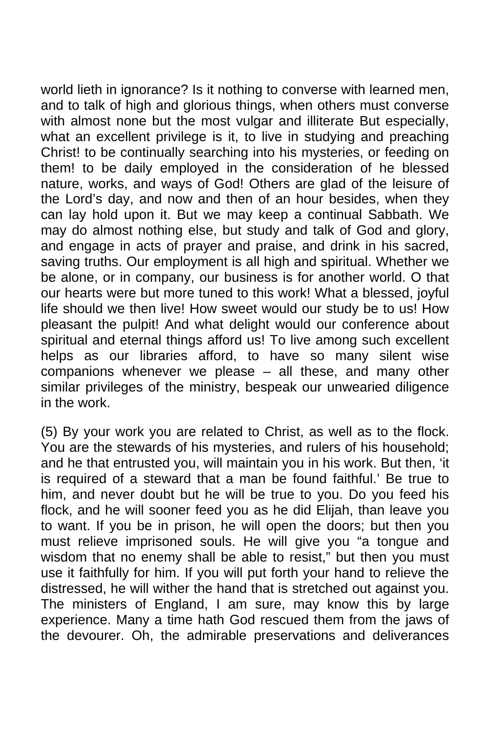world lieth in ignorance? Is it nothing to converse with learned men, and to talk of high and glorious things, when others must converse with almost none but the most vulgar and illiterate But especially, what an excellent privilege is it, to live in studying and preaching Christ! to be continually searching into his mysteries, or feeding on them! to be daily employed in the consideration of he blessed nature, works, and ways of God! Others are glad of the leisure of the Lord's day, and now and then of an hour besides, when they can lay hold upon it. But we may keep a continual Sabbath. We may do almost nothing else, but study and talk of God and glory, and engage in acts of prayer and praise, and drink in his sacred, saving truths. Our employment is all high and spiritual. Whether we be alone, or in company, our business is for another world. O that our hearts were but more tuned to this work! What a blessed, joyful life should we then live! How sweet would our study be to us! How pleasant the pulpit! And what delight would our conference about spiritual and eternal things afford us! To live among such excellent helps as our libraries afford, to have so many silent wise companions whenever we please – all these, and many other similar privileges of the ministry, bespeak our unwearied diligence in the work.

(5) By your work you are related to Christ, as well as to the flock. You are the stewards of his mysteries, and rulers of his household; and he that entrusted you, will maintain you in his work. But then, 'it is required of a steward that a man be found faithful.' Be true to him, and never doubt but he will be true to you. Do you feed his flock, and he will sooner feed you as he did Elijah, than leave you to want. If you be in prison, he will open the doors; but then you must relieve imprisoned souls. He will give you "a tongue and wisdom that no enemy shall be able to resist," but then you must use it faithfully for him. If you will put forth your hand to relieve the distressed, he will wither the hand that is stretched out against you. The ministers of England, I am sure, may know this by large experience. Many a time hath God rescued them from the jaws of the devourer. Oh, the admirable preservations and deliverances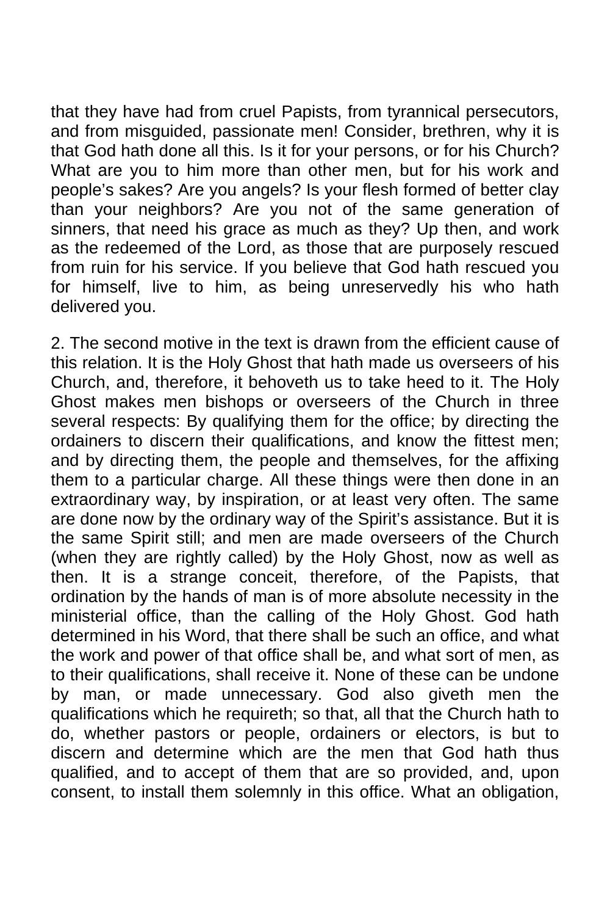that they have had from cruel Papists, from tyrannical persecutors, and from misguided, passionate men! Consider, brethren, why it is that God hath done all this. Is it for your persons, or for his Church? What are you to him more than other men, but for his work and people's sakes? Are you angels? Is your flesh formed of better clay than your neighbors? Are you not of the same generation of sinners, that need his grace as much as they? Up then, and work as the redeemed of the Lord, as those that are purposely rescued from ruin for his service. If you believe that God hath rescued you for himself, live to him, as being unreservedly his who hath delivered you.

2. The second motive in the text is drawn from the efficient cause of this relation. It is the Holy Ghost that hath made us overseers of his Church, and, therefore, it behoveth us to take heed to it. The Holy Ghost makes men bishops or overseers of the Church in three several respects: By qualifying them for the office; by directing the ordainers to discern their qualifications, and know the fittest men; and by directing them, the people and themselves, for the affixing them to a particular charge. All these things were then done in an extraordinary way, by inspiration, or at least very often. The same are done now by the ordinary way of the Spirit's assistance. But it is the same Spirit still; and men are made overseers of the Church (when they are rightly called) by the Holy Ghost, now as well as then. It is a strange conceit, therefore, of the Papists, that ordination by the hands of man is of more absolute necessity in the ministerial office, than the calling of the Holy Ghost. God hath determined in his Word, that there shall be such an office, and what the work and power of that office shall be, and what sort of men, as to their qualifications, shall receive it. None of these can be undone by man, or made unnecessary. God also giveth men the qualifications which he requireth; so that, all that the Church hath to do, whether pastors or people, ordainers or electors, is but to discern and determine which are the men that God hath thus qualified, and to accept of them that are so provided, and, upon consent, to install them solemnly in this office. What an obligation,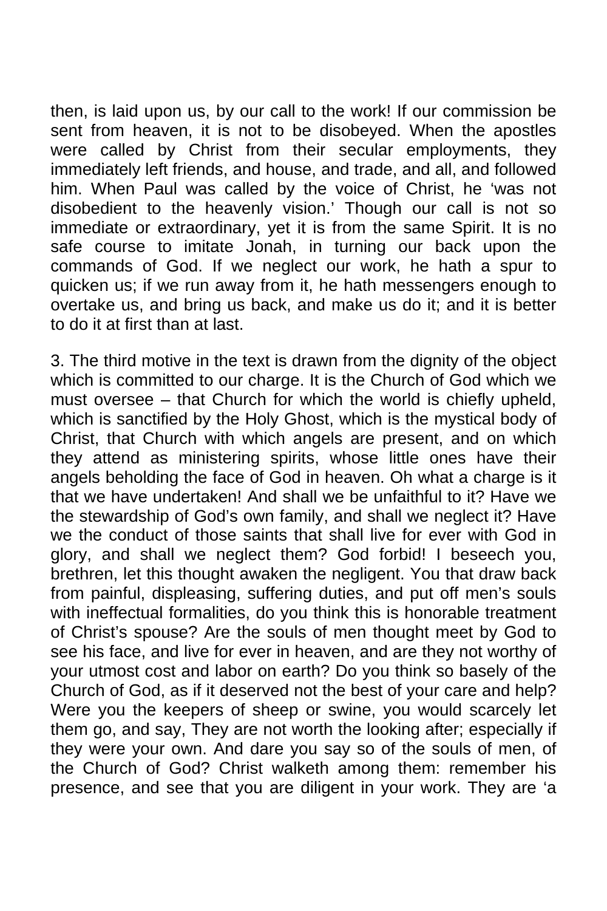then, is laid upon us, by our call to the work! If our commission be sent from heaven, it is not to be disobeyed. When the apostles were called by Christ from their secular employments, they immediately left friends, and house, and trade, and all, and followed him. When Paul was called by the voice of Christ, he 'was not disobedient to the heavenly vision.' Though our call is not so immediate or extraordinary, yet it is from the same Spirit. It is no safe course to imitate Jonah, in turning our back upon the commands of God. If we neglect our work, he hath a spur to quicken us; if we run away from it, he hath messengers enough to overtake us, and bring us back, and make us do it; and it is better to do it at first than at last.

3. The third motive in the text is drawn from the dignity of the object which is committed to our charge. It is the Church of God which we must oversee – that Church for which the world is chiefly upheld, which is sanctified by the Holy Ghost, which is the mystical body of Christ, that Church with which angels are present, and on which they attend as ministering spirits, whose little ones have their angels beholding the face of God in heaven. Oh what a charge is it that we have undertaken! And shall we be unfaithful to it? Have we the stewardship of God's own family, and shall we neglect it? Have we the conduct of those saints that shall live for ever with God in glory, and shall we neglect them? God forbid! I beseech you, brethren, let this thought awaken the negligent. You that draw back from painful, displeasing, suffering duties, and put off men's souls with ineffectual formalities, do you think this is honorable treatment of Christ's spouse? Are the souls of men thought meet by God to see his face, and live for ever in heaven, and are they not worthy of your utmost cost and labor on earth? Do you think so basely of the Church of God, as if it deserved not the best of your care and help? Were you the keepers of sheep or swine, you would scarcely let them go, and say, They are not worth the looking after; especially if they were your own. And dare you say so of the souls of men, of the Church of God? Christ walketh among them: remember his presence, and see that you are diligent in your work. They are 'a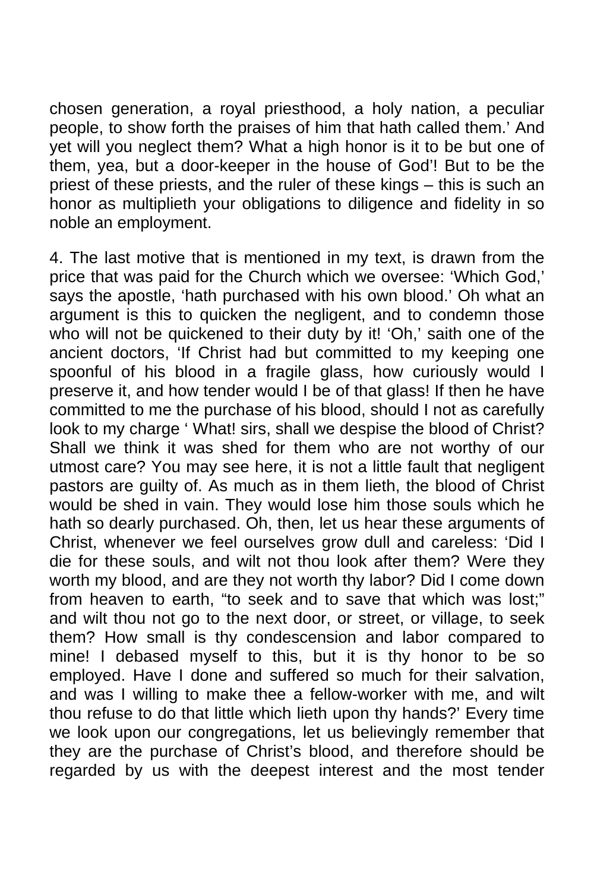chosen generation, a royal priesthood, a holy nation, a peculiar people, to show forth the praises of him that hath called them.' And yet will you neglect them? What a high honor is it to be but one of them, yea, but a door-keeper in the house of God'! But to be the priest of these priests, and the ruler of these kings – this is such an honor as multiplieth your obligations to diligence and fidelity in so noble an employment.

4. The last motive that is mentioned in my text, is drawn from the price that was paid for the Church which we oversee: 'Which God,' says the apostle, 'hath purchased with his own blood.' Oh what an argument is this to quicken the negligent, and to condemn those who will not be quickened to their duty by it! 'Oh,' saith one of the ancient doctors, 'If Christ had but committed to my keeping one spoonful of his blood in a fragile glass, how curiously would I preserve it, and how tender would I be of that glass! If then he have committed to me the purchase of his blood, should I not as carefully look to my charge ' What! sirs, shall we despise the blood of Christ? Shall we think it was shed for them who are not worthy of our utmost care? You may see here, it is not a little fault that negligent pastors are guilty of. As much as in them lieth, the blood of Christ would be shed in vain. They would lose him those souls which he hath so dearly purchased. Oh, then, let us hear these arguments of Christ, whenever we feel ourselves grow dull and careless: 'Did I die for these souls, and wilt not thou look after them? Were they worth my blood, and are they not worth thy labor? Did I come down from heaven to earth, "to seek and to save that which was lost;" and wilt thou not go to the next door, or street, or village, to seek them? How small is thy condescension and labor compared to mine! I debased myself to this, but it is thy honor to be so employed. Have I done and suffered so much for their salvation, and was I willing to make thee a fellow-worker with me, and wilt thou refuse to do that little which lieth upon thy hands?' Every time we look upon our congregations, let us believingly remember that they are the purchase of Christ's blood, and therefore should be regarded by us with the deepest interest and the most tender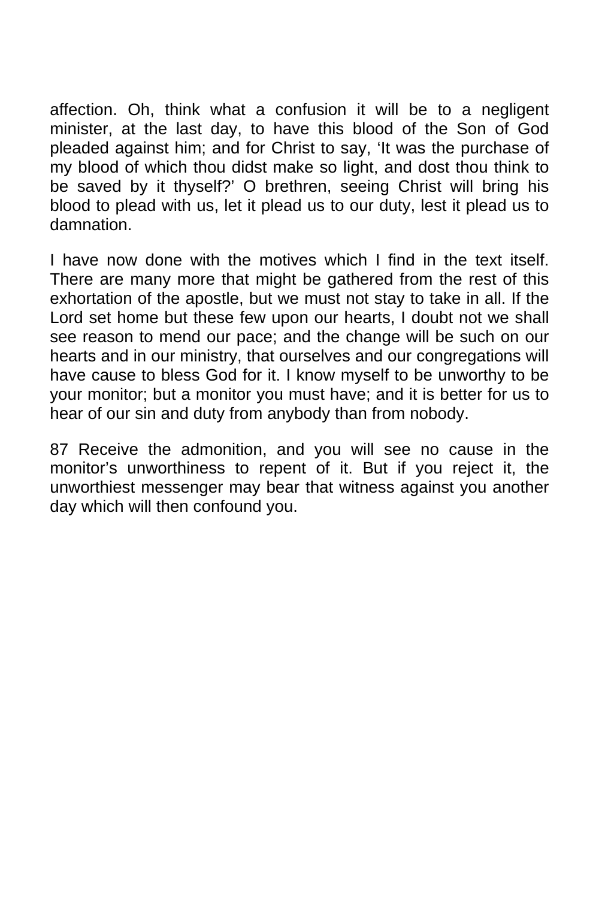affection. Oh, think what a confusion it will be to a negligent minister, at the last day, to have this blood of the Son of God pleaded against him; and for Christ to say, ‘It was the purchase of my blood of which thou didst make so light, and dost thou think to be saved by it thyself?’ O brethren, seeing Christ will bring his blood to plead with us, let it plead us to our duty, lest it plead us to damnation.

I have now done with the motives which I find in the text itself. There are many more that might be gathered from the rest of this exhortation of the apostle, but we must not stay to take in all. If the Lord set home but these few upon our hearts, I doubt not we shall see reason to mend our pace; and the change will be such on our hearts and in our ministry, that ourselves and our congregations will have cause to bless God for it. I know myself to be unworthy to be your monitor; but a monitor you must have; and it is better for us to hear of our sin and duty from anybody than from nobody.

87 Receive the admonition, and you will see no cause in the monitor’s unworthiness to repent of it. But if you reject it, the unworthiest messenger may bear that witness against you another day which will then confound you.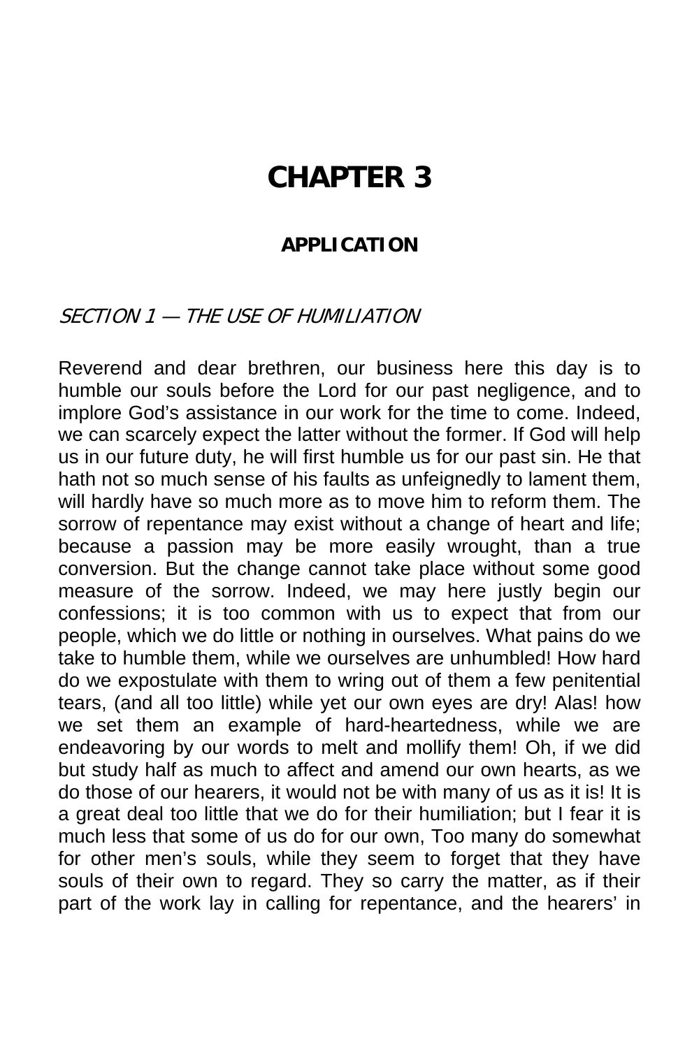# CHAPTER 3

## APPLICATION

### *SECTION 1 — THE USE OF HUMILIATION*

Reverend and dear brethren, our business here this day is to humble our souls before the Lord for our past negligence, and to implore God's assistance in our work for the time to come. Indeed, we can scarcely expect the latter without the former. If God will help us in our future duty, he will first humble us for our past sin. He that hath not so much sense of his faults as unfeignedly to lament them, will hardly have so much more as to move him to reform them. The sorrow of repentance may exist without a change of heart and life; because a passion may be more easily wrought, than a true conversion. But the change cannot take place without some good measure of the sorrow. Indeed, we may here justly begin our confessions; it is too common with us to expect that from our people, which we do little or nothing in ourselves. What pains do we take to humble them, while we ourselves are unhumbled! How hard do we expostulate with them to wring out of them a few penitential tears, (and all too little) while yet our own eyes are dry! Alas! how we set them an example of hard-heartedness, while we are endeavoring by our words to melt and mollify them! Oh, if we did but study half as much to affect and amend our own hearts, as we do those of our hearers, it would not be with many of us as it is! It is a great deal too little that we do for their humiliation; but I fear it is much less that some of us do for our own, Too many do somewhat for other men's souls, while they seem to forget that they have souls of their own to regard. They so carry the matter, as if their part of the work lay in calling for repentance, and the hearers' in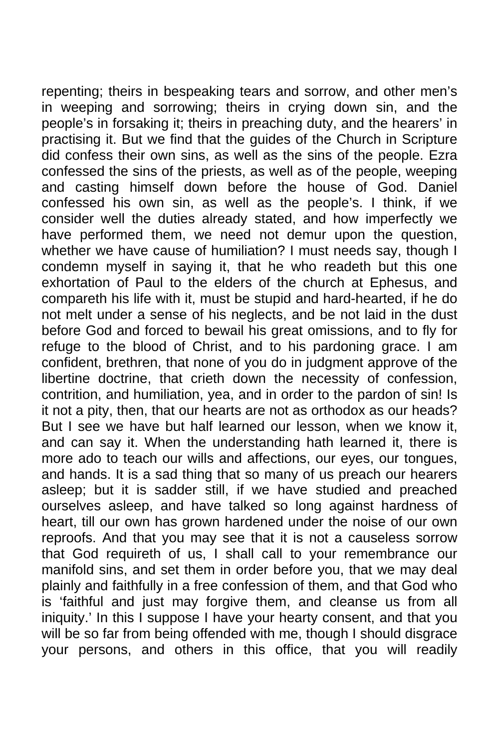repenting; theirs in bespeaking tears and sorrow, and other men's in weeping and sorrowing; theirs in crying down sin, and the people's in forsaking it; theirs in preaching duty, and the hearers' in practising it. But we find that the guides of the Church in Scripture did confess their own sins, as well as the sins of the people. Ezra confessed the sins of the priests, as well as of the people, weeping and casting himself down before the house of God. Daniel confessed his own sin, as well as the people's. I think, if we consider well the duties already stated, and how imperfectly we have performed them, we need not demur upon the question, whether we have cause of humiliation? I must needs say, though I condemn myself in saying it, that he who readeth but this one exhortation of Paul to the elders of the church at Ephesus, and compareth his life with it, must be stupid and hard-hearted, if he do not melt under a sense of his neglects, and be not laid in the dust before God and forced to bewail his great omissions, and to fly for refuge to the blood of Christ, and to his pardoning grace. I am confident, brethren, that none of you do in judgment approve of the libertine doctrine, that crieth down the necessity of confession, contrition, and humiliation, yea, and in order to the pardon of sin! Is it not a pity, then, that our hearts are not as orthodox as our heads? But I see we have but half learned our lesson, when we know it, and can say it. When the understanding hath learned it, there is more ado to teach our wills and affections, our eyes, our tongues, and hands. It is a sad thing that so many of us preach our hearers asleep; but it is sadder still, if we have studied and preached ourselves asleep, and have talked so long against hardness of heart, till our own has grown hardened under the noise of our own reproofs. And that you may see that it is not a causeless sorrow that God requireth of us, I shall call to your remembrance our manifold sins, and set them in order before you, that we may deal plainly and faithfully in a free confession of them, and that God who is 'faithful and just may forgive them, and cleanse us from all iniquity.' In this I suppose I have your hearty consent, and that you will be so far from being offended with me, though I should disgrace your persons, and others in this office, that you will readily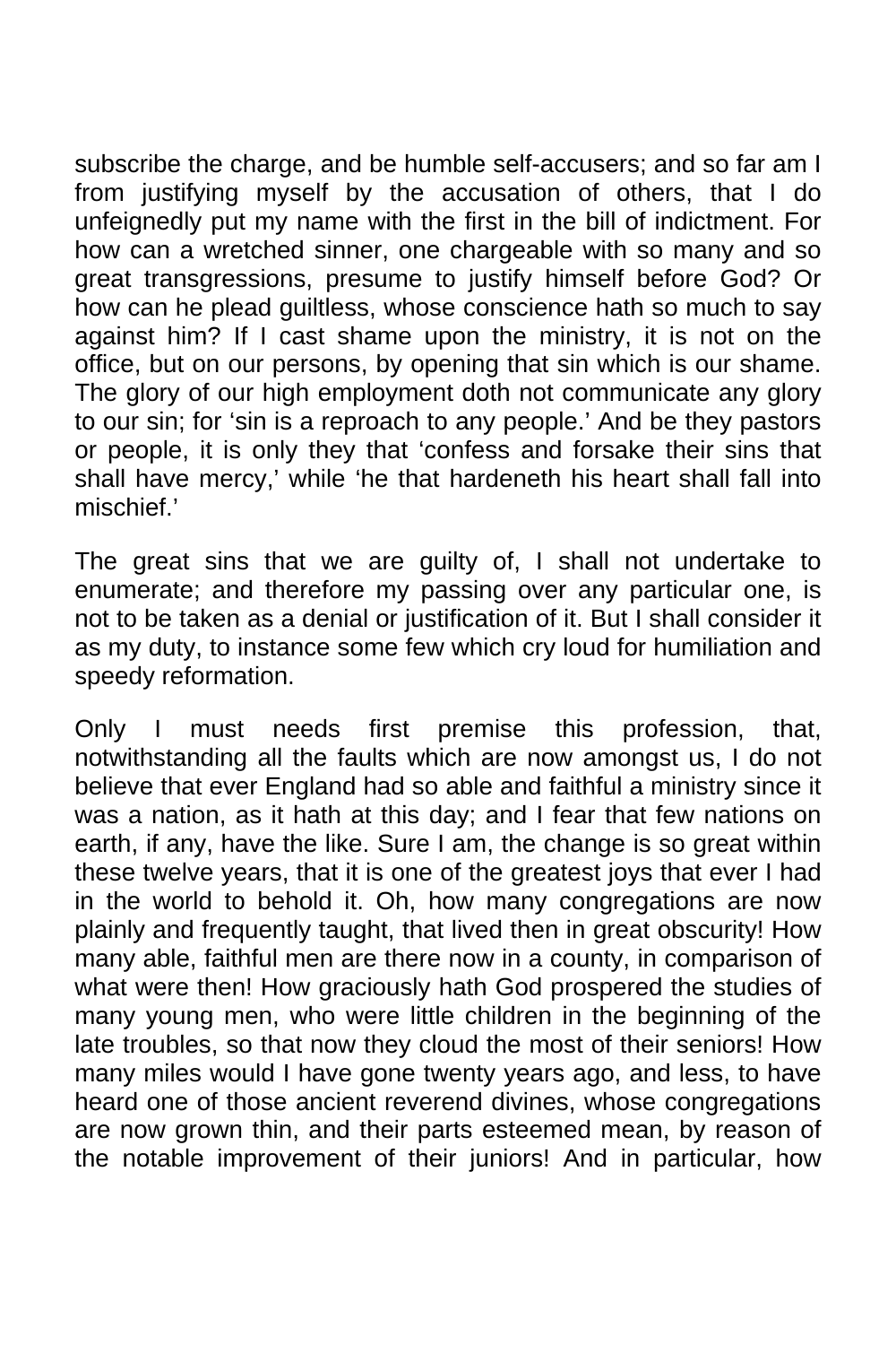subscribe the charge, and be humble self-accusers; and so far am I from justifying myself by the accusation of others, that I do unfeignedly put my name with the first in the bill of indictment. For how can a wretched sinner, one chargeable with so many and so great transgressions, presume to justify himself before God? Or how can he plead guiltless, whose conscience hath so much to say against him? If I cast shame upon the ministry, it is not on the office, but on our persons, by opening that sin which is our shame. The glory of our high employment doth not communicate any glory to our sin; for 'sin is a reproach to any people.' And be they pastors or people, it is only they that 'confess and forsake their sins that shall have mercy,' while 'he that hardeneth his heart shall fall into mischief.'

The great sins that we are guilty of, I shall not undertake to enumerate; and therefore my passing over any particular one, is not to be taken as a denial or justification of it. But I shall consider it as my duty, to instance some few which cry loud for humiliation and speedy reformation.

Only I must needs first premise this profession, that, notwithstanding all the faults which are now amongst us, I do not believe that ever England had so able and faithful a ministry since it was a nation, as it hath at this day; and I fear that few nations on earth, if any, have the like. Sure I am, the change is so great within these twelve years, that it is one of the greatest joys that ever I had in the world to behold it. Oh, how many congregations are now plainly and frequently taught, that lived then in great obscurity! How many able, faithful men are there now in a county, in comparison of what were then! How graciously hath God prospered the studies of many young men, who were little children in the beginning of the late troubles, so that now they cloud the most of their seniors! How many miles would I have gone twenty years ago, and less, to have heard one of those ancient reverend divines, whose congregations are now grown thin, and their parts esteemed mean, by reason of the notable improvement of their juniors! And in particular, how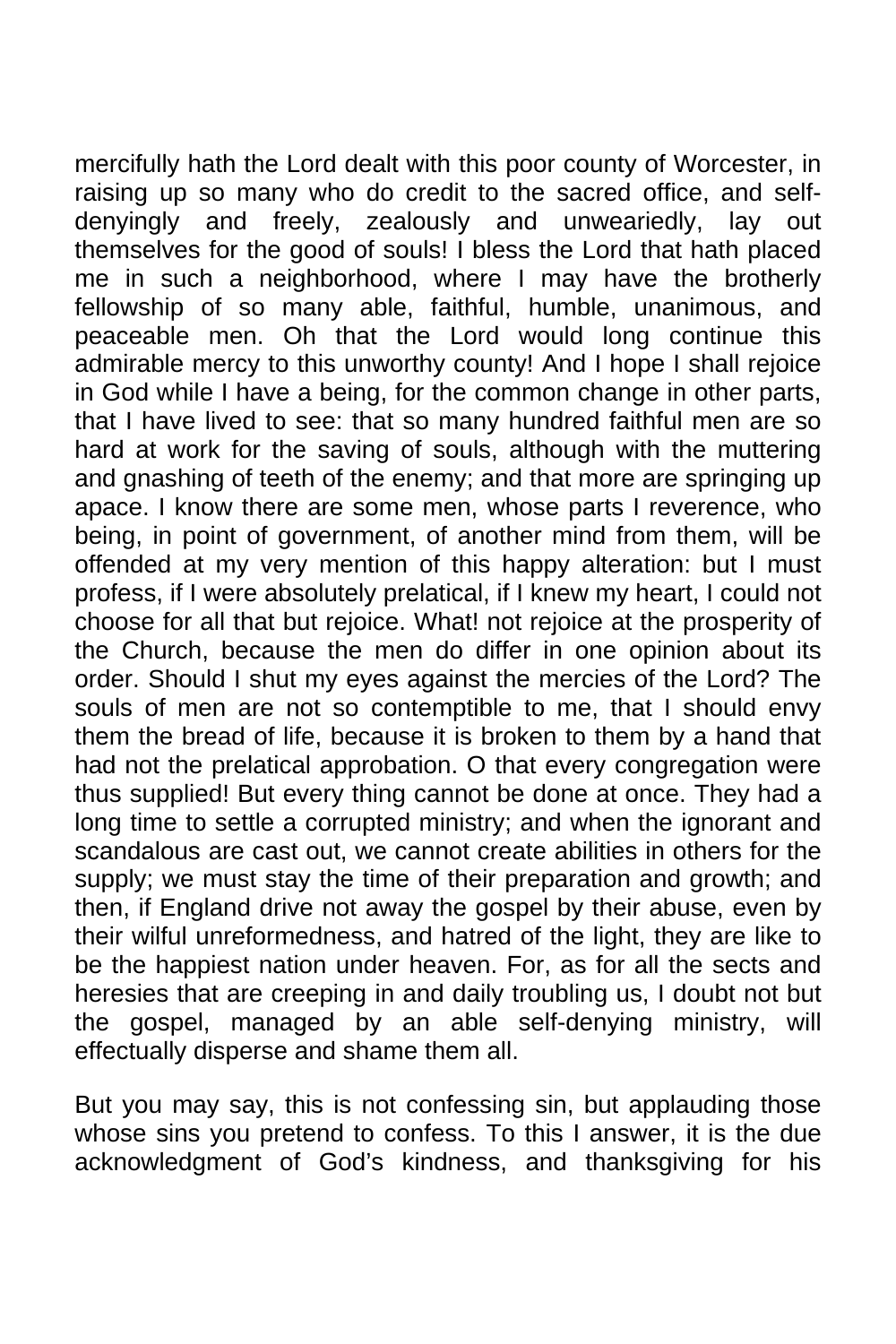mercifully hath the Lord dealt with this poor county of Worcester, in raising up so many who do credit to the sacred office, and self-denyingly and freely, zealously and unweariedly, lay out themselves for the good of souls! I bless the Lord that hath placed me in such a neighborhood, where I may have the brotherly fellowship of so many able, faithful, humble, unanimous, and peaceable men. Oh that the Lord would long continue this admirable mercy to this unworthy county! And I hope I shall rejoice in God while I have a being, for the common change in other parts, that I have lived to see: that so many hundred faithful men are so hard at work for the saving of souls, although with the muttering and gnashing of teeth of the enemy; and that more are springing up apace. I know there are some men, whose parts I reverence, who being, in point of government, of another mind from them, will be offended at my very mention of this happy alteration: but I must profess, if I were absolutely prelatical, if I knew my heart, I could not choose for all that but rejoice. What! not rejoice at the prosperity of the Church, because the men do differ in one opinion about its order. Should I shut my eyes against the mercies of the Lord? The souls of men are not so contemptible to me, that I should envy them the bread of life, because it is broken to them by a hand that had not the prelatical approbation. O that every congregation were thus supplied! But every thing cannot be done at once. They had a long time to settle a corrupted ministry; and when the ignorant and scandalous are cast out, we cannot create abilities in others for the supply; we must stay the time of their preparation and growth; and then, if England drive not away the gospel by their abuse, even by their wilful unreformedness, and hatred of the light, they are like to be the happiest nation under heaven. For, as for all the sects and heresies that are creeping in and daily troubling us, I doubt not but the gospel, managed by an able self-denying ministry, will effectually disperse and shame them all.

But you may say, this is not confessing sin, but applauding those whose sins you pretend to confess. To this I answer, it is the due acknowledgment of God's kindness, and thanksgiving for his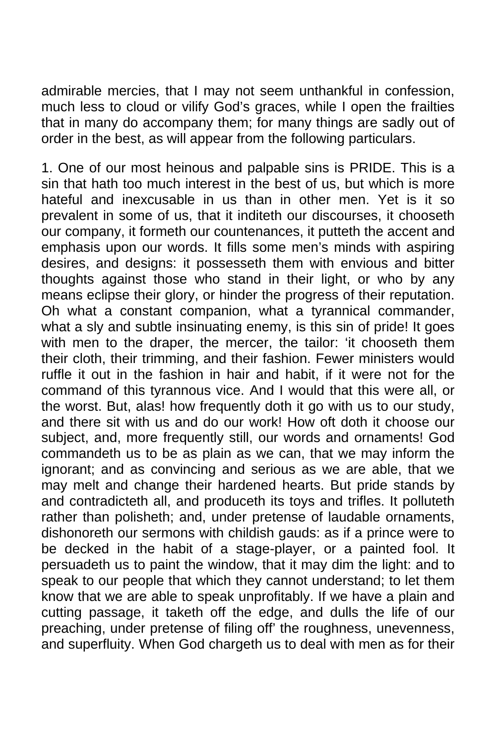admirable mercies, that I may not seem unthankful in confession, much less to cloud or vilify God's graces, while I open the frailties that in many do accompany them; for many things are sadly out of order in the best, as will appear from the following particulars.

1. One of our most heinous and palpable sins is PRIDE. This is a sin that hath too much interest in the best of us, but which is more hateful and inexcusable in us than in other men. Yet is it so prevalent in some of us, that it inditeth our discourses, it chooseth our company, it formeth our countenances, it putteth the accent and emphasis upon our words. It fills some men's minds with aspiring desires, and designs: it possesseth them with envious and bitter thoughts against those who stand in their light, or who by any means eclipse their glory, or hinder the progress of their reputation. Oh what a constant companion, what a tyrannical commander, what a sly and subtle insinuating enemy, is this sin of pride! It goes with men to the draper, the mercer, the tailor: 'it chooseth them their cloth, their trimming, and their fashion. Fewer ministers would ruffle it out in the fashion in hair and habit, if it were not for the command of this tyrannous vice. And I would that this were all, or the worst. But, alas! how frequently doth it go with us to our study, and there sit with us and do our work! How oft doth it choose our subject, and, more frequently still, our words and ornaments! God commandeth us to be as plain as we can, that we may inform the ignorant; and as convincing and serious as we are able, that we may melt and change their hardened hearts. But pride stands by and contradicteth all, and produceth its toys and trifles. It polluteth rather than polisheth; and, under pretense of laudable ornaments, dishonoreth our sermons with childish gauds: as if a prince were to be decked in the habit of a stage-player, or a painted fool. It persuadeth us to paint the window, that it may dim the light: and to speak to our people that which they cannot understand; to let them know that we are able to speak unprofitably. If we have a plain and cutting passage, it taketh off the edge, and dulls the life of our preaching, under pretense of filing off' the roughness, unevenness, and superfluity. When God chargeth us to deal with men as for their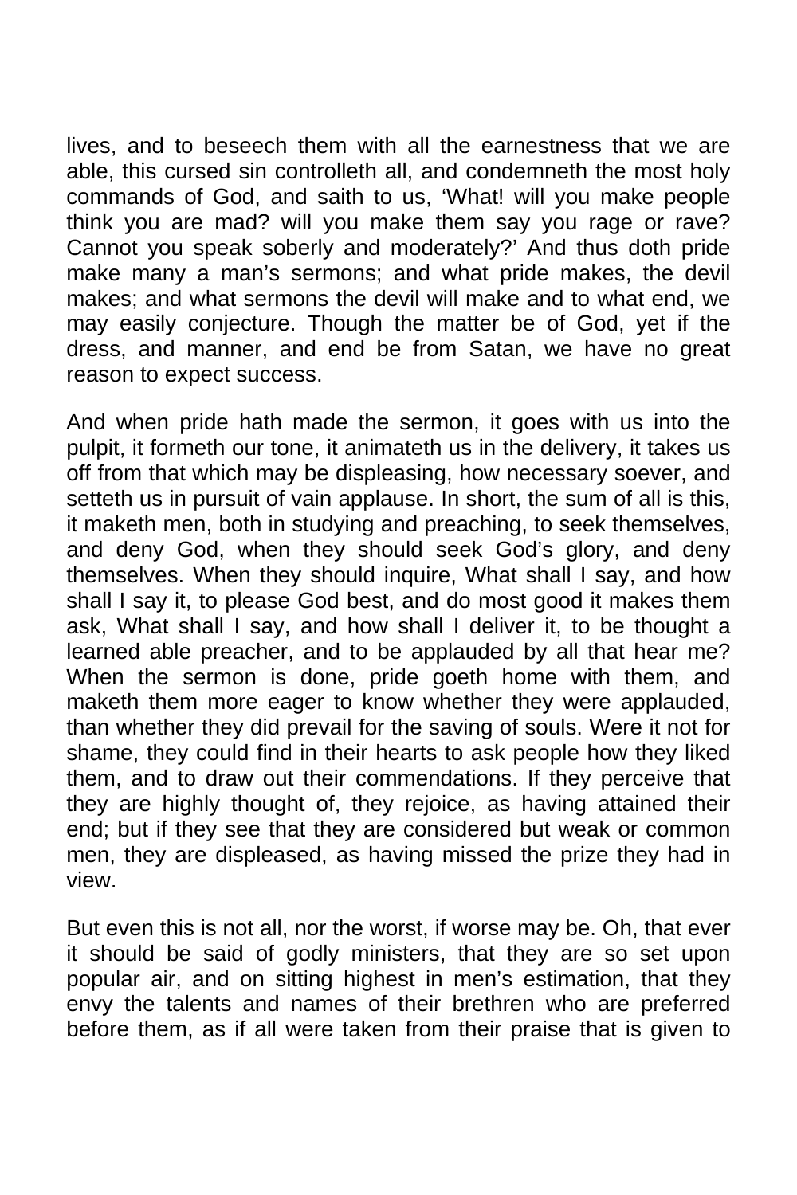lives, and to beseech them with all the earnestness that we are able, this cursed sin controlleth all, and condemneth the most holy commands of God, and saith to us, 'What! will you make people think you are mad? will you make them say you rage or rave? Cannot you speak soberly and moderately?' And thus doth pride make many a man's sermons; and what pride makes, the devil makes; and what sermons the devil will make and to what end, we may easily conjecture. Though the matter be of God, yet if the dress, and manner, and end be from Satan, we have no great reason to expect success.

And when pride hath made the sermon, it goes with us into the pulpit, it formeth our tone, it animateth us in the delivery, it takes us off from that which may be displeasing, how necessary soever, and setteth us in pursuit of vain applause. In short, the sum of all is this, it maketh men, both in studying and preaching, to seek themselves, and deny God, when they should seek God's glory, and deny themselves. When they should inquire, What shall I say, and how shall I say it, to please God best, and do most good it makes them ask, What shall I say, and how shall I deliver it, to be thought a learned able preacher, and to be applauded by all that hear me? When the sermon is done, pride goeth home with them, and maketh them more eager to know whether they were applauded, than whether they did prevail for the saving of souls. Were it not for shame, they could find in their hearts to ask people how they liked them, and to draw out their commendations. If they perceive that they are highly thought of, they rejoice, as having attained their end; but if they see that they are considered but weak or common men, they are displeased, as having missed the prize they had in view.

But even this is not all, nor the worst, if worse may be. Oh, that ever it should be said of godly ministers, that they are so set upon popular air, and on sitting highest in men's estimation, that they envy the talents and names of their brethren who are preferred before them, as if all were taken from their praise that is given to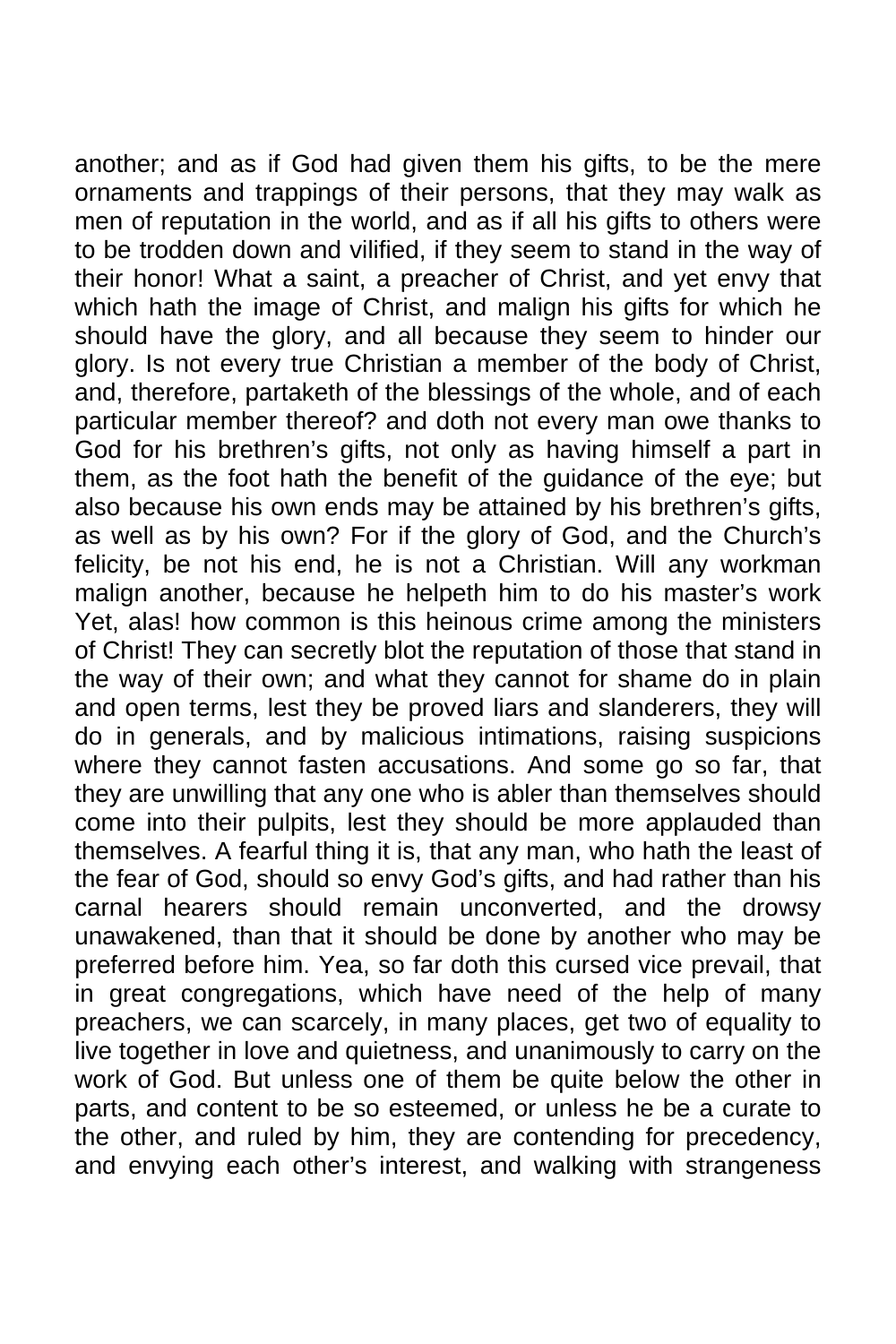another; and as if God had given them his gifts, to be the mere ornaments and trappings of their persons, that they may walk as men of reputation in the world, and as if all his gifts to others were to be trodden down and vilified, if they seem to stand in the way of their honor! What a saint, a preacher of Christ, and yet envy that which hath the image of Christ, and malign his gifts for which he should have the glory, and all because they seem to hinder our glory. Is not every true Christian a member of the body of Christ, and, therefore, partaketh of the blessings of the whole, and of each particular member thereof? and doth not every man owe thanks to God for his brethren's gifts, not only as having himself a part in them, as the foot hath the benefit of the guidance of the eye; but also because his own ends may be attained by his brethren's gifts, as well as by his own? For if the glory of God, and the Church's felicity, be not his end, he is not a Christian. Will any workman malign another, because he helpeth him to do his master's work Yet, alas! how common is this heinous crime among the ministers of Christ! They can secretly blot the reputation of those that stand in the way of their own; and what they cannot for shame do in plain and open terms, lest they be proved liars and slanderers, they will do in generals, and by malicious intimations, raising suspicions where they cannot fasten accusations. And some go so far, that they are unwilling that any one who is abler than themselves should come into their pulpits, lest they should be more applauded than themselves. A fearful thing it is, that any man, who hath the least of the fear of God, should so envy God's gifts, and had rather than his carnal hearers should remain unconverted, and the drowsy unawakened, than that it should be done by another who may be preferred before him. Yea, so far doth this cursed vice prevail, that in great congregations, which have need of the help of many preachers, we can scarcely, in many places, get two of equality to live together in love and quietness, and unanimously to carry on the work of God. But unless one of them be quite below the other in parts, and content to be so esteemed, or unless he be a curate to the other, and ruled by him, they are contending for precedency, and envying each other's interest, and walking with strangeness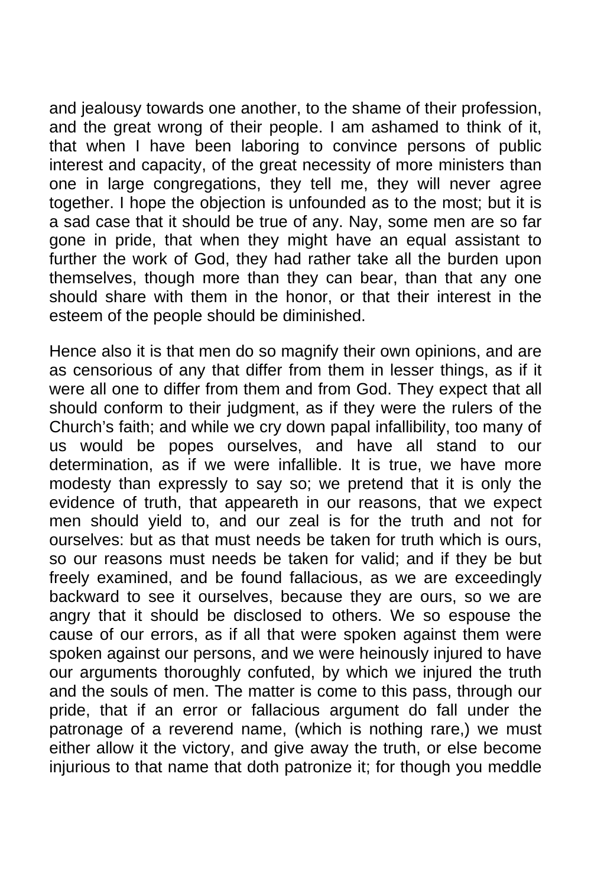and jealousy towards one another, to the shame of their profession, and the great wrong of their people. I am ashamed to think of it, that when I have been laboring to convince persons of public interest and capacity, of the great necessity of more ministers than one in large congregations, they tell me, they will never agree together. I hope the objection is unfounded as to the most; but it is a sad case that it should be true of any. Nay, some men are so far gone in pride, that when they might have an equal assistant to further the work of God, they had rather take all the burden upon themselves, though more than they can bear, than that any one should share with them in the honor, or that their interest in the esteem of the people should be diminished.

Hence also it is that men do so magnify their own opinions, and are as censorious of any that differ from them in lesser things, as if it were all one to differ from them and from God. They expect that all should conform to their judgment, as if they were the rulers of the Church's faith; and while we cry down papal infallibility, too many of us would be popes ourselves, and have all stand to our determination, as if we were infallible. It is true, we have more modesty than expressly to say so; we pretend that it is only the evidence of truth, that appeareth in our reasons, that we expect men should yield to, and our zeal is for the truth and not for ourselves: but as that must needs be taken for truth which is ours, so our reasons must needs be taken for valid; and if they be but freely examined, and be found fallacious, as we are exceedingly backward to see it ourselves, because they are ours, so we are angry that it should be disclosed to others. We so espouse the cause of our errors, as if all that were spoken against them were spoken against our persons, and we were heinously injured to have our arguments thoroughly confuted, by which we injured the truth and the souls of men. The matter is come to this pass, through our pride, that if an error or fallacious argument do fall under the patronage of a reverend name, (which is nothing rare,) we must either allow it the victory, and give away the truth, or else become injurious to that name that doth patronize it; for though you meddle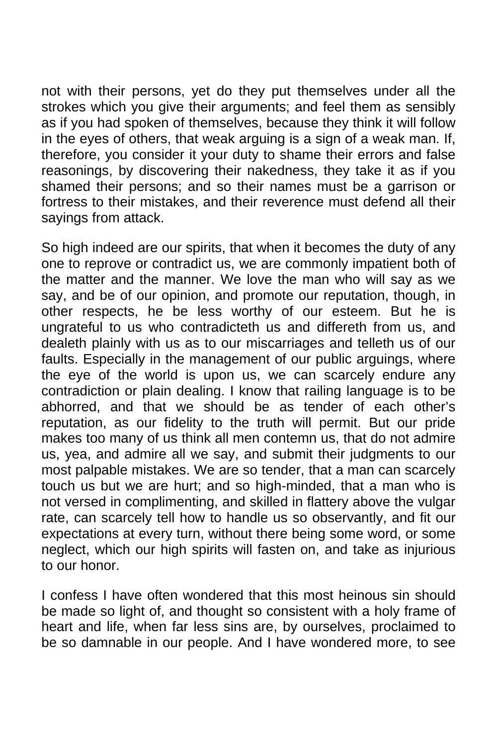not with their persons, yet do they put themselves under all the strokes which you give their arguments; and feel them as sensibly as if you had spoken of themselves, because they think it will follow in the eyes of others, that weak arguing is a sign of a weak man. If, therefore, you consider it your duty to shame their errors and false reasonings, by discovering their nakedness, they take it as if you shamed their persons; and so their names must be a garrison or fortress to their mistakes, and their reverence must defend all their sayings from attack.

So high indeed are our spirits, that when it becomes the duty of any one to reprove or contradict us, we are commonly impatient both of the matter and the manner. We love the man who will say as we say, and be of our opinion, and promote our reputation, though, in other respects, he be less worthy of our esteem. But he is ungrateful to us who contradicteth us and differeth from us, and dealeth plainly with us as to our miscarriages and telleth us of our faults. Especially in the management of our public arguings, where the eye of the world is upon us, we can scarcely endure any contradiction or plain dealing. I know that railing language is to be abhorred, and that we should be as tender of each other's reputation, as our fidelity to the truth will permit. But our pride makes too many of us think all men contemn us, that do not admire us, yea, and admire all we say, and submit their judgments to our most palpable mistakes. We are so tender, that a man can scarcely touch us but we are hurt; and so high-minded, that a man who is not versed in complimenting, and skilled in flattery above the vulgar rate, can scarcely tell how to handle us so observantly, and fit our expectations at every turn, without there being some word, or some neglect, which our high spirits will fasten on, and take as injurious to our honor.

I confess I have often wondered that this most heinous sin should be made so light of, and thought so consistent with a holy frame of heart and life, when far less sins are, by ourselves, proclaimed to be so damnable in our people. And I have wondered more, to see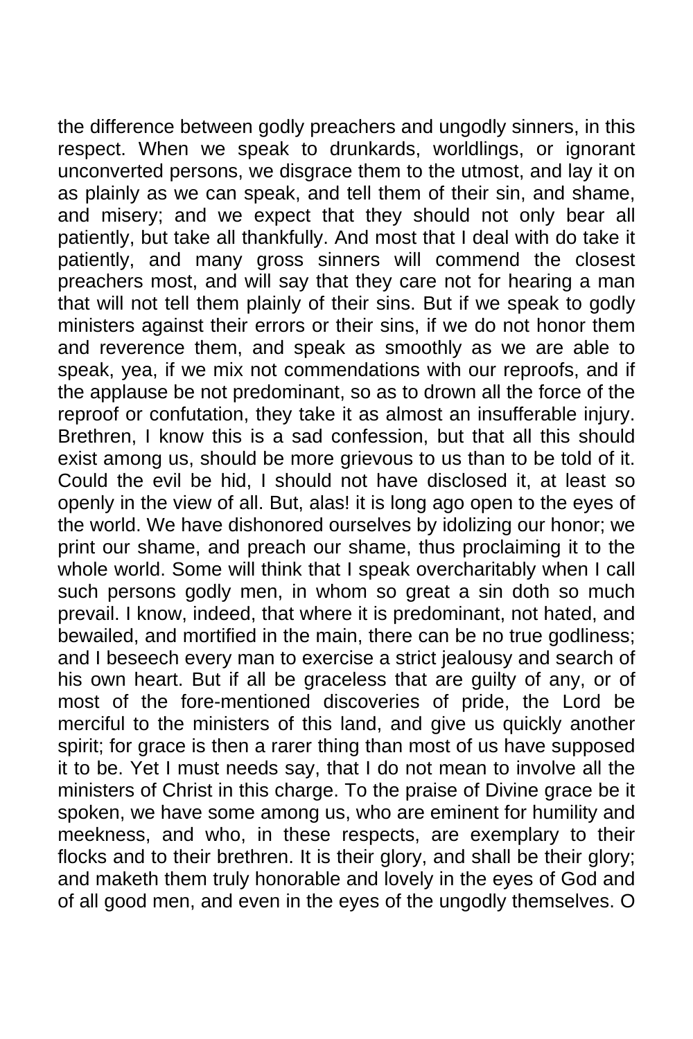the difference between godly preachers and ungodly sinners, in this respect. When we speak to drunkards, worldlings, or ignorant unconverted persons, we disgrace them to the utmost, and lay it on as plainly as we can speak, and tell them of their sin, and shame, and misery; and we expect that they should not only bear all patiently, but take all thankfully. And most that I deal with do take it patiently, and many gross sinners will commend the closest preachers most, and will say that they care not for hearing a man that will not tell them plainly of their sins. But if we speak to godly ministers against their errors or their sins, if we do not honor them and reverence them, and speak as smoothly as we are able to speak, yea, if we mix not commendations with our reproofs, and if the applause be not predominant, so as to drown all the force of the reproof or confutation, they take it as almost an insufferable injury. Brethren, I know this is a sad confession, but that all this should exist among us, should be more grievous to us than to be told of it. Could the evil be hid, I should not have disclosed it, at least so openly in the view of all. But, alas! it is long ago open to the eyes of the world. We have dishonored ourselves by idolizing our honor; we print our shame, and preach our shame, thus proclaiming it to the whole world. Some will think that I speak overcharitably when I call such persons godly men, in whom so great a sin doth so much prevail. I know, indeed, that where it is predominant, not hated, and bewailed, and mortified in the main, there can be no true godliness; and I beseech every man to exercise a strict jealousy and search of his own heart. But if all be graceless that are guilty of any, or of most of the fore-mentioned discoveries of pride, the Lord be merciful to the ministers of this land, and give us quickly another spirit; for grace is then a rarer thing than most of us have supposed it to be. Yet I must needs say, that I do not mean to involve all the ministers of Christ in this charge. To the praise of Divine grace be it spoken, we have some among us, who are eminent for humility and meekness, and who, in these respects, are exemplary to their flocks and to their brethren. It is their glory, and shall be their glory; and maketh them truly honorable and lovely in the eyes of God and of all good men, and even in the eyes of the ungodly themselves. O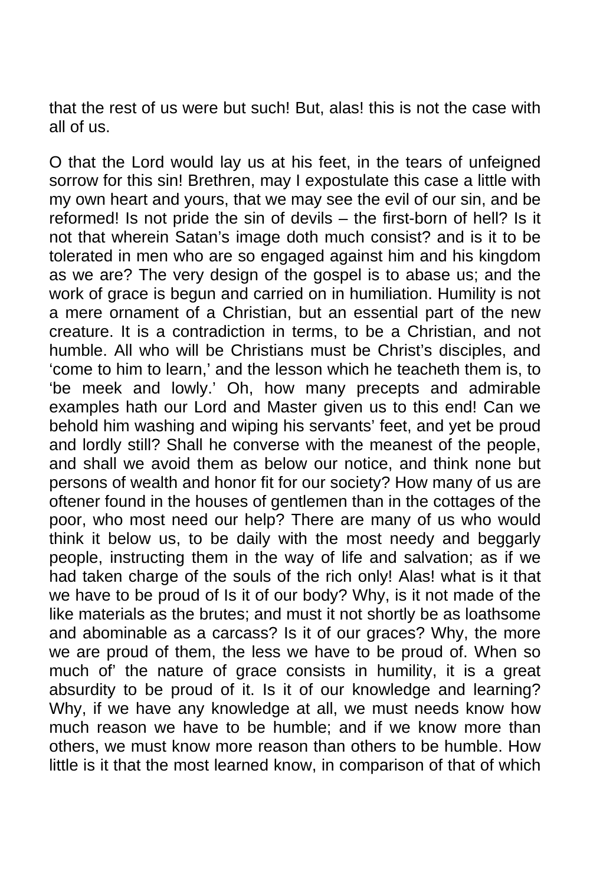that the rest of us were but such! But, alas! this is not the case with all of us.

O that the Lord would lay us at his feet, in the tears of unfeigned sorrow for this sin! Brethren, may I expostulate this case a little with my own heart and yours, that we may see the evil of our sin, and be reformed! Is not pride the sin of devils – the first-born of hell? Is it not that wherein Satan's image doth much consist? and is it to be tolerated in men who are so engaged against him and his kingdom as we are? The very design of the gospel is to abase us; and the work of grace is begun and carried on in humiliation. Humility is not a mere ornament of a Christian, but an essential part of the new creature. It is a contradiction in terms, to be a Christian, and not humble. All who will be Christians must be Christ's disciples, and 'come to him to learn,' and the lesson which he teacheth them is, to 'be meek and lowly.' Oh, how many precepts and admirable examples hath our Lord and Master given us to this end! Can we behold him washing and wiping his servants' feet, and yet be proud and lordly still? Shall he converse with the meanest of the people, and shall we avoid them as below our notice, and think none but persons of wealth and honor fit for our society? How many of us are oftener found in the houses of gentlemen than in the cottages of the poor, who most need our help? There are many of us who would think it below us, to be daily with the most needy and beggarly people, instructing them in the way of life and salvation; as if we had taken charge of the souls of the rich only! Alas! what is it that we have to be proud of Is it of our body? Why, is it not made of the like materials as the brutes; and must it not shortly be as loathsome and abominable as a carcass? Is it of our graces? Why, the more we are proud of them, the less we have to be proud of. When so much of' the nature of grace consists in humility, it is a great absurdity to be proud of it. Is it of our knowledge and learning? Why, if we have any knowledge at all, we must needs know how much reason we have to be humble; and if we know more than others, we must know more reason than others to be humble. How little is it that the most learned know, in comparison of that of which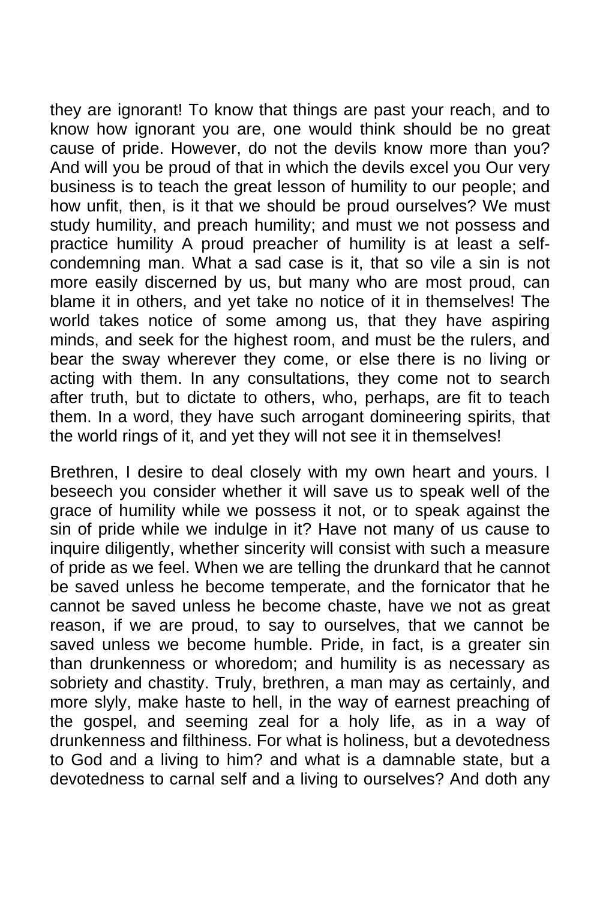they are ignorant! To know that things are past your reach, and to know how ignorant you are, one would think should be no great cause of pride. However, do not the devils know more than you? And will you be proud of that in which the devils excel you Our very business is to teach the great lesson of humility to our people; and how unfit, then, is it that we should be proud ourselves? We must study humility, and preach humility; and must we not possess and practice humility A proud preacher of humility is at least a self-condemning man. What a sad case is it, that so vile a sin is not more easily discerned by us, but many who are most proud, can blame it in others, and yet take no notice of it in themselves! The world takes notice of some among us, that they have aspiring minds, and seek for the highest room, and must be the rulers, and bear the sway wherever they come, or else there is no living or acting with them. In any consultations, they come not to search after truth, but to dictate to others, who, perhaps, are fit to teach them. In a word, they have such arrogant domineering spirits, that the world rings of it, and yet they will not see it in themselves!

Brethren, I desire to deal closely with my own heart and yours. I beseech you consider whether it will save us to speak well of the grace of humility while we possess it not, or to speak against the sin of pride while we indulge in it? Have not many of us cause to inquire diligently, whether sincerity will consist with such a measure of pride as we feel. When we are telling the drunkard that he cannot be saved unless he become temperate, and the fornicator that he cannot be saved unless he become chaste, have we not as great reason, if we are proud, to say to ourselves, that we cannot be saved unless we become humble. Pride, in fact, is a greater sin than drunkenness or whoredom; and humility is as necessary as sobriety and chastity. Truly, brethren, a man may as certainly, and more slyly, make haste to hell, in the way of earnest preaching of the gospel, and seeming zeal for a holy life, as in a way of drunkenness and filthiness. For what is holiness, but a devotedness to God and a living to him? and what is a damnable state, but a devotedness to carnal self and a living to ourselves? And doth any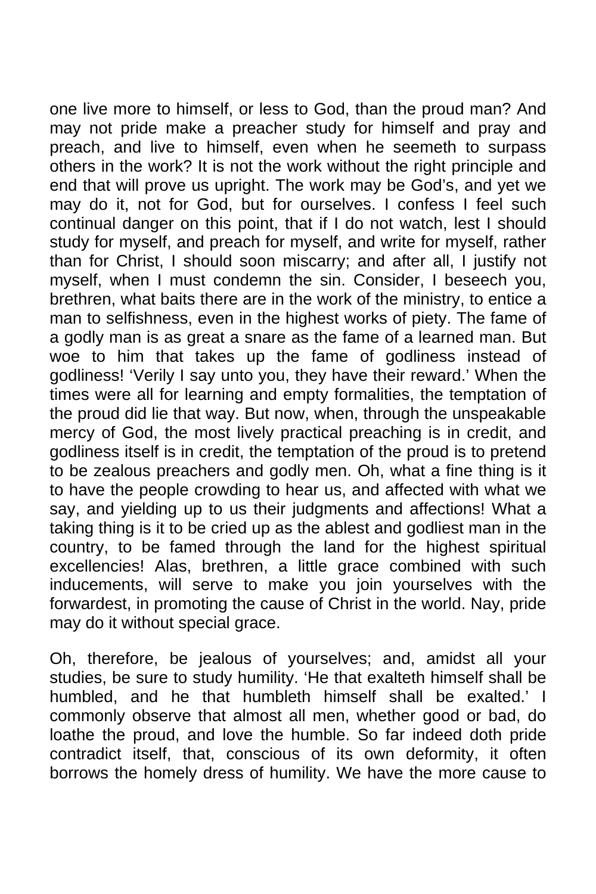one live more to himself, or less to God, than the proud man? And may not pride make a preacher study for himself and pray and preach, and live to himself, even when he seemeth to surpass others in the work? It is not the work without the right principle and end that will prove us upright. The work may be God's, and yet we may do it, not for God, but for ourselves. I confess I feel such continual danger on this point, that if I do not watch, lest I should study for myself, and preach for myself, and write for myself, rather than for Christ, I should soon miscarry; and after all, I justify not myself, when I must condemn the sin. Consider, I beseech you, brethren, what baits there are in the work of the ministry, to entice a man to selfishness, even in the highest works of piety. The fame of a godly man is as great a snare as the fame of a learned man. But woe to him that takes up the fame of godliness instead of godliness! 'Verily I say unto you, they have their reward.' When the times were all for learning and empty formalities, the temptation of the proud did lie that way. But now, when, through the unspeakable mercy of God, the most lively practical preaching is in credit, and godliness itself is in credit, the temptation of the proud is to pretend to be zealous preachers and godly men. Oh, what a fine thing is it to have the people crowding to hear us, and affected with what we say, and yielding up to us their judgments and affections! What a taking thing is it to be cried up as the ablest and godliest man in the country, to be famed through the land for the highest spiritual excellencies! Alas, brethren, a little grace combined with such inducements, will serve to make you join yourselves with the forwardest, in promoting the cause of Christ in the world. Nay, pride may do it without special grace.

Oh, therefore, be jealous of yourselves; and, amidst all your studies, be sure to study humility. 'He that exalteth himself shall be humbled, and he that humbleth himself shall be exalted.' I commonly observe that almost all men, whether good or bad, do loathe the proud, and love the humble. So far indeed doth pride contradict itself, that, conscious of its own deformity, it often borrows the homely dress of humility. We have the more cause to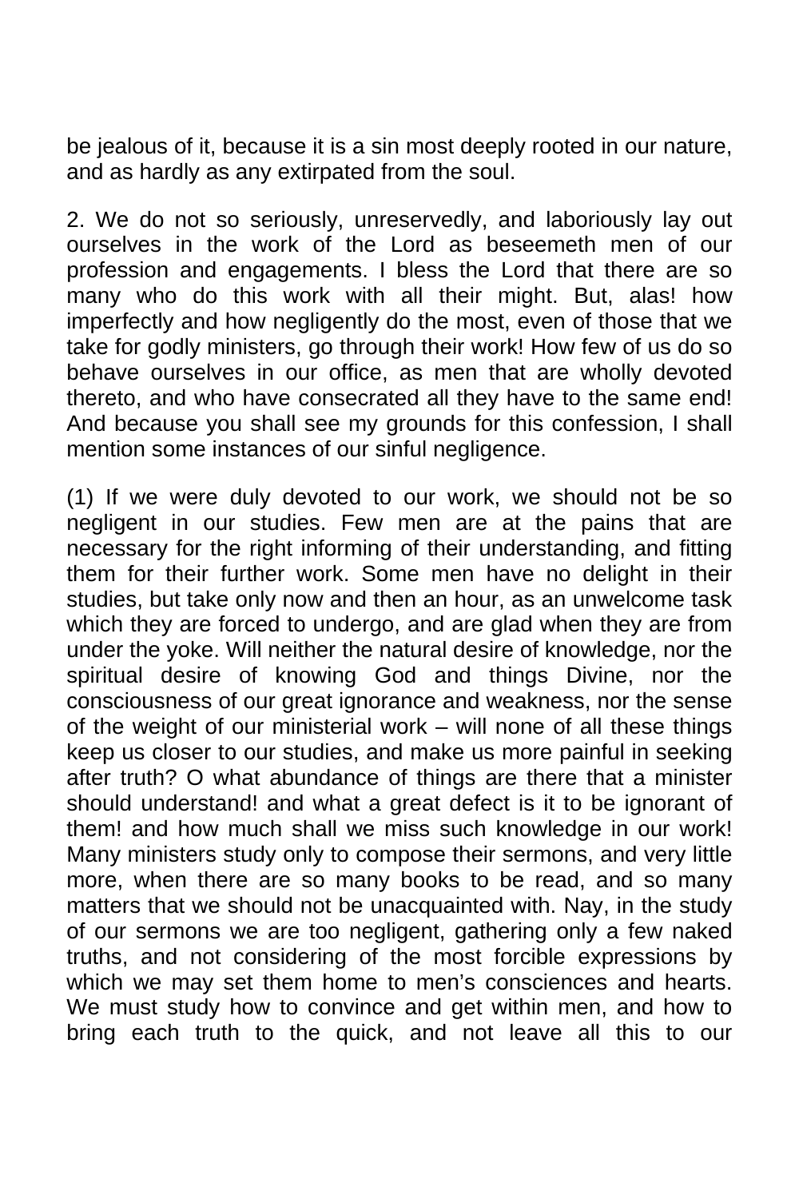be jealous of it, because it is a sin most deeply rooted in our nature, and as hardly as any extirpated from the soul.

2. We do not so seriously, unreservedly, and laboriously lay out ourselves in the work of the Lord as beseemeth men of our profession and engagements. I bless the Lord that there are so many who do this work with all their might. But, alas! how imperfectly and how negligently do the most, even of those that we take for godly ministers, go through their work! How few of us do so behave ourselves in our office, as men that are wholly devoted thereto, and who have consecrated all they have to the same end! And because you shall see my grounds for this confession, I shall mention some instances of our sinful negligence.

(1) If we were duly devoted to our work, we should not be so negligent in our studies. Few men are at the pains that are necessary for the right informing of their understanding, and fitting them for their further work. Some men have no delight in their studies, but take only now and then an hour, as an unwelcome task which they are forced to undergo, and are glad when they are from under the yoke. Will neither the natural desire of knowledge, nor the spiritual desire of knowing God and things Divine, nor the consciousness of our great ignorance and weakness, nor the sense of the weight of our ministerial work – will none of all these things keep us closer to our studies, and make us more painful in seeking after truth? O what abundance of things are there that a minister should understand! and what a great defect is it to be ignorant of them! and how much shall we miss such knowledge in our work! Many ministers study only to compose their sermons, and very little more, when there are so many books to be read, and so many matters that we should not be unacquainted with. Nay, in the study of our sermons we are too negligent, gathering only a few naked truths, and not considering of the most forcible expressions by which we may set them home to men's consciences and hearts. We must study how to convince and get within men, and how to bring each truth to the quick, and not leave all this to our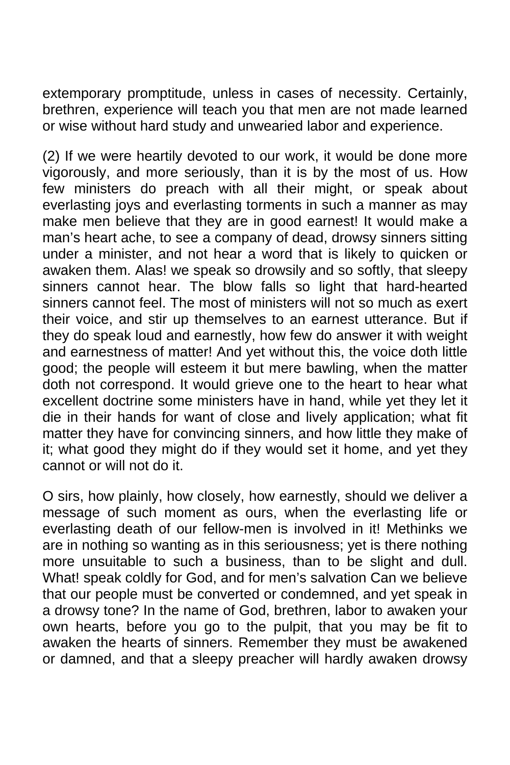extemporary promptitude, unless in cases of necessity. Certainly, brethren, experience will teach you that men are not made learned or wise without hard study and unwearied labor and experience.

(2) If we were heartily devoted to our work, it would be done more vigorously, and more seriously, than it is by the most of us. How few ministers do preach with all their might, or speak about everlasting joys and everlasting torments in such a manner as may make men believe that they are in good earnest! It would make a man's heart ache, to see a company of dead, drowsy sinners sitting under a minister, and not hear a word that is likely to quicken or awaken them. Alas! we speak so drowsily and so softly, that sleepy sinners cannot hear. The blow falls so light that hard-hearted sinners cannot feel. The most of ministers will not so much as exert their voice, and stir up themselves to an earnest utterance. But if they do speak loud and earnestly, how few do answer it with weight and earnestness of matter! And yet without this, the voice doth little good; the people will esteem it but mere bawling, when the matter doth not correspond. It would grieve one to the heart to hear what excellent doctrine some ministers have in hand, while yet they let it die in their hands for want of close and lively application; what fit matter they have for convincing sinners, and how little they make of it; what good they might do if they would set it home, and yet they cannot or will not do it.

O sirs, how plainly, how closely, how earnestly, should we deliver a message of such moment as ours, when the everlasting life or everlasting death of our fellow-men is involved in it! Methinks we are in nothing so wanting as in this seriousness; yet is there nothing more unsuitable to such a business, than to be slight and dull. What! speak coldly for God, and for men's salvation Can we believe that our people must be converted or condemned, and yet speak in a drowsy tone? In the name of God, brethren, labor to awaken your own hearts, before you go to the pulpit, that you may be fit to awaken the hearts of sinners. Remember they must be awakened or damned, and that a sleepy preacher will hardly awaken drowsy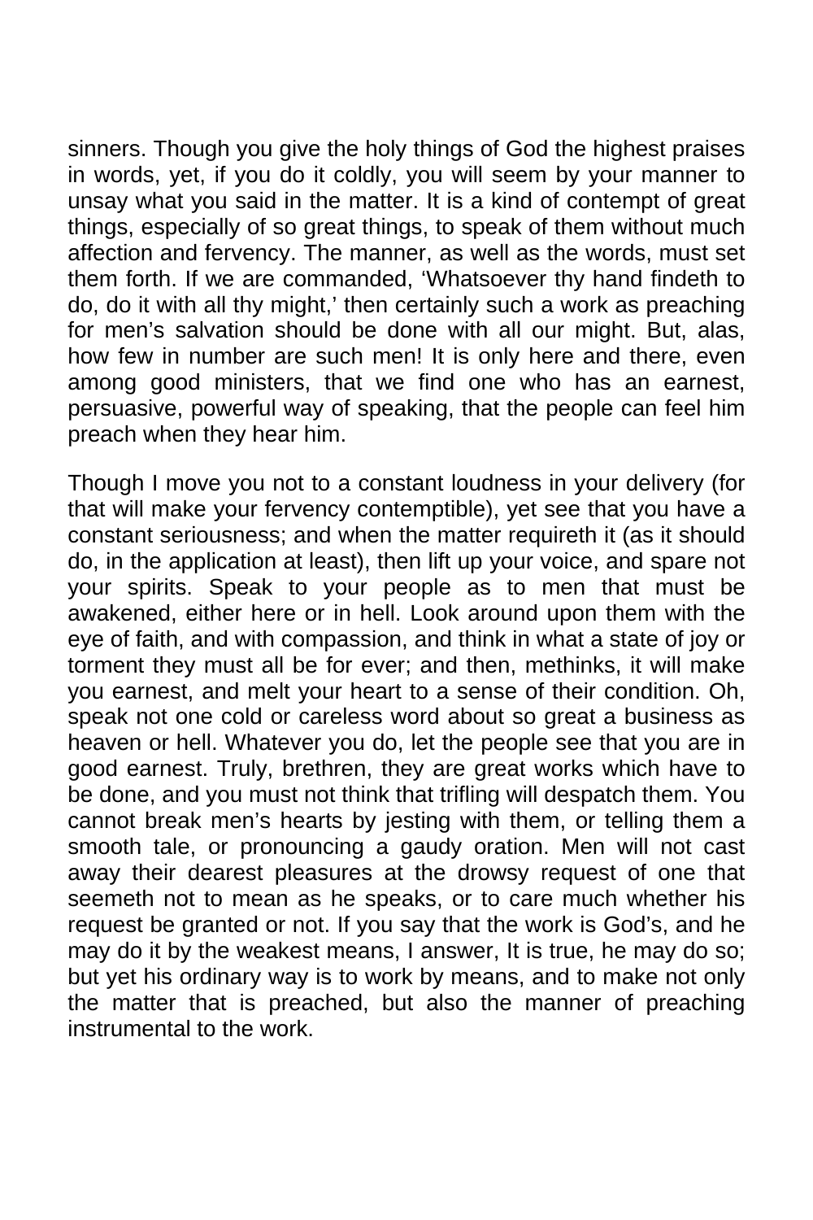sinners. Though you give the holy things of God the highest praises in words, yet, if you do it coldly, you will seem by your manner to unsay what you said in the matter. It is a kind of contempt of great things, especially of so great things, to speak of them without much affection and fervency. The manner, as well as the words, must set them forth. If we are commanded, 'Whatsoever thy hand findeth to do, do it with all thy might,' then certainly such a work as preaching for men's salvation should be done with all our might. But, alas, how few in number are such men! It is only here and there, even among good ministers, that we find one who has an earnest, persuasive, powerful way of speaking, that the people can feel him preach when they hear him.

Though I move you not to a constant loudness in your delivery (for that will make your fervency contemptible), yet see that you have a constant seriousness; and when the matter requireth it (as it should do, in the application at least), then lift up your voice, and spare not your spirits. Speak to your people as to men that must be awakened, either here or in hell. Look around upon them with the eye of faith, and with compassion, and think in what a state of joy or torment they must all be for ever; and then, methinks, it will make you earnest, and melt your heart to a sense of their condition. Oh, speak not one cold or careless word about so great a business as heaven or hell. Whatever you do, let the people see that you are in good earnest. Truly, brethren, they are great works which have to be done, and you must not think that trifling will despatch them. You cannot break men's hearts by jesting with them, or telling them a smooth tale, or pronouncing a gaudy oration. Men will not cast away their dearest pleasures at the drowsy request of one that seemeth not to mean as he speaks, or to care much whether his request be granted or not. If you say that the work is God's, and he may do it by the weakest means, I answer, It is true, he may do so; but yet his ordinary way is to work by means, and to make not only the matter that is preached, but also the manner of preaching instrumental to the work.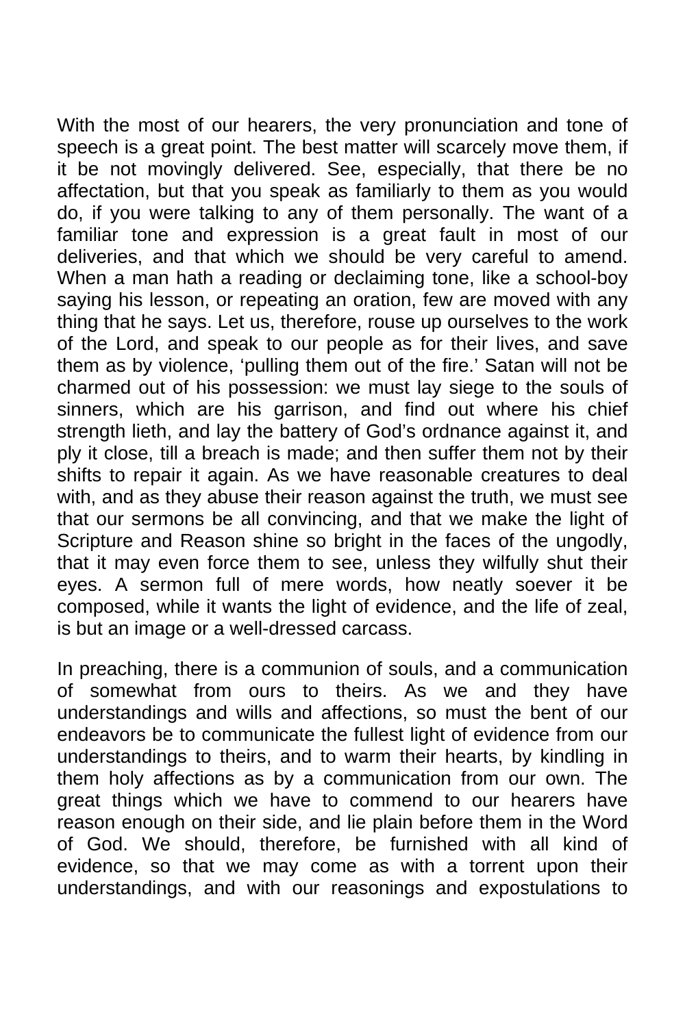With the most of our hearers, the very pronunciation and tone of speech is a great point. The best matter will scarcely move them, if it be not movingly delivered. See, especially, that there be no affectation, but that you speak as familiarly to them as you would do, if you were talking to any of them personally. The want of a familiar tone and expression is a great fault in most of our deliveries, and that which we should be very careful to amend. When a man hath a reading or declaiming tone, like a school-boy saying his lesson, or repeating an oration, few are moved with any thing that he says. Let us, therefore, rouse up ourselves to the work of the Lord, and speak to our people as for their lives, and save them as by violence, 'pulling them out of the fire.' Satan will not be charmed out of his possession: we must lay siege to the souls of sinners, which are his garrison, and find out where his chief strength lieth, and lay the battery of God's ordnance against it, and ply it close, till a breach is made; and then suffer them not by their shifts to repair it again. As we have reasonable creatures to deal with, and as they abuse their reason against the truth, we must see that our sermons be all convincing, and that we make the light of Scripture and Reason shine so bright in the faces of the ungodly, that it may even force them to see, unless they wilfully shut their eyes. A sermon full of mere words, how neatly soever it be composed, while it wants the light of evidence, and the life of zeal, is but an image or a well-dressed carcass.

In preaching, there is a communion of souls, and a communication of somewhat from ours to theirs. As we and they have understandings and wills and affections, so must the bent of our endeavors be to communicate the fullest light of evidence from our understandings to theirs, and to warm their hearts, by kindling in them holy affections as by a communication from our own. The great things which we have to commend to our hearers have reason enough on their side, and lie plain before them in the Word of God. We should, therefore, be furnished with all kind of evidence, so that we may come as with a torrent upon their understandings, and with our reasonings and expostulations to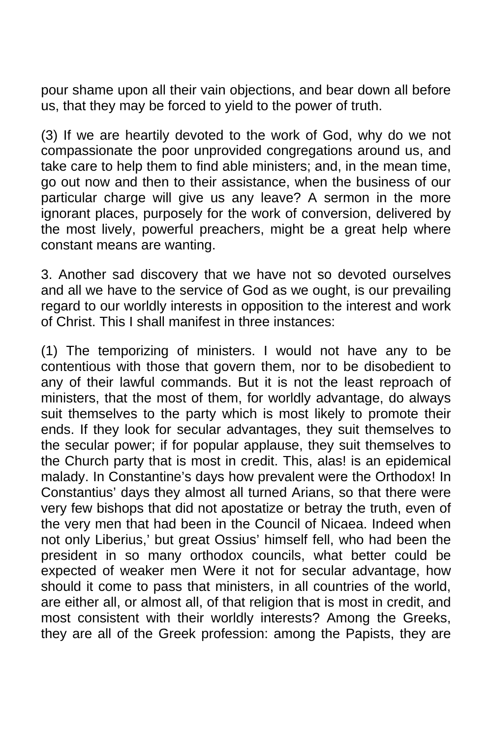pour shame upon all their vain objections, and bear down all before us, that they may be forced to yield to the power of truth.

(3) If we are heartily devoted to the work of God, why do we not compassionate the poor unprovided congregations around us, and take care to help them to find able ministers; and, in the mean time, go out now and then to their assistance, when the business of our particular charge will give us any leave? A sermon in the more ignorant places, purposely for the work of conversion, delivered by the most lively, powerful preachers, might be a great help where constant means are wanting.

3. Another sad discovery that we have not so devoted ourselves and all we have to the service of God as we ought, is our prevailing regard to our worldly interests in opposition to the interest and work of Christ. This I shall manifest in three instances:

(1) The temporizing of ministers. I would not have any to be contentious with those that govern them, nor to be disobedient to any of their lawful commands. But it is not the least reproach of ministers, that the most of them, for worldly advantage, do always suit themselves to the party which is most likely to promote their ends. If they look for secular advantages, they suit themselves to the secular power; if for popular applause, they suit themselves to the Church party that is most in credit. This, alas! is an epidemical malady. In Constantine's days how prevalent were the Orthodox! In Constantius' days they almost all turned Arians, so that there were very few bishops that did not apostatize or betray the truth, even of the very men that had been in the Council of Nicaea. Indeed when not only Liberius,' but great Ossius' himself fell, who had been the president in so many orthodox councils, what better could be expected of weaker men Were it not for secular advantage, how should it come to pass that ministers, in all countries of the world, are either all, or almost all, of that religion that is most in credit, and most consistent with their worldly interests? Among the Greeks, they are all of the Greek profession: among the Papists, they are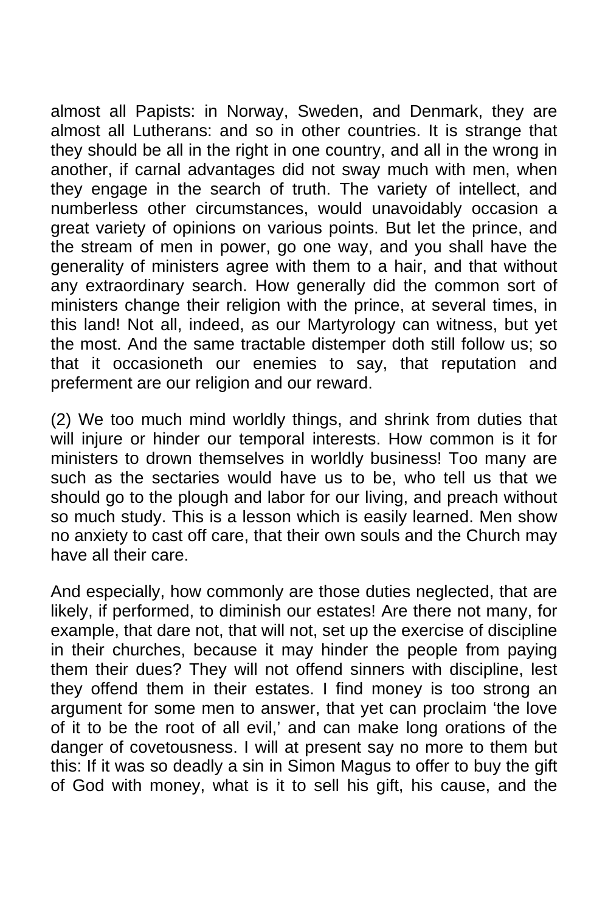almost all Papists: in Norway, Sweden, and Denmark, they are almost all Lutherans: and so in other countries. It is strange that they should be all in the right in one country, and all in the wrong in another, if carnal advantages did not sway much with men, when they engage in the search of truth. The variety of intellect, and numberless other circumstances, would unavoidably occasion a great variety of opinions on various points. But let the prince, and the stream of men in power, go one way, and you shall have the generality of ministers agree with them to a hair, and that without any extraordinary search. How generally did the common sort of ministers change their religion with the prince, at several times, in this land! Not all, indeed, as our Martyrology can witness, but yet the most. And the same tractable distemper doth still follow us; so that it occasioneth our enemies to say, that reputation and preferment are our religion and our reward.

(2) We too much mind worldly things, and shrink from duties that will injure or hinder our temporal interests. How common is it for ministers to drown themselves in worldly business! Too many are such as the sectaries would have us to be, who tell us that we should go to the plough and labor for our living, and preach without so much study. This is a lesson which is easily learned. Men show no anxiety to cast off care, that their own souls and the Church may have all their care.

And especially, how commonly are those duties neglected, that are likely, if performed, to diminish our estates! Are there not many, for example, that dare not, that will not, set up the exercise of discipline in their churches, because it may hinder the people from paying them their dues? They will not offend sinners with discipline, lest they offend them in their estates. I find money is too strong an argument for some men to answer, that yet can proclaim 'the love of it to be the root of all evil,' and can make long orations of the danger of covetousness. I will at present say no more to them but this: If it was so deadly a sin in Simon Magus to offer to buy the gift of God with money, what is it to sell his gift, his cause, and the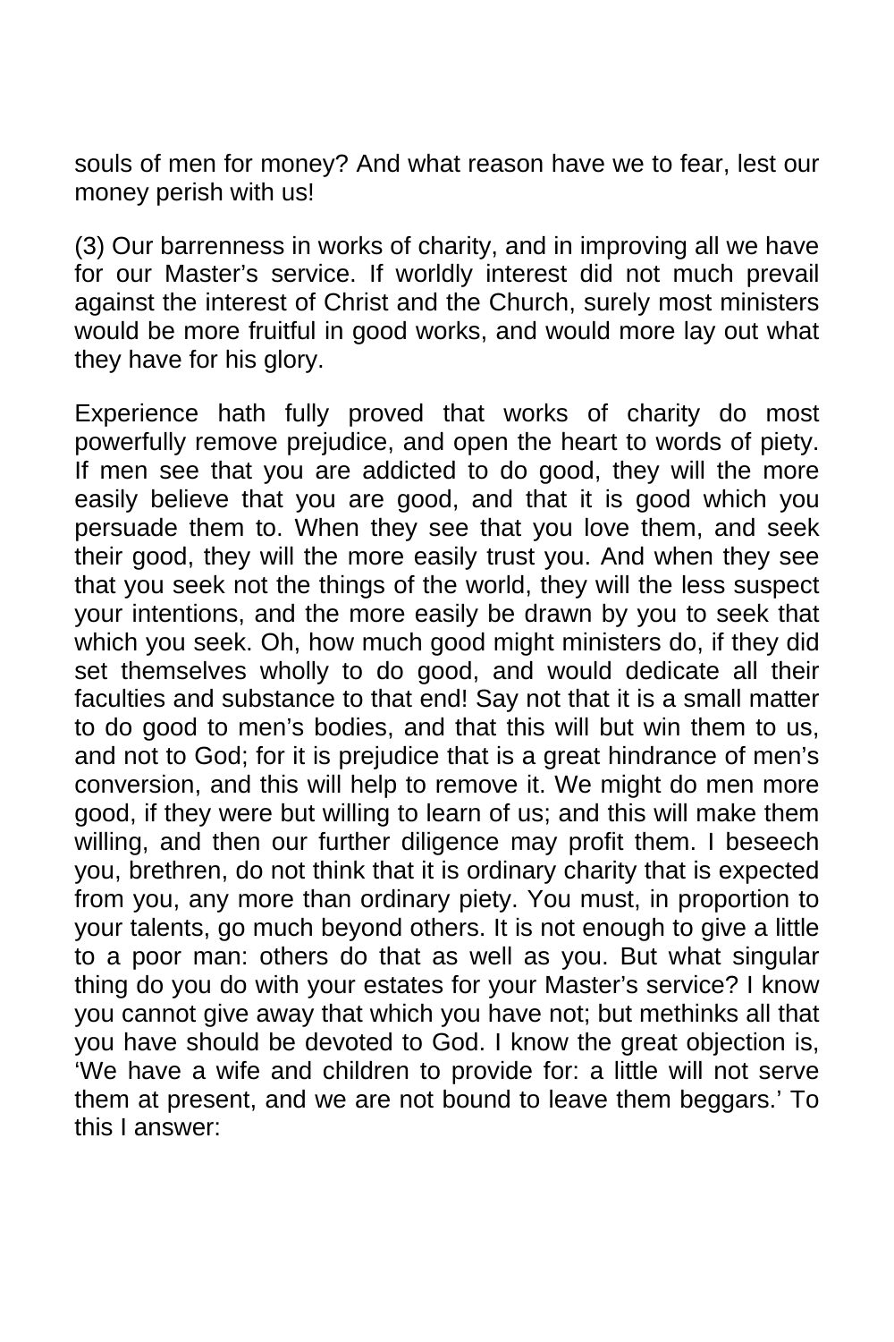souls of men for money? And what reason have we to fear, lest our money perish with us!

(3) Our barrenness in works of charity, and in improving all we have for our Master's service. If worldly interest did not much prevail against the interest of Christ and the Church, surely most ministers would be more fruitful in good works, and would more lay out what they have for his glory.

Experience hath fully proved that works of charity do most powerfully remove prejudice, and open the heart to words of piety. If men see that you are addicted to do good, they will the more easily believe that you are good, and that it is good which you persuade them to. When they see that you love them, and seek their good, they will the more easily trust you. And when they see that you seek not the things of the world, they will the less suspect your intentions, and the more easily be drawn by you to seek that which you seek. Oh, how much good might ministers do, if they did set themselves wholly to do good, and would dedicate all their faculties and substance to that end! Say not that it is a small matter to do good to men's bodies, and that this will but win them to us, and not to God; for it is prejudice that is a great hindrance of men's conversion, and this will help to remove it. We might do men more good, if they were but willing to learn of us; and this will make them willing, and then our further diligence may profit them. I beseech you, brethren, do not think that it is ordinary charity that is expected from you, any more than ordinary piety. You must, in proportion to your talents, go much beyond others. It is not enough to give a little to a poor man: others do that as well as you. But what singular thing do you do with your estates for your Master's service? I know you cannot give away that which you have not; but methinks all that you have should be devoted to God. I know the great objection is, 'We have a wife and children to provide for: a little will not serve them at present, and we are not bound to leave them beggars.' To this I answer: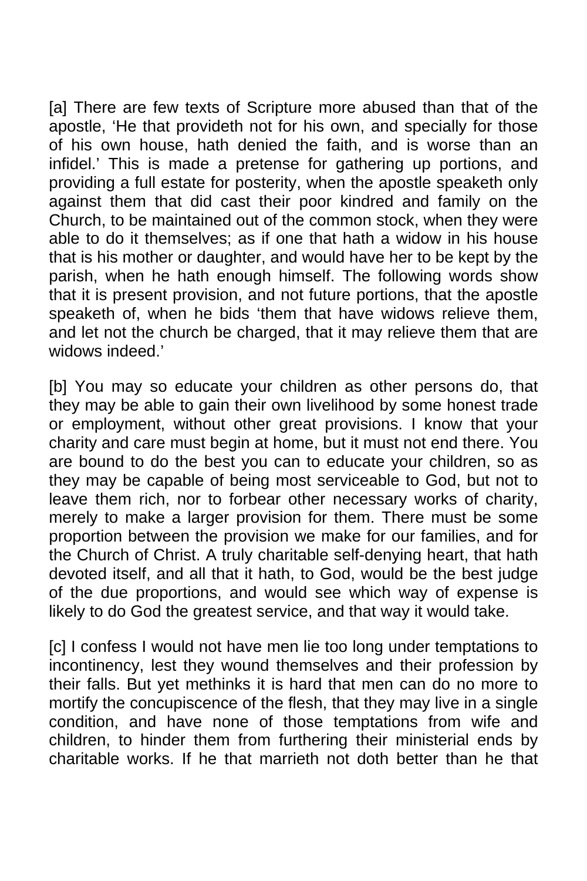[a] There are few texts of Scripture more abused than that of the apostle, ‘He that provideth not for his own, and specially for those of his own house, hath denied the faith, and is worse than an infidel.’ This is made a pretense for gathering up portions, and providing a full estate for posterity, when the apostle speaketh only against them that did cast their poor kindred and family on the Church, to be maintained out of the common stock, when they were able to do it themselves; as if one that hath a widow in his house that is his mother or daughter, and would have her to be kept by the parish, when he hath enough himself. The following words show that it is present provision, and not future portions, that the apostle speaketh of, when he bids ‘them that have widows relieve them, and let not the church be charged, that it may relieve them that are widows indeed.’

[b] You may so educate your children as other persons do, that they may be able to gain their own livelihood by some honest trade or employment, without other great provisions. I know that your charity and care must begin at home, but it must not end there. You are bound to do the best you can to educate your children, so as they may be capable of being most serviceable to God, but not to leave them rich, nor to forbear other necessary works of charity, merely to make a larger provision for them. There must be some proportion between the provision we make for our families, and for the Church of Christ. A truly charitable self-denying heart, that hath devoted itself, and all that it hath, to God, would be the best judge of the due proportions, and would see which way of expense is likely to do God the greatest service, and that way it would take.

[c] I confess I would not have men lie too long under temptations to incontinency, lest they wound themselves and their profession by their falls. But yet methinks it is hard that men can do no more to mortify the concupiscence of the flesh, that they may live in a single condition, and have none of those temptations from wife and children, to hinder them from furthering their ministerial ends by charitable works. If he that marrieth not doth better than he that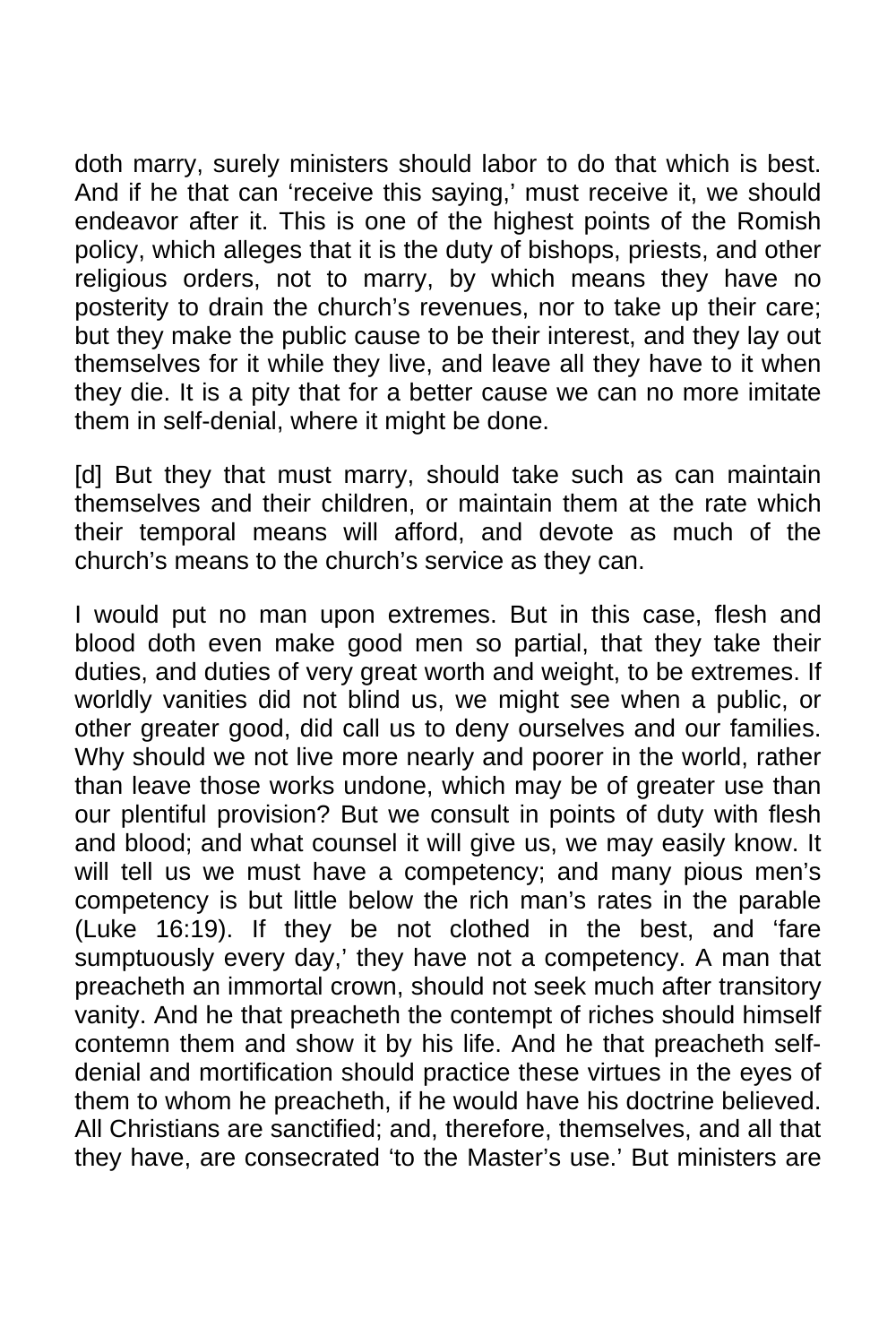doth marry, surely ministers should labor to do that which is best. And if he that can 'receive this saying,' must receive it, we should endeavor after it. This is one of the highest points of the Romish policy, which alleges that it is the duty of bishops, priests, and other religious orders, not to marry, by which means they have no posterity to drain the church's revenues, nor to take up their care; but they make the public cause to be their interest, and they lay out themselves for it while they live, and leave all they have to it when they die. It is a pity that for a better cause we can no more imitate them in self-denial, where it might be done.

[d] But they that must marry, should take such as can maintain themselves and their children, or maintain them at the rate which their temporal means will afford, and devote as much of the church's means to the church's service as they can.

I would put no man upon extremes. But in this case, flesh and blood doth even make good men so partial, that they take their duties, and duties of very great worth and weight, to be extremes. If worldly vanities did not blind us, we might see when a public, or other greater good, did call us to deny ourselves and our families. Why should we not live more nearly and poorer in the world, rather than leave those works undone, which may be of greater use than our plentiful provision? But we consult in points of duty with flesh and blood; and what counsel it will give us, we may easily know. It will tell us we must have a competency; and many pious men's competency is but little below the rich man's rates in the parable (Luke 16:19). If they be not clothed in the best, and 'fare sumptuously every day,' they have not a competency. A man that preacheth an immortal crown, should not seek much after transitory vanity. And he that preacheth the contempt of riches should himself contemn them and show it by his life. And he that preacheth self-denial and mortification should practice these virtues in the eyes of them to whom he preacheth, if he would have his doctrine believed. All Christians are sanctified; and, therefore, themselves, and all that they have, are consecrated 'to the Master's use.' But ministers are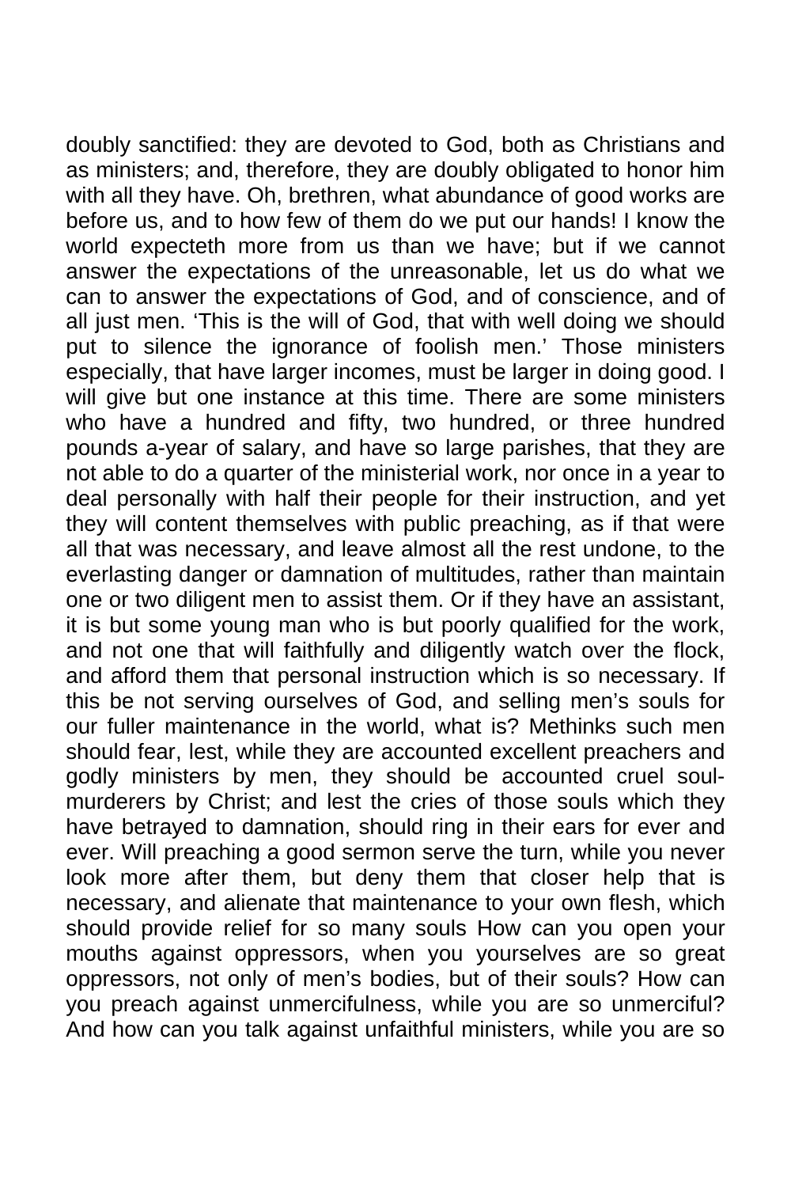doubly sanctified: they are devoted to God, both as Christians and as ministers; and, therefore, they are doubly obligated to honor him with all they have. Oh, brethren, what abundance of good works are before us, and to how few of them do we put our hands! I know the world expecteth more from us than we have; but if we cannot answer the expectations of the unreasonable, let us do what we can to answer the expectations of God, and of conscience, and of all just men. 'This is the will of God, that with well doing we should put to silence the ignorance of foolish men.' Those ministers especially, that have larger incomes, must be larger in doing good. I will give but one instance at this time. There are some ministers who have a hundred and fifty, two hundred, or three hundred pounds a-year of salary, and have so large parishes, that they are not able to do a quarter of the ministerial work, nor once in a year to deal personally with half their people for their instruction, and yet they will content themselves with public preaching, as if that were all that was necessary, and leave almost all the rest undone, to the everlasting danger or damnation of multitudes, rather than maintain one or two diligent men to assist them. Or if they have an assistant, it is but some young man who is but poorly qualified for the work, and not one that will faithfully and diligently watch over the flock, and afford them that personal instruction which is so necessary. If this be not serving ourselves of God, and selling men's souls for our fuller maintenance in the world, what is? Methinks such men should fear, lest, while they are accounted excellent preachers and godly ministers by men, they should be accounted cruel soul-murderers by Christ; and lest the cries of those souls which they have betrayed to damnation, should ring in their ears for ever and ever. Will preaching a good sermon serve the turn, while you never look more after them, but deny them that closer help that is necessary, and alienate that maintenance to your own flesh, which should provide relief for so many souls How can you open your mouths against oppressors, when you yourselves are so great oppressors, not only of men's bodies, but of their souls? How can you preach against unmercifulness, while you are so unmerciful? And how can you talk against unfaithful ministers, while you are so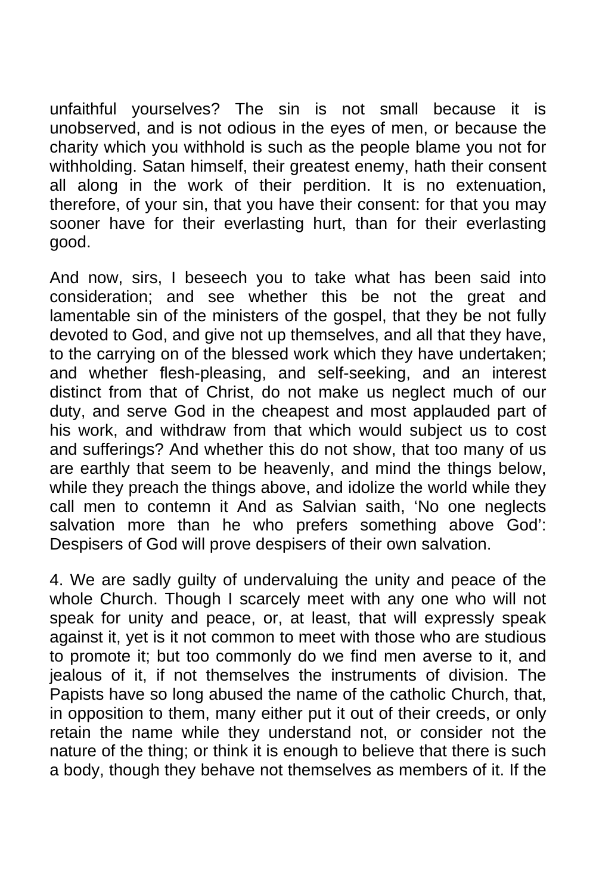unfaithful yourselves? The sin is not small because it is unobserved, and is not odious in the eyes of men, or because the charity which you withhold is such as the people blame you not for withholding. Satan himself, their greatest enemy, hath their consent all along in the work of their perdition. It is no extenuation, therefore, of your sin, that you have their consent: for that you may sooner have for their everlasting hurt, than for their everlasting good.

And now, sirs, I beseech you to take what has been said into consideration; and see whether this be not the great and lamentable sin of the ministers of the gospel, that they be not fully devoted to God, and give not up themselves, and all that they have, to the carrying on of the blessed work which they have undertaken; and whether flesh-pleasing, and self-seeking, and an interest distinct from that of Christ, do not make us neglect much of our duty, and serve God in the cheapest and most applauded part of his work, and withdraw from that which would subject us to cost and sufferings? And whether this do not show, that too many of us are earthly that seem to be heavenly, and mind the things below, while they preach the things above, and idolize the world while they call men to contemn it And as Salvian saith, 'No one neglects salvation more than he who prefers something above God': Despisers of God will prove despisers of their own salvation.

4. We are sadly guilty of undervaluing the unity and peace of the whole Church. Though I scarcely meet with any one who will not speak for unity and peace, or, at least, that will expressly speak against it, yet is it not common to meet with those who are studious to promote it; but too commonly do we find men averse to it, and jealous of it, if not themselves the instruments of division. The Papists have so long abused the name of the catholic Church, that, in opposition to them, many either put it out of their creeds, or only retain the name while they understand not, or consider not the nature of the thing; or think it is enough to believe that there is such a body, though they behave not themselves as members of it. If the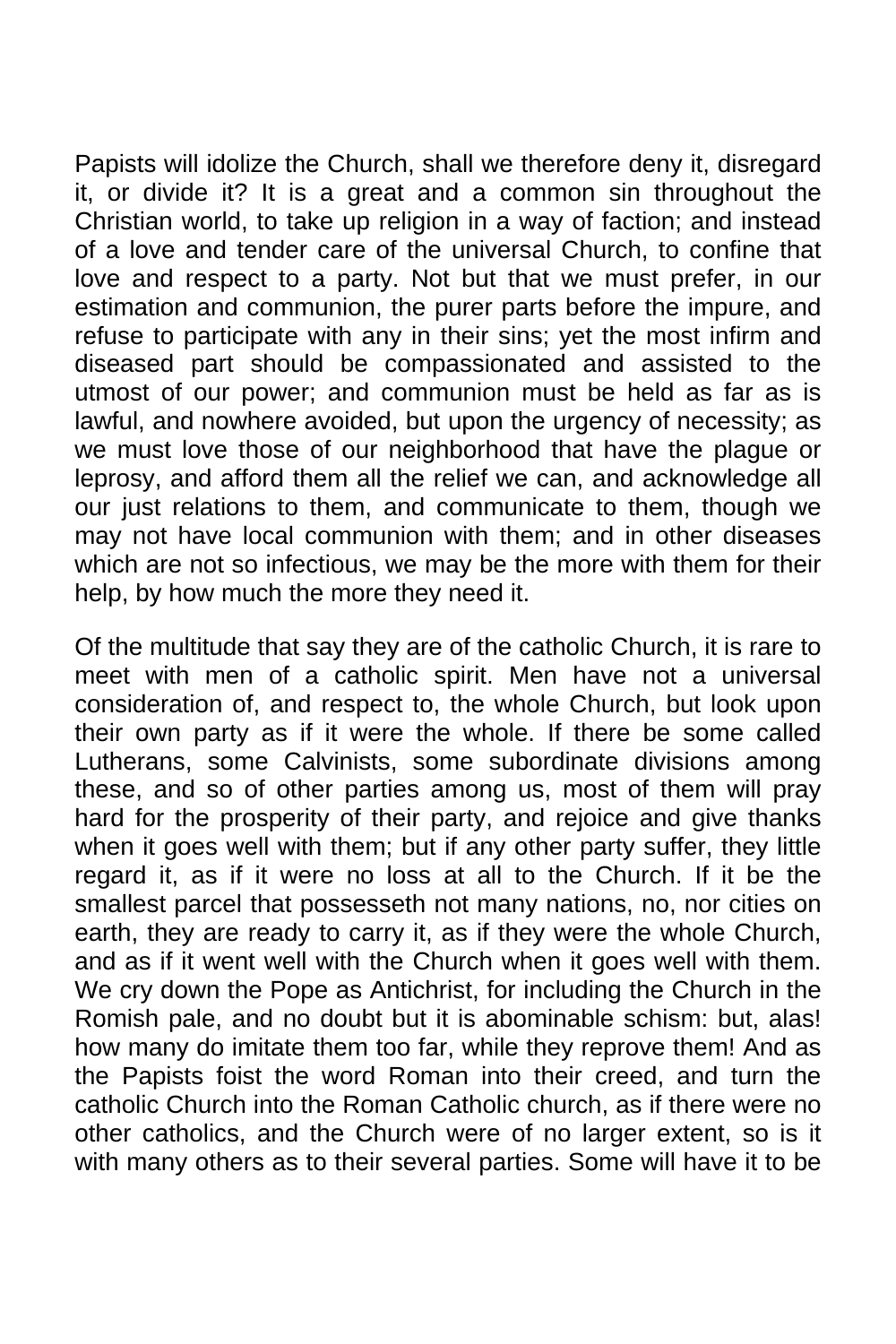Papists will idolize the Church, shall we therefore deny it, disregard it, or divide it? It is a great and a common sin throughout the Christian world, to take up religion in a way of faction; and instead of a love and tender care of the universal Church, to confine that love and respect to a party. Not but that we must prefer, in our estimation and communion, the purer parts before the impure, and refuse to participate with any in their sins; yet the most infirm and diseased part should be compassionated and assisted to the utmost of our power; and communion must be held as far as is lawful, and nowhere avoided, but upon the urgency of necessity; as we must love those of our neighborhood that have the plague or leprosy, and afford them all the relief we can, and acknowledge all our just relations to them, and communicate to them, though we may not have local communion with them; and in other diseases which are not so infectious, we may be the more with them for their help, by how much the more they need it.

Of the multitude that say they are of the catholic Church, it is rare to meet with men of a catholic spirit. Men have not a universal consideration of, and respect to, the whole Church, but look upon their own party as if it were the whole. If there be some called Lutherans, some Calvinists, some subordinate divisions among these, and so of other parties among us, most of them will pray hard for the prosperity of their party, and rejoice and give thanks when it goes well with them; but if any other party suffer, they little regard it, as if it were no loss at all to the Church. If it be the smallest parcel that possesseth not many nations, no, nor cities on earth, they are ready to carry it, as if they were the whole Church, and as if it went well with the Church when it goes well with them. We cry down the Pope as Antichrist, for including the Church in the Romish pale, and no doubt but it is abominable schism: but, alas! how many do imitate them too far, while they reprove them! And as the Papists foist the word Roman into their creed, and turn the catholic Church into the Roman Catholic church, as if there were no other catholics, and the Church were of no larger extent, so is it with many others as to their several parties. Some will have it to be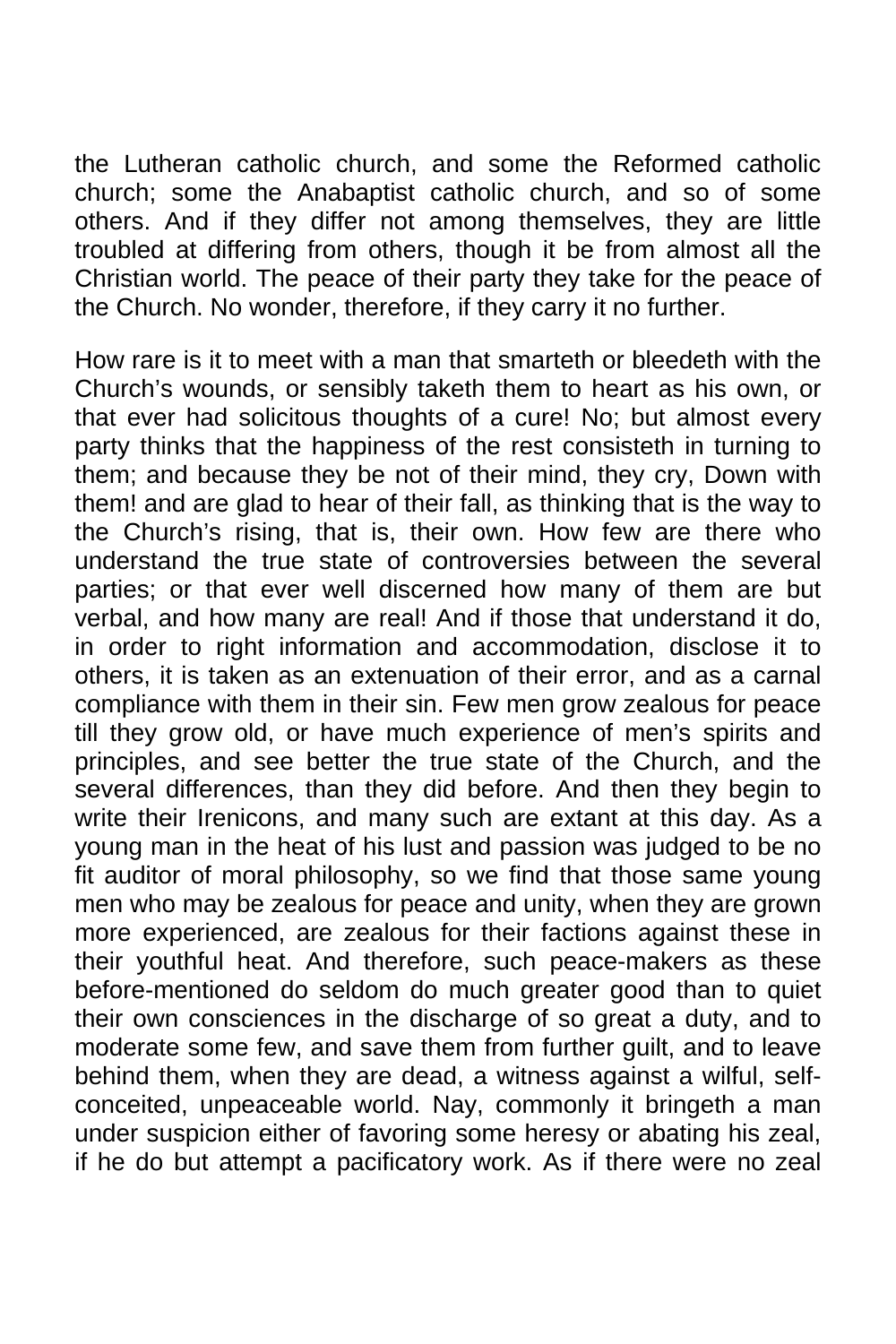the Lutheran catholic church, and some the Reformed catholic church; some the Anabaptist catholic church, and so of some others. And if they differ not among themselves, they are little troubled at differing from others, though it be from almost all the Christian world. The peace of their party they take for the peace of the Church. No wonder, therefore, if they carry it no further.

How rare is it to meet with a man that smarteth or bleedeth with the Church's wounds, or sensibly taketh them to heart as his own, or that ever had solicitous thoughts of a cure! No; but almost every party thinks that the happiness of the rest consisteth in turning to them; and because they be not of their mind, they cry, Down with them! and are glad to hear of their fall, as thinking that is the way to the Church's rising, that is, their own. How few are there who understand the true state of controversies between the several parties; or that ever well discerned how many of them are but verbal, and how many are real! And if those that understand it do, in order to right information and accommodation, disclose it to others, it is taken as an extenuation of their error, and as a carnal compliance with them in their sin. Few men grow zealous for peace till they grow old, or have much experience of men's spirits and principles, and see better the true state of the Church, and the several differences, than they did before. And then they begin to write their Irenicons, and many such are extant at this day. As a young man in the heat of his lust and passion was judged to be no fit auditor of moral philosophy, so we find that those same young men who may be zealous for peace and unity, when they are grown more experienced, are zealous for their factions against these in their youthful heat. And therefore, such peace-makers as these before-mentioned do seldom do much greater good than to quiet their own consciences in the discharge of so great a duty, and to moderate some few, and save them from further guilt, and to leave behind them, when they are dead, a witness against a wilful, self-conceited, unpeaceable world. Nay, commonly it bringeth a man under suspicion either of favoring some heresy or abating his zeal, if he do but attempt a pacificatory work. As if there were no zeal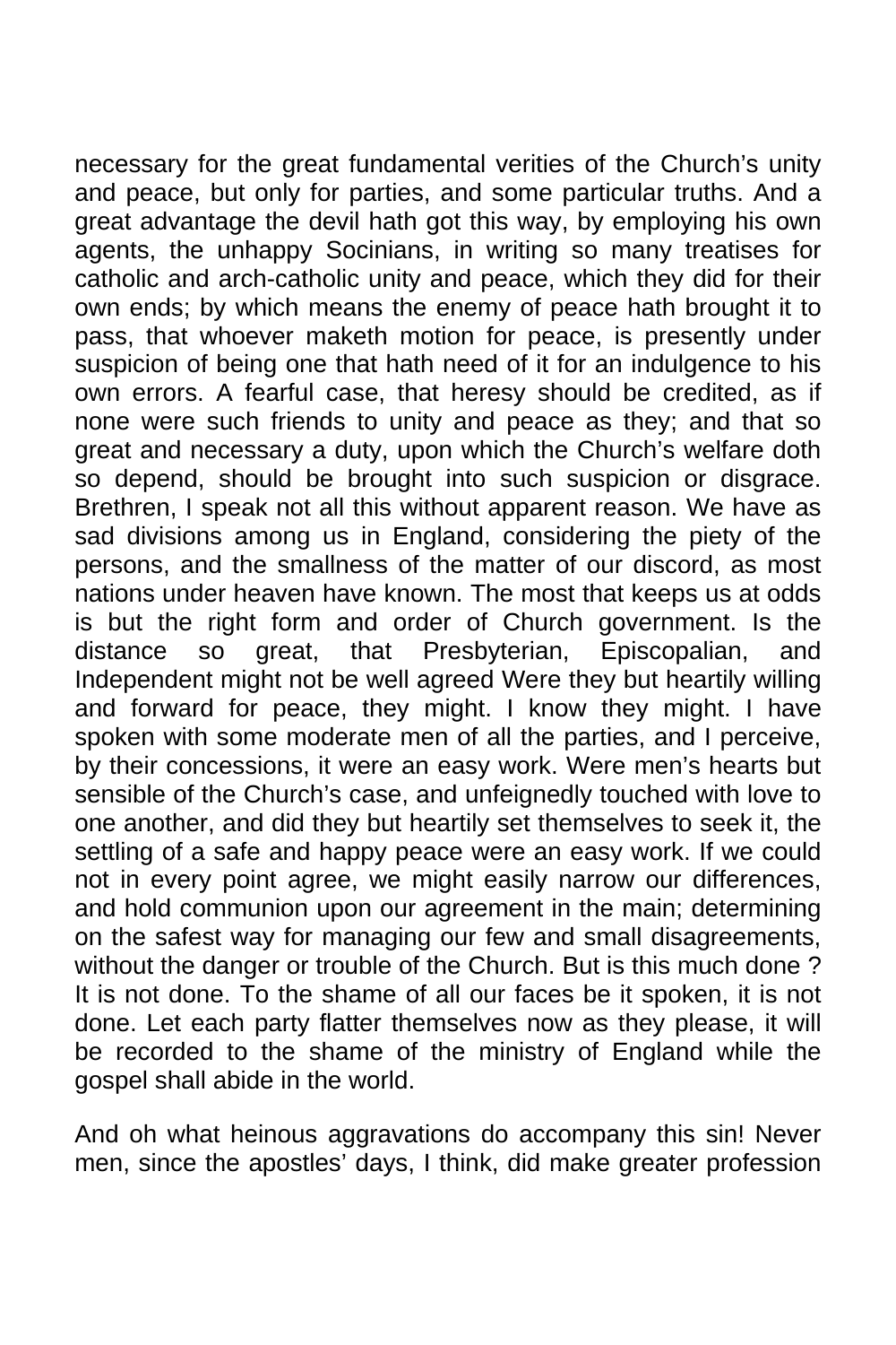necessary for the great fundamental verities of the Church's unity and peace, but only for parties, and some particular truths. And a great advantage the devil hath got this way, by employing his own agents, the unhappy Socinians, in writing so many treatises for catholic and arch-catholic unity and peace, which they did for their own ends; by which means the enemy of peace hath brought it to pass, that whoever maketh motion for peace, is presently under suspicion of being one that hath need of it for an indulgence to his own errors. A fearful case, that heresy should be credited, as if none were such friends to unity and peace as they; and that so great and necessary a duty, upon which the Church's welfare doth so depend, should be brought into such suspicion or disgrace. Brethren, I speak not all this without apparent reason. We have as sad divisions among us in England, considering the piety of the persons, and the smallness of the matter of our discord, as most nations under heaven have known. The most that keeps us at odds is but the right form and order of Church government. Is the distance so great, that Presbyterian, Episcopalian, and Independent might not be well agreed Were they but heartily willing and forward for peace, they might. I know they might. I have spoken with some moderate men of all the parties, and I perceive, by their concessions, it were an easy work. Were men's hearts but sensible of the Church's case, and unfeignedly touched with love to one another, and did they but heartily set themselves to seek it, the settling of a safe and happy peace were an easy work. If we could not in every point agree, we might easily narrow our differences, and hold communion upon our agreement in the main; determining on the safest way for managing our few and small disagreements, without the danger or trouble of the Church. But is this much done ? It is not done. To the shame of all our faces be it spoken, it is not done. Let each party flatter themselves now as they please, it will be recorded to the shame of the ministry of England while the gospel shall abide in the world.

And oh what heinous aggravations do accompany this sin! Never men, since the apostles' days, I think, did make greater profession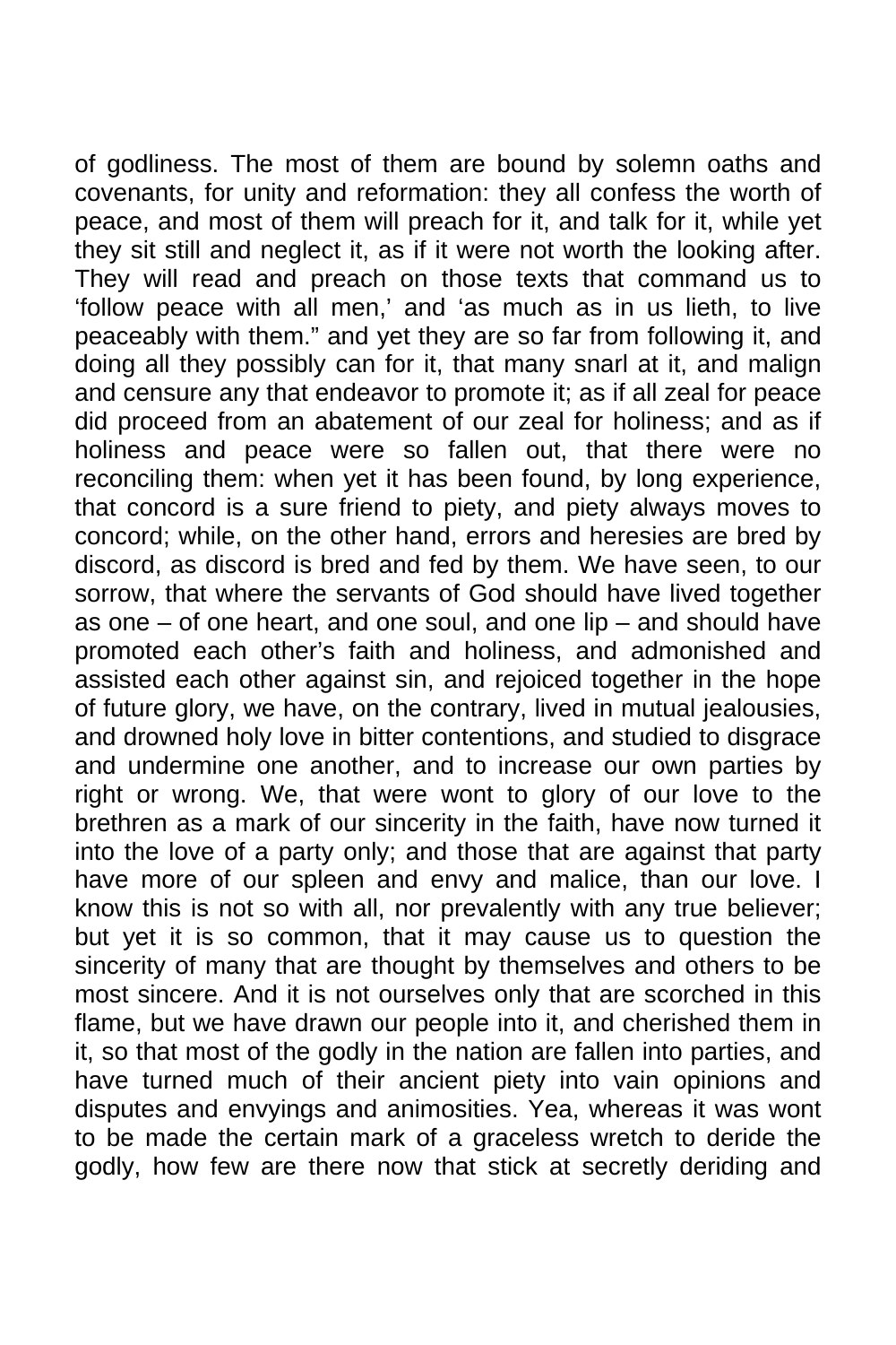of godliness. The most of them are bound by solemn oaths and covenants, for unity and reformation: they all confess the worth of peace, and most of them will preach for it, and talk for it, while yet they sit still and neglect it, as if it were not worth the looking after. They will read and preach on those texts that command us to 'follow peace with all men,' and 'as much as in us lieth, to live peaceably with them." and yet they are so far from following it, and doing all they possibly can for it, that many snarl at it, and malign and censure any that endeavor to promote it; as if all zeal for peace did proceed from an abatement of our zeal for holiness; and as if holiness and peace were so fallen out, that there were no reconciling them: when yet it has been found, by long experience, that concord is a sure friend to piety, and piety always moves to concord; while, on the other hand, errors and heresies are bred by discord, as discord is bred and fed by them. We have seen, to our sorrow, that where the servants of God should have lived together as one – of one heart, and one soul, and one lip – and should have promoted each other's faith and holiness, and admonished and assisted each other against sin, and rejoiced together in the hope of future glory, we have, on the contrary, lived in mutual jealousies, and drowned holy love in bitter contentions, and studied to disgrace and undermine one another, and to increase our own parties by right or wrong. We, that were wont to glory of our love to the brethren as a mark of our sincerity in the faith, have now turned it into the love of a party only; and those that are against that party have more of our spleen and envy and malice, than our love. I know this is not so with all, nor prevalently with any true believer; but yet it is so common, that it may cause us to question the sincerity of many that are thought by themselves and others to be most sincere. And it is not ourselves only that are scorched in this flame, but we have drawn our people into it, and cherished them in it, so that most of the godly in the nation are fallen into parties, and have turned much of their ancient piety into vain opinions and disputes and envyings and animosities. Yea, whereas it was wont to be made the certain mark of a graceless wretch to deride the godly, how few are there now that stick at secretly deriding and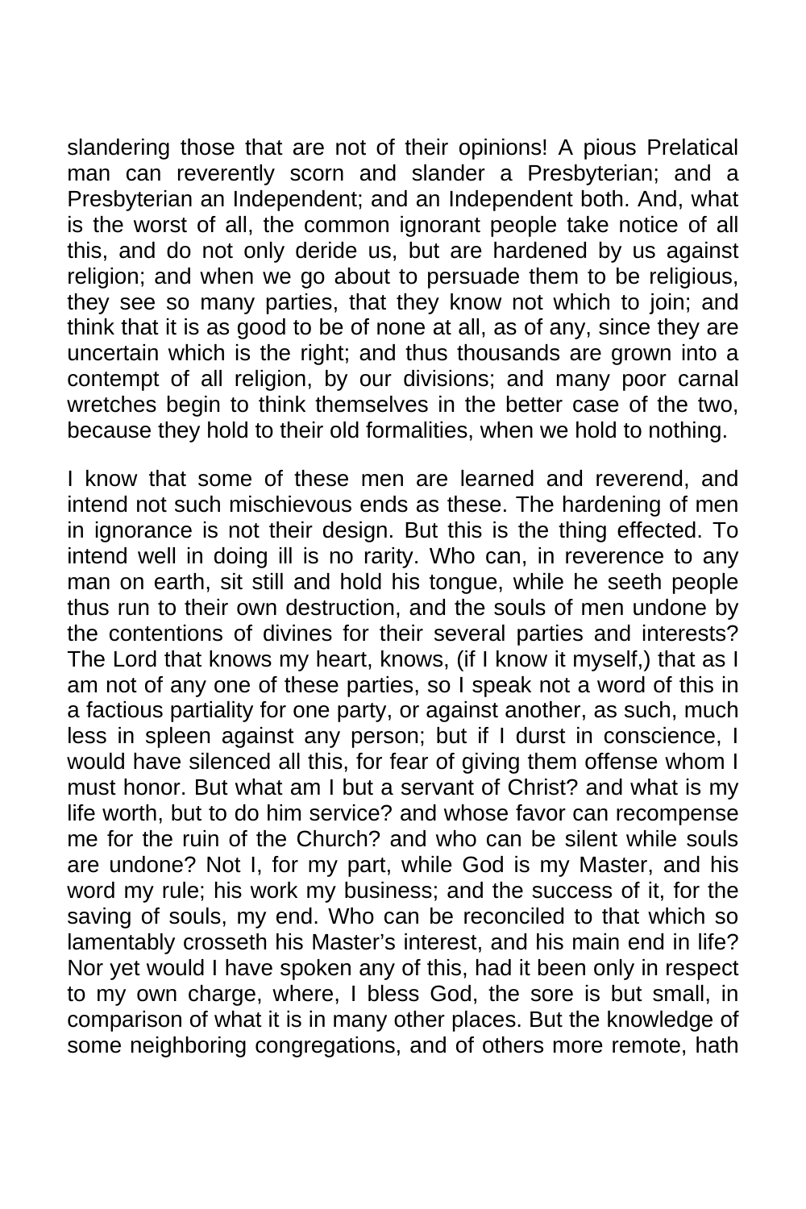slandering those that are not of their opinions! A pious Prelatical man can reverently scorn and slander a Presbyterian; and a Presbyterian an Independent; and an Independent both. And, what is the worst of all, the common ignorant people take notice of all this, and do not only deride us, but are hardened by us against religion; and when we go about to persuade them to be religious, they see so many parties, that they know not which to join; and think that it is as good to be of none at all, as of any, since they are uncertain which is the right; and thus thousands are grown into a contempt of all religion, by our divisions; and many poor carnal wretches begin to think themselves in the better case of the two, because they hold to their old formalities, when we hold to nothing.

I know that some of these men are learned and reverend, and intend not such mischievous ends as these. The hardening of men in ignorance is not their design. But this is the thing effected. To intend well in doing ill is no rarity. Who can, in reverence to any man on earth, sit still and hold his tongue, while he seeth people thus run to their own destruction, and the souls of men undone by the contentions of divines for their several parties and interests? The Lord that knows my heart, knows, (if I know it myself,) that as I am not of any one of these parties, so I speak not a word of this in a factious partiality for one party, or against another, as such, much less in spleen against any person; but if I durst in conscience, I would have silenced all this, for fear of giving them offense whom I must honor. But what am I but a servant of Christ? and what is my life worth, but to do him service? and whose favor can recompense me for the ruin of the Church? and who can be silent while souls are undone? Not I, for my part, while God is my Master, and his word my rule; his work my business; and the success of it, for the saving of souls, my end. Who can be reconciled to that which so lamentably crosseth his Master's interest, and his main end in life? Nor yet would I have spoken any of this, had it been only in respect to my own charge, where, I bless God, the sore is but small, in comparison of what it is in many other places. But the knowledge of some neighboring congregations, and of others more remote, hath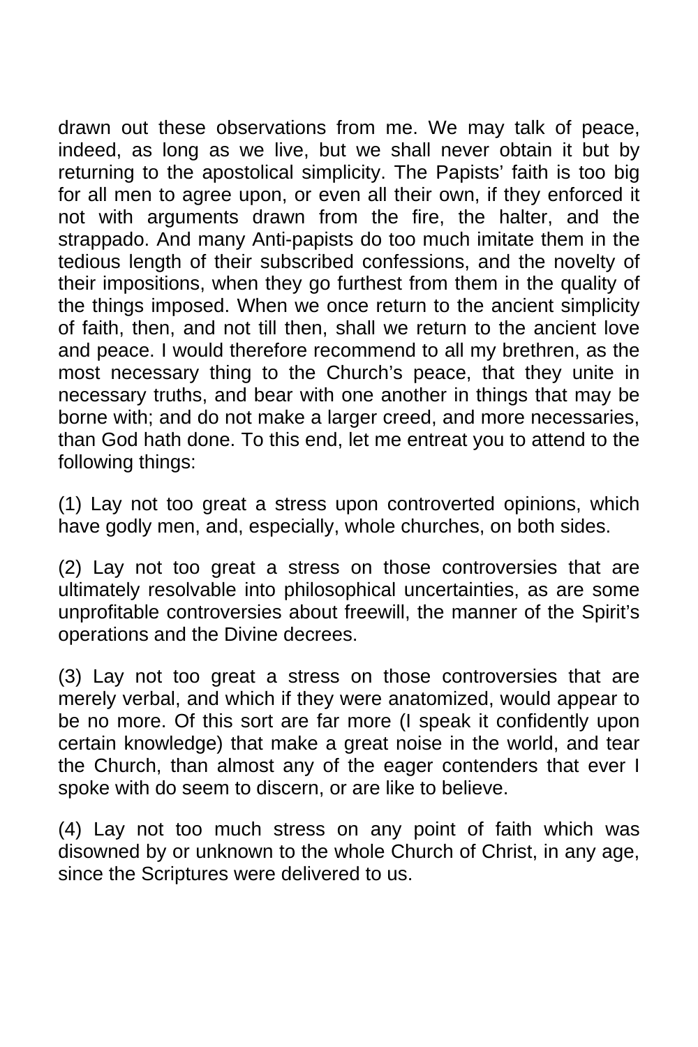drawn out these observations from me. We may talk of peace, indeed, as long as we live, but we shall never obtain it but by returning to the apostolical simplicity. The Papists' faith is too big for all men to agree upon, or even all their own, if they enforced it not with arguments drawn from the fire, the halter, and the strappado. And many Anti-papists do too much imitate them in the tedious length of their subscribed confessions, and the novelty of their impositions, when they go furthest from them in the quality of the things imposed. When we once return to the ancient simplicity of faith, then, and not till then, shall we return to the ancient love and peace. I would therefore recommend to all my brethren, as the most necessary thing to the Church's peace, that they unite in necessary truths, and bear with one another in things that may be borne with; and do not make a larger creed, and more necessaries, than God hath done. To this end, let me entreat you to attend to the following things:

(1) Lay not too great a stress upon controverted opinions, which have godly men, and, especially, whole churches, on both sides.

(2) Lay not too great a stress on those controversies that are ultimately resolvable into philosophical uncertainties, as are some unprofitable controversies about freewill, the manner of the Spirit's operations and the Divine decrees.

(3) Lay not too great a stress on those controversies that are merely verbal, and which if they were anatomized, would appear to be no more. Of this sort are far more (I speak it confidently upon certain knowledge) that make a great noise in the world, and tear the Church, than almost any of the eager contenders that ever I spoke with do seem to discern, or are like to believe.

(4) Lay not too much stress on any point of faith which was disowned by or unknown to the whole Church of Christ, in any age, since the Scriptures were delivered to us.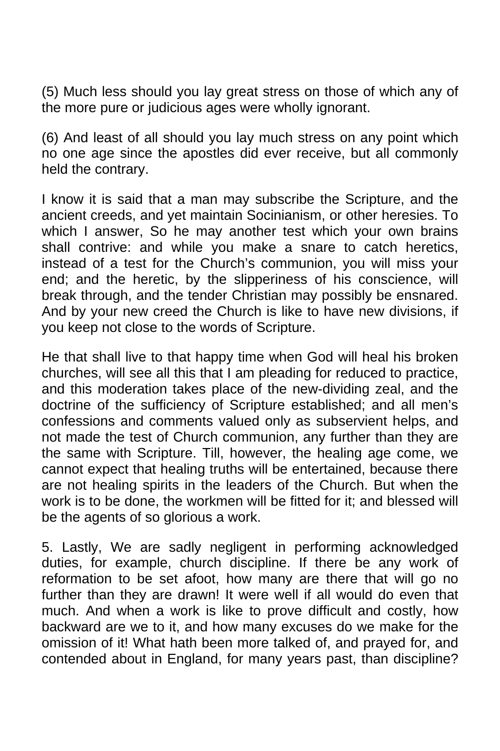(5) Much less should you lay great stress on those of which any of the more pure or judicious ages were wholly ignorant.

(6) And least of all should you lay much stress on any point which no one age since the apostles did ever receive, but all commonly held the contrary.

I know it is said that a man may subscribe the Scripture, and the ancient creeds, and yet maintain Socinianism, or other heresies. To which I answer, So he may another test which your own brains shall contrive: and while you make a snare to catch heretics, instead of a test for the Church's communion, you will miss your end; and the heretic, by the slipperiness of his conscience, will break through, and the tender Christian may possibly be ensnared. And by your new creed the Church is like to have new divisions, if you keep not close to the words of Scripture.

He that shall live to that happy time when God will heal his broken churches, will see all this that I am pleading for reduced to practice, and this moderation takes place of the new-dividing zeal, and the doctrine of the sufficiency of Scripture established; and all men's confessions and comments valued only as subservient helps, and not made the test of Church communion, any further than they are the same with Scripture. Till, however, the healing age come, we cannot expect that healing truths will be entertained, because there are not healing spirits in the leaders of the Church. But when the work is to be done, the workmen will be fitted for it; and blessed will be the agents of so glorious a work.

5. Lastly, We are sadly negligent in performing acknowledged duties, for example, church discipline. If there be any work of reformation to be set afoot, how many are there that will go no further than they are drawn! It were well if all would do even that much. And when a work is like to prove difficult and costly, how backward are we to it, and how many excuses do we make for the omission of it! What hath been more talked of, and prayed for, and contended about in England, for many years past, than discipline?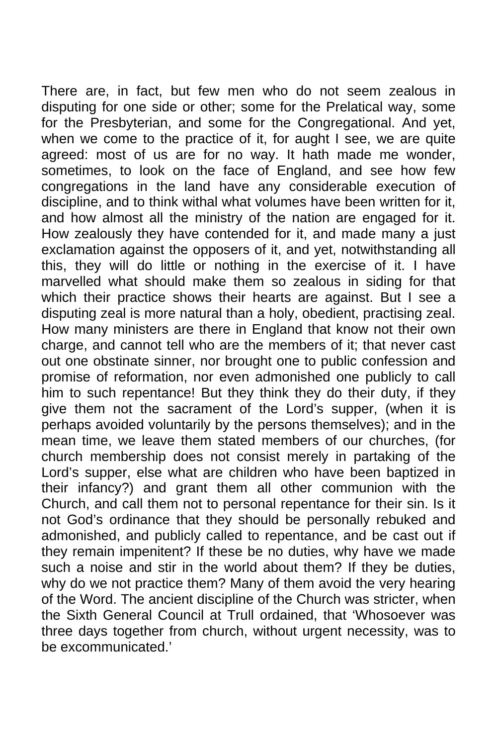There are, in fact, but few men who do not seem zealous in disputing for one side or other; some for the Prelatical way, some for the Presbyterian, and some for the Congregational. And yet, when we come to the practice of it, for aught I see, we are quite agreed: most of us are for no way. It hath made me wonder, sometimes, to look on the face of England, and see how few congregations in the land have any considerable execution of discipline, and to think withal what volumes have been written for it, and how almost all the ministry of the nation are engaged for it. How zealously they have contended for it, and made many a just exclamation against the opposers of it, and yet, notwithstanding all this, they will do little or nothing in the exercise of it. I have marvelled what should make them so zealous in siding for that which their practice shows their hearts are against. But I see a disputing zeal is more natural than a holy, obedient, practising zeal. How many ministers are there in England that know not their own charge, and cannot tell who are the members of it; that never cast out one obstinate sinner, nor brought one to public confession and promise of reformation, nor even admonished one publicly to call him to such repentance! But they think they do their duty, if they give them not the sacrament of the Lord's supper, (when it is perhaps avoided voluntarily by the persons themselves); and in the mean time, we leave them stated members of our churches, (for church membership does not consist merely in partaking of the Lord's supper, else what are children who have been baptized in their infancy?) and grant them all other communion with the Church, and call them not to personal repentance for their sin. Is it not God's ordinance that they should be personally rebuked and admonished, and publicly called to repentance, and be cast out if they remain impenitent? If these be no duties, why have we made such a noise and stir in the world about them? If they be duties, why do we not practice them? Many of them avoid the very hearing of the Word. The ancient discipline of the Church was stricter, when the Sixth General Council at Trull ordained, that 'Whosoever was three days together from church, without urgent necessity, was to be excommunicated.'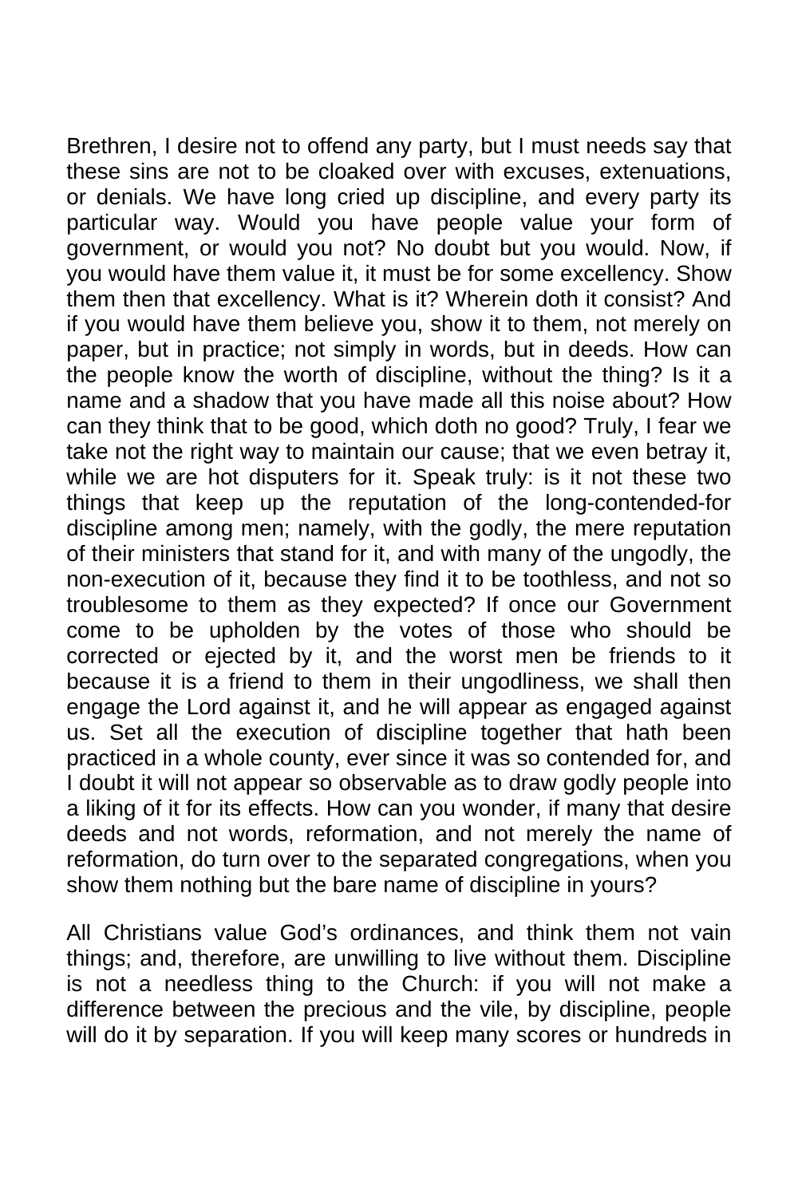Brethren, I desire not to offend any party, but I must needs say that these sins are not to be cloaked over with excuses, extenuations, or denials. We have long cried up discipline, and every party its particular way. Would you have people value your form of government, or would you not? No doubt but you would. Now, if you would have them value it, it must be for some excellency. Show them then that excellency. What is it? Wherein doth it consist? And if you would have them believe you, show it to them, not merely on paper, but in practice; not simply in words, but in deeds. How can the people know the worth of discipline, without the thing? Is it a name and a shadow that you have made all this noise about? How can they think that to be good, which doth no good? Truly, I fear we take not the right way to maintain our cause; that we even betray it, while we are hot disputers for it. Speak truly: is it not these two things that keep up the reputation of the long-contended-for discipline among men; namely, with the godly, the mere reputation of their ministers that stand for it, and with many of the ungodly, the non-execution of it, because they find it to be toothless, and not so troublesome to them as they expected? If once our Government come to be upholden by the votes of those who should be corrected or ejected by it, and the worst men be friends to it because it is a friend to them in their ungodliness, we shall then engage the Lord against it, and he will appear as engaged against us. Set all the execution of discipline together that hath been practiced in a whole county, ever since it was so contended for, and I doubt it will not appear so observable as to draw godly people into a liking of it for its effects. How can you wonder, if many that desire deeds and not words, reformation, and not merely the name of reformation, do turn over to the separated congregations, when you show them nothing but the bare name of discipline in yours?

All Christians value God's ordinances, and think them not vain things; and, therefore, are unwilling to live without them. Discipline is not a needless thing to the Church: if you will not make a difference between the precious and the vile, by discipline, people will do it by separation. If you will keep many scores or hundreds in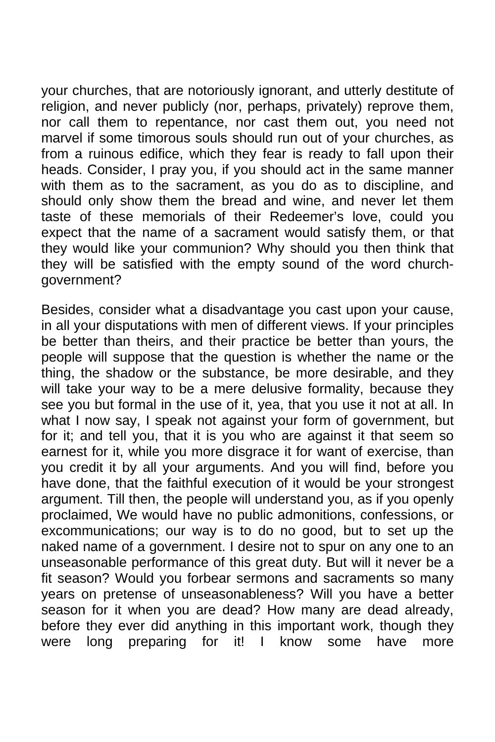your churches, that are notoriously ignorant, and utterly destitute of religion, and never publicly (nor, perhaps, privately) reprove them, nor call them to repentance, nor cast them out, you need not marvel if some timorous souls should run out of your churches, as from a ruinous edifice, which they fear is ready to fall upon their heads. Consider, I pray you, if you should act in the same manner with them as to the sacrament, as you do as to discipline, and should only show them the bread and wine, and never let them taste of these memorials of their Redeemer's love, could you expect that the name of a sacrament would satisfy them, or that they would like your communion? Why should you then think that they will be satisfied with the empty sound of the word church-government?

Besides, consider what a disadvantage you cast upon your cause, in all your disputations with men of different views. If your principles be better than theirs, and their practice be better than yours, the people will suppose that the question is whether the name or the thing, the shadow or the substance, be more desirable, and they will take your way to be a mere delusive formality, because they see you but formal in the use of it, yea, that you use it not at all. In what I now say, I speak not against your form of government, but for it; and tell you, that it is you who are against it that seem so earnest for it, while you more disgrace it for want of exercise, than you credit it by all your arguments. And you will find, before you have done, that the faithful execution of it would be your strongest argument. Till then, the people will understand you, as if you openly proclaimed, We would have no public admonitions, confessions, or excommunications; our way is to do no good, but to set up the naked name of a government. I desire not to spur on any one to an unseasonable performance of this great duty. But will it never be a fit season? Would you forbear sermons and sacraments so many years on pretense of unseasonableness? Will you have a better season for it when you are dead? How many are dead already, before they ever did anything in this important work, though they were long preparing for it! I know some have more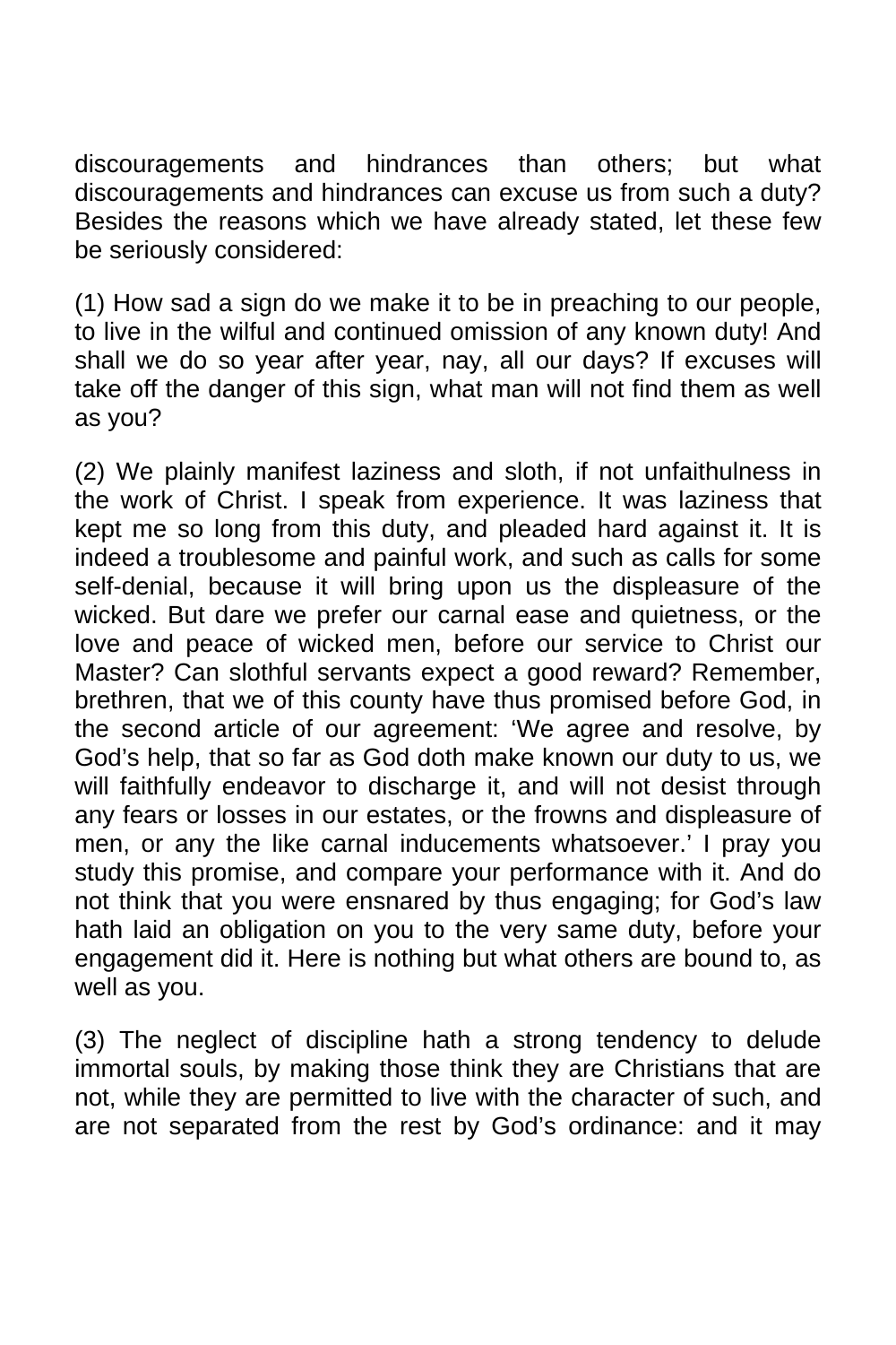discouragements and hindrances than others; but what discouragements and hindrances can excuse us from such a duty? Besides the reasons which we have already stated, let these few be seriously considered:

(1) How sad a sign do we make it to be in preaching to our people, to live in the wilful and continued omission of any known duty! And shall we do so year after year, nay, all our days? If excuses will take off the danger of this sign, what man will not find them as well as you?

(2) We plainly manifest laziness and sloth, if not unfaithulness in the work of Christ. I speak from experience. It was laziness that kept me so long from this duty, and pleaded hard against it. It is indeed a troublesome and painful work, and such as calls for some self-denial, because it will bring upon us the displeasure of the wicked. But dare we prefer our carnal ease and quietness, or the love and peace of wicked men, before our service to Christ our Master? Can slothful servants expect a good reward? Remember, brethren, that we of this county have thus promised before God, in the second article of our agreement: 'We agree and resolve, by God's help, that so far as God doth make known our duty to us, we will faithfully endeavor to discharge it, and will not desist through any fears or losses in our estates, or the frowns and displeasure of men, or any the like carnal inducements whatsoever.' I pray you study this promise, and compare your performance with it. And do not think that you were ensnared by thus engaging; for God's law hath laid an obligation on you to the very same duty, before your engagement did it. Here is nothing but what others are bound to, as well as you.

(3) The neglect of discipline hath a strong tendency to delude immortal souls, by making those think they are Christians that are not, while they are permitted to live with the character of such, and are not separated from the rest by God's ordinance: and it may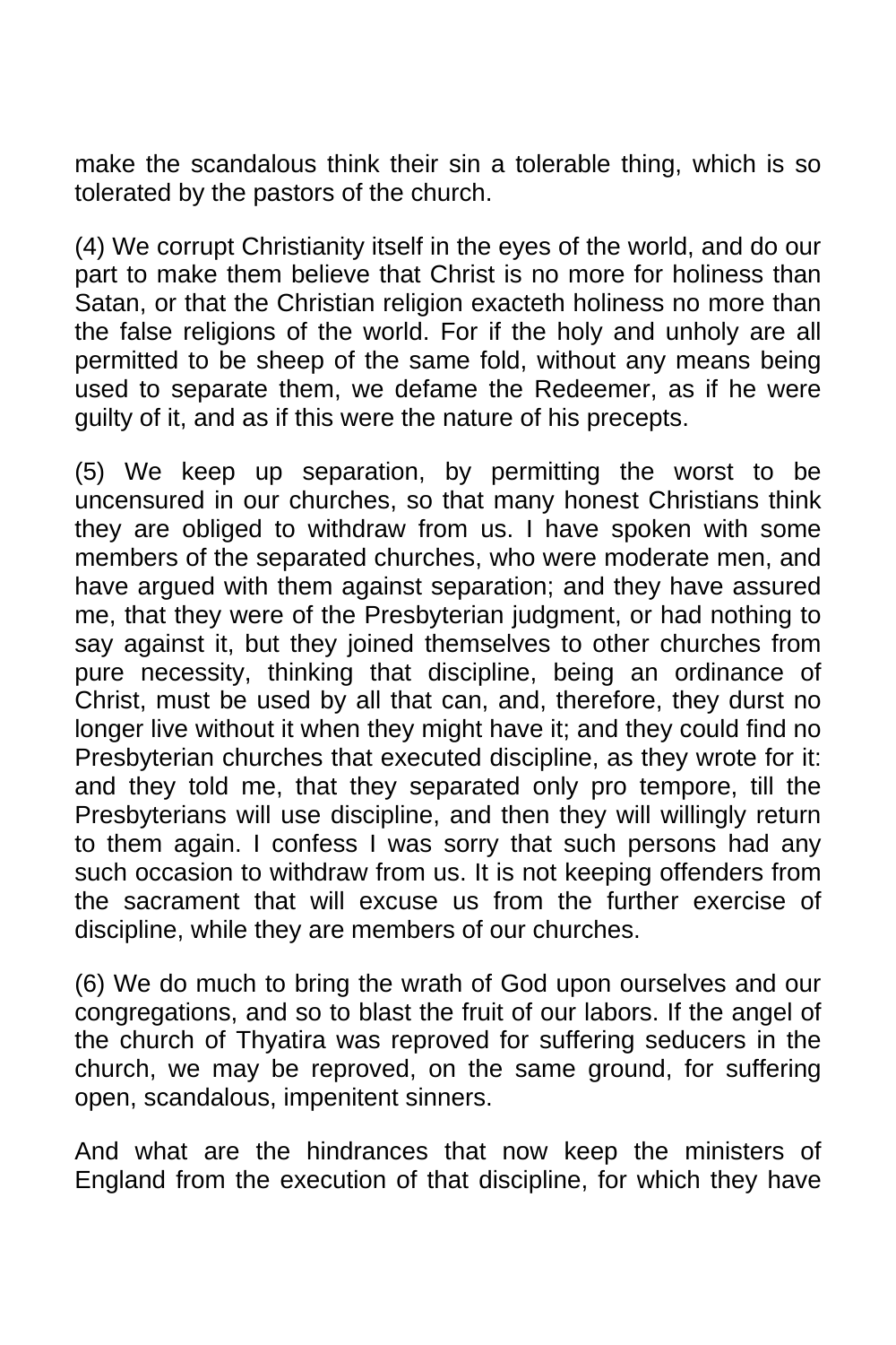make the scandalous think their sin a tolerable thing, which is so tolerated by the pastors of the church.

(4) We corrupt Christianity itself in the eyes of the world, and do our part to make them believe that Christ is no more for holiness than Satan, or that the Christian religion exacteth holiness no more than the false religions of the world. For if the holy and unholy are all permitted to be sheep of the same fold, without any means being used to separate them, we defame the Redeemer, as if he were guilty of it, and as if this were the nature of his precepts.

(5) We keep up separation, by permitting the worst to be uncensured in our churches, so that many honest Christians think they are obliged to withdraw from us. I have spoken with some members of the separated churches, who were moderate men, and have argued with them against separation; and they have assured me, that they were of the Presbyterian judgment, or had nothing to say against it, but they joined themselves to other churches from pure necessity, thinking that discipline, being an ordinance of Christ, must be used by all that can, and, therefore, they durst no longer live without it when they might have it; and they could find no Presbyterian churches that executed discipline, as they wrote for it: and they told me, that they separated only pro tempore, till the Presbyterians will use discipline, and then they will willingly return to them again. I confess I was sorry that such persons had any such occasion to withdraw from us. It is not keeping offenders from the sacrament that will excuse us from the further exercise of discipline, while they are members of our churches.

(6) We do much to bring the wrath of God upon ourselves and our congregations, and so to blast the fruit of our labors. If the angel of the church of Thyatira was reproved for suffering seducers in the church, we may be reproved, on the same ground, for suffering open, scandalous, impenitent sinners.

And what are the hindrances that now keep the ministers of England from the execution of that discipline, for which they have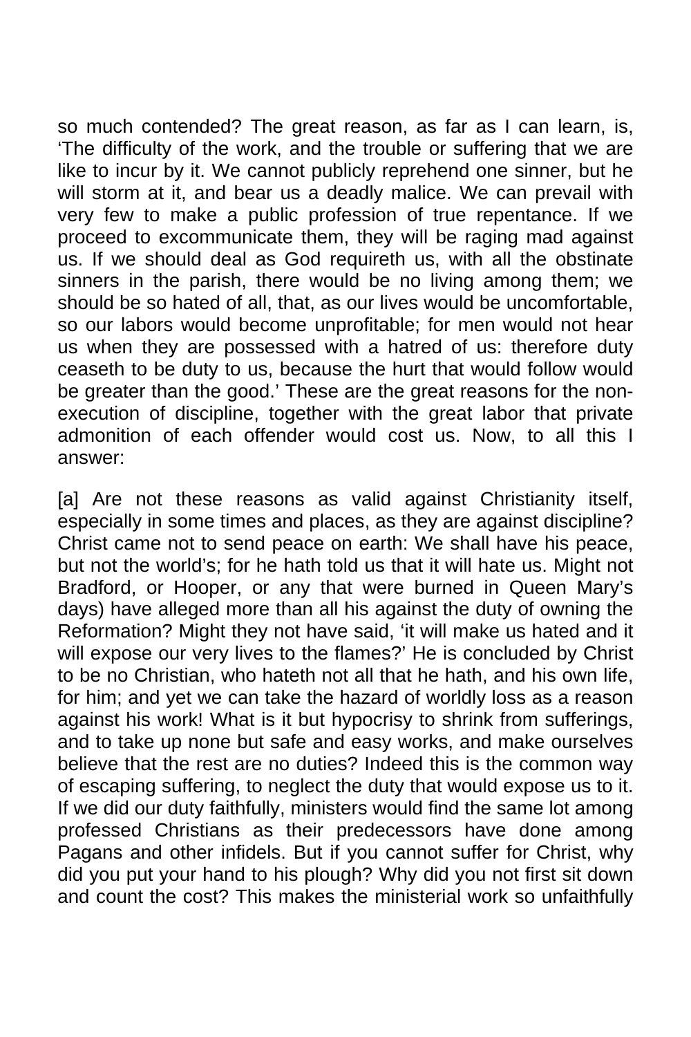so much contended? The great reason, as far as I can learn, is, ‘The difficulty of the work, and the trouble or suffering that we are like to incur by it. We cannot publicly reprehend one sinner, but he will storm at it, and bear us a deadly malice. We can prevail with very few to make a public profession of true repentance. If we proceed to excommunicate them, they will be raging mad against us. If we should deal as God requireth us, with all the obstinate sinners in the parish, there would be no living among them; we should be so hated of all, that, as our lives would be uncomfortable, so our labors would become unprofitable; for men would not hear us when they are possessed with a hatred of us: therefore duty ceaseth to be duty to us, because the hurt that would follow would be greater than the good.’ These are the great reasons for the non-execution of discipline, together with the great labor that private admonition of each offender would cost us. Now, to all this I answer:

[a] Are not these reasons as valid against Christianity itself, especially in some times and places, as they are against discipline? Christ came not to send peace on earth: We shall have his peace, but not the world’s; for he hath told us that it will hate us. Might not Bradford, or Hooper, or any that were burned in Queen Mary’s days) have alleged more than all his against the duty of owning the Reformation? Might they not have said, ‘it will make us hated and it will expose our very lives to the flames?’ He is concluded by Christ to be no Christian, who hateth not all that he hath, and his own life, for him; and yet we can take the hazard of worldly loss as a reason against his work! What is it but hypocrisy to shrink from sufferings, and to take up none but safe and easy works, and make ourselves believe that the rest are no duties? Indeed this is the common way of escaping suffering, to neglect the duty that would expose us to it. If we did our duty faithfully, ministers would find the same lot among professed Christians as their predecessors have done among Pagans and other infidels. But if you cannot suffer for Christ, why did you put your hand to his plough? Why did you not first sit down and count the cost? This makes the ministerial work so unfaithfully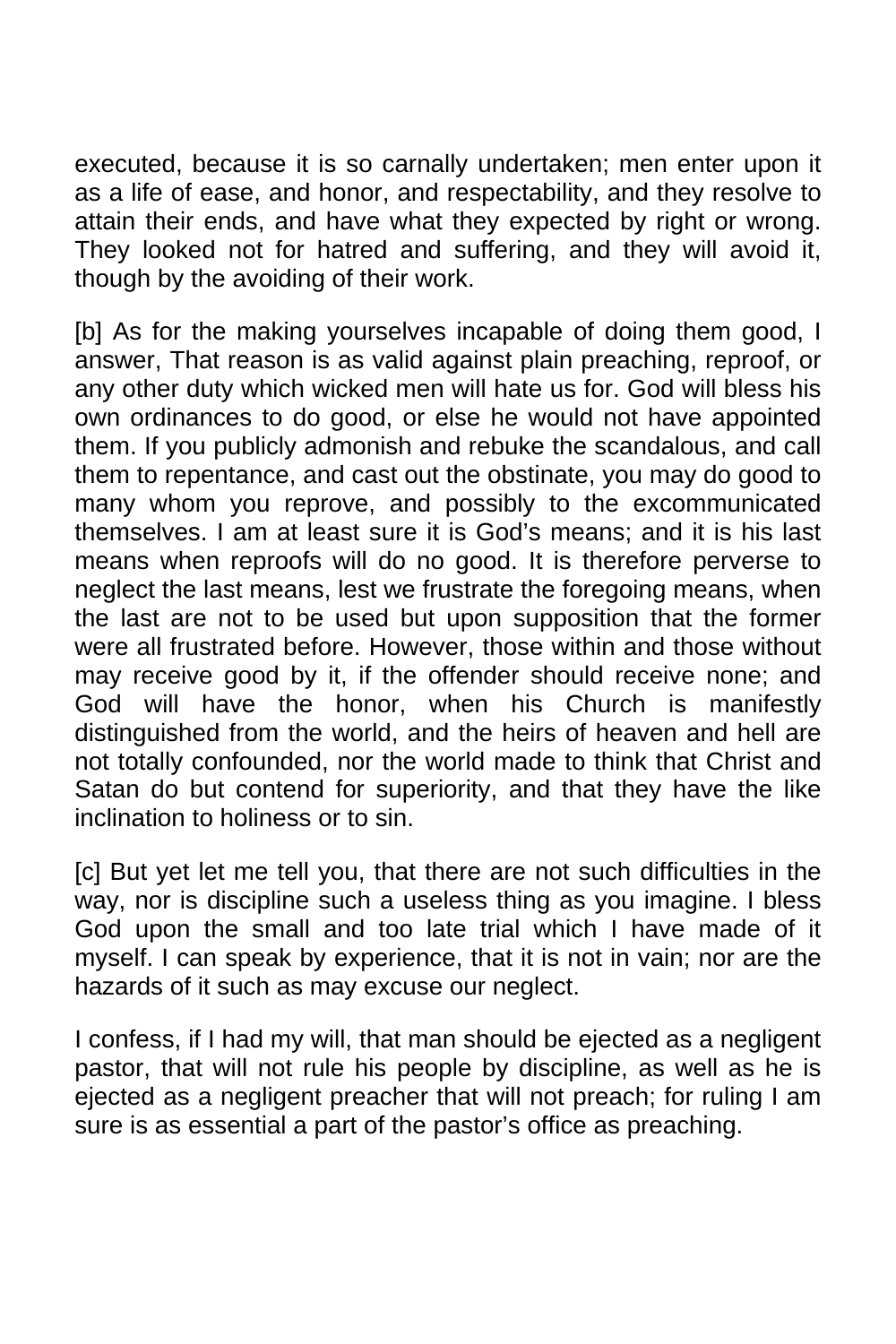executed, because it is so carnally undertaken; men enter upon it as a life of ease, and honor, and respectability, and they resolve to attain their ends, and have what they expected by right or wrong. They looked not for hatred and suffering, and they will avoid it, though by the avoiding of their work.

[b] As for the making yourselves incapable of doing them good, I answer, That reason is as valid against plain preaching, reproof, or any other duty which wicked men will hate us for. God will bless his own ordinances to do good, or else he would not have appointed them. If you publicly admonish and rebuke the scandalous, and call them to repentance, and cast out the obstinate, you may do good to many whom you reprove, and possibly to the excommunicated themselves. I am at least sure it is God's means; and it is his last means when reproofs will do no good. It is therefore perverse to neglect the last means, lest we frustrate the foregoing means, when the last are not to be used but upon supposition that the former were all frustrated before. However, those within and those without may receive good by it, if the offender should receive none; and God will have the honor, when his Church is manifestly distinguished from the world, and the heirs of heaven and hell are not totally confounded, nor the world made to think that Christ and Satan do but contend for superiority, and that they have the like inclination to holiness or to sin.

[c] But yet let me tell you, that there are not such difficulties in the way, nor is discipline such a useless thing as you imagine. I bless God upon the small and too late trial which I have made of it myself. I can speak by experience, that it is not in vain; nor are the hazards of it such as may excuse our neglect.

I confess, if I had my will, that man should be ejected as a negligent pastor, that will not rule his people by discipline, as well as he is ejected as a negligent preacher that will not preach; for ruling I am sure is as essential a part of the pastor's office as preaching.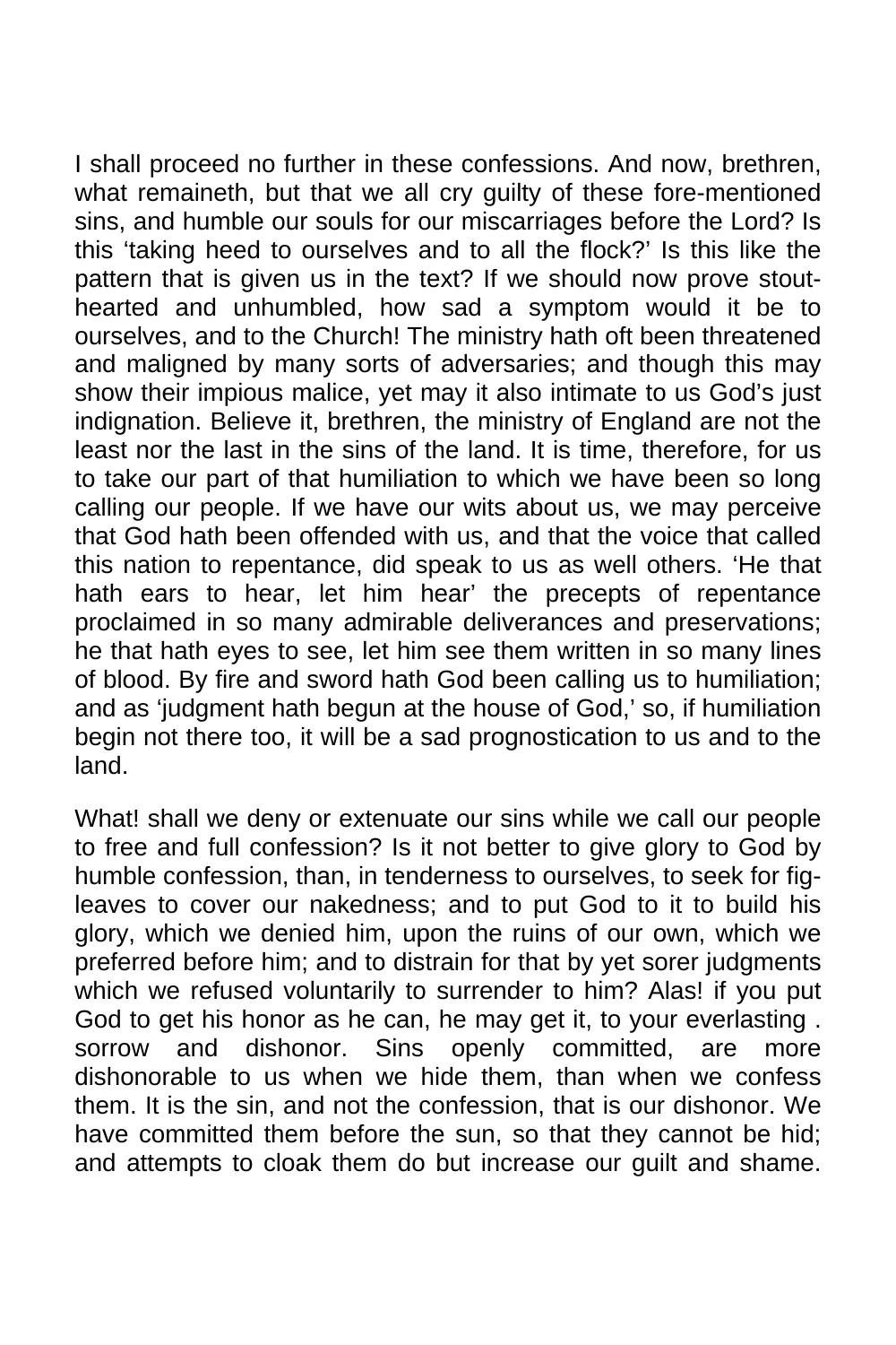I shall proceed no further in these confessions. And now, brethren, what remaineth, but that we all cry guilty of these fore-mentioned sins, and humble our souls for our miscarriages before the Lord? Is this 'taking heed to ourselves and to all the flock?' Is this like the pattern that is given us in the text? If we should now prove stout-hearted and unhumbled, how sad a symptom would it be to ourselves, and to the Church! The ministry hath oft been threatened and maligned by many sorts of adversaries; and though this may show their impious malice, yet may it also intimate to us God's just indignation. Believe it, brethren, the ministry of England are not the least nor the last in the sins of the land. It is time, therefore, for us to take our part of that humiliation to which we have been so long calling our people. If we have our wits about us, we may perceive that God hath been offended with us, and that the voice that called this nation to repentance, did speak to us as well others. 'He that hath ears to hear, let him hear' the precepts of repentance proclaimed in so many admirable deliverances and preservations; he that hath eyes to see, let him see them written in so many lines of blood. By fire and sword hath God been calling us to humiliation; and as 'judgment hath begun at the house of God,' so, if humiliation begin not there too, it will be a sad prognostication to us and to the land.

What! shall we deny or extenuate our sins while we call our people to free and full confession? Is it not better to give glory to God by humble confession, than, in tenderness to ourselves, to seek for fig-leaves to cover our nakedness; and to put God to it to build his glory, which we denied him, upon the ruins of our own, which we preferred before him; and to distrain for that by yet sorer judgments which we refused voluntarily to surrender to him? Alas! if you put God to get his honor as he can, he may get it, to your everlasting . sorrow and dishonor. Sins openly committed, are more dishonorable to us when we hide them, than when we confess them. It is the sin, and not the confession, that is our dishonor. We have committed them before the sun, so that they cannot be hid; and attempts to cloak them do but increase our guilt and shame.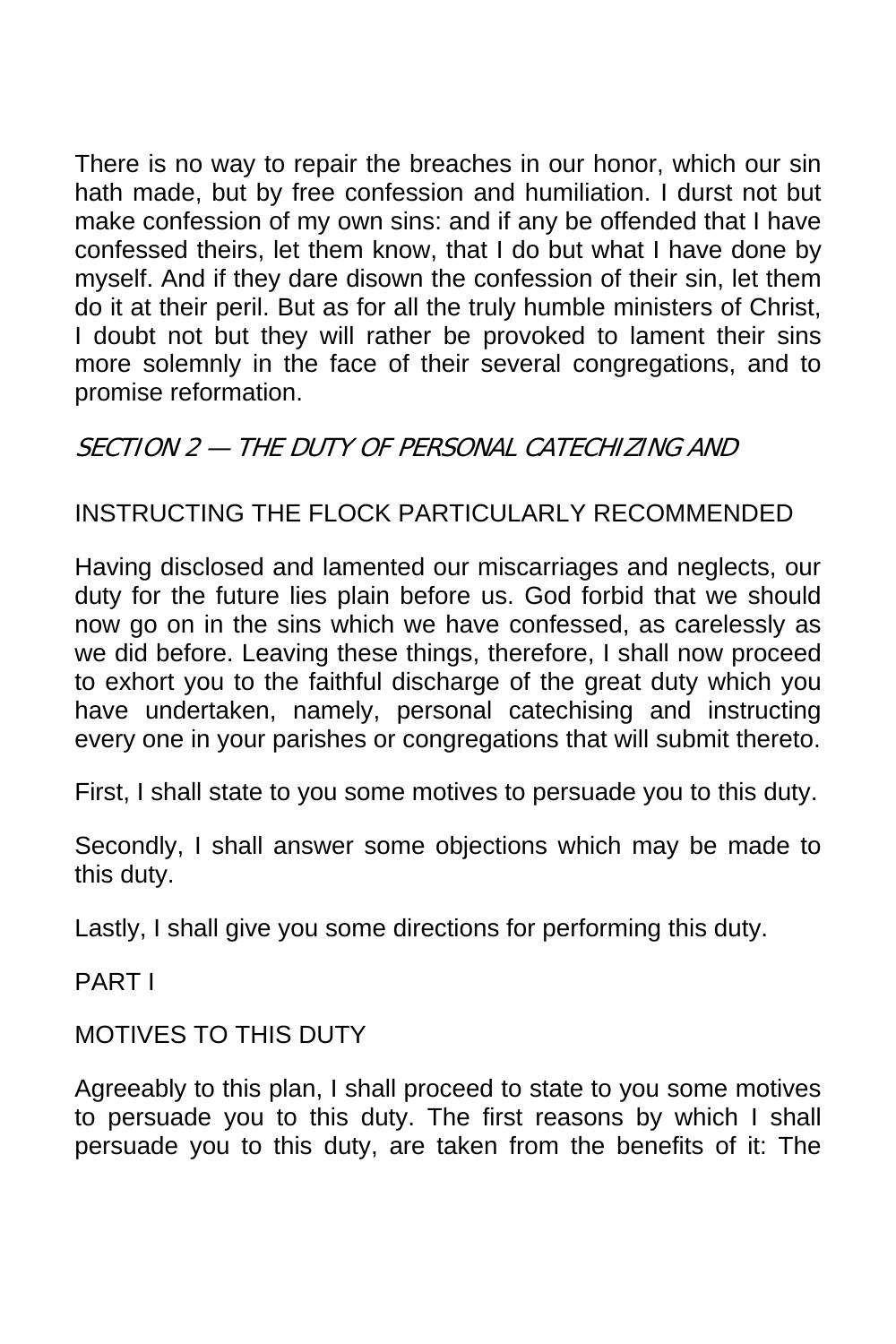There is no way to repair the breaches in our honor, which our sin hath made, but by free confession and humiliation. I durst not but make confession of my own sins: and if any be offended that I have confessed theirs, let them know, that I do but what I have done by myself. And if they dare disown the confession of their sin, let them do it at their peril. But as for all the truly humble ministers of Christ, I doubt not but they will rather be provoked to lament their sins more solemnly in the face of their several congregations, and to promise reformation.

## *SECTION 2 — THE DUTY OF PERSONAL CATECHIZING AND* INSTRUCTING THE FLOCK PARTICULARLY RECOMMENDED

Having disclosed and lamented our miscarriages and neglects, our duty for the future lies plain before us. God forbid that we should now go on in the sins which we have confessed, as carelessly as we did before. Leaving these things, therefore, I shall now proceed to exhort you to the faithful discharge of the great duty which you have undertaken, namely, personal catechising and instructing every one in your parishes or congregations that will submit thereto.

First, I shall state to you some motives to persuade you to this duty.

Secondly, I shall answer some objections which may be made to this duty.

Lastly, I shall give you some directions for performing this duty.

## PART I

### MOTIVES TO THIS DUTY

Agreeably to this plan, I shall proceed to state to you some motives to persuade you to this duty. The first reasons by which I shall persuade you to this duty, are taken from the benefits of it: The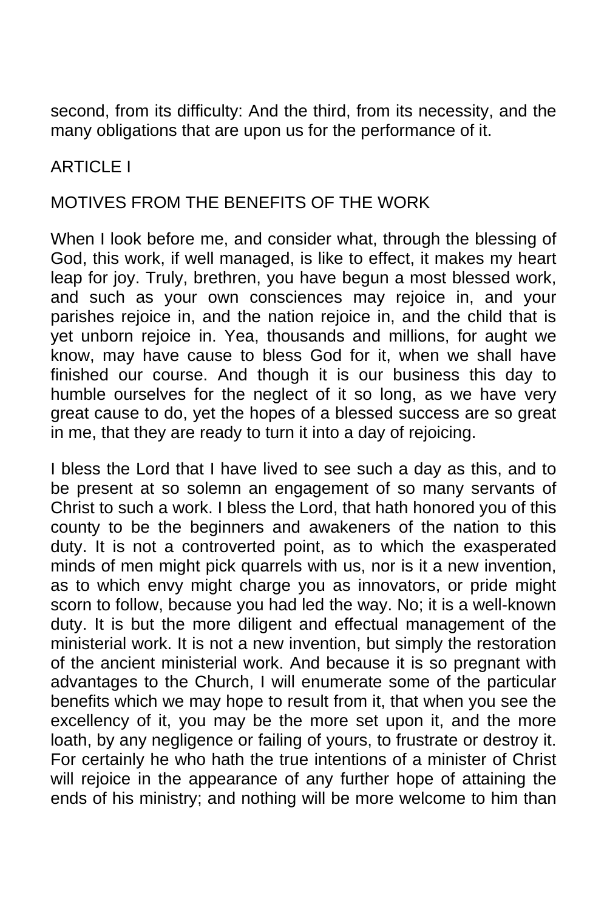second, from its difficulty: And the third, from its necessity, and the many obligations that are upon us for the performance of it.

## ARTICLE I

## MOTIVES FROM THE BENEFITS OF THE WORK

When I look before me, and consider what, through the blessing of God, this work, if well managed, is like to effect, it makes my heart leap for joy. Truly, brethren, you have begun a most blessed work, and such as your own consciences may rejoice in, and your parishes rejoice in, and the nation rejoice in, and the child that is yet unborn rejoice in. Yea, thousands and millions, for aught we know, may have cause to bless God for it, when we shall have finished our course. And though it is our business this day to humble ourselves for the neglect of it so long, as we have very great cause to do, yet the hopes of a blessed success are so great in me, that they are ready to turn it into a day of rejoicing.

I bless the Lord that I have lived to see such a day as this, and to be present at so solemn an engagement of so many servants of Christ to such a work. I bless the Lord, that hath honored you of this county to be the beginners and awakeners of the nation to this duty. It is not a controverted point, as to which the exasperated minds of men might pick quarrels with us, nor is it a new invention, as to which envy might charge you as innovators, or pride might scorn to follow, because you had led the way. No; it is a well-known duty. It is but the more diligent and effectual management of the ministerial work. It is not a new invention, but simply the restoration of the ancient ministerial work. And because it is so pregnant with advantages to the Church, I will enumerate some of the particular benefits which we may hope to result from it, that when you see the excellency of it, you may be the more set upon it, and the more loath, by any negligence or failing of yours, to frustrate or destroy it. For certainly he who hath the true intentions of a minister of Christ will rejoice in the appearance of any further hope of attaining the ends of his ministry; and nothing will be more welcome to him than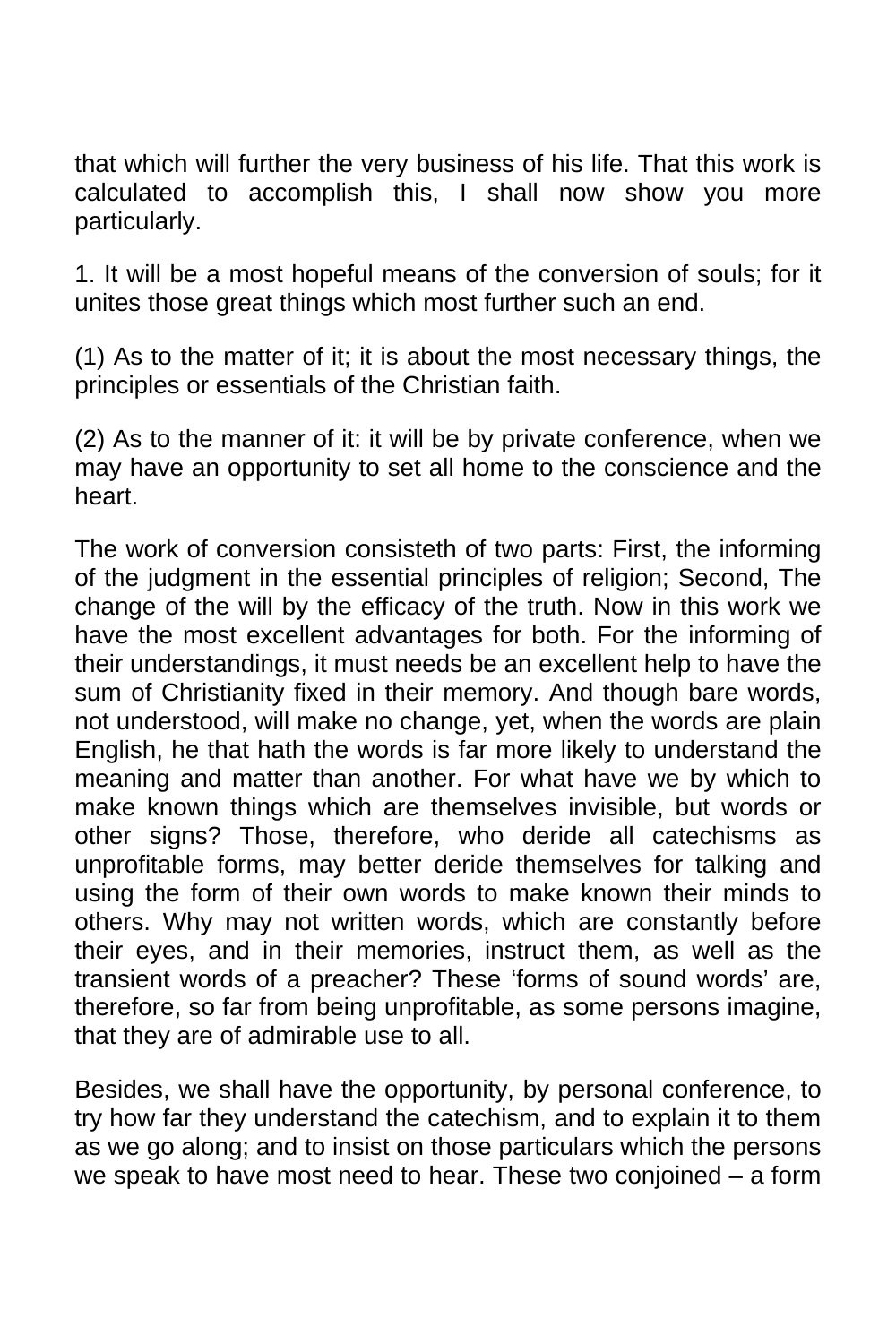that which will further the very business of his life. That this work is calculated to accomplish this, I shall now show you more particularly.

1. It will be a most hopeful means of the conversion of souls; for it unites those great things which most further such an end.

(1) As to the matter of it; it is about the most necessary things, the principles or essentials of the Christian faith.

(2) As to the manner of it: it will be by private conference, when we may have an opportunity to set all home to the conscience and the heart.

The work of conversion consisteth of two parts: First, the informing of the judgment in the essential principles of religion; Second, The change of the will by the efficacy of the truth. Now in this work we have the most excellent advantages for both. For the informing of their understandings, it must needs be an excellent help to have the sum of Christianity fixed in their memory. And though bare words, not understood, will make no change, yet, when the words are plain English, he that hath the words is far more likely to understand the meaning and matter than another. For what have we by which to make known things which are themselves invisible, but words or other signs? Those, therefore, who deride all catechisms as unprofitable forms, may better deride themselves for talking and using the form of their own words to make known their minds to others. Why may not written words, which are constantly before their eyes, and in their memories, instruct them, as well as the transient words of a preacher? These 'forms of sound words' are, therefore, so far from being unprofitable, as some persons imagine, that they are of admirable use to all.

Besides, we shall have the opportunity, by personal conference, to try how far they understand the catechism, and to explain it to them as we go along; and to insist on those particulars which the persons we speak to have most need to hear. These two conjoined – a form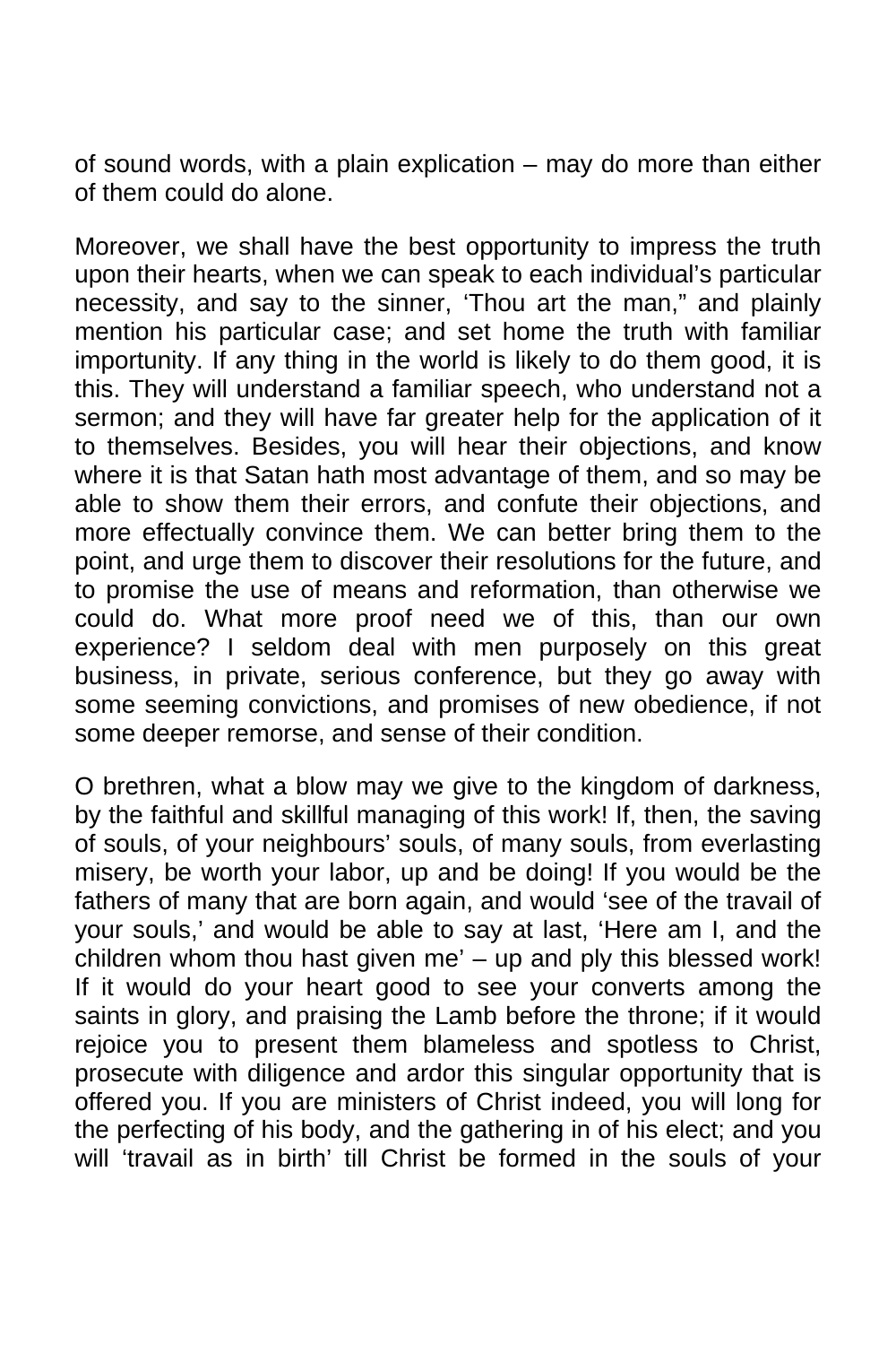of sound words, with a plain explication – may do more than either of them could do alone.

Moreover, we shall have the best opportunity to impress the truth upon their hearts, when we can speak to each individual's particular necessity, and say to the sinner, 'Thou art the man," and plainly mention his particular case; and set home the truth with familiar importunity. If any thing in the world is likely to do them good, it is this. They will understand a familiar speech, who understand not a sermon; and they will have far greater help for the application of it to themselves. Besides, you will hear their objections, and know where it is that Satan hath most advantage of them, and so may be able to show them their errors, and confute their objections, and more effectually convince them. We can better bring them to the point, and urge them to discover their resolutions for the future, and to promise the use of means and reformation, than otherwise we could do. What more proof need we of this, than our own experience? I seldom deal with men purposely on this great business, in private, serious conference, but they go away with some seeming convictions, and promises of new obedience, if not some deeper remorse, and sense of their condition.

O brethren, what a blow may we give to the kingdom of darkness, by the faithful and skillful managing of this work! If, then, the saving of souls, of your neighbours' souls, of many souls, from everlasting misery, be worth your labor, up and be doing! If you would be the fathers of many that are born again, and would 'see of the travail of your souls,' and would be able to say at last, 'Here am I, and the children whom thou hast given me' – up and ply this blessed work! If it would do your heart good to see your converts among the saints in glory, and praising the Lamb before the throne; if it would rejoice you to present them blameless and spotless to Christ, prosecute with diligence and ardor this singular opportunity that is offered you. If you are ministers of Christ indeed, you will long for the perfecting of his body, and the gathering in of his elect; and you will 'travail as in birth' till Christ be formed in the souls of your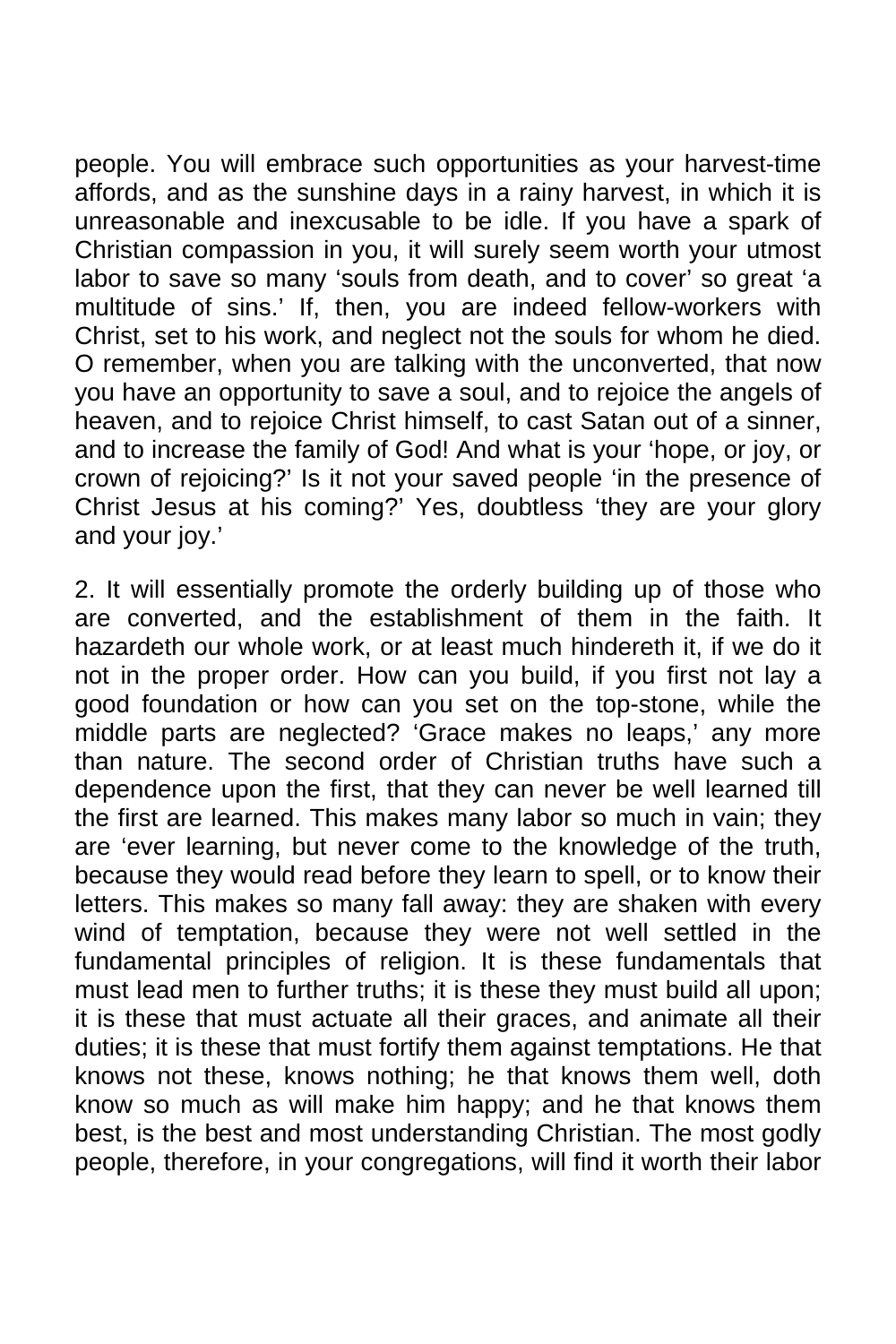people. You will embrace such opportunities as your harvest-time affords, and as the sunshine days in a rainy harvest, in which it is unreasonable and inexcusable to be idle. If you have a spark of Christian compassion in you, it will surely seem worth your utmost labor to save so many ‘souls from death, and to cover’ so great ‘a multitude of sins.’ If, then, you are indeed fellow-workers with Christ, set to his work, and neglect not the souls for whom he died. O remember, when you are talking with the unconverted, that now you have an opportunity to save a soul, and to rejoice the angels of heaven, and to rejoice Christ himself, to cast Satan out of a sinner, and to increase the family of God! And what is your ‘hope, or joy, or crown of rejoicing?’ Is it not your saved people ‘in the presence of Christ Jesus at his coming?’ Yes, doubtless ‘they are your glory and your joy.’

2. It will essentially promote the orderly building up of those who are converted, and the establishment of them in the faith. It hazardeth our whole work, or at least much hindereth it, if we do it not in the proper order. How can you build, if you first not lay a good foundation or how can you set on the top-stone, while the middle parts are neglected? ‘Grace makes no leaps,’ any more than nature. The second order of Christian truths have such a dependence upon the first, that they can never be well learned till the first are learned. This makes many labor so much in vain; they are ‘ever learning, but never come to the knowledge of the truth, because they would read before they learn to spell, or to know their letters. This makes so many fall away: they are shaken with every wind of temptation, because they were not well settled in the fundamental principles of religion. It is these fundamentals that must lead men to further truths; it is these they must build all upon; it is these that must actuate all their graces, and animate all their duties; it is these that must fortify them against temptations. He that knows not these, knows nothing; he that knows them well, doth know so much as will make him happy; and he that knows them best, is the best and most understanding Christian. The most godly people, therefore, in your congregations, will find it worth their labor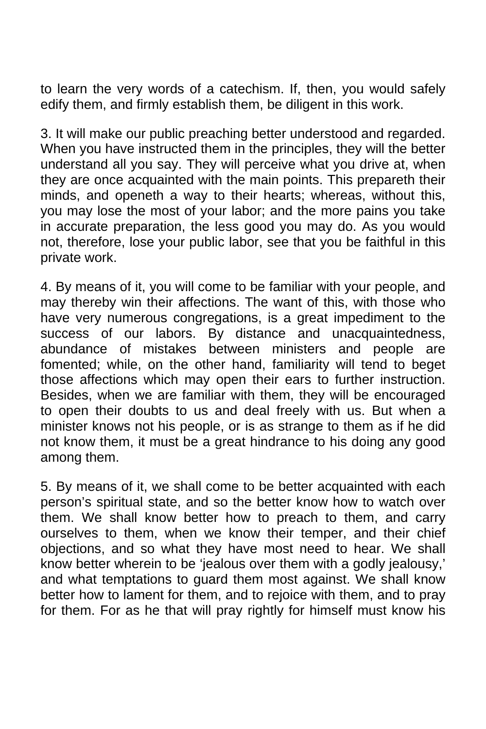to learn the very words of a catechism. If, then, you would safely edify them, and firmly establish them, be diligent in this work.

3. It will make our public preaching better understood and regarded. When you have instructed them in the principles, they will the better understand all you say. They will perceive what you drive at, when they are once acquainted with the main points. This prepareth their minds, and openeth a way to their hearts; whereas, without this, you may lose the most of your labor; and the more pains you take in accurate preparation, the less good you may do. As you would not, therefore, lose your public labor, see that you be faithful in this private work.

4. By means of it, you will come to be familiar with your people, and may thereby win their affections. The want of this, with those who have very numerous congregations, is a great impediment to the success of our labors. By distance and unacquaintedness, abundance of mistakes between ministers and people are fomented; while, on the other hand, familiarity will tend to beget those affections which may open their ears to further instruction. Besides, when we are familiar with them, they will be encouraged to open their doubts to us and deal freely with us. But when a minister knows not his people, or is as strange to them as if he did not know them, it must be a great hindrance to his doing any good among them.

5. By means of it, we shall come to be better acquainted with each person’s spiritual state, and so the better know how to watch over them. We shall know better how to preach to them, and carry ourselves to them, when we know their temper, and their chief objections, and so what they have most need to hear. We shall know better wherein to be ‘jealous over them with a godly jealousy,’ and what temptations to guard them most against. We shall know better how to lament for them, and to rejoice with them, and to pray for them. For as he that will pray rightly for himself must know his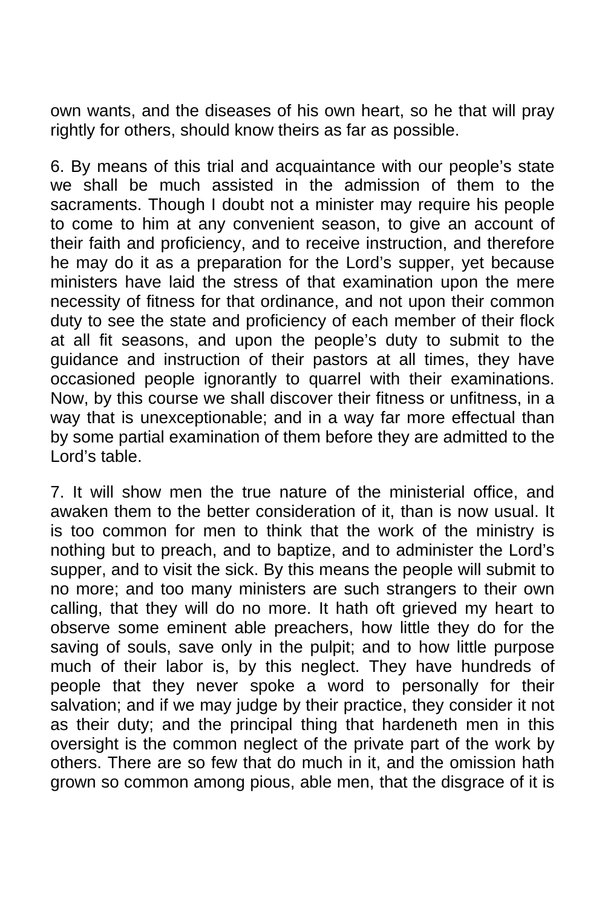own wants, and the diseases of his own heart, so he that will pray rightly for others, should know theirs as far as possible.

6. By means of this trial and acquaintance with our people's state we shall be much assisted in the admission of them to the sacraments. Though I doubt not a minister may require his people to come to him at any convenient season, to give an account of their faith and proficiency, and to receive instruction, and therefore he may do it as a preparation for the Lord's supper, yet because ministers have laid the stress of that examination upon the mere necessity of fitness for that ordinance, and not upon their common duty to see the state and proficiency of each member of their flock at all fit seasons, and upon the people's duty to submit to the guidance and instruction of their pastors at all times, they have occasioned people ignorantly to quarrel with their examinations. Now, by this course we shall discover their fitness or unfitness, in a way that is unexceptionable; and in a way far more effectual than by some partial examination of them before they are admitted to the Lord's table.

7. It will show men the true nature of the ministerial office, and awaken them to the better consideration of it, than is now usual. It is too common for men to think that the work of the ministry is nothing but to preach, and to baptize, and to administer the Lord's supper, and to visit the sick. By this means the people will submit to no more; and too many ministers are such strangers to their own calling, that they will do no more. It hath oft grieved my heart to observe some eminent able preachers, how little they do for the saving of souls, save only in the pulpit; and to how little purpose much of their labor is, by this neglect. They have hundreds of people that they never spoke a word to personally for their salvation; and if we may judge by their practice, they consider it not as their duty; and the principal thing that hardeneth men in this oversight is the common neglect of the private part of the work by others. There are so few that do much in it, and the omission hath grown so common among pious, able men, that the disgrace of it is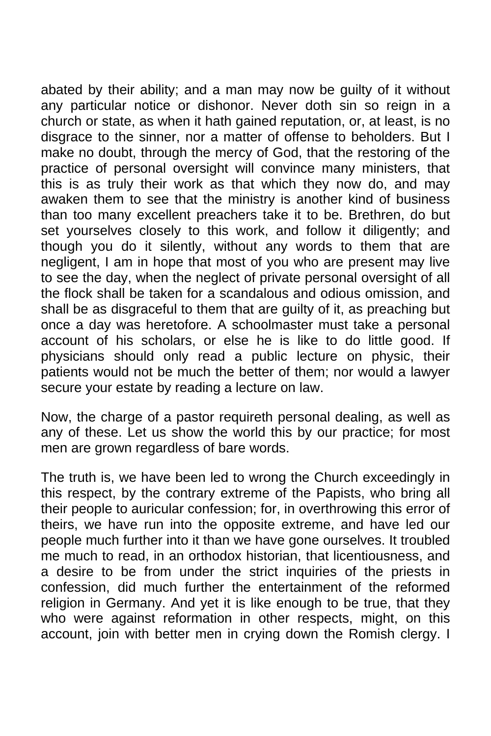abated by their ability; and a man may now be guilty of it without any particular notice or dishonor. Never doth sin so reign in a church or state, as when it hath gained reputation, or, at least, is no disgrace to the sinner, nor a matter of offense to beholders. But I make no doubt, through the mercy of God, that the restoring of the practice of personal oversight will convince many ministers, that this is as truly their work as that which they now do, and may awaken them to see that the ministry is another kind of business than too many excellent preachers take it to be. Brethren, do but set yourselves closely to this work, and follow it diligently; and though you do it silently, without any words to them that are negligent, I am in hope that most of you who are present may live to see the day, when the neglect of private personal oversight of all the flock shall be taken for a scandalous and odious omission, and shall be as disgraceful to them that are guilty of it, as preaching but once a day was heretofore. A schoolmaster must take a personal account of his scholars, or else he is like to do little good. If physicians should only read a public lecture on physic, their patients would not be much the better of them; nor would a lawyer secure your estate by reading a lecture on law.

Now, the charge of a pastor requireth personal dealing, as well as any of these. Let us show the world this by our practice; for most men are grown regardless of bare words.

The truth is, we have been led to wrong the Church exceedingly in this respect, by the contrary extreme of the Papists, who bring all their people to auricular confession; for, in overthrowing this error of theirs, we have run into the opposite extreme, and have led our people much further into it than we have gone ourselves. It troubled me much to read, in an orthodox historian, that licentiousness, and a desire to be from under the strict inquiries of the priests in confession, did much further the entertainment of the reformed religion in Germany. And yet it is like enough to be true, that they who were against reformation in other respects, might, on this account, join with better men in crying down the Romish clergy. I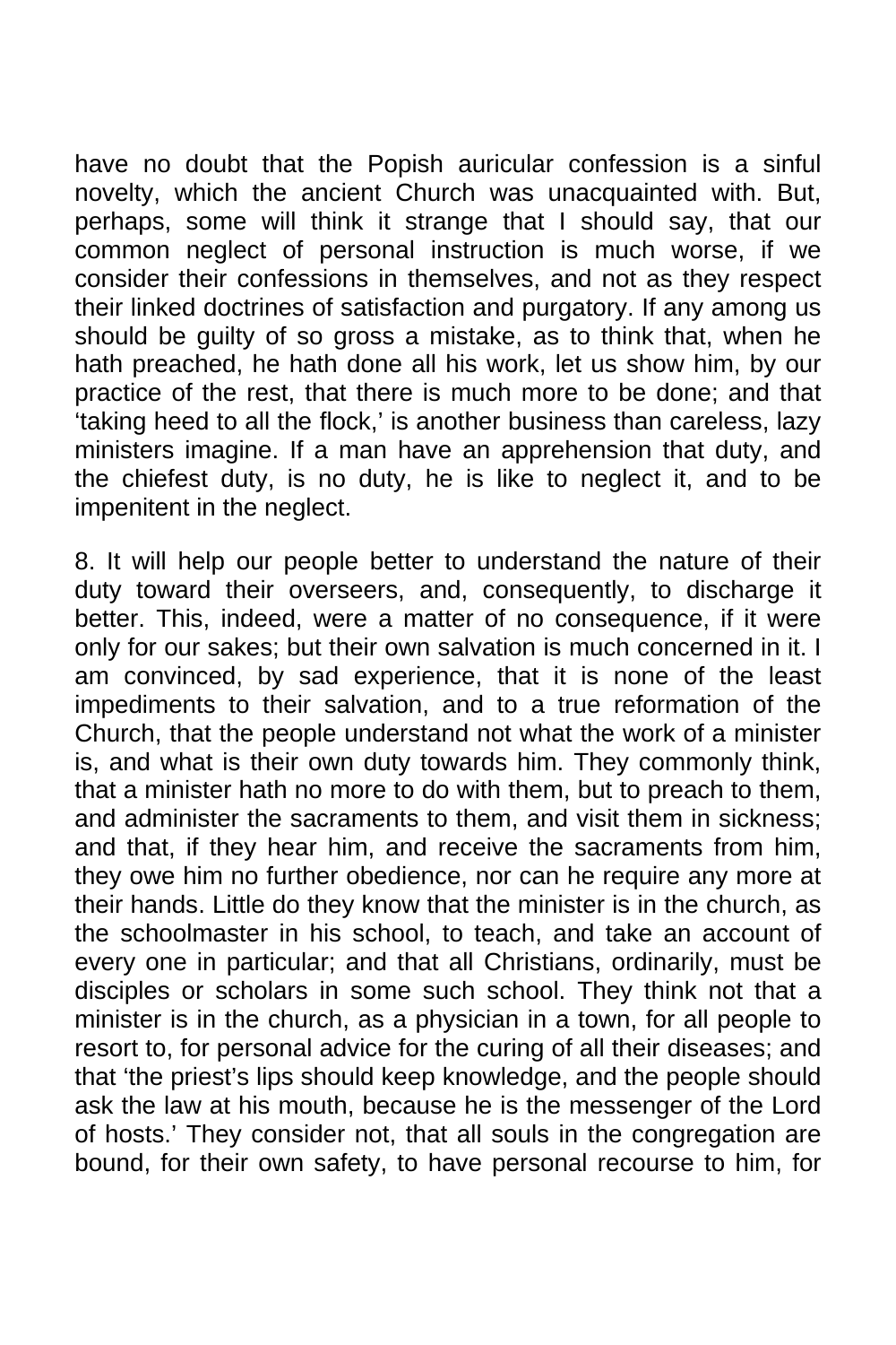have no doubt that the Popish auricular confession is a sinful novelty, which the ancient Church was unacquainted with. But, perhaps, some will think it strange that I should say, that our common neglect of personal instruction is much worse, if we consider their confessions in themselves, and not as they respect their linked doctrines of satisfaction and purgatory. If any among us should be guilty of so gross a mistake, as to think that, when he hath preached, he hath done all his work, let us show him, by our practice of the rest, that there is much more to be done; and that 'taking heed to all the flock,' is another business than careless, lazy ministers imagine. If a man have an apprehension that duty, and the chiefest duty, is no duty, he is like to neglect it, and to be impenitent in the neglect.

8. It will help our people better to understand the nature of their duty toward their overseers, and, consequently, to discharge it better. This, indeed, were a matter of no consequence, if it were only for our sakes; but their own salvation is much concerned in it. I am convinced, by sad experience, that it is none of the least impediments to their salvation, and to a true reformation of the Church, that the people understand not what the work of a minister is, and what is their own duty towards him. They commonly think, that a minister hath no more to do with them, but to preach to them, and administer the sacraments to them, and visit them in sickness; and that, if they hear him, and receive the sacraments from him, they owe him no further obedience, nor can he require any more at their hands. Little do they know that the minister is in the church, as the schoolmaster in his school, to teach, and take an account of every one in particular; and that all Christians, ordinarily, must be disciples or scholars in some such school. They think not that a minister is in the church, as a physician in a town, for all people to resort to, for personal advice for the curing of all their diseases; and that 'the priest's lips should keep knowledge, and the people should ask the law at his mouth, because he is the messenger of the Lord of hosts.' They consider not, that all souls in the congregation are bound, for their own safety, to have personal recourse to him, for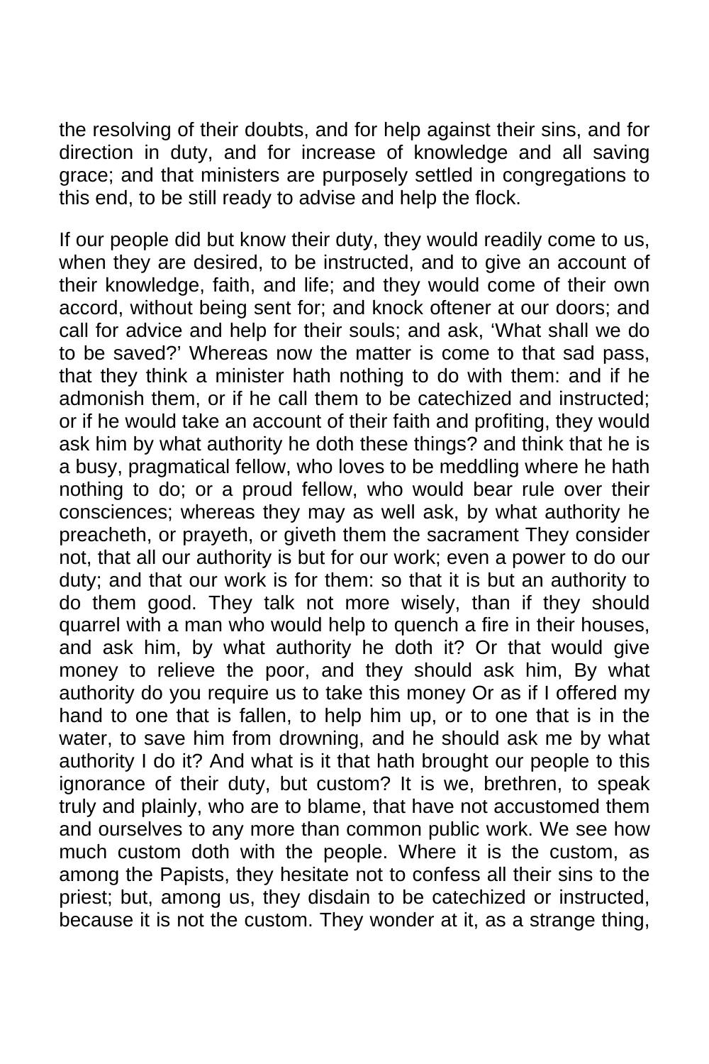the resolving of their doubts, and for help against their sins, and for direction in duty, and for increase of knowledge and all saving grace; and that ministers are purposely settled in congregations to this end, to be still ready to advise and help the flock.

If our people did but know their duty, they would readily come to us, when they are desired, to be instructed, and to give an account of their knowledge, faith, and life; and they would come of their own accord, without being sent for; and knock oftener at our doors; and call for advice and help for their souls; and ask, 'What shall we do to be saved?' Whereas now the matter is come to that sad pass, that they think a minister hath nothing to do with them: and if he admonish them, or if he call them to be catechized and instructed; or if he would take an account of their faith and profiting, they would ask him by what authority he doth these things? and think that he is a busy, pragmatical fellow, who loves to be meddling where he hath nothing to do; or a proud fellow, who would bear rule over their consciences; whereas they may as well ask, by what authority he preacheth, or prayeth, or giveth them the sacrament They consider not, that all our authority is but for our work; even a power to do our duty; and that our work is for them: so that it is but an authority to do them good. They talk not more wisely, than if they should quarrel with a man who would help to quench a fire in their houses, and ask him, by what authority he doth it? Or that would give money to relieve the poor, and they should ask him, By what authority do you require us to take this money Or as if I offered my hand to one that is fallen, to help him up, or to one that is in the water, to save him from drowning, and he should ask me by what authority I do it? And what is it that hath brought our people to this ignorance of their duty, but custom? It is we, brethren, to speak truly and plainly, who are to blame, that have not accustomed them and ourselves to any more than common public work. We see how much custom doth with the people. Where it is the custom, as among the Papists, they hesitate not to confess all their sins to the priest; but, among us, they disdain to be catechized or instructed, because it is not the custom. They wonder at it, as a strange thing,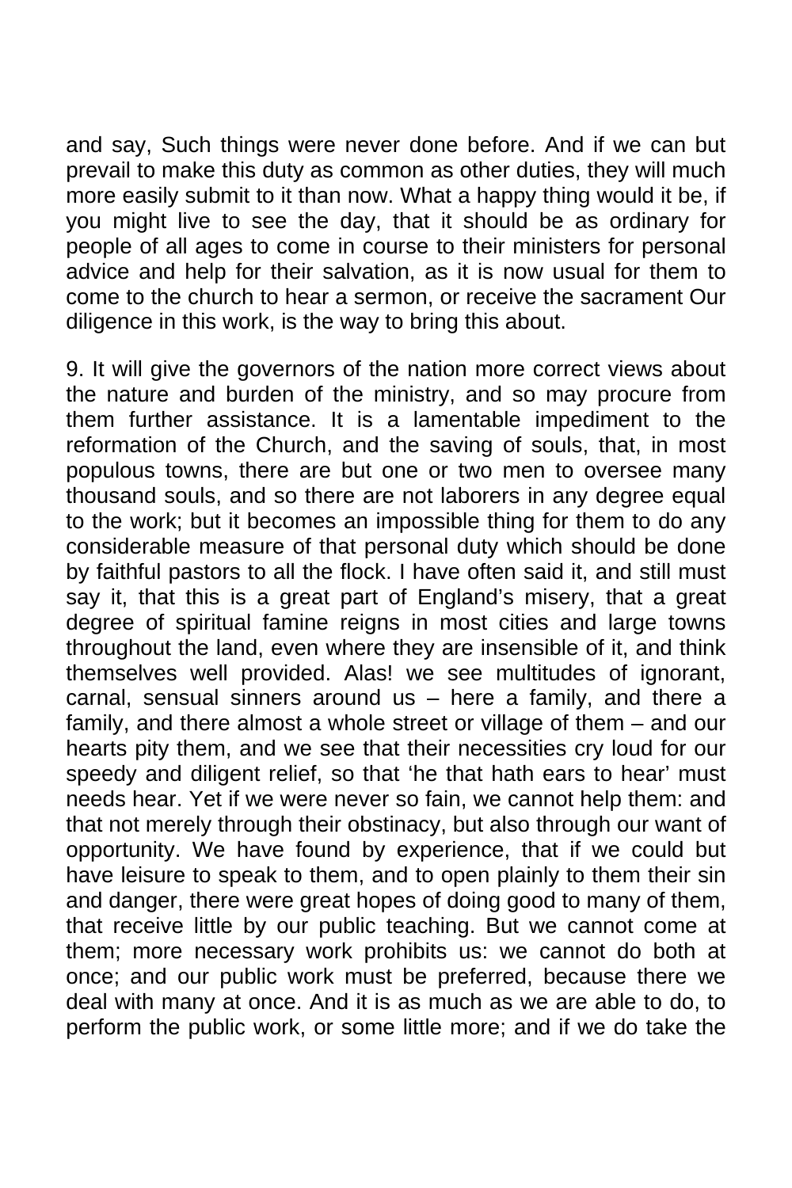and say, Such things were never done before. And if we can but prevail to make this duty as common as other duties, they will much more easily submit to it than now. What a happy thing would it be, if you might live to see the day, that it should be as ordinary for people of all ages to come in course to their ministers for personal advice and help for their salvation, as it is now usual for them to come to the church to hear a sermon, or receive the sacrament Our diligence in this work, is the way to bring this about.

9. It will give the governors of the nation more correct views about the nature and burden of the ministry, and so may procure from them further assistance. It is a lamentable impediment to the reformation of the Church, and the saving of souls, that, in most populous towns, there are but one or two men to oversee many thousand souls, and so there are not laborers in any degree equal to the work; but it becomes an impossible thing for them to do any considerable measure of that personal duty which should be done by faithful pastors to all the flock. I have often said it, and still must say it, that this is a great part of England's misery, that a great degree of spiritual famine reigns in most cities and large towns throughout the land, even where they are insensible of it, and think themselves well provided. Alas! we see multitudes of ignorant, carnal, sensual sinners around us – here a family, and there a family, and there almost a whole street or village of them – and our hearts pity them, and we see that their necessities cry loud for our speedy and diligent relief, so that 'he that hath ears to hear' must needs hear. Yet if we were never so fain, we cannot help them: and that not merely through their obstinacy, but also through our want of opportunity. We have found by experience, that if we could but have leisure to speak to them, and to open plainly to them their sin and danger, there were great hopes of doing good to many of them, that receive little by our public teaching. But we cannot come at them; more necessary work prohibits us: we cannot do both at once; and our public work must be preferred, because there we deal with many at once. And it is as much as we are able to do, to perform the public work, or some little more; and if we do take the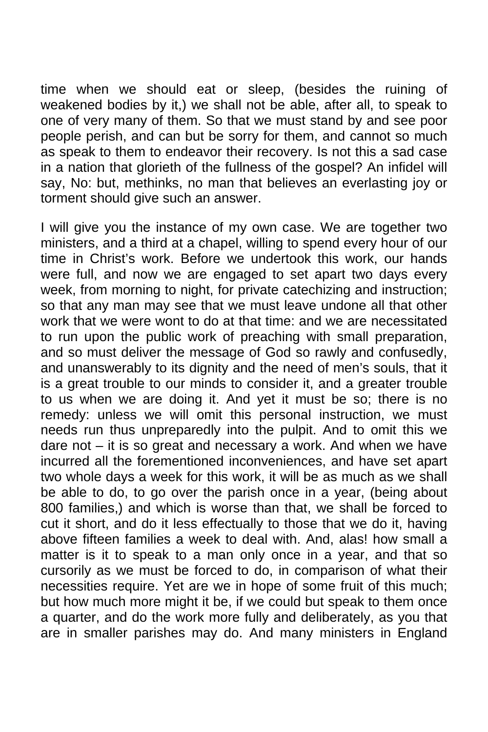time when we should eat or sleep, (besides the ruining of weakened bodies by it,) we shall not be able, after all, to speak to one of very many of them. So that we must stand by and see poor people perish, and can but be sorry for them, and cannot so much as speak to them to endeavor their recovery. Is not this a sad case in a nation that glorieth of the fullness of the gospel? An infidel will say, No: but, methinks, no man that believes an everlasting joy or torment should give such an answer.

I will give you the instance of my own case. We are together two ministers, and a third at a chapel, willing to spend every hour of our time in Christ's work. Before we undertook this work, our hands were full, and now we are engaged to set apart two days every week, from morning to night, for private catechizing and instruction; so that any man may see that we must leave undone all that other work that we were wont to do at that time: and we are necessitated to run upon the public work of preaching with small preparation, and so must deliver the message of God so rawly and confusedly, and unanswerably to its dignity and the need of men's souls, that it is a great trouble to our minds to consider it, and a greater trouble to us when we are doing it. And yet it must be so; there is no remedy: unless we will omit this personal instruction, we must needs run thus unpreparedly into the pulpit. And to omit this we dare not – it is so great and necessary a work. And when we have incurred all the forementioned inconveniences, and have set apart two whole days a week for this work, it will be as much as we shall be able to do, to go over the parish once in a year, (being about 800 families,) and which is worse than that, we shall be forced to cut it short, and do it less effectually to those that we do it, having above fifteen families a week to deal with. And, alas! how small a matter is it to speak to a man only once in a year, and that so cursorily as we must be forced to do, in comparison of what their necessities require. Yet are we in hope of some fruit of this much; but how much more might it be, if we could but speak to them once a quarter, and do the work more fully and deliberately, as you that are in smaller parishes may do. And many ministers in England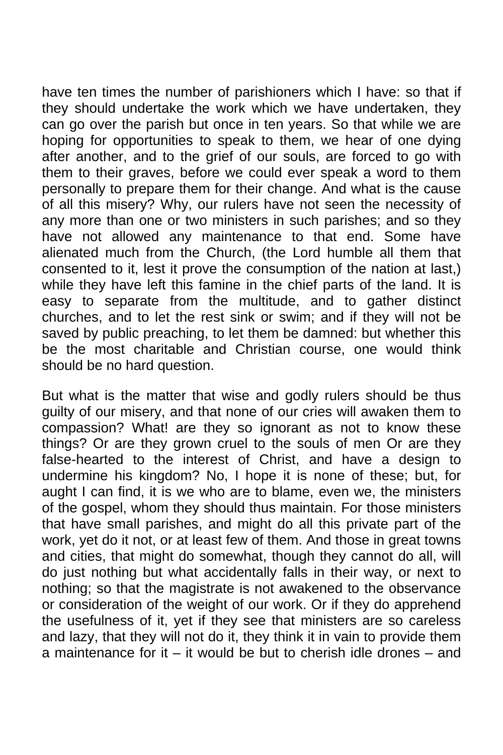have ten times the number of parishioners which I have: so that if they should undertake the work which we have undertaken, they can go over the parish but once in ten years. So that while we are hoping for opportunities to speak to them, we hear of one dying after another, and to the grief of our souls, are forced to go with them to their graves, before we could ever speak a word to them personally to prepare them for their change. And what is the cause of all this misery? Why, our rulers have not seen the necessity of any more than one or two ministers in such parishes; and so they have not allowed any maintenance to that end. Some have alienated much from the Church, (the Lord humble all them that consented to it, lest it prove the consumption of the nation at last,) while they have left this famine in the chief parts of the land. It is easy to separate from the multitude, and to gather distinct churches, and to let the rest sink or swim; and if they will not be saved by public preaching, to let them be damned: but whether this be the most charitable and Christian course, one would think should be no hard question.

But what is the matter that wise and godly rulers should be thus guilty of our misery, and that none of our cries will awaken them to compassion? What! are they so ignorant as not to know these things? Or are they grown cruel to the souls of men Or are they false-hearted to the interest of Christ, and have a design to undermine his kingdom? No, I hope it is none of these; but, for aught I can find, it is we who are to blame, even we, the ministers of the gospel, whom they should thus maintain. For those ministers that have small parishes, and might do all this private part of the work, yet do it not, or at least few of them. And those in great towns and cities, that might do somewhat, though they cannot do all, will do just nothing but what accidentally falls in their way, or next to nothing; so that the magistrate is not awakened to the observance or consideration of the weight of our work. Or if they do apprehend the usefulness of it, yet if they see that ministers are so careless and lazy, that they will not do it, they think it in vain to provide them a maintenance for it – it would be but to cherish idle drones – and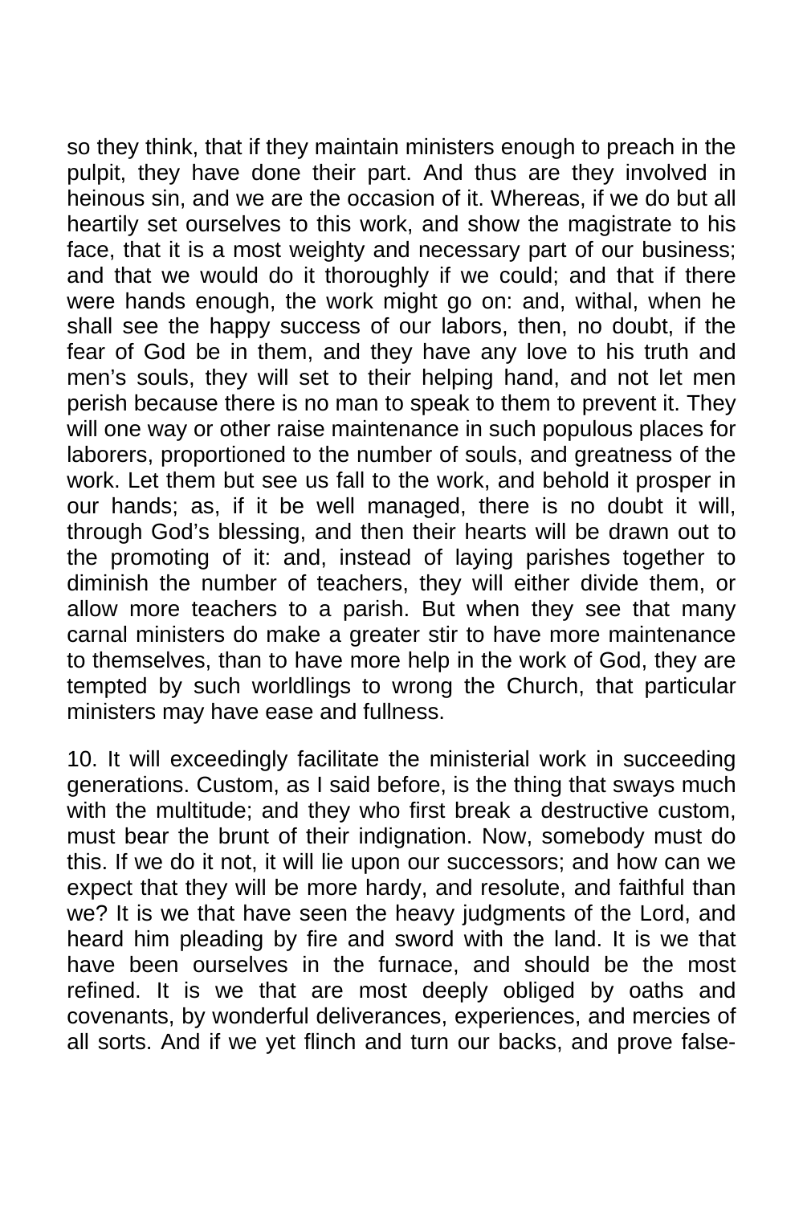so they think, that if they maintain ministers enough to preach in the pulpit, they have done their part. And thus are they involved in heinous sin, and we are the occasion of it. Whereas, if we do but all heartily set ourselves to this work, and show the magistrate to his face, that it is a most weighty and necessary part of our business; and that we would do it thoroughly if we could; and that if there were hands enough, the work might go on: and, withal, when he shall see the happy success of our labors, then, no doubt, if the fear of God be in them, and they have any love to his truth and men's souls, they will set to their helping hand, and not let men perish because there is no man to speak to them to prevent it. They will one way or other raise maintenance in such populous places for laborers, proportioned to the number of souls, and greatness of the work. Let them but see us fall to the work, and behold it prosper in our hands; as, if it be well managed, there is no doubt it will, through God's blessing, and then their hearts will be drawn out to the promoting of it: and, instead of laying parishes together to diminish the number of teachers, they will either divide them, or allow more teachers to a parish. But when they see that many carnal ministers do make a greater stir to have more maintenance to themselves, than to have more help in the work of God, they are tempted by such worldlings to wrong the Church, that particular ministers may have ease and fullness.

10. It will exceedingly facilitate the ministerial work in succeeding generations. Custom, as I said before, is the thing that sways much with the multitude; and they who first break a destructive custom, must bear the brunt of their indignation. Now, somebody must do this. If we do it not, it will lie upon our successors; and how can we expect that they will be more hardy, and resolute, and faithful than we? It is we that have seen the heavy judgments of the Lord, and heard him pleading by fire and sword with the land. It is we that have been ourselves in the furnace, and should be the most refined. It is we that are most deeply obliged by oaths and covenants, by wonderful deliverances, experiences, and mercies of all sorts. And if we yet flinch and turn our backs, and prove false-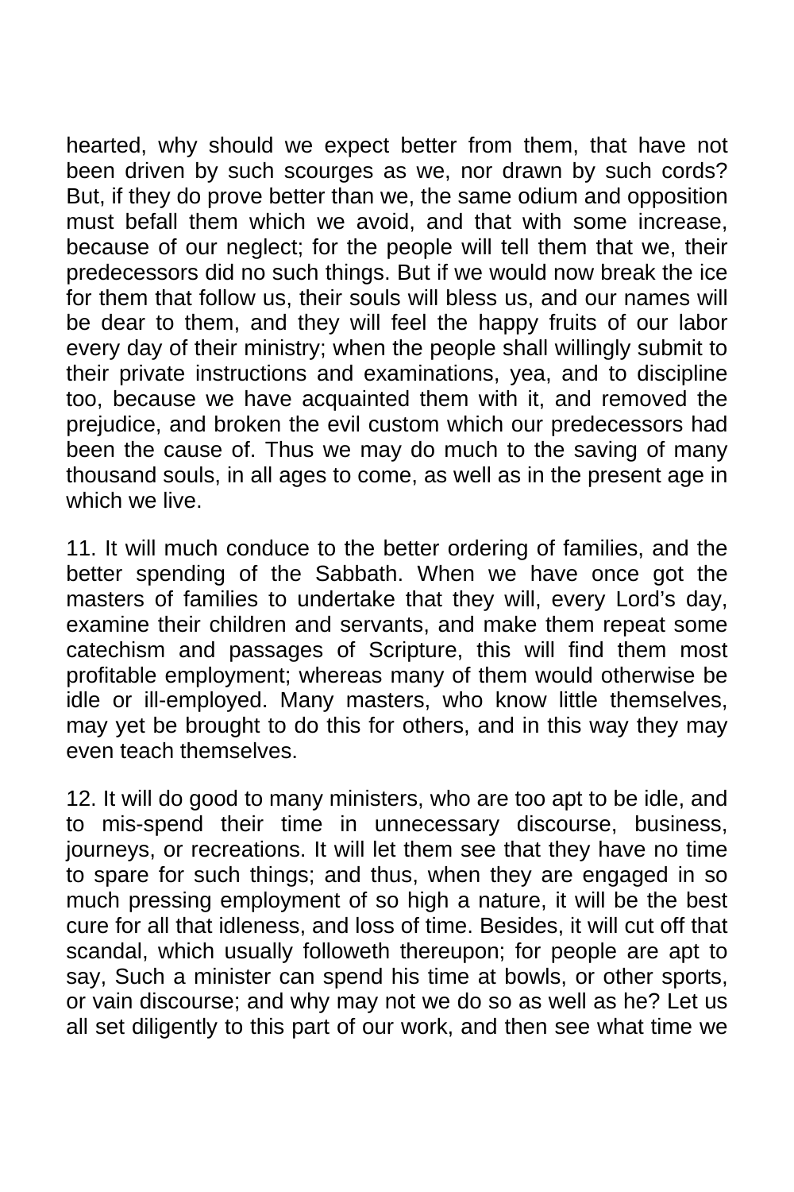hearted, why should we expect better from them, that have not been driven by such scourges as we, nor drawn by such cords? But, if they do prove better than we, the same odium and opposition must befall them which we avoid, and that with some increase, because of our neglect; for the people will tell them that we, their predecessors did no such things. But if we would now break the ice for them that follow us, their souls will bless us, and our names will be dear to them, and they will feel the happy fruits of our labor every day of their ministry; when the people shall willingly submit to their private instructions and examinations, yea, and to discipline too, because we have acquainted them with it, and removed the prejudice, and broken the evil custom which our predecessors had been the cause of. Thus we may do much to the saving of many thousand souls, in all ages to come, as well as in the present age in which we live.

11. It will much conduce to the better ordering of families, and the better spending of the Sabbath. When we have once got the masters of families to undertake that they will, every Lord’s day, examine their children and servants, and make them repeat some catechism and passages of Scripture, this will find them most profitable employment; whereas many of them would otherwise be idle or ill-employed. Many masters, who know little themselves, may yet be brought to do this for others, and in this way they may even teach themselves.

12. It will do good to many ministers, who are too apt to be idle, and to mis-spend their time in unnecessary discourse, business, journeys, or recreations. It will let them see that they have no time to spare for such things; and thus, when they are engaged in so much pressing employment of so high a nature, it will be the best cure for all that idleness, and loss of time. Besides, it will cut off that scandal, which usually followeth thereupon; for people are apt to say, Such a minister can spend his time at bowls, or other sports, or vain discourse; and why may not we do so as well as he? Let us all set diligently to this part of our work, and then see what time we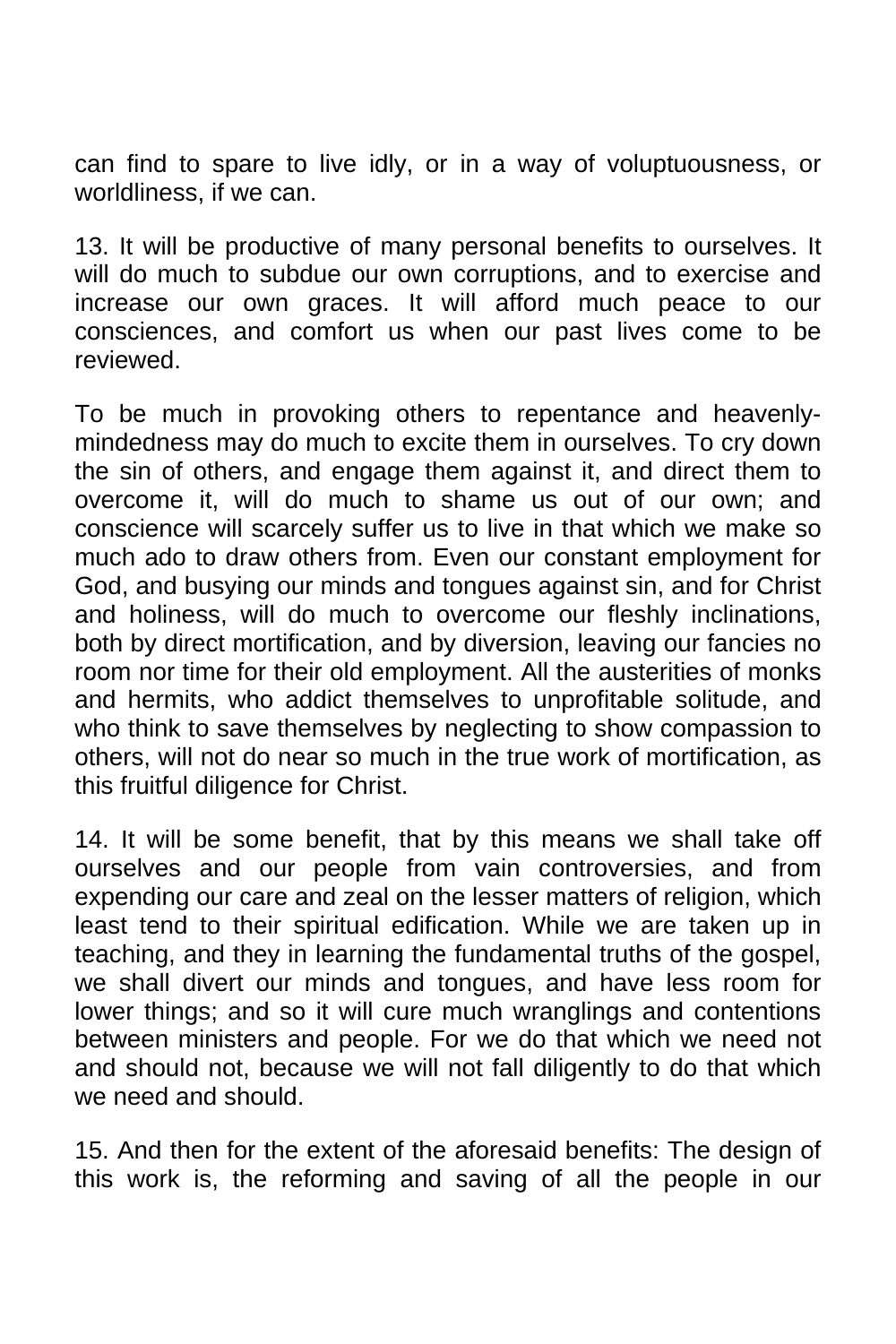can find to spare to live idly, or in a way of voluptuousness, or worldliness, if we can.

13. It will be productive of many personal benefits to ourselves. It will do much to subdue our own corruptions, and to exercise and increase our own graces. It will afford much peace to our consciences, and comfort us when our past lives come to be reviewed.

To be much in provoking others to repentance and heavenly-mindedness may do much to excite them in ourselves. To cry down the sin of others, and engage them against it, and direct them to overcome it, will do much to shame us out of our own; and conscience will scarcely suffer us to live in that which we make so much ado to draw others from. Even our constant employment for God, and busying our minds and tongues against sin, and for Christ and holiness, will do much to overcome our fleshly inclinations, both by direct mortification, and by diversion, leaving our fancies no room nor time for their old employment. All the austerities of monks and hermits, who addict themselves to unprofitable solitude, and who think to save themselves by neglecting to show compassion to others, will not do near so much in the true work of mortification, as this fruitful diligence for Christ.

14. It will be some benefit, that by this means we shall take off ourselves and our people from vain controversies, and from expending our care and zeal on the lesser matters of religion, which least tend to their spiritual edification. While we are taken up in teaching, and they in learning the fundamental truths of the gospel, we shall divert our minds and tongues, and have less room for lower things; and so it will cure much wranglings and contentions between ministers and people. For we do that which we need not and should not, because we will not fall diligently to do that which we need and should.

15. And then for the extent of the aforesaid benefits: The design of this work is, the reforming and saving of all the people in our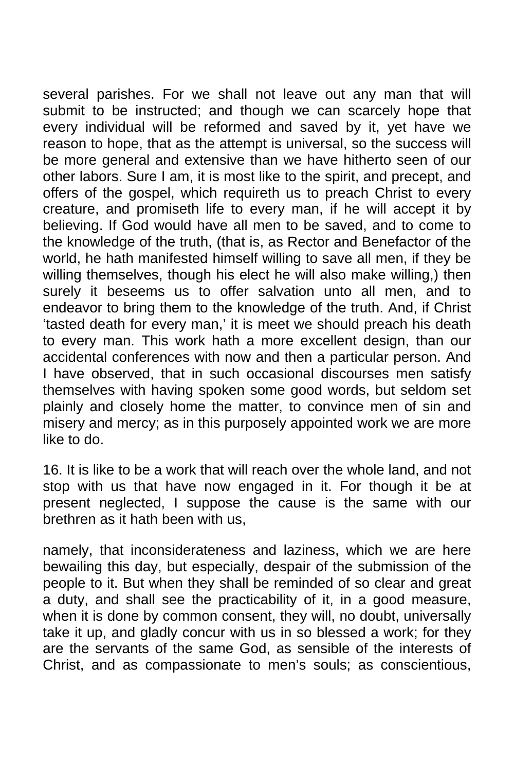several parishes. For we shall not leave out any man that will submit to be instructed; and though we can scarcely hope that every individual will be reformed and saved by it, yet have we reason to hope, that as the attempt is universal, so the success will be more general and extensive than we have hitherto seen of our other labors. Sure I am, it is most like to the spirit, and precept, and offers of the gospel, which requireth us to preach Christ to every creature, and promiseth life to every man, if he will accept it by believing. If God would have all men to be saved, and to come to the knowledge of the truth, (that is, as Rector and Benefactor of the world, he hath manifested himself willing to save all men, if they be willing themselves, though his elect he will also make willing,) then surely it beseems us to offer salvation unto all men, and to endeavor to bring them to the knowledge of the truth. And, if Christ 'tasted death for every man,' it is meet we should preach his death to every man. This work hath a more excellent design, than our accidental conferences with now and then a particular person. And I have observed, that in such occasional discourses men satisfy themselves with having spoken some good words, but seldom set plainly and closely home the matter, to convince men of sin and misery and mercy; as in this purposely appointed work we are more like to do.

16. It is like to be a work that will reach over the whole land, and not stop with us that have now engaged in it. For though it be at present neglected, I suppose the cause is the same with our brethren as it hath been with us,

namely, that inconsiderateness and laziness, which we are here bewailing this day, but especially, despair of the submission of the people to it. But when they shall be reminded of so clear and great a duty, and shall see the practicability of it, in a good measure, when it is done by common consent, they will, no doubt, universally take it up, and gladly concur with us in so blessed a work; for they are the servants of the same God, as sensible of the interests of Christ, and as compassionate to men's souls; as conscientious,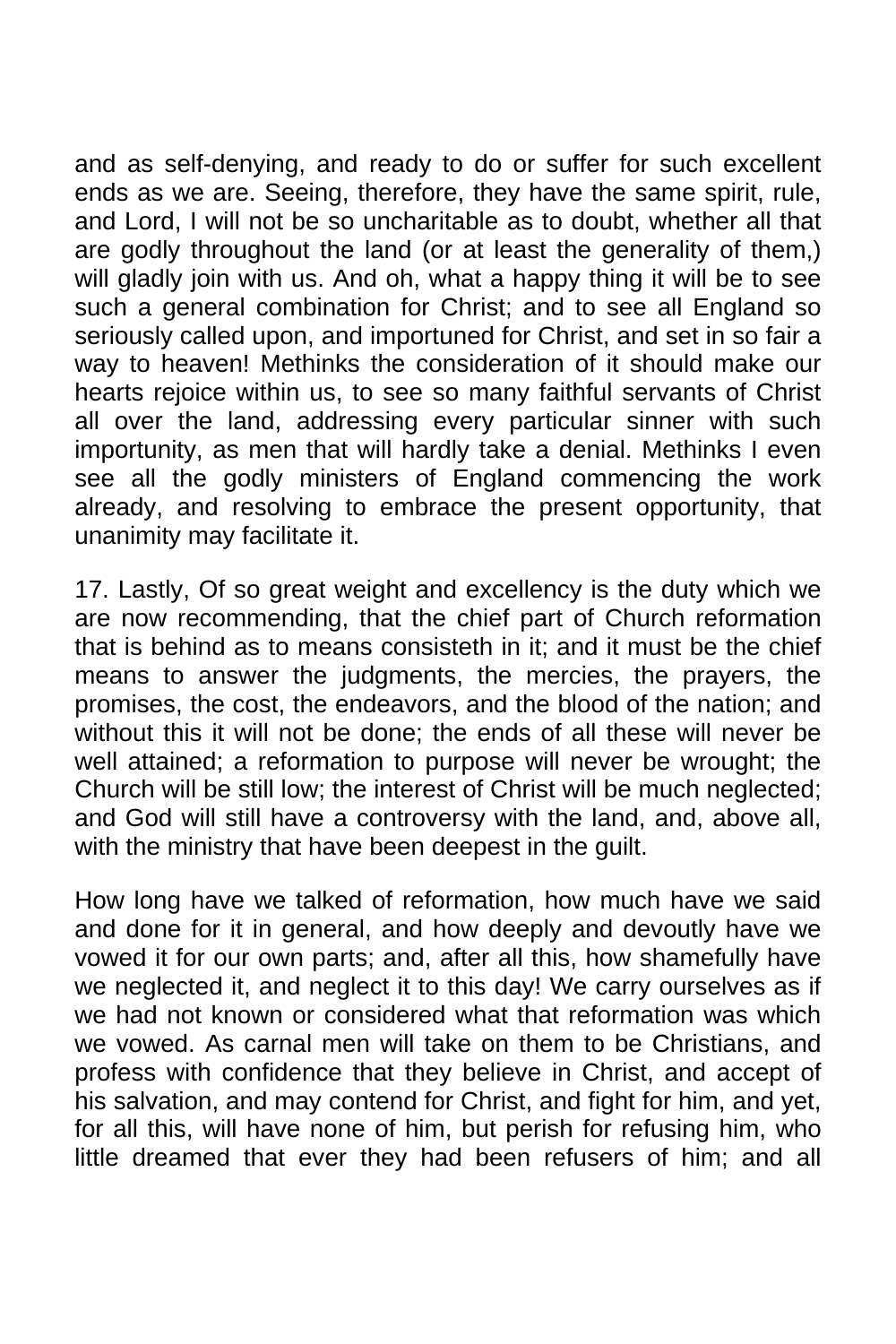and as self-denying, and ready to do or suffer for such excellent ends as we are. Seeing, therefore, they have the same spirit, rule, and Lord, I will not be so uncharitable as to doubt, whether all that are godly throughout the land (or at least the generality of them,) will gladly join with us. And oh, what a happy thing it will be to see such a general combination for Christ; and to see all England so seriously called upon, and importuned for Christ, and set in so fair a way to heaven! Methinks the consideration of it should make our hearts rejoice within us, to see so many faithful servants of Christ all over the land, addressing every particular sinner with such importunity, as men that will hardly take a denial. Methinks I even see all the godly ministers of England commencing the work already, and resolving to embrace the present opportunity, that unanimity may facilitate it.

17. Lastly, Of so great weight and excellency is the duty which we are now recommending, that the chief part of Church reformation that is behind as to means consisteth in it; and it must be the chief means to answer the judgments, the mercies, the prayers, the promises, the cost, the endeavors, and the blood of the nation; and without this it will not be done; the ends of all these will never be well attained; a reformation to purpose will never be wrought; the Church will be still low; the interest of Christ will be much neglected; and God will still have a controversy with the land, and, above all, with the ministry that have been deepest in the guilt.

How long have we talked of reformation, how much have we said and done for it in general, and how deeply and devoutly have we vowed it for our own parts; and, after all this, how shamefully have we neglected it, and neglect it to this day! We carry ourselves as if we had not known or considered what that reformation was which we vowed. As carnal men will take on them to be Christians, and profess with confidence that they believe in Christ, and accept of his salvation, and may contend for Christ, and fight for him, and yet, for all this, will have none of him, but perish for refusing him, who little dreamed that ever they had been refusers of him; and all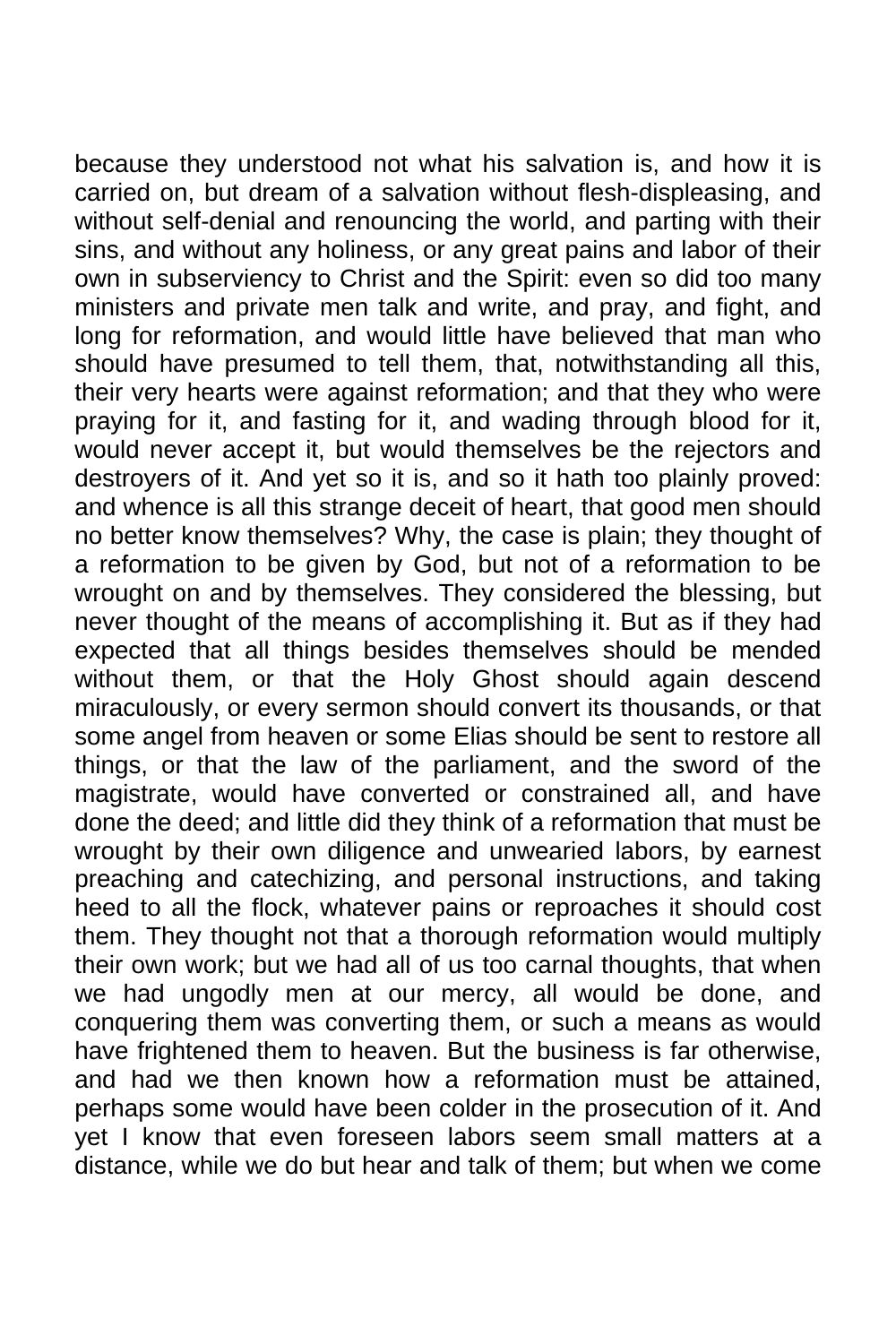because they understood not what his salvation is, and how it is carried on, but dream of a salvation without flesh-displeasing, and without self-denial and renouncing the world, and parting with their sins, and without any holiness, or any great pains and labor of their own in subserviency to Christ and the Spirit: even so did too many ministers and private men talk and write, and pray, and fight, and long for reformation, and would little have believed that man who should have presumed to tell them, that, notwithstanding all this, their very hearts were against reformation; and that they who were praying for it, and fasting for it, and wading through blood for it, would never accept it, but would themselves be the rejectors and destroyers of it. And yet so it is, and so it hath too plainly proved: and whence is all this strange deceit of heart, that good men should no better know themselves? Why, the case is plain; they thought of a reformation to be given by God, but not of a reformation to be wrought on and by themselves. They considered the blessing, but never thought of the means of accomplishing it. But as if they had expected that all things besides themselves should be mended without them, or that the Holy Ghost should again descend miraculously, or every sermon should convert its thousands, or that some angel from heaven or some Elias should be sent to restore all things, or that the law of the parliament, and the sword of the magistrate, would have converted or constrained all, and have done the deed; and little did they think of a reformation that must be wrought by their own diligence and unwearied labors, by earnest preaching and catechizing, and personal instructions, and taking heed to all the flock, whatever pains or reproaches it should cost them. They thought not that a thorough reformation would multiply their own work; but we had all of us too carnal thoughts, that when we had ungodly men at our mercy, all would be done, and conquering them was converting them, or such a means as would have frightened them to heaven. But the business is far otherwise, and had we then known how a reformation must be attained, perhaps some would have been colder in the prosecution of it. And yet I know that even foreseen labors seem small matters at a distance, while we do but hear and talk of them; but when we come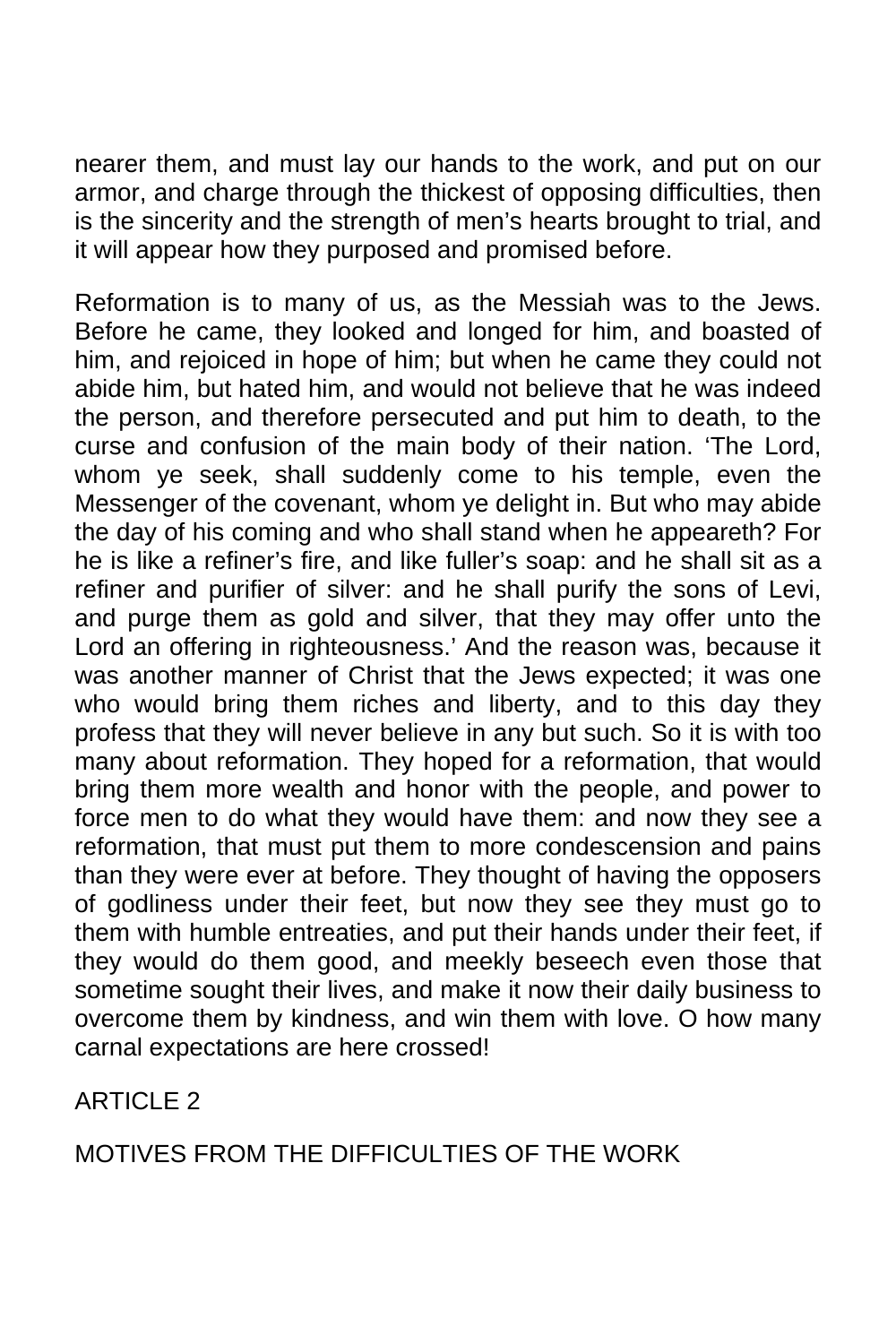nearer them, and must lay our hands to the work, and put on our armor, and charge through the thickest of opposing difficulties, then is the sincerity and the strength of men's hearts brought to trial, and it will appear how they purposed and promised before.

Reformation is to many of us, as the Messiah was to the Jews. Before he came, they looked and longed for him, and boasted of him, and rejoiced in hope of him; but when he came they could not abide him, but hated him, and would not believe that he was indeed the person, and therefore persecuted and put him to death, to the curse and confusion of the main body of their nation. 'The Lord, whom ye seek, shall suddenly come to his temple, even the Messenger of the covenant, whom ye delight in. But who may abide the day of his coming and who shall stand when he appeareth? For he is like a refiner's fire, and like fuller's soap: and he shall sit as a refiner and purifier of silver: and he shall purify the sons of Levi, and purge them as gold and silver, that they may offer unto the Lord an offering in righteousness.' And the reason was, because it was another manner of Christ that the Jews expected; it was one who would bring them riches and liberty, and to this day they profess that they will never believe in any but such. So it is with too many about reformation. They hoped for a reformation, that would bring them more wealth and honor with the people, and power to force men to do what they would have them: and now they see a reformation, that must put them to more condescension and pains than they were ever at before. They thought of having the opposers of godliness under their feet, but now they see they must go to them with humble entreaties, and put their hands under their feet, if they would do them good, and meekly beseech even those that sometime sought their lives, and make it now their daily business to overcome them by kindness, and win them with love. O how many carnal expectations are here crossed!

## ARTICLE 2

## MOTIVES FROM THE DIFFICULTIES OF THE WORK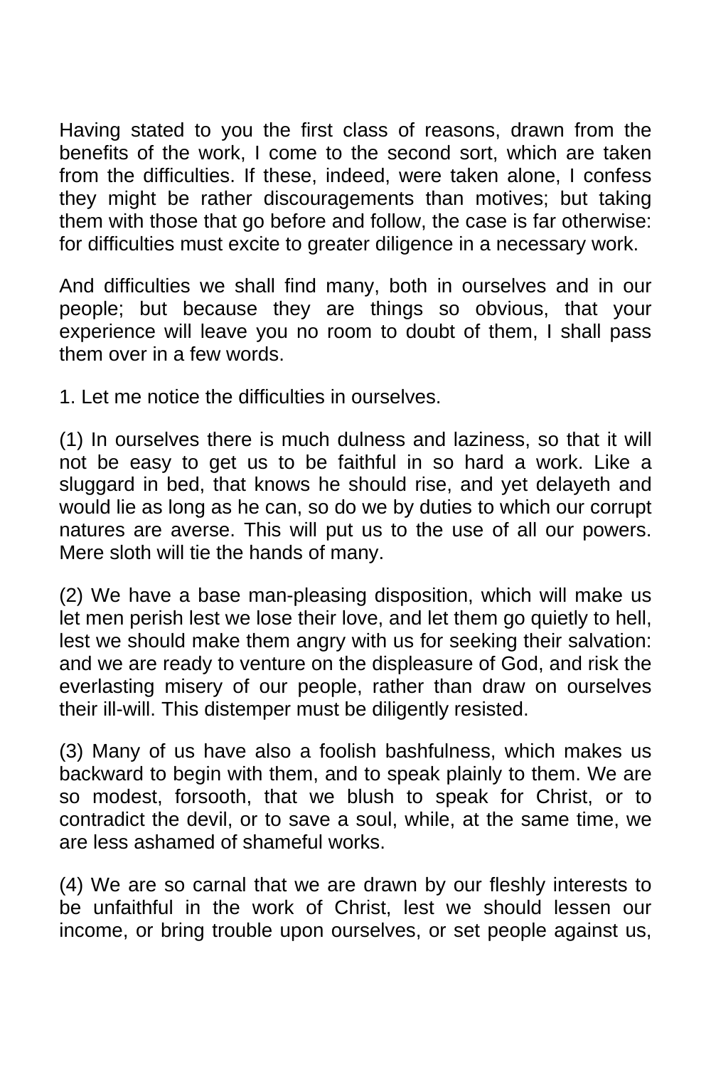Having stated to you the first class of reasons, drawn from the benefits of the work, I come to the second sort, which are taken from the difficulties. If these, indeed, were taken alone, I confess they might be rather discouragements than motives; but taking them with those that go before and follow, the case is far otherwise: for difficulties must excite to greater diligence in a necessary work.

And difficulties we shall find many, both in ourselves and in our people; but because they are things so obvious, that your experience will leave you no room to doubt of them, I shall pass them over in a few words.

1. Let me notice the difficulties in ourselves.

(1) In ourselves there is much dulness and laziness, so that it will not be easy to get us to be faithful in so hard a work. Like a sluggard in bed, that knows he should rise, and yet delayeth and would lie as long as he can, so do we by duties to which our corrupt natures are averse. This will put us to the use of all our powers. Mere sloth will tie the hands of many.

(2) We have a base man-pleasing disposition, which will make us let men perish lest we lose their love, and let them go quietly to hell, lest we should make them angry with us for seeking their salvation: and we are ready to venture on the displeasure of God, and risk the everlasting misery of our people, rather than draw on ourselves their ill-will. This distemper must be diligently resisted.

(3) Many of us have also a foolish bashfulness, which makes us backward to begin with them, and to speak plainly to them. We are so modest, forsooth, that we blush to speak for Christ, or to contradict the devil, or to save a soul, while, at the same time, we are less ashamed of shameful works.

(4) We are so carnal that we are drawn by our fleshly interests to be unfaithful in the work of Christ, lest we should lessen our income, or bring trouble upon ourselves, or set people against us,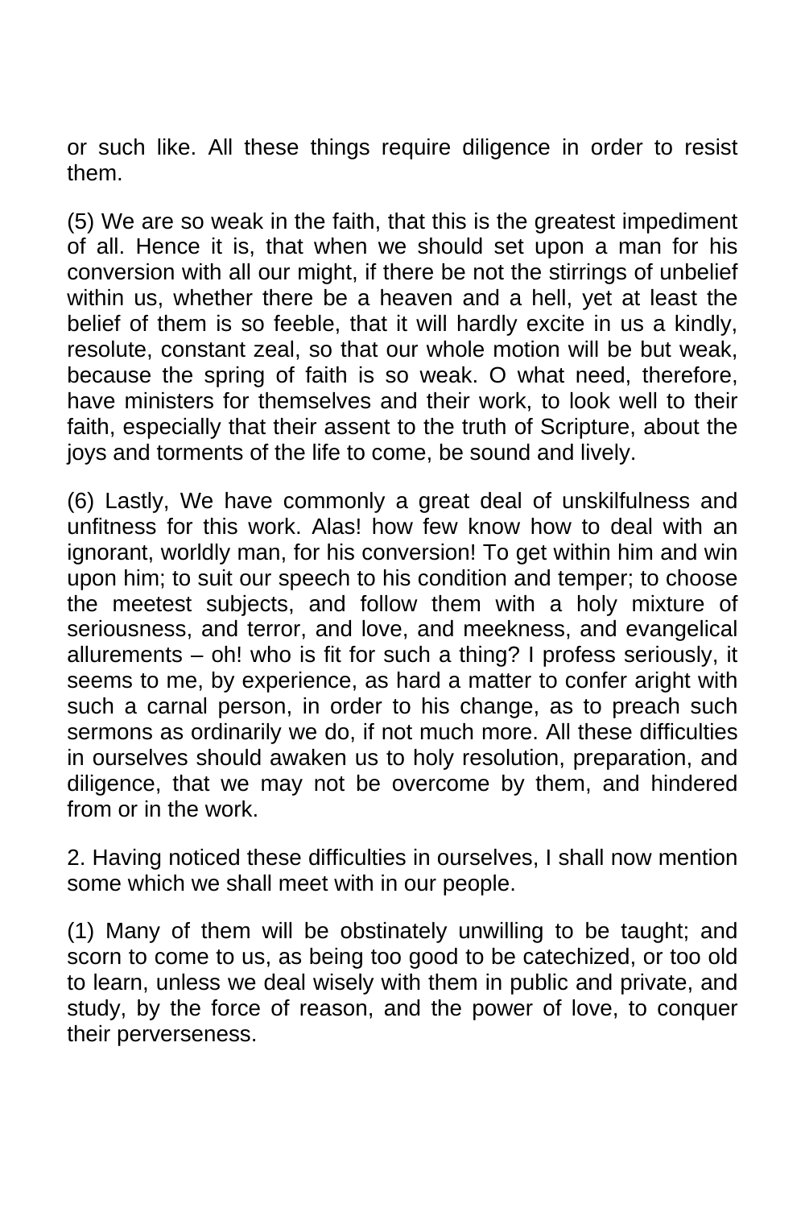or such like. All these things require diligence in order to resist them.

(5) We are so weak in the faith, that this is the greatest impediment of all. Hence it is, that when we should set upon a man for his conversion with all our might, if there be not the stirrings of unbelief within us, whether there be a heaven and a hell, yet at least the belief of them is so feeble, that it will hardly excite in us a kindly, resolute, constant zeal, so that our whole motion will be but weak, because the spring of faith is so weak. O what need, therefore, have ministers for themselves and their work, to look well to their faith, especially that their assent to the truth of Scripture, about the joys and torments of the life to come, be sound and lively.

(6) Lastly, We have commonly a great deal of unskilfulness and unfitness for this work. Alas! how few know how to deal with an ignorant, worldly man, for his conversion! To get within him and win upon him; to suit our speech to his condition and temper; to choose the meetest subjects, and follow them with a holy mixture of seriousness, and terror, and love, and meekness, and evangelical allurements – oh! who is fit for such a thing? I profess seriously, it seems to me, by experience, as hard a matter to confer aright with such a carnal person, in order to his change, as to preach such sermons as ordinarily we do, if not much more. All these difficulties in ourselves should awaken us to holy resolution, preparation, and diligence, that we may not be overcome by them, and hindered from or in the work.

2. Having noticed these difficulties in ourselves, I shall now mention some which we shall meet with in our people.

(1) Many of them will be obstinately unwilling to be taught; and scorn to come to us, as being too good to be catechized, or too old to learn, unless we deal wisely with them in public and private, and study, by the force of reason, and the power of love, to conquer their perverseness.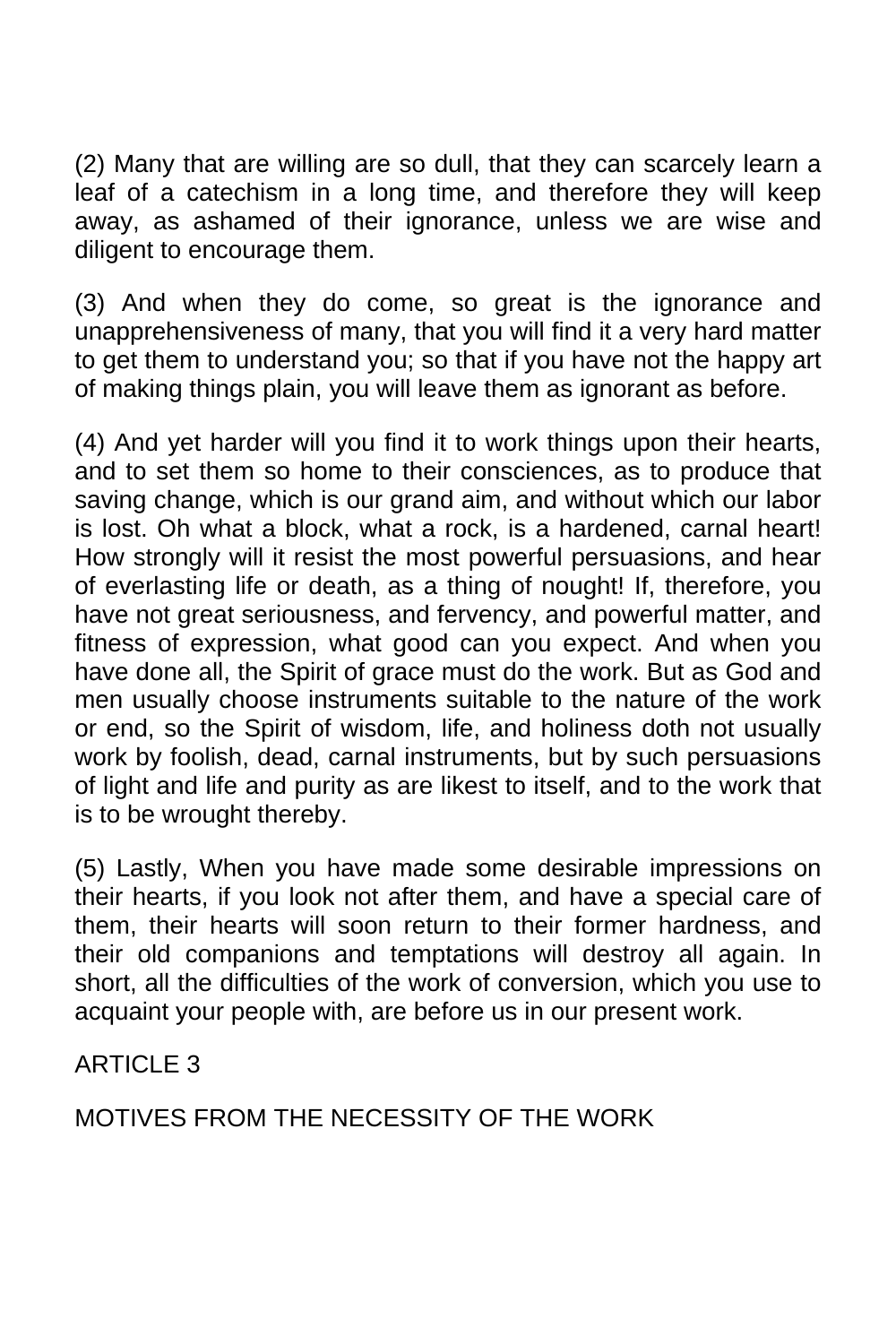(2) Many that are willing are so dull, that they can scarcely learn a leaf of a catechism in a long time, and therefore they will keep away, as ashamed of their ignorance, unless we are wise and diligent to encourage them.

(3) And when they do come, so great is the ignorance and unapprehensiveness of many, that you will find it a very hard matter to get them to understand you; so that if you have not the happy art of making things plain, you will leave them as ignorant as before.

(4) And yet harder will you find it to work things upon their hearts, and to set them so home to their consciences, as to produce that saving change, which is our grand aim, and without which our labor is lost. Oh what a block, what a rock, is a hardened, carnal heart! How strongly will it resist the most powerful persuasions, and hear of everlasting life or death, as a thing of nought! If, therefore, you have not great seriousness, and fervency, and powerful matter, and fitness of expression, what good can you expect. And when you have done all, the Spirit of grace must do the work. But as God and men usually choose instruments suitable to the nature of the work or end, so the Spirit of wisdom, life, and holiness doth not usually work by foolish, dead, carnal instruments, but by such persuasions of light and life and purity as are likest to itself, and to the work that is to be wrought thereby.

(5) Lastly, When you have made some desirable impressions on their hearts, if you look not after them, and have a special care of them, their hearts will soon return to their former hardness, and their old companions and temptations will destroy all again. In short, all the difficulties of the work of conversion, which you use to acquaint your people with, are before us in our present work.

## ARTICLE 3

## MOTIVES FROM THE NECESSITY OF THE WORK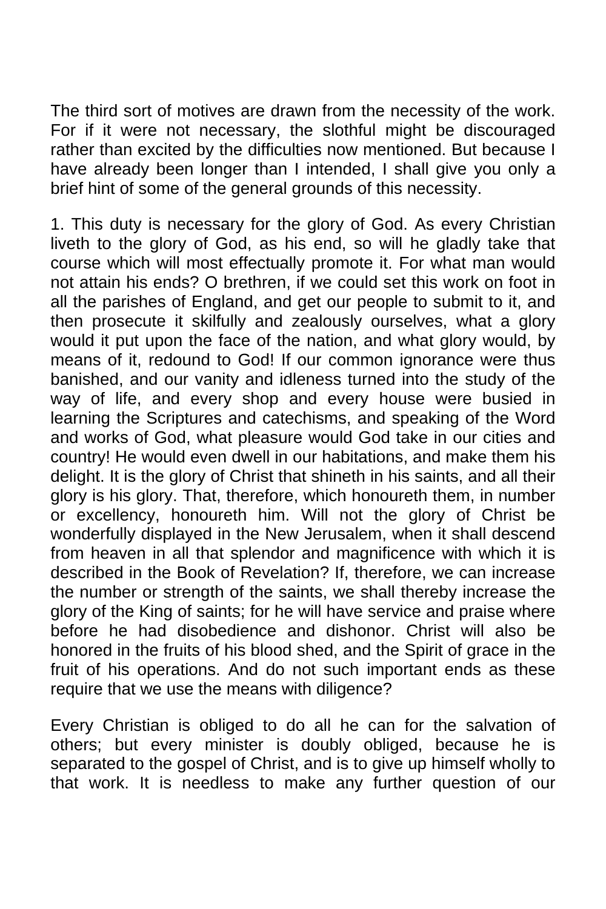The third sort of motives are drawn from the necessity of the work. For if it were not necessary, the slothful might be discouraged rather than excited by the difficulties now mentioned. But because I have already been longer than I intended, I shall give you only a brief hint of some of the general grounds of this necessity.

1. This duty is necessary for the glory of God. As every Christian liveth to the glory of God, as his end, so will he gladly take that course which will most effectually promote it. For what man would not attain his ends? O brethren, if we could set this work on foot in all the parishes of England, and get our people to submit to it, and then prosecute it skilfully and zealously ourselves, what a glory would it put upon the face of the nation, and what glory would, by means of it, redound to God! If our common ignorance were thus banished, and our vanity and idleness turned into the study of the way of life, and every shop and every house were busied in learning the Scriptures and catechisms, and speaking of the Word and works of God, what pleasure would God take in our cities and country! He would even dwell in our habitations, and make them his delight. It is the glory of Christ that shineth in his saints, and all their glory is his glory. That, therefore, which honoureth them, in number or excellency, honoureth him. Will not the glory of Christ be wonderfully displayed in the New Jerusalem, when it shall descend from heaven in all that splendor and magnificence with which it is described in the Book of Revelation? If, therefore, we can increase the number or strength of the saints, we shall thereby increase the glory of the King of saints; for he will have service and praise where before he had disobedience and dishonor. Christ will also be honored in the fruits of his blood shed, and the Spirit of grace in the fruit of his operations. And do not such important ends as these require that we use the means with diligence?

Every Christian is obliged to do all he can for the salvation of others; but every minister is doubly obliged, because he is separated to the gospel of Christ, and is to give up himself wholly to that work. It is needless to make any further question of our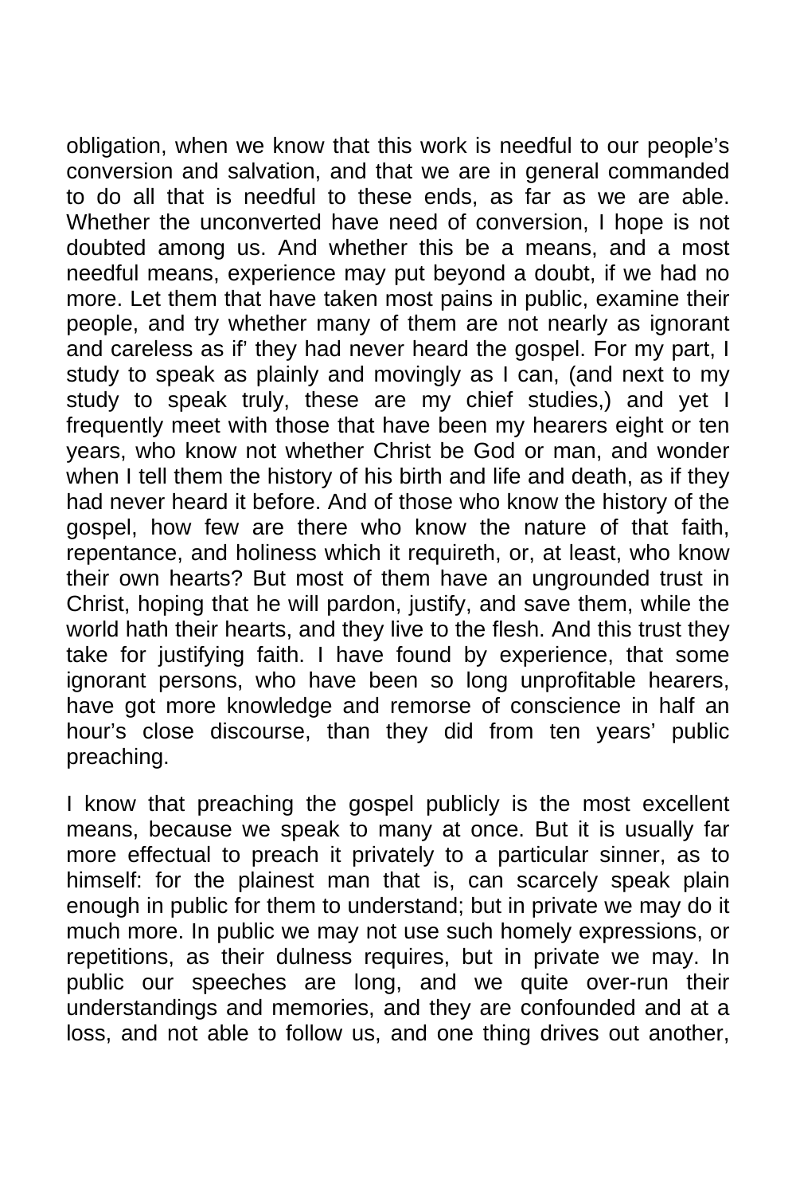obligation, when we know that this work is needful to our people’s conversion and salvation, and that we are in general commanded to do all that is needful to these ends, as far as we are able. Whether the unconverted have need of conversion, I hope is not doubted among us. And whether this be a means, and a most needful means, experience may put beyond a doubt, if we had no more. Let them that have taken most pains in public, examine their people, and try whether many of them are not nearly as ignorant and careless as if’ they had never heard the gospel. For my part, I study to speak as plainly and movingly as I can, (and next to my study to speak truly, these are my chief studies,) and yet I frequently meet with those that have been my hearers eight or ten years, who know not whether Christ be God or man, and wonder when I tell them the history of his birth and life and death, as if they had never heard it before. And of those who know the history of the gospel, how few are there who know the nature of that faith, repentance, and holiness which it requireth, or, at least, who know their own hearts? But most of them have an ungrounded trust in Christ, hoping that he will pardon, justify, and save them, while the world hath their hearts, and they live to the flesh. And this trust they take for justifying faith. I have found by experience, that some ignorant persons, who have been so long unprofitable hearers, have got more knowledge and remorse of conscience in half an hour’s close discourse, than they did from ten years’ public preaching.

I know that preaching the gospel publicly is the most excellent means, because we speak to many at once. But it is usually far more effectual to preach it privately to a particular sinner, as to himself: for the plainest man that is, can scarcely speak plain enough in public for them to understand; but in private we may do it much more. In public we may not use such homely expressions, or repetitions, as their dulness requires, but in private we may. In public our speeches are long, and we quite over-run their understandings and memories, and they are confounded and at a loss, and not able to follow us, and one thing drives out another,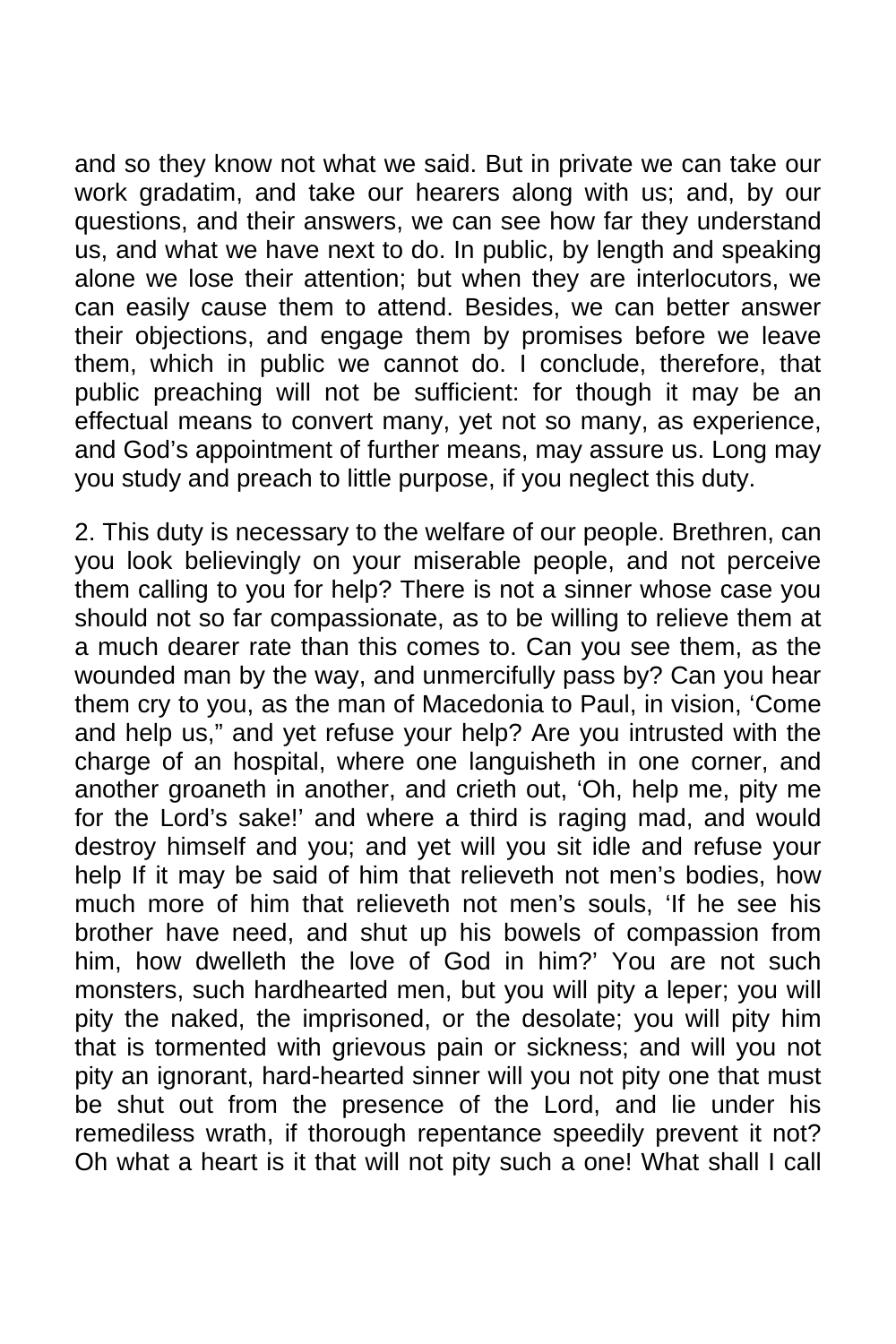and so they know not what we said. But in private we can take our work gradatim, and take our hearers along with us; and, by our questions, and their answers, we can see how far they understand us, and what we have next to do. In public, by length and speaking alone we lose their attention; but when they are interlocutors, we can easily cause them to attend. Besides, we can better answer their objections, and engage them by promises before we leave them, which in public we cannot do. I conclude, therefore, that public preaching will not be sufficient: for though it may be an effectual means to convert many, yet not so many, as experience, and God's appointment of further means, may assure us. Long may you study and preach to little purpose, if you neglect this duty.

2. This duty is necessary to the welfare of our people. Brethren, can you look believingly on your miserable people, and not perceive them calling to you for help? There is not a sinner whose case you should not so far compassionate, as to be willing to relieve them at a much dearer rate than this comes to. Can you see them, as the wounded man by the way, and unmercifully pass by? Can you hear them cry to you, as the man of Macedonia to Paul, in vision, 'Come and help us," and yet refuse your help? Are you intrusted with the charge of an hospital, where one languisheth in one corner, and another groaneth in another, and crieth out, 'Oh, help me, pity me for the Lord's sake!' and where a third is raging mad, and would destroy himself and you; and yet will you sit idle and refuse your help If it may be said of him that relieveth not men's bodies, how much more of him that relieveth not men's souls, 'If he see his brother have need, and shut up his bowels of compassion from him, how dwelleth the love of God in him?' You are not such monsters, such hardhearted men, but you will pity a leper; you will pity the naked, the imprisoned, or the desolate; you will pity him that is tormented with grievous pain or sickness; and will you not pity an ignorant, hard-hearted sinner will you not pity one that must be shut out from the presence of the Lord, and lie under his remediless wrath, if thorough repentance speedily prevent it not? Oh what a heart is it that will not pity such a one! What shall I call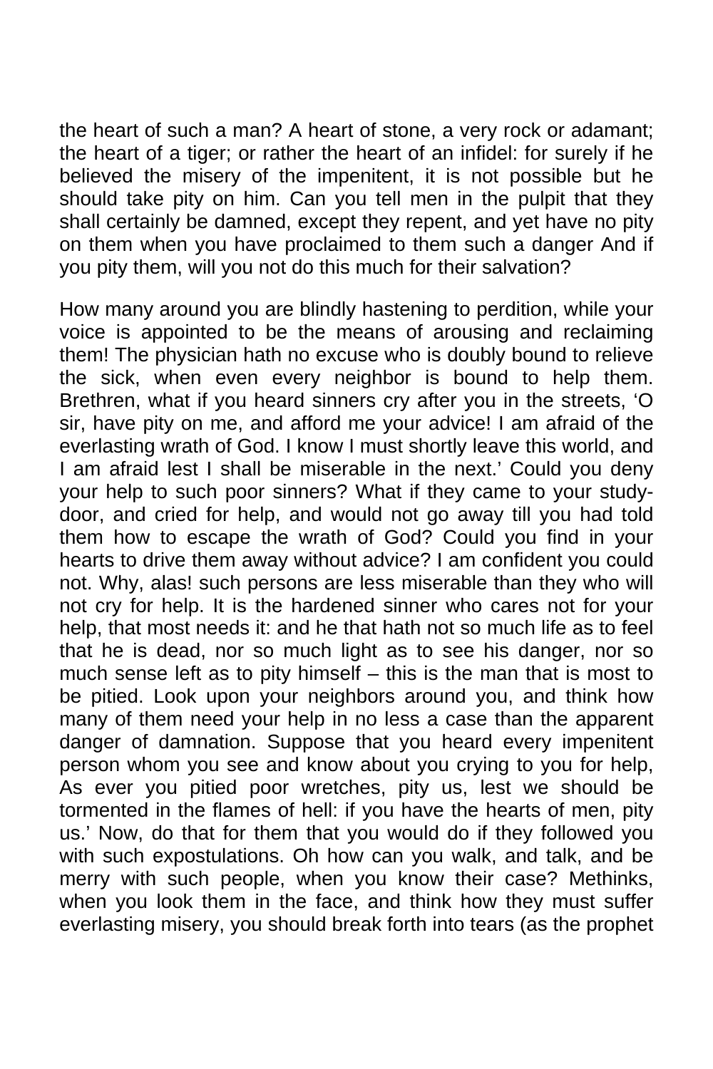the heart of such a man? A heart of stone, a very rock or adamant; the heart of a tiger; or rather the heart of an infidel: for surely if he believed the misery of the impenitent, it is not possible but he should take pity on him. Can you tell men in the pulpit that they shall certainly be damned, except they repent, and yet have no pity on them when you have proclaimed to them such a danger And if you pity them, will you not do this much for their salvation?

How many around you are blindly hastening to perdition, while your voice is appointed to be the means of arousing and reclaiming them! The physician hath no excuse who is doubly bound to relieve the sick, when even every neighbor is bound to help them. Brethren, what if you heard sinners cry after you in the streets, 'O sir, have pity on me, and afford me your advice! I am afraid of the everlasting wrath of God. I know I must shortly leave this world, and I am afraid lest I shall be miserable in the next.' Could you deny your help to such poor sinners? What if they came to your study-door, and cried for help, and would not go away till you had told them how to escape the wrath of God? Could you find in your hearts to drive them away without advice? I am confident you could not. Why, alas! such persons are less miserable than they who will not cry for help. It is the hardened sinner who cares not for your help, that most needs it: and he that hath not so much life as to feel that he is dead, nor so much light as to see his danger, nor so much sense left as to pity himself – this is the man that is most to be pitied. Look upon your neighbors around you, and think how many of them need your help in no less a case than the apparent danger of damnation. Suppose that you heard every impenitent person whom you see and know about you crying to you for help, As ever you pitied poor wretches, pity us, lest we should be tormented in the flames of hell: if you have the hearts of men, pity us.' Now, do that for them that you would do if they followed you with such expostulations. Oh how can you walk, and talk, and be merry with such people, when you know their case? Methinks, when you look them in the face, and think how they must suffer everlasting misery, you should break forth into tears (as the prophet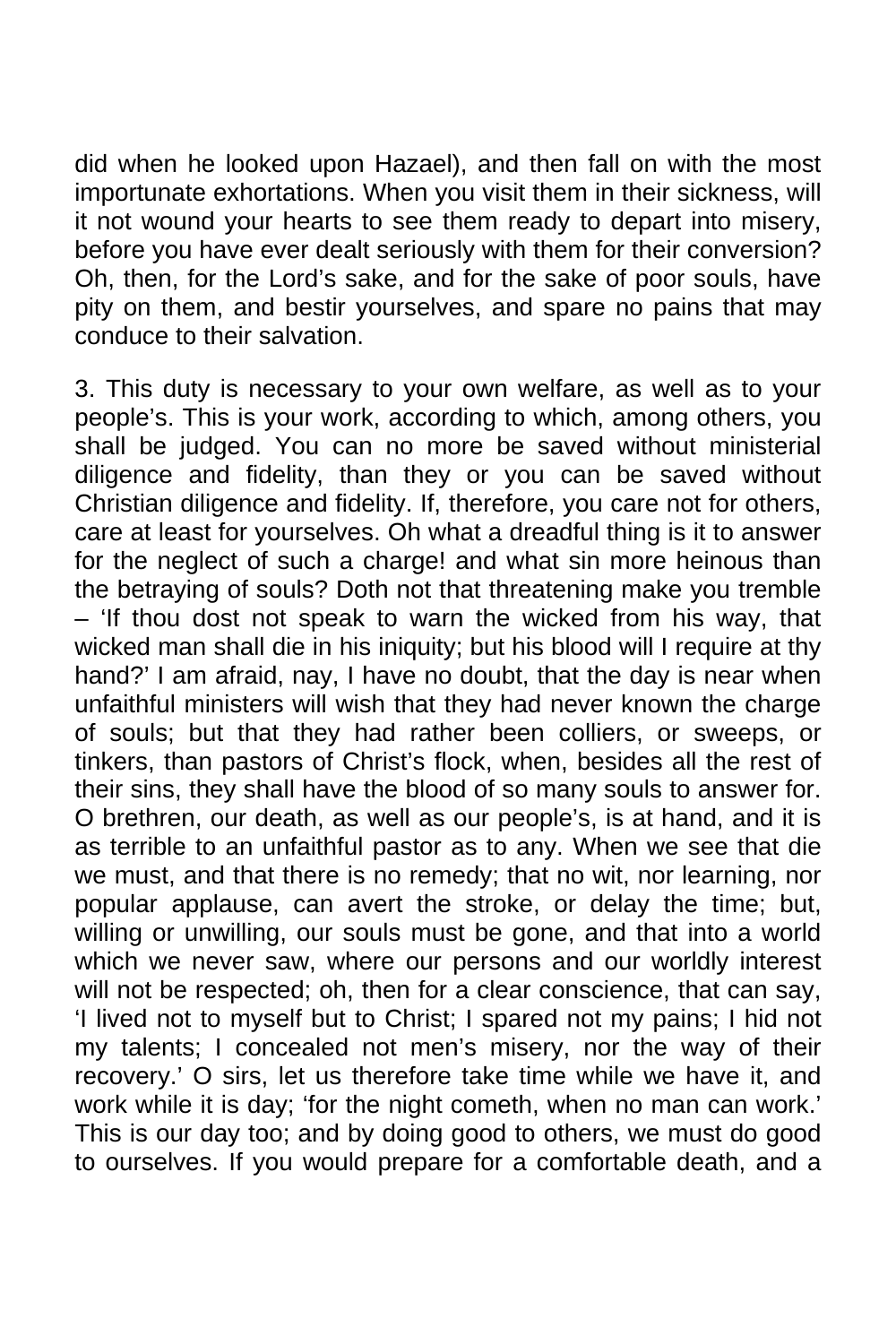did when he looked upon Hazael), and then fall on with the most importunate exhortations. When you visit them in their sickness, will it not wound your hearts to see them ready to depart into misery, before you have ever dealt seriously with them for their conversion? Oh, then, for the Lord's sake, and for the sake of poor souls, have pity on them, and bestir yourselves, and spare no pains that may conduce to their salvation.

3. This duty is necessary to your own welfare, as well as to your people's. This is your work, according to which, among others, you shall be judged. You can no more be saved without ministerial diligence and fidelity, than they or you can be saved without Christian diligence and fidelity. If, therefore, you care not for others, care at least for yourselves. Oh what a dreadful thing is it to answer for the neglect of such a charge! and what sin more heinous than the betraying of souls? Doth not that threatening make you tremble – 'If thou dost not speak to warn the wicked from his way, that wicked man shall die in his iniquity; but his blood will I require at thy hand?' I am afraid, nay, I have no doubt, that the day is near when unfaithful ministers will wish that they had never known the charge of souls; but that they had rather been colliers, or sweeps, or tinkers, than pastors of Christ's flock, when, besides all the rest of their sins, they shall have the blood of so many souls to answer for. O brethren, our death, as well as our people's, is at hand, and it is as terrible to an unfaithful pastor as to any. When we see that die we must, and that there is no remedy; that no wit, nor learning, nor popular applause, can avert the stroke, or delay the time; but, willing or unwilling, our souls must be gone, and that into a world which we never saw, where our persons and our worldly interest will not be respected; oh, then for a clear conscience, that can say, 'I lived not to myself but to Christ; I spared not my pains; I hid not my talents; I concealed not men's misery, nor the way of their recovery.' O sirs, let us therefore take time while we have it, and work while it is day; 'for the night cometh, when no man can work.' This is our day too; and by doing good to others, we must do good to ourselves. If you would prepare for a comfortable death, and a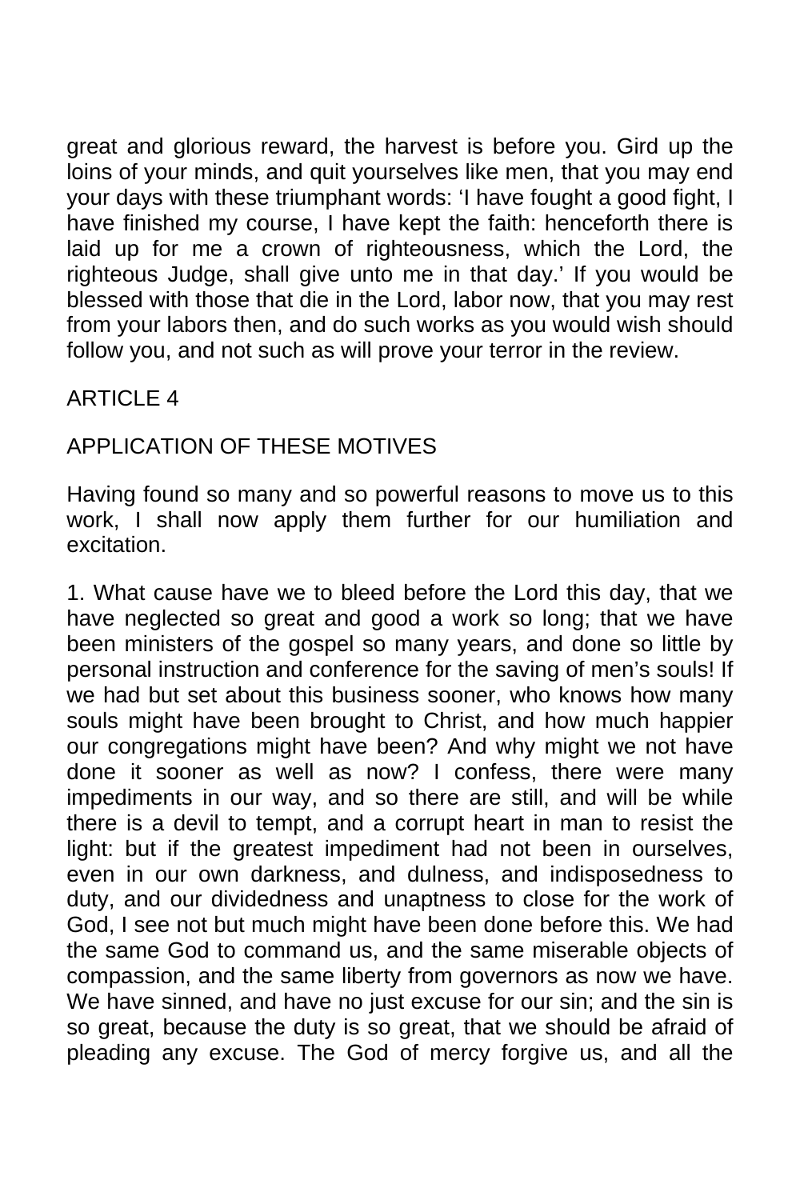great and glorious reward, the harvest is before you. Gird up the loins of your minds, and quit yourselves like men, that you may end your days with these triumphant words: 'I have fought a good fight, I have finished my course, I have kept the faith: henceforth there is laid up for me a crown of righteousness, which the Lord, the righteous Judge, shall give unto me in that day.' If you would be blessed with those that die in the Lord, labor now, that you may rest from your labors then, and do such works as you would wish should follow you, and not such as will prove your terror in the review.

## ARTICLE 4

## APPLICATION OF THESE MOTIVES

Having found so many and so powerful reasons to move us to this work, I shall now apply them further for our humiliation and excitation.

1. What cause have we to bleed before the Lord this day, that we have neglected so great and good a work so long; that we have been ministers of the gospel so many years, and done so little by personal instruction and conference for the saving of men's souls! If we had but set about this business sooner, who knows how many souls might have been brought to Christ, and how much happier our congregations might have been? And why might we not have done it sooner as well as now? I confess, there were many impediments in our way, and so there are still, and will be while there is a devil to tempt, and a corrupt heart in man to resist the light: but if the greatest impediment had not been in ourselves, even in our own darkness, and dulness, and indisposedness to duty, and our dividedness and unaptness to close for the work of God, I see not but much might have been done before this. We had the same God to command us, and the same miserable objects of compassion, and the same liberty from governors as now we have. We have sinned, and have no just excuse for our sin; and the sin is so great, because the duty is so great, that we should be afraid of pleading any excuse. The God of mercy forgive us, and all the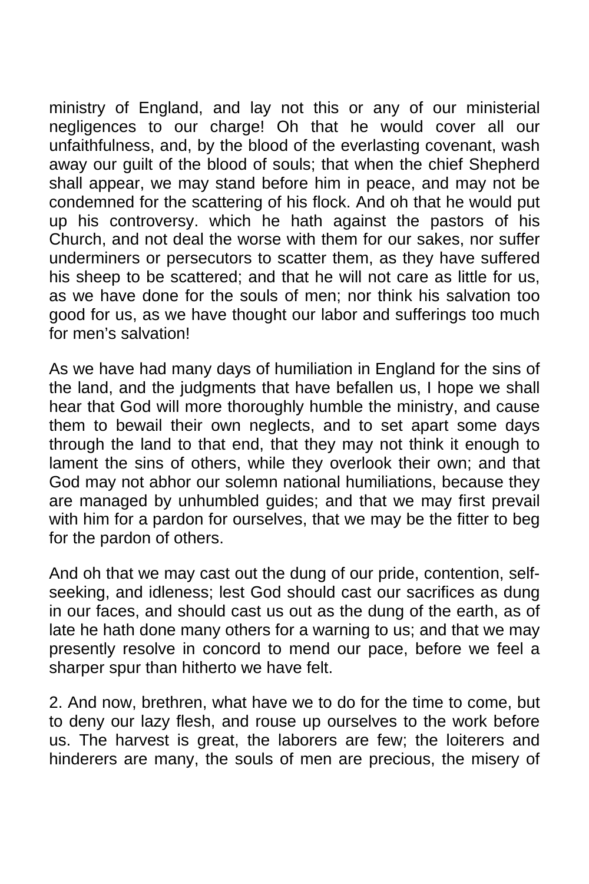ministry of England, and lay not this or any of our ministerial negligences to our charge! Oh that he would cover all our unfaithfulness, and, by the blood of the everlasting covenant, wash away our guilt of the blood of souls; that when the chief Shepherd shall appear, we may stand before him in peace, and may not be condemned for the scattering of his flock. And oh that he would put up his controversy. which he hath against the pastors of his Church, and not deal the worse with them for our sakes, nor suffer underminers or persecutors to scatter them, as they have suffered his sheep to be scattered; and that he will not care as little for us, as we have done for the souls of men; nor think his salvation too good for us, as we have thought our labor and sufferings too much for men's salvation!

As we have had many days of humiliation in England for the sins of the land, and the judgments that have befallen us, I hope we shall hear that God will more thoroughly humble the ministry, and cause them to bewail their own neglects, and to set apart some days through the land to that end, that they may not think it enough to lament the sins of others, while they overlook their own; and that God may not abhor our solemn national humiliations, because they are managed by unhumbled guides; and that we may first prevail with him for a pardon for ourselves, that we may be the fitter to beg for the pardon of others.

And oh that we may cast out the dung of our pride, contention, self-seeking, and idleness; lest God should cast our sacrifices as dung in our faces, and should cast us out as the dung of the earth, as of late he hath done many others for a warning to us; and that we may presently resolve in concord to mend our pace, before we feel a sharper spur than hitherto we have felt.

2. And now, brethren, what have we to do for the time to come, but to deny our lazy flesh, and rouse up ourselves to the work before us. The harvest is great, the laborers are few; the loiterers and hinderers are many, the souls of men are precious, the misery of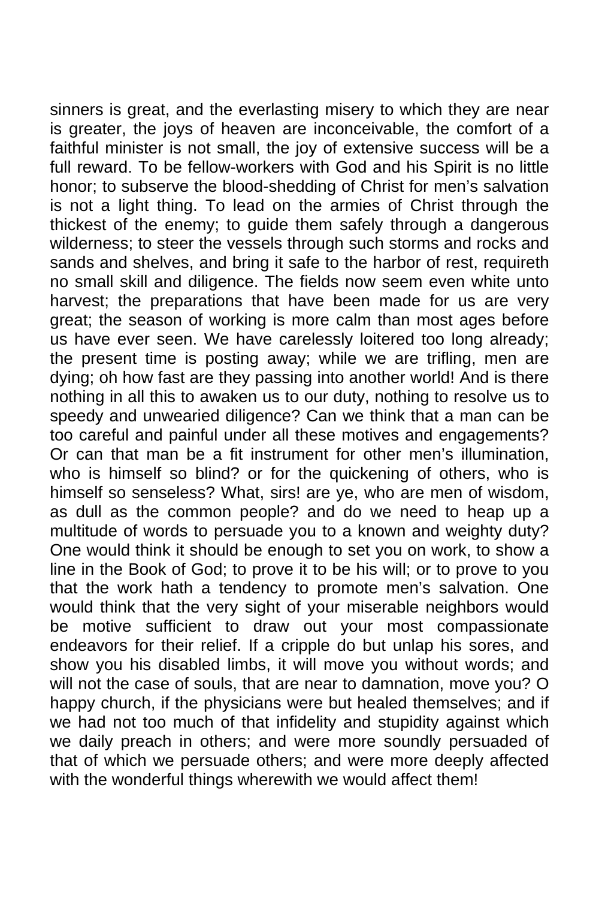sinners is great, and the everlasting misery to which they are near is greater, the joys of heaven are inconceivable, the comfort of a faithful minister is not small, the joy of extensive success will be a full reward. To be fellow-workers with God and his Spirit is no little honor; to subserve the blood-shedding of Christ for men's salvation is not a light thing. To lead on the armies of Christ through the thickest of the enemy; to guide them safely through a dangerous wilderness; to steer the vessels through such storms and rocks and sands and shelves, and bring it safe to the harbor of rest, requireth no small skill and diligence. The fields now seem even white unto harvest; the preparations that have been made for us are very great; the season of working is more calm than most ages before us have ever seen. We have carelessly loitered too long already; the present time is posting away; while we are trifling, men are dying; oh how fast are they passing into another world! And is there nothing in all this to awaken us to our duty, nothing to resolve us to speedy and unwearied diligence? Can we think that a man can be too careful and painful under all these motives and engagements? Or can that man be a fit instrument for other men's illumination, who is himself so blind? or for the quickening of others, who is himself so senseless? What, sirs! are ye, who are men of wisdom, as dull as the common people? and do we need to heap up a multitude of words to persuade you to a known and weighty duty? One would think it should be enough to set you on work, to show a line in the Book of God; to prove it to be his will; or to prove to you that the work hath a tendency to promote men's salvation. One would think that the very sight of your miserable neighbors would be motive sufficient to draw out your most compassionate endeavors for their relief. If a cripple do but unlap his sores, and show you his disabled limbs, it will move you without words; and will not the case of souls, that are near to damnation, move you? O happy church, if the physicians were but healed themselves; and if we had not too much of that infidelity and stupidity against which we daily preach in others; and were more soundly persuaded of that of which we persuade others; and were more deeply affected with the wonderful things wherewith we would affect them!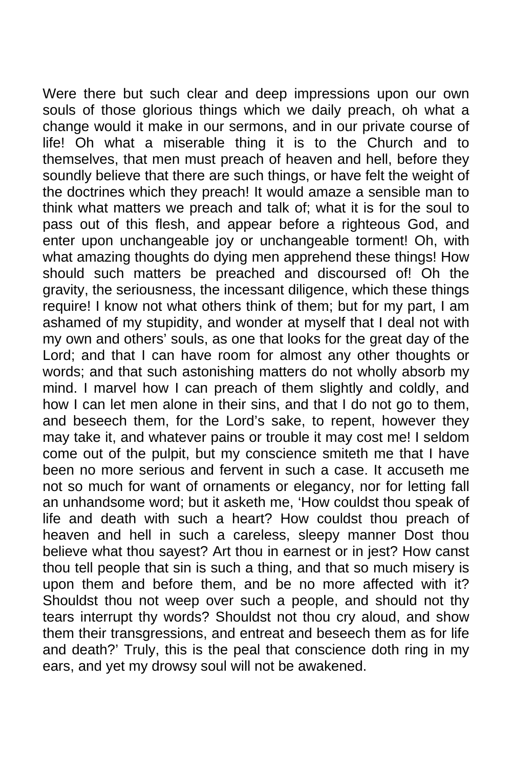Were there but such clear and deep impressions upon our own souls of those glorious things which we daily preach, oh what a change would it make in our sermons, and in our private course of life! Oh what a miserable thing it is to the Church and to themselves, that men must preach of heaven and hell, before they soundly believe that there are such things, or have felt the weight of the doctrines which they preach! It would amaze a sensible man to think what matters we preach and talk of; what it is for the soul to pass out of this flesh, and appear before a righteous God, and enter upon unchangeable joy or unchangeable torment! Oh, with what amazing thoughts do dying men apprehend these things! How should such matters be preached and discoursed of! Oh the gravity, the seriousness, the incessant diligence, which these things require! I know not what others think of them; but for my part, I am ashamed of my stupidity, and wonder at myself that I deal not with my own and others' souls, as one that looks for the great day of the Lord; and that I can have room for almost any other thoughts or words; and that such astonishing matters do not wholly absorb my mind. I marvel how I can preach of them slightly and coldly, and how I can let men alone in their sins, and that I do not go to them, and beseech them, for the Lord's sake, to repent, however they may take it, and whatever pains or trouble it may cost me! I seldom come out of the pulpit, but my conscience smiteth me that I have been no more serious and fervent in such a case. It accuseth me not so much for want of ornaments or elegancy, nor for letting fall an unhandsome word; but it asketh me, 'How couldst thou speak of life and death with such a heart? How couldst thou preach of heaven and hell in such a careless, sleepy manner Dost thou believe what thou sayest? Art thou in earnest or in jest? How canst thou tell people that sin is such a thing, and that so much misery is upon them and before them, and be no more affected with it? Shouldst thou not weep over such a people, and should not thy tears interrupt thy words? Shouldst not thou cry aloud, and show them their transgressions, and entreat and beseech them as for life and death?' Truly, this is the peal that conscience doth ring in my ears, and yet my drowsy soul will not be awakened.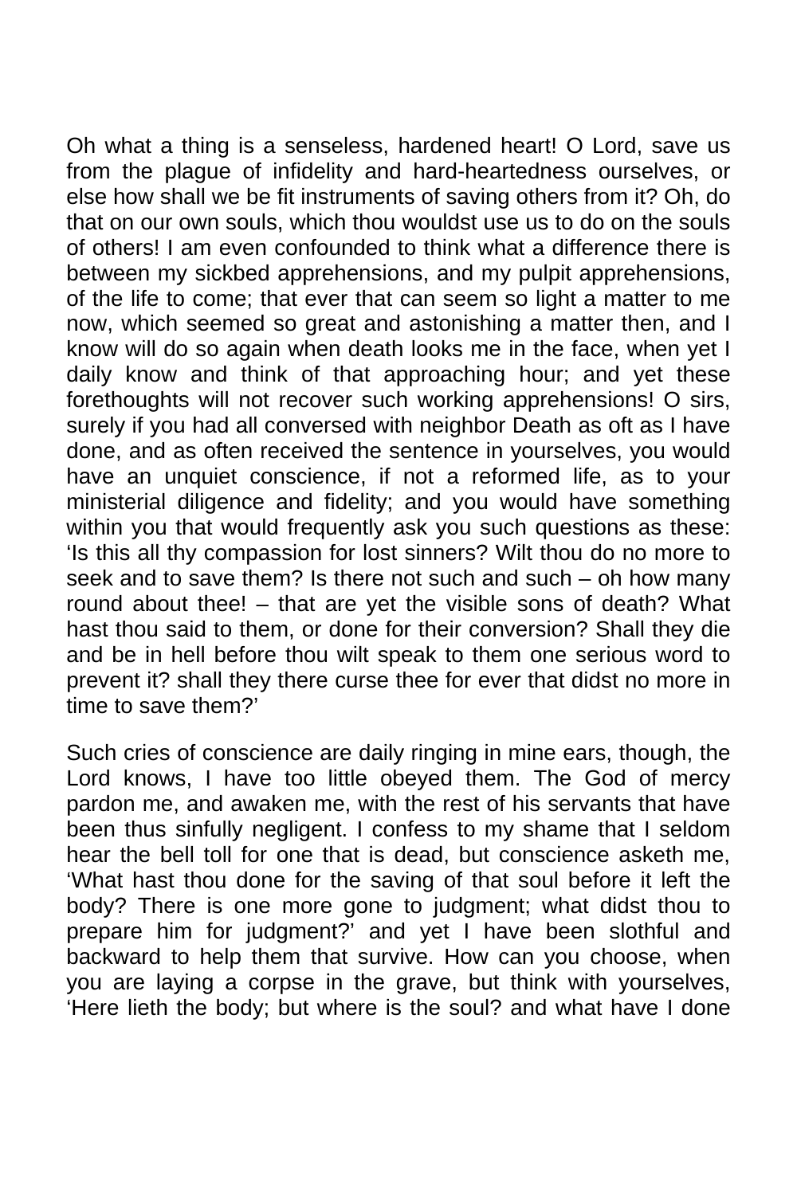Oh what a thing is a senseless, hardened heart! O Lord, save us from the plague of infidelity and hard-heartedness ourselves, or else how shall we be fit instruments of saving others from it? Oh, do that on our own souls, which thou wouldst use us to do on the souls of others! I am even confounded to think what a difference there is between my sickbed apprehensions, and my pulpit apprehensions, of the life to come; that ever that can seem so light a matter to me now, which seemed so great and astonishing a matter then, and I know will do so again when death looks me in the face, when yet I daily know and think of that approaching hour; and yet these forethoughts will not recover such working apprehensions! O sirs, surely if you had all conversed with neighbor Death as oft as I have done, and as often received the sentence in yourselves, you would have an unquiet conscience, if not a reformed life, as to your ministerial diligence and fidelity; and you would have something within you that would frequently ask you such questions as these: 'Is this all thy compassion for lost sinners? Wilt thou do no more to seek and to save them? Is there not such and such – oh how many round about thee! – that are yet the visible sons of death? What hast thou said to them, or done for their conversion? Shall they die and be in hell before thou wilt speak to them one serious word to prevent it? shall they there curse thee for ever that didst no more in time to save them?'

Such cries of conscience are daily ringing in mine ears, though, the Lord knows, I have too little obeyed them. The God of mercy pardon me, and awaken me, with the rest of his servants that have been thus sinfully negligent. I confess to my shame that I seldom hear the bell toll for one that is dead, but conscience asketh me, 'What hast thou done for the saving of that soul before it left the body? There is one more gone to judgment; what didst thou to prepare him for judgment?' and yet I have been slothful and backward to help them that survive. How can you choose, when you are laying a corpse in the grave, but think with yourselves, 'Here lieth the body; but where is the soul? and what have I done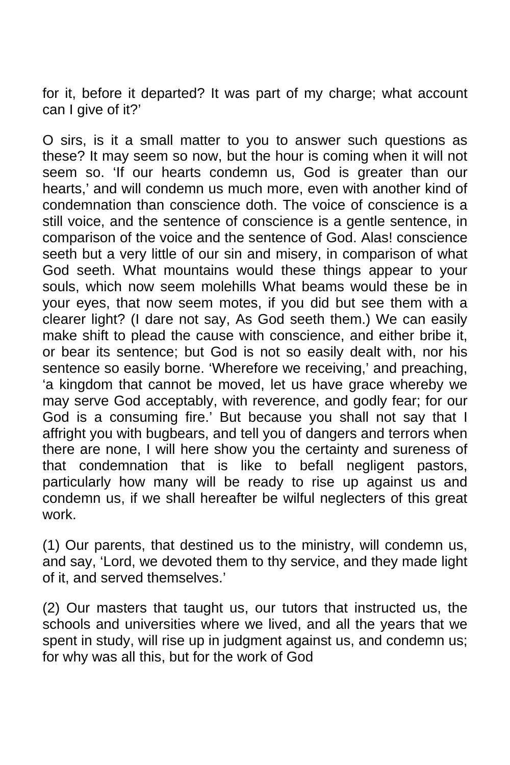for it, before it departed? It was part of my charge; what account can I give of it?'

O sirs, is it a small matter to you to answer such questions as these? It may seem so now, but the hour is coming when it will not seem so. 'If our hearts condemn us, God is greater than our hearts,' and will condemn us much more, even with another kind of condemnation than conscience doth. The voice of conscience is a still voice, and the sentence of conscience is a gentle sentence, in comparison of the voice and the sentence of God. Alas! conscience seeth but a very little of our sin and misery, in comparison of what God seeth. What mountains would these things appear to your souls, which now seem molehills What beams would these be in your eyes, that now seem motes, if you did but see them with a clearer light? (I dare not say, As God seeth them.) We can easily make shift to plead the cause with conscience, and either bribe it, or bear its sentence; but God is not so easily dealt with, nor his sentence so easily borne. 'Wherefore we receiving,' and preaching, 'a kingdom that cannot be moved, let us have grace whereby we may serve God acceptably, with reverence, and godly fear; for our God is a consuming fire.' But because you shall not say that I affright you with bugbears, and tell you of dangers and terrors when there are none, I will here show you the certainty and sureness of that condemnation that is like to befall negligent pastors, particularly how many will be ready to rise up against us and condemn us, if we shall hereafter be wilful neglecters of this great work.

(1) Our parents, that destined us to the ministry, will condemn us, and say, 'Lord, we devoted them to thy service, and they made light of it, and served themselves.'

(2) Our masters that taught us, our tutors that instructed us, the schools and universities where we lived, and all the years that we spent in study, will rise up in judgment against us, and condemn us; for why was all this, but for the work of God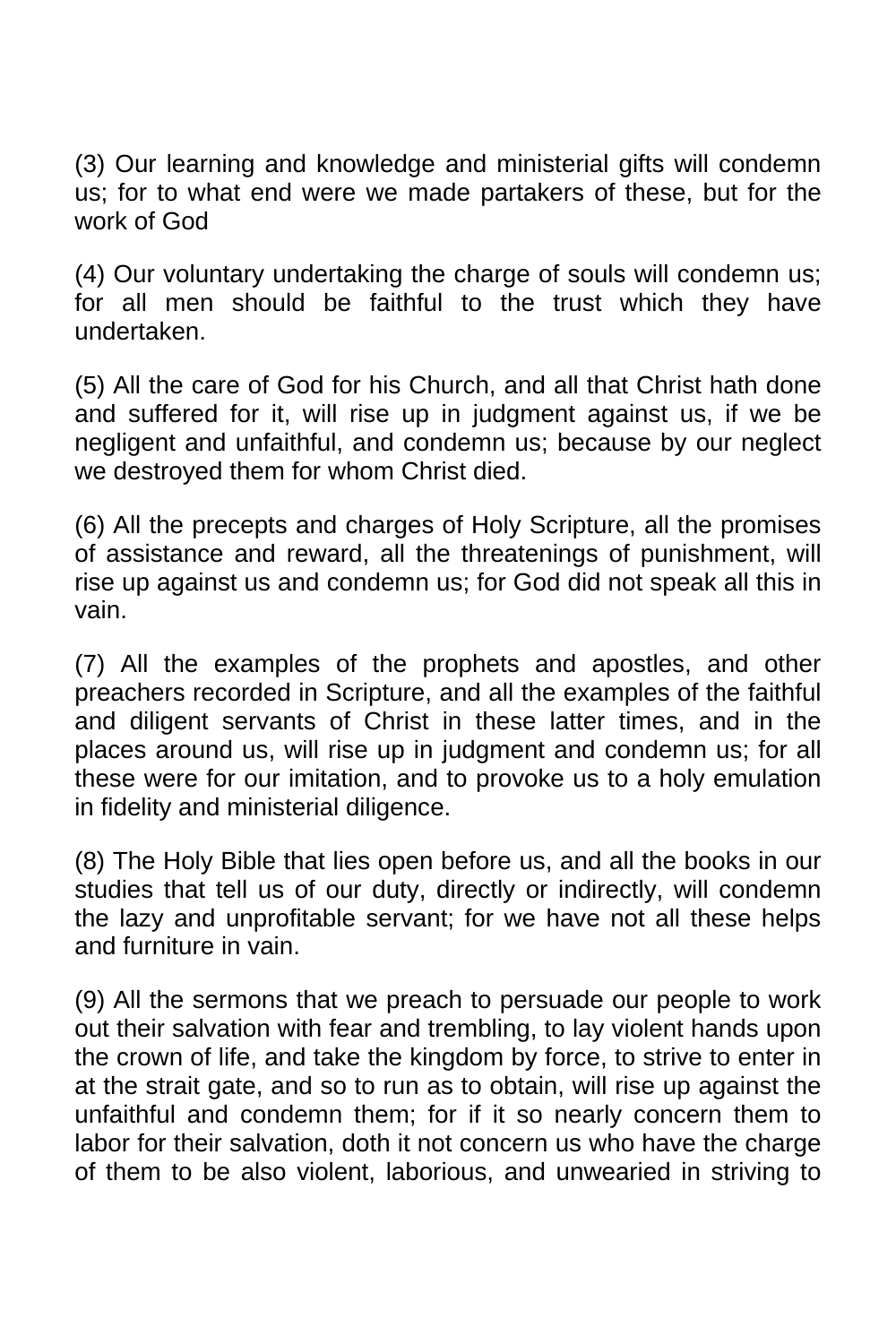(3) Our learning and knowledge and ministerial gifts will condemn us; for to what end were we made partakers of these, but for the work of God

(4) Our voluntary undertaking the charge of souls will condemn us; for all men should be faithful to the trust which they have undertaken.

(5) All the care of God for his Church, and all that Christ hath done and suffered for it, will rise up in judgment against us, if we be negligent and unfaithful, and condemn us; because by our neglect we destroyed them for whom Christ died.

(6) All the precepts and charges of Holy Scripture, all the promises of assistance and reward, all the threatenings of punishment, will rise up against us and condemn us; for God did not speak all this in vain.

(7) All the examples of the prophets and apostles, and other preachers recorded in Scripture, and all the examples of the faithful and diligent servants of Christ in these latter times, and in the places around us, will rise up in judgment and condemn us; for all these were for our imitation, and to provoke us to a holy emulation in fidelity and ministerial diligence.

(8) The Holy Bible that lies open before us, and all the books in our studies that tell us of our duty, directly or indirectly, will condemn the lazy and unprofitable servant; for we have not all these helps and furniture in vain.

(9) All the sermons that we preach to persuade our people to work out their salvation with fear and trembling, to lay violent hands upon the crown of life, and take the kingdom by force, to strive to enter in at the strait gate, and so to run as to obtain, will rise up against the unfaithful and condemn them; for if it so nearly concern them to labor for their salvation, doth it not concern us who have the charge of them to be also violent, laborious, and unwearied in striving to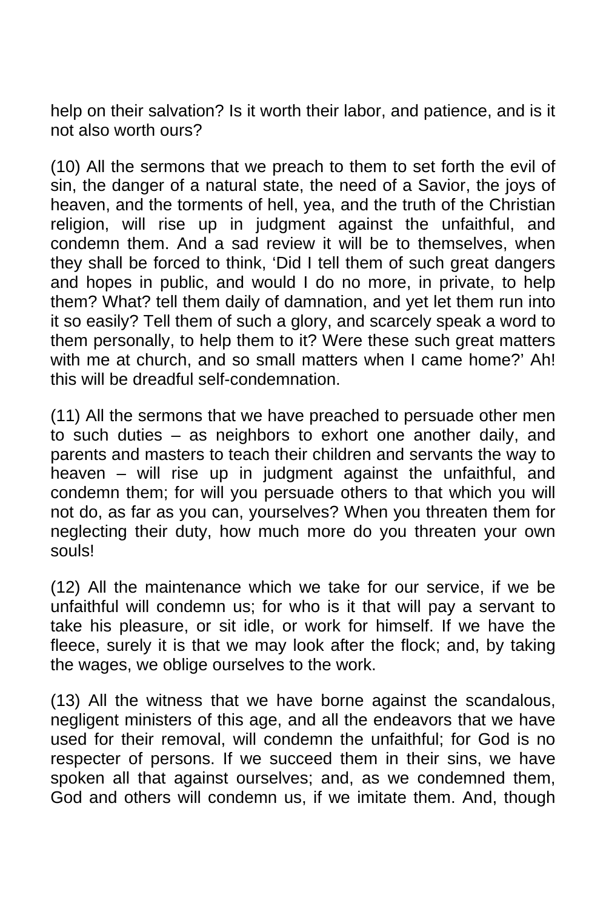help on their salvation? Is it worth their labor, and patience, and is it not also worth ours?

(10) All the sermons that we preach to them to set forth the evil of sin, the danger of a natural state, the need of a Savior, the joys of heaven, and the torments of hell, yea, and the truth of the Christian religion, will rise up in judgment against the unfaithful, and condemn them. And a sad review it will be to themselves, when they shall be forced to think, 'Did I tell them of such great dangers and hopes in public, and would I do no more, in private, to help them? What? tell them daily of damnation, and yet let them run into it so easily? Tell them of such a glory, and scarcely speak a word to them personally, to help them to it? Were these such great matters with me at church, and so small matters when I came home?' Ah! this will be dreadful self-condemnation.

(11) All the sermons that we have preached to persuade other men to such duties – as neighbors to exhort one another daily, and parents and masters to teach their children and servants the way to heaven – will rise up in judgment against the unfaithful, and condemn them; for will you persuade others to that which you will not do, as far as you can, yourselves? When you threaten them for neglecting their duty, how much more do you threaten your own souls!

(12) All the maintenance which we take for our service, if we be unfaithful will condemn us; for who is it that will pay a servant to take his pleasure, or sit idle, or work for himself. If we have the fleece, surely it is that we may look after the flock; and, by taking the wages, we oblige ourselves to the work.

(13) All the witness that we have borne against the scandalous, negligent ministers of this age, and all the endeavors that we have used for their removal, will condemn the unfaithful; for God is no respecter of persons. If we succeed them in their sins, we have spoken all that against ourselves; and, as we condemned them, God and others will condemn us, if we imitate them. And, though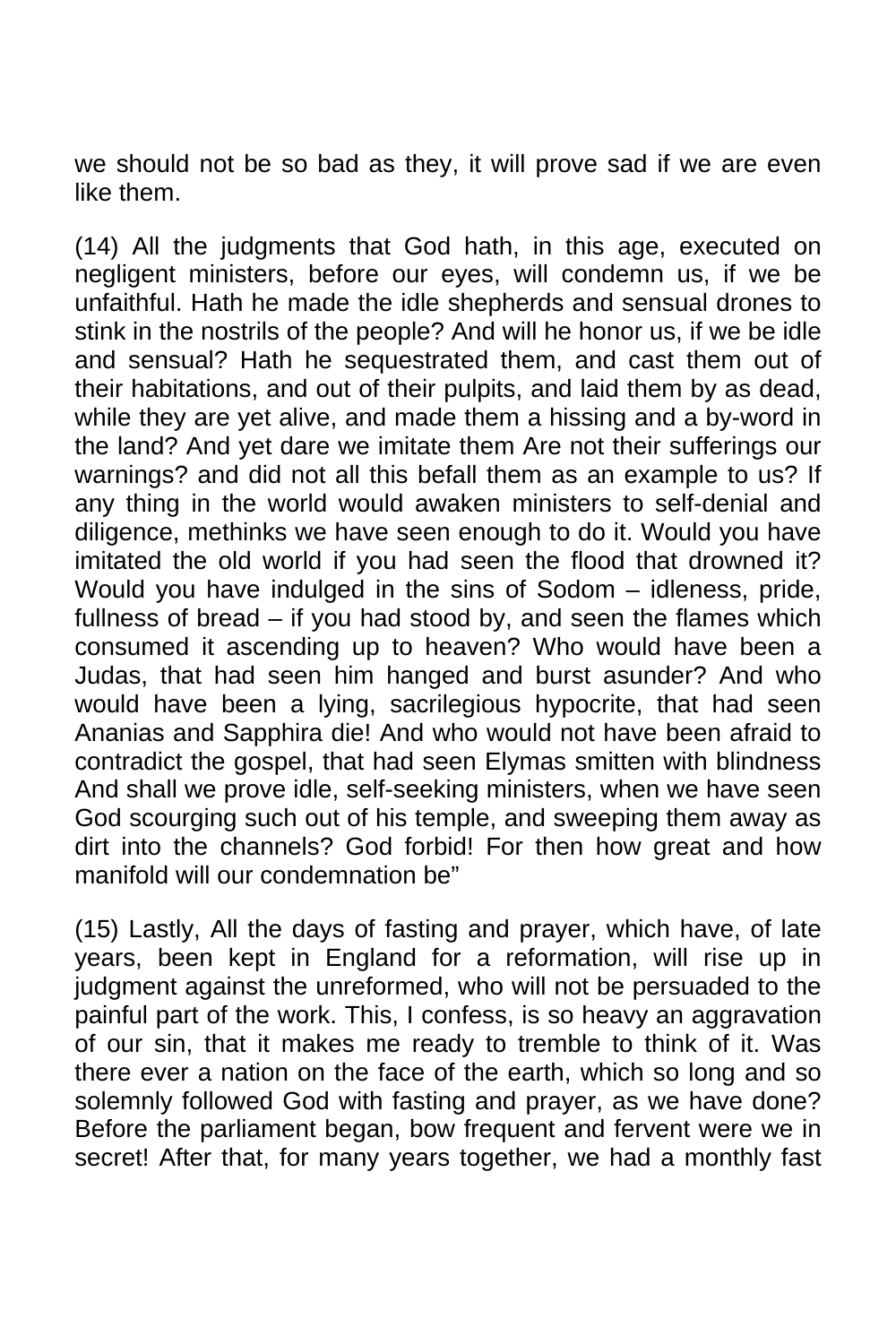we should not be so bad as they, it will prove sad if we are even like them.

(14) All the judgments that God hath, in this age, executed on negligent ministers, before our eyes, will condemn us, if we be unfaithful. Hath he made the idle shepherds and sensual drones to stink in the nostrils of the people? And will he honor us, if we be idle and sensual? Hath he sequestrated them, and cast them out of their habitations, and out of their pulpits, and laid them by as dead, while they are yet alive, and made them a hissing and a by-word in the land? And yet dare we imitate them Are not their sufferings our warnings? and did not all this befall them as an example to us? If any thing in the world would awaken ministers to self-denial and diligence, methinks we have seen enough to do it. Would you have imitated the old world if you had seen the flood that drowned it? Would you have indulged in the sins of Sodom – idleness, pride, fullness of bread – if you had stood by, and seen the flames which consumed it ascending up to heaven? Who would have been a Judas, that had seen him hanged and burst asunder? And who would have been a lying, sacrilegious hypocrite, that had seen Ananias and Sapphira die! And who would not have been afraid to contradict the gospel, that had seen Elymas smitten with blindness And shall we prove idle, self-seeking ministers, when we have seen God scourging such out of his temple, and sweeping them away as dirt into the channels? God forbid! For then how great and how manifold will our condemnation be"

(15) Lastly, All the days of fasting and prayer, which have, of late years, been kept in England for a reformation, will rise up in judgment against the unreformed, who will not be persuaded to the painful part of the work. This, I confess, is so heavy an aggravation of our sin, that it makes me ready to tremble to think of it. Was there ever a nation on the face of the earth, which so long and so solemnly followed God with fasting and prayer, as we have done? Before the parliament began, bow frequent and fervent were we in secret! After that, for many years together, we had a monthly fast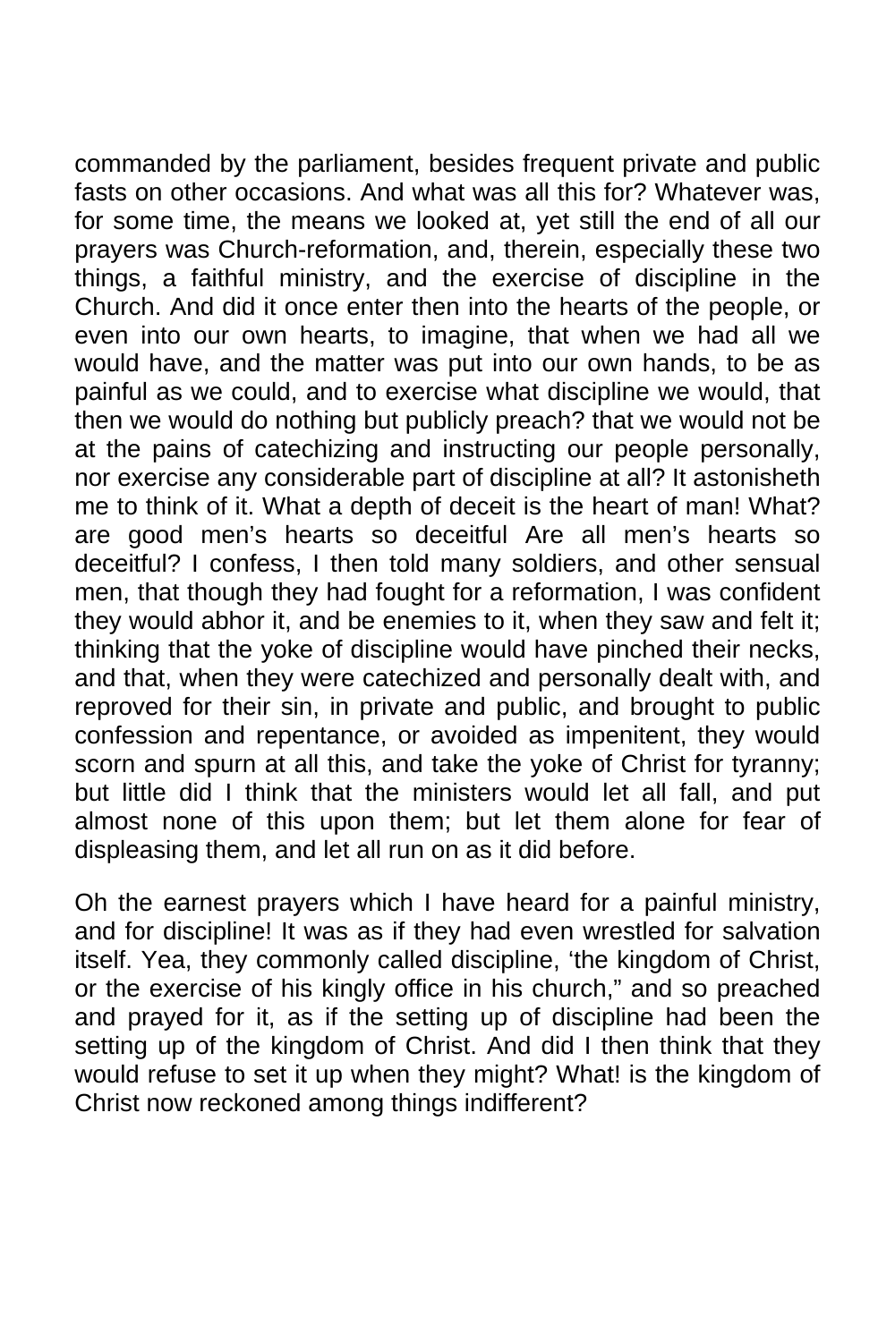commanded by the parliament, besides frequent private and public fasts on other occasions. And what was all this for? Whatever was, for some time, the means we looked at, yet still the end of all our prayers was Church-reformation, and, therein, especially these two things, a faithful ministry, and the exercise of discipline in the Church. And did it once enter then into the hearts of the people, or even into our own hearts, to imagine, that when we had all we would have, and the matter was put into our own hands, to be as painful as we could, and to exercise what discipline we would, that then we would do nothing but publicly preach? that we would not be at the pains of catechizing and instructing our people personally, nor exercise any considerable part of discipline at all? It astonisheth me to think of it. What a depth of deceit is the heart of man! What? are good men's hearts so deceitful Are all men's hearts so deceitful? I confess, I then told many soldiers, and other sensual men, that though they had fought for a reformation, I was confident they would abhor it, and be enemies to it, when they saw and felt it; thinking that the yoke of discipline would have pinched their necks, and that, when they were catechized and personally dealt with, and reproved for their sin, in private and public, and brought to public confession and repentance, or avoided as impenitent, they would scorn and spurn at all this, and take the yoke of Christ for tyranny; but little did I think that the ministers would let all fall, and put almost none of this upon them; but let them alone for fear of displeasing them, and let all run on as it did before.

Oh the earnest prayers which I have heard for a painful ministry, and for discipline! It was as if they had even wrestled for salvation itself. Yea, they commonly called discipline, 'the kingdom of Christ, or the exercise of his kingly office in his church," and so preached and prayed for it, as if the setting up of discipline had been the setting up of the kingdom of Christ. And did I then think that they would refuse to set it up when they might? What! is the kingdom of Christ now reckoned among things indifferent?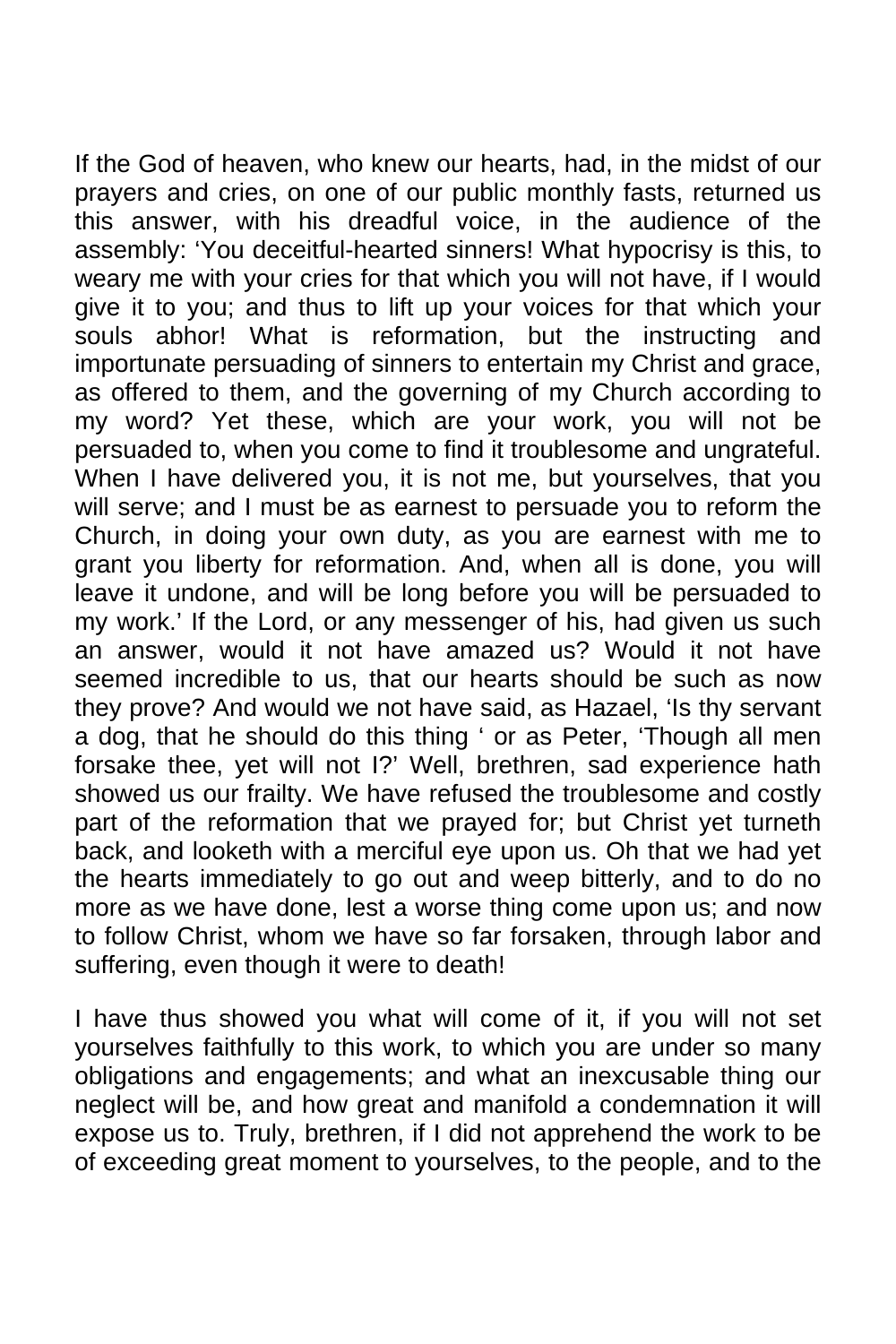If the God of heaven, who knew our hearts, had, in the midst of our prayers and cries, on one of our public monthly fasts, returned us this answer, with his dreadful voice, in the audience of the assembly: ‘You deceitful-hearted sinners! What hypocrisy is this, to weary me with your cries for that which you will not have, if I would give it to you; and thus to lift up your voices for that which your souls abhor! What is reformation, but the instructing and importunate persuading of sinners to entertain my Christ and grace, as offered to them, and the governing of my Church according to my word? Yet these, which are your work, you will not be persuaded to, when you come to find it troublesome and ungrateful. When I have delivered you, it is not me, but yourselves, that you will serve; and I must be as earnest to persuade you to reform the Church, in doing your own duty, as you are earnest with me to grant you liberty for reformation. And, when all is done, you will leave it undone, and will be long before you will be persuaded to my work.’ If the Lord, or any messenger of his, had given us such an answer, would it not have amazed us? Would it not have seemed incredible to us, that our hearts should be such as now they prove? And would we not have said, as Hazael, ‘Is thy servant a dog, that he should do this thing ‘ or as Peter, ‘Though all men forsake thee, yet will not I?’ Well, brethren, sad experience hath showed us our frailty. We have refused the troublesome and costly part of the reformation that we prayed for; but Christ yet turneth back, and looketh with a merciful eye upon us. Oh that we had yet the hearts immediately to go out and weep bitterly, and to do no more as we have done, lest a worse thing come upon us; and now to follow Christ, whom we have so far forsaken, through labor and suffering, even though it were to death!

I have thus showed you what will come of it, if you will not set yourselves faithfully to this work, to which you are under so many obligations and engagements; and what an inexcusable thing our neglect will be, and how great and manifold a condemnation it will expose us to. Truly, brethren, if I did not apprehend the work to be of exceeding great moment to yourselves, to the people, and to the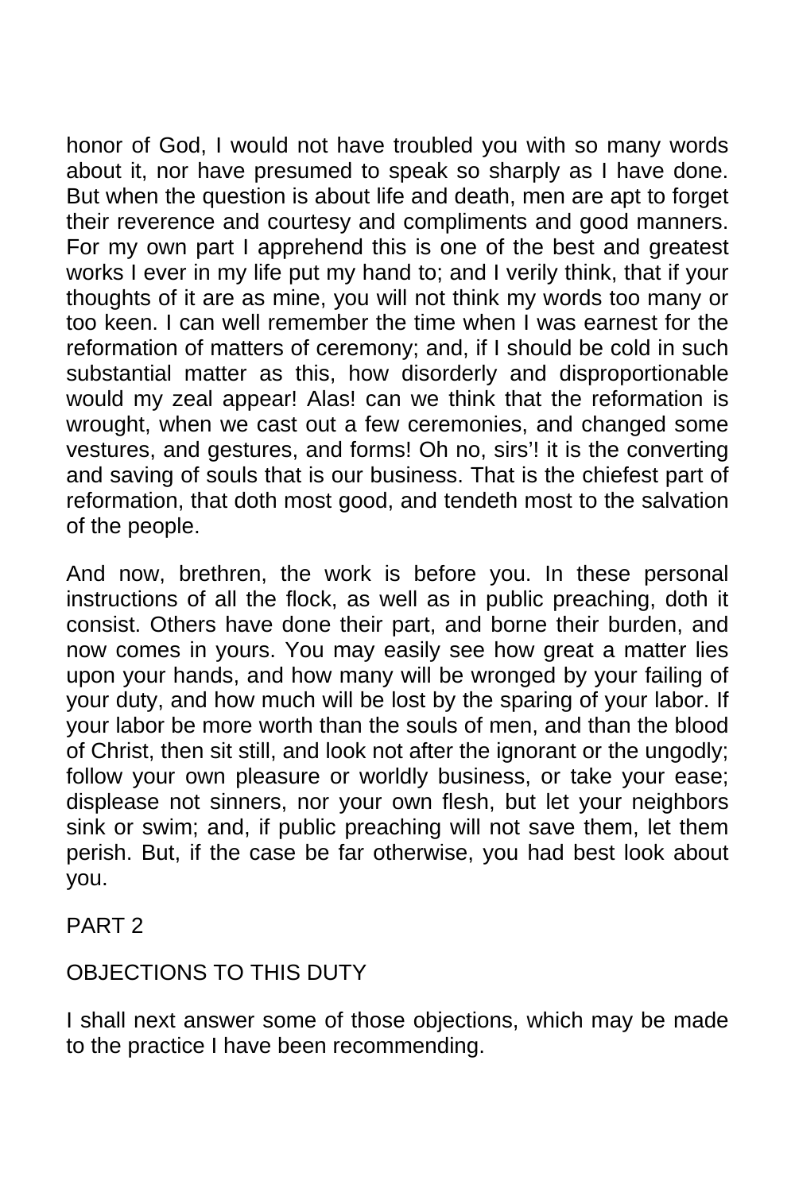honor of God, I would not have troubled you with so many words about it, nor have presumed to speak so sharply as I have done. But when the question is about life and death, men are apt to forget their reverence and courtesy and compliments and good manners. For my own part I apprehend this is one of the best and greatest works I ever in my life put my hand to; and I verily think, that if your thoughts of it are as mine, you will not think my words too many or too keen. I can well remember the time when I was earnest for the reformation of matters of ceremony; and, if I should be cold in such substantial matter as this, how disorderly and disproportionable would my zeal appear! Alas! can we think that the reformation is wrought, when we cast out a few ceremonies, and changed some vestures, and gestures, and forms! Oh no, sirs'! it is the converting and saving of souls that is our business. That is the chiefest part of reformation, that doth most good, and tendeth most to the salvation of the people.

And now, brethren, the work is before you. In these personal instructions of all the flock, as well as in public preaching, doth it consist. Others have done their part, and borne their burden, and now comes in yours. You may easily see how great a matter lies upon your hands, and how many will be wronged by your failing of your duty, and how much will be lost by the sparing of your labor. If your labor be more worth than the souls of men, and than the blood of Christ, then sit still, and look not after the ignorant or the ungodly; follow your own pleasure or worldly business, or take your ease; displease not sinners, nor your own flesh, but let your neighbors sink or swim; and, if public preaching will not save them, let them perish. But, if the case be far otherwise, you had best look about you.

# PART 2

## OBJECTIONS TO THIS DUTY

I shall next answer some of those objections, which may be made to the practice I have been recommending.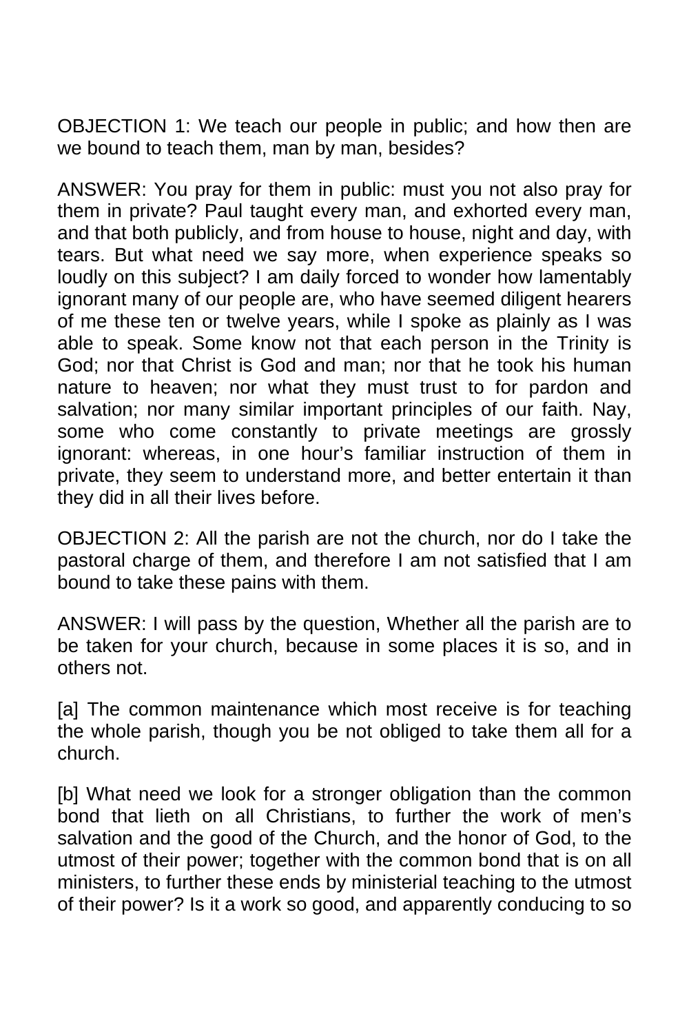OBJECTION 1: We teach our people in public; and how then are we bound to teach them, man by man, besides?

ANSWER: You pray for them in public: must you not also pray for them in private? Paul taught every man, and exhorted every man, and that both publicly, and from house to house, night and day, with tears. But what need we say more, when experience speaks so loudly on this subject? I am daily forced to wonder how lamentably ignorant many of our people are, who have seemed diligent hearers of me these ten or twelve years, while I spoke as plainly as I was able to speak. Some know not that each person in the Trinity is God; nor that Christ is God and man; nor that he took his human nature to heaven; nor what they must trust to for pardon and salvation; nor many similar important principles of our faith. Nay, some who come constantly to private meetings are grossly ignorant: whereas, in one hour's familiar instruction of them in private, they seem to understand more, and better entertain it than they did in all their lives before.

OBJECTION 2: All the parish are not the church, nor do I take the pastoral charge of them, and therefore I am not satisfied that I am bound to take these pains with them.

ANSWER: I will pass by the question, Whether all the parish are to be taken for your church, because in some places it is so, and in others not.

[a] The common maintenance which most receive is for teaching the whole parish, though you be not obliged to take them all for a church.

[b] What need we look for a stronger obligation than the common bond that lieth on all Christians, to further the work of men's salvation and the good of the Church, and the honor of God, to the utmost of their power; together with the common bond that is on all ministers, to further these ends by ministerial teaching to the utmost of their power? Is it a work so good, and apparently conducing to so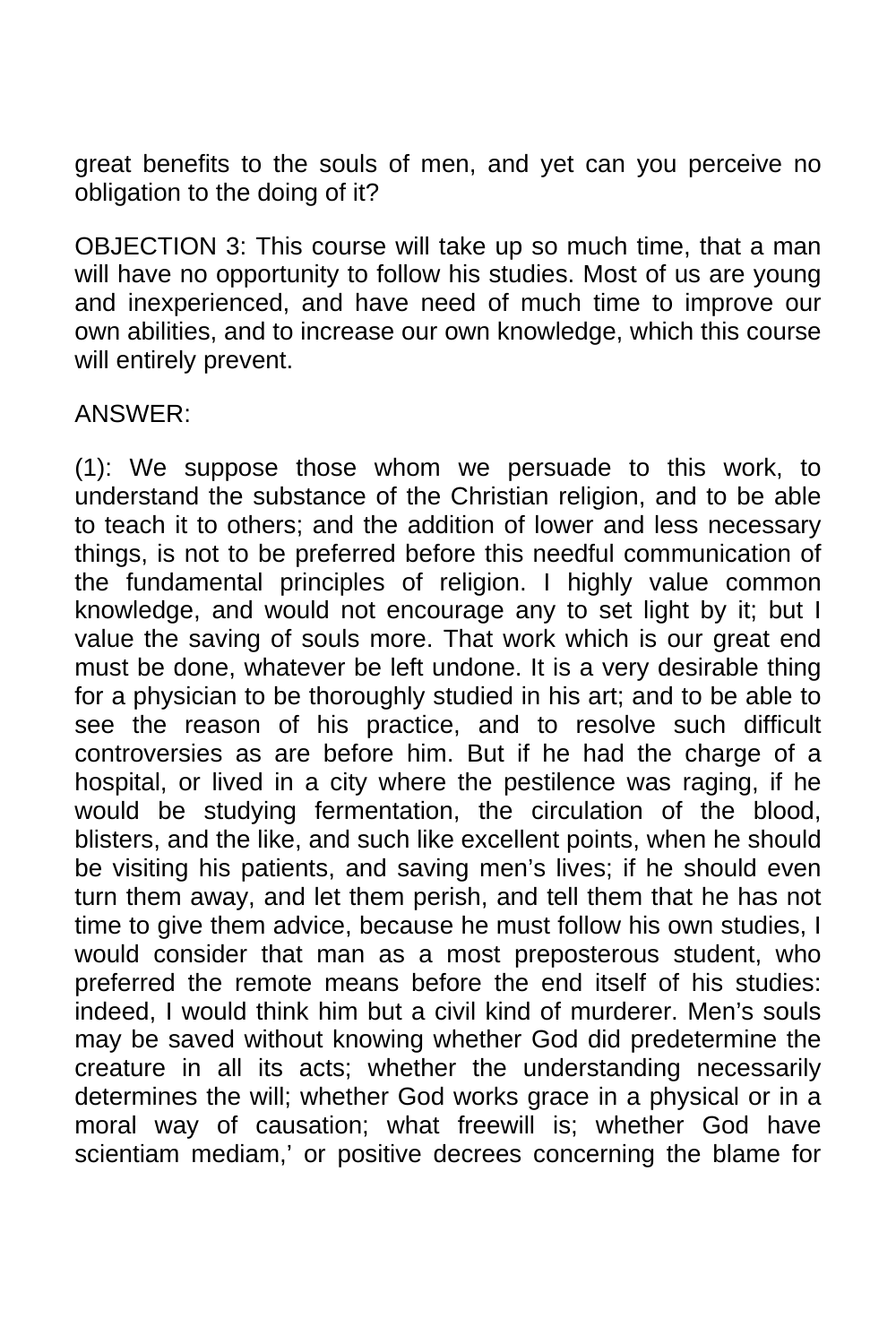great benefits to the souls of men, and yet can you perceive no obligation to the doing of it?

OBJECTION 3: This course will take up so much time, that a man will have no opportunity to follow his studies. Most of us are young and inexperienced, and have need of much time to improve our own abilities, and to increase our own knowledge, which this course will entirely prevent.

ANSWER:

(1): We suppose those whom we persuade to this work, to understand the substance of the Christian religion, and to be able to teach it to others; and the addition of lower and less necessary things, is not to be preferred before this needful communication of the fundamental principles of religion. I highly value common knowledge, and would not encourage any to set light by it; but I value the saving of souls more. That work which is our great end must be done, whatever be left undone. It is a very desirable thing for a physician to be thoroughly studied in his art; and to be able to see the reason of his practice, and to resolve such difficult controversies as are before him. But if he had the charge of a hospital, or lived in a city where the pestilence was raging, if he would be studying fermentation, the circulation of the blood, blisters, and the like, and such like excellent points, when he should be visiting his patients, and saving men's lives; if he should even turn them away, and let them perish, and tell them that he has not time to give them advice, because he must follow his own studies, I would consider that man as a most preposterous student, who preferred the remote means before the end itself of his studies: indeed, I would think him but a civil kind of murderer. Men's souls may be saved without knowing whether God did predetermine the creature in all its acts; whether the understanding necessarily determines the will; whether God works grace in a physical or in a moral way of causation; what freewill is; whether God have scientiam mediam,' or positive decrees concerning the blame for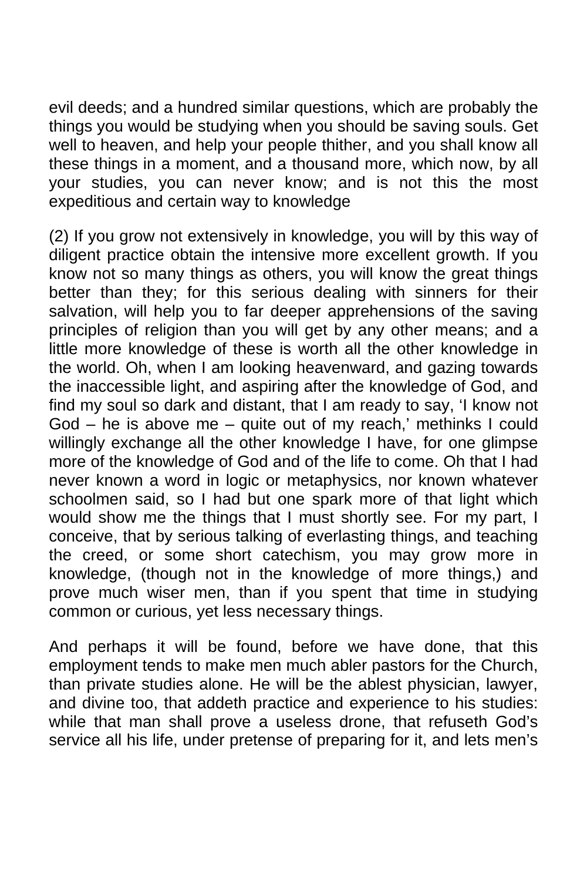evil deeds; and a hundred similar questions, which are probably the things you would be studying when you should be saving souls. Get well to heaven, and help your people thither, and you shall know all these things in a moment, and a thousand more, which now, by all your studies, you can never know; and is not this the most expeditious and certain way to knowledge

(2) If you grow not extensively in knowledge, you will by this way of diligent practice obtain the intensive more excellent growth. If you know not so many things as others, you will know the great things better than they; for this serious dealing with sinners for their salvation, will help you to far deeper apprehensions of the saving principles of religion than you will get by any other means; and a little more knowledge of these is worth all the other knowledge in the world. Oh, when I am looking heavenward, and gazing towards the inaccessible light, and aspiring after the knowledge of God, and find my soul so dark and distant, that I am ready to say, 'I know not God – he is above me – quite out of my reach,' methinks I could willingly exchange all the other knowledge I have, for one glimpse more of the knowledge of God and of the life to come. Oh that I had never known a word in logic or metaphysics, nor known whatever schoolmen said, so I had but one spark more of that light which would show me the things that I must shortly see. For my part, I conceive, that by serious talking of everlasting things, and teaching the creed, or some short catechism, you may grow more in knowledge, (though not in the knowledge of more things,) and prove much wiser men, than if you spent that time in studying common or curious, yet less necessary things.

And perhaps it will be found, before we have done, that this employment tends to make men much abler pastors for the Church, than private studies alone. He will be the ablest physician, lawyer, and divine too, that addeth practice and experience to his studies: while that man shall prove a useless drone, that refuseth God's service all his life, under pretense of preparing for it, and lets men's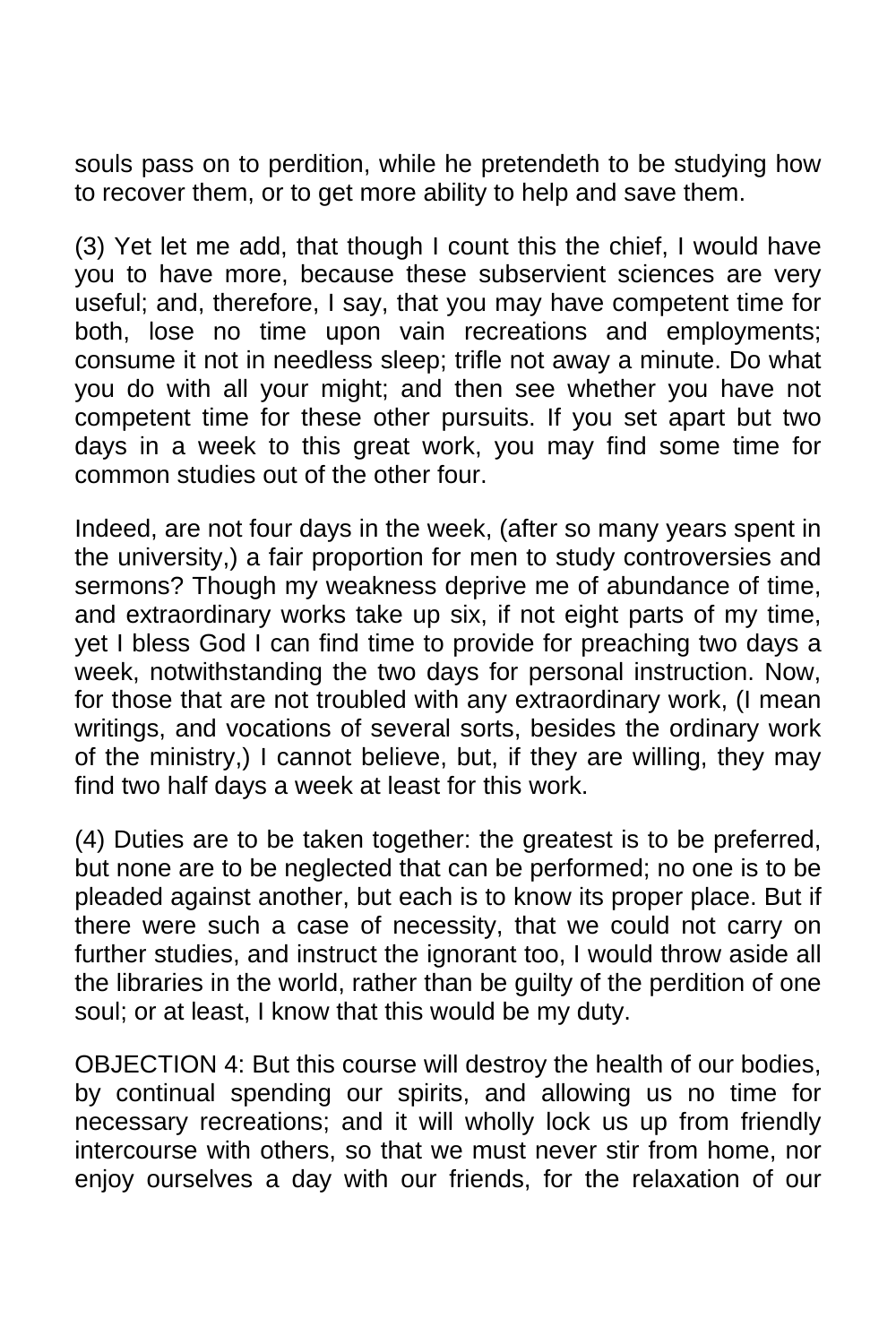souls pass on to perdition, while he pretendeth to be studying how to recover them, or to get more ability to help and save them.

(3) Yet let me add, that though I count this the chief, I would have you to have more, because these subservient sciences are very useful; and, therefore, I say, that you may have competent time for both, lose no time upon vain recreations and employments; consume it not in needless sleep; trifle not away a minute. Do what you do with all your might; and then see whether you have not competent time for these other pursuits. If you set apart but two days in a week to this great work, you may find some time for common studies out of the other four.

Indeed, are not four days in the week, (after so many years spent in the university,) a fair proportion for men to study controversies and sermons? Though my weakness deprive me of abundance of time, and extraordinary works take up six, if not eight parts of my time, yet I bless God I can find time to provide for preaching two days a week, notwithstanding the two days for personal instruction. Now, for those that are not troubled with any extraordinary work, (I mean writings, and vocations of several sorts, besides the ordinary work of the ministry,) I cannot believe, but, if they are willing, they may find two half days a week at least for this work.

(4) Duties are to be taken together: the greatest is to be preferred, but none are to be neglected that can be performed; no one is to be pleaded against another, but each is to know its proper place. But if there were such a case of necessity, that we could not carry on further studies, and instruct the ignorant too, I would throw aside all the libraries in the world, rather than be guilty of the perdition of one soul; or at least, I know that this would be my duty.

OBJECTION 4: But this course will destroy the health of our bodies, by continual spending our spirits, and allowing us no time for necessary recreations; and it will wholly lock us up from friendly intercourse with others, so that we must never stir from home, nor enjoy ourselves a day with our friends, for the relaxation of our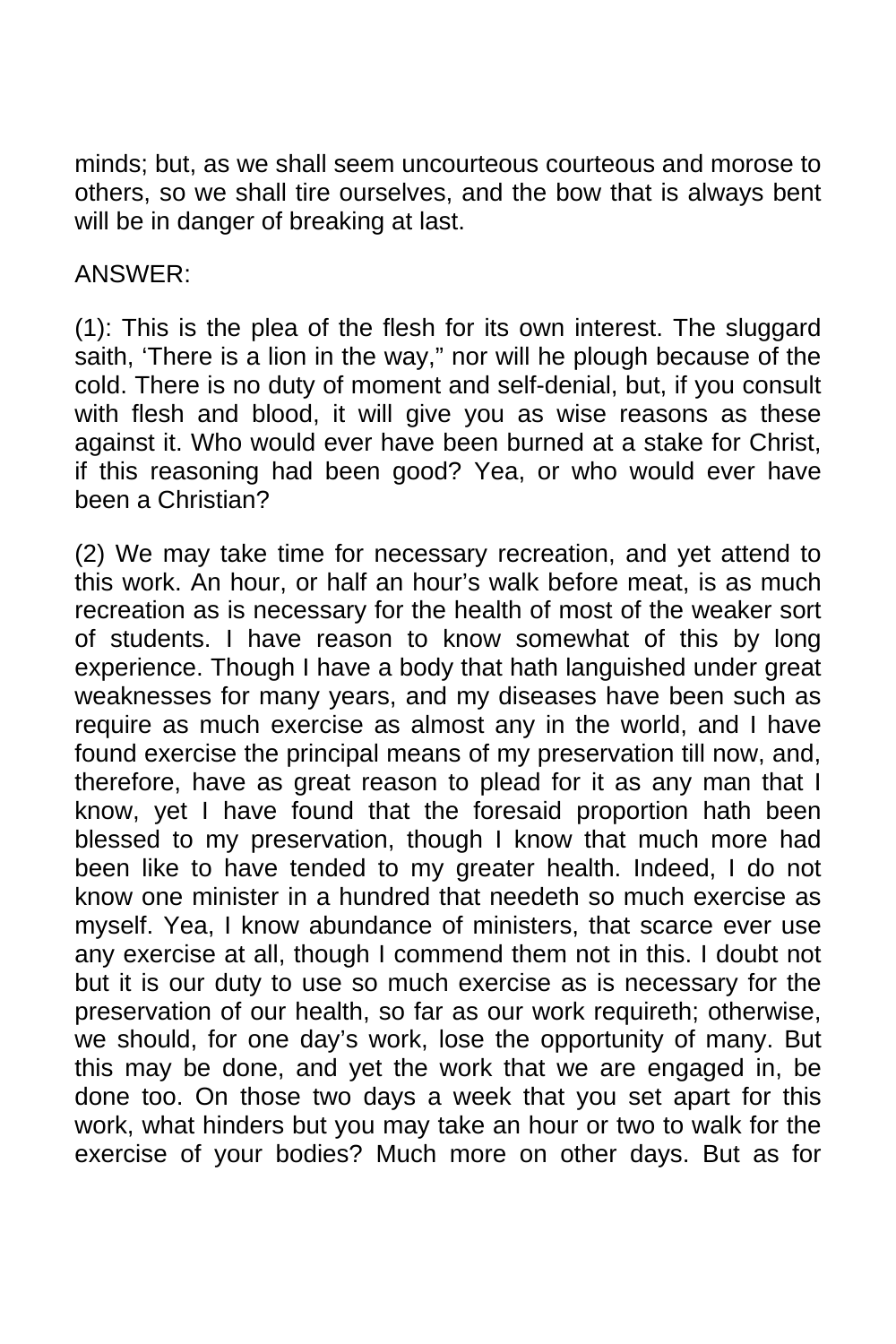minds; but, as we shall seem uncourteous courteous and morose to others, so we shall tire ourselves, and the bow that is always bent will be in danger of breaking at last.

ANSWER:

(1): This is the plea of the flesh for its own interest. The sluggard saith, 'There is a lion in the way," nor will he plough because of the cold. There is no duty of moment and self-denial, but, if you consult with flesh and blood, it will give you as wise reasons as these against it. Who would ever have been burned at a stake for Christ, if this reasoning had been good? Yea, or who would ever have been a Christian?

(2) We may take time for necessary recreation, and yet attend to this work. An hour, or half an hour's walk before meat, is as much recreation as is necessary for the health of most of the weaker sort of students. I have reason to know somewhat of this by long experience. Though I have a body that hath languished under great weaknesses for many years, and my diseases have been such as require as much exercise as almost any in the world, and I have found exercise the principal means of my preservation till now, and, therefore, have as great reason to plead for it as any man that I know, yet I have found that the foresaid proportion hath been blessed to my preservation, though I know that much more had been like to have tended to my greater health. Indeed, I do not know one minister in a hundred that needeth so much exercise as myself. Yea, I know abundance of ministers, that scarce ever use any exercise at all, though I commend them not in this. I doubt not but it is our duty to use so much exercise as is necessary for the preservation of our health, so far as our work requireth; otherwise, we should, for one day's work, lose the opportunity of many. But this may be done, and yet the work that we are engaged in, be done too. On those two days a week that you set apart for this work, what hinders but you may take an hour or two to walk for the exercise of your bodies? Much more on other days. But as for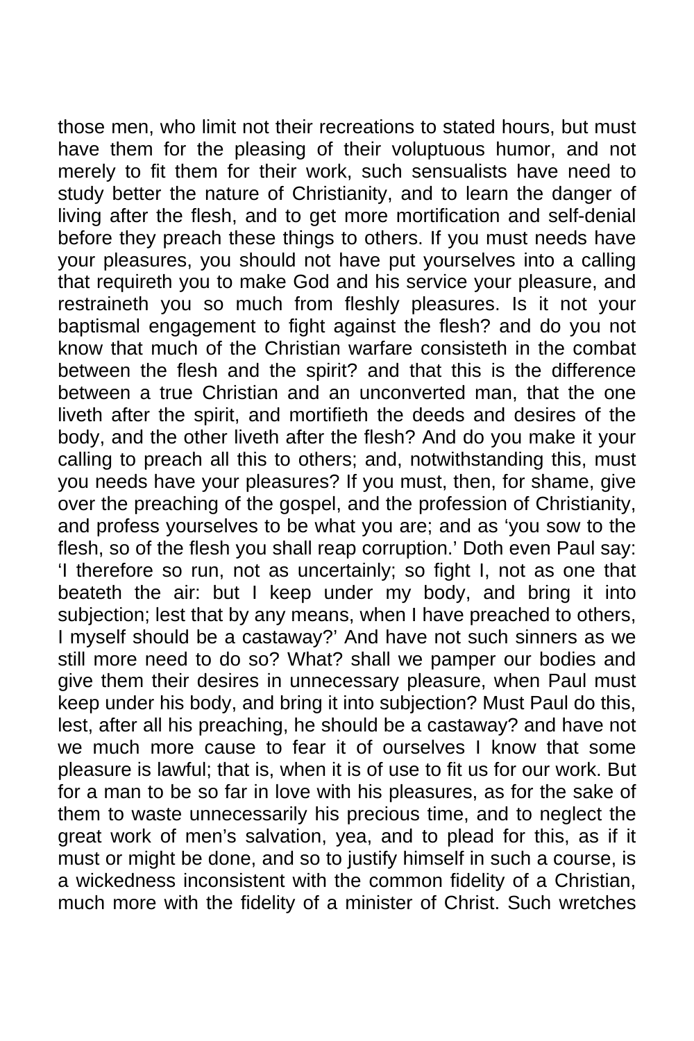those men, who limit not their recreations to stated hours, but must have them for the pleasing of their voluptuous humor, and not merely to fit them for their work, such sensualists have need to study better the nature of Christianity, and to learn the danger of living after the flesh, and to get more mortification and self-denial before they preach these things to others. If you must needs have your pleasures, you should not have put yourselves into a calling that requireth you to make God and his service your pleasure, and restraineth you so much from fleshly pleasures. Is it not your baptismal engagement to fight against the flesh? and do you not know that much of the Christian warfare consisteth in the combat between the flesh and the spirit? and that this is the difference between a true Christian and an unconverted man, that the one liveth after the spirit, and mortifieth the deeds and desires of the body, and the other liveth after the flesh? And do you make it your calling to preach all this to others; and, notwithstanding this, must you needs have your pleasures? If you must, then, for shame, give over the preaching of the gospel, and the profession of Christianity, and profess yourselves to be what you are; and as 'you sow to the flesh, so of the flesh you shall reap corruption.' Doth even Paul say: 'I therefore so run, not as uncertainly; so fight I, not as one that beateth the air: but I keep under my body, and bring it into subjection; lest that by any means, when I have preached to others, I myself should be a castaway?' And have not such sinners as we still more need to do so? What? shall we pamper our bodies and give them their desires in unnecessary pleasure, when Paul must keep under his body, and bring it into subjection? Must Paul do this, lest, after all his preaching, he should be a castaway? and have not we much more cause to fear it of ourselves I know that some pleasure is lawful; that is, when it is of use to fit us for our work. But for a man to be so far in love with his pleasures, as for the sake of them to waste unnecessarily his precious time, and to neglect the great work of men's salvation, yea, and to plead for this, as if it must or might be done, and so to justify himself in such a course, is a wickedness inconsistent with the common fidelity of a Christian, much more with the fidelity of a minister of Christ. Such wretches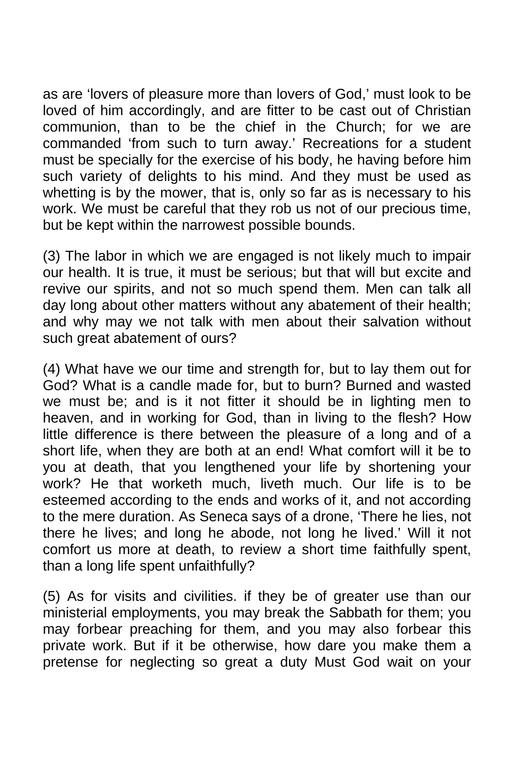as are ‘lovers of pleasure more than lovers of God,’ must look to be loved of him accordingly, and are fitter to be cast out of Christian communion, than to be the chief in the Church; for we are commanded ‘from such to turn away.’ Recreations for a student must be specially for the exercise of his body, he having before him such variety of delights to his mind. And they must be used as whetting is by the mower, that is, only so far as is necessary to his work. We must be careful that they rob us not of our precious time, but be kept within the narrowest possible bounds.

(3) The labor in which we are engaged is not likely much to impair our health. It is true, it must be serious; but that will but excite and revive our spirits, and not so much spend them. Men can talk all day long about other matters without any abatement of their health; and why may we not talk with men about their salvation without such great abatement of ours?

(4) What have we our time and strength for, but to lay them out for God? What is a candle made for, but to burn? Burned and wasted we must be; and is it not fitter it should be in lighting men to heaven, and in working for God, than in living to the flesh? How little difference is there between the pleasure of a long and of a short life, when they are both at an end! What comfort will it be to you at death, that you lengthened your life by shortening your work? He that worketh much, liveth much. Our life is to be esteemed according to the ends and works of it, and not according to the mere duration. As Seneca says of a drone, ‘There he lies, not there he lives; and long he abode, not long he lived.’ Will it not comfort us more at death, to review a short time faithfully spent, than a long life spent unfaithfully?

(5) As for visits and civilities. if they be of greater use than our ministerial employments, you may break the Sabbath for them; you may forbear preaching for them, and you may also forbear this private work. But if it be otherwise, how dare you make them a pretense for neglecting so great a duty Must God wait on your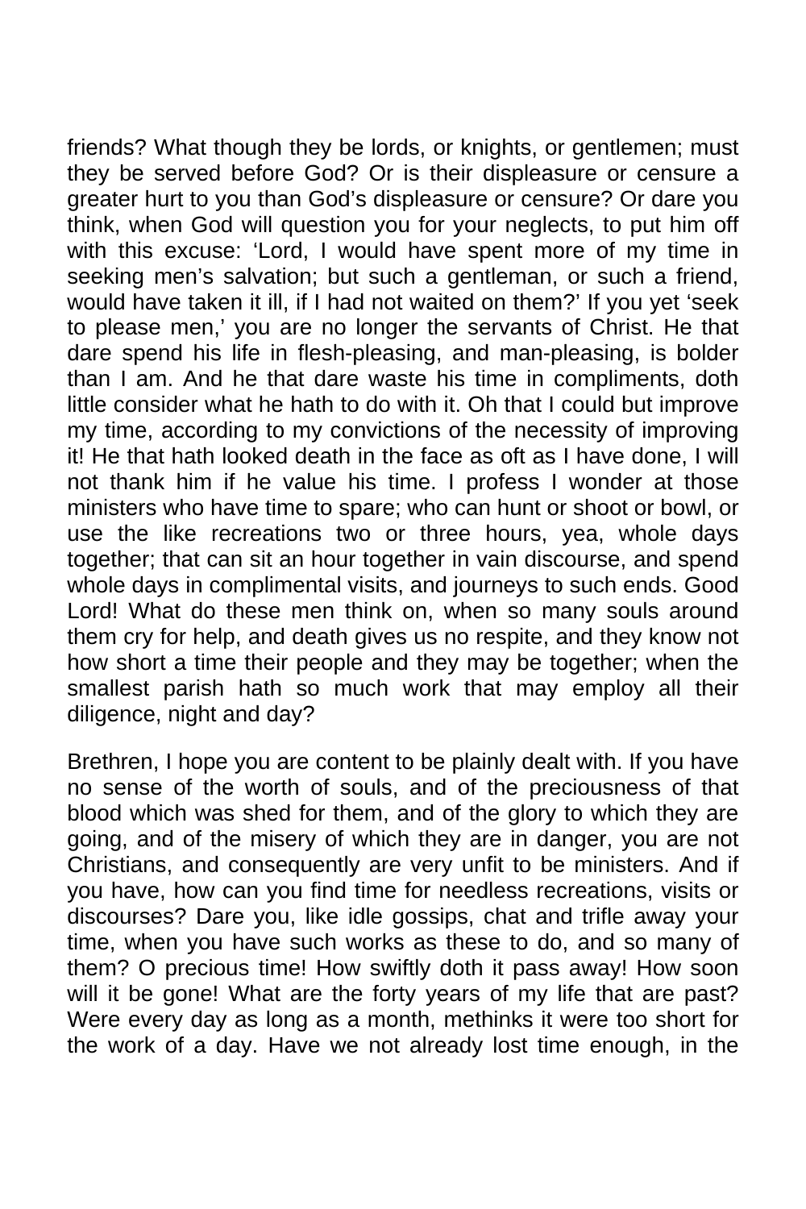friends? What though they be lords, or knights, or gentlemen; must they be served before God? Or is their displeasure or censure a greater hurt to you than God's displeasure or censure? Or dare you think, when God will question you for your neglects, to put him off with this excuse: 'Lord, I would have spent more of my time in seeking men's salvation; but such a gentleman, or such a friend, would have taken it ill, if I had not waited on them?' If you yet 'seek to please men,' you are no longer the servants of Christ. He that dare spend his life in flesh-pleasing, and man-pleasing, is bolder than I am. And he that dare waste his time in compliments, doth little consider what he hath to do with it. Oh that I could but improve my time, according to my convictions of the necessity of improving it! He that hath looked death in the face as oft as I have done, I will not thank him if he value his time. I profess I wonder at those ministers who have time to spare; who can hunt or shoot or bowl, or use the like recreations two or three hours, yea, whole days together; that can sit an hour together in vain discourse, and spend whole days in complimental visits, and journeys to such ends. Good Lord! What do these men think on, when so many souls around them cry for help, and death gives us no respite, and they know not how short a time their people and they may be together; when the smallest parish hath so much work that may employ all their diligence, night and day?

Brethren, I hope you are content to be plainly dealt with. If you have no sense of the worth of souls, and of the preciousness of that blood which was shed for them, and of the glory to which they are going, and of the misery of which they are in danger, you are not Christians, and consequently are very unfit to be ministers. And if you have, how can you find time for needless recreations, visits or discourses? Dare you, like idle gossips, chat and trifle away your time, when you have such works as these to do, and so many of them? O precious time! How swiftly doth it pass away! How soon will it be gone! What are the forty years of my life that are past? Were every day as long as a month, methinks it were too short for the work of a day. Have we not already lost time enough, in the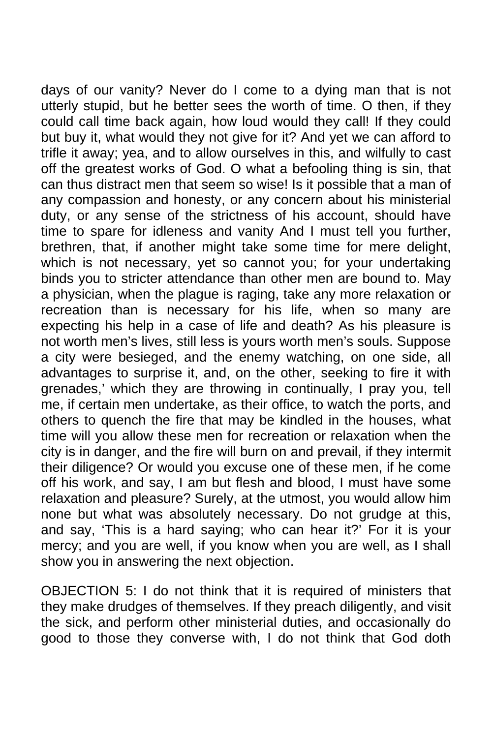days of our vanity? Never do I come to a dying man that is not utterly stupid, but he better sees the worth of time. O then, if they could call time back again, how loud would they call! If they could but buy it, what would they not give for it? And yet we can afford to trifle it away; yea, and to allow ourselves in this, and wilfully to cast off the greatest works of God. O what a befooling thing is sin, that can thus distract men that seem so wise! Is it possible that a man of any compassion and honesty, or any concern about his ministerial duty, or any sense of the strictness of his account, should have time to spare for idleness and vanity And I must tell you further, brethren, that, if another might take some time for mere delight, which is not necessary, yet so cannot you; for your undertaking binds you to stricter attendance than other men are bound to. May a physician, when the plague is raging, take any more relaxation or recreation than is necessary for his life, when so many are expecting his help in a case of life and death? As his pleasure is not worth men's lives, still less is yours worth men's souls. Suppose a city were besieged, and the enemy watching, on one side, all advantages to surprise it, and, on the other, seeking to fire it with grenades,' which they are throwing in continually, I pray you, tell me, if certain men undertake, as their office, to watch the ports, and others to quench the fire that may be kindled in the houses, what time will you allow these men for recreation or relaxation when the city is in danger, and the fire will burn on and prevail, if they intermit their diligence? Or would you excuse one of these men, if he come off his work, and say, I am but flesh and blood, I must have some relaxation and pleasure? Surely, at the utmost, you would allow him none but what was absolutely necessary. Do not grudge at this, and say, 'This is a hard saying; who can hear it?' For it is your mercy; and you are well, if you know when you are well, as I shall show you in answering the next objection.

OBJECTION 5: I do not think that it is required of ministers that they make drudges of themselves. If they preach diligently, and visit the sick, and perform other ministerial duties, and occasionally do good to those they converse with, I do not think that God doth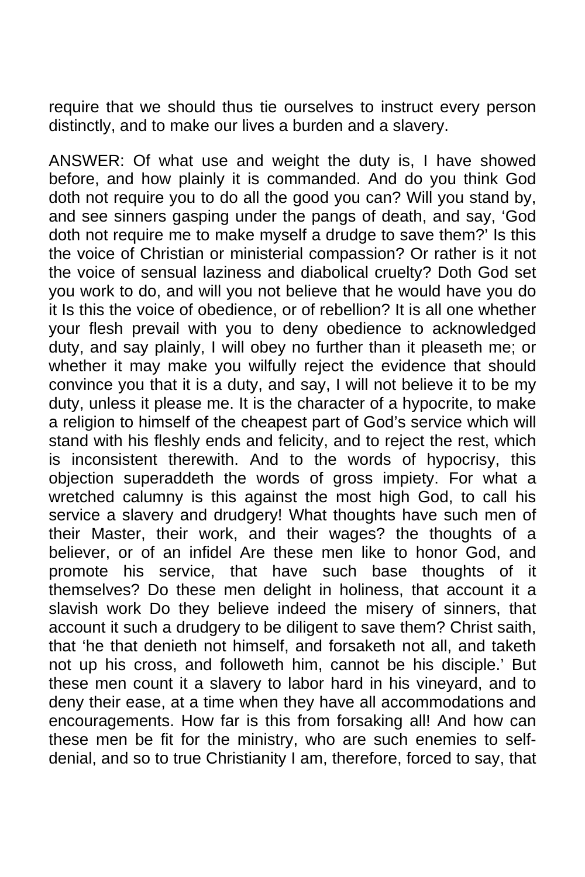require that we should thus tie ourselves to instruct every person distinctly, and to make our lives a burden and a slavery.

ANSWER: Of what use and weight the duty is, I have showed before, and how plainly it is commanded. And do you think God doth not require you to do all the good you can? Will you stand by, and see sinners gasping under the pangs of death, and say, 'God doth not require me to make myself a drudge to save them?' Is this the voice of Christian or ministerial compassion? Or rather is it not the voice of sensual laziness and diabolical cruelty? Doth God set you work to do, and will you not believe that he would have you do it Is this the voice of obedience, or of rebellion? It is all one whether your flesh prevail with you to deny obedience to acknowledged duty, and say plainly, I will obey no further than it pleaseth me; or whether it may make you wilfully reject the evidence that should convince you that it is a duty, and say, I will not believe it to be my duty, unless it please me. It is the character of a hypocrite, to make a religion to himself of the cheapest part of God's service which will stand with his fleshly ends and felicity, and to reject the rest, which is inconsistent therewith. And to the words of hypocrisy, this objection superaddeth the words of gross impiety. For what a wretched calumny is this against the most high God, to call his service a slavery and drudgery! What thoughts have such men of their Master, their work, and their wages? the thoughts of a believer, or of an infidel Are these men like to honor God, and promote his service, that have such base thoughts of it themselves? Do these men delight in holiness, that account it a slavish work Do they believe indeed the misery of sinners, that account it such a drudgery to be diligent to save them? Christ saith, that 'he that denieth not himself, and forsaketh not all, and taketh not up his cross, and followeth him, cannot be his disciple.' But these men count it a slavery to labor hard in his vineyard, and to deny their ease, at a time when they have all accommodations and encouragements. How far is this from forsaking all! And how can these men be fit for the ministry, who are such enemies to self-denial, and so to true Christianity I am, therefore, forced to say, that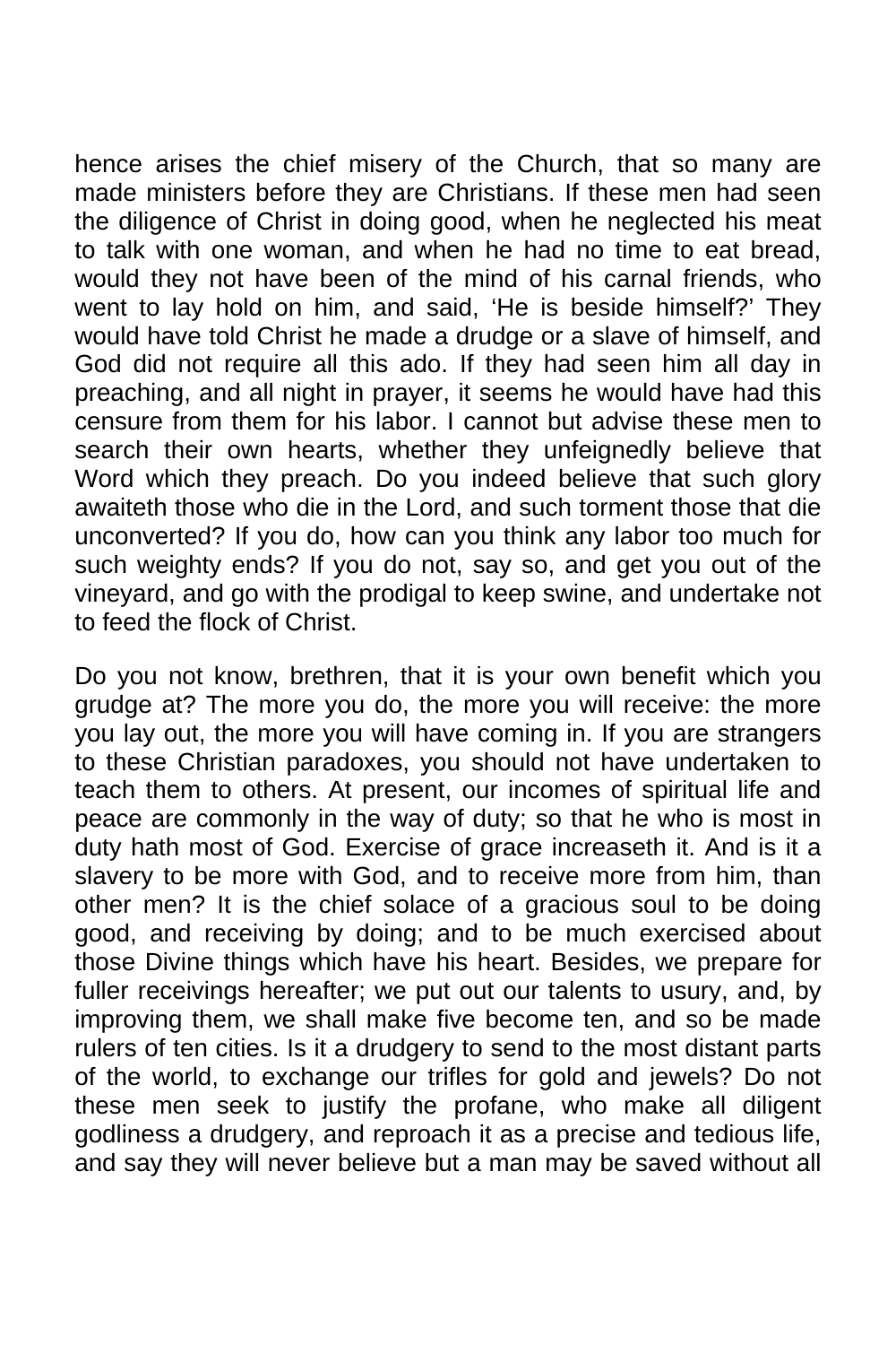hence arises the chief misery of the Church, that so many are made ministers before they are Christians. If these men had seen the diligence of Christ in doing good, when he neglected his meat to talk with one woman, and when he had no time to eat bread, would they not have been of the mind of his carnal friends, who went to lay hold on him, and said, 'He is beside himself?' They would have told Christ he made a drudge or a slave of himself, and God did not require all this ado. If they had seen him all day in preaching, and all night in prayer, it seems he would have had this censure from them for his labor. I cannot but advise these men to search their own hearts, whether they unfeignedly believe that Word which they preach. Do you indeed believe that such glory awaiteth those who die in the Lord, and such torment those that die unconverted? If you do, how can you think any labor too much for such weighty ends? If you do not, say so, and get you out of the vineyard, and go with the prodigal to keep swine, and undertake not to feed the flock of Christ.

Do you not know, brethren, that it is your own benefit which you grudge at? The more you do, the more you will receive: the more you lay out, the more you will have coming in. If you are strangers to these Christian paradoxes, you should not have undertaken to teach them to others. At present, our incomes of spiritual life and peace are commonly in the way of duty; so that he who is most in duty hath most of God. Exercise of grace increaseth it. And is it a slavery to be more with God, and to receive more from him, than other men? It is the chief solace of a gracious soul to be doing good, and receiving by doing; and to be much exercised about those Divine things which have his heart. Besides, we prepare for fuller receivings hereafter; we put out our talents to usury, and, by improving them, we shall make five become ten, and so be made rulers of ten cities. Is it a drudgery to send to the most distant parts of the world, to exchange our trifles for gold and jewels? Do not these men seek to justify the profane, who make all diligent godliness a drudgery, and reproach it as a precise and tedious life, and say they will never believe but a man may be saved without all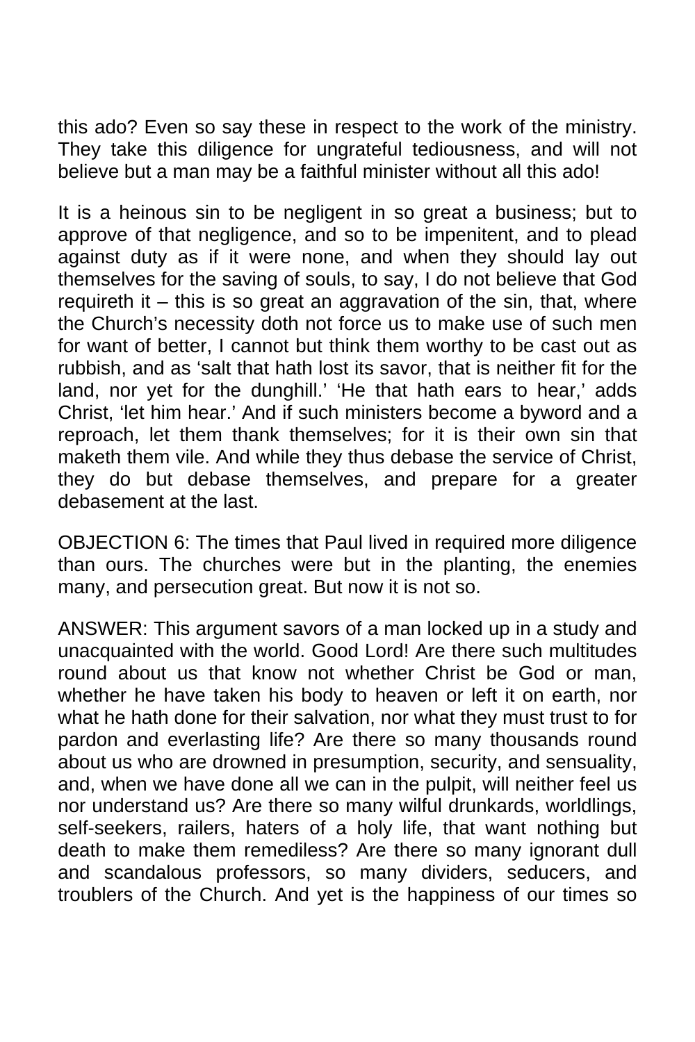this ado? Even so say these in respect to the work of the ministry. They take this diligence for ungrateful tediousness, and will not believe but a man may be a faithful minister without all this ado!

It is a heinous sin to be negligent in so great a business; but to approve of that negligence, and so to be impenitent, and to plead against duty as if it were none, and when they should lay out themselves for the saving of souls, to say, I do not believe that God requireth it – this is so great an aggravation of the sin, that, where the Church's necessity doth not force us to make use of such men for want of better, I cannot but think them worthy to be cast out as rubbish, and as 'salt that hath lost its savor, that is neither fit for the land, nor yet for the dunghill.' 'He that hath ears to hear,' adds Christ, 'let him hear.' And if such ministers become a byword and a reproach, let them thank themselves; for it is their own sin that maketh them vile. And while they thus debase the service of Christ, they do but debase themselves, and prepare for a greater debasement at the last.

OBJECTION 6: The times that Paul lived in required more diligence than ours. The churches were but in the planting, the enemies many, and persecution great. But now it is not so.

ANSWER: This argument savors of a man locked up in a study and unacquainted with the world. Good Lord! Are there such multitudes round about us that know not whether Christ be God or man, whether he have taken his body to heaven or left it on earth, nor what he hath done for their salvation, nor what they must trust to for pardon and everlasting life? Are there so many thousands round about us who are drowned in presumption, security, and sensuality, and, when we have done all we can in the pulpit, will neither feel us nor understand us? Are there so many wilful drunkards, worldlings, self-seekers, railers, haters of a holy life, that want nothing but death to make them remediless? Are there so many ignorant dull and scandalous professors, so many dividers, seducers, and troublers of the Church. And yet is the happiness of our times so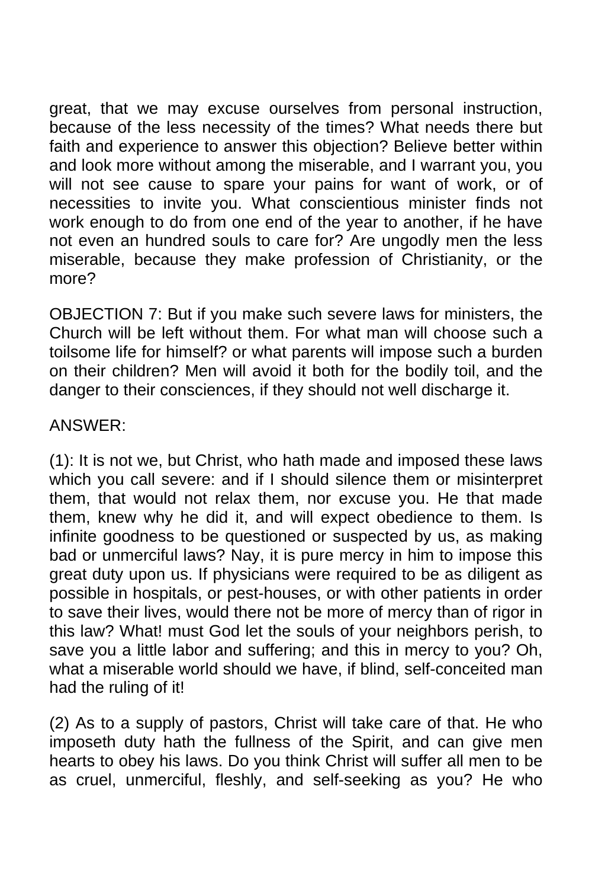great, that we may excuse ourselves from personal instruction, because of the less necessity of the times? What needs there but faith and experience to answer this objection? Believe better within and look more without among the miserable, and I warrant you, you will not see cause to spare your pains for want of work, or of necessities to invite you. What conscientious minister finds not work enough to do from one end of the year to another, if he have not even an hundred souls to care for? Are ungodly men the less miserable, because they make profession of Christianity, or the more?

OBJECTION 7: But if you make such severe laws for ministers, the Church will be left without them. For what man will choose such a toilsome life for himself? or what parents will impose such a burden on their children? Men will avoid it both for the bodily toil, and the danger to their consciences, if they should not well discharge it.

ANSWER:

(1): It is not we, but Christ, who hath made and imposed these laws which you call severe: and if I should silence them or misinterpret them, that would not relax them, nor excuse you. He that made them, knew why he did it, and will expect obedience to them. Is infinite goodness to be questioned or suspected by us, as making bad or unmerciful laws? Nay, it is pure mercy in him to impose this great duty upon us. If physicians were required to be as diligent as possible in hospitals, or pest-houses, or with other patients in order to save their lives, would there not be more of mercy than of rigor in this law? What! must God let the souls of your neighbors perish, to save you a little labor and suffering; and this in mercy to you? Oh, what a miserable world should we have, if blind, self-conceited man had the ruling of it!

(2) As to a supply of pastors, Christ will take care of that. He who imposeth duty hath the fullness of the Spirit, and can give men hearts to obey his laws. Do you think Christ will suffer all men to be as cruel, unmerciful, fleshly, and self-seeking as you? He who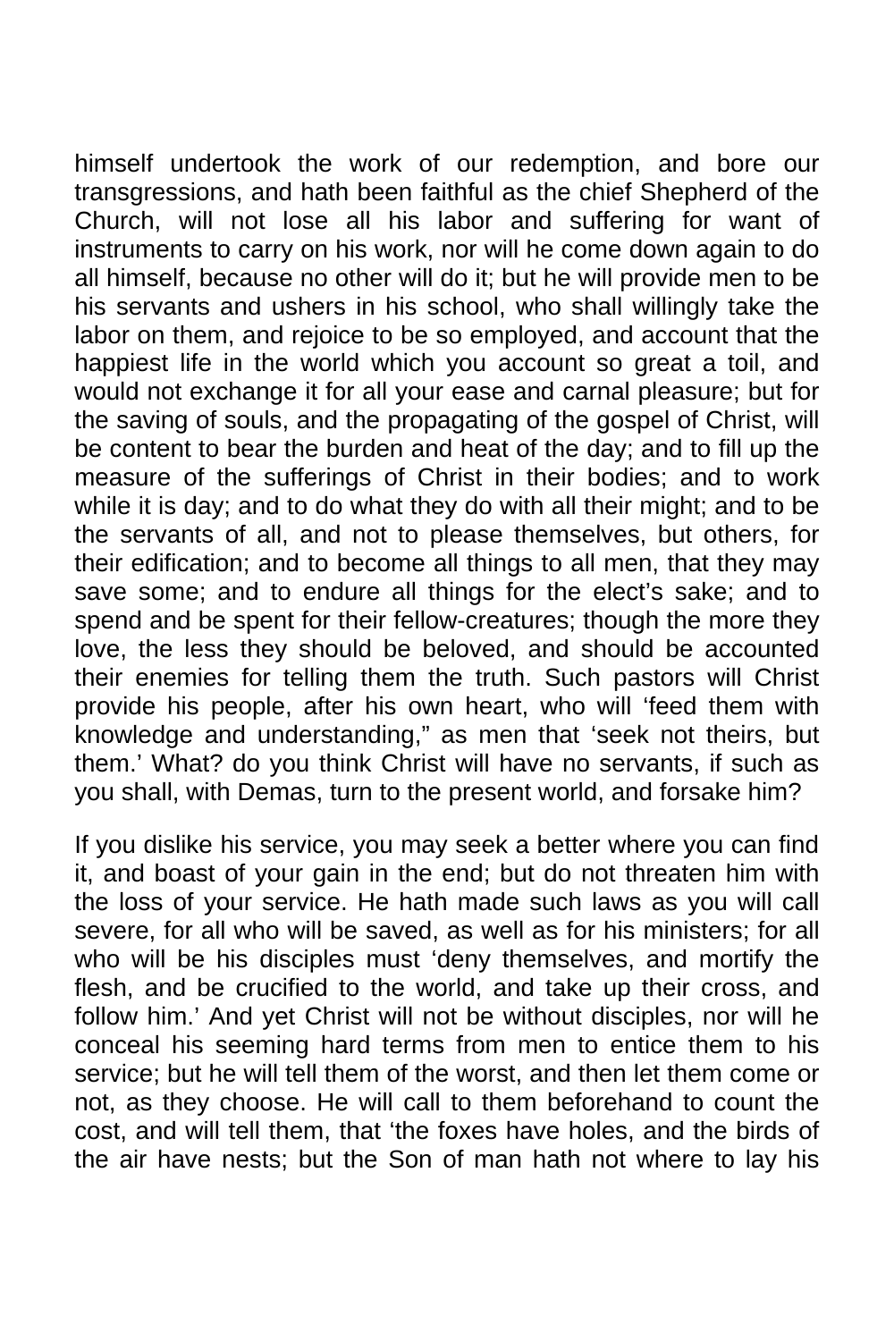himself undertook the work of our redemption, and bore our transgressions, and hath been faithful as the chief Shepherd of the Church, will not lose all his labor and suffering for want of instruments to carry on his work, nor will he come down again to do all himself, because no other will do it; but he will provide men to be his servants and ushers in his school, who shall willingly take the labor on them, and rejoice to be so employed, and account that the happiest life in the world which you account so great a toil, and would not exchange it for all your ease and carnal pleasure; but for the saving of souls, and the propagating of the gospel of Christ, will be content to bear the burden and heat of the day; and to fill up the measure of the sufferings of Christ in their bodies; and to work while it is day; and to do what they do with all their might; and to be the servants of all, and not to please themselves, but others, for their edification; and to become all things to all men, that they may save some; and to endure all things for the elect's sake; and to spend and be spent for their fellow-creatures; though the more they love, the less they should be beloved, and should be accounted their enemies for telling them the truth. Such pastors will Christ provide his people, after his own heart, who will 'feed them with knowledge and understanding," as men that 'seek not theirs, but them.' What? do you think Christ will have no servants, if such as you shall, with Demas, turn to the present world, and forsake him?

If you dislike his service, you may seek a better where you can find it, and boast of your gain in the end; but do not threaten him with the loss of your service. He hath made such laws as you will call severe, for all who will be saved, as well as for his ministers; for all who will be his disciples must 'deny themselves, and mortify the flesh, and be crucified to the world, and take up their cross, and follow him.' And yet Christ will not be without disciples, nor will he conceal his seeming hard terms from men to entice them to his service; but he will tell them of the worst, and then let them come or not, as they choose. He will call to them beforehand to count the cost, and will tell them, that 'the foxes have holes, and the birds of the air have nests; but the Son of man hath not where to lay his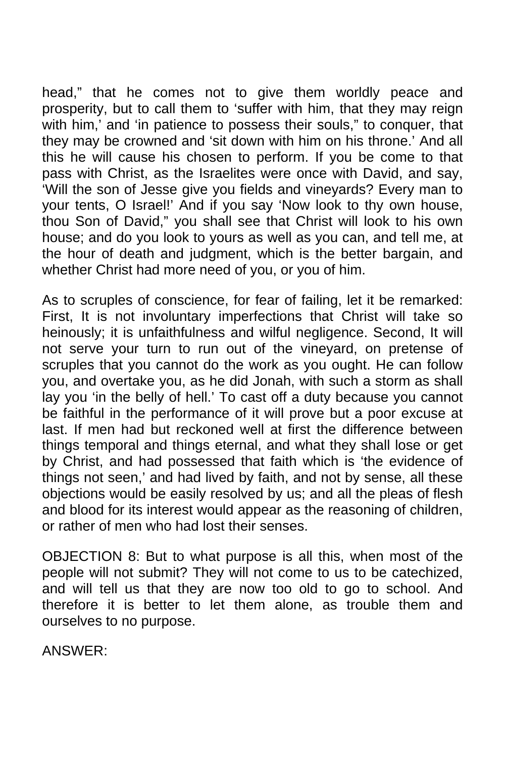head," that he comes not to give them worldly peace and prosperity, but to call them to 'suffer with him, that they may reign with him,' and 'in patience to possess their souls," to conquer, that they may be crowned and 'sit down with him on his throne.' And all this he will cause his chosen to perform. If you be come to that pass with Christ, as the Israelites were once with David, and say, 'Will the son of Jesse give you fields and vineyards? Every man to your tents, O Israel!' And if you say 'Now look to thy own house, thou Son of David," you shall see that Christ will look to his own house; and do you look to yours as well as you can, and tell me, at the hour of death and judgment, which is the better bargain, and whether Christ had more need of you, or you of him.

As to scruples of conscience, for fear of failing, let it be remarked: First, It is not involuntary imperfections that Christ will take so heinously; it is unfaithfulness and wilful negligence. Second, It will not serve your turn to run out of the vineyard, on pretense of scruples that you cannot do the work as you ought. He can follow you, and overtake you, as he did Jonah, with such a storm as shall lay you 'in the belly of hell.' To cast off a duty because you cannot be faithful in the performance of it will prove but a poor excuse at last. If men had but reckoned well at first the difference between things temporal and things eternal, and what they shall lose or get by Christ, and had possessed that faith which is 'the evidence of things not seen,' and had lived by faith, and not by sense, all these objections would be easily resolved by us; and all the pleas of flesh and blood for its interest would appear as the reasoning of children, or rather of men who had lost their senses.

OBJECTION 8: But to what purpose is all this, when most of the people will not submit? They will not come to us to be catechized, and will tell us that they are now too old to go to school. And therefore it is better to let them alone, as trouble them and ourselves to no purpose.

ANSWER: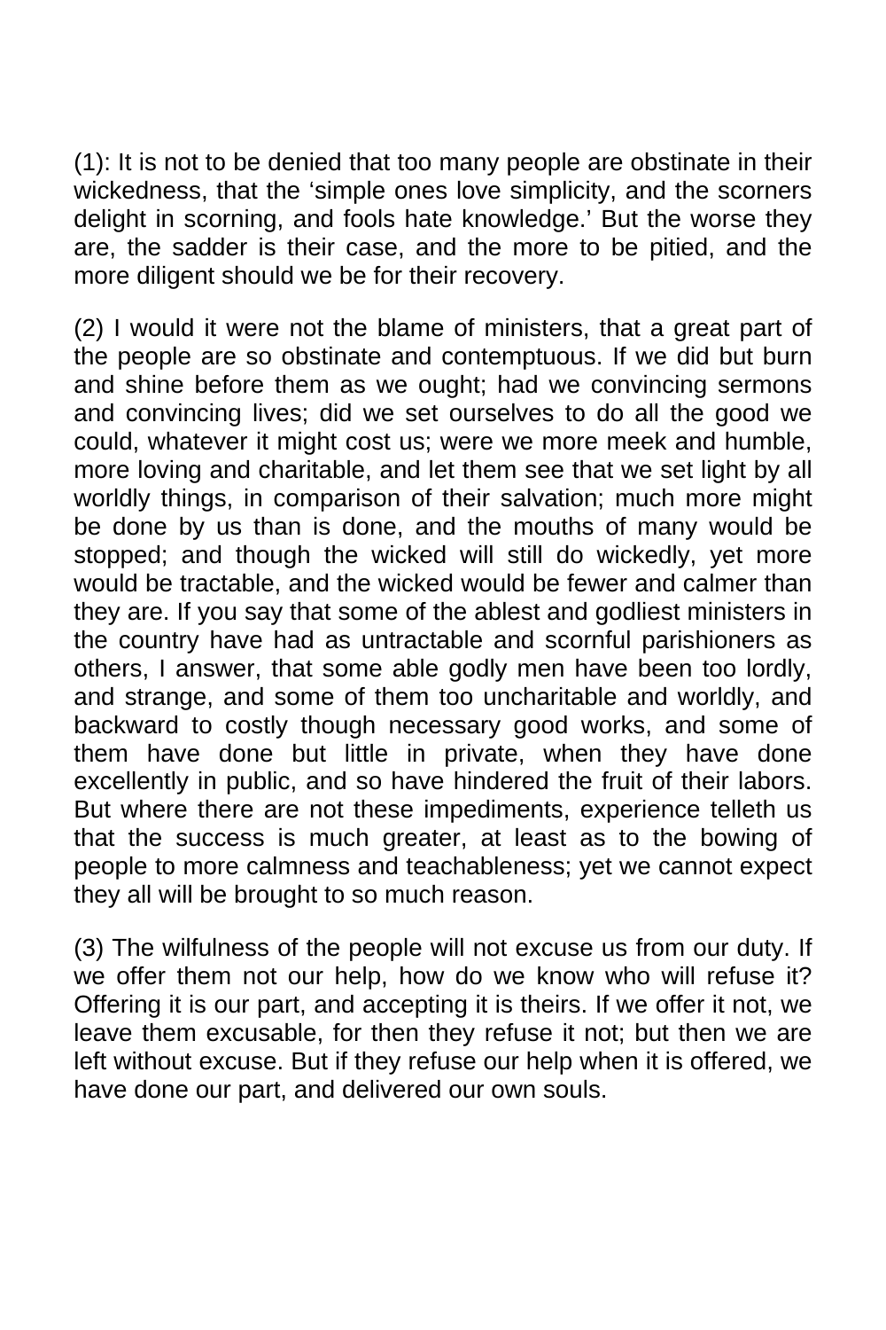(1): It is not to be denied that too many people are obstinate in their wickedness, that the ‘simple ones love simplicity, and the scorners delight in scorning, and fools hate knowledge.’ But the worse they are, the sadder is their case, and the more to be pitied, and the more diligent should we be for their recovery.

(2) I would it were not the blame of ministers, that a great part of the people are so obstinate and contemptuous. If we did but burn and shine before them as we ought; had we convincing sermons and convincing lives; did we set ourselves to do all the good we could, whatever it might cost us; were we more meek and humble, more loving and charitable, and let them see that we set light by all worldly things, in comparison of their salvation; much more might be done by us than is done, and the mouths of many would be stopped; and though the wicked will still do wickedly, yet more would be tractable, and the wicked would be fewer and calmer than they are. If you say that some of the ablest and godliest ministers in the country have had as untractable and scornful parishioners as others, I answer, that some able godly men have been too lordly, and strange, and some of them too uncharitable and worldly, and backward to costly though necessary good works, and some of them have done but little in private, when they have done excellently in public, and so have hindered the fruit of their labors. But where there are not these impediments, experience telleth us that the success is much greater, at least as to the bowing of people to more calmness and teachableness; yet we cannot expect they all will be brought to so much reason.

(3) The wilfulness of the people will not excuse us from our duty. If we offer them not our help, how do we know who will refuse it? Offering it is our part, and accepting it is theirs. If we offer it not, we leave them excusable, for then they refuse it not; but then we are left without excuse. But if they refuse our help when it is offered, we have done our part, and delivered our own souls.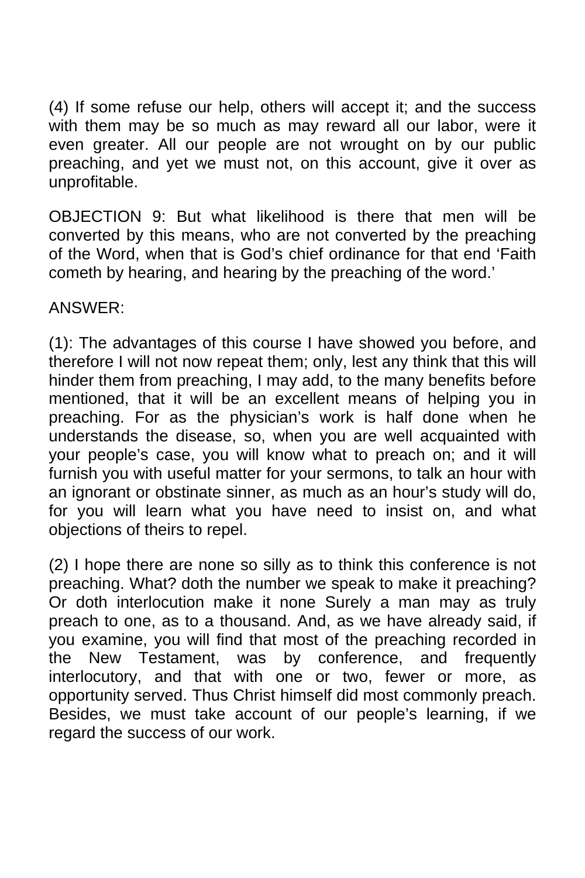(4) If some refuse our help, others will accept it; and the success with them may be so much as may reward all our labor, were it even greater. All our people are not wrought on by our public preaching, and yet we must not, on this account, give it over as unprofitable.

OBJECTION 9: But what likelihood is there that men will be converted by this means, who are not converted by the preaching of the Word, when that is God's chief ordinance for that end 'Faith cometh by hearing, and hearing by the preaching of the word.'

ANSWER:

(1): The advantages of this course I have showed you before, and therefore I will not now repeat them; only, lest any think that this will hinder them from preaching, I may add, to the many benefits before mentioned, that it will be an excellent means of helping you in preaching. For as the physician's work is half done when he understands the disease, so, when you are well acquainted with your people's case, you will know what to preach on; and it will furnish you with useful matter for your sermons, to talk an hour with an ignorant or obstinate sinner, as much as an hour's study will do, for you will learn what you have need to insist on, and what objections of theirs to repel.

(2) I hope there are none so silly as to think this conference is not preaching. What? doth the number we speak to make it preaching? Or doth interlocution make it none Surely a man may as truly preach to one, as to a thousand. And, as we have already said, if you examine, you will find that most of the preaching recorded in the New Testament, was by conference, and frequently interlocutory, and that with one or two, fewer or more, as opportunity served. Thus Christ himself did most commonly preach. Besides, we must take account of our people's learning, if we regard the success of our work.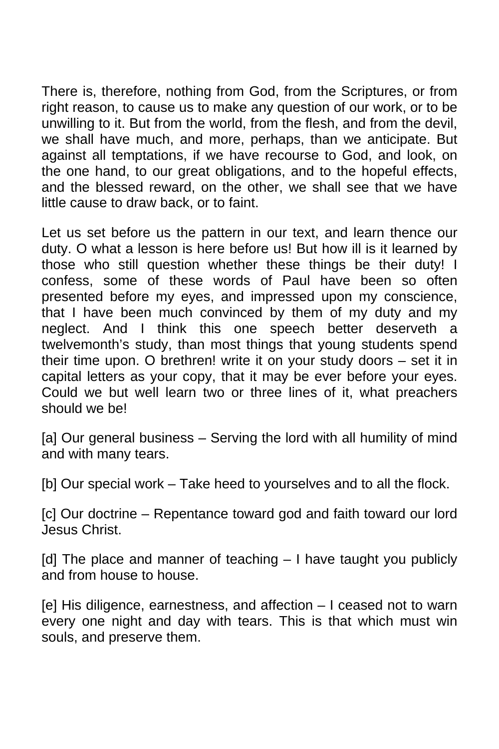There is, therefore, nothing from God, from the Scriptures, or from right reason, to cause us to make any question of our work, or to be unwilling to it. But from the world, from the flesh, and from the devil, we shall have much, and more, perhaps, than we anticipate. But against all temptations, if we have recourse to God, and look, on the one hand, to our great obligations, and to the hopeful effects, and the blessed reward, on the other, we shall see that we have little cause to draw back, or to faint.

Let us set before us the pattern in our text, and learn thence our duty. O what a lesson is here before us! But how ill is it learned by those who still question whether these things be their duty! I confess, some of these words of Paul have been so often presented before my eyes, and impressed upon my conscience, that I have been much convinced by them of my duty and my neglect. And I think this one speech better deserveth a twelvemonth's study, than most things that young students spend their time upon. O brethren! write it on your study doors – set it in capital letters as your copy, that it may be ever before your eyes. Could we but well learn two or three lines of it, what preachers should we be!

[a] Our general business – Serving the lord with all humility of mind and with many tears.

[b] Our special work – Take heed to yourselves and to all the flock.

[c] Our doctrine – Repentance toward god and faith toward our lord Jesus Christ.

[d] The place and manner of teaching – I have taught you publicly and from house to house.

[e] His diligence, earnestness, and affection – I ceased not to warn every one night and day with tears. This is that which must win souls, and preserve them.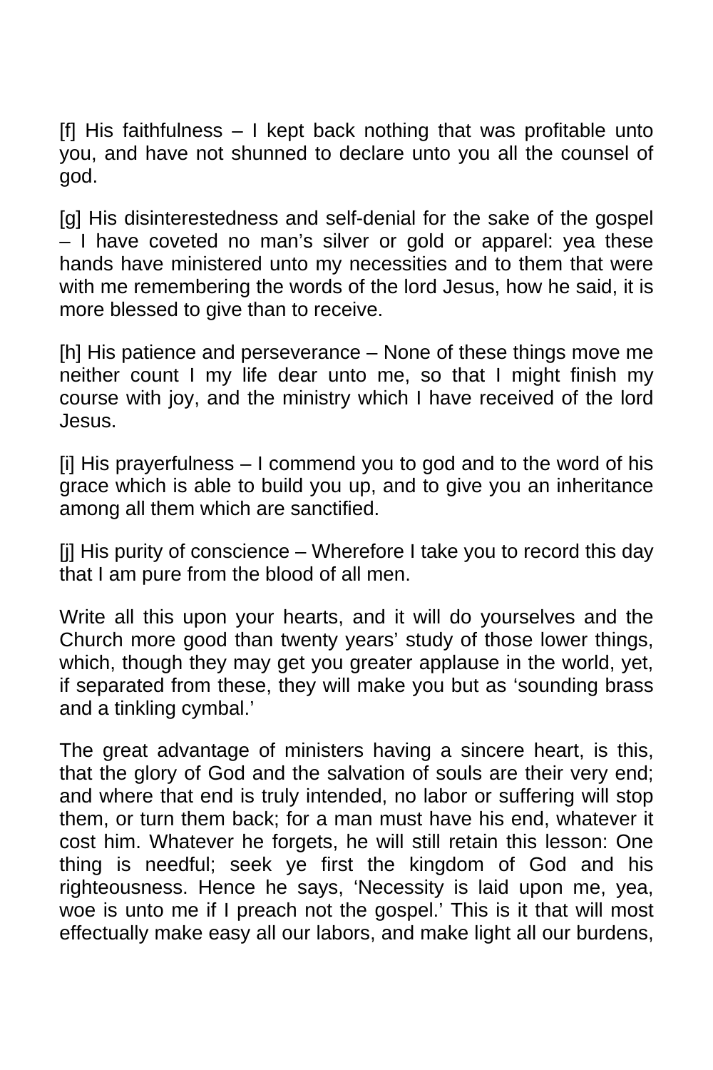[f] His faithfulness – I kept back nothing that was profitable unto you, and have not shunned to declare unto you all the counsel of god.

[g] His disinterestedness and self-denial for the sake of the gospel – I have coveted no man's silver or gold or apparel: yea these hands have ministered unto my necessities and to them that were with me remembering the words of the lord Jesus, how he said, it is more blessed to give than to receive.

[h] His patience and perseverance – None of these things move me neither count I my life dear unto me, so that I might finish my course with joy, and the ministry which I have received of the lord Jesus.

[i] His prayerfulness – I commend you to god and to the word of his grace which is able to build you up, and to give you an inheritance among all them which are sanctified.

[j] His purity of conscience – Wherefore I take you to record this day that I am pure from the blood of all men.

Write all this upon your hearts, and it will do yourselves and the Church more good than twenty years' study of those lower things, which, though they may get you greater applause in the world, yet, if separated from these, they will make you but as 'sounding brass and a tinkling cymbal.'

The great advantage of ministers having a sincere heart, is this, that the glory of God and the salvation of souls are their very end; and where that end is truly intended, no labor or suffering will stop them, or turn them back; for a man must have his end, whatever it cost him. Whatever he forgets, he will still retain this lesson: One thing is needful; seek ye first the kingdom of God and his righteousness. Hence he says, 'Necessity is laid upon me, yea, woe is unto me if I preach not the gospel.' This is it that will most effectually make easy all our labors, and make light all our burdens,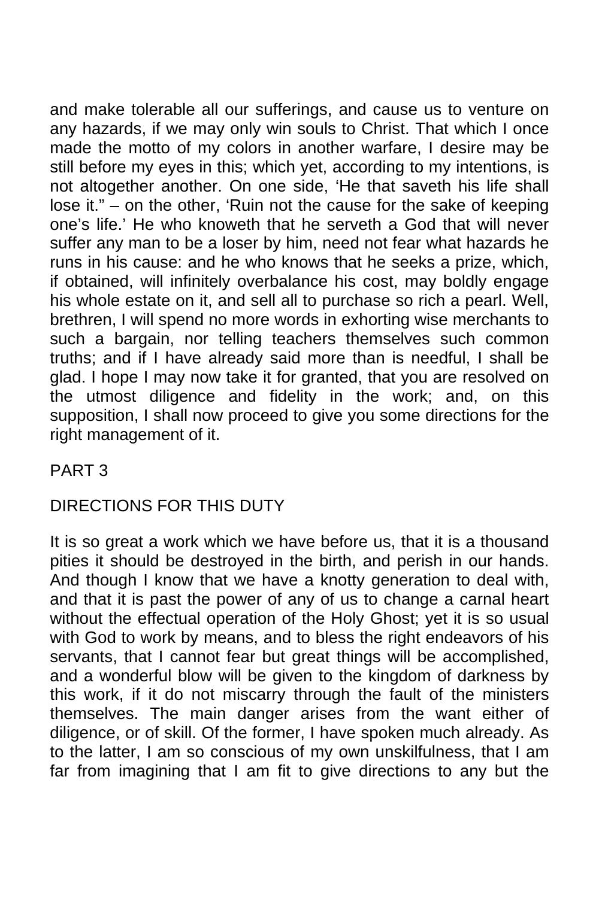and make tolerable all our sufferings, and cause us to venture on any hazards, if we may only win souls to Christ. That which I once made the motto of my colors in another warfare, I desire may be still before my eyes in this; which yet, according to my intentions, is not altogether another. On one side, 'He that saveth his life shall lose it." – on the other, 'Ruin not the cause for the sake of keeping one's life.' He who knoweth that he serveth a God that will never suffer any man to be a loser by him, need not fear what hazards he runs in his cause: and he who knows that he seeks a prize, which, if obtained, will infinitely overbalance his cost, may boldly engage his whole estate on it, and sell all to purchase so rich a pearl. Well, brethren, I will spend no more words in exhorting wise merchants to such a bargain, nor telling teachers themselves such common truths; and if I have already said more than is needful, I shall be glad. I hope I may now take it for granted, that you are resolved on the utmost diligence and fidelity in the work; and, on this supposition, I shall now proceed to give you some directions for the right management of it.

## PART 3

## DIRECTIONS FOR THIS DUTY

It is so great a work which we have before us, that it is a thousand pities it should be destroyed in the birth, and perish in our hands. And though I know that we have a knotty generation to deal with, and that it is past the power of any of us to change a carnal heart without the effectual operation of the Holy Ghost; yet it is so usual with God to work by means, and to bless the right endeavors of his servants, that I cannot fear but great things will be accomplished, and a wonderful blow will be given to the kingdom of darkness by this work, if it do not miscarry through the fault of the ministers themselves. The main danger arises from the want either of diligence, or of skill. Of the former, I have spoken much already. As to the latter, I am so conscious of my own unskilfulness, that I am far from imagining that I am fit to give directions to any but the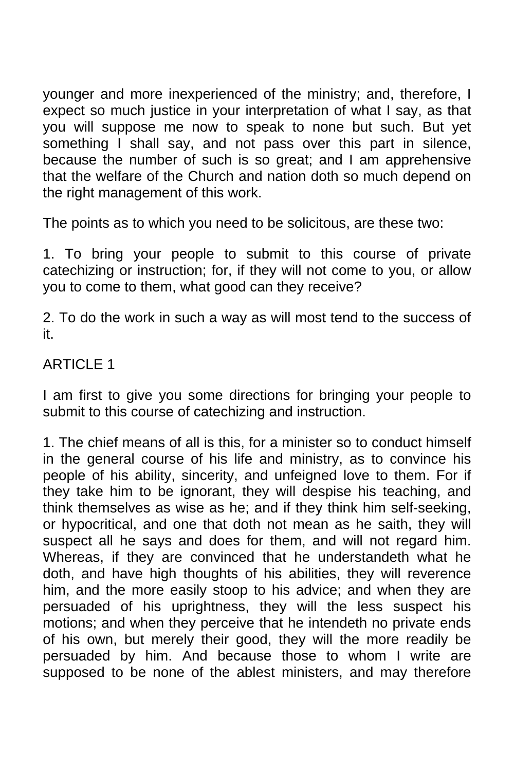younger and more inexperienced of the ministry; and, therefore, I expect so much justice in your interpretation of what I say, as that you will suppose me now to speak to none but such. But yet something I shall say, and not pass over this part in silence, because the number of such is so great; and I am apprehensive that the welfare of the Church and nation doth so much depend on the right management of this work.

The points as to which you need to be solicitous, are these two:

1. To bring your people to submit to this course of private catechizing or instruction; for, if they will not come to you, or allow you to come to them, what good can they receive?

2. To do the work in such a way as will most tend to the success of it.

## ARTICLE 1

I am first to give you some directions for bringing your people to submit to this course of catechizing and instruction.

1. The chief means of all is this, for a minister so to conduct himself in the general course of his life and ministry, as to convince his people of his ability, sincerity, and unfeigned love to them. For if they take him to be ignorant, they will despise his teaching, and think themselves as wise as he; and if they think him self-seeking, or hypocritical, and one that doth not mean as he saith, they will suspect all he says and does for them, and will not regard him. Whereas, if they are convinced that he understandeth what he doth, and have high thoughts of his abilities, they will reverence him, and the more easily stoop to his advice; and when they are persuaded of his uprightness, they will the less suspect his motions; and when they perceive that he intendeth no private ends of his own, but merely their good, they will the more readily be persuaded by him. And because those to whom I write are supposed to be none of the ablest ministers, and may therefore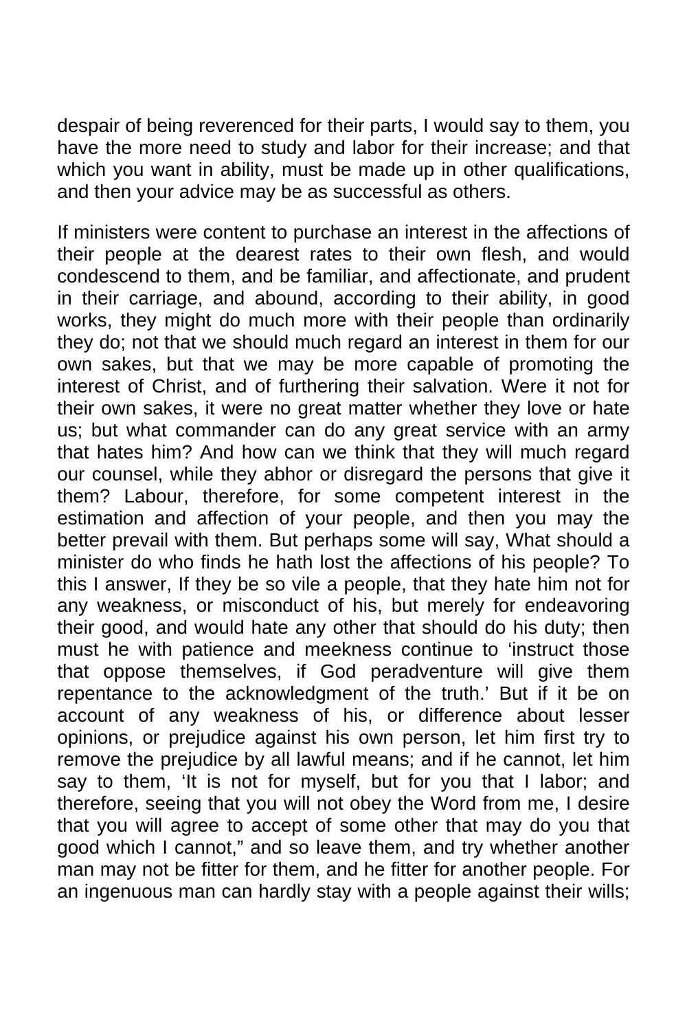despair of being reverenced for their parts, I would say to them, you have the more need to study and labor for their increase; and that which you want in ability, must be made up in other qualifications, and then your advice may be as successful as others.

If ministers were content to purchase an interest in the affections of their people at the dearest rates to their own flesh, and would condescend to them, and be familiar, and affectionate, and prudent in their carriage, and abound, according to their ability, in good works, they might do much more with their people than ordinarily they do; not that we should much regard an interest in them for our own sakes, but that we may be more capable of promoting the interest of Christ, and of furthering their salvation. Were it not for their own sakes, it were no great matter whether they love or hate us; but what commander can do any great service with an army that hates him? And how can we think that they will much regard our counsel, while they abhor or disregard the persons that give it them? Labour, therefore, for some competent interest in the estimation and affection of your people, and then you may the better prevail with them. But perhaps some will say, What should a minister do who finds he hath lost the affections of his people? To this I answer, If they be so vile a people, that they hate him not for any weakness, or misconduct of his, but merely for endeavoring their good, and would hate any other that should do his duty; then must he with patience and meekness continue to 'instruct those that oppose themselves, if God peradventure will give them repentance to the acknowledgment of the truth.' But if it be on account of any weakness of his, or difference about lesser opinions, or prejudice against his own person, let him first try to remove the prejudice by all lawful means; and if he cannot, let him say to them, 'It is not for myself, but for you that I labor; and therefore, seeing that you will not obey the Word from me, I desire that you will agree to accept of some other that may do you that good which I cannot," and so leave them, and try whether another man may not be fitter for them, and he fitter for another people. For an ingenuous man can hardly stay with a people against their wills;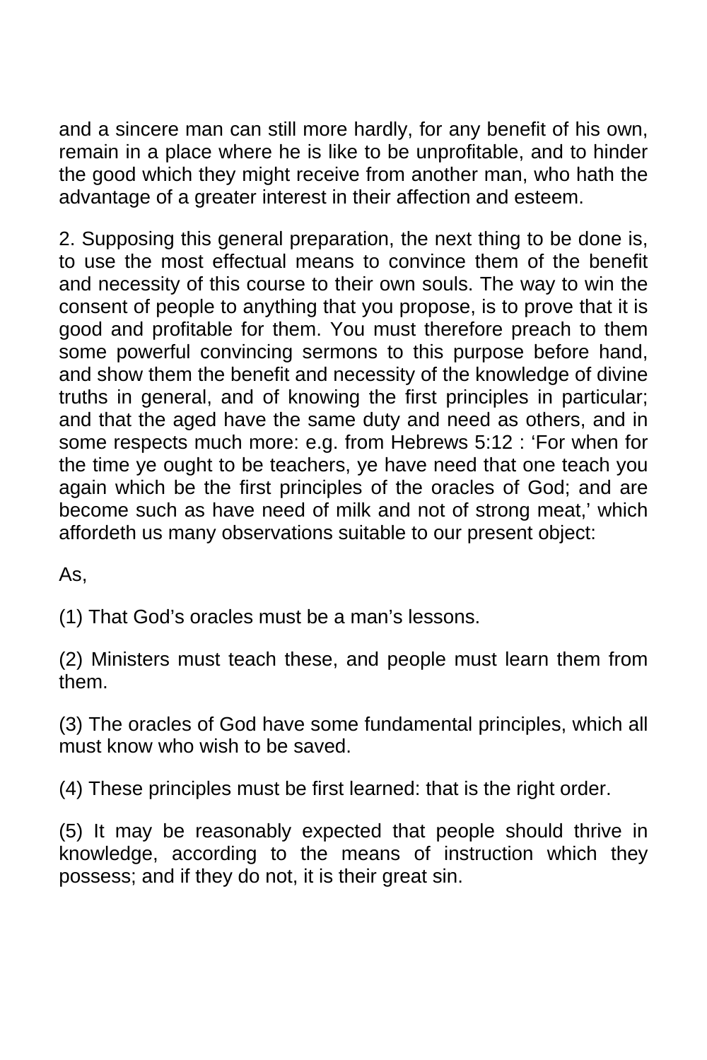and a sincere man can still more hardly, for any benefit of his own, remain in a place where he is like to be unprofitable, and to hinder the good which they might receive from another man, who hath the advantage of a greater interest in their affection and esteem.

2. Supposing this general preparation, the next thing to be done is, to use the most effectual means to convince them of the benefit and necessity of this course to their own souls. The way to win the consent of people to anything that you propose, is to prove that it is good and profitable for them. You must therefore preach to them some powerful convincing sermons to this purpose before hand, and show them the benefit and necessity of the knowledge of divine truths in general, and of knowing the first principles in particular; and that the aged have the same duty and need as others, and in some respects much more: e.g. from Hebrews 5:12 : 'For when for the time ye ought to be teachers, ye have need that one teach you again which be the first principles of the oracles of God; and are become such as have need of milk and not of strong meat,' which affordeth us many observations suitable to our present object:

As,

(1) That God's oracles must be a man's lessons.

(2) Ministers must teach these, and people must learn them from them.

(3) The oracles of God have some fundamental principles, which all must know who wish to be saved.

(4) These principles must be first learned: that is the right order.

(5) It may be reasonably expected that people should thrive in knowledge, according to the means of instruction which they possess; and if they do not, it is their great sin.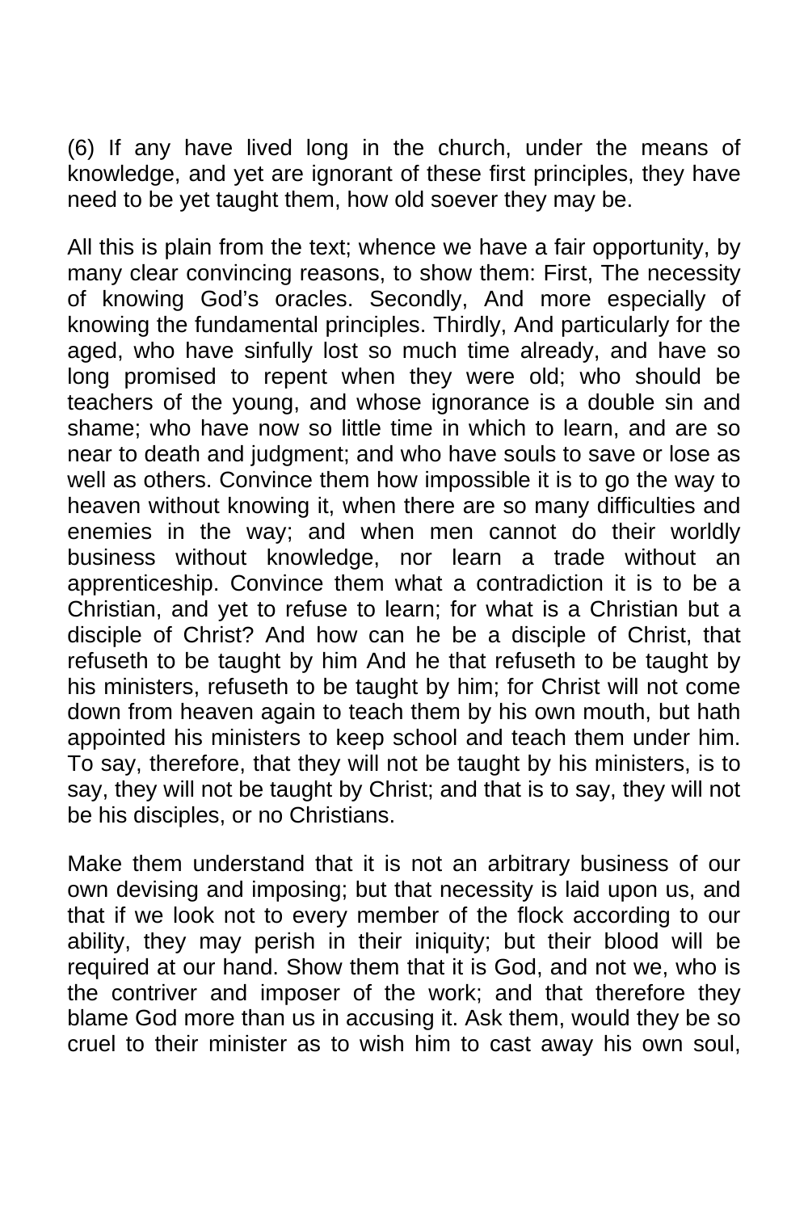(6) If any have lived long in the church, under the means of knowledge, and yet are ignorant of these first principles, they have need to be yet taught them, how old soever they may be.

All this is plain from the text; whence we have a fair opportunity, by many clear convincing reasons, to show them: First, The necessity of knowing God's oracles. Secondly, And more especially of knowing the fundamental principles. Thirdly, And particularly for the aged, who have sinfully lost so much time already, and have so long promised to repent when they were old; who should be teachers of the young, and whose ignorance is a double sin and shame; who have now so little time in which to learn, and are so near to death and judgment; and who have souls to save or lose as well as others. Convince them how impossible it is to go the way to heaven without knowing it, when there are so many difficulties and enemies in the way; and when men cannot do their worldly business without knowledge, nor learn a trade without an apprenticeship. Convince them what a contradiction it is to be a Christian, and yet to refuse to learn; for what is a Christian but a disciple of Christ? And how can he be a disciple of Christ, that refuseth to be taught by him And he that refuseth to be taught by his ministers, refuseth to be taught by him; for Christ will not come down from heaven again to teach them by his own mouth, but hath appointed his ministers to keep school and teach them under him. To say, therefore, that they will not be taught by his ministers, is to say, they will not be taught by Christ; and that is to say, they will not be his disciples, or no Christians.

Make them understand that it is not an arbitrary business of our own devising and imposing; but that necessity is laid upon us, and that if we look not to every member of the flock according to our ability, they may perish in their iniquity; but their blood will be required at our hand. Show them that it is God, and not we, who is the contriver and imposer of the work; and that therefore they blame God more than us in accusing it. Ask them, would they be so cruel to their minister as to wish him to cast away his own soul,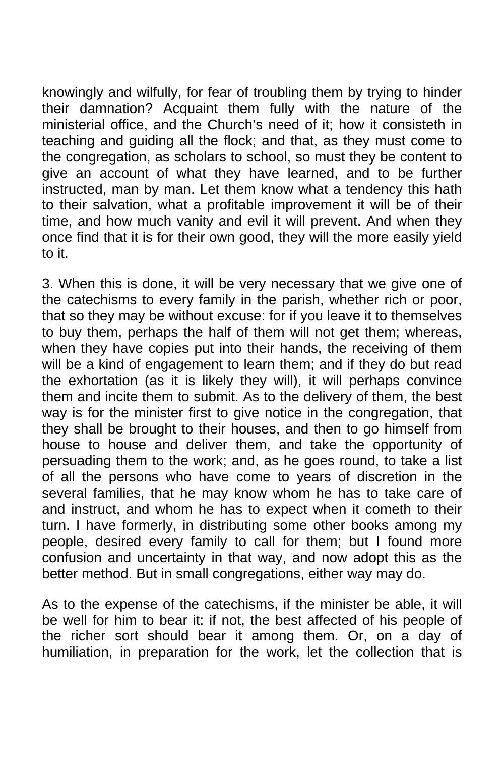knowingly and wilfully, for fear of troubling them by trying to hinder their damnation? Acquaint them fully with the nature of the ministerial office, and the Church's need of it; how it consisteth in teaching and guiding all the flock; and that, as they must come to the congregation, as scholars to school, so must they be content to give an account of what they have learned, and to be further instructed, man by man. Let them know what a tendency this hath to their salvation, what a profitable improvement it will be of their time, and how much vanity and evil it will prevent. And when they once find that it is for their own good, they will the more easily yield to it.

3. When this is done, it will be very necessary that we give one of the catechisms to every family in the parish, whether rich or poor, that so they may be without excuse: for if you leave it to themselves to buy them, perhaps the half of them will not get them; whereas, when they have copies put into their hands, the receiving of them will be a kind of engagement to learn them; and if they do but read the exhortation (as it is likely they will), it will perhaps convince them and incite them to submit. As to the delivery of them, the best way is for the minister first to give notice in the congregation, that they shall be brought to their houses, and then to go himself from house to house and deliver them, and take the opportunity of persuading them to the work; and, as he goes round, to take a list of all the persons who have come to years of discretion in the several families, that he may know whom he has to take care of and instruct, and whom he has to expect when it cometh to their turn. I have formerly, in distributing some other books among my people, desired every family to call for them; but I found more confusion and uncertainty in that way, and now adopt this as the better method. But in small congregations, either way may do.

As to the expense of the catechisms, if the minister be able, it will be well for him to bear it: if not, the best affected of his people of the richer sort should bear it among them. Or, on a day of humiliation, in preparation for the work, let the collection that is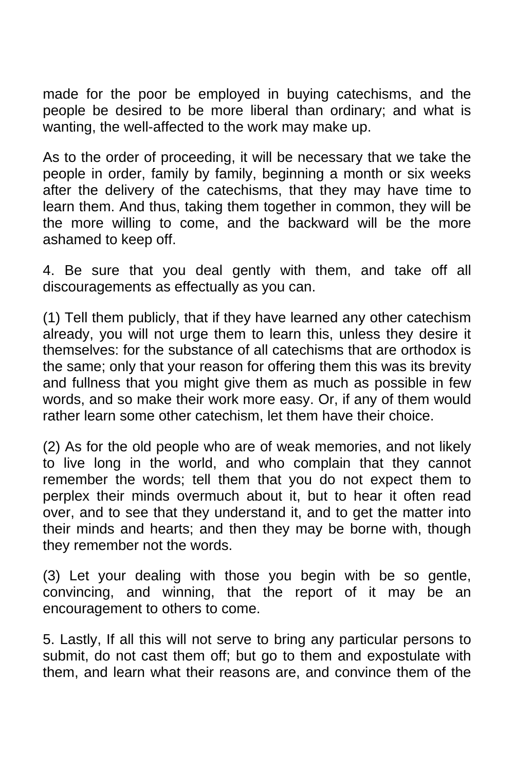made for the poor be employed in buying catechisms, and the people be desired to be more liberal than ordinary; and what is wanting, the well-affected to the work may make up.

As to the order of proceeding, it will be necessary that we take the people in order, family by family, beginning a month or six weeks after the delivery of the catechisms, that they may have time to learn them. And thus, taking them together in common, they will be the more willing to come, and the backward will be the more ashamed to keep off.

4. Be sure that you deal gently with them, and take off all discouragements as effectually as you can.

(1) Tell them publicly, that if they have learned any other catechism already, you will not urge them to learn this, unless they desire it themselves: for the substance of all catechisms that are orthodox is the same; only that your reason for offering them this was its brevity and fullness that you might give them as much as possible in few words, and so make their work more easy. Or, if any of them would rather learn some other catechism, let them have their choice.

(2) As for the old people who are of weak memories, and not likely to live long in the world, and who complain that they cannot remember the words; tell them that you do not expect them to perplex their minds overmuch about it, but to hear it often read over, and to see that they understand it, and to get the matter into their minds and hearts; and then they may be borne with, though they remember not the words.

(3) Let your dealing with those you begin with be so gentle, convincing, and winning, that the report of it may be an encouragement to others to come.

5. Lastly, If all this will not serve to bring any particular persons to submit, do not cast them off; but go to them and expostulate with them, and learn what their reasons are, and convince them of the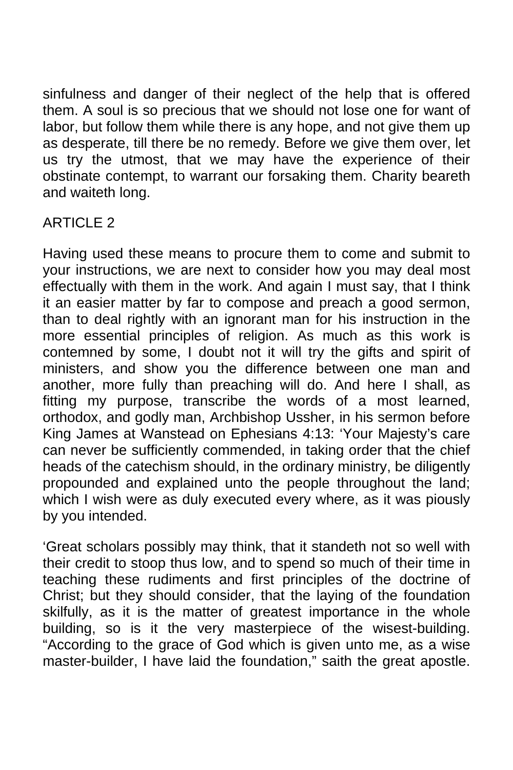sinfulness and danger of their neglect of the help that is offered them. A soul is so precious that we should not lose one for want of labor, but follow them while there is any hope, and not give them up as desperate, till there be no remedy. Before we give them over, let us try the utmost, that we may have the experience of their obstinate contempt, to warrant our forsaking them. Charity beareth and waiteth long.

## ARTICLE 2

Having used these means to procure them to come and submit to your instructions, we are next to consider how you may deal most effectually with them in the work. And again I must say, that I think it an easier matter by far to compose and preach a good sermon, than to deal rightly with an ignorant man for his instruction in the more essential principles of religion. As much as this work is contemned by some, I doubt not it will try the gifts and spirit of ministers, and show you the difference between one man and another, more fully than preaching will do. And here I shall, as fitting my purpose, transcribe the words of a most learned, orthodox, and godly man, Archbishop Ussher, in his sermon before King James at Wanstead on Ephesians 4:13: 'Your Majesty's care can never be sufficiently commended, in taking order that the chief heads of the catechism should, in the ordinary ministry, be diligently propounded and explained unto the people throughout the land; which I wish were as duly executed every where, as it was piously by you intended.

'Great scholars possibly may think, that it standeth not so well with their credit to stoop thus low, and to spend so much of their time in teaching these rudiments and first principles of the doctrine of Christ; but they should consider, that the laying of the foundation skilfully, as it is the matter of greatest importance in the whole building, so is it the very masterpiece of the wisest-building. "According to the grace of God which is given unto me, as a wise master-builder, I have laid the foundation," saith the great apostle.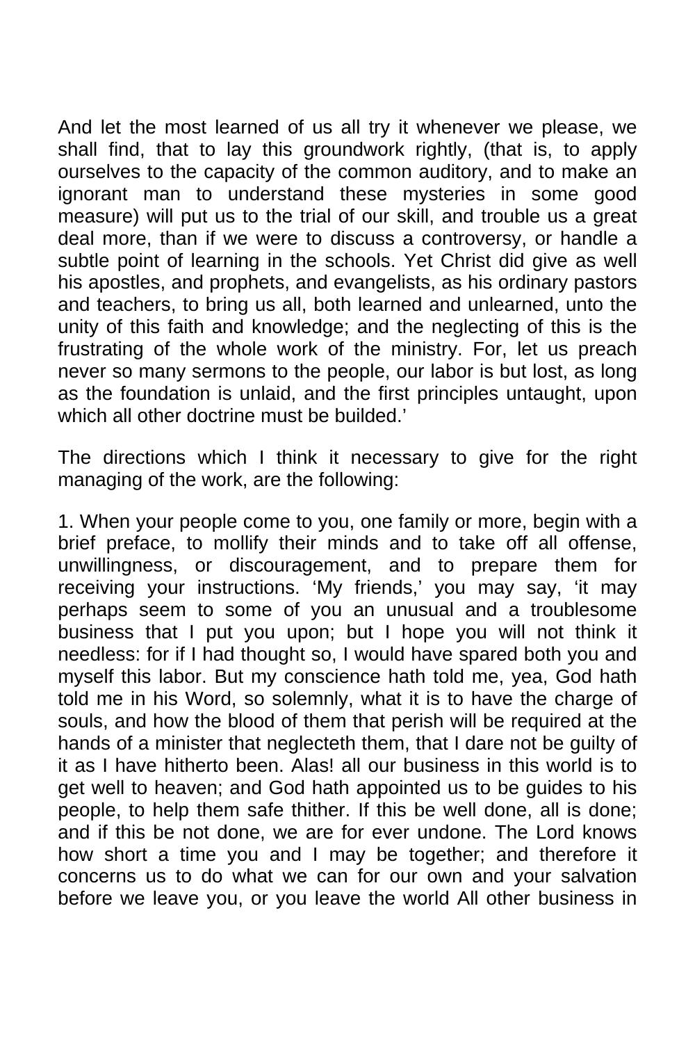And let the most learned of us all try it whenever we please, we shall find, that to lay this groundwork rightly, (that is, to apply ourselves to the capacity of the common auditory, and to make an ignorant man to understand these mysteries in some good measure) will put us to the trial of our skill, and trouble us a great deal more, than if we were to discuss a controversy, or handle a subtle point of learning in the schools. Yet Christ did give as well his apostles, and prophets, and evangelists, as his ordinary pastors and teachers, to bring us all, both learned and unlearned, unto the unity of this faith and knowledge; and the neglecting of this is the frustrating of the whole work of the ministry. For, let us preach never so many sermons to the people, our labor is but lost, as long as the foundation is unlaid, and the first principles untaught, upon which all other doctrine must be builded.'

The directions which I think it necessary to give for the right managing of the work, are the following:

1. When your people come to you, one family or more, begin with a brief preface, to mollify their minds and to take off all offense, unwillingness, or discouragement, and to prepare them for receiving your instructions. 'My friends,' you may say, 'it may perhaps seem to some of you an unusual and a troublesome business that I put you upon; but I hope you will not think it needless: for if I had thought so, I would have spared both you and myself this labor. But my conscience hath told me, yea, God hath told me in his Word, so solemnly, what it is to have the charge of souls, and how the blood of them that perish will be required at the hands of a minister that neglecteth them, that I dare not be guilty of it as I have hitherto been. Alas! all our business in this world is to get well to heaven; and God hath appointed us to be guides to his people, to help them safe thither. If this be well done, all is done; and if this be not done, we are for ever undone. The Lord knows how short a time you and I may be together; and therefore it concerns us to do what we can for our own and your salvation before we leave you, or you leave the world All other business in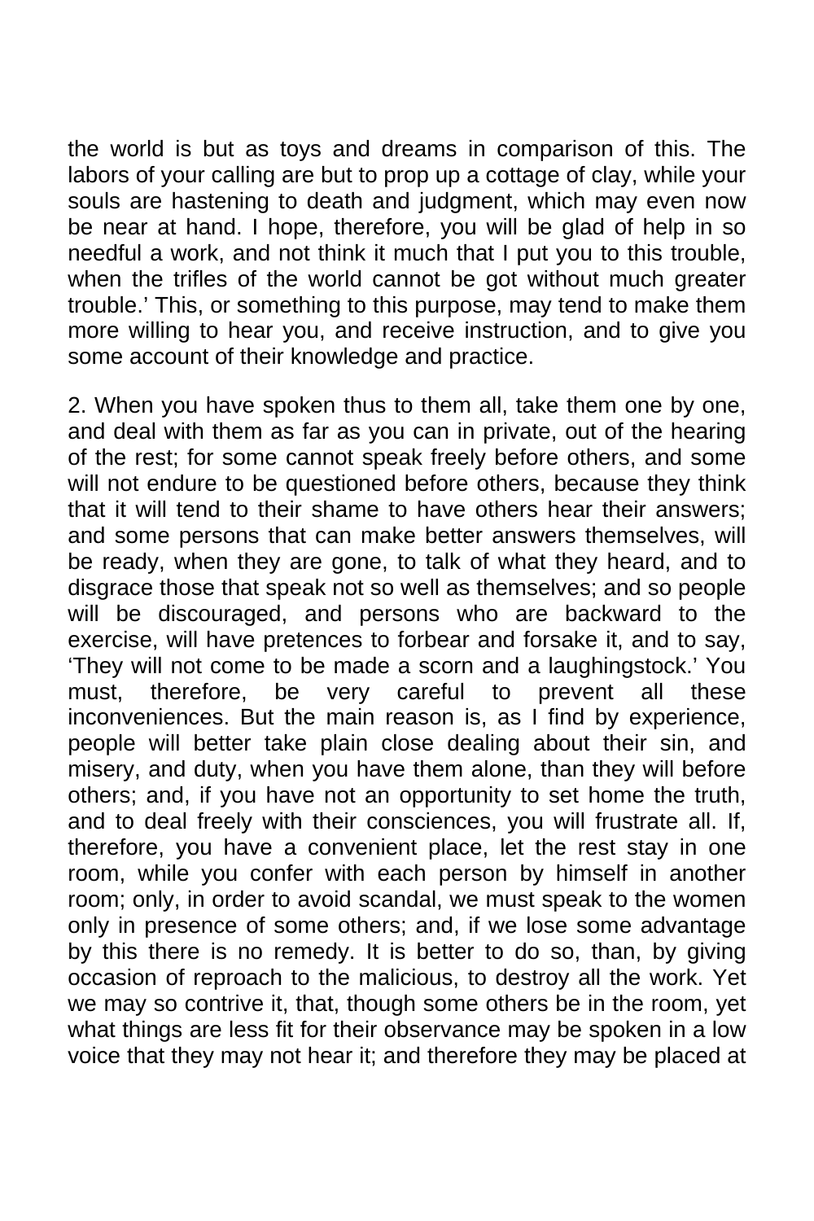the world is but as toys and dreams in comparison of this. The labors of your calling are but to prop up a cottage of clay, while your souls are hastening to death and judgment, which may even now be near at hand. I hope, therefore, you will be glad of help in so needful a work, and not think it much that I put you to this trouble, when the trifles of the world cannot be got without much greater trouble.' This, or something to this purpose, may tend to make them more willing to hear you, and receive instruction, and to give you some account of their knowledge and practice.

2. When you have spoken thus to them all, take them one by one, and deal with them as far as you can in private, out of the hearing of the rest; for some cannot speak freely before others, and some will not endure to be questioned before others, because they think that it will tend to their shame to have others hear their answers; and some persons that can make better answers themselves, will be ready, when they are gone, to talk of what they heard, and to disgrace those that speak not so well as themselves; and so people will be discouraged, and persons who are backward to the exercise, will have pretences to forbear and forsake it, and to say, 'They will not come to be made a scorn and a laughingstock.' You must, therefore, be very careful to prevent all these inconveniences. But the main reason is, as I find by experience, people will better take plain close dealing about their sin, and misery, and duty, when you have them alone, than they will before others; and, if you have not an opportunity to set home the truth, and to deal freely with their consciences, you will frustrate all. If, therefore, you have a convenient place, let the rest stay in one room, while you confer with each person by himself in another room; only, in order to avoid scandal, we must speak to the women only in presence of some others; and, if we lose some advantage by this there is no remedy. It is better to do so, than, by giving occasion of reproach to the malicious, to destroy all the work. Yet we may so contrive it, that, though some others be in the room, yet what things are less fit for their observance may be spoken in a low voice that they may not hear it; and therefore they may be placed at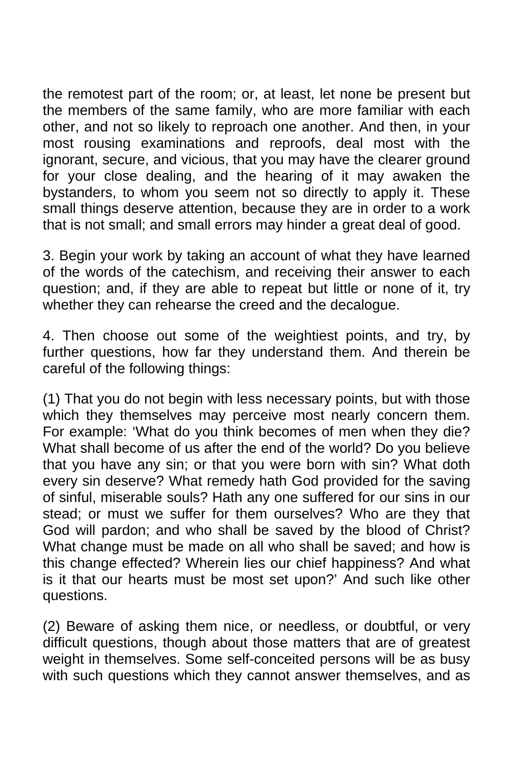the remotest part of the room; or, at least, let none be present but the members of the same family, who are more familiar with each other, and not so likely to reproach one another. And then, in your most rousing examinations and reproofs, deal most with the ignorant, secure, and vicious, that you may have the clearer ground for your close dealing, and the hearing of it may awaken the bystanders, to whom you seem not so directly to apply it. These small things deserve attention, because they are in order to a work that is not small; and small errors may hinder a great deal of good.

3. Begin your work by taking an account of what they have learned of the words of the catechism, and receiving their answer to each question; and, if they are able to repeat but little or none of it, try whether they can rehearse the creed and the decalogue.

4. Then choose out some of the weightiest points, and try, by further questions, how far they understand them. And therein be careful of the following things:

(1) That you do not begin with less necessary points, but with those which they themselves may perceive most nearly concern them. For example: 'What do you think becomes of men when they die? What shall become of us after the end of the world? Do you believe that you have any sin; or that you were born with sin? What doth every sin deserve? What remedy hath God provided for the saving of sinful, miserable souls? Hath any one suffered for our sins in our stead; or must we suffer for them ourselves? Who are they that God will pardon; and who shall be saved by the blood of Christ? What change must be made on all who shall be saved; and how is this change effected? Wherein lies our chief happiness? And what is it that our hearts must be most set upon?' And such like other questions.

(2) Beware of asking them nice, or needless, or doubtful, or very difficult questions, though about those matters that are of greatest weight in themselves. Some self-conceited persons will be as busy with such questions which they cannot answer themselves, and as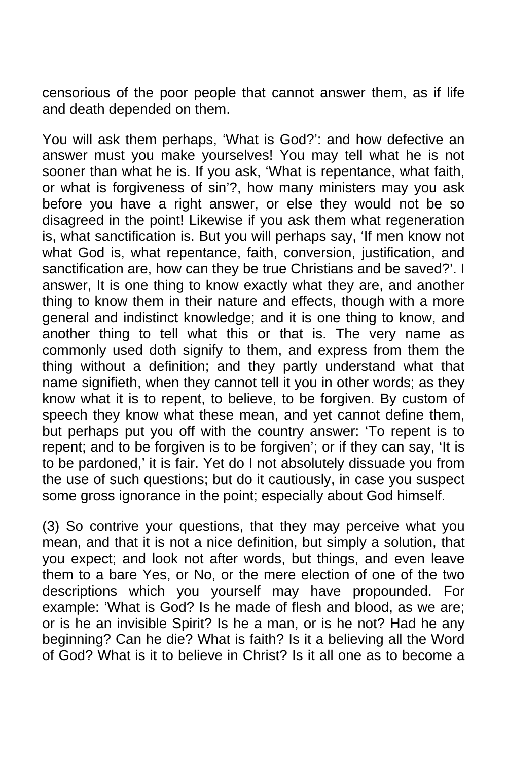censorious of the poor people that cannot answer them, as if life and death depended on them.

You will ask them perhaps, 'What is God?': and how defective an answer must you make yourselves! You may tell what he is not sooner than what he is. If you ask, 'What is repentance, what faith, or what is forgiveness of sin'?, how many ministers may you ask before you have a right answer, or else they would not be so disagreed in the point! Likewise if you ask them what regeneration is, what sanctification is. But you will perhaps say, 'If men know not what God is, what repentance, faith, conversion, justification, and sanctification are, how can they be true Christians and be saved?'. I answer, It is one thing to know exactly what they are, and another thing to know them in their nature and effects, though with a more general and indistinct knowledge; and it is one thing to know, and another thing to tell what this or that is. The very name as commonly used doth signify to them, and express from them the thing without a definition; and they partly understand what that name signifieth, when they cannot tell it you in other words; as they know what it is to repent, to believe, to be forgiven. By custom of speech they know what these mean, and yet cannot define them, but perhaps put you off with the country answer: 'To repent is to repent; and to be forgiven is to be forgiven'; or if they can say, 'It is to be pardoned,' it is fair. Yet do I not absolutely dissuade you from the use of such questions; but do it cautiously, in case you suspect some gross ignorance in the point; especially about God himself.

(3) So contrive your questions, that they may perceive what you mean, and that it is not a nice definition, but simply a solution, that you expect; and look not after words, but things, and even leave them to a bare Yes, or No, or the mere election of one of the two descriptions which you yourself may have propounded. For example: 'What is God? Is he made of flesh and blood, as we are; or is he an invisible Spirit? Is he a man, or is he not? Had he any beginning? Can he die? What is faith? Is it a believing all the Word of God? What is it to believe in Christ? Is it all one as to become a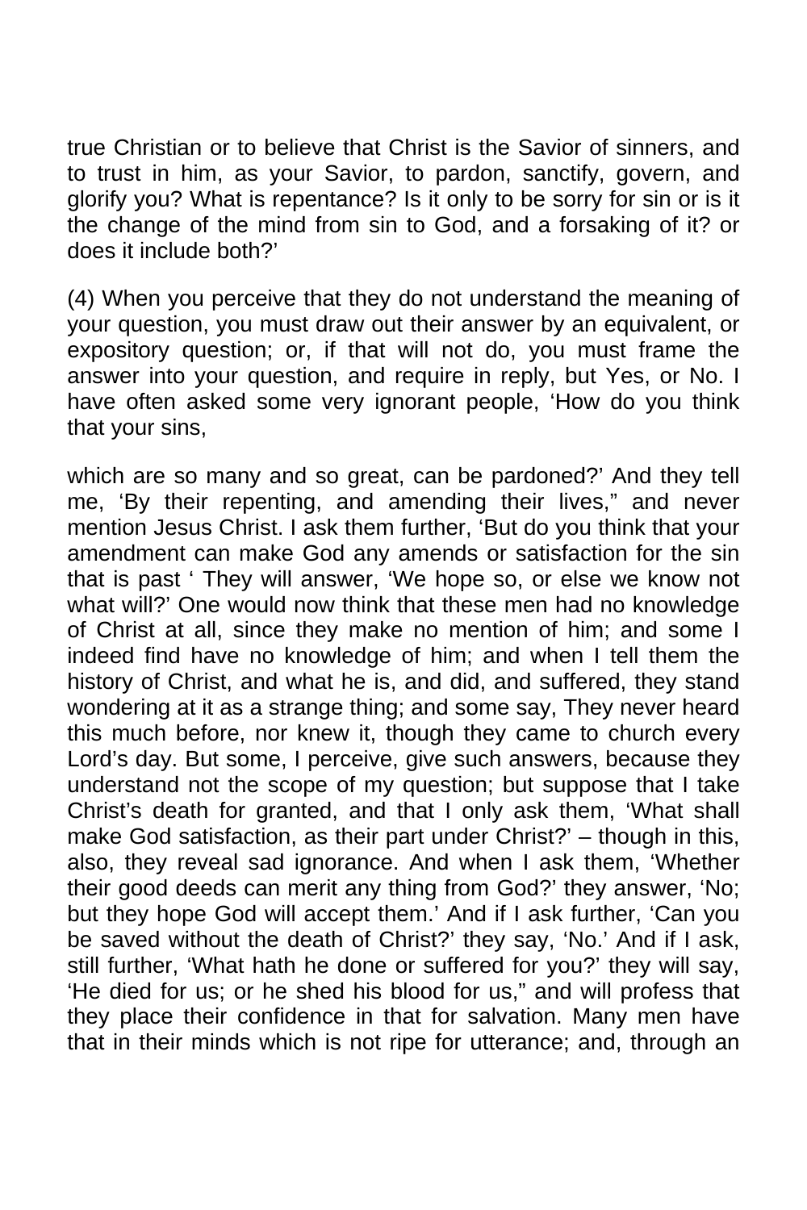true Christian or to believe that Christ is the Savior of sinners, and to trust in him, as your Savior, to pardon, sanctify, govern, and glorify you? What is repentance? Is it only to be sorry for sin or is it the change of the mind from sin to God, and a forsaking of it? or does it include both?'

(4) When you perceive that they do not understand the meaning of your question, you must draw out their answer by an equivalent, or expository question; or, if that will not do, you must frame the answer into your question, and require in reply, but Yes, or No. I have often asked some very ignorant people, 'How do you think that your sins,

which are so many and so great, can be pardoned?' And they tell me, 'By their repenting, and amending their lives," and never mention Jesus Christ. I ask them further, 'But do you think that your amendment can make God any amends or satisfaction for the sin that is past ' They will answer, 'We hope so, or else we know not what will?' One would now think that these men had no knowledge of Christ at all, since they make no mention of him; and some I indeed find have no knowledge of him; and when I tell them the history of Christ, and what he is, and did, and suffered, they stand wondering at it as a strange thing; and some say, They never heard this much before, nor knew it, though they came to church every Lord's day. But some, I perceive, give such answers, because they understand not the scope of my question; but suppose that I take Christ's death for granted, and that I only ask them, 'What shall make God satisfaction, as their part under Christ?' – though in this, also, they reveal sad ignorance. And when I ask them, 'Whether their good deeds can merit any thing from God?' they answer, 'No; but they hope God will accept them.' And if I ask further, 'Can you be saved without the death of Christ?' they say, 'No.' And if I ask, still further, 'What hath he done or suffered for you?' they will say, 'He died for us; or he shed his blood for us," and will profess that they place their confidence in that for salvation. Many men have that in their minds which is not ripe for utterance; and, through an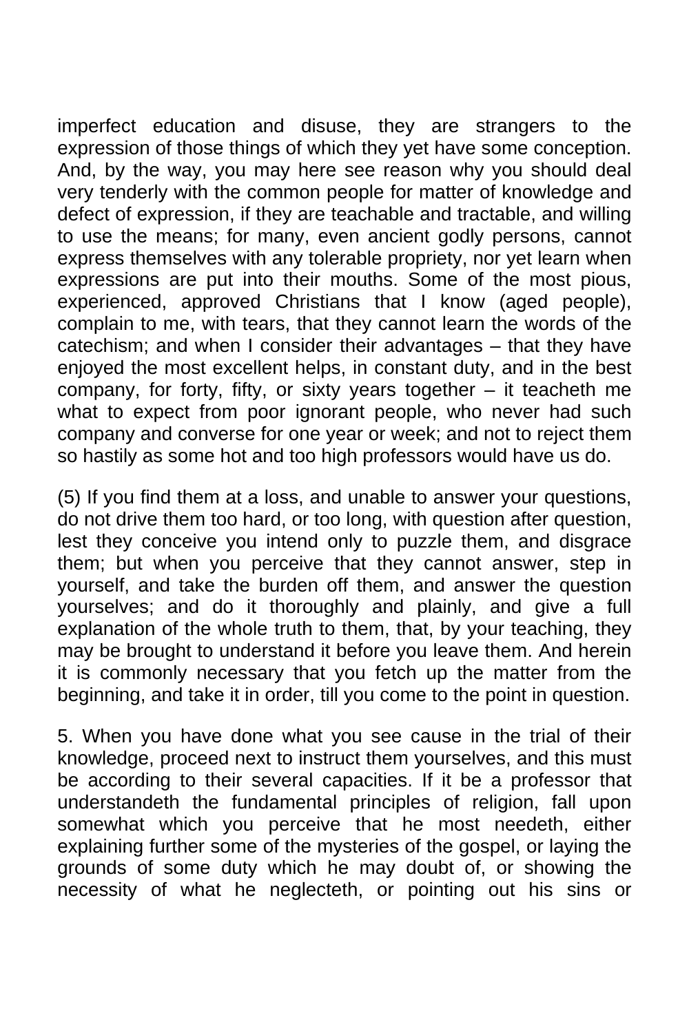imperfect education and disuse, they are strangers to the expression of those things of which they yet have some conception. And, by the way, you may here see reason why you should deal very tenderly with the common people for matter of knowledge and defect of expression, if they are teachable and tractable, and willing to use the means; for many, even ancient godly persons, cannot express themselves with any tolerable propriety, nor yet learn when expressions are put into their mouths. Some of the most pious, experienced, approved Christians that I know (aged people), complain to me, with tears, that they cannot learn the words of the catechism; and when I consider their advantages – that they have enjoyed the most excellent helps, in constant duty, and in the best company, for forty, fifty, or sixty years together – it teacheth me what to expect from poor ignorant people, who never had such company and converse for one year or week; and not to reject them so hastily as some hot and too high professors would have us do.

(5) If you find them at a loss, and unable to answer your questions, do not drive them too hard, or too long, with question after question, lest they conceive you intend only to puzzle them, and disgrace them; but when you perceive that they cannot answer, step in yourself, and take the burden off them, and answer the question yourselves; and do it thoroughly and plainly, and give a full explanation of the whole truth to them, that, by your teaching, they may be brought to understand it before you leave them. And herein it is commonly necessary that you fetch up the matter from the beginning, and take it in order, till you come to the point in question.

5. When you have done what you see cause in the trial of their knowledge, proceed next to instruct them yourselves, and this must be according to their several capacities. If it be a professor that understandeth the fundamental principles of religion, fall upon somewhat which you perceive that he most needeth, either explaining further some of the mysteries of the gospel, or laying the grounds of some duty which he may doubt of, or showing the necessity of what he neglecteth, or pointing out his sins or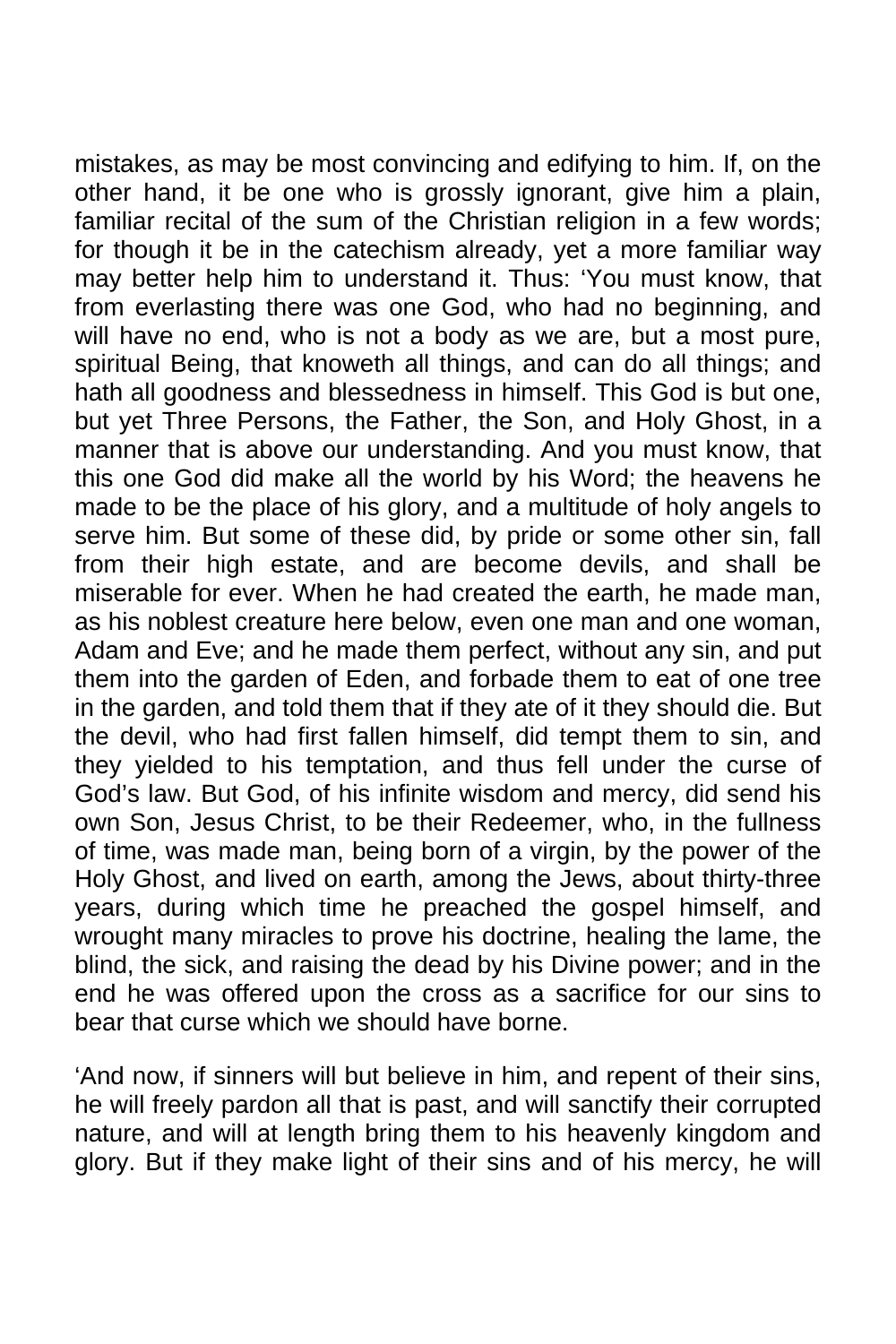mistakes, as may be most convincing and edifying to him. If, on the other hand, it be one who is grossly ignorant, give him a plain, familiar recital of the sum of the Christian religion in a few words; for though it be in the catechism already, yet a more familiar way may better help him to understand it. Thus: 'You must know, that from everlasting there was one God, who had no beginning, and will have no end, who is not a body as we are, but a most pure, spiritual Being, that knoweth all things, and can do all things; and hath all goodness and blessedness in himself. This God is but one, but yet Three Persons, the Father, the Son, and Holy Ghost, in a manner that is above our understanding. And you must know, that this one God did make all the world by his Word; the heavens he made to be the place of his glory, and a multitude of holy angels to serve him. But some of these did, by pride or some other sin, fall from their high estate, and are become devils, and shall be miserable for ever. When he had created the earth, he made man, as his noblest creature here below, even one man and one woman, Adam and Eve; and he made them perfect, without any sin, and put them into the garden of Eden, and forbade them to eat of one tree in the garden, and told them that if they ate of it they should die. But the devil, who had first fallen himself, did tempt them to sin, and they yielded to his temptation, and thus fell under the curse of God's law. But God, of his infinite wisdom and mercy, did send his own Son, Jesus Christ, to be their Redeemer, who, in the fullness of time, was made man, being born of a virgin, by the power of the Holy Ghost, and lived on earth, among the Jews, about thirty-three years, during which time he preached the gospel himself, and wrought many miracles to prove his doctrine, healing the lame, the blind, the sick, and raising the dead by his Divine power; and in the end he was offered upon the cross as a sacrifice for our sins to bear that curse which we should have borne.

'And now, if sinners will but believe in him, and repent of their sins, he will freely pardon all that is past, and will sanctify their corrupted nature, and will at length bring them to his heavenly kingdom and glory. But if they make light of their sins and of his mercy, he will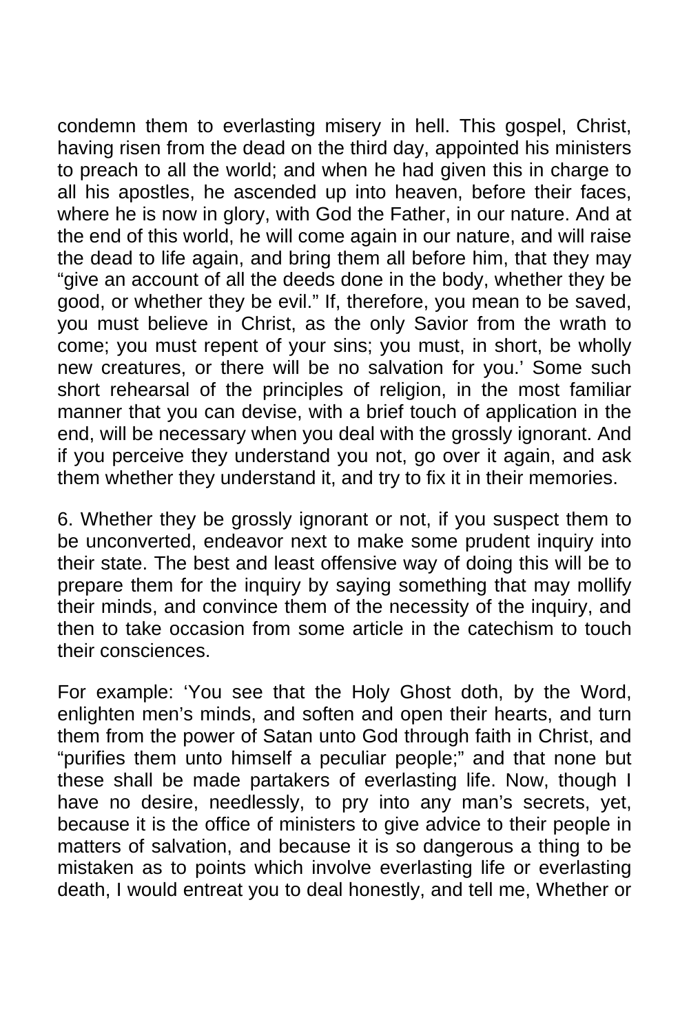condemn them to everlasting misery in hell. This gospel, Christ, having risen from the dead on the third day, appointed his ministers to preach to all the world; and when he had given this in charge to all his apostles, he ascended up into heaven, before their faces, where he is now in glory, with God the Father, in our nature. And at the end of this world, he will come again in our nature, and will raise the dead to life again, and bring them all before him, that they may "give an account of all the deeds done in the body, whether they be good, or whether they be evil." If, therefore, you mean to be saved, you must believe in Christ, as the only Savior from the wrath to come; you must repent of your sins; you must, in short, be wholly new creatures, or there will be no salvation for you.' Some such short rehearsal of the principles of religion, in the most familiar manner that you can devise, with a brief touch of application in the end, will be necessary when you deal with the grossly ignorant. And if you perceive they understand you not, go over it again, and ask them whether they understand it, and try to fix it in their memories.

6. Whether they be grossly ignorant or not, if you suspect them to be unconverted, endeavor next to make some prudent inquiry into their state. The best and least offensive way of doing this will be to prepare them for the inquiry by saying something that may mollify their minds, and convince them of the necessity of the inquiry, and then to take occasion from some article in the catechism to touch their consciences.

For example: 'You see that the Holy Ghost doth, by the Word, enlighten men's minds, and soften and open their hearts, and turn them from the power of Satan unto God through faith in Christ, and "purifies them unto himself a peculiar people;" and that none but these shall be made partakers of everlasting life. Now, though I have no desire, needlessly, to pry into any man's secrets, yet, because it is the office of ministers to give advice to their people in matters of salvation, and because it is so dangerous a thing to be mistaken as to points which involve everlasting life or everlasting death, I would entreat you to deal honestly, and tell me, Whether or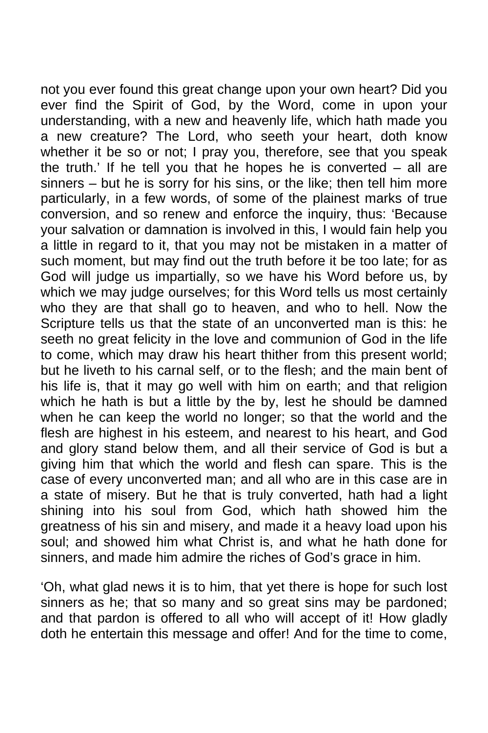not you ever found this great change upon your own heart? Did you ever find the Spirit of God, by the Word, come in upon your understanding, with a new and heavenly life, which hath made you a new creature? The Lord, who seeth your heart, doth know whether it be so or not; I pray you, therefore, see that you speak the truth.' If he tell you that he hopes he is converted – all are sinners – but he is sorry for his sins, or the like; then tell him more particularly, in a few words, of some of the plainest marks of true conversion, and so renew and enforce the inquiry, thus: 'Because your salvation or damnation is involved in this, I would fain help you a little in regard to it, that you may not be mistaken in a matter of such moment, but may find out the truth before it be too late; for as God will judge us impartially, so we have his Word before us, by which we may judge ourselves; for this Word tells us most certainly who they are that shall go to heaven, and who to hell. Now the Scripture tells us that the state of an unconverted man is this: he seeth no great felicity in the love and communion of God in the life to come, which may draw his heart thither from this present world; but he liveth to his carnal self, or to the flesh; and the main bent of his life is, that it may go well with him on earth; and that religion which he hath is but a little by the by, lest he should be damned when he can keep the world no longer; so that the world and the flesh are highest in his esteem, and nearest to his heart, and God and glory stand below them, and all their service of God is but a giving him that which the world and flesh can spare. This is the case of every unconverted man; and all who are in this case are in a state of misery. But he that is truly converted, hath had a light shining into his soul from God, which hath showed him the greatness of his sin and misery, and made it a heavy load upon his soul; and showed him what Christ is, and what he hath done for sinners, and made him admire the riches of God's grace in him.

'Oh, what glad news it is to him, that yet there is hope for such lost sinners as he; that so many and so great sins may be pardoned; and that pardon is offered to all who will accept of it! How gladly doth he entertain this message and offer! And for the time to come,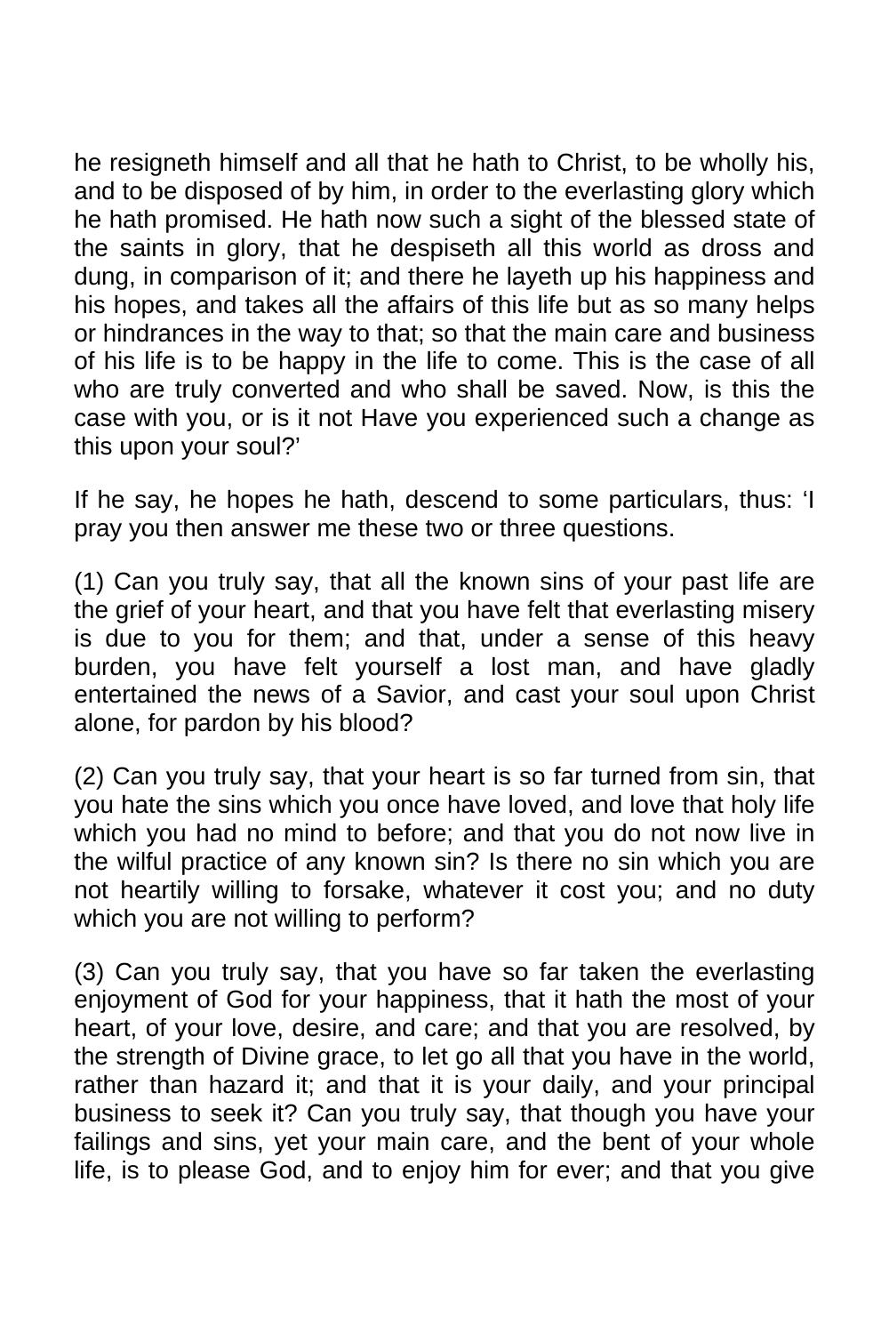he resigneth himself and all that he hath to Christ, to be wholly his, and to be disposed of by him, in order to the everlasting glory which he hath promised. He hath now such a sight of the blessed state of the saints in glory, that he despiseth all this world as dross and dung, in comparison of it; and there he layeth up his happiness and his hopes, and takes all the affairs of this life but as so many helps or hindrances in the way to that; so that the main care and business of his life is to be happy in the life to come. This is the case of all who are truly converted and who shall be saved. Now, is this the case with you, or is it not Have you experienced such a change as this upon your soul?'

If he say, he hopes he hath, descend to some particulars, thus: 'I pray you then answer me these two or three questions.

(1) Can you truly say, that all the known sins of your past life are the grief of your heart, and that you have felt that everlasting misery is due to you for them; and that, under a sense of this heavy burden, you have felt yourself a lost man, and have gladly entertained the news of a Savior, and cast your soul upon Christ alone, for pardon by his blood?

(2) Can you truly say, that your heart is so far turned from sin, that you hate the sins which you once have loved, and love that holy life which you had no mind to before; and that you do not now live in the wilful practice of any known sin? Is there no sin which you are not heartily willing to forsake, whatever it cost you; and no duty which you are not willing to perform?

(3) Can you truly say, that you have so far taken the everlasting enjoyment of God for your happiness, that it hath the most of your heart, of your love, desire, and care; and that you are resolved, by the strength of Divine grace, to let go all that you have in the world, rather than hazard it; and that it is your daily, and your principal business to seek it? Can you truly say, that though you have your failings and sins, yet your main care, and the bent of your whole life, is to please God, and to enjoy him for ever; and that you give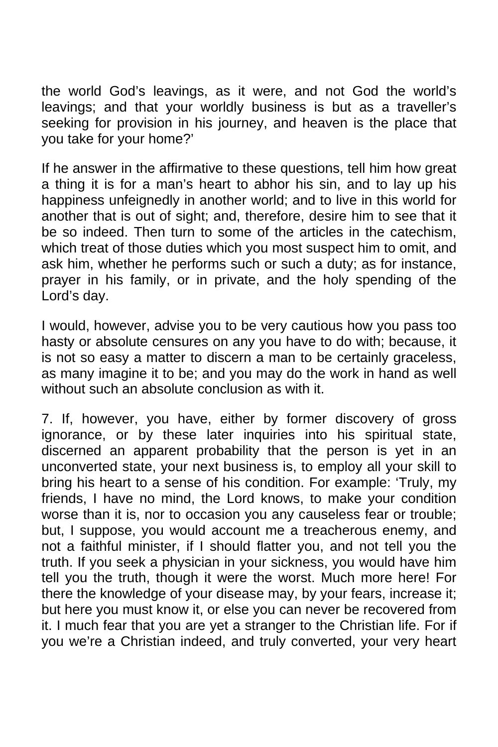the world God’s leavings, as it were, and not God the world’s leavings; and that your worldly business is but as a traveller’s seeking for provision in his journey, and heaven is the place that you take for your home?’

If he answer in the affirmative to these questions, tell him how great a thing it is for a man’s heart to abhor his sin, and to lay up his happiness unfeignedly in another world; and to live in this world for another that is out of sight; and, therefore, desire him to see that it be so indeed. Then turn to some of the articles in the catechism, which treat of those duties which you most suspect him to omit, and ask him, whether he performs such or such a duty; as for instance, prayer in his family, or in private, and the holy spending of the Lord’s day.

I would, however, advise you to be very cautious how you pass too hasty or absolute censures on any you have to do with; because, it is not so easy a matter to discern a man to be certainly graceless, as many imagine it to be; and you may do the work in hand as well without such an absolute conclusion as with it.

7. If, however, you have, either by former discovery of gross ignorance, or by these later inquiries into his spiritual state, discerned an apparent probability that the person is yet in an unconverted state, your next business is, to employ all your skill to bring his heart to a sense of his condition. For example: ‘Truly, my friends, I have no mind, the Lord knows, to make your condition worse than it is, nor to occasion you any causeless fear or trouble; but, I suppose, you would account me a treacherous enemy, and not a faithful minister, if I should flatter you, and not tell you the truth. If you seek a physician in your sickness, you would have him tell you the truth, though it were the worst. Much more here! For there the knowledge of your disease may, by your fears, increase it; but here you must know it, or else you can never be recovered from it. I much fear that you are yet a stranger to the Christian life. For if you we’re a Christian indeed, and truly converted, your very heart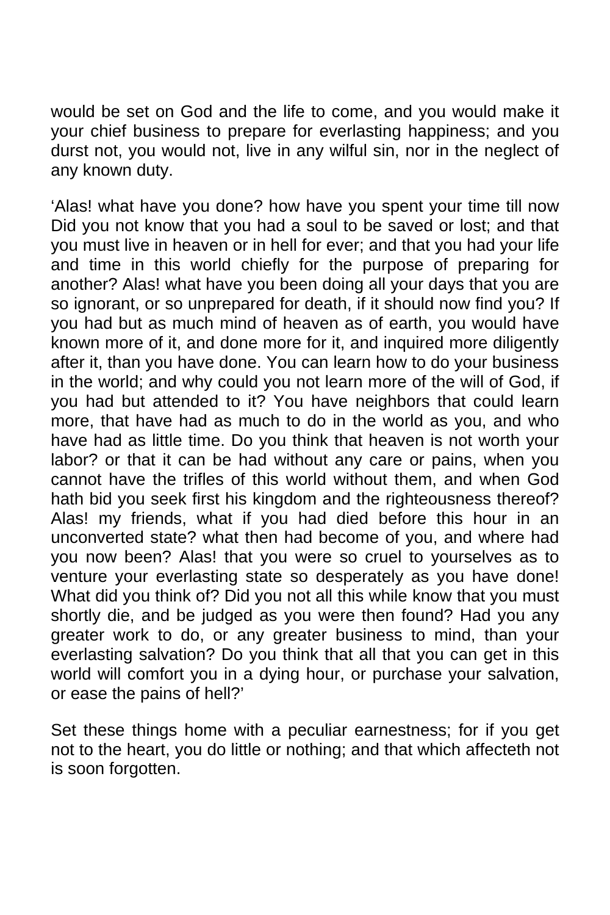would be set on God and the life to come, and you would make it your chief business to prepare for everlasting happiness; and you durst not, you would not, live in any wilful sin, nor in the neglect of any known duty.

‘Alas! what have you done? how have you spent your time till now Did you not know that you had a soul to be saved or lost; and that you must live in heaven or in hell for ever; and that you had your life and time in this world chiefly for the purpose of preparing for another? Alas! what have you been doing all your days that you are so ignorant, or so unprepared for death, if it should now find you? If you had but as much mind of heaven as of earth, you would have known more of it, and done more for it, and inquired more diligently after it, than you have done. You can learn how to do your business in the world; and why could you not learn more of the will of God, if you had but attended to it? You have neighbors that could learn more, that have had as much to do in the world as you, and who have had as little time. Do you think that heaven is not worth your labor? or that it can be had without any care or pains, when you cannot have the trifles of this world without them, and when God hath bid you seek first his kingdom and the righteousness thereof? Alas! my friends, what if you had died before this hour in an unconverted state? what then had become of you, and where had you now been? Alas! that you were so cruel to yourselves as to venture your everlasting state so desperately as you have done! What did you think of? Did you not all this while know that you must shortly die, and be judged as you were then found? Had you any greater work to do, or any greater business to mind, than your everlasting salvation? Do you think that all that you can get in this world will comfort you in a dying hour, or purchase your salvation, or ease the pains of hell?’

Set these things home with a peculiar earnestness; for if you get not to the heart, you do little or nothing; and that which affecteth not is soon forgotten.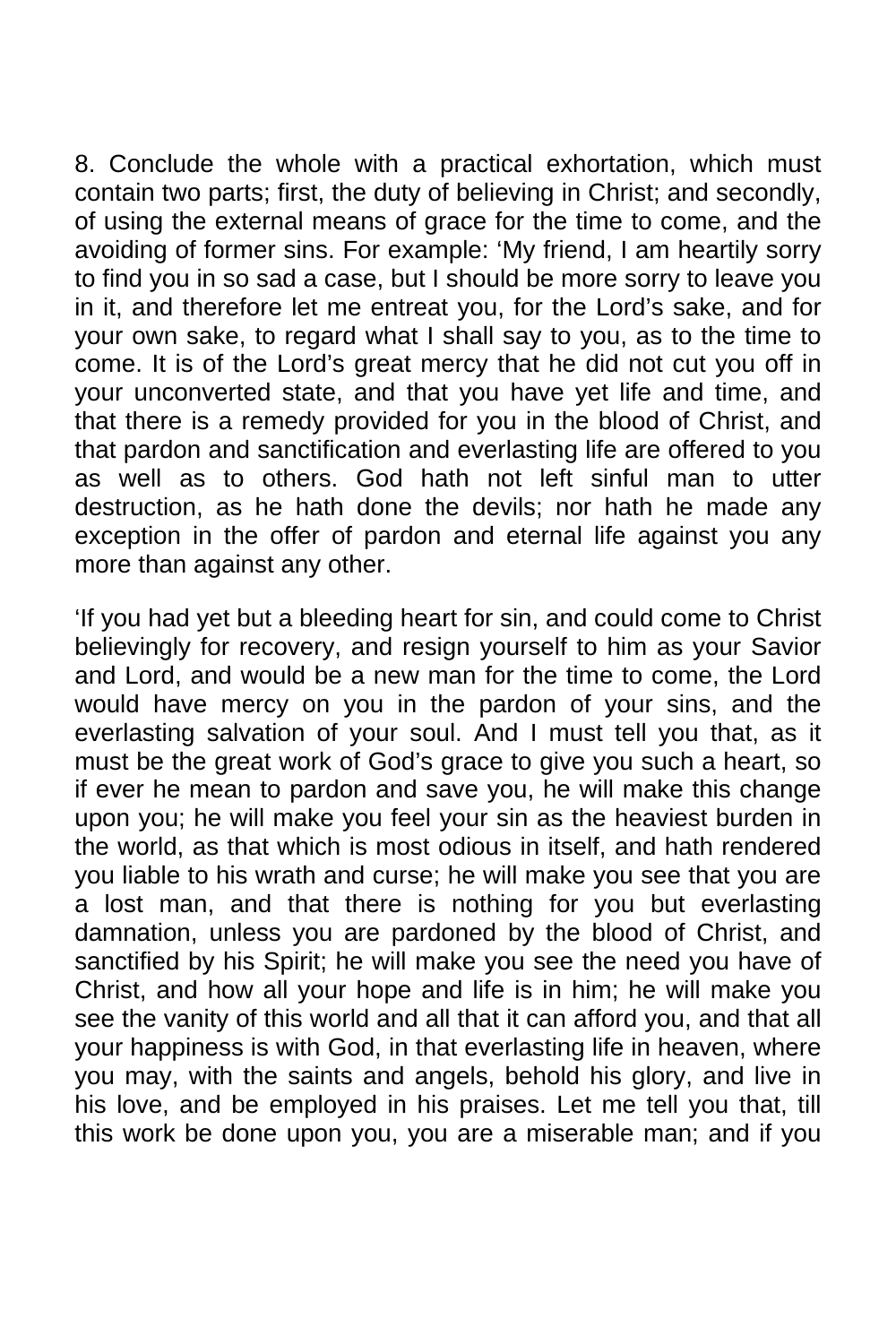8. Conclude the whole with a practical exhortation, which must contain two parts; first, the duty of believing in Christ; and secondly, of using the external means of grace for the time to come, and the avoiding of former sins. For example: ‘My friend, I am heartily sorry to find you in so sad a case, but I should be more sorry to leave you in it, and therefore let me entreat you, for the Lord’s sake, and for your own sake, to regard what I shall say to you, as to the time to come. It is of the Lord’s great mercy that he did not cut you off in your unconverted state, and that you have yet life and time, and that there is a remedy provided for you in the blood of Christ, and that pardon and sanctification and everlasting life are offered to you as well as to others. God hath not left sinful man to utter destruction, as he hath done the devils; nor hath he made any exception in the offer of pardon and eternal life against you any more than against any other.

‘If you had yet but a bleeding heart for sin, and could come to Christ believingly for recovery, and resign yourself to him as your Savior and Lord, and would be a new man for the time to come, the Lord would have mercy on you in the pardon of your sins, and the everlasting salvation of your soul. And I must tell you that, as it must be the great work of God’s grace to give you such a heart, so if ever he mean to pardon and save you, he will make this change upon you; he will make you feel your sin as the heaviest burden in the world, as that which is most odious in itself, and hath rendered you liable to his wrath and curse; he will make you see that you are a lost man, and that there is nothing for you but everlasting damnation, unless you are pardoned by the blood of Christ, and sanctified by his Spirit; he will make you see the need you have of Christ, and how all your hope and life is in him; he will make you see the vanity of this world and all that it can afford you, and that all your happiness is with God, in that everlasting life in heaven, where you may, with the saints and angels, behold his glory, and live in his love, and be employed in his praises. Let me tell you that, till this work be done upon you, you are a miserable man; and if you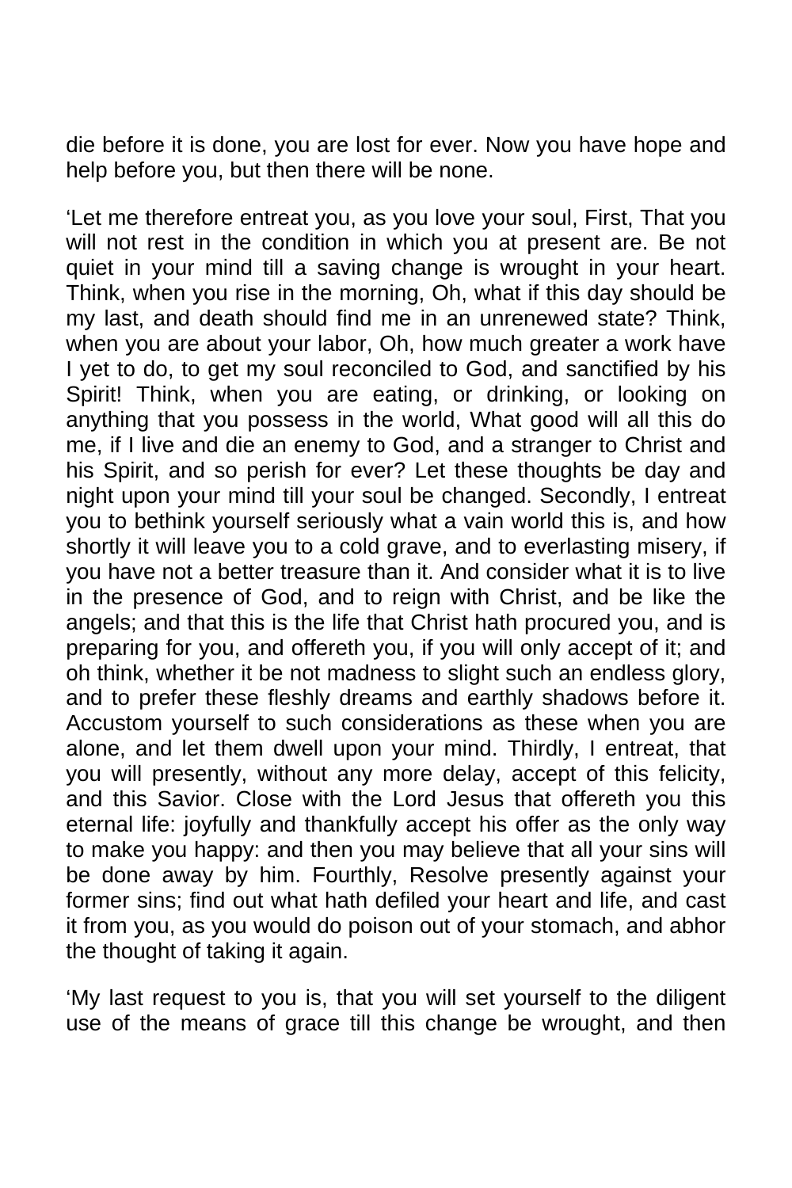die before it is done, you are lost for ever. Now you have hope and help before you, but then there will be none.

‘Let me therefore entreat you, as you love your soul, First, That you will not rest in the condition in which you at present are. Be not quiet in your mind till a saving change is wrought in your heart. Think, when you rise in the morning, Oh, what if this day should be my last, and death should find me in an unrenewed state? Think, when you are about your labor, Oh, how much greater a work have I yet to do, to get my soul reconciled to God, and sanctified by his Spirit! Think, when you are eating, or drinking, or looking on anything that you possess in the world, What good will all this do me, if I live and die an enemy to God, and a stranger to Christ and his Spirit, and so perish for ever? Let these thoughts be day and night upon your mind till your soul be changed. Secondly, I entreat you to bethink yourself seriously what a vain world this is, and how shortly it will leave you to a cold grave, and to everlasting misery, if you have not a better treasure than it. And consider what it is to live in the presence of God, and to reign with Christ, and be like the angels; and that this is the life that Christ hath procured you, and is preparing for you, and offereth you, if you will only accept of it; and oh think, whether it be not madness to slight such an endless glory, and to prefer these fleshly dreams and earthly shadows before it. Accustom yourself to such considerations as these when you are alone, and let them dwell upon your mind. Thirdly, I entreat, that you will presently, without any more delay, accept of this felicity, and this Savior. Close with the Lord Jesus that offereth you this eternal life: joyfully and thankfully accept his offer as the only way to make you happy: and then you may believe that all your sins will be done away by him. Fourthly, Resolve presently against your former sins; find out what hath defiled your heart and life, and cast it from you, as you would do poison out of your stomach, and abhor the thought of taking it again.

‘My last request to you is, that you will set yourself to the diligent use of the means of grace till this change be wrought, and then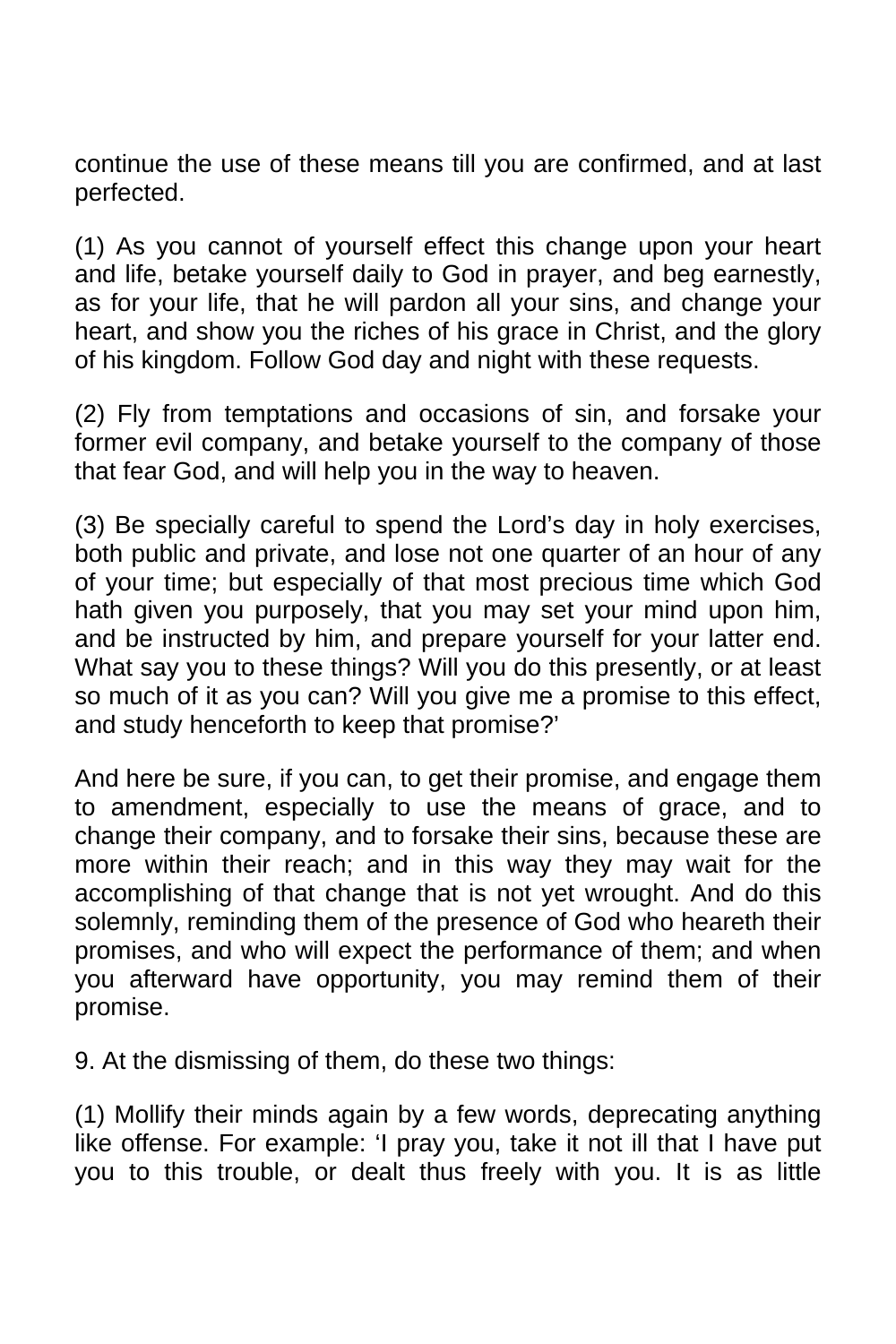continue the use of these means till you are confirmed, and at last perfected.

(1) As you cannot of yourself effect this change upon your heart and life, betake yourself daily to God in prayer, and beg earnestly, as for your life, that he will pardon all your sins, and change your heart, and show you the riches of his grace in Christ, and the glory of his kingdom. Follow God day and night with these requests.

(2) Fly from temptations and occasions of sin, and forsake your former evil company, and betake yourself to the company of those that fear God, and will help you in the way to heaven.

(3) Be specially careful to spend the Lord's day in holy exercises, both public and private, and lose not one quarter of an hour of any of your time; but especially of that most precious time which God hath given you purposely, that you may set your mind upon him, and be instructed by him, and prepare yourself for your latter end. What say you to these things? Will you do this presently, or at least so much of it as you can? Will you give me a promise to this effect, and study henceforth to keep that promise?'

And here be sure, if you can, to get their promise, and engage them to amendment, especially to use the means of grace, and to change their company, and to forsake their sins, because these are more within their reach; and in this way they may wait for the accomplishing of that change that is not yet wrought. And do this solemnly, reminding them of the presence of God who heareth their promises, and who will expect the performance of them; and when you afterward have opportunity, you may remind them of their promise.

9. At the dismissing of them, do these two things:

(1) Mollify their minds again by a few words, deprecating anything like offense. For example: 'I pray you, take it not ill that I have put you to this trouble, or dealt thus freely with you. It is as little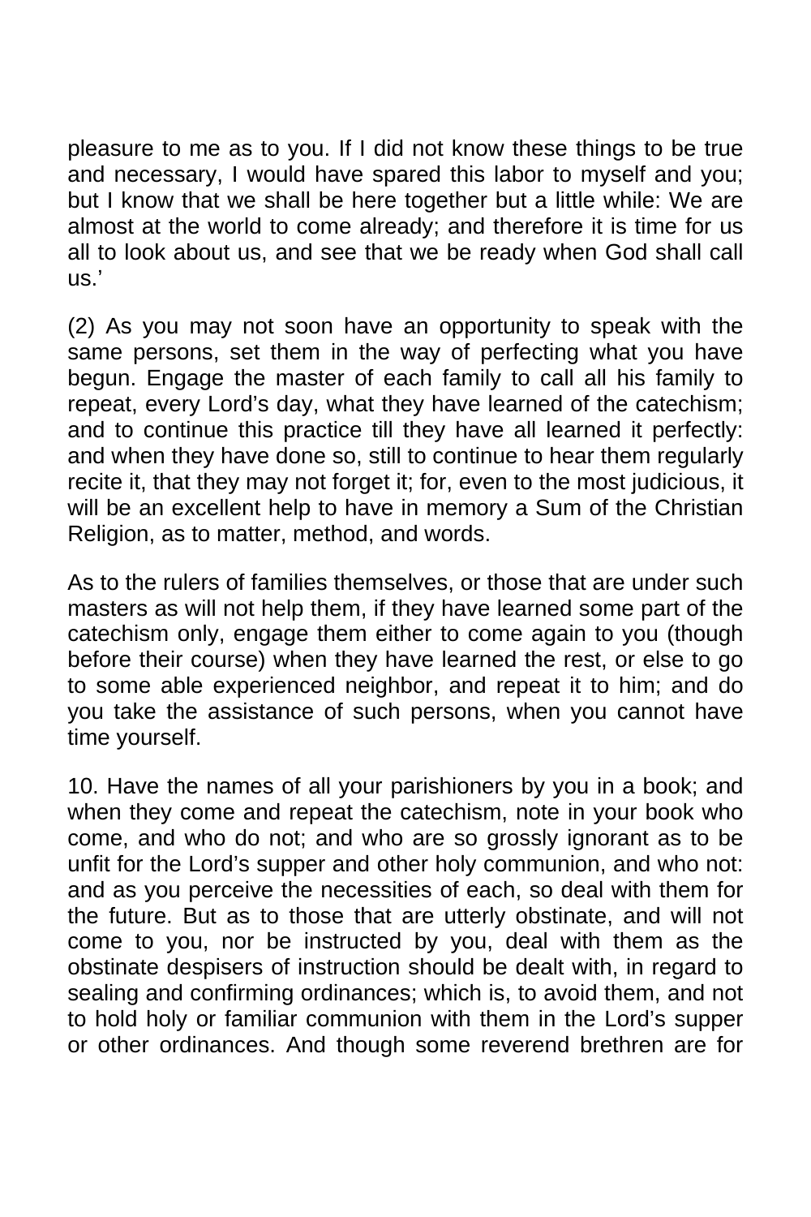pleasure to me as to you. If I did not know these things to be true and necessary, I would have spared this labor to myself and you; but I know that we shall be here together but a little while: We are almost at the world to come already; and therefore it is time for us all to look about us, and see that we be ready when God shall call us.'

(2) As you may not soon have an opportunity to speak with the same persons, set them in the way of perfecting what you have begun. Engage the master of each family to call all his family to repeat, every Lord's day, what they have learned of the catechism; and to continue this practice till they have all learned it perfectly: and when they have done so, still to continue to hear them regularly recite it, that they may not forget it; for, even to the most judicious, it will be an excellent help to have in memory a Sum of the Christian Religion, as to matter, method, and words.

As to the rulers of families themselves, or those that are under such masters as will not help them, if they have learned some part of the catechism only, engage them either to come again to you (though before their course) when they have learned the rest, or else to go to some able experienced neighbor, and repeat it to him; and do you take the assistance of such persons, when you cannot have time yourself.

10. Have the names of all your parishioners by you in a book; and when they come and repeat the catechism, note in your book who come, and who do not; and who are so grossly ignorant as to be unfit for the Lord's supper and other holy communion, and who not: and as you perceive the necessities of each, so deal with them for the future. But as to those that are utterly obstinate, and will not come to you, nor be instructed by you, deal with them as the obstinate despisers of instruction should be dealt with, in regard to sealing and confirming ordinances; which is, to avoid them, and not to hold holy or familiar communion with them in the Lord's supper or other ordinances. And though some reverend brethren are for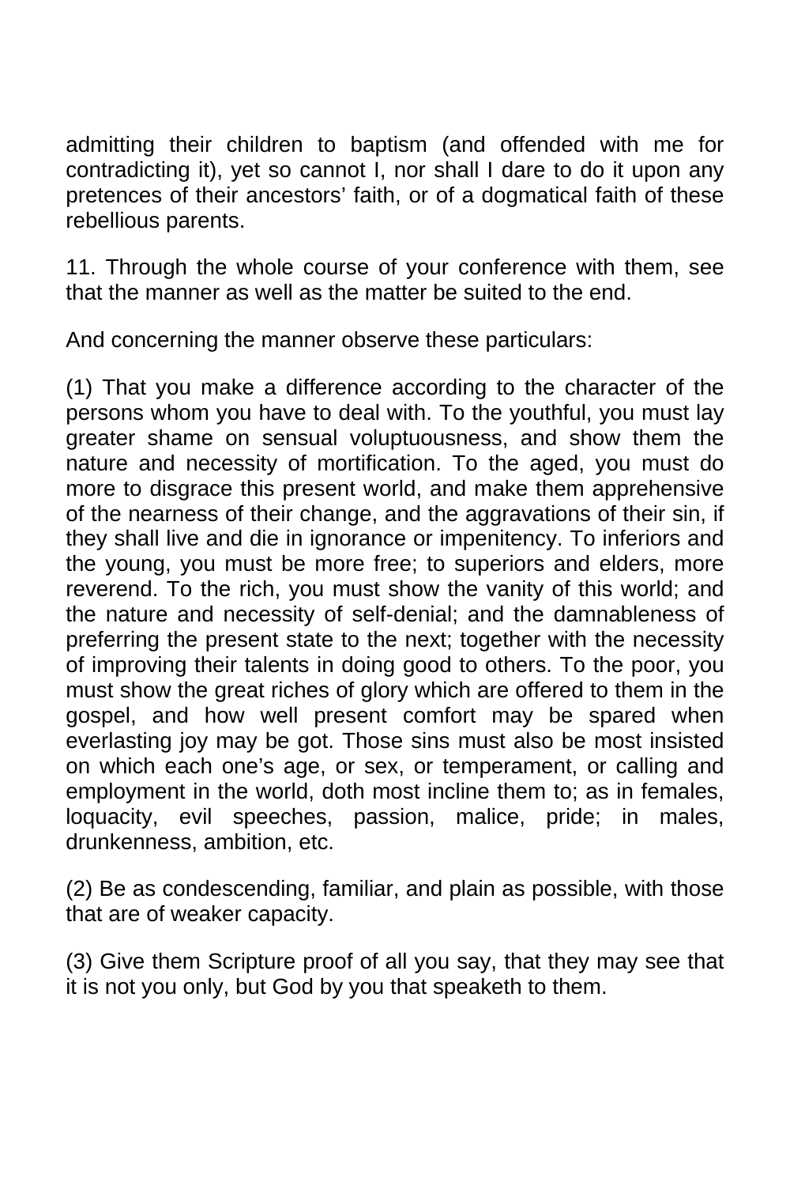admitting their children to baptism (and offended with me for contradicting it), yet so cannot I, nor shall I dare to do it upon any pretences of their ancestors' faith, or of a dogmatical faith of these rebellious parents.

11. Through the whole course of your conference with them, see that the manner as well as the matter be suited to the end.

And concerning the manner observe these particulars:

(1) That you make a difference according to the character of the persons whom you have to deal with. To the youthful, you must lay greater shame on sensual voluptuousness, and show them the nature and necessity of mortification. To the aged, you must do more to disgrace this present world, and make them apprehensive of the nearness of their change, and the aggravations of their sin, if they shall live and die in ignorance or impenitency. To inferiors and the young, you must be more free; to superiors and elders, more reverend. To the rich, you must show the vanity of this world; and the nature and necessity of self-denial; and the damnableness of preferring the present state to the next; together with the necessity of improving their talents in doing good to others. To the poor, you must show the great riches of glory which are offered to them in the gospel, and how well present comfort may be spared when everlasting joy may be got. Those sins must also be most insisted on which each one's age, or sex, or temperament, or calling and employment in the world, doth most incline them to; as in females, loquacity, evil speeches, passion, malice, pride; in males, drunkenness, ambition, etc.

(2) Be as condescending, familiar, and plain as possible, with those that are of weaker capacity.

(3) Give them Scripture proof of all you say, that they may see that it is not you only, but God by you that speaketh to them.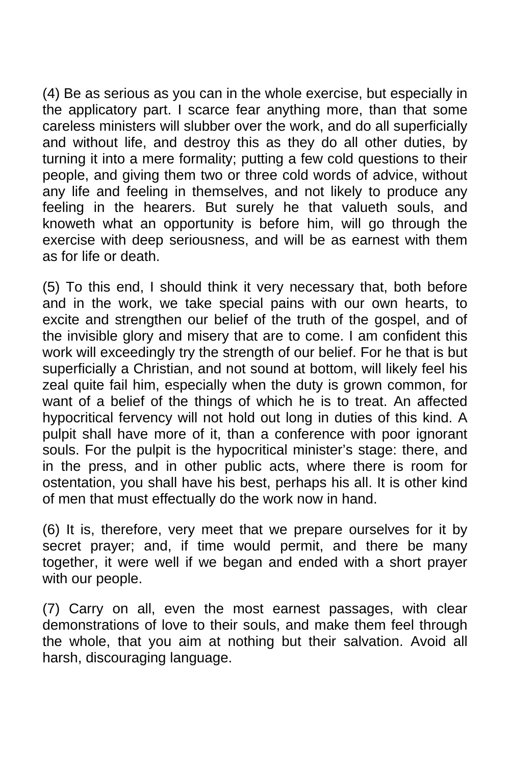(4) Be as serious as you can in the whole exercise, but especially in the applicatory part. I scarce fear anything more, than that some careless ministers will slubber over the work, and do all superficially and without life, and destroy this as they do all other duties, by turning it into a mere formality; putting a few cold questions to their people, and giving them two or three cold words of advice, without any life and feeling in themselves, and not likely to produce any feeling in the hearers. But surely he that valueth souls, and knoweth what an opportunity is before him, will go through the exercise with deep seriousness, and will be as earnest with them as for life or death.

(5) To this end, I should think it very necessary that, both before and in the work, we take special pains with our own hearts, to excite and strengthen our belief of the truth of the gospel, and of the invisible glory and misery that are to come. I am confident this work will exceedingly try the strength of our belief. For he that is but superficially a Christian, and not sound at bottom, will likely feel his zeal quite fail him, especially when the duty is grown common, for want of a belief of the things of which he is to treat. An affected hypocritical fervency will not hold out long in duties of this kind. A pulpit shall have more of it, than a conference with poor ignorant souls. For the pulpit is the hypocritical minister's stage: there, and in the press, and in other public acts, where there is room for ostentation, you shall have his best, perhaps his all. It is other kind of men that must effectually do the work now in hand.

(6) It is, therefore, very meet that we prepare ourselves for it by secret prayer; and, if time would permit, and there be many together, it were well if we began and ended with a short prayer with our people.

(7) Carry on all, even the most earnest passages, with clear demonstrations of love to their souls, and make them feel through the whole, that you aim at nothing but their salvation. Avoid all harsh, discouraging language.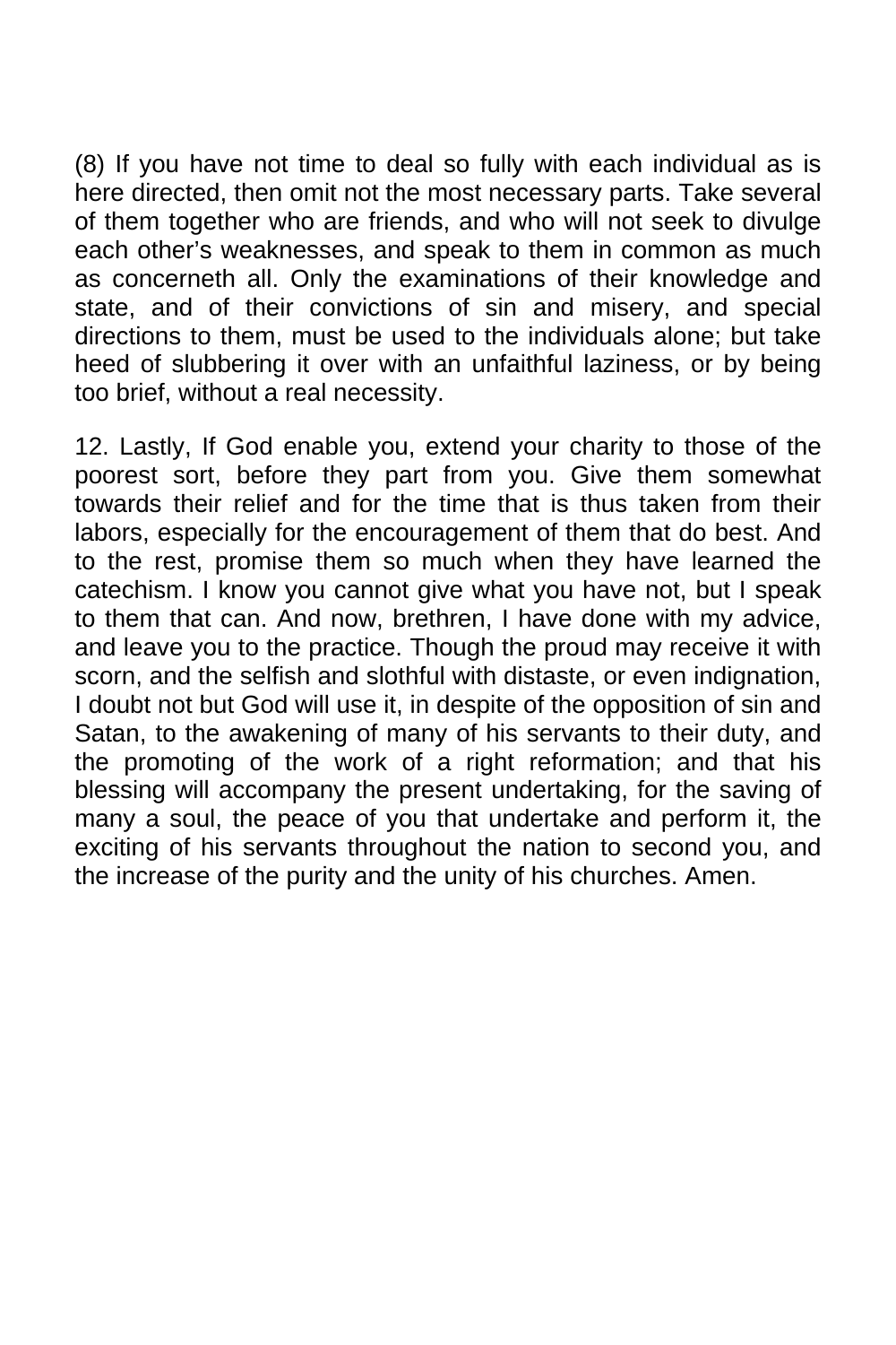(8) If you have not time to deal so fully with each individual as is here directed, then omit not the most necessary parts. Take several of them together who are friends, and who will not seek to divulge each other's weaknesses, and speak to them in common as much as concerneth all. Only the examinations of their knowledge and state, and of their convictions of sin and misery, and special directions to them, must be used to the individuals alone; but take heed of slubbering it over with an unfaithful laziness, or by being too brief, without a real necessity.

12. Lastly, If God enable you, extend your charity to those of the poorest sort, before they part from you. Give them somewhat towards their relief and for the time that is thus taken from their labors, especially for the encouragement of them that do best. And to the rest, promise them so much when they have learned the catechism. I know you cannot give what you have not, but I speak to them that can. And now, brethren, I have done with my advice, and leave you to the practice. Though the proud may receive it with scorn, and the selfish and slothful with distaste, or even indignation, I doubt not but God will use it, in despite of the opposition of sin and Satan, to the awakening of many of his servants to their duty, and the promoting of the work of a right reformation; and that his blessing will accompany the present undertaking, for the saving of many a soul, the peace of you that undertake and perform it, the exciting of his servants throughout the nation to second you, and the increase of the purity and the unity of his churches. Amen.